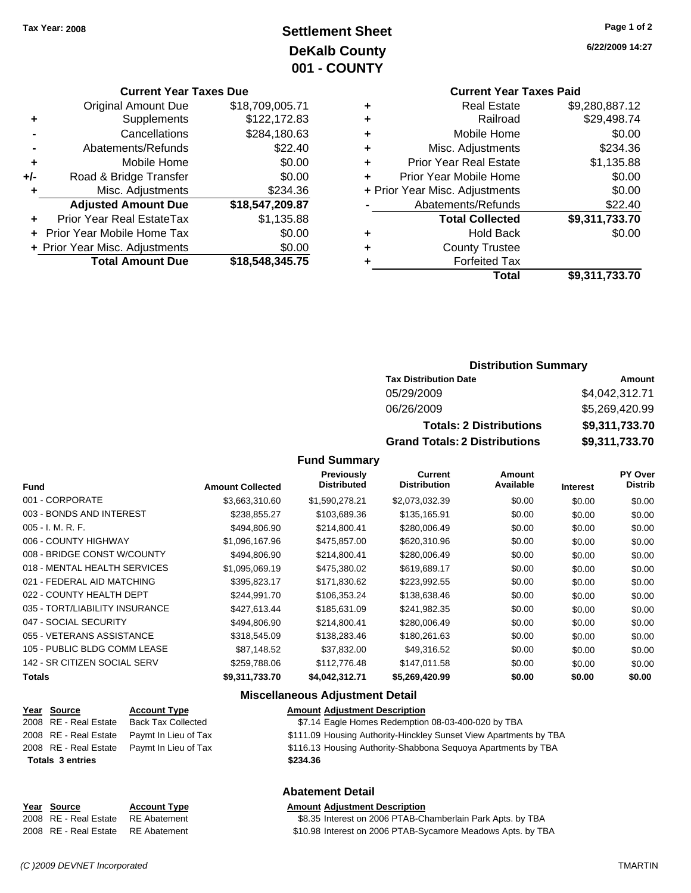Tax Year: 2008

# Settlement Sheet
## DeKalb County
## 001 - COUNTY

6/22/2009 14:27

### Current Year Taxes Due

| | | |
|---|---|---|
| | Original Amount Due | $18,709,005.71 |
| + | Supplements | $122,172.83 |
| - | Cancellations | $284,180.63 |
| - | Abatements/Refunds | $22.40 |
| + | Mobile Home | $0.00 |
| +/- | Road & Bridge Transfer | $0.00 |
| + | Misc. Adjustments | $234.36 |
| | **Adjusted Amount Due** | **$18,547,209.87** |
| + | Prior Year Real EstateTax | $1,135.88 |
| + | Prior Year Mobile Home Tax | $0.00 |
| + | Prior Year Misc. Adjustments | $0.00 |
| | **Total Amount Due** | **$18,548,345.75** |

### Current Year Taxes Paid

| | | |
|---|---|---|
| + | Real Estate | $9,280,887.12 |
| + | Railroad | $29,498.74 |
| + | Mobile Home | $0.00 |
| + | Misc. Adjustments | $234.36 |
| + | Prior Year Real Estate | $1,135.88 |
| + | Prior Year Mobile Home | $0.00 |
| + | Prior Year Misc. Adjustments | $0.00 |
| - | Abatements/Refunds | $22.40 |
| | **Total Collected** | **$9,311,733.70** |
| + | Hold Back | $0.00 |
| + | County Trustee | |
| + | Forfeited Tax | |
| | **Total** | **$9,311,733.70** |

### Distribution Summary

| Tax Distribution Date | Amount |
|---|---|
| 05/29/2009 | $4,042,312.71 |
| 06/26/2009 | $5,269,420.99 |
| **Totals: 2 Distributions** | **$9,311,733.70** |
| **Grand Totals: 2 Distributions** | **$9,311,733.70** |

### Fund Summary

| Fund | Amount Collected | Previously Distributed | Current Distribution | Amount Available | Interest | PY Over Distrib |
|---|---|---|---|---|---|---|
| 001 - CORPORATE | $3,663,310.60 | $1,590,278.21 | $2,073,032.39 | $0.00 | $0.00 | $0.00 |
| 003 - BONDS AND INTEREST | $238,855.27 | $103,689.36 | $135,165.91 | $0.00 | $0.00 | $0.00 |
| 005 - I. M. R. F. | $494,806.90 | $214,800.41 | $280,006.49 | $0.00 | $0.00 | $0.00 |
| 006 - COUNTY HIGHWAY | $1,096,167.96 | $475,857.00 | $620,310.96 | $0.00 | $0.00 | $0.00 |
| 008 - BRIDGE CONST W/COUNTY | $494,806.90 | $214,800.41 | $280,006.49 | $0.00 | $0.00 | $0.00 |
| 018 - MENTAL HEALTH SERVICES | $1,095,069.19 | $475,380.02 | $619,689.17 | $0.00 | $0.00 | $0.00 |
| 021 - FEDERAL AID MATCHING | $395,823.17 | $171,830.62 | $223,992.55 | $0.00 | $0.00 | $0.00 |
| 022 - COUNTY HEALTH DEPT | $244,991.70 | $106,353.24 | $138,638.46 | $0.00 | $0.00 | $0.00 |
| 035 - TORT/LIABILITY INSURANCE | $427,613.44 | $185,631.09 | $241,982.35 | $0.00 | $0.00 | $0.00 |
| 047 - SOCIAL SECURITY | $494,806.90 | $214,800.41 | $280,006.49 | $0.00 | $0.00 | $0.00 |
| 055 - VETERANS ASSISTANCE | $318,545.09 | $138,283.46 | $180,261.63 | $0.00 | $0.00 | $0.00 |
| 105 - PUBLIC BLDG COMM LEASE | $87,148.52 | $37,832.00 | $49,316.52 | $0.00 | $0.00 | $0.00 |
| 142 - SR CITIZEN SOCIAL SERV | $259,788.06 | $112,776.48 | $147,011.58 | $0.00 | $0.00 | $0.00 |
| **Totals** | **$9,311,733.70** | **$4,042,312.71** | **$5,269,420.99** | **$0.00** | **$0.00** | **$0.00** |

### Miscellaneous Adjustment Detail

| Year | Source | Account Type | Amount | Adjustment Description |
|---|---|---|---|---|
| 2008 | RE - Real Estate | Back Tax Collected | $7.14 | Eagle Homes Redemption 08-03-400-020 by TBA |
| 2008 | RE - Real Estate | Paymt In Lieu of Tax | $111.09 | Housing Authority-Hinckley Sunset View Apartments by TBA |
| 2008 | RE - Real Estate | Paymt In Lieu of Tax | $116.13 | Housing Authority-Shabbona Sequoya Apartments by TBA |
| **Totals 3 entries** | | | **$234.36** | |

### Abatement Detail

| Year | Source | Account Type | Amount | Adjustment Description |
|---|---|---|---|---|
| 2008 | RE - Real Estate | RE Abatement | $8.35 | Interest on 2006 PTAB-Chamberlain Park Apts. by TBA |
| 2008 | RE - Real Estate | RE Abatement | $10.98 | Interest on 2006 PTAB-Sycamore Meadows Apts. by TBA |

(C )2009 DEVNET Incorporated — TMARTIN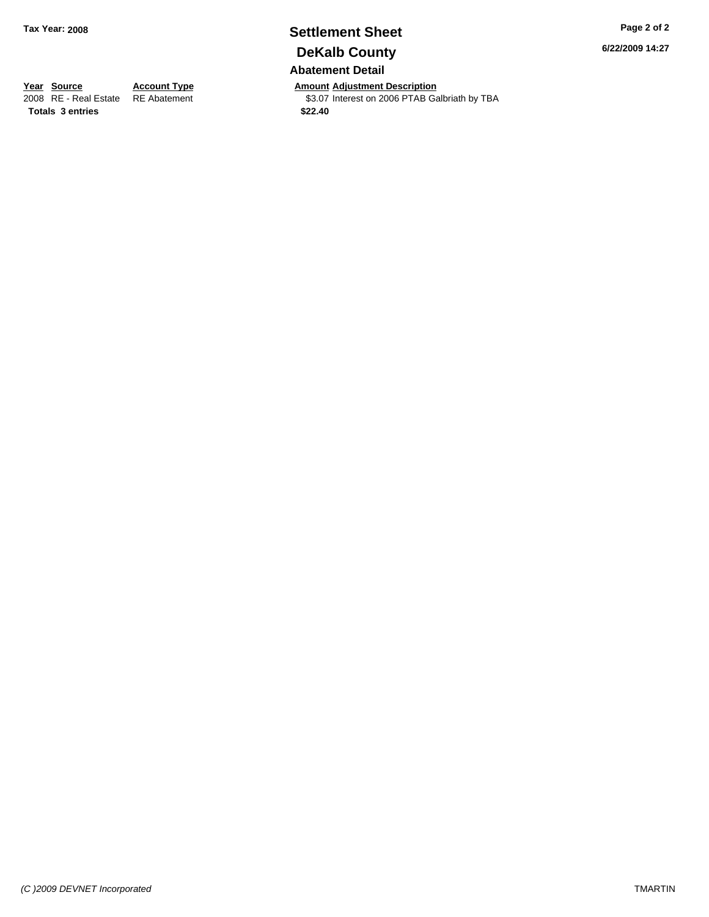# Settlement Sheet

## DeKalb County

### Abatement Detail

**Tax Year: 2008**

**6/22/2009 14:27**

| Year | Source | Account Type | Amount | Adjustment Description |
|---|---|---|---|---|
| 2008 | RE - Real Estate | RE Abatement | $3.07 | Interest on 2006 PTAB Galbriath by TBA |
| **Totals** | **3 entries** | | **$22.40** | |

*(C )2009 DEVNET Incorporated*

TMARTIN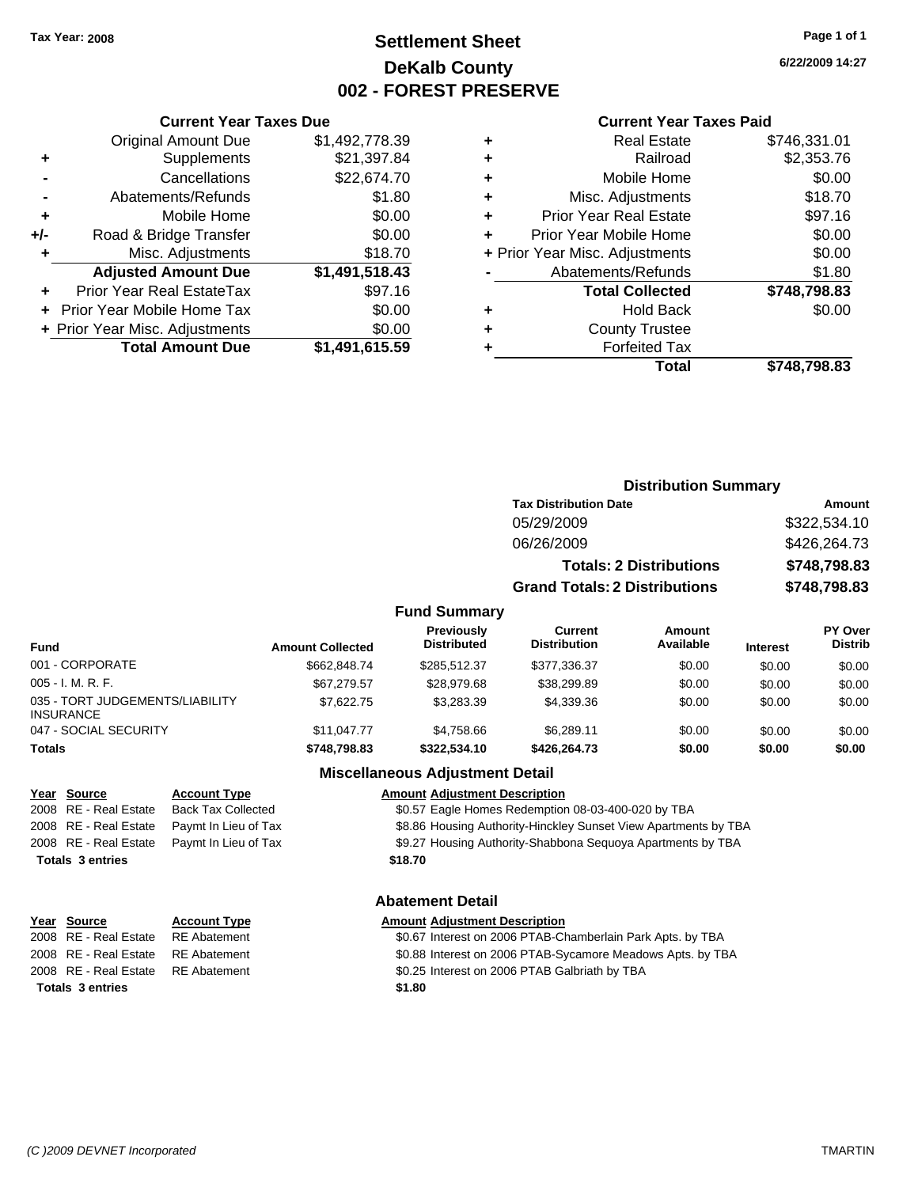Tax Year: 2008

# Settlement Sheet
## DeKalb County
## 002 - FOREST PRESERVE

6/22/2009 14:27

### Current Year Taxes Due

| | | |
|---|---|---|
| | Original Amount Due | $1,492,778.39 |
| + | Supplements | $21,397.84 |
| - | Cancellations | $22,674.70 |
| - | Abatements/Refunds | $1.80 |
| + | Mobile Home | $0.00 |
| +/- | Road & Bridge Transfer | $0.00 |
| + | Misc. Adjustments | $18.70 |
| | **Adjusted Amount Due** | **$1,491,518.43** |
| + | Prior Year Real EstateTax | $97.16 |
| + | Prior Year Mobile Home Tax | $0.00 |
| + | Prior Year Misc. Adjustments | $0.00 |
| | **Total Amount Due** | **$1,491,615.59** |

### Current Year Taxes Paid

| | | |
|---|---|---|
| + | Real Estate | $746,331.01 |
| + | Railroad | $2,353.76 |
| + | Mobile Home | $0.00 |
| + | Misc. Adjustments | $18.70 |
| + | Prior Year Real Estate | $97.16 |
| + | Prior Year Mobile Home | $0.00 |
| + | Prior Year Misc. Adjustments | $0.00 |
| - | Abatements/Refunds | $1.80 |
| | **Total Collected** | **$748,798.83** |
| + | Hold Back | $0.00 |
| + | County Trustee | |
| + | Forfeited Tax | |
| | **Total** | **$748,798.83** |

### Distribution Summary

| Tax Distribution Date | Amount |
|---|---|
| 05/29/2009 | $322,534.10 |
| 06/26/2009 | $426,264.73 |
| **Totals: 2 Distributions** | **$748,798.83** |
| **Grand Totals: 2 Distributions** | **$748,798.83** |

### Fund Summary

| Fund | Amount Collected | Previously Distributed | Current Distribution | Amount Available | Interest | PY Over Distrib |
|---|---|---|---|---|---|---|
| 001 - CORPORATE | $662,848.74 | $285,512.37 | $377,336.37 | $0.00 | $0.00 | $0.00 |
| 005 - I. M. R. F. | $67,279.57 | $28,979.68 | $38,299.89 | $0.00 | $0.00 | $0.00 |
| 035 - TORT JUDGEMENTS/LIABILITY INSURANCE | $7,622.75 | $3,283.39 | $4,339.36 | $0.00 | $0.00 | $0.00 |
| 047 - SOCIAL SECURITY | $11,047.77 | $4,758.66 | $6,289.11 | $0.00 | $0.00 | $0.00 |
| **Totals** | **$748,798.83** | **$322,534.10** | **$426,264.73** | **$0.00** | **$0.00** | **$0.00** |

### Miscellaneous Adjustment Detail

| Year | Source | Account Type | Amount | Adjustment Description |
|---|---|---|---|---|
| 2008 | RE - Real Estate | Back Tax Collected | $0.57 | Eagle Homes Redemption 08-03-400-020 by TBA |
| 2008 | RE - Real Estate | Paymt In Lieu of Tax | $8.86 | Housing Authority-Hinckley Sunset View Apartments by TBA |
| 2008 | RE - Real Estate | Paymt In Lieu of Tax | $9.27 | Housing Authority-Shabbona Sequoya Apartments by TBA |
| **Totals 3 entries** | | | **$18.70** | |

### Abatement Detail

| Year | Source | Account Type | Amount | Adjustment Description |
|---|---|---|---|---|
| 2008 | RE - Real Estate | RE Abatement | $0.67 | Interest on 2006 PTAB-Chamberlain Park Apts. by TBA |
| 2008 | RE - Real Estate | RE Abatement | $0.88 | Interest on 2006 PTAB-Sycamore Meadows Apts. by TBA |
| 2008 | RE - Real Estate | RE Abatement | $0.25 | Interest on 2006 PTAB Galbriath by TBA |
| **Totals 3 entries** | | | **$1.80** | |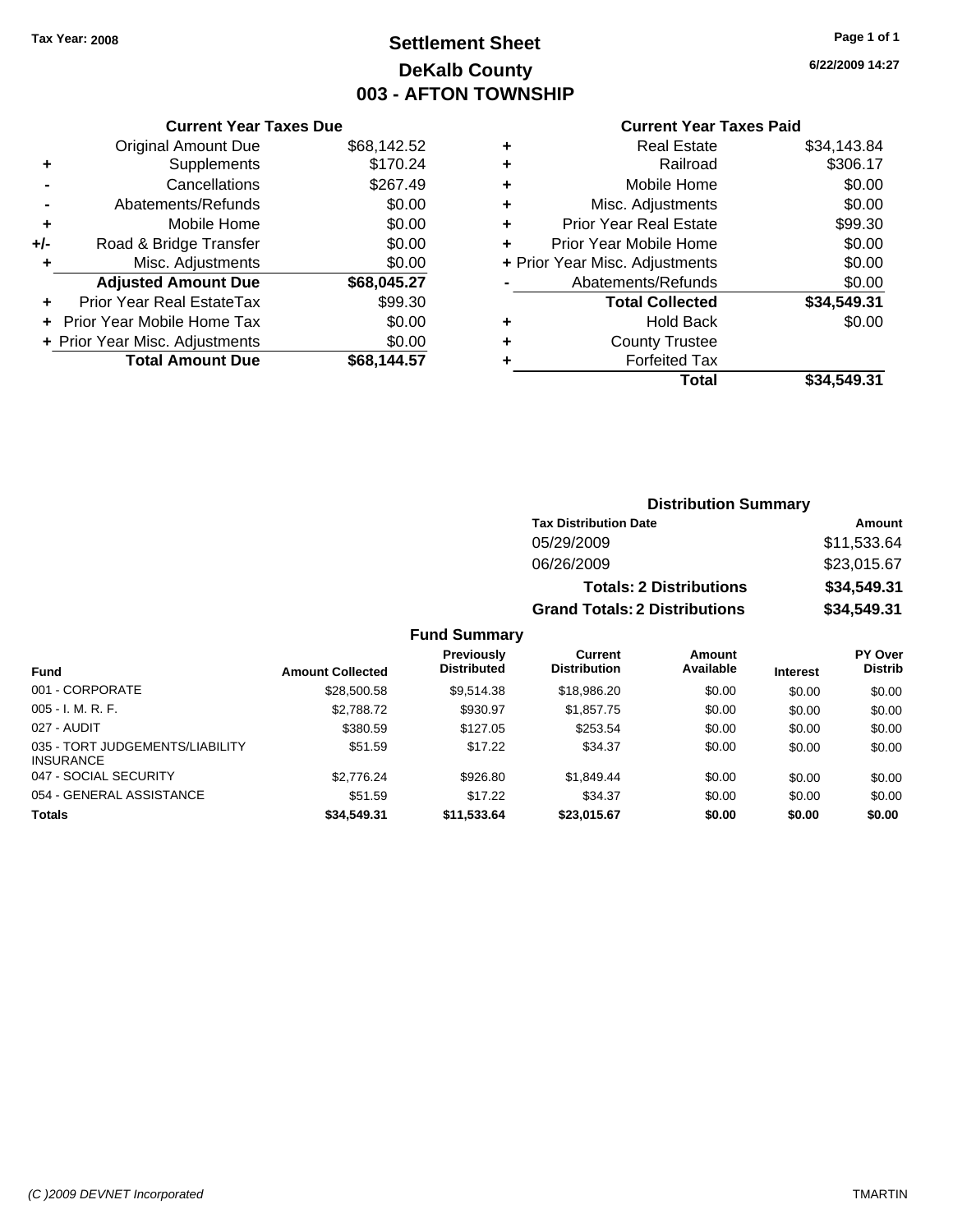Tax Year: 2008

# Settlement Sheet
## DeKalb County
## 003 - AFTON TOWNSHIP

6/22/2009 14:27

### Current Year Taxes Due

| | | |
|---|---|---|
| | Original Amount Due | $68,142.52 |
| + | Supplements | $170.24 |
| - | Cancellations | $267.49 |
| - | Abatements/Refunds | $0.00 |
| + | Mobile Home | $0.00 |
| +/- | Road & Bridge Transfer | $0.00 |
| + | Misc. Adjustments | $0.00 |
| | **Adjusted Amount Due** | **$68,045.27** |
| + | Prior Year Real EstateTax | $99.30 |
| + | Prior Year Mobile Home Tax | $0.00 |
| + | Prior Year Misc. Adjustments | $0.00 |
| | **Total Amount Due** | **$68,144.57** |

### Current Year Taxes Paid

| | | |
|---|---|---|
| + | Real Estate | $34,143.84 |
| + | Railroad | $306.17 |
| + | Mobile Home | $0.00 |
| + | Misc. Adjustments | $0.00 |
| + | Prior Year Real Estate | $99.30 |
| + | Prior Year Mobile Home | $0.00 |
| + | Prior Year Misc. Adjustments | $0.00 |
| - | Abatements/Refunds | $0.00 |
| | **Total Collected** | **$34,549.31** |
| + | Hold Back | $0.00 |
| + | County Trustee | |
| + | Forfeited Tax | |
| | **Total** | **$34,549.31** |

### Distribution Summary

| Tax Distribution Date | Amount |
|---|---|
| 05/29/2009 | $11,533.64 |
| 06/26/2009 | $23,015.67 |
| **Totals: 2 Distributions** | **$34,549.31** |
| **Grand Totals: 2 Distributions** | **$34,549.31** |

### Fund Summary

| Fund | Amount Collected | Previously Distributed | Current Distribution | Amount Available | Interest | PY Over Distrib |
|---|---|---|---|---|---|---|
| 001 - CORPORATE | $28,500.58 | $9,514.38 | $18,986.20 | $0.00 | $0.00 | $0.00 |
| 005 - I. M. R. F. | $2,788.72 | $930.97 | $1,857.75 | $0.00 | $0.00 | $0.00 |
| 027 - AUDIT | $380.59 | $127.05 | $253.54 | $0.00 | $0.00 | $0.00 |
| 035 - TORT JUDGEMENTS/LIABILITY INSURANCE | $51.59 | $17.22 | $34.37 | $0.00 | $0.00 | $0.00 |
| 047 - SOCIAL SECURITY | $2,776.24 | $926.80 | $1,849.44 | $0.00 | $0.00 | $0.00 |
| 054 - GENERAL ASSISTANCE | $51.59 | $17.22 | $34.37 | $0.00 | $0.00 | $0.00 |
| **Totals** | **$34,549.31** | **$11,533.64** | **$23,015.67** | **$0.00** | **$0.00** | **$0.00** |

(C )2009 DEVNET Incorporated TMARTIN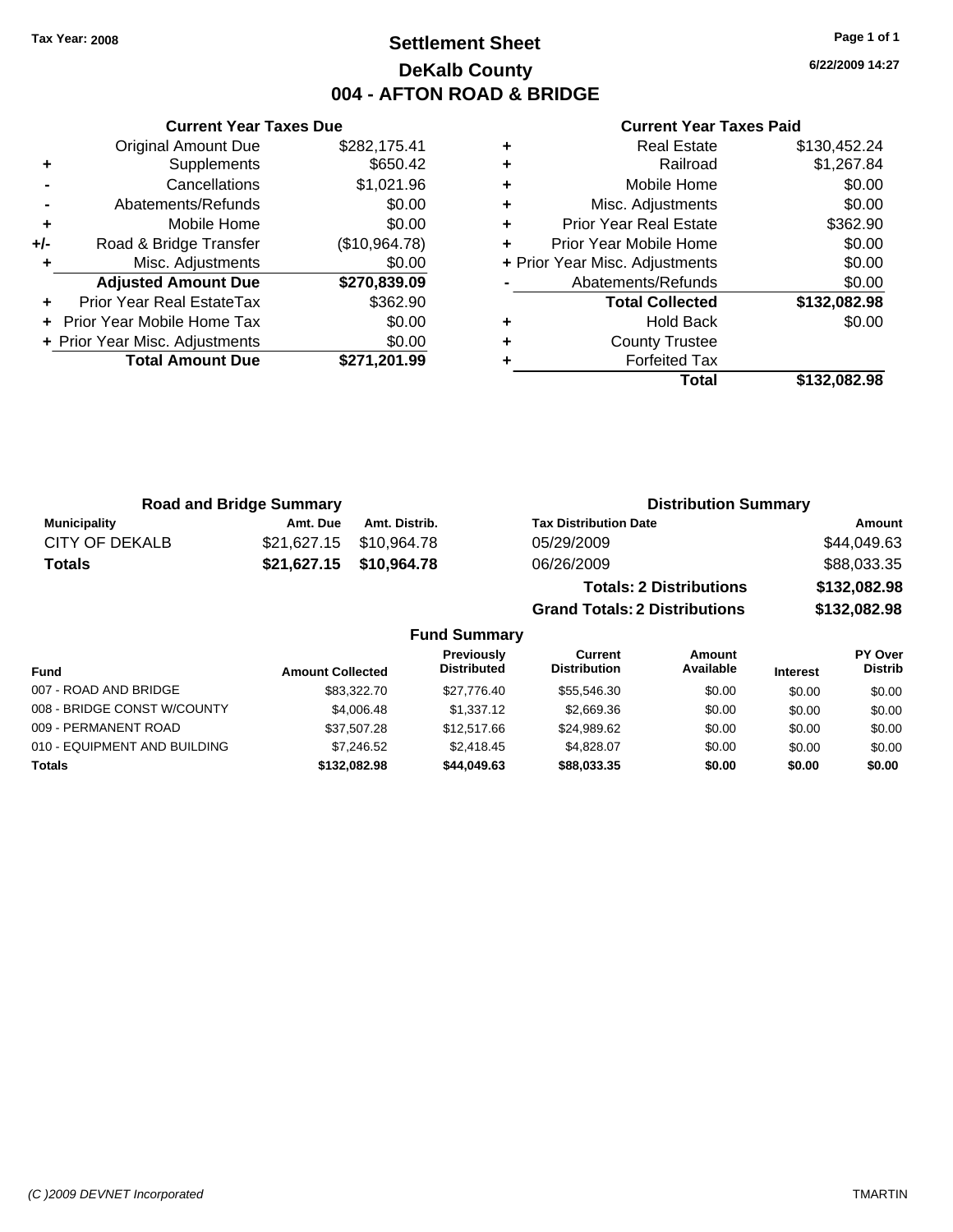Tax Year: 2008

# Settlement Sheet

## DeKalb County

## 004 - AFTON ROAD & BRIDGE

6/22/2009 14:27

### Current Year Taxes Due

| | | |
|---|---|---|
| | Original Amount Due | $282,175.41 |
| + | Supplements | $650.42 |
| - | Cancellations | $1,021.96 |
| - | Abatements/Refunds | $0.00 |
| + | Mobile Home | $0.00 |
| +/- | Road & Bridge Transfer | ($10,964.78) |
| + | Misc. Adjustments | $0.00 |
| | **Adjusted Amount Due** | **$270,839.09** |
| + | Prior Year Real EstateTax | $362.90 |
| + | Prior Year Mobile Home Tax | $0.00 |
| + | Prior Year Misc. Adjustments | $0.00 |
| | **Total Amount Due** | **$271,201.99** |

### Current Year Taxes Paid

| | | |
|---|---|---|
| + | Real Estate | $130,452.24 |
| + | Railroad | $1,267.84 |
| + | Mobile Home | $0.00 |
| + | Misc. Adjustments | $0.00 |
| + | Prior Year Real Estate | $362.90 |
| + | Prior Year Mobile Home | $0.00 |
| + | Prior Year Misc. Adjustments | $0.00 |
| - | Abatements/Refunds | $0.00 |
| | **Total Collected** | **$132,082.98** |
| + | Hold Back | $0.00 |
| + | County Trustee | |
| + | Forfeited Tax | |
| | **Total** | **$132,082.98** |

### Road and Bridge Summary

| Municipality | Amt. Due | Amt. Distrib. |
|---|---|---|
| CITY OF DEKALB | $21,627.15 | $10,964.78 |
| **Totals** | **$21,627.15** | **$10,964.78** |

### Distribution Summary

| Tax Distribution Date | Amount |
|---|---|
| 05/29/2009 | $44,049.63 |
| 06/26/2009 | $88,033.35 |
| **Totals: 2 Distributions** | **$132,082.98** |
| **Grand Totals: 2 Distributions** | **$132,082.98** |

### Fund Summary

| Fund | Amount Collected | Previously Distributed | Current Distribution | Amount Available | Interest | PY Over Distrib |
|---|---|---|---|---|---|---|
| 007 - ROAD AND BRIDGE | $83,322.70 | $27,776.40 | $55,546.30 | $0.00 | $0.00 | $0.00 |
| 008 - BRIDGE CONST W/COUNTY | $4,006.48 | $1,337.12 | $2,669.36 | $0.00 | $0.00 | $0.00 |
| 009 - PERMANENT ROAD | $37,507.28 | $12,517.66 | $24,989.62 | $0.00 | $0.00 | $0.00 |
| 010 - EQUIPMENT AND BUILDING | $7,246.52 | $2,418.45 | $4,828.07 | $0.00 | $0.00 | $0.00 |
| **Totals** | **$132,082.98** | **$44,049.63** | **$88,033.35** | **$0.00** | **$0.00** | **$0.00** |

(C )2009 DEVNET Incorporated TMARTIN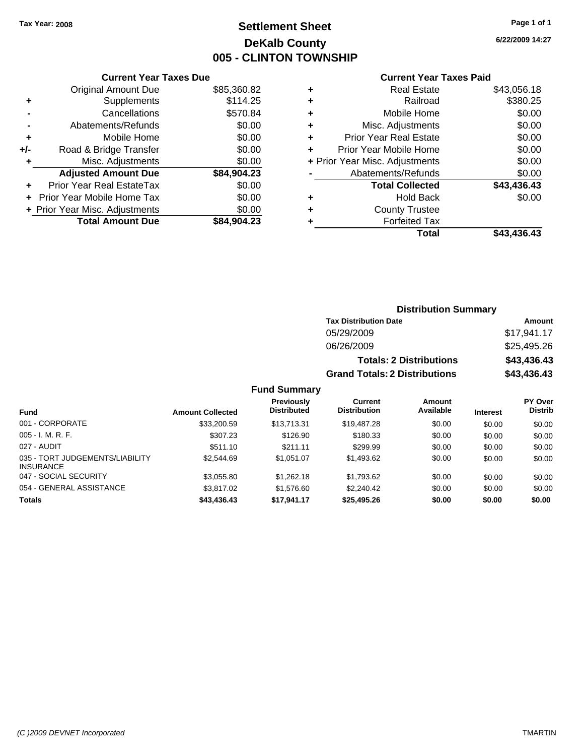Tax Year: 2008

# Settlement Sheet
## DeKalb County
## 005 - CLINTON TOWNSHIP

6/22/2009 14:27

### Current Year Taxes Due

| | | |
|---|---|---|
| | Original Amount Due | $85,360.82 |
| + | Supplements | $114.25 |
| - | Cancellations | $570.84 |
| - | Abatements/Refunds | $0.00 |
| + | Mobile Home | $0.00 |
| +/- | Road & Bridge Transfer | $0.00 |
| + | Misc. Adjustments | $0.00 |
| | **Adjusted Amount Due** | **$84,904.23** |
| + | Prior Year Real EstateTax | $0.00 |
| + | Prior Year Mobile Home Tax | $0.00 |
| + | Prior Year Misc. Adjustments | $0.00 |
| | **Total Amount Due** | **$84,904.23** |

### Current Year Taxes Paid

| | | |
|---|---|---|
| + | Real Estate | $43,056.18 |
| + | Railroad | $380.25 |
| + | Mobile Home | $0.00 |
| + | Misc. Adjustments | $0.00 |
| + | Prior Year Real Estate | $0.00 |
| + | Prior Year Mobile Home | $0.00 |
| + | Prior Year Misc. Adjustments | $0.00 |
| - | Abatements/Refunds | $0.00 |
| | **Total Collected** | **$43,436.43** |
| + | Hold Back | $0.00 |
| + | County Trustee | |
| + | Forfeited Tax | |
| | **Total** | **$43,436.43** |

### Distribution Summary

| Tax Distribution Date | Amount |
|---|---|
| 05/29/2009 | $17,941.17 |
| 06/26/2009 | $25,495.26 |
| **Totals: 2 Distributions** | **$43,436.43** |
| **Grand Totals: 2 Distributions** | **$43,436.43** |

### Fund Summary

| Fund | Amount Collected | Previously Distributed | Current Distribution | Amount Available | Interest | PY Over Distrib |
|---|---|---|---|---|---|---|
| 001 - CORPORATE | $33,200.59 | $13,713.31 | $19,487.28 | $0.00 | $0.00 | $0.00 |
| 005 - I. M. R. F. | $307.23 | $126.90 | $180.33 | $0.00 | $0.00 | $0.00 |
| 027 - AUDIT | $511.10 | $211.11 | $299.99 | $0.00 | $0.00 | $0.00 |
| 035 - TORT JUDGEMENTS/LIABILITY INSURANCE | $2,544.69 | $1,051.07 | $1,493.62 | $0.00 | $0.00 | $0.00 |
| 047 - SOCIAL SECURITY | $3,055.80 | $1,262.18 | $1,793.62 | $0.00 | $0.00 | $0.00 |
| 054 - GENERAL ASSISTANCE | $3,817.02 | $1,576.60 | $2,240.42 | $0.00 | $0.00 | $0.00 |
| **Totals** | **$43,436.43** | **$17,941.17** | **$25,495.26** | **$0.00** | **$0.00** | **$0.00** |

(C )2009 DEVNET Incorporated TMARTIN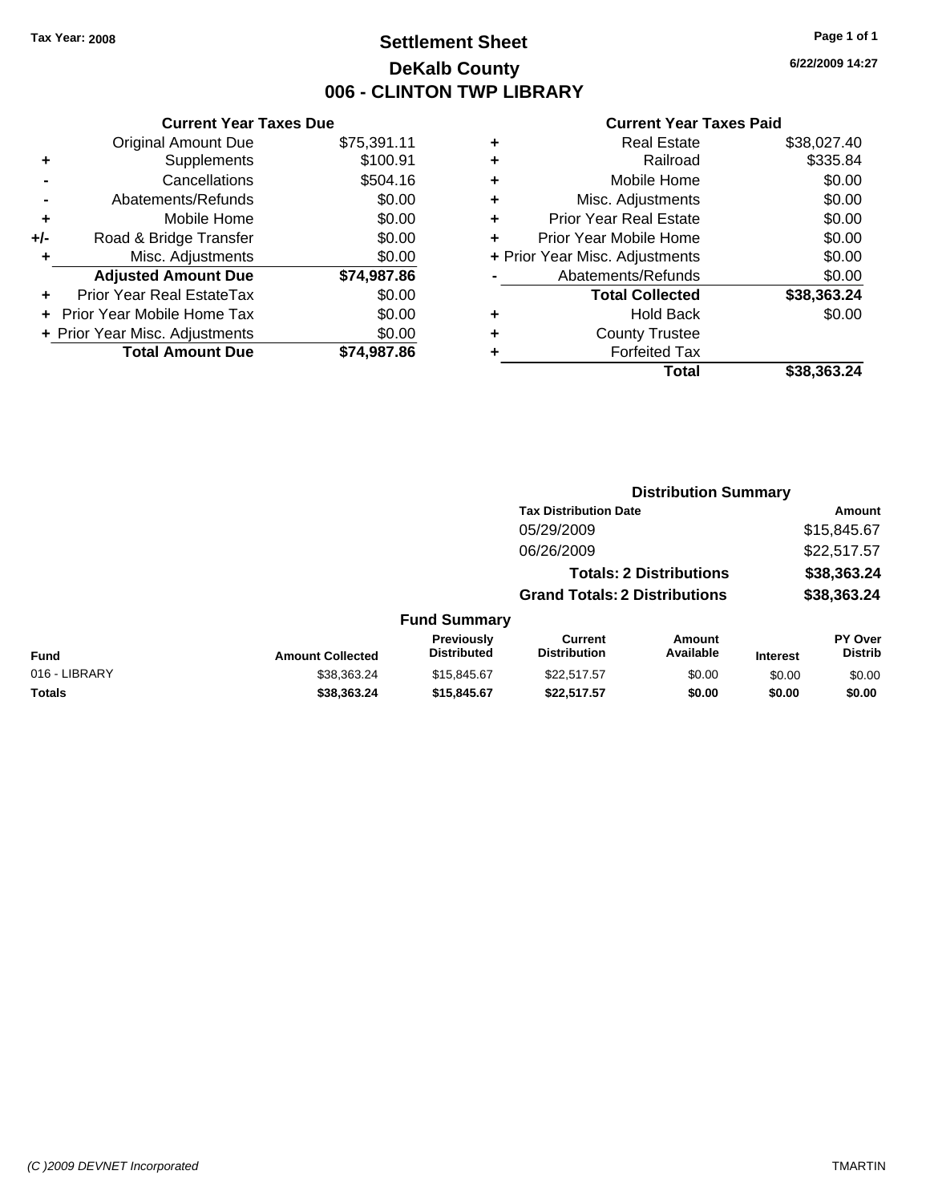**Tax Year: 2008**

# Settlement Sheet
## DeKalb County
## 006 - CLINTON TWP LIBRARY

6/22/2009 14:27

### Current Year Taxes Due

| | | |
|---|---|---|
| | Original Amount Due | $75,391.11 |
| + | Supplements | $100.91 |
| - | Cancellations | $504.16 |
| - | Abatements/Refunds | $0.00 |
| + | Mobile Home | $0.00 |
| +/- | Road & Bridge Transfer | $0.00 |
| + | Misc. Adjustments | $0.00 |
| | **Adjusted Amount Due** | **$74,987.86** |
| + | Prior Year Real EstateTax | $0.00 |
| + | Prior Year Mobile Home Tax | $0.00 |
| + | Prior Year Misc. Adjustments | $0.00 |
| | **Total Amount Due** | **$74,987.86** |

### Current Year Taxes Paid

| | | |
|---|---|---|
| + | Real Estate | $38,027.40 |
| + | Railroad | $335.84 |
| + | Mobile Home | $0.00 |
| + | Misc. Adjustments | $0.00 |
| + | Prior Year Real Estate | $0.00 |
| + | Prior Year Mobile Home | $0.00 |
| + | Prior Year Misc. Adjustments | $0.00 |
| - | Abatements/Refunds | $0.00 |
| | **Total Collected** | **$38,363.24** |
| + | Hold Back | $0.00 |
| + | County Trustee | |
| + | Forfeited Tax | |
| | **Total** | **$38,363.24** |

### Distribution Summary

| Tax Distribution Date | Amount |
|---|---|
| 05/29/2009 | $15,845.67 |
| 06/26/2009 | $22,517.57 |
| **Totals: 2 Distributions** | **$38,363.24** |
| **Grand Totals: 2 Distributions** | **$38,363.24** |

### Fund Summary

| Fund | Amount Collected | Previously Distributed | Current Distribution | Amount Available | Interest | PY Over Distrib |
|---|---|---|---|---|---|---|
| 016 - LIBRARY | $38,363.24 | $15,845.67 | $22,517.57 | $0.00 | $0.00 | $0.00 |
| **Totals** | **$38,363.24** | **$15,845.67** | **$22,517.57** | **$0.00** | **$0.00** | **$0.00** |

(C )2009 DEVNET Incorporated TMARTIN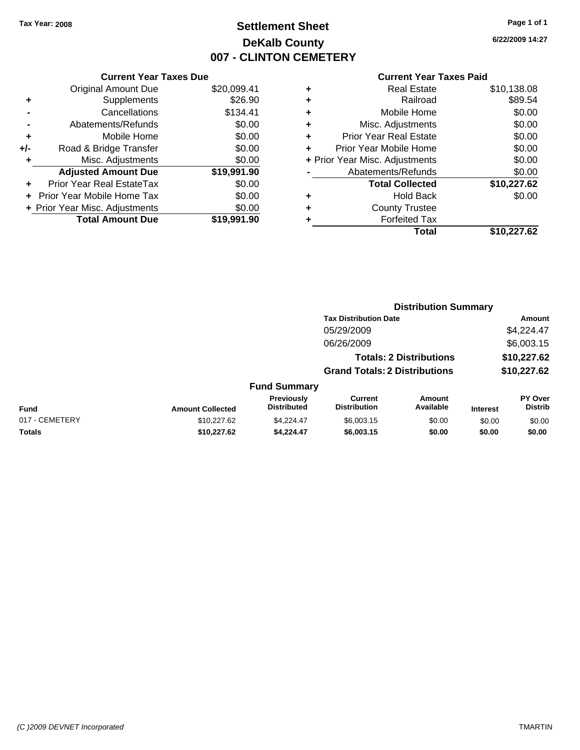Tax Year: 2008

# Settlement Sheet
## DeKalb County
## 007 - CLINTON CEMETERY

6/22/2009 14:27

### Current Year Taxes Due

| | | |
|---|---|---|
| | Original Amount Due | $20,099.41 |
| + | Supplements | $26.90 |
| - | Cancellations | $134.41 |
| - | Abatements/Refunds | $0.00 |
| + | Mobile Home | $0.00 |
| +/- | Road & Bridge Transfer | $0.00 |
| + | Misc. Adjustments | $0.00 |
| | **Adjusted Amount Due** | **$19,991.90** |
| + | Prior Year Real EstateTax | $0.00 |
| + | Prior Year Mobile Home Tax | $0.00 |
| + | Prior Year Misc. Adjustments | $0.00 |
| | **Total Amount Due** | **$19,991.90** |

### Current Year Taxes Paid

| | | |
|---|---|---|
| + | Real Estate | $10,138.08 |
| + | Railroad | $89.54 |
| + | Mobile Home | $0.00 |
| + | Misc. Adjustments | $0.00 |
| + | Prior Year Real Estate | $0.00 |
| + | Prior Year Mobile Home | $0.00 |
| + | Prior Year Misc. Adjustments | $0.00 |
| - | Abatements/Refunds | $0.00 |
| | **Total Collected** | **$10,227.62** |
| + | Hold Back | $0.00 |
| + | County Trustee | |
| + | Forfeited Tax | |
| | **Total** | **$10,227.62** |

### Distribution Summary

| Tax Distribution Date | Amount |
|---|---|
| 05/29/2009 | $4,224.47 |
| 06/26/2009 | $6,003.15 |
| **Totals: 2 Distributions** | **$10,227.62** |
| **Grand Totals: 2 Distributions** | **$10,227.62** |

### Fund Summary

| Fund | Amount Collected | Previously Distributed | Current Distribution | Amount Available | Interest | PY Over Distrib |
|---|---|---|---|---|---|---|
| 017 - CEMETERY | $10,227.62 | $4,224.47 | $6,003.15 | $0.00 | $0.00 | $0.00 |
| **Totals** | **$10,227.62** | **$4,224.47** | **$6,003.15** | **$0.00** | **$0.00** | **$0.00** |

(C )2009 DEVNET Incorporated TMARTIN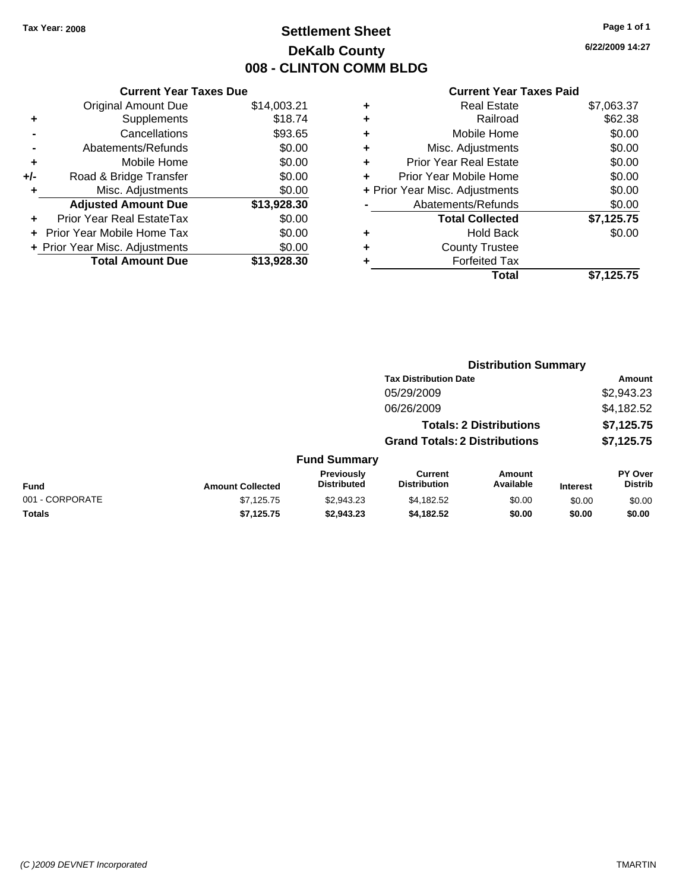Tax Year: 2008

# Settlement Sheet
## DeKalb County
## 008 - CLINTON COMM BLDG

6/22/2009 14:27

### Current Year Taxes Due

| | | |
|---|---|---|
| | Original Amount Due | $14,003.21 |
| + | Supplements | $18.74 |
| - | Cancellations | $93.65 |
| - | Abatements/Refunds | $0.00 |
| + | Mobile Home | $0.00 |
| +/- | Road & Bridge Transfer | $0.00 |
| + | Misc. Adjustments | $0.00 |
| | **Adjusted Amount Due** | **$13,928.30** |
| + | Prior Year Real EstateTax | $0.00 |
| + | Prior Year Mobile Home Tax | $0.00 |
| + | Prior Year Misc. Adjustments | $0.00 |
| | **Total Amount Due** | **$13,928.30** |

### Current Year Taxes Paid

| | | |
|---|---|---|
| + | Real Estate | $7,063.37 |
| + | Railroad | $62.38 |
| + | Mobile Home | $0.00 |
| + | Misc. Adjustments | $0.00 |
| + | Prior Year Real Estate | $0.00 |
| + | Prior Year Mobile Home | $0.00 |
| + | Prior Year Misc. Adjustments | $0.00 |
| - | Abatements/Refunds | $0.00 |
| | **Total Collected** | **$7,125.75** |
| + | Hold Back | $0.00 |
| + | County Trustee | |
| + | Forfeited Tax | |
| | **Total** | **$7,125.75** |

### Distribution Summary

| Tax Distribution Date | Amount |
|---|---|
| 05/29/2009 | $2,943.23 |
| 06/26/2009 | $4,182.52 |
| **Totals: 2 Distributions** | **$7,125.75** |
| **Grand Totals: 2 Distributions** | **$7,125.75** |

### Fund Summary

| Fund | Amount Collected | Previously Distributed | Current Distribution | Amount Available | Interest | PY Over Distrib |
|---|---|---|---|---|---|---|
| 001 - CORPORATE | $7,125.75 | $2,943.23 | $4,182.52 | $0.00 | $0.00 | $0.00 |
| **Totals** | **$7,125.75** | **$2,943.23** | **$4,182.52** | **$0.00** | **$0.00** | **$0.00** |

(C )2009 DEVNET Incorporated TMARTIN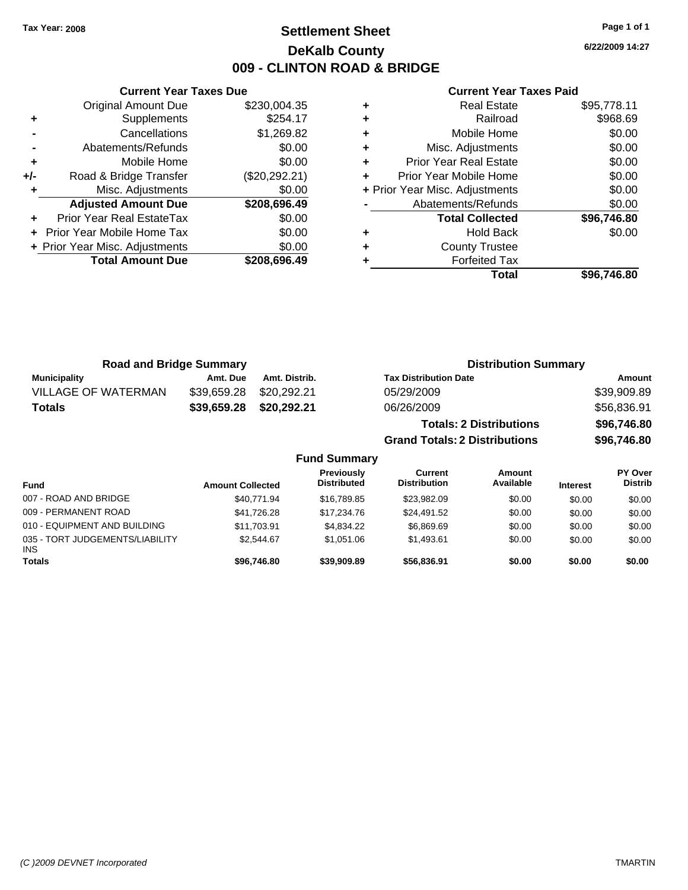Tax Year: 2008

# Settlement Sheet

## DeKalb County

## 009 - CLINTON ROAD & BRIDGE

6/22/2009 14:27

### Current Year Taxes Due

| | | |
|---|---|---|
| | Original Amount Due | $230,004.35 |
| + | Supplements | $254.17 |
| - | Cancellations | $1,269.82 |
| - | Abatements/Refunds | $0.00 |
| + | Mobile Home | $0.00 |
| +/- | Road & Bridge Transfer | ($20,292.21) |
| + | Misc. Adjustments | $0.00 |
| | **Adjusted Amount Due** | **$208,696.49** |
| + | Prior Year Real EstateTax | $0.00 |
| + | Prior Year Mobile Home Tax | $0.00 |
| + | Prior Year Misc. Adjustments | $0.00 |
| | **Total Amount Due** | **$208,696.49** |

### Current Year Taxes Paid

| | | |
|---|---|---|
| + | Real Estate | $95,778.11 |
| + | Railroad | $968.69 |
| + | Mobile Home | $0.00 |
| + | Misc. Adjustments | $0.00 |
| + | Prior Year Real Estate | $0.00 |
| + | Prior Year Mobile Home | $0.00 |
| + | Prior Year Misc. Adjustments | $0.00 |
| - | Abatements/Refunds | $0.00 |
| | **Total Collected** | **$96,746.80** |
| + | Hold Back | $0.00 |
| + | County Trustee | |
| + | Forfeited Tax | |
| | **Total** | **$96,746.80** |

### Road and Bridge Summary

| Municipality | Amt. Due | Amt. Distrib. |
|---|---|---|
| VILLAGE OF WATERMAN | $39,659.28 | $20,292.21 |
| **Totals** | **$39,659.28** | **$20,292.21** |

### Distribution Summary

| Tax Distribution Date | Amount |
|---|---|
| 05/29/2009 | $39,909.89 |
| 06/26/2009 | $56,836.91 |
| **Totals: 2 Distributions** | **$96,746.80** |
| **Grand Totals: 2 Distributions** | **$96,746.80** |

### Fund Summary

| Fund | Amount Collected | Previously Distributed | Current Distribution | Amount Available | Interest | PY Over Distrib |
|---|---|---|---|---|---|---|
| 007 - ROAD AND BRIDGE | $40,771.94 | $16,789.85 | $23,982.09 | $0.00 | $0.00 | $0.00 |
| 009 - PERMANENT ROAD | $41,726.28 | $17,234.76 | $24,491.52 | $0.00 | $0.00 | $0.00 |
| 010 - EQUIPMENT AND BUILDING | $11,703.91 | $4,834.22 | $6,869.69 | $0.00 | $0.00 | $0.00 |
| 035 - TORT JUDGEMENTS/LIABILITY INS | $2,544.67 | $1,051.06 | $1,493.61 | $0.00 | $0.00 | $0.00 |
| **Totals** | **$96,746.80** | **$39,909.89** | **$56,836.91** | **$0.00** | **$0.00** | **$0.00** |

(C )2009 DEVNET Incorporated TMARTIN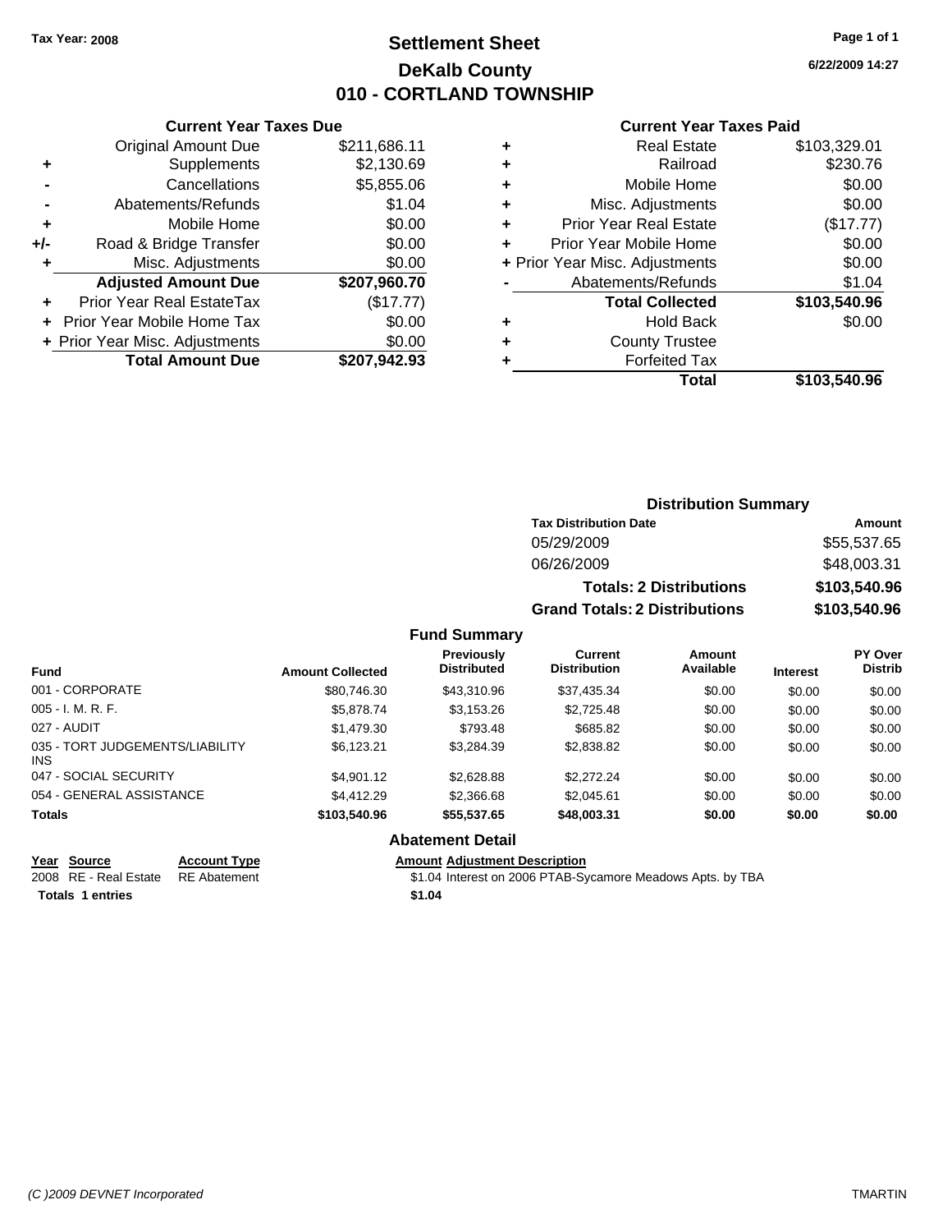Tax Year: 2008

# Settlement Sheet
## DeKalb County
## 010 - CORTLAND TOWNSHIP

6/22/2009 14:27

### Current Year Taxes Due

| | | |
|---|---|---|
| | Original Amount Due | $211,686.11 |
| + | Supplements | $2,130.69 |
| - | Cancellations | $5,855.06 |
| - | Abatements/Refunds | $1.04 |
| + | Mobile Home | $0.00 |
| +/- | Road & Bridge Transfer | $0.00 |
| + | Misc. Adjustments | $0.00 |
| | **Adjusted Amount Due** | **$207,960.70** |
| + | Prior Year Real EstateTax | ($17.77) |
| + | Prior Year Mobile Home Tax | $0.00 |
| + | Prior Year Misc. Adjustments | $0.00 |
| | **Total Amount Due** | **$207,942.93** |

### Current Year Taxes Paid

| | | |
|---|---|---|
| + | Real Estate | $103,329.01 |
| + | Railroad | $230.76 |
| + | Mobile Home | $0.00 |
| + | Misc. Adjustments | $0.00 |
| + | Prior Year Real Estate | ($17.77) |
| + | Prior Year Mobile Home | $0.00 |
| + | Prior Year Misc. Adjustments | $0.00 |
| - | Abatements/Refunds | $1.04 |
| | **Total Collected** | **$103,540.96** |
| + | Hold Back | $0.00 |
| + | County Trustee | |
| + | Forfeited Tax | |
| | **Total** | **$103,540.96** |

### Distribution Summary

| Tax Distribution Date | Amount |
|---|---|
| 05/29/2009 | $55,537.65 |
| 06/26/2009 | $48,003.31 |
| **Totals: 2 Distributions** | **$103,540.96** |
| **Grand Totals: 2 Distributions** | **$103,540.96** |

### Fund Summary

| Fund | Amount Collected | Previously Distributed | Current Distribution | Amount Available | Interest | PY Over Distrib |
|---|---|---|---|---|---|---|
| 001 - CORPORATE | $80,746.30 | $43,310.96 | $37,435.34 | $0.00 | $0.00 | $0.00 |
| 005 - I. M. R. F. | $5,878.74 | $3,153.26 | $2,725.48 | $0.00 | $0.00 | $0.00 |
| 027 - AUDIT | $1,479.30 | $793.48 | $685.82 | $0.00 | $0.00 | $0.00 |
| 035 - TORT JUDGEMENTS/LIABILITY INS | $6,123.21 | $3,284.39 | $2,838.82 | $0.00 | $0.00 | $0.00 |
| 047 - SOCIAL SECURITY | $4,901.12 | $2,628.88 | $2,272.24 | $0.00 | $0.00 | $0.00 |
| 054 - GENERAL ASSISTANCE | $4,412.29 | $2,366.68 | $2,045.61 | $0.00 | $0.00 | $0.00 |
| **Totals** | **$103,540.96** | **$55,537.65** | **$48,003.31** | **$0.00** | **$0.00** | **$0.00** |

### Abatement Detail

| Year | Source | Account Type | Amount | Adjustment Description |
|---|---|---|---|---|
| 2008 | RE - Real Estate | RE Abatement | $1.04 | Interest on 2006 PTAB-Sycamore Meadows Apts. by TBA |
| **Totals 1 entries** | | | **$1.04** | |

(C )2009 DEVNET Incorporated — TMARTIN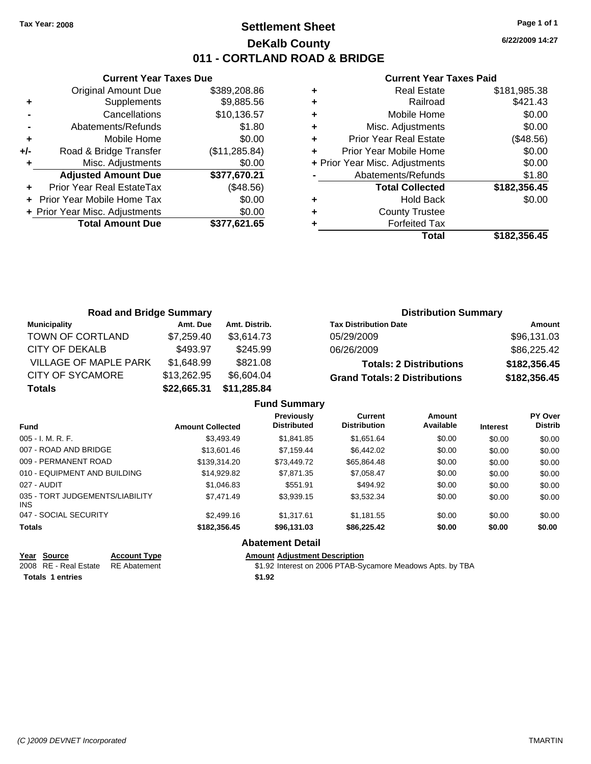Tax Year: 2008

# Settlement Sheet
# DeKalb County
# 011 - CORTLAND ROAD & BRIDGE

6/22/2009 14:27

### Current Year Taxes Due

| | | |
|---|---|---|
| | Original Amount Due | $389,208.86 |
| + | Supplements | $9,885.56 |
| - | Cancellations | $10,136.57 |
| - | Abatements/Refunds | $1.80 |
| + | Mobile Home | $0.00 |
| +/- | Road & Bridge Transfer | ($11,285.84) |
| + | Misc. Adjustments | $0.00 |
| | **Adjusted Amount Due** | **$377,670.21** |
| + | Prior Year Real EstateTax | ($48.56) |
| + | Prior Year Mobile Home Tax | $0.00 |
| + | Prior Year Misc. Adjustments | $0.00 |
| | **Total Amount Due** | **$377,621.65** |

### Current Year Taxes Paid

| | | |
|---|---|---|
| + | Real Estate | $181,985.38 |
| + | Railroad | $421.43 |
| + | Mobile Home | $0.00 |
| + | Misc. Adjustments | $0.00 |
| + | Prior Year Real Estate | ($48.56) |
| + | Prior Year Mobile Home | $0.00 |
| + | Prior Year Misc. Adjustments | $0.00 |
| - | Abatements/Refunds | $1.80 |
| | **Total Collected** | **$182,356.45** |
| + | Hold Back | $0.00 |
| + | County Trustee | |
| + | Forfeited Tax | |
| | **Total** | **$182,356.45** |

### Road and Bridge Summary

| Municipality | Amt. Due | Amt. Distrib. |
|---|---|---|
| TOWN OF CORTLAND | $7,259.40 | $3,614.73 |
| CITY OF DEKALB | $493.97 | $245.99 |
| VILLAGE OF MAPLE PARK | $1,648.99 | $821.08 |
| CITY OF SYCAMORE | $13,262.95 | $6,604.04 |
| **Totals** | **$22,665.31** | **$11,285.84** |

### Distribution Summary

| Tax Distribution Date | Amount |
|---|---|
| 05/29/2009 | $96,131.03 |
| 06/26/2009 | $86,225.42 |
| **Totals: 2 Distributions** | **$182,356.45** |
| **Grand Totals: 2 Distributions** | **$182,356.45** |

### Fund Summary

| Fund | Amount Collected | Previously Distributed | Current Distribution | Amount Available | Interest | PY Over Distrib |
|---|---|---|---|---|---|---|
| 005 - I. M. R. F. | $3,493.49 | $1,841.85 | $1,651.64 | $0.00 | $0.00 | $0.00 |
| 007 - ROAD AND BRIDGE | $13,601.46 | $7,159.44 | $6,442.02 | $0.00 | $0.00 | $0.00 |
| 009 - PERMANENT ROAD | $139,314.20 | $73,449.72 | $65,864.48 | $0.00 | $0.00 | $0.00 |
| 010 - EQUIPMENT AND BUILDING | $14,929.82 | $7,871.35 | $7,058.47 | $0.00 | $0.00 | $0.00 |
| 027 - AUDIT | $1,046.83 | $551.91 | $494.92 | $0.00 | $0.00 | $0.00 |
| 035 - TORT JUDGEMENTS/LIABILITY INS | $7,471.49 | $3,939.15 | $3,532.34 | $0.00 | $0.00 | $0.00 |
| 047 - SOCIAL SECURITY | $2,499.16 | $1,317.61 | $1,181.55 | $0.00 | $0.00 | $0.00 |
| **Totals** | **$182,356.45** | **$96,131.03** | **$86,225.42** | **$0.00** | **$0.00** | **$0.00** |

### Abatement Detail

| Year | Source | Account Type | Amount | Adjustment Description |
|---|---|---|---|---|
| 2008 | RE - Real Estate | RE Abatement | $1.92 | Interest on 2006 PTAB-Sycamore Meadows Apts. by TBA |
| **Totals 1 entries** | | | **$1.92** | |

(C )2009 DEVNET Incorporated TMARTIN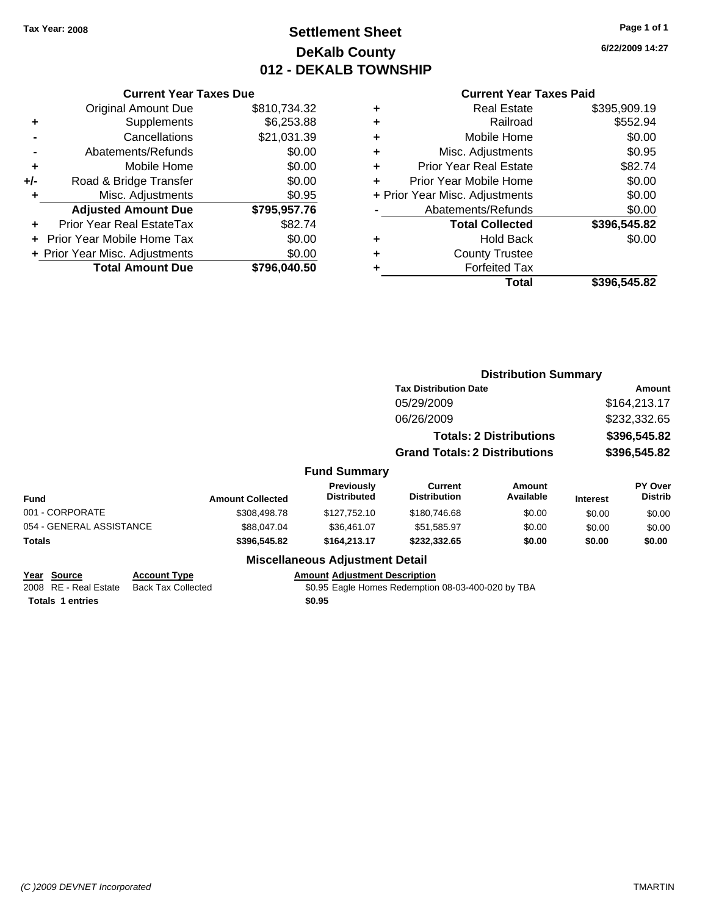**Tax Year: 2008**

# Settlement Sheet
## DeKalb County
## 012 - DEKALB TOWNSHIP

6/22/2009 14:27

### Current Year Taxes Due

| | | |
|---|---|---|
| | Original Amount Due | $810,734.32 |
| + | Supplements | $6,253.88 |
| - | Cancellations | $21,031.39 |
| - | Abatements/Refunds | $0.00 |
| + | Mobile Home | $0.00 |
| +/- | Road & Bridge Transfer | $0.00 |
| + | Misc. Adjustments | $0.95 |
| | **Adjusted Amount Due** | **$795,957.76** |
| + | Prior Year Real EstateTax | $82.74 |
| + | Prior Year Mobile Home Tax | $0.00 |
| + | Prior Year Misc. Adjustments | $0.00 |
| | **Total Amount Due** | **$796,040.50** |

### Current Year Taxes Paid

| | | |
|---|---|---|
| + | Real Estate | $395,909.19 |
| + | Railroad | $552.94 |
| + | Mobile Home | $0.00 |
| + | Misc. Adjustments | $0.95 |
| + | Prior Year Real Estate | $82.74 |
| + | Prior Year Mobile Home | $0.00 |
| + | Prior Year Misc. Adjustments | $0.00 |
| - | Abatements/Refunds | $0.00 |
| | **Total Collected** | **$396,545.82** |
| + | Hold Back | $0.00 |
| + | County Trustee | |
| + | Forfeited Tax | |
| | **Total** | **$396,545.82** |

### Distribution Summary

| Tax Distribution Date | Amount |
|---|---|
| 05/29/2009 | $164,213.17 |
| 06/26/2009 | $232,332.65 |
| **Totals: 2 Distributions** | **$396,545.82** |
| **Grand Totals: 2 Distributions** | **$396,545.82** |

### Fund Summary

| Fund | Amount Collected | Previously Distributed | Current Distribution | Amount Available | Interest | PY Over Distrib |
|---|---|---|---|---|---|---|
| 001 - CORPORATE | $308,498.78 | $127,752.10 | $180,746.68 | $0.00 | $0.00 | $0.00 |
| 054 - GENERAL ASSISTANCE | $88,047.04 | $36,461.07 | $51,585.97 | $0.00 | $0.00 | $0.00 |
| **Totals** | **$396,545.82** | **$164,213.17** | **$232,332.65** | **$0.00** | **$0.00** | **$0.00** |

### Miscellaneous Adjustment Detail

| Year | Source | Account Type | Amount | Adjustment Description |
|---|---|---|---|---|
| 2008 | RE - Real Estate | Back Tax Collected | $0.95 | Eagle Homes Redemption 08-03-400-020 by TBA |
| **Totals** | **1 entries** | | **$0.95** | |

(C )2009 DEVNET Incorporated TMARTIN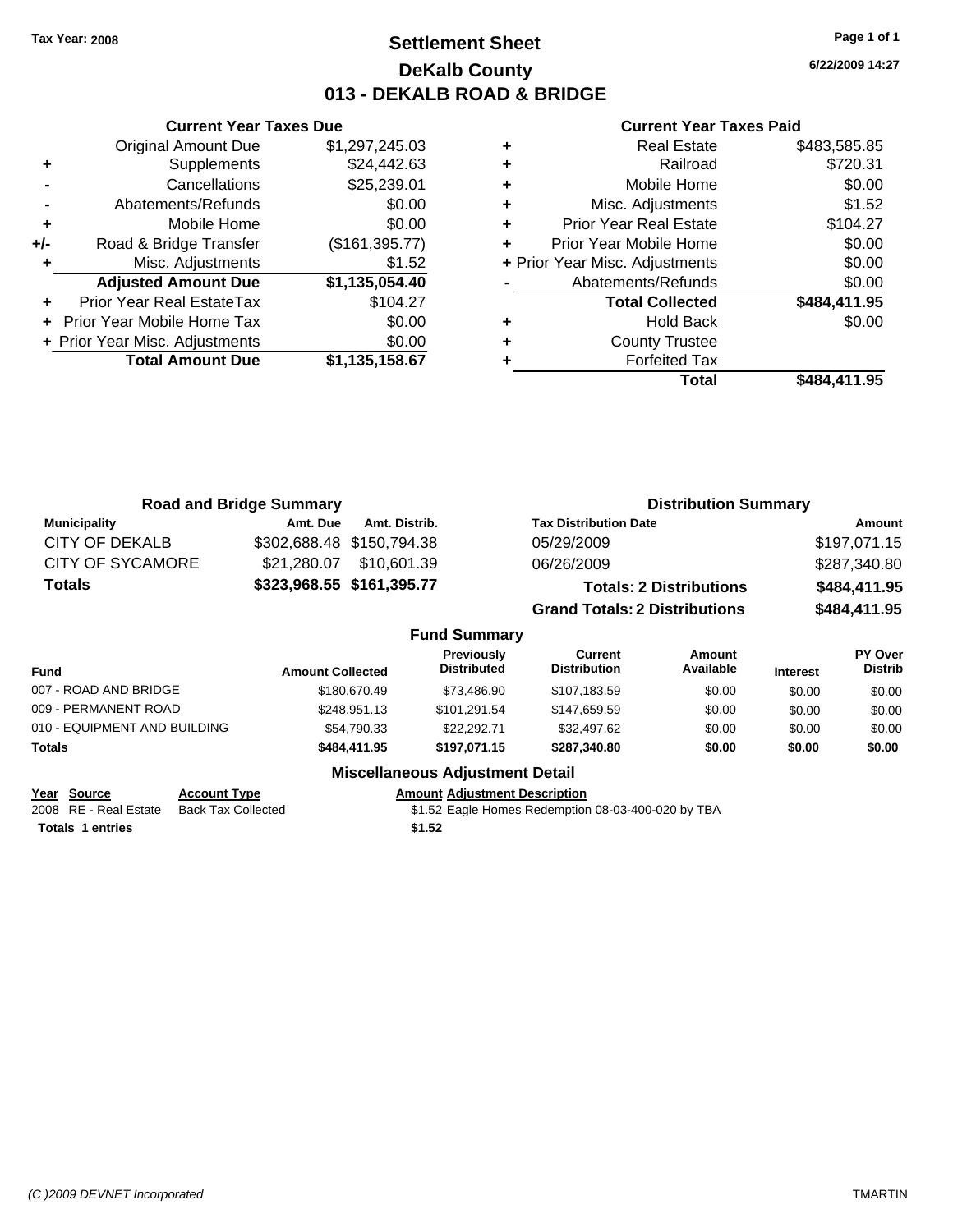Tax Year: 2008

# Settlement Sheet
## DeKalb County
## 013 - DEKALB ROAD & BRIDGE

6/22/2009 14:27

### Current Year Taxes Due

| | | |
|---|---|---|
| | Original Amount Due | $1,297,245.03 |
| + | Supplements | $24,442.63 |
| - | Cancellations | $25,239.01 |
| - | Abatements/Refunds | $0.00 |
| + | Mobile Home | $0.00 |
| +/- | Road & Bridge Transfer | ($161,395.77) |
| + | Misc. Adjustments | $1.52 |
| | **Adjusted Amount Due** | **$1,135,054.40** |
| + | Prior Year Real EstateTax | $104.27 |
| + | Prior Year Mobile Home Tax | $0.00 |
| + | Prior Year Misc. Adjustments | $0.00 |
| | **Total Amount Due** | **$1,135,158.67** |

### Current Year Taxes Paid

| | | |
|---|---|---|
| + | Real Estate | $483,585.85 |
| + | Railroad | $720.31 |
| + | Mobile Home | $0.00 |
| + | Misc. Adjustments | $1.52 |
| + | Prior Year Real Estate | $104.27 |
| + | Prior Year Mobile Home | $0.00 |
| + | Prior Year Misc. Adjustments | $0.00 |
| - | Abatements/Refunds | $0.00 |
| | **Total Collected** | **$484,411.95** |
| + | Hold Back | $0.00 |
| + | County Trustee | |
| + | Forfeited Tax | |
| | **Total** | **$484,411.95** |

### Road and Bridge Summary

| Municipality | Amt. Due | Amt. Distrib. |
|---|---|---|
| CITY OF DEKALB | $302,688.48 | $150,794.38 |
| CITY OF SYCAMORE | $21,280.07 | $10,601.39 |
| **Totals** | **$323,968.55** | **$161,395.77** |

### Distribution Summary

| Tax Distribution Date | Amount |
|---|---|
| 05/29/2009 | $197,071.15 |
| 06/26/2009 | $287,340.80 |
| **Totals: 2 Distributions** | **$484,411.95** |
| **Grand Totals: 2 Distributions** | **$484,411.95** |

### Fund Summary

| Fund | Amount Collected | Previously Distributed | Current Distribution | Amount Available | Interest | PY Over Distrib |
|---|---|---|---|---|---|---|
| 007 - ROAD AND BRIDGE | $180,670.49 | $73,486.90 | $107,183.59 | $0.00 | $0.00 | $0.00 |
| 009 - PERMANENT ROAD | $248,951.13 | $101,291.54 | $147,659.59 | $0.00 | $0.00 | $0.00 |
| 010 - EQUIPMENT AND BUILDING | $54,790.33 | $22,292.71 | $32,497.62 | $0.00 | $0.00 | $0.00 |
| **Totals** | **$484,411.95** | **$197,071.15** | **$287,340.80** | **$0.00** | **$0.00** | **$0.00** |

### Miscellaneous Adjustment Detail

| Year | Source | Account Type | Amount | Adjustment Description |
|---|---|---|---|---|
| 2008 | RE - Real Estate | Back Tax Collected | $1.52 | Eagle Homes Redemption 08-03-400-020 by TBA |
| **Totals 1 entries** | | | **$1.52** | |

(C )2009 DEVNET Incorporated TMARTIN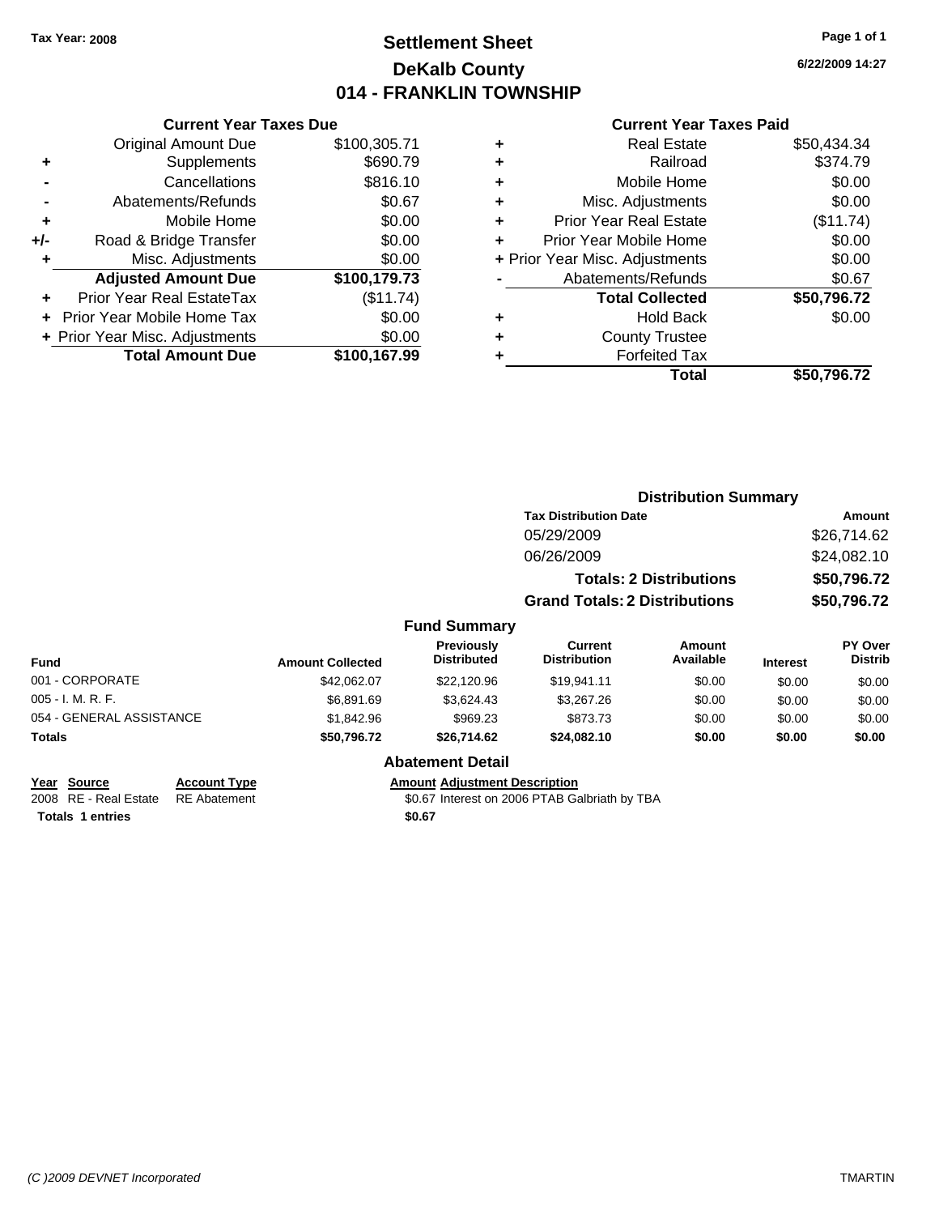**Tax Year: 2008**

# Settlement Sheet
## DeKalb County
## 014 - FRANKLIN TOWNSHIP

6/22/2009 14:27

### Current Year Taxes Due

| | | |
|---|---|---|
| | Original Amount Due | $100,305.71 |
| + | Supplements | $690.79 |
| - | Cancellations | $816.10 |
| - | Abatements/Refunds | $0.67 |
| + | Mobile Home | $0.00 |
| +/- | Road & Bridge Transfer | $0.00 |
| + | Misc. Adjustments | $0.00 |
| | **Adjusted Amount Due** | **$100,179.73** |
| + | Prior Year Real EstateTax | ($11.74) |
| + | Prior Year Mobile Home Tax | $0.00 |
| + | Prior Year Misc. Adjustments | $0.00 |
| | **Total Amount Due** | **$100,167.99** |

### Current Year Taxes Paid

| | | |
|---|---|---|
| + | Real Estate | $50,434.34 |
| + | Railroad | $374.79 |
| + | Mobile Home | $0.00 |
| + | Misc. Adjustments | $0.00 |
| + | Prior Year Real Estate | ($11.74) |
| + | Prior Year Mobile Home | $0.00 |
| + | Prior Year Misc. Adjustments | $0.00 |
| - | Abatements/Refunds | $0.67 |
| | **Total Collected** | **$50,796.72** |
| + | Hold Back | $0.00 |
| + | County Trustee | |
| + | Forfeited Tax | |
| | **Total** | **$50,796.72** |

### Distribution Summary

| Tax Distribution Date | Amount |
|---|---|
| 05/29/2009 | $26,714.62 |
| 06/26/2009 | $24,082.10 |
| **Totals: 2 Distributions** | **$50,796.72** |
| **Grand Totals: 2 Distributions** | **$50,796.72** |

### Fund Summary

| Fund | Amount Collected | Previously Distributed | Current Distribution | Amount Available | Interest | PY Over Distrib |
|---|---|---|---|---|---|---|
| 001 - CORPORATE | $42,062.07 | $22,120.96 | $19,941.11 | $0.00 | $0.00 | $0.00 |
| 005 - I. M. R. F. | $6,891.69 | $3,624.43 | $3,267.26 | $0.00 | $0.00 | $0.00 |
| 054 - GENERAL ASSISTANCE | $1,842.96 | $969.23 | $873.73 | $0.00 | $0.00 | $0.00 |
| **Totals** | **$50,796.72** | **$26,714.62** | **$24,082.10** | **$0.00** | **$0.00** | **$0.00** |

### Abatement Detail

| Year | Source | Account Type | Amount | Adjustment Description |
|---|---|---|---|---|
| 2008 | RE - Real Estate | RE Abatement | $0.67 | Interest on 2006 PTAB Galbriath by TBA |
| **Totals** | **1 entries** | | **$0.67** | |

(C )2009 DEVNET Incorporated TMARTIN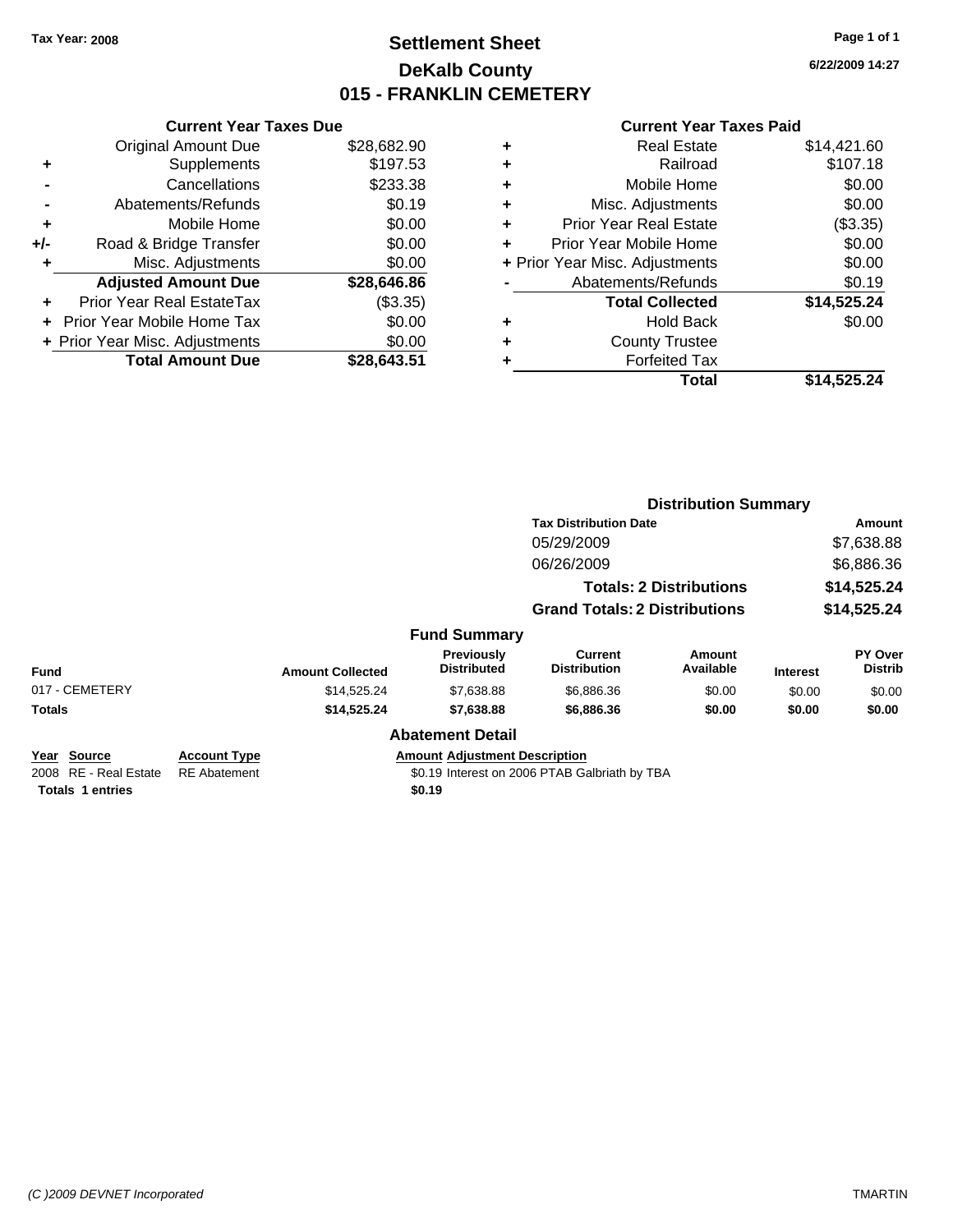Tax Year: 2008

# Settlement Sheet
## DeKalb County
## 015 - FRANKLIN CEMETERY

6/22/2009 14:27

### Current Year Taxes Due

| | | |
|---|---|---|
| | Original Amount Due | $28,682.90 |
| + | Supplements | $197.53 |
| - | Cancellations | $233.38 |
| - | Abatements/Refunds | $0.19 |
| + | Mobile Home | $0.00 |
| +/- | Road & Bridge Transfer | $0.00 |
| + | Misc. Adjustments | $0.00 |
| | **Adjusted Amount Due** | **$28,646.86** |
| + | Prior Year Real EstateTax | ($3.35) |
| + | Prior Year Mobile Home Tax | $0.00 |
| + | Prior Year Misc. Adjustments | $0.00 |
| | **Total Amount Due** | **$28,643.51** |

### Current Year Taxes Paid

| | | |
|---|---|---|
| + | Real Estate | $14,421.60 |
| + | Railroad | $107.18 |
| + | Mobile Home | $0.00 |
| + | Misc. Adjustments | $0.00 |
| + | Prior Year Real Estate | ($3.35) |
| + | Prior Year Mobile Home | $0.00 |
| + | Prior Year Misc. Adjustments | $0.00 |
| - | Abatements/Refunds | $0.19 |
| | **Total Collected** | **$14,525.24** |
| + | Hold Back | $0.00 |
| + | County Trustee | |
| + | Forfeited Tax | |
| | **Total** | **$14,525.24** |

### Distribution Summary

| Tax Distribution Date | Amount |
|---|---|
| 05/29/2009 | $7,638.88 |
| 06/26/2009 | $6,886.36 |
| **Totals: 2 Distributions** | **$14,525.24** |
| **Grand Totals: 2 Distributions** | **$14,525.24** |

### Fund Summary

| Fund | Amount Collected | Previously Distributed | Current Distribution | Amount Available | Interest | PY Over Distrib |
|---|---|---|---|---|---|---|
| 017 - CEMETERY | $14,525.24 | $7,638.88 | $6,886.36 | $0.00 | $0.00 | $0.00 |
| **Totals** | **$14,525.24** | **$7,638.88** | **$6,886.36** | **$0.00** | **$0.00** | **$0.00** |

### Abatement Detail

| Year | Source | Account Type | Amount | Adjustment Description |
|---|---|---|---|---|
| 2008 | RE - Real Estate | RE Abatement | $0.19 | Interest on 2006 PTAB Galbriath by TBA |
| **Totals** | **1 entries** | | **$0.19** | |

(C )2009 DEVNET Incorporated

TMARTIN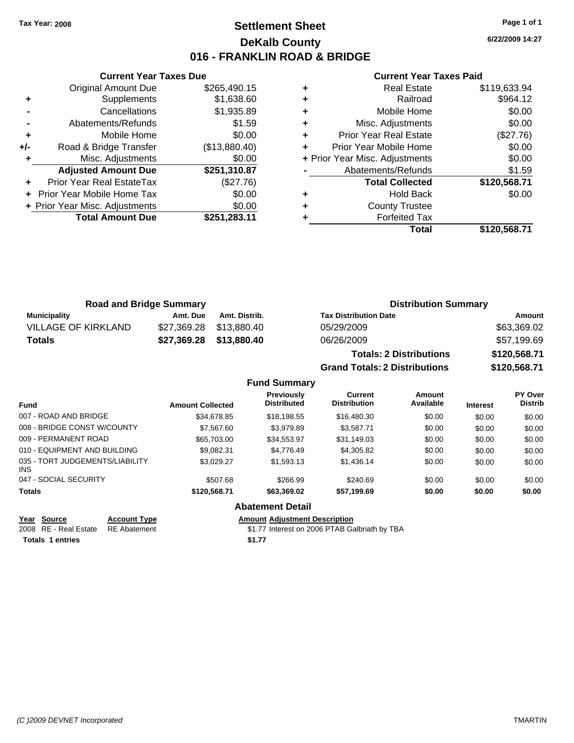Tax Year: 2008

# Settlement Sheet
## DeKalb County
## 016 - FRANKLIN ROAD & BRIDGE

6/22/2009 14:27

### Current Year Taxes Due

| | | |
|---|---|---|
| | Original Amount Due | $265,490.15 |
| + | Supplements | $1,638.60 |
| - | Cancellations | $1,935.89 |
| - | Abatements/Refunds | $1.59 |
| + | Mobile Home | $0.00 |
| +/- | Road & Bridge Transfer | ($13,880.40) |
| + | Misc. Adjustments | $0.00 |
| | **Adjusted Amount Due** | **$251,310.87** |
| + | Prior Year Real EstateTax | ($27.76) |
| + | Prior Year Mobile Home Tax | $0.00 |
| + | Prior Year Misc. Adjustments | $0.00 |
| | **Total Amount Due** | **$251,283.11** |

### Current Year Taxes Paid

| | | |
|---|---|---|
| + | Real Estate | $119,633.94 |
| + | Railroad | $964.12 |
| + | Mobile Home | $0.00 |
| + | Misc. Adjustments | $0.00 |
| + | Prior Year Real Estate | ($27.76) |
| + | Prior Year Mobile Home | $0.00 |
| + | Prior Year Misc. Adjustments | $0.00 |
| - | Abatements/Refunds | $1.59 |
| | **Total Collected** | **$120,568.71** |
| + | Hold Back | $0.00 |
| + | County Trustee | |
| + | Forfeited Tax | |
| | **Total** | **$120,568.71** |

### Road and Bridge Summary

| Municipality | Amt. Due | Amt. Distrib. |
|---|---|---|
| VILLAGE OF KIRKLAND | $27,369.28 | $13,880.40 |
| **Totals** | **$27,369.28** | **$13,880.40** |

### Distribution Summary

| Tax Distribution Date | Amount |
|---|---|
| 05/29/2009 | $63,369.02 |
| 06/26/2009 | $57,199.69 |
| **Totals: 2 Distributions** | **$120,568.71** |
| **Grand Totals: 2 Distributions** | **$120,568.71** |

### Fund Summary

| Fund | Amount Collected | Previously Distributed | Current Distribution | Amount Available | Interest | PY Over Distrib |
|---|---|---|---|---|---|---|
| 007 - ROAD AND BRIDGE | $34,678.85 | $18,198.55 | $16,480.30 | $0.00 | $0.00 | $0.00 |
| 008 - BRIDGE CONST W/COUNTY | $7,567.60 | $3,979.89 | $3,587.71 | $0.00 | $0.00 | $0.00 |
| 009 - PERMANENT ROAD | $65,703.00 | $34,553.97 | $31,149.03 | $0.00 | $0.00 | $0.00 |
| 010 - EQUIPMENT AND BUILDING | $9,082.31 | $4,776.49 | $4,305.82 | $0.00 | $0.00 | $0.00 |
| 035 - TORT JUDGEMENTS/LIABILITY INS | $3,029.27 | $1,593.13 | $1,436.14 | $0.00 | $0.00 | $0.00 |
| 047 - SOCIAL SECURITY | $507.68 | $266.99 | $240.69 | $0.00 | $0.00 | $0.00 |
| **Totals** | **$120,568.71** | **$63,369.02** | **$57,199.69** | **$0.00** | **$0.00** | **$0.00** |

### Abatement Detail

| Year | Source | Account Type | Amount | Adjustment Description |
|---|---|---|---|---|
| 2008 | RE - Real Estate | RE Abatement | $1.77 | Interest on 2006 PTAB Galbriath by TBA |
| **Totals** | **1 entries** | | **$1.77** | |

(C )2009 DEVNET Incorporated TMARTIN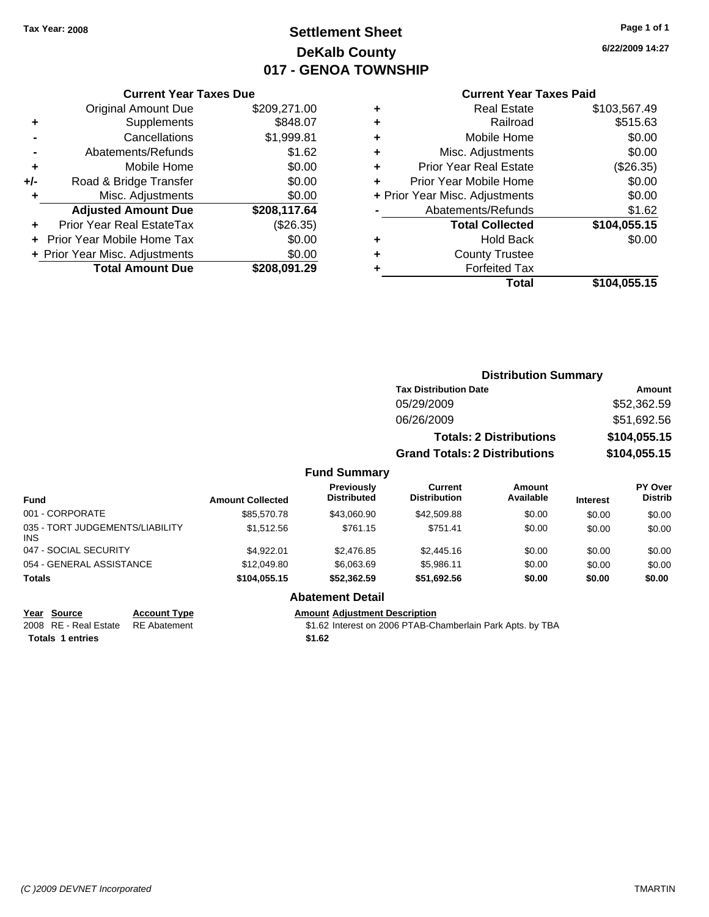Tax Year: 2008

# Settlement Sheet
## DeKalb County
## 017 - GENOA TOWNSHIP

6/22/2009 14:27

### Current Year Taxes Due

| | | |
|---|---|---|
| | Original Amount Due | $209,271.00 |
| + | Supplements | $848.07 |
| - | Cancellations | $1,999.81 |
| - | Abatements/Refunds | $1.62 |
| + | Mobile Home | $0.00 |
| +/- | Road & Bridge Transfer | $0.00 |
| + | Misc. Adjustments | $0.00 |
| | **Adjusted Amount Due** | **$208,117.64** |
| + | Prior Year Real EstateTax | ($26.35) |
| + | Prior Year Mobile Home Tax | $0.00 |
| + | Prior Year Misc. Adjustments | $0.00 |
| | **Total Amount Due** | **$208,091.29** |

### Current Year Taxes Paid

| | | |
|---|---|---|
| + | Real Estate | $103,567.49 |
| + | Railroad | $515.63 |
| + | Mobile Home | $0.00 |
| + | Misc. Adjustments | $0.00 |
| + | Prior Year Real Estate | ($26.35) |
| + | Prior Year Mobile Home | $0.00 |
| + | Prior Year Misc. Adjustments | $0.00 |
| - | Abatements/Refunds | $1.62 |
| | **Total Collected** | **$104,055.15** |
| + | Hold Back | $0.00 |
| + | County Trustee | |
| + | Forfeited Tax | |
| | **Total** | **$104,055.15** |

### Distribution Summary

| Tax Distribution Date | Amount |
|---|---|
| 05/29/2009 | $52,362.59 |
| 06/26/2009 | $51,692.56 |
| **Totals: 2 Distributions** | **$104,055.15** |
| **Grand Totals: 2 Distributions** | **$104,055.15** |

### Fund Summary

| Fund | Amount Collected | Previously Distributed | Current Distribution | Amount Available | Interest | PY Over Distrib |
|---|---|---|---|---|---|---|
| 001 - CORPORATE | $85,570.78 | $43,060.90 | $42,509.88 | $0.00 | $0.00 | $0.00 |
| 035 - TORT JUDGEMENTS/LIABILITY INS | $1,512.56 | $761.15 | $751.41 | $0.00 | $0.00 | $0.00 |
| 047 - SOCIAL SECURITY | $4,922.01 | $2,476.85 | $2,445.16 | $0.00 | $0.00 | $0.00 |
| 054 - GENERAL ASSISTANCE | $12,049.80 | $6,063.69 | $5,986.11 | $0.00 | $0.00 | $0.00 |
| **Totals** | **$104,055.15** | **$52,362.59** | **$51,692.56** | **$0.00** | **$0.00** | **$0.00** |

### Abatement Detail

| Year | Source | Account Type | Amount | Adjustment Description |
|---|---|---|---|---|
| 2008 | RE - Real Estate | RE Abatement | $1.62 | Interest on 2006 PTAB-Chamberlain Park Apts. by TBA |
| **Totals 1 entries** | | | **$1.62** | |

(C )2009 DEVNET Incorporated TMARTIN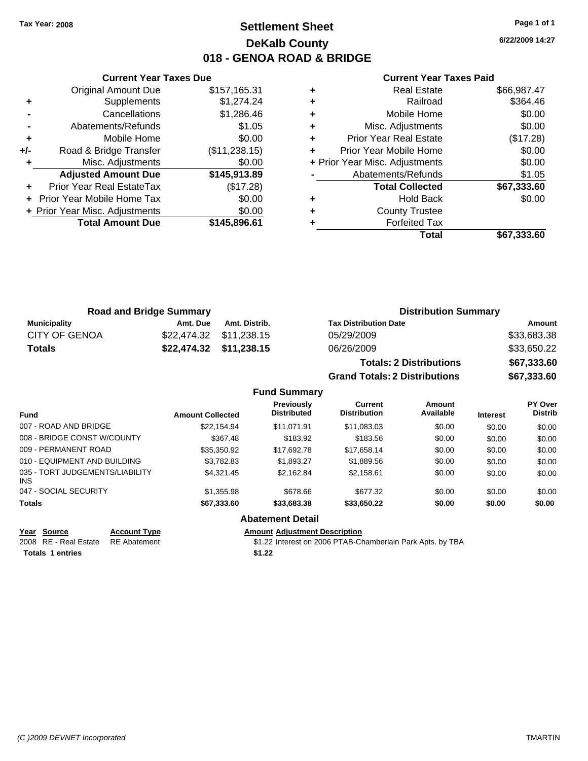Tax Year: 2008

# Settlement Sheet
## DeKalb County
## 018 - GENOA ROAD & BRIDGE

6/22/2009 14:27

### Current Year Taxes Due

| | | |
|---|---|---|
| | Original Amount Due | $157,165.31 |
| + | Supplements | $1,274.24 |
| - | Cancellations | $1,286.46 |
| - | Abatements/Refunds | $1.05 |
| + | Mobile Home | $0.00 |
| +/- | Road & Bridge Transfer | ($11,238.15) |
| + | Misc. Adjustments | $0.00 |
| | **Adjusted Amount Due** | **$145,913.89** |
| + | Prior Year Real EstateTax | ($17.28) |
| + | Prior Year Mobile Home Tax | $0.00 |
| + | Prior Year Misc. Adjustments | $0.00 |
| | **Total Amount Due** | **$145,896.61** |

### Current Year Taxes Paid

| | | |
|---|---|---|
| + | Real Estate | $66,987.47 |
| + | Railroad | $364.46 |
| + | Mobile Home | $0.00 |
| + | Misc. Adjustments | $0.00 |
| + | Prior Year Real Estate | ($17.28) |
| + | Prior Year Mobile Home | $0.00 |
| + | Prior Year Misc. Adjustments | $0.00 |
| - | Abatements/Refunds | $1.05 |
| | **Total Collected** | **$67,333.60** |
| + | Hold Back | $0.00 |
| + | County Trustee | |
| + | Forfeited Tax | |
| | **Total** | **$67,333.60** |

### Road and Bridge Summary

| Municipality | Amt. Due | Amt. Distrib. |
|---|---|---|
| CITY OF GENOA | $22,474.32 | $11,238.15 |
| **Totals** | **$22,474.32** | **$11,238.15** |

### Distribution Summary

| Tax Distribution Date | Amount |
|---|---|
| 05/29/2009 | $33,683.38 |
| 06/26/2009 | $33,650.22 |
| **Totals: 2 Distributions** | **$67,333.60** |
| **Grand Totals: 2 Distributions** | **$67,333.60** |

### Fund Summary

| Fund | Amount Collected | Previously Distributed | Current Distribution | Amount Available | Interest | PY Over Distrib |
|---|---|---|---|---|---|---|
| 007 - ROAD AND BRIDGE | $22,154.94 | $11,071.91 | $11,083.03 | $0.00 | $0.00 | $0.00 |
| 008 - BRIDGE CONST W/COUNTY | $367.48 | $183.92 | $183.56 | $0.00 | $0.00 | $0.00 |
| 009 - PERMANENT ROAD | $35,350.92 | $17,692.78 | $17,658.14 | $0.00 | $0.00 | $0.00 |
| 010 - EQUIPMENT AND BUILDING | $3,782.83 | $1,893.27 | $1,889.56 | $0.00 | $0.00 | $0.00 |
| 035 - TORT JUDGEMENTS/LIABILITY INS | $4,321.45 | $2,162.84 | $2,158.61 | $0.00 | $0.00 | $0.00 |
| 047 - SOCIAL SECURITY | $1,355.98 | $678.66 | $677.32 | $0.00 | $0.00 | $0.00 |
| **Totals** | **$67,333.60** | **$33,683.38** | **$33,650.22** | **$0.00** | **$0.00** | **$0.00** |

### Abatement Detail

| Year | Source | Account Type | Amount | Adjustment Description |
|---|---|---|---|---|
| 2008 | RE - Real Estate | RE Abatement | $1.22 | Interest on 2006 PTAB-Chamberlain Park Apts. by TBA |
| **Totals** | **1 entries** | | **$1.22** | |

(C )2009 DEVNET Incorporated TMARTIN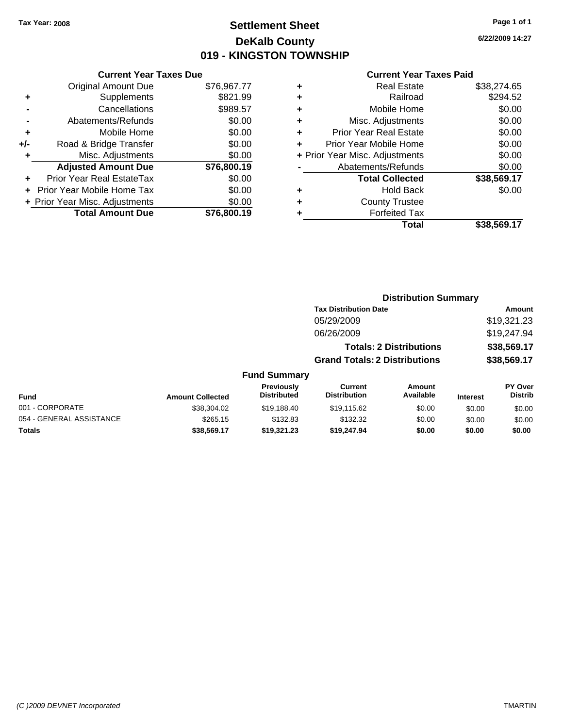Tax Year: 2008

# Settlement Sheet
## DeKalb County
## 019 - KINGSTON TOWNSHIP

6/22/2009 14:27

**Current Year Taxes Due**

| | | |
|---|---|---|
| | Original Amount Due | $76,967.77 |
| + | Supplements | $821.99 |
| - | Cancellations | $989.57 |
| - | Abatements/Refunds | $0.00 |
| + | Mobile Home | $0.00 |
| +/- | Road & Bridge Transfer | $0.00 |
| + | Misc. Adjustments | $0.00 |
| | **Adjusted Amount Due** | **$76,800.19** |
| + | Prior Year Real EstateTax | $0.00 |
| + | Prior Year Mobile Home Tax | $0.00 |
| + | Prior Year Misc. Adjustments | $0.00 |
| | **Total Amount Due** | **$76,800.19** |

**Current Year Taxes Paid**

| | | |
|---|---|---|
| + | Real Estate | $38,274.65 |
| + | Railroad | $294.52 |
| + | Mobile Home | $0.00 |
| + | Misc. Adjustments | $0.00 |
| + | Prior Year Real Estate | $0.00 |
| + | Prior Year Mobile Home | $0.00 |
| + | Prior Year Misc. Adjustments | $0.00 |
| - | Abatements/Refunds | $0.00 |
| | **Total Collected** | **$38,569.17** |
| + | Hold Back | $0.00 |
| + | County Trustee | |
| + | Forfeited Tax | |
| | **Total** | **$38,569.17** |

**Distribution Summary**

| Tax Distribution Date | Amount |
|---|---|
| 05/29/2009 | $19,321.23 |
| 06/26/2009 | $19,247.94 |
| **Totals: 2 Distributions** | **$38,569.17** |
| **Grand Totals: 2 Distributions** | **$38,569.17** |

**Fund Summary**

| Fund | Amount Collected | Previously Distributed | Current Distribution | Amount Available | Interest | PY Over Distrib |
|---|---|---|---|---|---|---|
| 001 - CORPORATE | $38,304.02 | $19,188.40 | $19,115.62 | $0.00 | $0.00 | $0.00 |
| 054 - GENERAL ASSISTANCE | $265.15 | $132.83 | $132.32 | $0.00 | $0.00 | $0.00 |
| **Totals** | **$38,569.17** | **$19,321.23** | **$19,247.94** | **$0.00** | **$0.00** | **$0.00** |

(C )2009 DEVNET Incorporated TMARTIN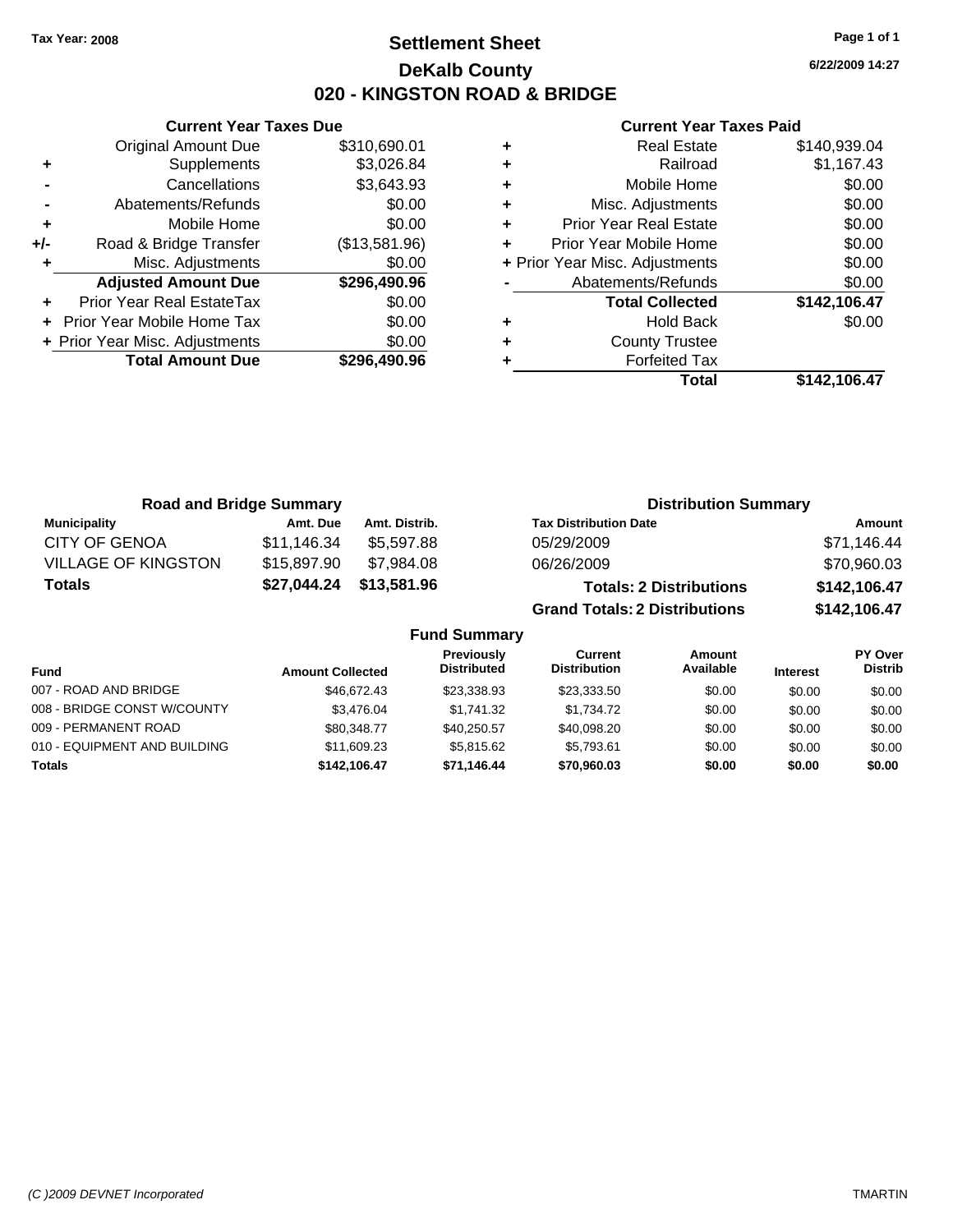Tax Year: 2008

# Settlement Sheet
## DeKalb County
## 020 - KINGSTON ROAD & BRIDGE

6/22/2009 14:27

### Current Year Taxes Due

| | | |
|---|---|---|
| | Original Amount Due | $310,690.01 |
| + | Supplements | $3,026.84 |
| - | Cancellations | $3,643.93 |
| - | Abatements/Refunds | $0.00 |
| + | Mobile Home | $0.00 |
| +/- | Road & Bridge Transfer | ($13,581.96) |
| + | Misc. Adjustments | $0.00 |
| | **Adjusted Amount Due** | **$296,490.96** |
| + | Prior Year Real EstateTax | $0.00 |
| + | Prior Year Mobile Home Tax | $0.00 |
| + | Prior Year Misc. Adjustments | $0.00 |
| | **Total Amount Due** | **$296,490.96** |

### Current Year Taxes Paid

| | | |
|---|---|---|
| + | Real Estate | $140,939.04 |
| + | Railroad | $1,167.43 |
| + | Mobile Home | $0.00 |
| + | Misc. Adjustments | $0.00 |
| + | Prior Year Real Estate | $0.00 |
| + | Prior Year Mobile Home | $0.00 |
| + | Prior Year Misc. Adjustments | $0.00 |
| - | Abatements/Refunds | $0.00 |
| | **Total Collected** | **$142,106.47** |
| + | Hold Back | $0.00 |
| + | County Trustee | |
| + | Forfeited Tax | |
| | **Total** | **$142,106.47** |

### Road and Bridge Summary

| Municipality | Amt. Due | Amt. Distrib. |
|---|---|---|
| CITY OF GENOA | $11,146.34 | $5,597.88 |
| VILLAGE OF KINGSTON | $15,897.90 | $7,984.08 |
| **Totals** | **$27,044.24** | **$13,581.96** |

### Distribution Summary

| Tax Distribution Date | Amount |
|---|---|
| 05/29/2009 | $71,146.44 |
| 06/26/2009 | $70,960.03 |
| **Totals: 2 Distributions** | **$142,106.47** |
| **Grand Totals: 2 Distributions** | **$142,106.47** |

### Fund Summary

| Fund | Amount Collected | Previously Distributed | Current Distribution | Amount Available | Interest | PY Over Distrib |
|---|---|---|---|---|---|---|
| 007 - ROAD AND BRIDGE | $46,672.43 | $23,338.93 | $23,333.50 | $0.00 | $0.00 | $0.00 |
| 008 - BRIDGE CONST W/COUNTY | $3,476.04 | $1,741.32 | $1,734.72 | $0.00 | $0.00 | $0.00 |
| 009 - PERMANENT ROAD | $80,348.77 | $40,250.57 | $40,098.20 | $0.00 | $0.00 | $0.00 |
| 010 - EQUIPMENT AND BUILDING | $11,609.23 | $5,815.62 | $5,793.61 | $0.00 | $0.00 | $0.00 |
| **Totals** | **$142,106.47** | **$71,146.44** | **$70,960.03** | **$0.00** | **$0.00** | **$0.00** |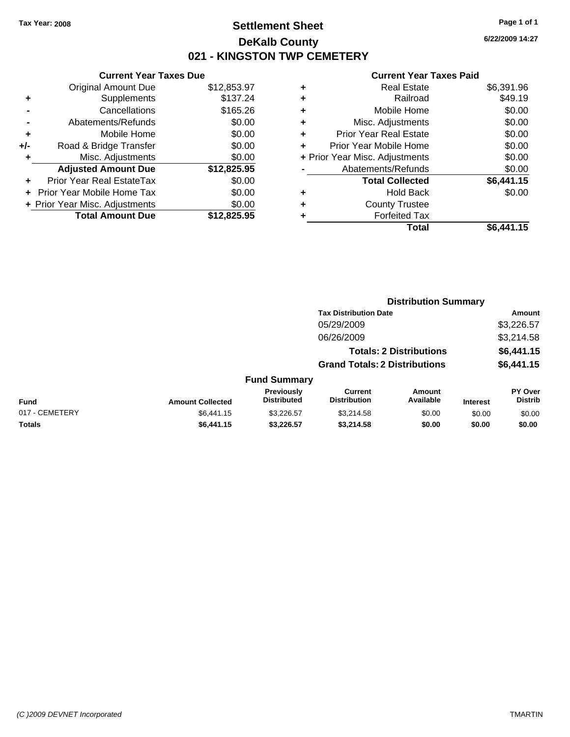Tax Year: 2008

# Settlement Sheet

## DeKalb County

## 021 - KINGSTON TWP CEMETERY

6/22/2009 14:27

### Current Year Taxes Due

| | | |
|---|---|---|
| | Original Amount Due | $12,853.97 |
| + | Supplements | $137.24 |
| - | Cancellations | $165.26 |
| - | Abatements/Refunds | $0.00 |
| + | Mobile Home | $0.00 |
| +/- | Road & Bridge Transfer | $0.00 |
| + | Misc. Adjustments | $0.00 |
| | **Adjusted Amount Due** | **$12,825.95** |
| + | Prior Year Real EstateTax | $0.00 |
| + | Prior Year Mobile Home Tax | $0.00 |
| + | Prior Year Misc. Adjustments | $0.00 |
| | **Total Amount Due** | **$12,825.95** |

### Current Year Taxes Paid

| | | |
|---|---|---|
| + | Real Estate | $6,391.96 |
| + | Railroad | $49.19 |
| + | Mobile Home | $0.00 |
| + | Misc. Adjustments | $0.00 |
| + | Prior Year Real Estate | $0.00 |
| + | Prior Year Mobile Home | $0.00 |
| + | Prior Year Misc. Adjustments | $0.00 |
| - | Abatements/Refunds | $0.00 |
| | **Total Collected** | **$6,441.15** |
| + | Hold Back | $0.00 |
| + | County Trustee | |
| + | Forfeited Tax | |
| | **Total** | **$6,441.15** |

### Distribution Summary

| Tax Distribution Date | Amount |
|---|---|
| 05/29/2009 | $3,226.57 |
| 06/26/2009 | $3,214.58 |
| **Totals: 2 Distributions** | **$6,441.15** |
| **Grand Totals: 2 Distributions** | **$6,441.15** |

### Fund Summary

| Fund | Amount Collected | Previously Distributed | Current Distribution | Amount Available | Interest | PY Over Distrib |
|---|---|---|---|---|---|---|
| 017 - CEMETERY | $6,441.15 | $3,226.57 | $3,214.58 | $0.00 | $0.00 | $0.00 |
| **Totals** | **$6,441.15** | **$3,226.57** | **$3,214.58** | **$0.00** | **$0.00** | **$0.00** |

(C )2009 DEVNET Incorporated TMARTIN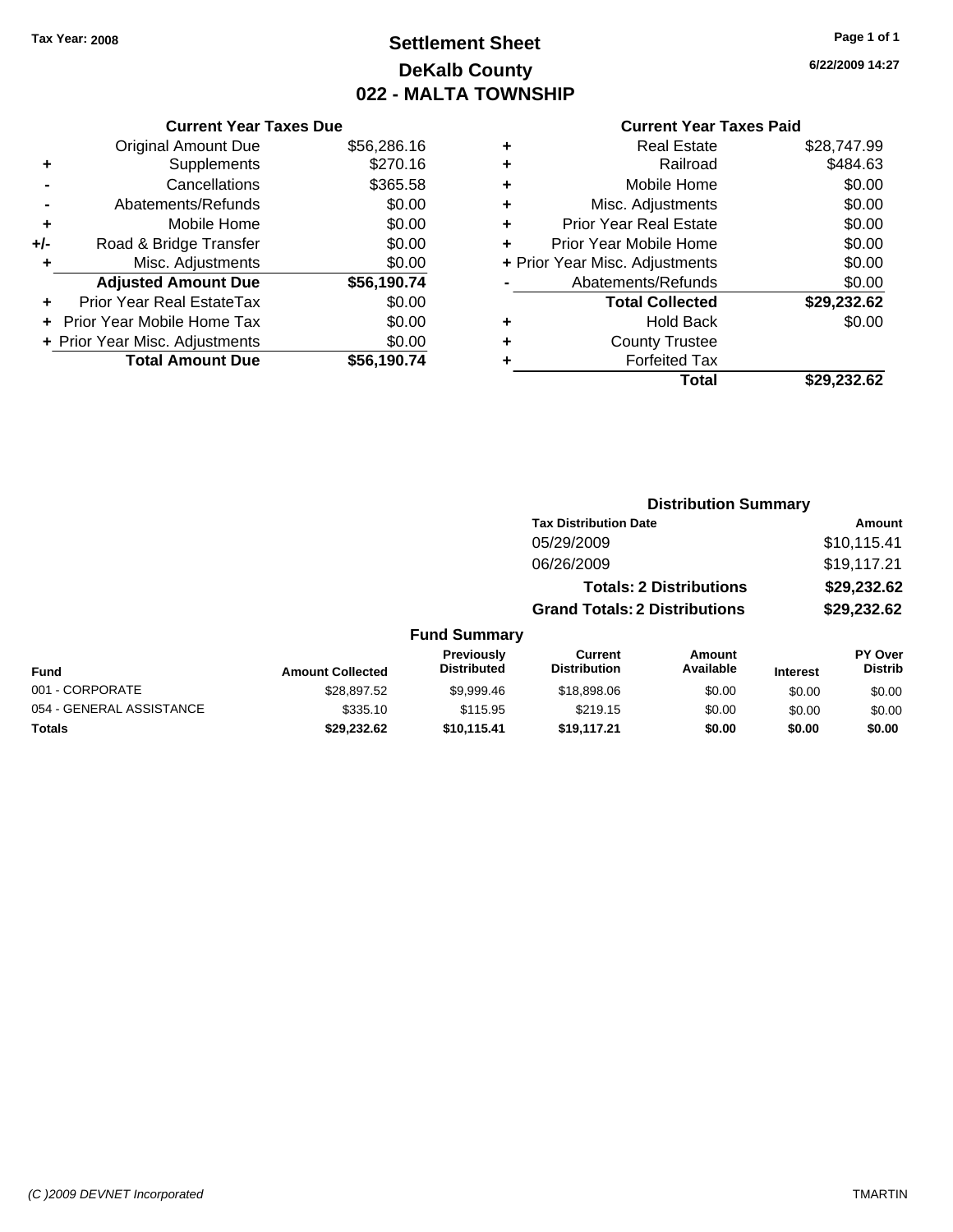Tax Year: 2008

# Settlement Sheet
## DeKalb County
## 022 - MALTA TOWNSHIP

6/22/2009 14:27

### Current Year Taxes Due

| | | |
|---|---|---|
| | Original Amount Due | $56,286.16 |
| + | Supplements | $270.16 |
| - | Cancellations | $365.58 |
| - | Abatements/Refunds | $0.00 |
| + | Mobile Home | $0.00 |
| +/- | Road & Bridge Transfer | $0.00 |
| + | Misc. Adjustments | $0.00 |
| | **Adjusted Amount Due** | **$56,190.74** |
| + | Prior Year Real EstateTax | $0.00 |
| + | Prior Year Mobile Home Tax | $0.00 |
| + | Prior Year Misc. Adjustments | $0.00 |
| | **Total Amount Due** | **$56,190.74** |

### Current Year Taxes Paid

| | | |
|---|---|---|
| + | Real Estate | $28,747.99 |
| + | Railroad | $484.63 |
| + | Mobile Home | $0.00 |
| + | Misc. Adjustments | $0.00 |
| + | Prior Year Real Estate | $0.00 |
| + | Prior Year Mobile Home | $0.00 |
| + | Prior Year Misc. Adjustments | $0.00 |
| - | Abatements/Refunds | $0.00 |
| | **Total Collected** | **$29,232.62** |
| + | Hold Back | $0.00 |
| + | County Trustee | |
| + | Forfeited Tax | |
| | **Total** | **$29,232.62** |

### Distribution Summary

| Tax Distribution Date | Amount |
|---|---|
| 05/29/2009 | $10,115.41 |
| 06/26/2009 | $19,117.21 |
| **Totals: 2 Distributions** | **$29,232.62** |
| **Grand Totals: 2 Distributions** | **$29,232.62** |

### Fund Summary

| Fund | Amount Collected | Previously Distributed | Current Distribution | Amount Available | Interest | PY Over Distrib |
|---|---|---|---|---|---|---|
| 001 - CORPORATE | $28,897.52 | $9,999.46 | $18,898.06 | $0.00 | $0.00 | $0.00 |
| 054 - GENERAL ASSISTANCE | $335.10 | $115.95 | $219.15 | $0.00 | $0.00 | $0.00 |
| **Totals** | **$29,232.62** | **$10,115.41** | **$19,117.21** | **$0.00** | **$0.00** | **$0.00** |

(C )2009 DEVNET Incorporated TMARTIN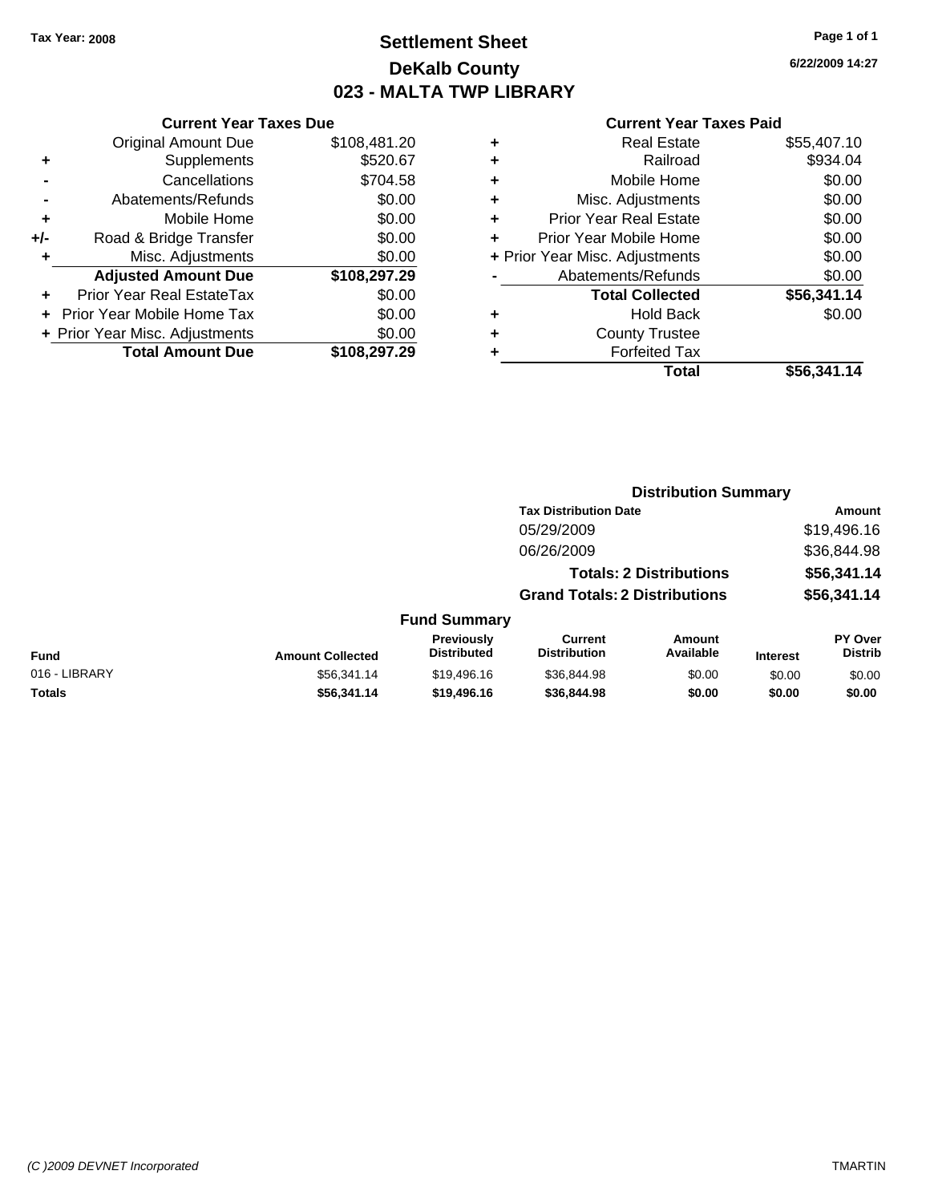**Tax Year: 2008**

# Settlement Sheet
## DeKalb County
## 023 - MALTA TWP LIBRARY

6/22/2009 14:27

### Current Year Taxes Due

| | | |
|---|---|---|
| | Original Amount Due | $108,481.20 |
| + | Supplements | $520.67 |
| - | Cancellations | $704.58 |
| - | Abatements/Refunds | $0.00 |
| + | Mobile Home | $0.00 |
| +/- | Road & Bridge Transfer | $0.00 |
| + | Misc. Adjustments | $0.00 |
| | **Adjusted Amount Due** | **$108,297.29** |
| + | Prior Year Real EstateTax | $0.00 |
| + | Prior Year Mobile Home Tax | $0.00 |
| + | Prior Year Misc. Adjustments | $0.00 |
| | **Total Amount Due** | **$108,297.29** |

### Current Year Taxes Paid

| | | |
|---|---|---|
| + | Real Estate | $55,407.10 |
| + | Railroad | $934.04 |
| + | Mobile Home | $0.00 |
| + | Misc. Adjustments | $0.00 |
| + | Prior Year Real Estate | $0.00 |
| + | Prior Year Mobile Home | $0.00 |
| + | Prior Year Misc. Adjustments | $0.00 |
| - | Abatements/Refunds | $0.00 |
| | **Total Collected** | **$56,341.14** |
| + | Hold Back | $0.00 |
| + | County Trustee | |
| + | Forfeited Tax | |
| | **Total** | **$56,341.14** |

### Distribution Summary

| Tax Distribution Date | Amount |
|---|---|
| 05/29/2009 | $19,496.16 |
| 06/26/2009 | $36,844.98 |
| **Totals: 2 Distributions** | **$56,341.14** |
| **Grand Totals: 2 Distributions** | **$56,341.14** |

### Fund Summary

| Fund | Amount Collected | Previously Distributed | Current Distribution | Amount Available | Interest | PY Over Distrib |
|---|---|---|---|---|---|---|
| 016 - LIBRARY | $56,341.14 | $19,496.16 | $36,844.98 | $0.00 | $0.00 | $0.00 |
| **Totals** | **$56,341.14** | **$19,496.16** | **$36,844.98** | **$0.00** | **$0.00** | **$0.00** |

(C )2009 DEVNET Incorporated TMARTIN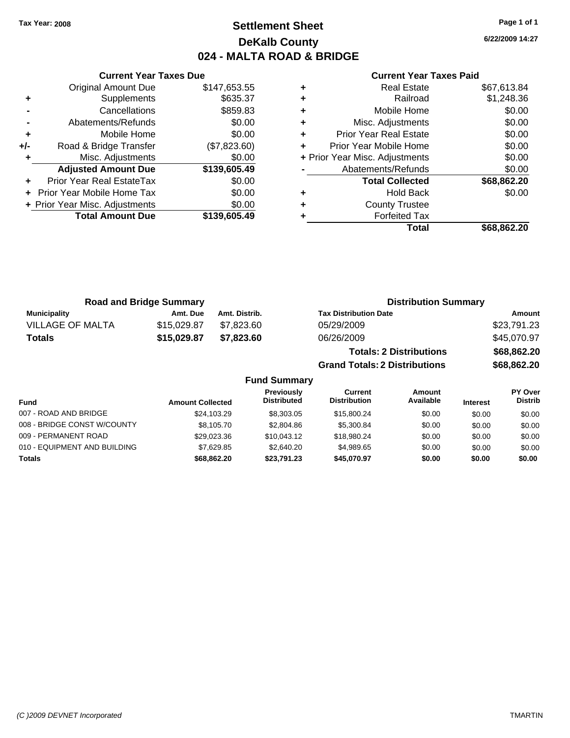Tax Year: 2008

# Settlement Sheet
## DeKalb County
## 024 - MALTA ROAD & BRIDGE

6/22/2009 14:27

### Current Year Taxes Due

| | | |
|---|---|---|
| | Original Amount Due | $147,653.55 |
| + | Supplements | $635.37 |
| - | Cancellations | $859.83 |
| - | Abatements/Refunds | $0.00 |
| + | Mobile Home | $0.00 |
| +/- | Road & Bridge Transfer | ($7,823.60) |
| + | Misc. Adjustments | $0.00 |
| | **Adjusted Amount Due** | **$139,605.49** |
| + | Prior Year Real EstateTax | $0.00 |
| + | Prior Year Mobile Home Tax | $0.00 |
| + | Prior Year Misc. Adjustments | $0.00 |
| | **Total Amount Due** | **$139,605.49** |

### Current Year Taxes Paid

| | | |
|---|---|---|
| + | Real Estate | $67,613.84 |
| + | Railroad | $1,248.36 |
| + | Mobile Home | $0.00 |
| + | Misc. Adjustments | $0.00 |
| + | Prior Year Real Estate | $0.00 |
| + | Prior Year Mobile Home | $0.00 |
| + | Prior Year Misc. Adjustments | $0.00 |
| - | Abatements/Refunds | $0.00 |
| | **Total Collected** | **$68,862.20** |
| + | Hold Back | $0.00 |
| + | County Trustee | |
| + | Forfeited Tax | |
| | **Total** | **$68,862.20** |

### Road and Bridge Summary

| Municipality | Amt. Due | Amt. Distrib. |
|---|---|---|
| VILLAGE OF MALTA | $15,029.87 | $7,823.60 |
| **Totals** | **$15,029.87** | **$7,823.60** |

### Distribution Summary

| Tax Distribution Date | Amount |
|---|---|
| 05/29/2009 | $23,791.23 |
| 06/26/2009 | $45,070.97 |
| **Totals: 2 Distributions** | **$68,862.20** |
| **Grand Totals: 2 Distributions** | **$68,862.20** |

### Fund Summary

| Fund | Amount Collected | Previously Distributed | Current Distribution | Amount Available | Interest | PY Over Distrib |
|---|---|---|---|---|---|---|
| 007 - ROAD AND BRIDGE | $24,103.29 | $8,303.05 | $15,800.24 | $0.00 | $0.00 | $0.00 |
| 008 - BRIDGE CONST W/COUNTY | $8,105.70 | $2,804.86 | $5,300.84 | $0.00 | $0.00 | $0.00 |
| 009 - PERMANENT ROAD | $29,023.36 | $10,043.12 | $18,980.24 | $0.00 | $0.00 | $0.00 |
| 010 - EQUIPMENT AND BUILDING | $7,629.85 | $2,640.20 | $4,989.65 | $0.00 | $0.00 | $0.00 |
| **Totals** | **$68,862.20** | **$23,791.23** | **$45,070.97** | **$0.00** | **$0.00** | **$0.00** |

(C )2009 DEVNET Incorporated TMARTIN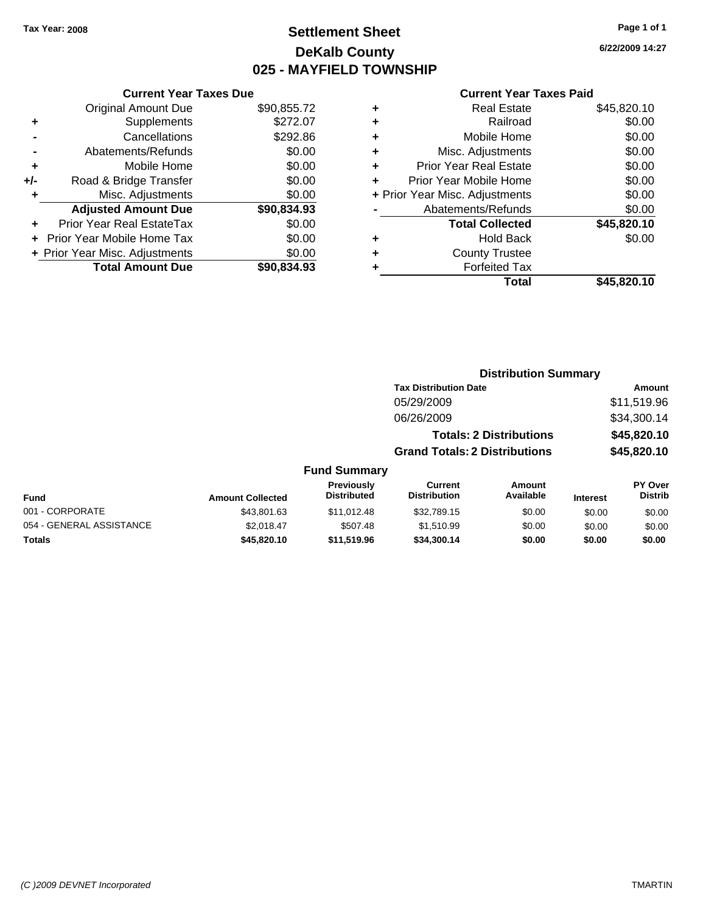Tax Year: 2008

# Settlement Sheet
## DeKalb County
## 025 - MAYFIELD TOWNSHIP

6/22/2009 14:27

### Current Year Taxes Due

| | | |
|---|---|---|
| | Original Amount Due | $90,855.72 |
| + | Supplements | $272.07 |
| - | Cancellations | $292.86 |
| - | Abatements/Refunds | $0.00 |
| + | Mobile Home | $0.00 |
| +/- | Road & Bridge Transfer | $0.00 |
| + | Misc. Adjustments | $0.00 |
| | **Adjusted Amount Due** | **$90,834.93** |
| + | Prior Year Real EstateTax | $0.00 |
| + | Prior Year Mobile Home Tax | $0.00 |
| + | Prior Year Misc. Adjustments | $0.00 |
| | **Total Amount Due** | **$90,834.93** |

### Current Year Taxes Paid

| | | |
|---|---|---|
| + | Real Estate | $45,820.10 |
| + | Railroad | $0.00 |
| + | Mobile Home | $0.00 |
| + | Misc. Adjustments | $0.00 |
| + | Prior Year Real Estate | $0.00 |
| + | Prior Year Mobile Home | $0.00 |
| + | Prior Year Misc. Adjustments | $0.00 |
| - | Abatements/Refunds | $0.00 |
| | **Total Collected** | **$45,820.10** |
| + | Hold Back | $0.00 |
| + | County Trustee | |
| + | Forfeited Tax | |
| | **Total** | **$45,820.10** |

### Distribution Summary

| Tax Distribution Date | Amount |
|---|---|
| 05/29/2009 | $11,519.96 |
| 06/26/2009 | $34,300.14 |
| **Totals: 2 Distributions** | **$45,820.10** |
| **Grand Totals: 2 Distributions** | **$45,820.10** |

### Fund Summary

| Fund | Amount Collected | Previously Distributed | Current Distribution | Amount Available | Interest | PY Over Distrib |
|---|---|---|---|---|---|---|
| 001 - CORPORATE | $43,801.63 | $11,012.48 | $32,789.15 | $0.00 | $0.00 | $0.00 |
| 054 - GENERAL ASSISTANCE | $2,018.47 | $507.48 | $1,510.99 | $0.00 | $0.00 | $0.00 |
| **Totals** | **$45,820.10** | **$11,519.96** | **$34,300.14** | **$0.00** | **$0.00** | **$0.00** |

(C )2009 DEVNET Incorporated TMARTIN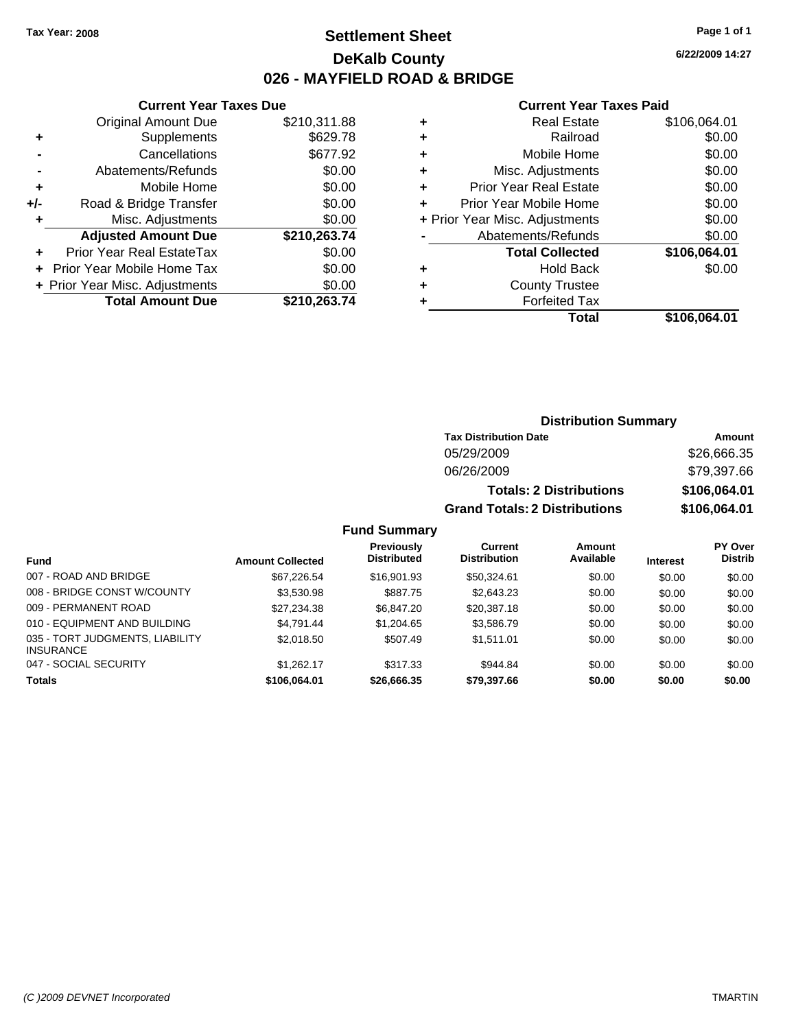Tax Year: 2008

# Settlement Sheet
## DeKalb County
## 026 - MAYFIELD ROAD & BRIDGE

6/22/2009 14:27

### Current Year Taxes Due

| | | |
|---|---|---|
| | Original Amount Due | $210,311.88 |
| + | Supplements | $629.78 |
| - | Cancellations | $677.92 |
| - | Abatements/Refunds | $0.00 |
| + | Mobile Home | $0.00 |
| +/- | Road & Bridge Transfer | $0.00 |
| + | Misc. Adjustments | $0.00 |
| | **Adjusted Amount Due** | **$210,263.74** |
| + | Prior Year Real EstateTax | $0.00 |
| + | Prior Year Mobile Home Tax | $0.00 |
| + | Prior Year Misc. Adjustments | $0.00 |
| | **Total Amount Due** | **$210,263.74** |

### Current Year Taxes Paid

| | | |
|---|---|---|
| + | Real Estate | $106,064.01 |
| + | Railroad | $0.00 |
| + | Mobile Home | $0.00 |
| + | Misc. Adjustments | $0.00 |
| + | Prior Year Real Estate | $0.00 |
| + | Prior Year Mobile Home | $0.00 |
| + | Prior Year Misc. Adjustments | $0.00 |
| - | Abatements/Refunds | $0.00 |
| | **Total Collected** | **$106,064.01** |
| + | Hold Back | $0.00 |
| + | County Trustee | |
| + | Forfeited Tax | |
| | **Total** | **$106,064.01** |

### Distribution Summary

| Tax Distribution Date | Amount |
|---|---|
| 05/29/2009 | $26,666.35 |
| 06/26/2009 | $79,397.66 |
| **Totals: 2 Distributions** | **$106,064.01** |
| **Grand Totals: 2 Distributions** | **$106,064.01** |

### Fund Summary

| Fund | Amount Collected | Previously Distributed | Current Distribution | Amount Available | Interest | PY Over Distrib |
|---|---|---|---|---|---|---|
| 007 - ROAD AND BRIDGE | $67,226.54 | $16,901.93 | $50,324.61 | $0.00 | $0.00 | $0.00 |
| 008 - BRIDGE CONST W/COUNTY | $3,530.98 | $887.75 | $2,643.23 | $0.00 | $0.00 | $0.00 |
| 009 - PERMANENT ROAD | $27,234.38 | $6,847.20 | $20,387.18 | $0.00 | $0.00 | $0.00 |
| 010 - EQUIPMENT AND BUILDING | $4,791.44 | $1,204.65 | $3,586.79 | $0.00 | $0.00 | $0.00 |
| 035 - TORT JUDGMENTS, LIABILITY INSURANCE | $2,018.50 | $507.49 | $1,511.01 | $0.00 | $0.00 | $0.00 |
| 047 - SOCIAL SECURITY | $1,262.17 | $317.33 | $944.84 | $0.00 | $0.00 | $0.00 |
| **Totals** | **$106,064.01** | **$26,666.35** | **$79,397.66** | **$0.00** | **$0.00** | **$0.00** |

(C )2009 DEVNET Incorporated TMARTIN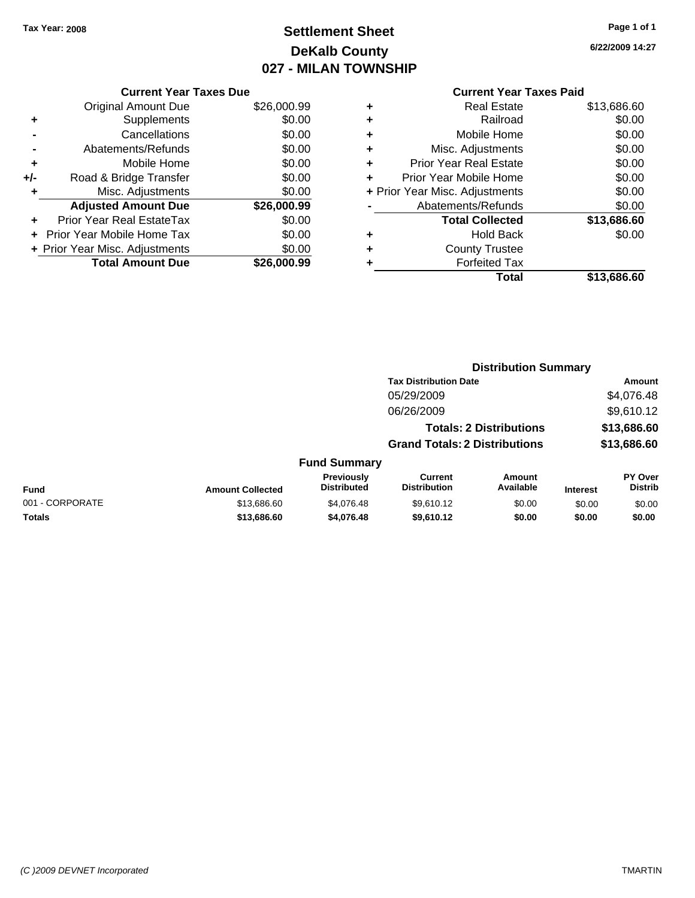Tax Year: 2008

# Settlement Sheet
## DeKalb County
## 027 - MILAN TOWNSHIP

6/22/2009 14:27

### Current Year Taxes Due

| | | |
|---|---|---|
| | Original Amount Due | $26,000.99 |
| + | Supplements | $0.00 |
| - | Cancellations | $0.00 |
| - | Abatements/Refunds | $0.00 |
| + | Mobile Home | $0.00 |
| +/- | Road & Bridge Transfer | $0.00 |
| + | Misc. Adjustments | $0.00 |
| | **Adjusted Amount Due** | **$26,000.99** |
| + | Prior Year Real EstateTax | $0.00 |
| + | Prior Year Mobile Home Tax | $0.00 |
| + | Prior Year Misc. Adjustments | $0.00 |
| | **Total Amount Due** | **$26,000.99** |

### Current Year Taxes Paid

| | | |
|---|---|---|
| + | Real Estate | $13,686.60 |
| + | Railroad | $0.00 |
| + | Mobile Home | $0.00 |
| + | Misc. Adjustments | $0.00 |
| + | Prior Year Real Estate | $0.00 |
| + | Prior Year Mobile Home | $0.00 |
| + | Prior Year Misc. Adjustments | $0.00 |
| - | Abatements/Refunds | $0.00 |
| | **Total Collected** | **$13,686.60** |
| + | Hold Back | $0.00 |
| + | County Trustee | |
| + | Forfeited Tax | |
| | **Total** | **$13,686.60** |

### Distribution Summary

| Tax Distribution Date | Amount |
|---|---|
| 05/29/2009 | $4,076.48 |
| 06/26/2009 | $9,610.12 |
| **Totals: 2 Distributions** | **$13,686.60** |
| **Grand Totals: 2 Distributions** | **$13,686.60** |

### Fund Summary

| Fund | Amount Collected | Previously Distributed | Current Distribution | Amount Available | Interest | PY Over Distrib |
|---|---|---|---|---|---|---|
| 001 - CORPORATE | $13,686.60 | $4,076.48 | $9,610.12 | $0.00 | $0.00 | $0.00 |
| **Totals** | **$13,686.60** | **$4,076.48** | **$9,610.12** | **$0.00** | **$0.00** | **$0.00** |

(C )2009 DEVNET Incorporated TMARTIN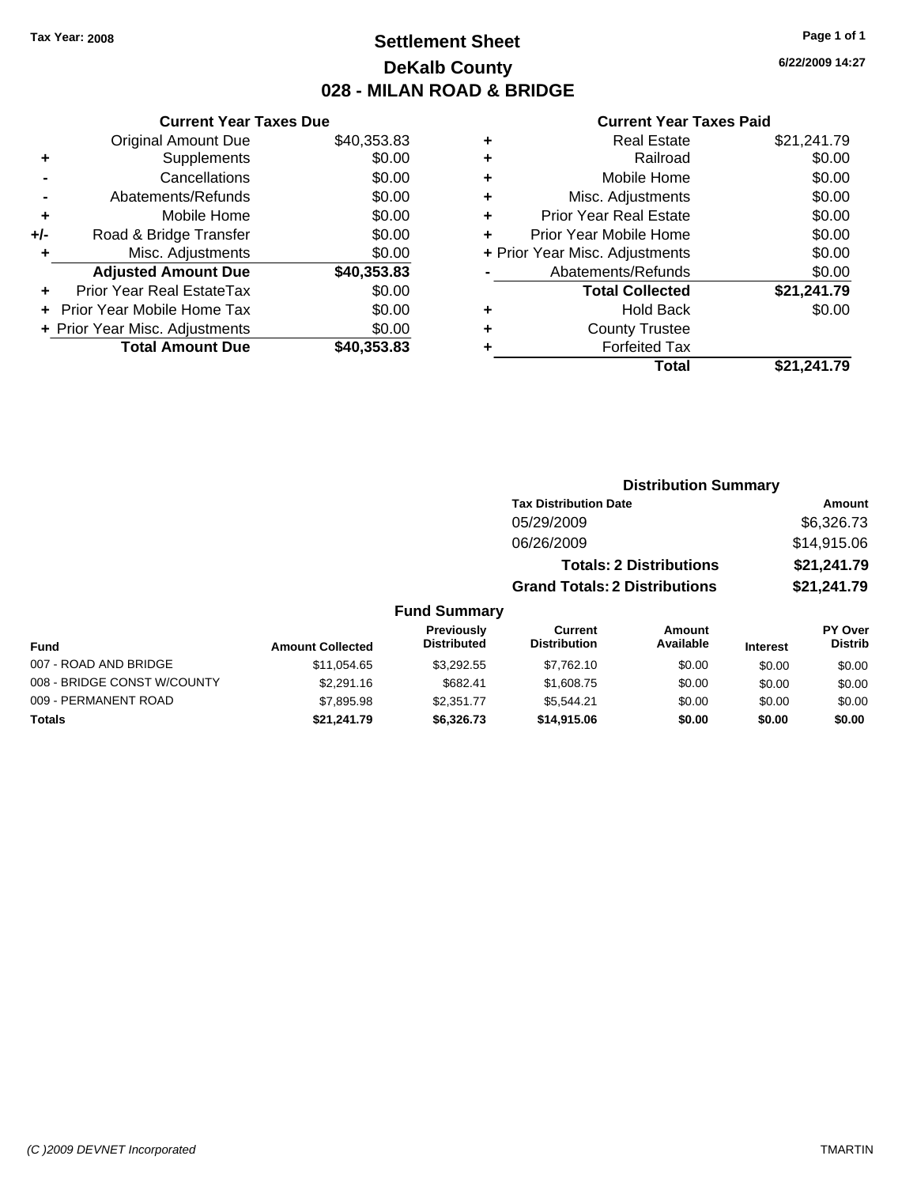Tax Year: 2008

# Settlement Sheet

## DeKalb County

## 028 - MILAN ROAD & BRIDGE

6/22/2009 14:27

### Current Year Taxes Due

| | | |
|---|---|---|
| | Original Amount Due | $40,353.83 |
| + | Supplements | $0.00 |
| - | Cancellations | $0.00 |
| - | Abatements/Refunds | $0.00 |
| + | Mobile Home | $0.00 |
| +/- | Road & Bridge Transfer | $0.00 |
| + | Misc. Adjustments | $0.00 |
| | **Adjusted Amount Due** | **$40,353.83** |
| + | Prior Year Real EstateTax | $0.00 |
| + | Prior Year Mobile Home Tax | $0.00 |
| + | Prior Year Misc. Adjustments | $0.00 |
| | **Total Amount Due** | **$40,353.83** |

### Current Year Taxes Paid

| | | |
|---|---|---|
| + | Real Estate | $21,241.79 |
| + | Railroad | $0.00 |
| + | Mobile Home | $0.00 |
| + | Misc. Adjustments | $0.00 |
| + | Prior Year Real Estate | $0.00 |
| + | Prior Year Mobile Home | $0.00 |
| + | Prior Year Misc. Adjustments | $0.00 |
| - | Abatements/Refunds | $0.00 |
| | **Total Collected** | **$21,241.79** |
| + | Hold Back | $0.00 |
| + | County Trustee | |
| + | Forfeited Tax | |
| | **Total** | **$21,241.79** |

### Distribution Summary

| Tax Distribution Date | Amount |
|---|---|
| 05/29/2009 | $6,326.73 |
| 06/26/2009 | $14,915.06 |
| **Totals: 2 Distributions** | **$21,241.79** |
| **Grand Totals: 2 Distributions** | **$21,241.79** |

### Fund Summary

| Fund | Amount Collected | Previously Distributed | Current Distribution | Amount Available | Interest | PY Over Distrib |
|---|---|---|---|---|---|---|
| 007 - ROAD AND BRIDGE | $11,054.65 | $3,292.55 | $7,762.10 | $0.00 | $0.00 | $0.00 |
| 008 - BRIDGE CONST W/COUNTY | $2,291.16 | $682.41 | $1,608.75 | $0.00 | $0.00 | $0.00 |
| 009 - PERMANENT ROAD | $7,895.98 | $2,351.77 | $5,544.21 | $0.00 | $0.00 | $0.00 |
| **Totals** | **$21,241.79** | **$6,326.73** | **$14,915.06** | **$0.00** | **$0.00** | **$0.00** |

(C )2009 DEVNET Incorporated TMARTIN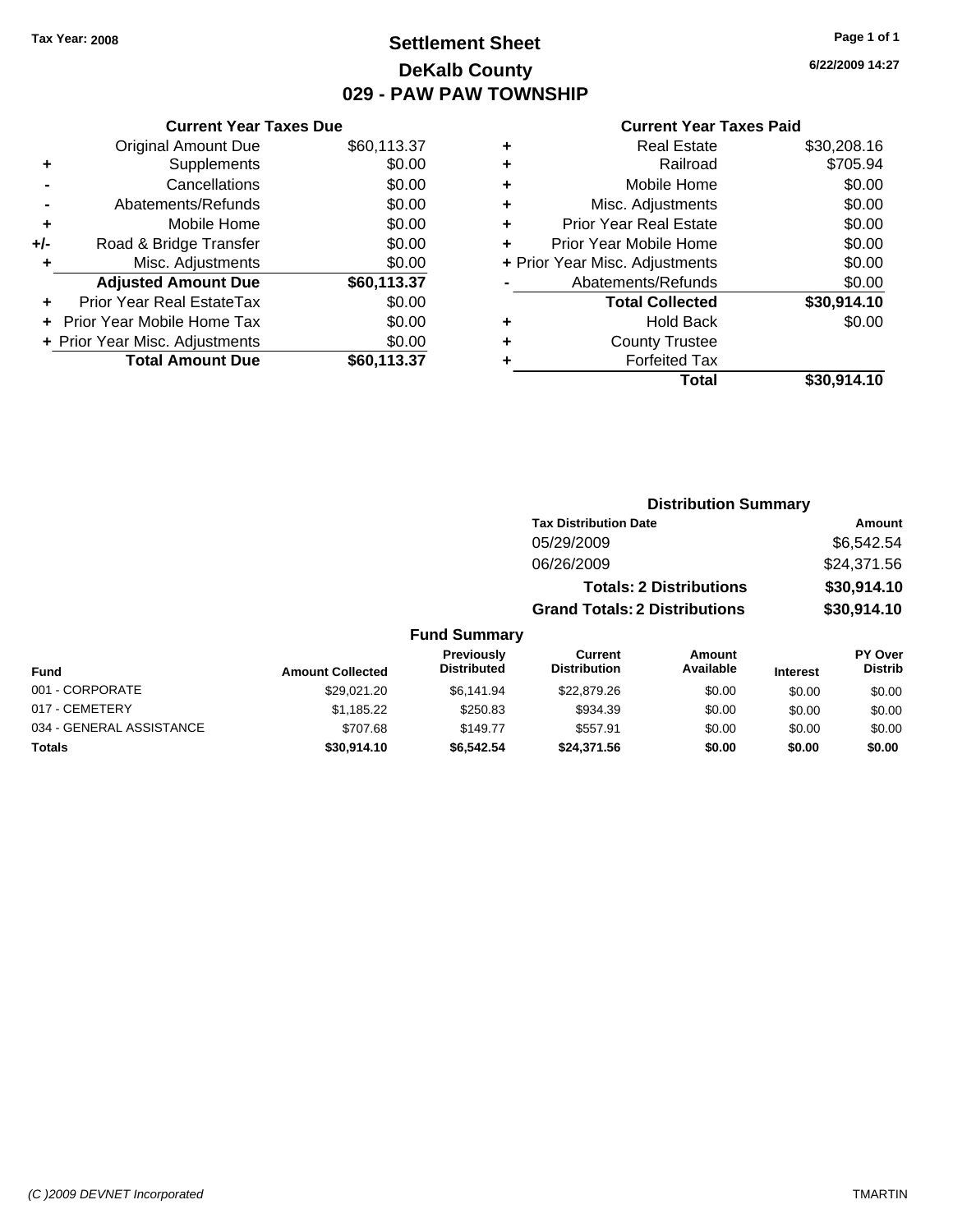Tax Year: 2008

# Settlement Sheet

## DeKalb County

## 029 - PAW PAW TOWNSHIP

6/22/2009 14:27

### Current Year Taxes Due

| | | |
|---|---|---|
| | Original Amount Due | $60,113.37 |
| + | Supplements | $0.00 |
| - | Cancellations | $0.00 |
| - | Abatements/Refunds | $0.00 |
| + | Mobile Home | $0.00 |
| +/- | Road & Bridge Transfer | $0.00 |
| + | Misc. Adjustments | $0.00 |
| | **Adjusted Amount Due** | **$60,113.37** |
| + | Prior Year Real EstateTax | $0.00 |
| + | Prior Year Mobile Home Tax | $0.00 |
| + | Prior Year Misc. Adjustments | $0.00 |
| | **Total Amount Due** | **$60,113.37** |

### Current Year Taxes Paid

| | | |
|---|---|---|
| + | Real Estate | $30,208.16 |
| + | Railroad | $705.94 |
| + | Mobile Home | $0.00 |
| + | Misc. Adjustments | $0.00 |
| + | Prior Year Real Estate | $0.00 |
| + | Prior Year Mobile Home | $0.00 |
| + | Prior Year Misc. Adjustments | $0.00 |
| - | Abatements/Refunds | $0.00 |
| | **Total Collected** | **$30,914.10** |
| + | Hold Back | $0.00 |
| + | County Trustee | |
| + | Forfeited Tax | |
| | **Total** | **$30,914.10** |

### Distribution Summary

| Tax Distribution Date | Amount |
|---|---|
| 05/29/2009 | $6,542.54 |
| 06/26/2009 | $24,371.56 |
| **Totals: 2 Distributions** | **$30,914.10** |
| **Grand Totals: 2 Distributions** | **$30,914.10** |

### Fund Summary

| Fund | Amount Collected | Previously Distributed | Current Distribution | Amount Available | Interest | PY Over Distrib |
|---|---|---|---|---|---|---|
| 001 - CORPORATE | $29,021.20 | $6,141.94 | $22,879.26 | $0.00 | $0.00 | $0.00 |
| 017 - CEMETERY | $1,185.22 | $250.83 | $934.39 | $0.00 | $0.00 | $0.00 |
| 034 - GENERAL ASSISTANCE | $707.68 | $149.77 | $557.91 | $0.00 | $0.00 | $0.00 |
| **Totals** | **$30,914.10** | **$6,542.54** | **$24,371.56** | **$0.00** | **$0.00** | **$0.00** |

(C )2009 DEVNET Incorporated TMARTIN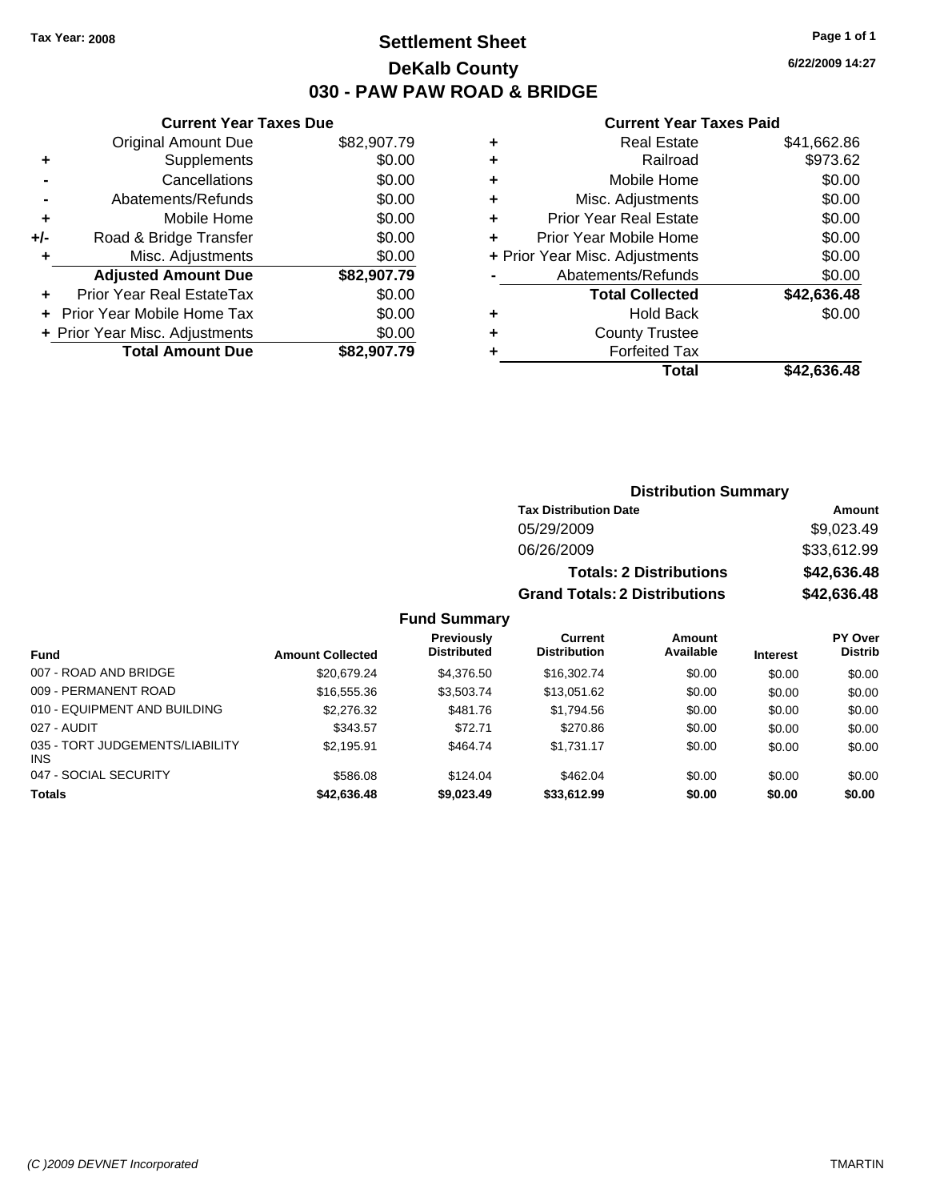Tax Year: 2008

# Settlement Sheet

## DeKalb County

## 030 - PAW PAW ROAD & BRIDGE

6/22/2009 14:27

### Current Year Taxes Due

| | | |
|---|---|---|
| | Original Amount Due | $82,907.79 |
| + | Supplements | $0.00 |
| - | Cancellations | $0.00 |
| - | Abatements/Refunds | $0.00 |
| + | Mobile Home | $0.00 |
| +/- | Road & Bridge Transfer | $0.00 |
| + | Misc. Adjustments | $0.00 |
| | **Adjusted Amount Due** | **$82,907.79** |
| + | Prior Year Real EstateTax | $0.00 |
| + | Prior Year Mobile Home Tax | $0.00 |
| + | Prior Year Misc. Adjustments | $0.00 |
| | **Total Amount Due** | **$82,907.79** |

### Current Year Taxes Paid

| | | |
|---|---|---|
| + | Real Estate | $41,662.86 |
| + | Railroad | $973.62 |
| + | Mobile Home | $0.00 |
| + | Misc. Adjustments | $0.00 |
| + | Prior Year Real Estate | $0.00 |
| + | Prior Year Mobile Home | $0.00 |
| + | Prior Year Misc. Adjustments | $0.00 |
| - | Abatements/Refunds | $0.00 |
| | **Total Collected** | **$42,636.48** |
| + | Hold Back | $0.00 |
| + | County Trustee | |
| + | Forfeited Tax | |
| | **Total** | **$42,636.48** |

### Distribution Summary

| Tax Distribution Date | Amount |
|---|---|
| 05/29/2009 | $9,023.49 |
| 06/26/2009 | $33,612.99 |
| **Totals: 2 Distributions** | **$42,636.48** |
| **Grand Totals: 2 Distributions** | **$42,636.48** |

### Fund Summary

| Fund | Amount Collected | Previously Distributed | Current Distribution | Amount Available | Interest | PY Over Distrib |
|---|---|---|---|---|---|---|
| 007 - ROAD AND BRIDGE | $20,679.24 | $4,376.50 | $16,302.74 | $0.00 | $0.00 | $0.00 |
| 009 - PERMANENT ROAD | $16,555.36 | $3,503.74 | $13,051.62 | $0.00 | $0.00 | $0.00 |
| 010 - EQUIPMENT AND BUILDING | $2,276.32 | $481.76 | $1,794.56 | $0.00 | $0.00 | $0.00 |
| 027 - AUDIT | $343.57 | $72.71 | $270.86 | $0.00 | $0.00 | $0.00 |
| 035 - TORT JUDGEMENTS/LIABILITY INS | $2,195.91 | $464.74 | $1,731.17 | $0.00 | $0.00 | $0.00 |
| 047 - SOCIAL SECURITY | $586.08 | $124.04 | $462.04 | $0.00 | $0.00 | $0.00 |
| **Totals** | **$42,636.48** | **$9,023.49** | **$33,612.99** | **$0.00** | **$0.00** | **$0.00** |

(C )2009 DEVNET Incorporated TMARTIN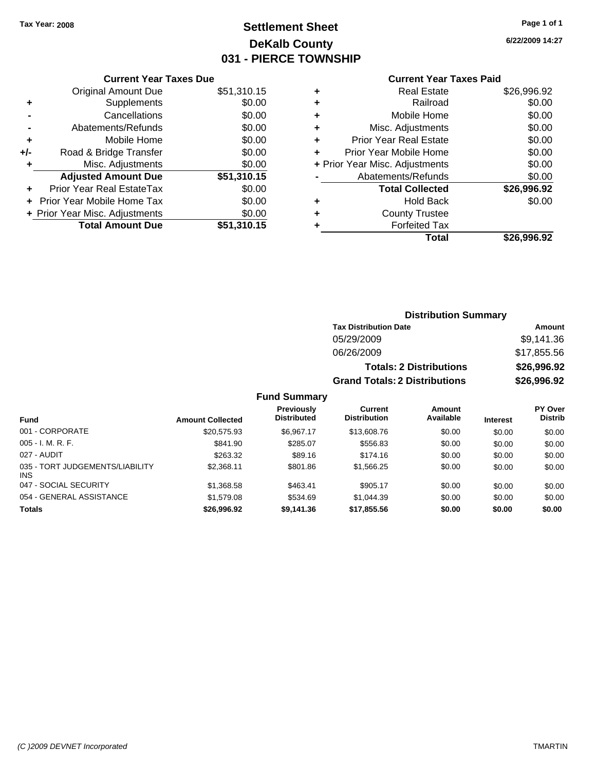**Tax Year: 2008**

# Settlement Sheet
## DeKalb County
## 031 - PIERCE TOWNSHIP

6/22/2009 14:27

### Current Year Taxes Due

| | | |
|---|---|---|
| | Original Amount Due | $51,310.15 |
| + | Supplements | $0.00 |
| - | Cancellations | $0.00 |
| - | Abatements/Refunds | $0.00 |
| + | Mobile Home | $0.00 |
| +/- | Road & Bridge Transfer | $0.00 |
| + | Misc. Adjustments | $0.00 |
| | **Adjusted Amount Due** | **$51,310.15** |
| + | Prior Year Real EstateTax | $0.00 |
| + | Prior Year Mobile Home Tax | $0.00 |
| + | Prior Year Misc. Adjustments | $0.00 |
| | **Total Amount Due** | **$51,310.15** |

### Current Year Taxes Paid

| | | |
|---|---|---|
| + | Real Estate | $26,996.92 |
| + | Railroad | $0.00 |
| + | Mobile Home | $0.00 |
| + | Misc. Adjustments | $0.00 |
| + | Prior Year Real Estate | $0.00 |
| + | Prior Year Mobile Home | $0.00 |
| + | Prior Year Misc. Adjustments | $0.00 |
| - | Abatements/Refunds | $0.00 |
| | **Total Collected** | **$26,996.92** |
| + | Hold Back | $0.00 |
| + | County Trustee | |
| + | Forfeited Tax | |
| | **Total** | **$26,996.92** |

### Distribution Summary

| Tax Distribution Date | Amount |
|---|---|
| 05/29/2009 | $9,141.36 |
| 06/26/2009 | $17,855.56 |
| **Totals: 2 Distributions** | **$26,996.92** |
| **Grand Totals: 2 Distributions** | **$26,996.92** |

### Fund Summary

| Fund | Amount Collected | Previously Distributed | Current Distribution | Amount Available | Interest | PY Over Distrib |
|---|---|---|---|---|---|---|
| 001 - CORPORATE | $20,575.93 | $6,967.17 | $13,608.76 | $0.00 | $0.00 | $0.00 |
| 005 - I. M. R. F. | $841.90 | $285.07 | $556.83 | $0.00 | $0.00 | $0.00 |
| 027 - AUDIT | $263.32 | $89.16 | $174.16 | $0.00 | $0.00 | $0.00 |
| 035 - TORT JUDGEMENTS/LIABILITY INS | $2,368.11 | $801.86 | $1,566.25 | $0.00 | $0.00 | $0.00 |
| 047 - SOCIAL SECURITY | $1,368.58 | $463.41 | $905.17 | $0.00 | $0.00 | $0.00 |
| 054 - GENERAL ASSISTANCE | $1,579.08 | $534.69 | $1,044.39 | $0.00 | $0.00 | $0.00 |
| **Totals** | **$26,996.92** | **$9,141.36** | **$17,855.56** | **$0.00** | **$0.00** | **$0.00** |

*(C )2009 DEVNET Incorporated* TMARTIN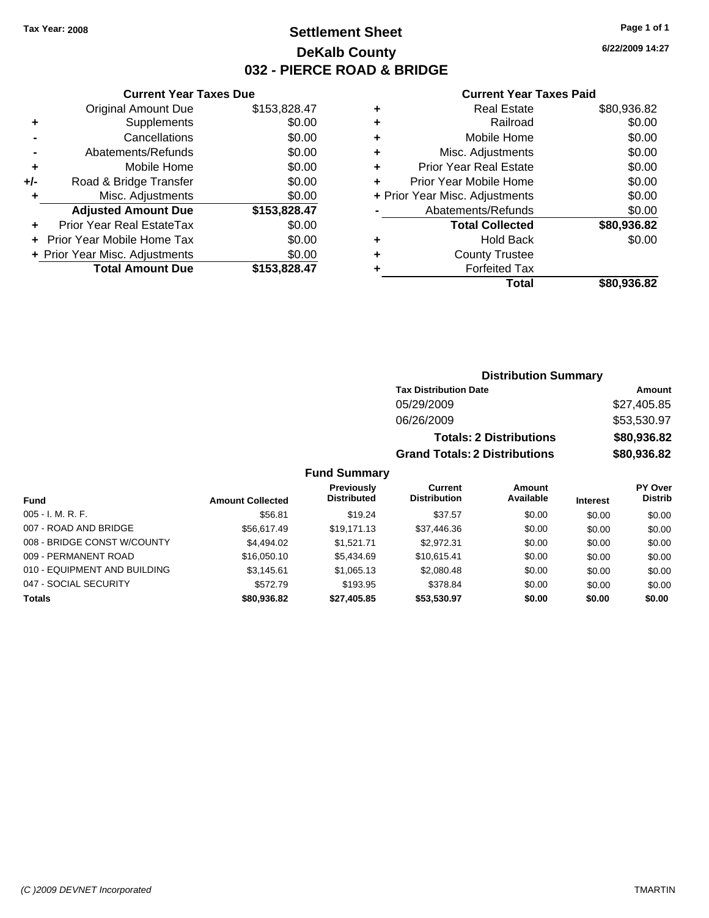Tax Year: 2008

# Settlement Sheet

## DeKalb County

## 032 - PIERCE ROAD & BRIDGE

6/22/2009 14:27

### Current Year Taxes Due

| | | |
|---|---|---|
| | Original Amount Due | $153,828.47 |
| + | Supplements | $0.00 |
| - | Cancellations | $0.00 |
| - | Abatements/Refunds | $0.00 |
| + | Mobile Home | $0.00 |
| +/- | Road & Bridge Transfer | $0.00 |
| + | Misc. Adjustments | $0.00 |
| | **Adjusted Amount Due** | **$153,828.47** |
| + | Prior Year Real EstateTax | $0.00 |
| + | Prior Year Mobile Home Tax | $0.00 |
| + | Prior Year Misc. Adjustments | $0.00 |
| | **Total Amount Due** | **$153,828.47** |

### Current Year Taxes Paid

| | | |
|---|---|---|
| + | Real Estate | $80,936.82 |
| + | Railroad | $0.00 |
| + | Mobile Home | $0.00 |
| + | Misc. Adjustments | $0.00 |
| + | Prior Year Real Estate | $0.00 |
| + | Prior Year Mobile Home | $0.00 |
| + | Prior Year Misc. Adjustments | $0.00 |
| - | Abatements/Refunds | $0.00 |
| | **Total Collected** | **$80,936.82** |
| + | Hold Back | $0.00 |
| + | County Trustee | |
| + | Forfeited Tax | |
| | **Total** | **$80,936.82** |

### Distribution Summary

| Tax Distribution Date | Amount |
|---|---|
| 05/29/2009 | $27,405.85 |
| 06/26/2009 | $53,530.97 |
| **Totals: 2 Distributions** | **$80,936.82** |
| **Grand Totals: 2 Distributions** | **$80,936.82** |

### Fund Summary

| Fund | Amount Collected | Previously Distributed | Current Distribution | Amount Available | Interest | PY Over Distrib |
|---|---|---|---|---|---|---|
| 005 - I. M. R. F. | $56.81 | $19.24 | $37.57 | $0.00 | $0.00 | $0.00 |
| 007 - ROAD AND BRIDGE | $56,617.49 | $19,171.13 | $37,446.36 | $0.00 | $0.00 | $0.00 |
| 008 - BRIDGE CONST W/COUNTY | $4,494.02 | $1,521.71 | $2,972.31 | $0.00 | $0.00 | $0.00 |
| 009 - PERMANENT ROAD | $16,050.10 | $5,434.69 | $10,615.41 | $0.00 | $0.00 | $0.00 |
| 010 - EQUIPMENT AND BUILDING | $3,145.61 | $1,065.13 | $2,080.48 | $0.00 | $0.00 | $0.00 |
| 047 - SOCIAL SECURITY | $572.79 | $193.95 | $378.84 | $0.00 | $0.00 | $0.00 |
| **Totals** | **$80,936.82** | **$27,405.85** | **$53,530.97** | **$0.00** | **$0.00** | **$0.00** |

(C )2009 DEVNET Incorporated TMARTIN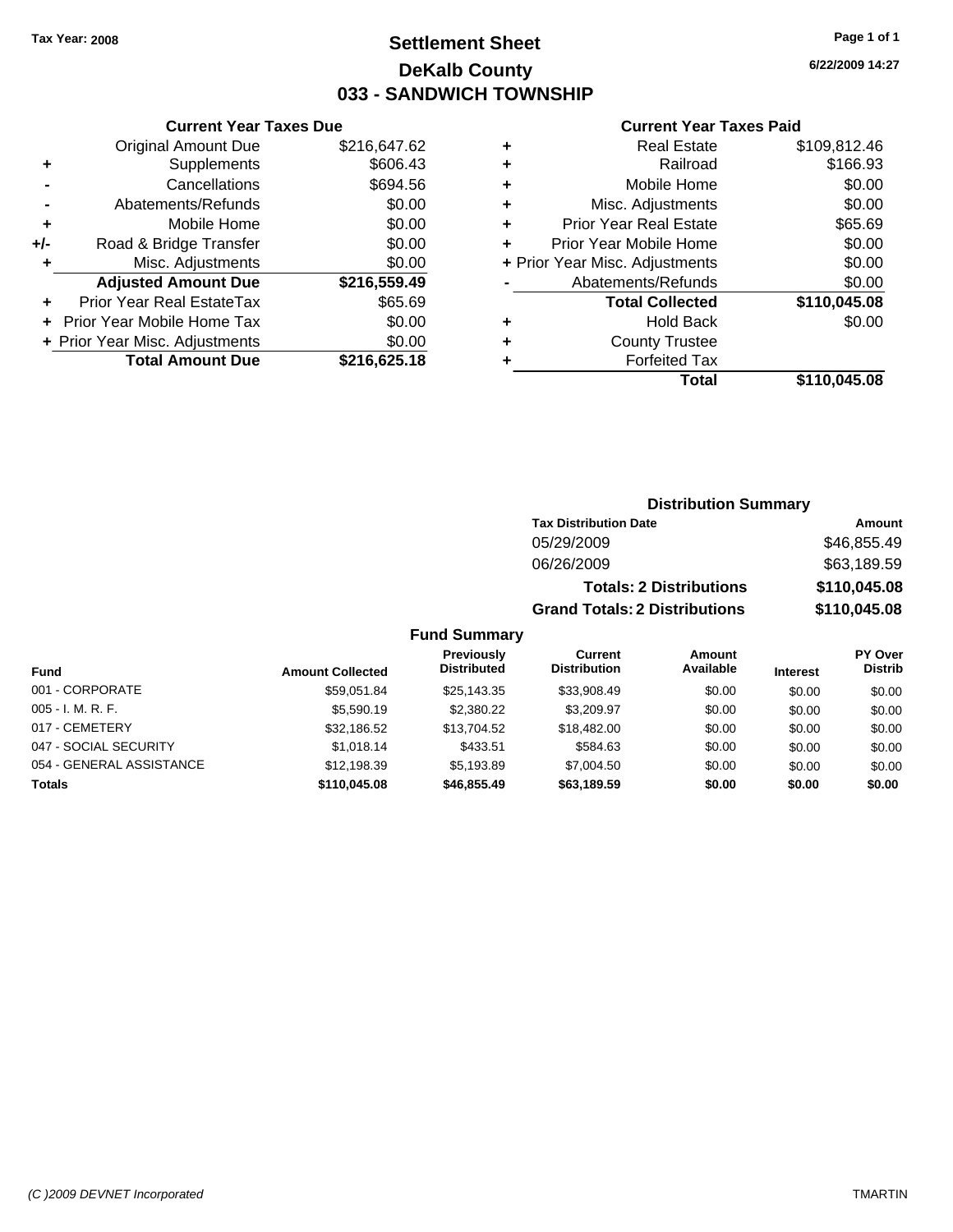Tax Year: 2008

# Settlement Sheet
## DeKalb County
## 033 - SANDWICH TOWNSHIP

6/22/2009 14:27

### Current Year Taxes Due

| | | |
|---|---|---|
| | Original Amount Due | $216,647.62 |
| + | Supplements | $606.43 |
| - | Cancellations | $694.56 |
| - | Abatements/Refunds | $0.00 |
| + | Mobile Home | $0.00 |
| +/- | Road & Bridge Transfer | $0.00 |
| + | Misc. Adjustments | $0.00 |
| | **Adjusted Amount Due** | **$216,559.49** |
| + | Prior Year Real EstateTax | $65.69 |
| + | Prior Year Mobile Home Tax | $0.00 |
| + | Prior Year Misc. Adjustments | $0.00 |
| | **Total Amount Due** | **$216,625.18** |

### Current Year Taxes Paid

| | | |
|---|---|---|
| + | Real Estate | $109,812.46 |
| + | Railroad | $166.93 |
| + | Mobile Home | $0.00 |
| + | Misc. Adjustments | $0.00 |
| + | Prior Year Real Estate | $65.69 |
| + | Prior Year Mobile Home | $0.00 |
| + | Prior Year Misc. Adjustments | $0.00 |
| - | Abatements/Refunds | $0.00 |
| | **Total Collected** | **$110,045.08** |
| + | Hold Back | $0.00 |
| + | County Trustee | |
| + | Forfeited Tax | |
| | **Total** | **$110,045.08** |

### Distribution Summary

| Tax Distribution Date | Amount |
|---|---|
| 05/29/2009 | $46,855.49 |
| 06/26/2009 | $63,189.59 |
| **Totals: 2 Distributions** | **$110,045.08** |
| **Grand Totals: 2 Distributions** | **$110,045.08** |

### Fund Summary

| Fund | Amount Collected | Previously Distributed | Current Distribution | Amount Available | Interest | PY Over Distrib |
|---|---|---|---|---|---|---|
| 001 - CORPORATE | $59,051.84 | $25,143.35 | $33,908.49 | $0.00 | $0.00 | $0.00 |
| 005 - I. M. R. F. | $5,590.19 | $2,380.22 | $3,209.97 | $0.00 | $0.00 | $0.00 |
| 017 - CEMETERY | $32,186.52 | $13,704.52 | $18,482.00 | $0.00 | $0.00 | $0.00 |
| 047 - SOCIAL SECURITY | $1,018.14 | $433.51 | $584.63 | $0.00 | $0.00 | $0.00 |
| 054 - GENERAL ASSISTANCE | $12,198.39 | $5,193.89 | $7,004.50 | $0.00 | $0.00 | $0.00 |
| **Totals** | **$110,045.08** | **$46,855.49** | **$63,189.59** | **$0.00** | **$0.00** | **$0.00** |

(C )2009 DEVNET Incorporated — TMARTIN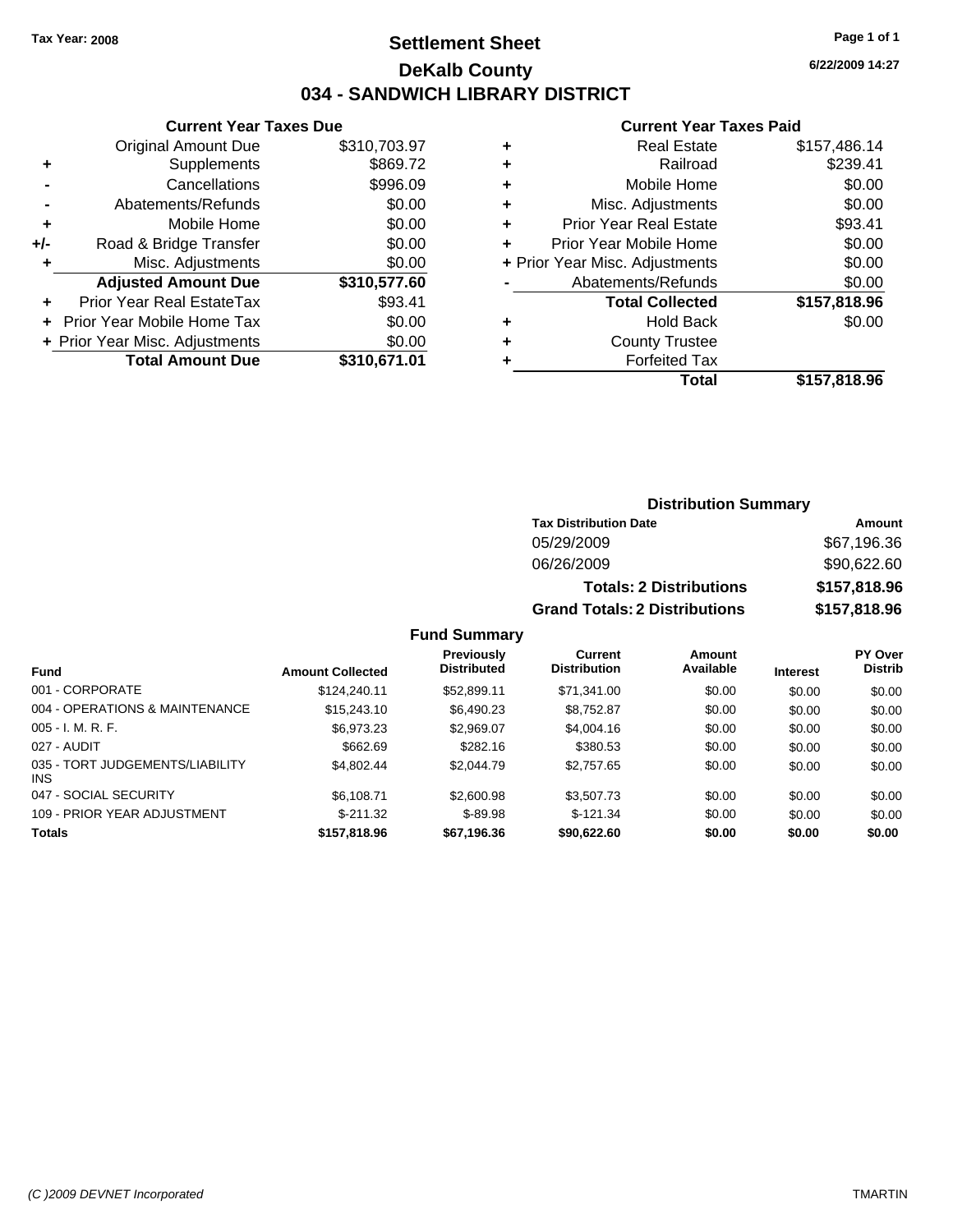Tax Year: 2008

# Settlement Sheet

## DeKalb County

## 034 - SANDWICH LIBRARY DISTRICT

6/22/2009 14:27

### Current Year Taxes Due

| | | |
|---|---|---|
| | Original Amount Due | $310,703.97 |
| + | Supplements | $869.72 |
| - | Cancellations | $996.09 |
| - | Abatements/Refunds | $0.00 |
| + | Mobile Home | $0.00 |
| +/- | Road & Bridge Transfer | $0.00 |
| + | Misc. Adjustments | $0.00 |
| | **Adjusted Amount Due** | **$310,577.60** |
| + | Prior Year Real EstateTax | $93.41 |
| + | Prior Year Mobile Home Tax | $0.00 |
| + | Prior Year Misc. Adjustments | $0.00 |
| | **Total Amount Due** | **$310,671.01** |

### Current Year Taxes Paid

| | | |
|---|---|---|
| + | Real Estate | $157,486.14 |
| + | Railroad | $239.41 |
| + | Mobile Home | $0.00 |
| + | Misc. Adjustments | $0.00 |
| + | Prior Year Real Estate | $93.41 |
| + | Prior Year Mobile Home | $0.00 |
| + | Prior Year Misc. Adjustments | $0.00 |
| - | Abatements/Refunds | $0.00 |
| | **Total Collected** | **$157,818.96** |
| + | Hold Back | $0.00 |
| + | County Trustee | |
| + | Forfeited Tax | |
| | **Total** | **$157,818.96** |

### Distribution Summary

| Tax Distribution Date | Amount |
|---|---|
| 05/29/2009 | $67,196.36 |
| 06/26/2009 | $90,622.60 |
| **Totals: 2 Distributions** | **$157,818.96** |
| **Grand Totals: 2 Distributions** | **$157,818.96** |

### Fund Summary

| Fund | Amount Collected | Previously Distributed | Current Distribution | Amount Available | Interest | PY Over Distrib |
|---|---|---|---|---|---|---|
| 001 - CORPORATE | $124,240.11 | $52,899.11 | $71,341.00 | $0.00 | $0.00 | $0.00 |
| 004 - OPERATIONS & MAINTENANCE | $15,243.10 | $6,490.23 | $8,752.87 | $0.00 | $0.00 | $0.00 |
| 005 - I. M. R. F. | $6,973.23 | $2,969.07 | $4,004.16 | $0.00 | $0.00 | $0.00 |
| 027 - AUDIT | $662.69 | $282.16 | $380.53 | $0.00 | $0.00 | $0.00 |
| 035 - TORT JUDGEMENTS/LIABILITY INS | $4,802.44 | $2,044.79 | $2,757.65 | $0.00 | $0.00 | $0.00 |
| 047 - SOCIAL SECURITY | $6,108.71 | $2,600.98 | $3,507.73 | $0.00 | $0.00 | $0.00 |
| 109 - PRIOR YEAR ADJUSTMENT | $-211.32 | $-89.98 | $-121.34 | $0.00 | $0.00 | $0.00 |
| **Totals** | **$157,818.96** | **$67,196.36** | **$90,622.60** | **$0.00** | **$0.00** | **$0.00** |

(C )2009 DEVNET Incorporated TMARTIN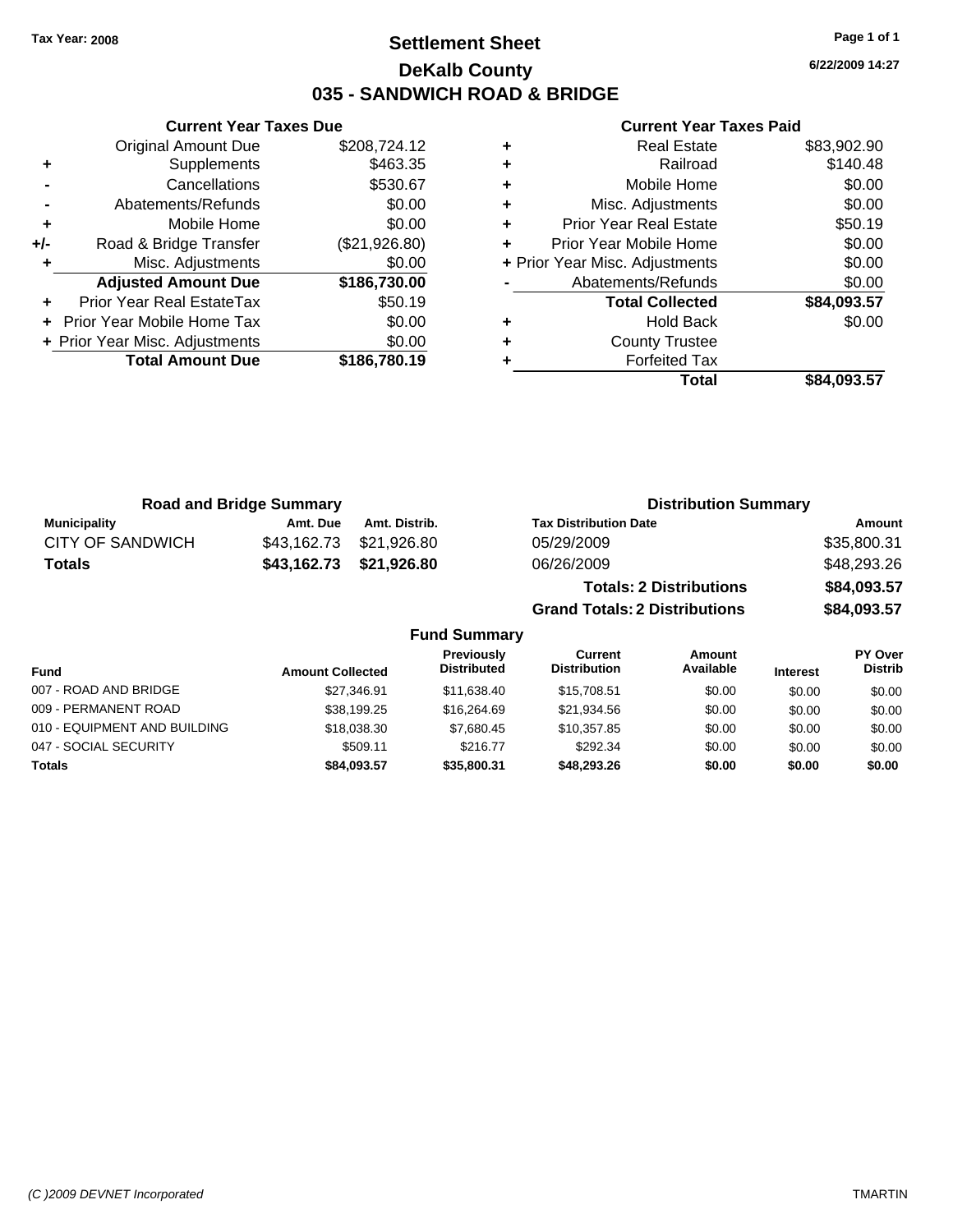Tax Year: 2008

# Settlement Sheet
## DeKalb County
## 035 - SANDWICH ROAD & BRIDGE

6/22/2009 14:27

### Current Year Taxes Due

| | | |
|---|---|---|
| | Original Amount Due | $208,724.12 |
| + | Supplements | $463.35 |
| - | Cancellations | $530.67 |
| - | Abatements/Refunds | $0.00 |
| + | Mobile Home | $0.00 |
| +/- | Road & Bridge Transfer | ($21,926.80) |
| + | Misc. Adjustments | $0.00 |
| | **Adjusted Amount Due** | **$186,730.00** |
| + | Prior Year Real EstateTax | $50.19 |
| + | Prior Year Mobile Home Tax | $0.00 |
| + | Prior Year Misc. Adjustments | $0.00 |
| | **Total Amount Due** | **$186,780.19** |

### Current Year Taxes Paid

| | | |
|---|---|---|
| + | Real Estate | $83,902.90 |
| + | Railroad | $140.48 |
| + | Mobile Home | $0.00 |
| + | Misc. Adjustments | $0.00 |
| + | Prior Year Real Estate | $50.19 |
| + | Prior Year Mobile Home | $0.00 |
| + | Prior Year Misc. Adjustments | $0.00 |
| - | Abatements/Refunds | $0.00 |
| | **Total Collected** | **$84,093.57** |
| + | Hold Back | $0.00 |
| + | County Trustee | |
| + | Forfeited Tax | |
| | **Total** | **$84,093.57** |

### Road and Bridge Summary

| Municipality | Amt. Due | Amt. Distrib. |
|---|---|---|
| CITY OF SANDWICH | $43,162.73 | $21,926.80 |
| **Totals** | **$43,162.73** | **$21,926.80** |

### Distribution Summary

| Tax Distribution Date | Amount |
|---|---|
| 05/29/2009 | $35,800.31 |
| 06/26/2009 | $48,293.26 |
| **Totals: 2 Distributions** | **$84,093.57** |
| **Grand Totals: 2 Distributions** | **$84,093.57** |

### Fund Summary

| Fund | Amount Collected | Previously Distributed | Current Distribution | Amount Available | Interest | PY Over Distrib |
|---|---|---|---|---|---|---|
| 007 - ROAD AND BRIDGE | $27,346.91 | $11,638.40 | $15,708.51 | $0.00 | $0.00 | $0.00 |
| 009 - PERMANENT ROAD | $38,199.25 | $16,264.69 | $21,934.56 | $0.00 | $0.00 | $0.00 |
| 010 - EQUIPMENT AND BUILDING | $18,038.30 | $7,680.45 | $10,357.85 | $0.00 | $0.00 | $0.00 |
| 047 - SOCIAL SECURITY | $509.11 | $216.77 | $292.34 | $0.00 | $0.00 | $0.00 |
| **Totals** | **$84,093.57** | **$35,800.31** | **$48,293.26** | **$0.00** | **$0.00** | **$0.00** |

(C )2009 DEVNET Incorporated TMARTIN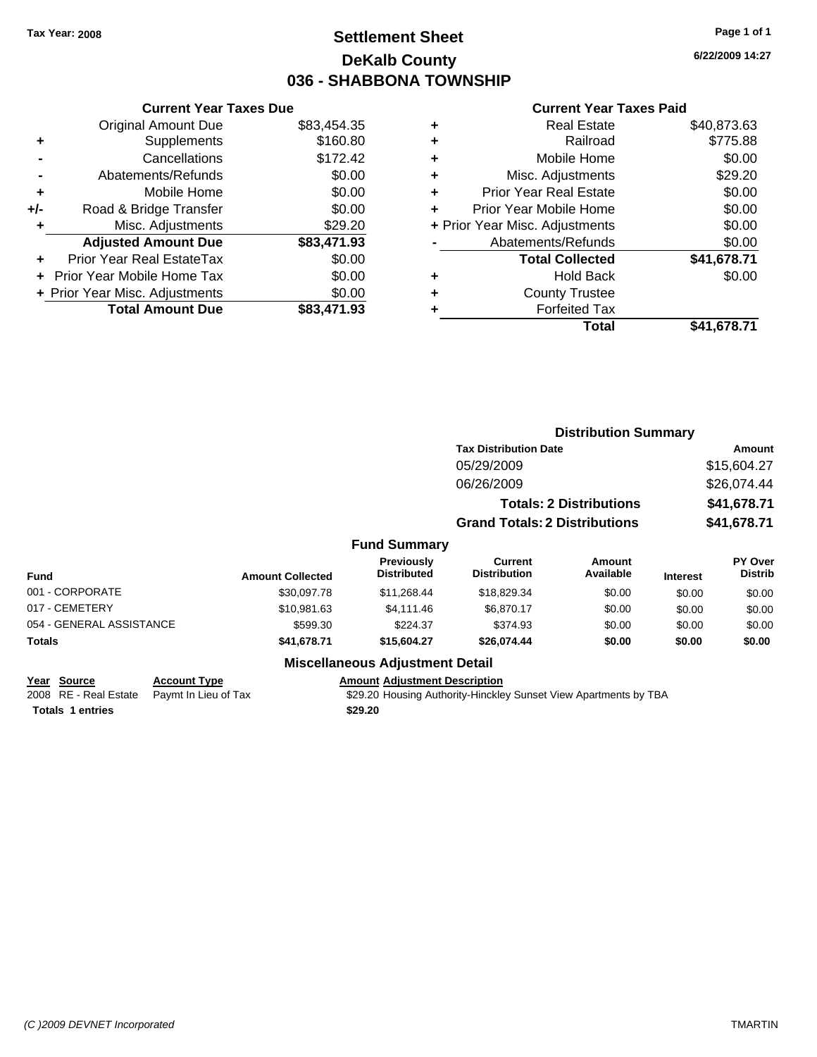Tax Year: 2008

# Settlement Sheet
## DeKalb County
## 036 - SHABBONA TOWNSHIP

6/22/2009 14:27

### Current Year Taxes Due

| | | |
|---|---|---|
| | Original Amount Due | $83,454.35 |
| + | Supplements | $160.80 |
| - | Cancellations | $172.42 |
| - | Abatements/Refunds | $0.00 |
| + | Mobile Home | $0.00 |
| +/- | Road & Bridge Transfer | $0.00 |
| + | Misc. Adjustments | $29.20 |
| | **Adjusted Amount Due** | **$83,471.93** |
| + | Prior Year Real EstateTax | $0.00 |
| + | Prior Year Mobile Home Tax | $0.00 |
| + | Prior Year Misc. Adjustments | $0.00 |
| | **Total Amount Due** | **$83,471.93** |

### Current Year Taxes Paid

| | | |
|---|---|---|
| + | Real Estate | $40,873.63 |
| + | Railroad | $775.88 |
| + | Mobile Home | $0.00 |
| + | Misc. Adjustments | $29.20 |
| + | Prior Year Real Estate | $0.00 |
| + | Prior Year Mobile Home | $0.00 |
| + | Prior Year Misc. Adjustments | $0.00 |
| - | Abatements/Refunds | $0.00 |
| | **Total Collected** | **$41,678.71** |
| + | Hold Back | $0.00 |
| + | County Trustee | |
| + | Forfeited Tax | |
| | **Total** | **$41,678.71** |

### Distribution Summary

| Tax Distribution Date | Amount |
|---|---|
| 05/29/2009 | $15,604.27 |
| 06/26/2009 | $26,074.44 |
| **Totals: 2 Distributions** | **$41,678.71** |
| **Grand Totals: 2 Distributions** | **$41,678.71** |

### Fund Summary

| Fund | Amount Collected | Previously Distributed | Current Distribution | Amount Available | Interest | PY Over Distrib |
|---|---|---|---|---|---|---|
| 001 - CORPORATE | $30,097.78 | $11,268.44 | $18,829.34 | $0.00 | $0.00 | $0.00 |
| 017 - CEMETERY | $10,981.63 | $4,111.46 | $6,870.17 | $0.00 | $0.00 | $0.00 |
| 054 - GENERAL ASSISTANCE | $599.30 | $224.37 | $374.93 | $0.00 | $0.00 | $0.00 |
| **Totals** | **$41,678.71** | **$15,604.27** | **$26,074.44** | **$0.00** | **$0.00** | **$0.00** |

### Miscellaneous Adjustment Detail

| Year | Source | Account Type | Amount | Adjustment Description |
|---|---|---|---|---|
| 2008 | RE - Real Estate | Paymt In Lieu of Tax | $29.20 | Housing Authority-Hinckley Sunset View Apartments by TBA |
| **Totals** | **1 entries** | | **$29.20** | |

(C )2009 DEVNET Incorporated TMARTIN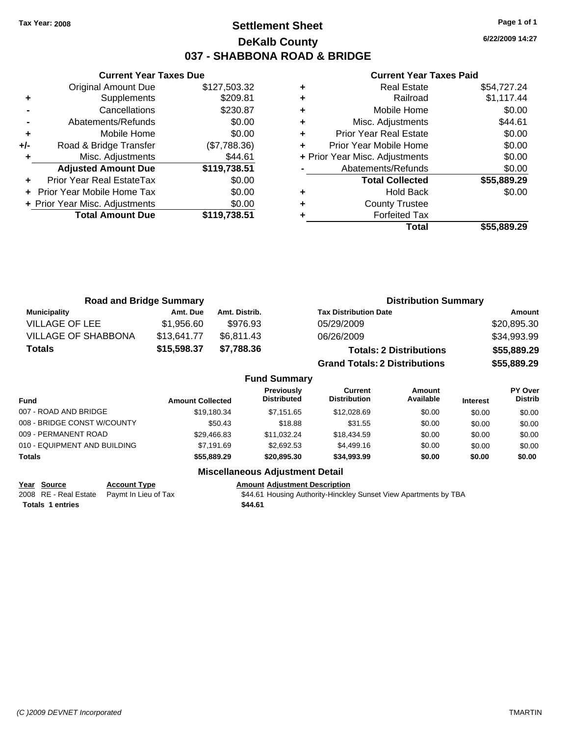Tax Year: 2008

# Settlement Sheet

## DeKalb County

## 037 - SHABBONA ROAD & BRIDGE

6/22/2009 14:27

### Current Year Taxes Due

| | | |
|---|---|---|
| | Original Amount Due | $127,503.32 |
| + | Supplements | $209.81 |
| - | Cancellations | $230.87 |
| - | Abatements/Refunds | $0.00 |
| + | Mobile Home | $0.00 |
| +/- | Road & Bridge Transfer | ($7,788.36) |
| + | Misc. Adjustments | $44.61 |
| | **Adjusted Amount Due** | **$119,738.51** |
| + | Prior Year Real EstateTax | $0.00 |
| + | Prior Year Mobile Home Tax | $0.00 |
| + | Prior Year Misc. Adjustments | $0.00 |
| | **Total Amount Due** | **$119,738.51** |

### Current Year Taxes Paid

| | | |
|---|---|---|
| + | Real Estate | $54,727.24 |
| + | Railroad | $1,117.44 |
| + | Mobile Home | $0.00 |
| + | Misc. Adjustments | $44.61 |
| + | Prior Year Real Estate | $0.00 |
| + | Prior Year Mobile Home | $0.00 |
| + | Prior Year Misc. Adjustments | $0.00 |
| - | Abatements/Refunds | $0.00 |
| | **Total Collected** | **$55,889.29** |
| + | Hold Back | $0.00 |
| + | County Trustee | |
| + | Forfeited Tax | |
| | **Total** | **$55,889.29** |

### Road and Bridge Summary

| Municipality | Amt. Due | Amt. Distrib. |
|---|---|---|
| VILLAGE OF LEE | $1,956.60 | $976.93 |
| VILLAGE OF SHABBONA | $13,641.77 | $6,811.43 |
| **Totals** | **$15,598.37** | **$7,788.36** |

### Distribution Summary

| Tax Distribution Date | Amount |
|---|---|
| 05/29/2009 | $20,895.30 |
| 06/26/2009 | $34,993.99 |
| **Totals: 2 Distributions** | **$55,889.29** |
| **Grand Totals: 2 Distributions** | **$55,889.29** |

### Fund Summary

| Fund | Amount Collected | Previously Distributed | Current Distribution | Amount Available | Interest | PY Over Distrib |
|---|---|---|---|---|---|---|
| 007 - ROAD AND BRIDGE | $19,180.34 | $7,151.65 | $12,028.69 | $0.00 | $0.00 | $0.00 |
| 008 - BRIDGE CONST W/COUNTY | $50.43 | $18.88 | $31.55 | $0.00 | $0.00 | $0.00 |
| 009 - PERMANENT ROAD | $29,466.83 | $11,032.24 | $18,434.59 | $0.00 | $0.00 | $0.00 |
| 010 - EQUIPMENT AND BUILDING | $7,191.69 | $2,692.53 | $4,499.16 | $0.00 | $0.00 | $0.00 |
| **Totals** | **$55,889.29** | **$20,895.30** | **$34,993.99** | **$0.00** | **$0.00** | **$0.00** |

### Miscellaneous Adjustment Detail

| Year | Source | Account Type | Amount | Adjustment Description |
|---|---|---|---|---|
| 2008 | RE - Real Estate | Paymt In Lieu of Tax | $44.61 | Housing Authority-Hinckley Sunset View Apartments by TBA |
| **Totals 1 entries** | | | **$44.61** | |

(C )2009 DEVNET Incorporated TMARTIN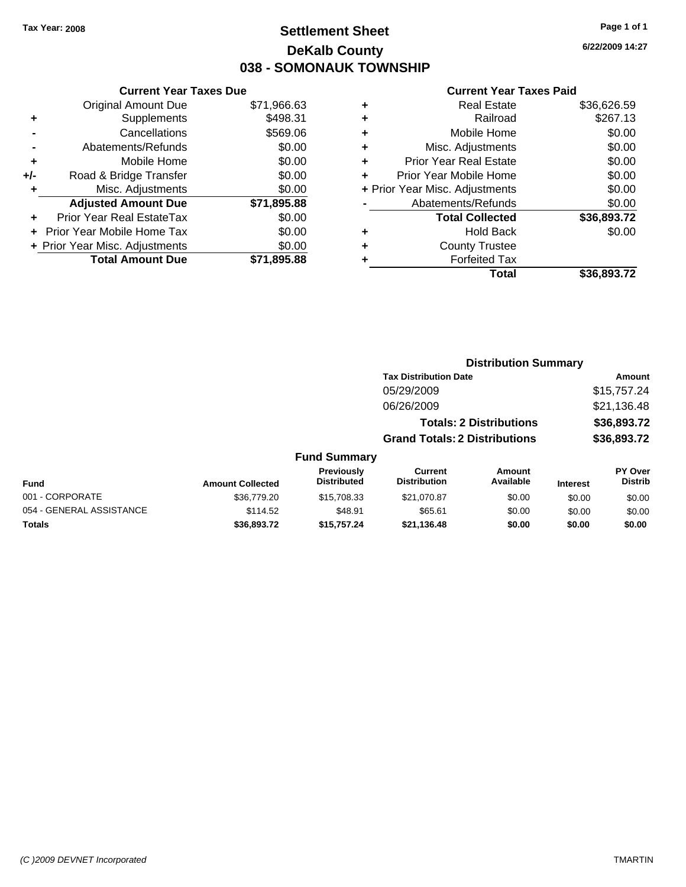Tax Year: 2008

# Settlement Sheet

## DeKalb County

## 038 - SOMONAUK TOWNSHIP

6/22/2009 14:27

### Current Year Taxes Due

| | | |
|---|---|---|
| | Original Amount Due | $71,966.63 |
| + | Supplements | $498.31 |
| - | Cancellations | $569.06 |
| - | Abatements/Refunds | $0.00 |
| + | Mobile Home | $0.00 |
| +/- | Road & Bridge Transfer | $0.00 |
| + | Misc. Adjustments | $0.00 |
| | **Adjusted Amount Due** | **$71,895.88** |
| + | Prior Year Real EstateTax | $0.00 |
| + | Prior Year Mobile Home Tax | $0.00 |
| + | Prior Year Misc. Adjustments | $0.00 |
| | **Total Amount Due** | **$71,895.88** |

### Current Year Taxes Paid

| | | |
|---|---|---|
| + | Real Estate | $36,626.59 |
| + | Railroad | $267.13 |
| + | Mobile Home | $0.00 |
| + | Misc. Adjustments | $0.00 |
| + | Prior Year Real Estate | $0.00 |
| + | Prior Year Mobile Home | $0.00 |
| + | Prior Year Misc. Adjustments | $0.00 |
| - | Abatements/Refunds | $0.00 |
| | **Total Collected** | **$36,893.72** |
| + | Hold Back | $0.00 |
| + | County Trustee | |
| + | Forfeited Tax | |
| | **Total** | **$36,893.72** |

### Distribution Summary

| Tax Distribution Date | Amount |
|---|---|
| 05/29/2009 | $15,757.24 |
| 06/26/2009 | $21,136.48 |
| **Totals: 2 Distributions** | **$36,893.72** |
| **Grand Totals: 2 Distributions** | **$36,893.72** |

### Fund Summary

| Fund | Amount Collected | Previously Distributed | Current Distribution | Amount Available | Interest | PY Over Distrib |
|---|---|---|---|---|---|---|
| 001 - CORPORATE | $36,779.20 | $15,708.33 | $21,070.87 | $0.00 | $0.00 | $0.00 |
| 054 - GENERAL ASSISTANCE | $114.52 | $48.91 | $65.61 | $0.00 | $0.00 | $0.00 |
| **Totals** | **$36,893.72** | **$15,757.24** | **$21,136.48** | **$0.00** | **$0.00** | **$0.00** |

(C )2009 DEVNET Incorporated — TMARTIN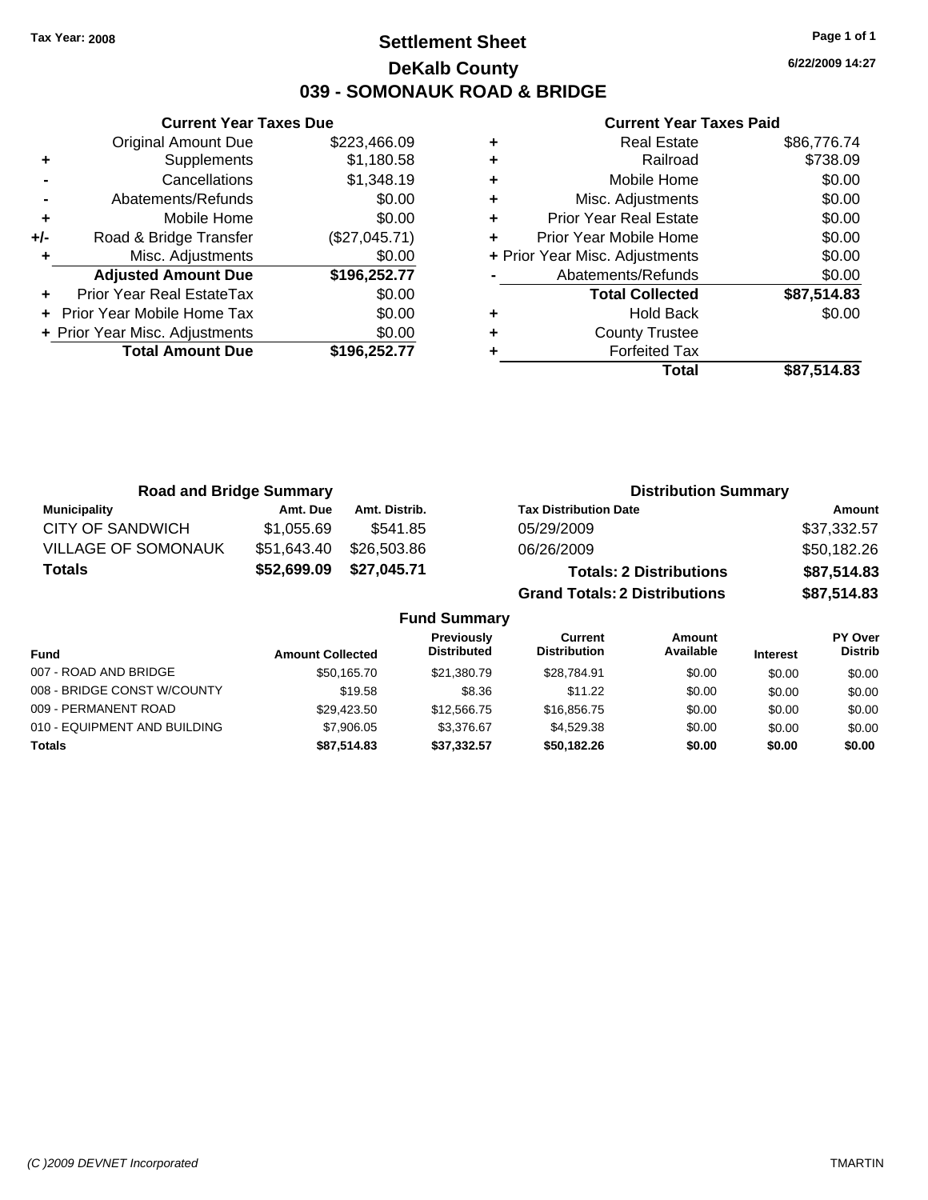Tax Year: 2008

# Settlement Sheet
## DeKalb County
## 039 - SOMONAUK ROAD & BRIDGE

6/22/2009 14:27

### Current Year Taxes Due

| | | |
|---|---|---|
| | Original Amount Due | $223,466.09 |
| + | Supplements | $1,180.58 |
| - | Cancellations | $1,348.19 |
| - | Abatements/Refunds | $0.00 |
| + | Mobile Home | $0.00 |
| +/- | Road & Bridge Transfer | ($27,045.71) |
| + | Misc. Adjustments | $0.00 |
| | **Adjusted Amount Due** | **$196,252.77** |
| + | Prior Year Real EstateTax | $0.00 |
| + | Prior Year Mobile Home Tax | $0.00 |
| + | Prior Year Misc. Adjustments | $0.00 |
| | **Total Amount Due** | **$196,252.77** |

### Current Year Taxes Paid

| | | |
|---|---|---|
| + | Real Estate | $86,776.74 |
| + | Railroad | $738.09 |
| + | Mobile Home | $0.00 |
| + | Misc. Adjustments | $0.00 |
| + | Prior Year Real Estate | $0.00 |
| + | Prior Year Mobile Home | $0.00 |
| + | Prior Year Misc. Adjustments | $0.00 |
| - | Abatements/Refunds | $0.00 |
| | **Total Collected** | **$87,514.83** |
| + | Hold Back | $0.00 |
| + | County Trustee | |
| + | Forfeited Tax | |
| | **Total** | **$87,514.83** |

### Road and Bridge Summary

| Municipality | Amt. Due | Amt. Distrib. |
|---|---|---|
| CITY OF SANDWICH | $1,055.69 | $541.85 |
| VILLAGE OF SOMONAUK | $51,643.40 | $26,503.86 |
| **Totals** | **$52,699.09** | **$27,045.71** |

### Distribution Summary

| Tax Distribution Date | Amount |
|---|---|
| 05/29/2009 | $37,332.57 |
| 06/26/2009 | $50,182.26 |
| **Totals: 2 Distributions** | **$87,514.83** |
| **Grand Totals: 2 Distributions** | **$87,514.83** |

### Fund Summary

| Fund | Amount Collected | Previously Distributed | Current Distribution | Amount Available | Interest | PY Over Distrib |
|---|---|---|---|---|---|---|
| 007 - ROAD AND BRIDGE | $50,165.70 | $21,380.79 | $28,784.91 | $0.00 | $0.00 | $0.00 |
| 008 - BRIDGE CONST W/COUNTY | $19.58 | $8.36 | $11.22 | $0.00 | $0.00 | $0.00 |
| 009 - PERMANENT ROAD | $29,423.50 | $12,566.75 | $16,856.75 | $0.00 | $0.00 | $0.00 |
| 010 - EQUIPMENT AND BUILDING | $7,906.05 | $3,376.67 | $4,529.38 | $0.00 | $0.00 | $0.00 |
| **Totals** | **$87,514.83** | **$37,332.57** | **$50,182.26** | **$0.00** | **$0.00** | **$0.00** |

(C )2009 DEVNET Incorporated TMARTIN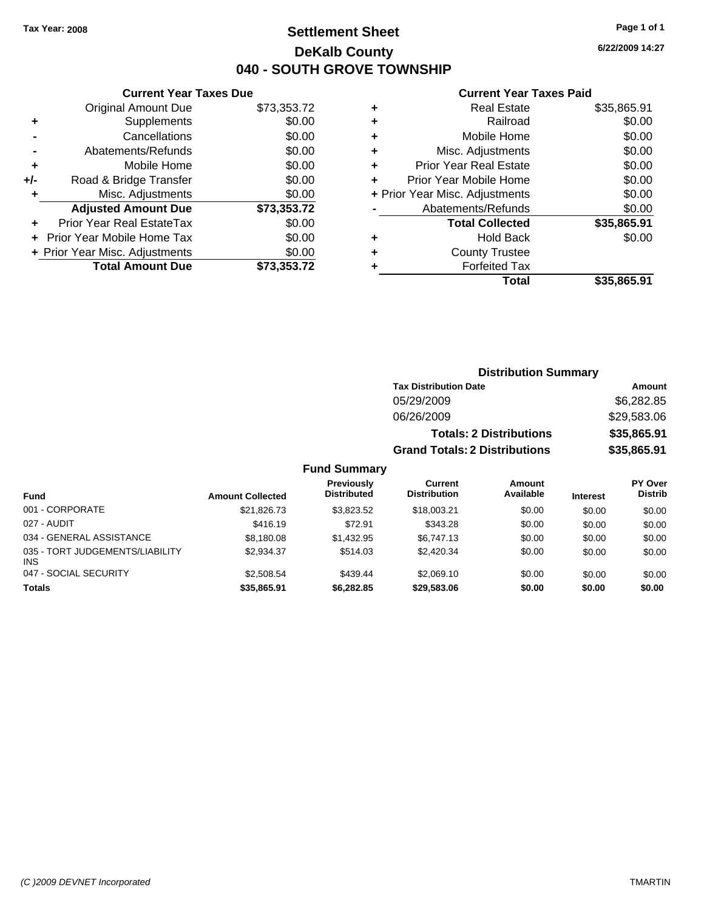Tax Year: 2008

# Settlement Sheet

## DeKalb County

## 040 - SOUTH GROVE TOWNSHIP

6/22/2009 14:27

### Current Year Taxes Due

| | | |
|---|---|---|
| | Original Amount Due | $73,353.72 |
| + | Supplements | $0.00 |
| - | Cancellations | $0.00 |
| - | Abatements/Refunds | $0.00 |
| + | Mobile Home | $0.00 |
| +/- | Road & Bridge Transfer | $0.00 |
| + | Misc. Adjustments | $0.00 |
| | **Adjusted Amount Due** | **$73,353.72** |
| + | Prior Year Real EstateTax | $0.00 |
| + | Prior Year Mobile Home Tax | $0.00 |
| + | Prior Year Misc. Adjustments | $0.00 |
| | **Total Amount Due** | **$73,353.72** |

### Current Year Taxes Paid

| | | |
|---|---|---|
| + | Real Estate | $35,865.91 |
| + | Railroad | $0.00 |
| + | Mobile Home | $0.00 |
| + | Misc. Adjustments | $0.00 |
| + | Prior Year Real Estate | $0.00 |
| + | Prior Year Mobile Home | $0.00 |
| + | Prior Year Misc. Adjustments | $0.00 |
| - | Abatements/Refunds | $0.00 |
| | **Total Collected** | **$35,865.91** |
| + | Hold Back | $0.00 |
| + | County Trustee | |
| + | Forfeited Tax | |
| | **Total** | **$35,865.91** |

### Distribution Summary

| Tax Distribution Date | Amount |
|---|---|
| 05/29/2009 | $6,282.85 |
| 06/26/2009 | $29,583.06 |
| **Totals: 2 Distributions** | **$35,865.91** |
| **Grand Totals: 2 Distributions** | **$35,865.91** |

### Fund Summary

| Fund | Amount Collected | Previously Distributed | Current Distribution | Amount Available | Interest | PY Over Distrib |
|---|---|---|---|---|---|---|
| 001 - CORPORATE | $21,826.73 | $3,823.52 | $18,003.21 | $0.00 | $0.00 | $0.00 |
| 027 - AUDIT | $416.19 | $72.91 | $343.28 | $0.00 | $0.00 | $0.00 |
| 034 - GENERAL ASSISTANCE | $8,180.08 | $1,432.95 | $6,747.13 | $0.00 | $0.00 | $0.00 |
| 035 - TORT JUDGEMENTS/LIABILITY INS | $2,934.37 | $514.03 | $2,420.34 | $0.00 | $0.00 | $0.00 |
| 047 - SOCIAL SECURITY | $2,508.54 | $439.44 | $2,069.10 | $0.00 | $0.00 | $0.00 |
| **Totals** | **$35,865.91** | **$6,282.85** | **$29,583.06** | **$0.00** | **$0.00** | **$0.00** |

(C )2009 DEVNET Incorporated — TMARTIN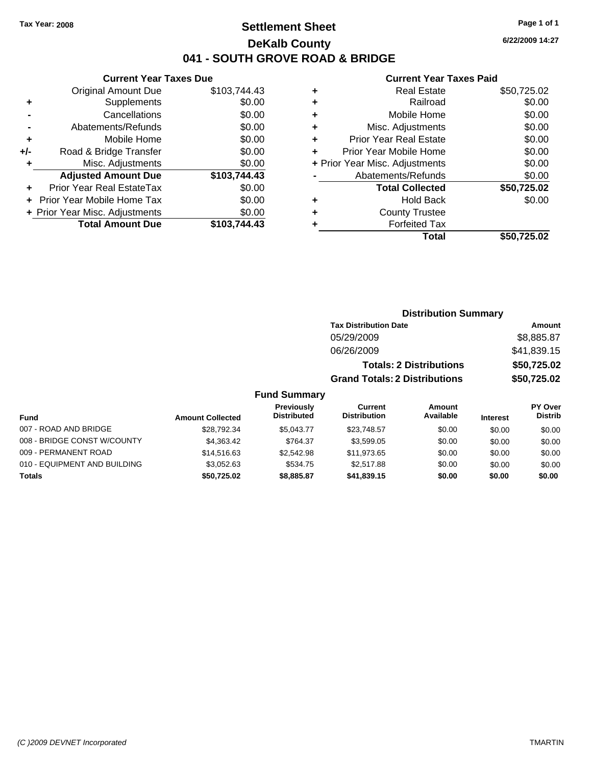Tax Year: 2008

# Settlement Sheet

## DeKalb County

## 041 - SOUTH GROVE ROAD & BRIDGE

6/22/2009 14:27

### Current Year Taxes Due

| | | |
|---|---|---|
| | Original Amount Due | $103,744.43 |
| + | Supplements | $0.00 |
| - | Cancellations | $0.00 |
| - | Abatements/Refunds | $0.00 |
| + | Mobile Home | $0.00 |
| +/- | Road & Bridge Transfer | $0.00 |
| + | Misc. Adjustments | $0.00 |
| | **Adjusted Amount Due** | **$103,744.43** |
| + | Prior Year Real EstateTax | $0.00 |
| + | Prior Year Mobile Home Tax | $0.00 |
| + | Prior Year Misc. Adjustments | $0.00 |
| | **Total Amount Due** | **$103,744.43** |

### Current Year Taxes Paid

| | | |
|---|---|---|
| + | Real Estate | $50,725.02 |
| + | Railroad | $0.00 |
| + | Mobile Home | $0.00 |
| + | Misc. Adjustments | $0.00 |
| + | Prior Year Real Estate | $0.00 |
| + | Prior Year Mobile Home | $0.00 |
| + | Prior Year Misc. Adjustments | $0.00 |
| - | Abatements/Refunds | $0.00 |
| | **Total Collected** | **$50,725.02** |
| + | Hold Back | $0.00 |
| + | County Trustee | |
| + | Forfeited Tax | |
| | **Total** | **$50,725.02** |

### Distribution Summary

| Tax Distribution Date | Amount |
|---|---|
| 05/29/2009 | $8,885.87 |
| 06/26/2009 | $41,839.15 |
| **Totals: 2 Distributions** | **$50,725.02** |
| **Grand Totals: 2 Distributions** | **$50,725.02** |

### Fund Summary

| Fund | Amount Collected | Previously Distributed | Current Distribution | Amount Available | Interest | PY Over Distrib |
|---|---|---|---|---|---|---|
| 007 - ROAD AND BRIDGE | $28,792.34 | $5,043.77 | $23,748.57 | $0.00 | $0.00 | $0.00 |
| 008 - BRIDGE CONST W/COUNTY | $4,363.42 | $764.37 | $3,599.05 | $0.00 | $0.00 | $0.00 |
| 009 - PERMANENT ROAD | $14,516.63 | $2,542.98 | $11,973.65 | $0.00 | $0.00 | $0.00 |
| 010 - EQUIPMENT AND BUILDING | $3,052.63 | $534.75 | $2,517.88 | $0.00 | $0.00 | $0.00 |
| **Totals** | **$50,725.02** | **$8,885.87** | **$41,839.15** | **$0.00** | **$0.00** | **$0.00** |

(C )2009 DEVNET Incorporated TMARTIN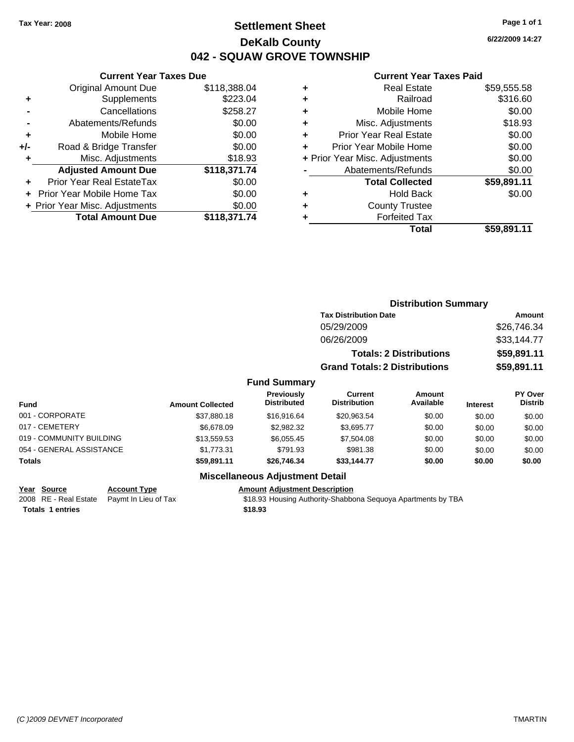**Tax Year: 2008**

# Settlement Sheet
## DeKalb County
## 042 - SQUAW GROVE TOWNSHIP

6/22/2009 14:27

### Current Year Taxes Due

| | | |
|---|---|---|
| | Original Amount Due | $118,388.04 |
| + | Supplements | $223.04 |
| - | Cancellations | $258.27 |
| - | Abatements/Refunds | $0.00 |
| + | Mobile Home | $0.00 |
| +/- | Road & Bridge Transfer | $0.00 |
| + | Misc. Adjustments | $18.93 |
| | **Adjusted Amount Due** | **$118,371.74** |
| + | Prior Year Real EstateTax | $0.00 |
| + | Prior Year Mobile Home Tax | $0.00 |
| + | Prior Year Misc. Adjustments | $0.00 |
| | **Total Amount Due** | **$118,371.74** |

### Current Year Taxes Paid

| | | |
|---|---|---|
| + | Real Estate | $59,555.58 |
| + | Railroad | $316.60 |
| + | Mobile Home | $0.00 |
| + | Misc. Adjustments | $18.93 |
| + | Prior Year Real Estate | $0.00 |
| + | Prior Year Mobile Home | $0.00 |
| + | Prior Year Misc. Adjustments | $0.00 |
| - | Abatements/Refunds | $0.00 |
| | **Total Collected** | **$59,891.11** |
| + | Hold Back | $0.00 |
| + | County Trustee | |
| + | Forfeited Tax | |
| | **Total** | **$59,891.11** |

### Distribution Summary

| Tax Distribution Date | Amount |
|---|---|
| 05/29/2009 | $26,746.34 |
| 06/26/2009 | $33,144.77 |
| **Totals: 2 Distributions** | **$59,891.11** |
| **Grand Totals: 2 Distributions** | **$59,891.11** |

### Fund Summary

| Fund | Amount Collected | Previously Distributed | Current Distribution | Amount Available | Interest | PY Over Distrib |
|---|---|---|---|---|---|---|
| 001 - CORPORATE | $37,880.18 | $16,916.64 | $20,963.54 | $0.00 | $0.00 | $0.00 |
| 017 - CEMETERY | $6,678.09 | $2,982.32 | $3,695.77 | $0.00 | $0.00 | $0.00 |
| 019 - COMMUNITY BUILDING | $13,559.53 | $6,055.45 | $7,504.08 | $0.00 | $0.00 | $0.00 |
| 054 - GENERAL ASSISTANCE | $1,773.31 | $791.93 | $981.38 | $0.00 | $0.00 | $0.00 |
| **Totals** | **$59,891.11** | **$26,746.34** | **$33,144.77** | **$0.00** | **$0.00** | **$0.00** |

### Miscellaneous Adjustment Detail

| Year | Source | Account Type | Amount | Adjustment Description |
|---|---|---|---|---|
| 2008 | RE - Real Estate | Paymt In Lieu of Tax | $18.93 | Housing Authority-Shabbona Sequoya Apartments by TBA |
| **Totals 1 entries** | | | **$18.93** | |

(C )2009 DEVNET Incorporated — TMARTIN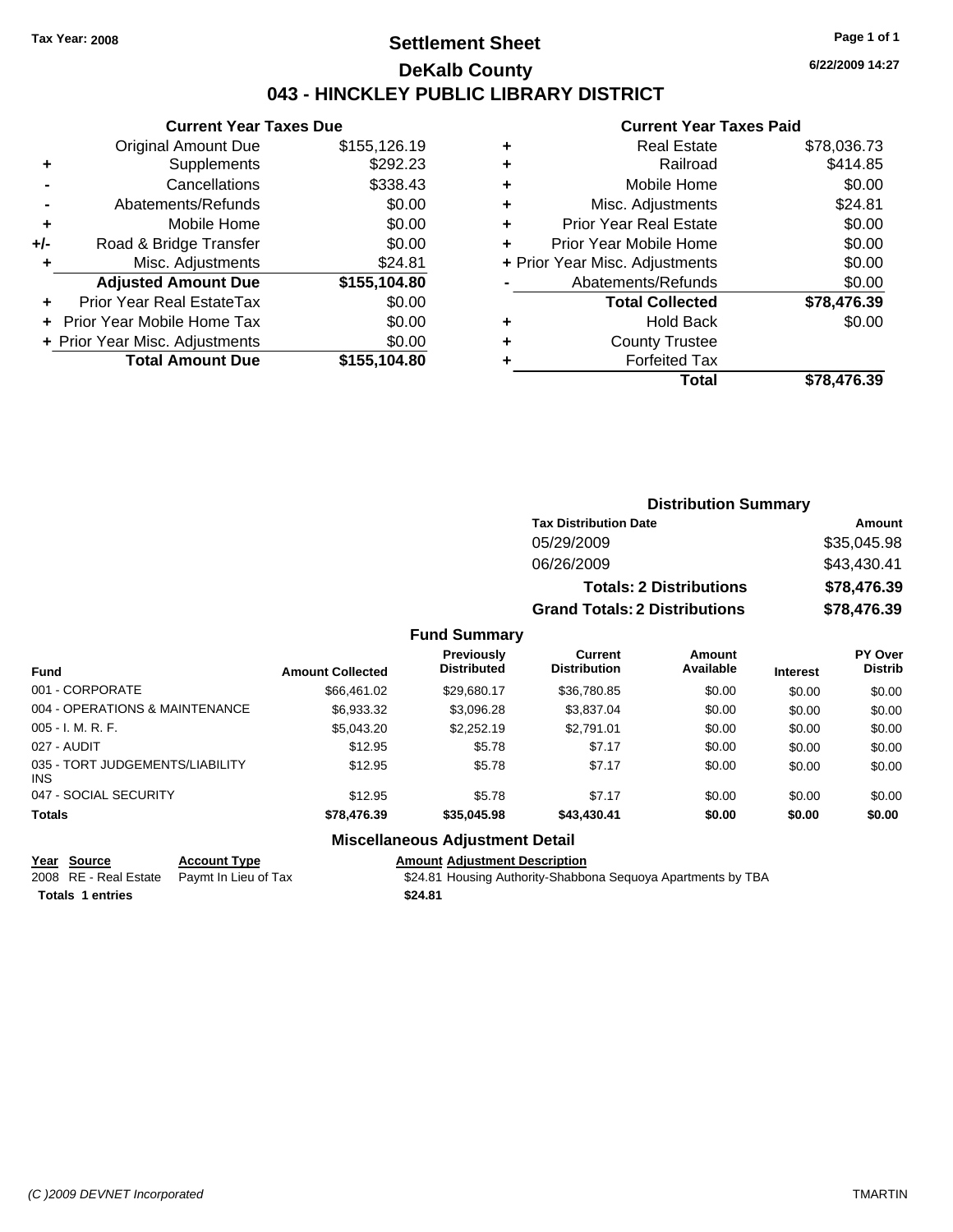Tax Year: 2008

# Settlement Sheet
## DeKalb County
## 043 - HINCKLEY PUBLIC LIBRARY DISTRICT

6/22/2009 14:27

### Current Year Taxes Due

| | | |
|---|---|---|
| | Original Amount Due | $155,126.19 |
| + | Supplements | $292.23 |
| - | Cancellations | $338.43 |
| - | Abatements/Refunds | $0.00 |
| + | Mobile Home | $0.00 |
| +/- | Road & Bridge Transfer | $0.00 |
| + | Misc. Adjustments | $24.81 |
| | **Adjusted Amount Due** | **$155,104.80** |
| + | Prior Year Real EstateTax | $0.00 |
| + | Prior Year Mobile Home Tax | $0.00 |
| + | Prior Year Misc. Adjustments | $0.00 |
| | **Total Amount Due** | **$155,104.80** |

### Current Year Taxes Paid

| | | |
|---|---|---|
| + | Real Estate | $78,036.73 |
| + | Railroad | $414.85 |
| + | Mobile Home | $0.00 |
| + | Misc. Adjustments | $24.81 |
| + | Prior Year Real Estate | $0.00 |
| + | Prior Year Mobile Home | $0.00 |
| + | Prior Year Misc. Adjustments | $0.00 |
| - | Abatements/Refunds | $0.00 |
| | **Total Collected** | **$78,476.39** |
| + | Hold Back | $0.00 |
| + | County Trustee | |
| + | Forfeited Tax | |
| | **Total** | **$78,476.39** |

### Distribution Summary

| Tax Distribution Date | Amount |
|---|---|
| 05/29/2009 | $35,045.98 |
| 06/26/2009 | $43,430.41 |
| **Totals: 2 Distributions** | **$78,476.39** |
| **Grand Totals: 2 Distributions** | **$78,476.39** |

### Fund Summary

| Fund | Amount Collected | Previously Distributed | Current Distribution | Amount Available | Interest | PY Over Distrib |
|---|---|---|---|---|---|---|
| 001 - CORPORATE | $66,461.02 | $29,680.17 | $36,780.85 | $0.00 | $0.00 | $0.00 |
| 004 - OPERATIONS & MAINTENANCE | $6,933.32 | $3,096.28 | $3,837.04 | $0.00 | $0.00 | $0.00 |
| 005 - I. M. R. F. | $5,043.20 | $2,252.19 | $2,791.01 | $0.00 | $0.00 | $0.00 |
| 027 - AUDIT | $12.95 | $5.78 | $7.17 | $0.00 | $0.00 | $0.00 |
| 035 - TORT JUDGEMENTS/LIABILITY INS | $12.95 | $5.78 | $7.17 | $0.00 | $0.00 | $0.00 |
| 047 - SOCIAL SECURITY | $12.95 | $5.78 | $7.17 | $0.00 | $0.00 | $0.00 |
| **Totals** | **$78,476.39** | **$35,045.98** | **$43,430.41** | **$0.00** | **$0.00** | **$0.00** |

### Miscellaneous Adjustment Detail

| Year | Source | Account Type | Amount | Adjustment Description |
|---|---|---|---|---|
| 2008 | RE - Real Estate | Paymt In Lieu of Tax | $24.81 | Housing Authority-Shabbona Sequoya Apartments by TBA |
| **Totals** | **1 entries** | | **$24.81** | |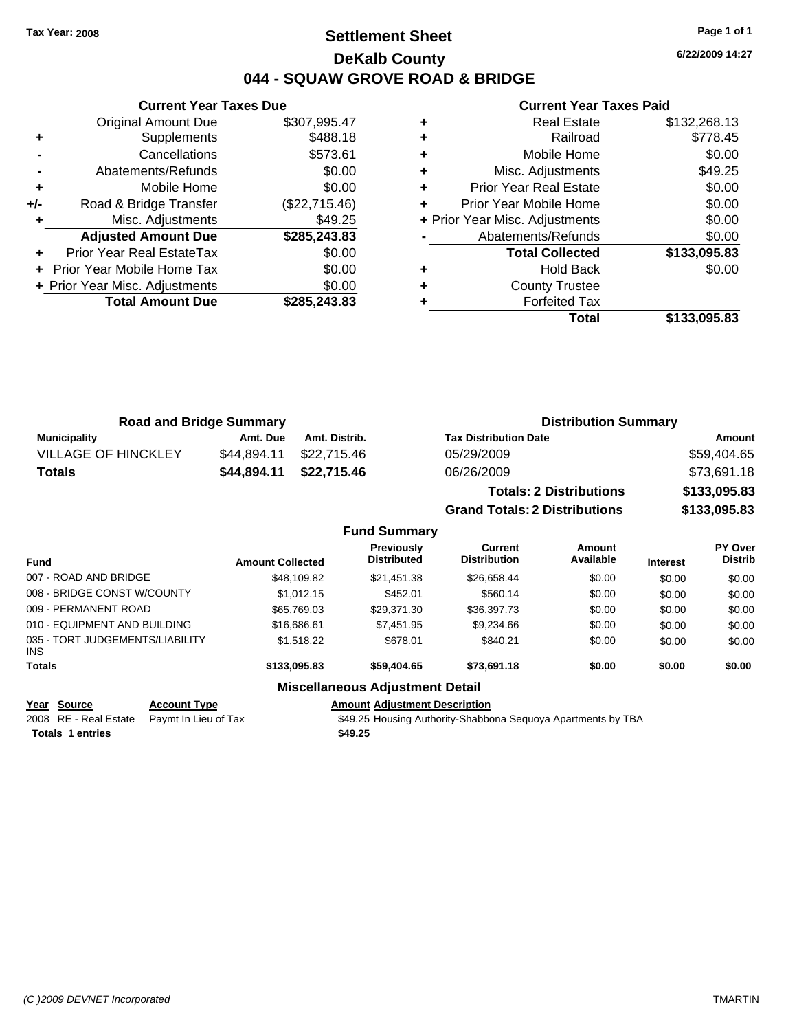Tax Year: 2008

# Settlement Sheet

## DeKalb County

## 044 - SQUAW GROVE ROAD & BRIDGE

6/22/2009 14:27

### Current Year Taxes Due

| | | |
|---|---|---|
| | Original Amount Due | $307,995.47 |
| + | Supplements | $488.18 |
| - | Cancellations | $573.61 |
| - | Abatements/Refunds | $0.00 |
| + | Mobile Home | $0.00 |
| +/- | Road & Bridge Transfer | ($22,715.46) |
| + | Misc. Adjustments | $49.25 |
| | **Adjusted Amount Due** | **$285,243.83** |
| + | Prior Year Real EstateTax | $0.00 |
| + | Prior Year Mobile Home Tax | $0.00 |
| + | Prior Year Misc. Adjustments | $0.00 |
| | **Total Amount Due** | **$285,243.83** |

### Current Year Taxes Paid

| | | |
|---|---|---|
| + | Real Estate | $132,268.13 |
| + | Railroad | $778.45 |
| + | Mobile Home | $0.00 |
| + | Misc. Adjustments | $49.25 |
| + | Prior Year Real Estate | $0.00 |
| + | Prior Year Mobile Home | $0.00 |
| + | Prior Year Misc. Adjustments | $0.00 |
| - | Abatements/Refunds | $0.00 |
| | **Total Collected** | **$133,095.83** |
| + | Hold Back | $0.00 |
| + | County Trustee | |
| + | Forfeited Tax | |
| | **Total** | **$133,095.83** |

### Road and Bridge Summary

| Municipality | Amt. Due | Amt. Distrib. |
|---|---|---|
| VILLAGE OF HINCKLEY | $44,894.11 | $22,715.46 |
| **Totals** | **$44,894.11** | **$22,715.46** |

### Distribution Summary

| Tax Distribution Date | Amount |
|---|---|
| 05/29/2009 | $59,404.65 |
| 06/26/2009 | $73,691.18 |
| **Totals: 2 Distributions** | **$133,095.83** |
| **Grand Totals: 2 Distributions** | **$133,095.83** |

### Fund Summary

| Fund | Amount Collected | Previously Distributed | Current Distribution | Amount Available | Interest | PY Over Distrib |
|---|---|---|---|---|---|---|
| 007 - ROAD AND BRIDGE | $48,109.82 | $21,451.38 | $26,658.44 | $0.00 | $0.00 | $0.00 |
| 008 - BRIDGE CONST W/COUNTY | $1,012.15 | $452.01 | $560.14 | $0.00 | $0.00 | $0.00 |
| 009 - PERMANENT ROAD | $65,769.03 | $29,371.30 | $36,397.73 | $0.00 | $0.00 | $0.00 |
| 010 - EQUIPMENT AND BUILDING | $16,686.61 | $7,451.95 | $9,234.66 | $0.00 | $0.00 | $0.00 |
| 035 - TORT JUDGEMENTS/LIABILITY INS | $1,518.22 | $678.01 | $840.21 | $0.00 | $0.00 | $0.00 |
| **Totals** | **$133,095.83** | **$59,404.65** | **$73,691.18** | **$0.00** | **$0.00** | **$0.00** |

### Miscellaneous Adjustment Detail

| Year | Source | Account Type | Amount | Adjustment Description |
|---|---|---|---|---|
| 2008 | RE - Real Estate | Paymt In Lieu of Tax | $49.25 | Housing Authority-Shabbona Sequoya Apartments by TBA |
| **Totals 1 entries** | | | **$49.25** | |

(C )2009 DEVNET Incorporated TMARTIN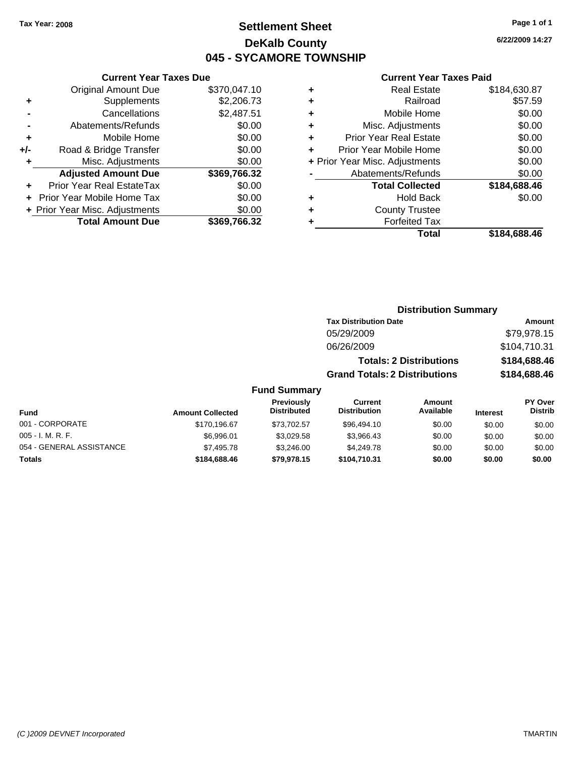Tax Year: 2008

# Settlement Sheet

## DeKalb County

## 045 - SYCAMORE TOWNSHIP

6/22/2009 14:27

### Current Year Taxes Due

| | | |
|---|---|---|
| | Original Amount Due | $370,047.10 |
| + | Supplements | $2,206.73 |
| - | Cancellations | $2,487.51 |
| - | Abatements/Refunds | $0.00 |
| + | Mobile Home | $0.00 |
| +/- | Road & Bridge Transfer | $0.00 |
| + | Misc. Adjustments | $0.00 |
| | **Adjusted Amount Due** | **$369,766.32** |
| + | Prior Year Real EstateTax | $0.00 |
| + | Prior Year Mobile Home Tax | $0.00 |
| + | Prior Year Misc. Adjustments | $0.00 |
| | **Total Amount Due** | **$369,766.32** |

### Current Year Taxes Paid

| | | |
|---|---|---|
| + | Real Estate | $184,630.87 |
| + | Railroad | $57.59 |
| + | Mobile Home | $0.00 |
| + | Misc. Adjustments | $0.00 |
| + | Prior Year Real Estate | $0.00 |
| + | Prior Year Mobile Home | $0.00 |
| + | Prior Year Misc. Adjustments | $0.00 |
| - | Abatements/Refunds | $0.00 |
| | **Total Collected** | **$184,688.46** |
| + | Hold Back | $0.00 |
| + | County Trustee | |
| + | Forfeited Tax | |
| | **Total** | **$184,688.46** |

### Distribution Summary

| Tax Distribution Date | Amount |
|---|---|
| 05/29/2009 | $79,978.15 |
| 06/26/2009 | $104,710.31 |
| **Totals: 2 Distributions** | **$184,688.46** |
| **Grand Totals: 2 Distributions** | **$184,688.46** |

### Fund Summary

| Fund | Amount Collected | Previously Distributed | Current Distribution | Amount Available | Interest | PY Over Distrib |
|---|---|---|---|---|---|---|
| 001 - CORPORATE | $170,196.67 | $73,702.57 | $96,494.10 | $0.00 | $0.00 | $0.00 |
| 005 - I. M. R. F. | $6,996.01 | $3,029.58 | $3,966.43 | $0.00 | $0.00 | $0.00 |
| 054 - GENERAL ASSISTANCE | $7,495.78 | $3,246.00 | $4,249.78 | $0.00 | $0.00 | $0.00 |
| **Totals** | **$184,688.46** | **$79,978.15** | **$104,710.31** | **$0.00** | **$0.00** | **$0.00** |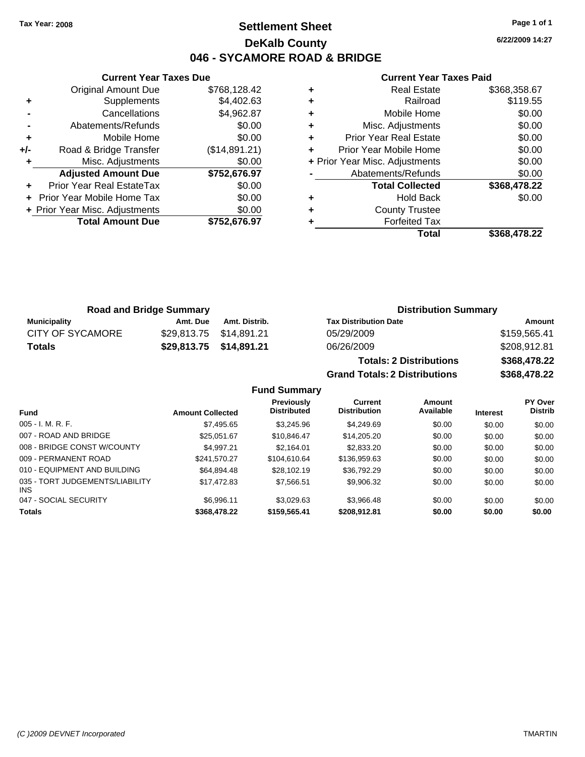Tax Year: 2008

# Settlement Sheet

## DeKalb County

## 046 - SYCAMORE ROAD & BRIDGE

6/22/2009 14:27

### Current Year Taxes Due

| | | |
|---|---|---|
| | Original Amount Due | $768,128.42 |
| + | Supplements | $4,402.63 |
| - | Cancellations | $4,962.87 |
| - | Abatements/Refunds | $0.00 |
| + | Mobile Home | $0.00 |
| +/- | Road & Bridge Transfer | ($14,891.21) |
| + | Misc. Adjustments | $0.00 |
| | **Adjusted Amount Due** | **$752,676.97** |
| + | Prior Year Real EstateTax | $0.00 |
| + | Prior Year Mobile Home Tax | $0.00 |
| + | Prior Year Misc. Adjustments | $0.00 |
| | **Total Amount Due** | **$752,676.97** |

### Current Year Taxes Paid

| | | |
|---|---|---|
| + | Real Estate | $368,358.67 |
| + | Railroad | $119.55 |
| + | Mobile Home | $0.00 |
| + | Misc. Adjustments | $0.00 |
| + | Prior Year Real Estate | $0.00 |
| + | Prior Year Mobile Home | $0.00 |
| + | Prior Year Misc. Adjustments | $0.00 |
| - | Abatements/Refunds | $0.00 |
| | **Total Collected** | **$368,478.22** |
| + | Hold Back | $0.00 |
| + | County Trustee | |
| + | Forfeited Tax | |
| | **Total** | **$368,478.22** |

### Road and Bridge Summary

| Municipality | Amt. Due | Amt. Distrib. |
|---|---|---|
| CITY OF SYCAMORE | $29,813.75 | $14,891.21 |
| **Totals** | **$29,813.75** | **$14,891.21** |

### Distribution Summary

| Tax Distribution Date | Amount |
|---|---|
| 05/29/2009 | $159,565.41 |
| 06/26/2009 | $208,912.81 |
| **Totals: 2 Distributions** | **$368,478.22** |
| **Grand Totals: 2 Distributions** | **$368,478.22** |

### Fund Summary

| Fund | Amount Collected | Previously Distributed | Current Distribution | Amount Available | Interest | PY Over Distrib |
|---|---|---|---|---|---|---|
| 005 - I. M. R. F. | $7,495.65 | $3,245.96 | $4,249.69 | $0.00 | $0.00 | $0.00 |
| 007 - ROAD AND BRIDGE | $25,051.67 | $10,846.47 | $14,205.20 | $0.00 | $0.00 | $0.00 |
| 008 - BRIDGE CONST W/COUNTY | $4,997.21 | $2,164.01 | $2,833.20 | $0.00 | $0.00 | $0.00 |
| 009 - PERMANENT ROAD | $241,570.27 | $104,610.64 | $136,959.63 | $0.00 | $0.00 | $0.00 |
| 010 - EQUIPMENT AND BUILDING | $64,894.48 | $28,102.19 | $36,792.29 | $0.00 | $0.00 | $0.00 |
| 035 - TORT JUDGEMENTS/LIABILITY INS | $17,472.83 | $7,566.51 | $9,906.32 | $0.00 | $0.00 | $0.00 |
| 047 - SOCIAL SECURITY | $6,996.11 | $3,029.63 | $3,966.48 | $0.00 | $0.00 | $0.00 |
| **Totals** | **$368,478.22** | **$159,565.41** | **$208,912.81** | **$0.00** | **$0.00** | **$0.00** |

(C )2009 DEVNET Incorporated TMARTIN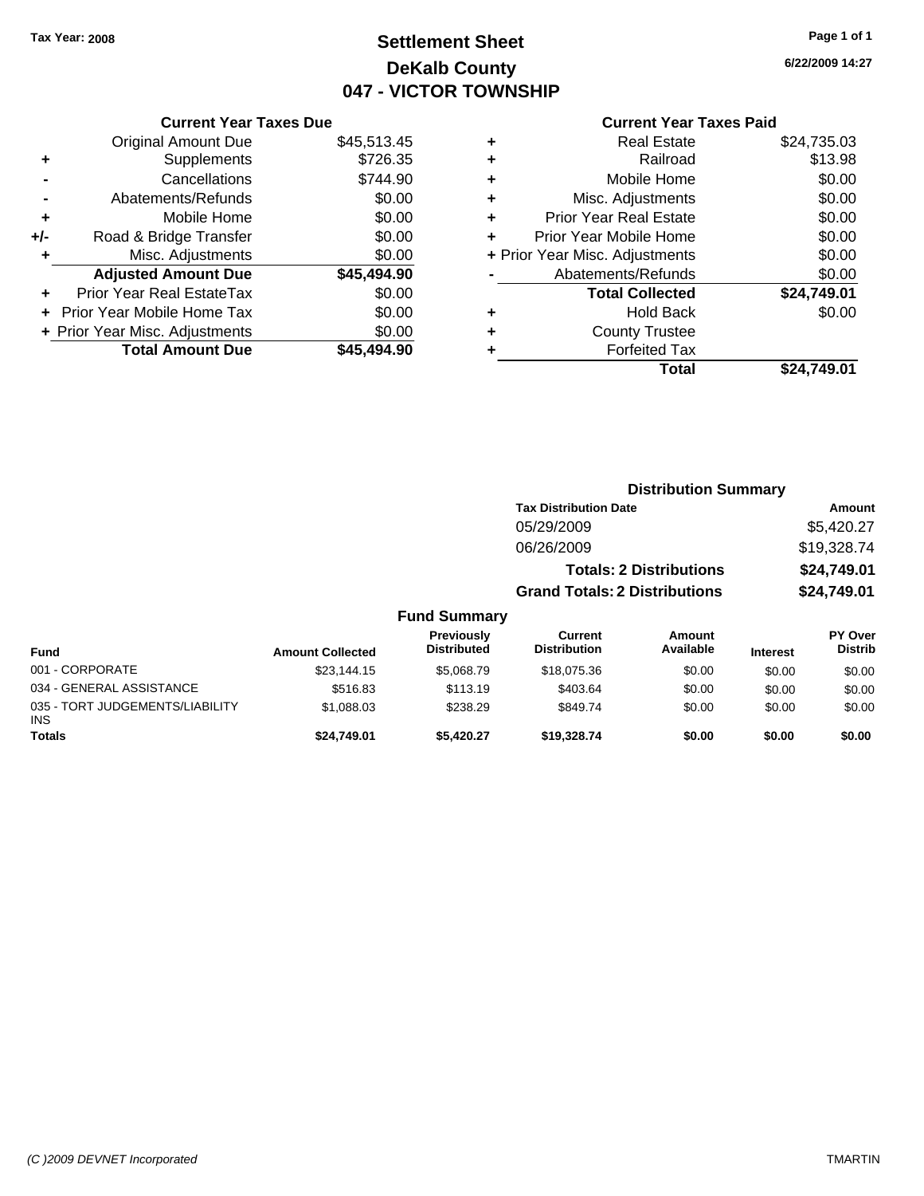Tax Year: 2008

# Settlement Sheet
## DeKalb County
## 047 - VICTOR TOWNSHIP

6/22/2009 14:27

### Current Year Taxes Due

| | | |
|---|---|---|
| | Original Amount Due | $45,513.45 |
| + | Supplements | $726.35 |
| - | Cancellations | $744.90 |
| - | Abatements/Refunds | $0.00 |
| + | Mobile Home | $0.00 |
| +/- | Road & Bridge Transfer | $0.00 |
| + | Misc. Adjustments | $0.00 |
| | **Adjusted Amount Due** | **$45,494.90** |
| + | Prior Year Real EstateTax | $0.00 |
| + | Prior Year Mobile Home Tax | $0.00 |
| + | Prior Year Misc. Adjustments | $0.00 |
| | **Total Amount Due** | **$45,494.90** |

### Current Year Taxes Paid

| | | |
|---|---|---|
| + | Real Estate | $24,735.03 |
| + | Railroad | $13.98 |
| + | Mobile Home | $0.00 |
| + | Misc. Adjustments | $0.00 |
| + | Prior Year Real Estate | $0.00 |
| + | Prior Year Mobile Home | $0.00 |
| + | Prior Year Misc. Adjustments | $0.00 |
| - | Abatements/Refunds | $0.00 |
| | **Total Collected** | **$24,749.01** |
| + | Hold Back | $0.00 |
| + | County Trustee | |
| + | Forfeited Tax | |
| | **Total** | **$24,749.01** |

### Distribution Summary

| Tax Distribution Date | Amount |
|---|---|
| 05/29/2009 | $5,420.27 |
| 06/26/2009 | $19,328.74 |
| **Totals: 2 Distributions** | **$24,749.01** |
| **Grand Totals: 2 Distributions** | **$24,749.01** |

### Fund Summary

| Fund | Amount Collected | Previously Distributed | Current Distribution | Amount Available | Interest | PY Over Distrib |
|---|---|---|---|---|---|---|
| 001 - CORPORATE | $23,144.15 | $5,068.79 | $18,075.36 | $0.00 | $0.00 | $0.00 |
| 034 - GENERAL ASSISTANCE | $516.83 | $113.19 | $403.64 | $0.00 | $0.00 | $0.00 |
| 035 - TORT JUDGEMENTS/LIABILITY INS | $1,088.03 | $238.29 | $849.74 | $0.00 | $0.00 | $0.00 |
| **Totals** | **$24,749.01** | **$5,420.27** | **$19,328.74** | **$0.00** | **$0.00** | **$0.00** |

(C )2009 DEVNET Incorporated — TMARTIN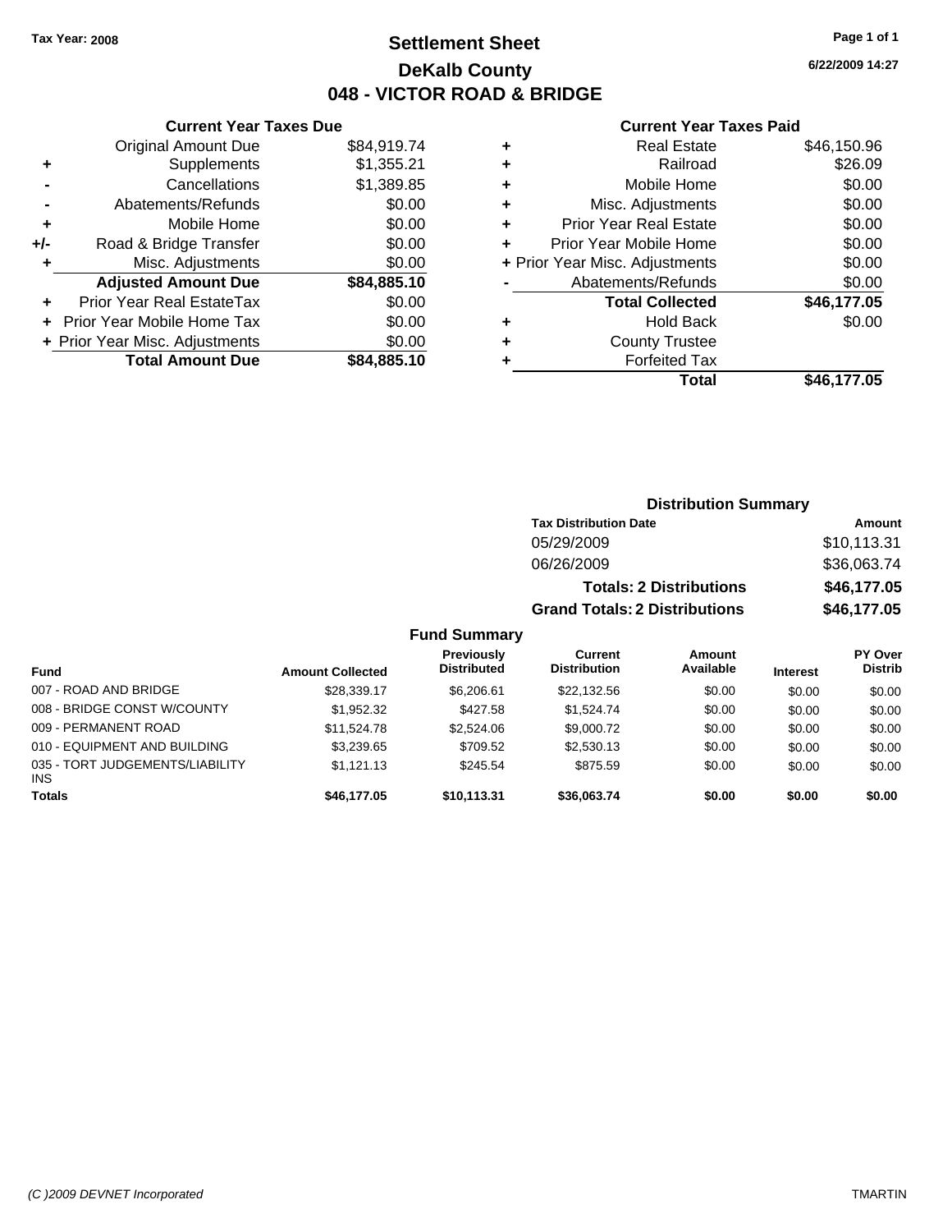Tax Year: 2008

# Settlement Sheet
## DeKalb County
## 048 - VICTOR ROAD & BRIDGE

6/22/2009 14:27

### Current Year Taxes Due

| | | |
|---|---|---|
| | Original Amount Due | $84,919.74 |
| + | Supplements | $1,355.21 |
| - | Cancellations | $1,389.85 |
| - | Abatements/Refunds | $0.00 |
| + | Mobile Home | $0.00 |
| +/- | Road & Bridge Transfer | $0.00 |
| + | Misc. Adjustments | $0.00 |
| | **Adjusted Amount Due** | **$84,885.10** |
| + | Prior Year Real EstateTax | $0.00 |
| + | Prior Year Mobile Home Tax | $0.00 |
| + | Prior Year Misc. Adjustments | $0.00 |
| | **Total Amount Due** | **$84,885.10** |

### Current Year Taxes Paid

| | | |
|---|---|---|
| + | Real Estate | $46,150.96 |
| + | Railroad | $26.09 |
| + | Mobile Home | $0.00 |
| + | Misc. Adjustments | $0.00 |
| + | Prior Year Real Estate | $0.00 |
| + | Prior Year Mobile Home | $0.00 |
| + | Prior Year Misc. Adjustments | $0.00 |
| - | Abatements/Refunds | $0.00 |
| | **Total Collected** | **$46,177.05** |
| + | Hold Back | $0.00 |
| + | County Trustee | |
| + | Forfeited Tax | |
| | **Total** | **$46,177.05** |

### Distribution Summary

| Tax Distribution Date | Amount |
|---|---|
| 05/29/2009 | $10,113.31 |
| 06/26/2009 | $36,063.74 |
| **Totals: 2 Distributions** | **$46,177.05** |
| **Grand Totals: 2 Distributions** | **$46,177.05** |

### Fund Summary

| Fund | Amount Collected | Previously Distributed | Current Distribution | Amount Available | Interest | PY Over Distrib |
|---|---|---|---|---|---|---|
| 007 - ROAD AND BRIDGE | $28,339.17 | $6,206.61 | $22,132.56 | $0.00 | $0.00 | $0.00 |
| 008 - BRIDGE CONST W/COUNTY | $1,952.32 | $427.58 | $1,524.74 | $0.00 | $0.00 | $0.00 |
| 009 - PERMANENT ROAD | $11,524.78 | $2,524.06 | $9,000.72 | $0.00 | $0.00 | $0.00 |
| 010 - EQUIPMENT AND BUILDING | $3,239.65 | $709.52 | $2,530.13 | $0.00 | $0.00 | $0.00 |
| 035 - TORT JUDGEMENTS/LIABILITY INS | $1,121.13 | $245.54 | $875.59 | $0.00 | $0.00 | $0.00 |
| **Totals** | **$46,177.05** | **$10,113.31** | **$36,063.74** | **$0.00** | **$0.00** | **$0.00** |

(C )2009 DEVNET Incorporated TMARTIN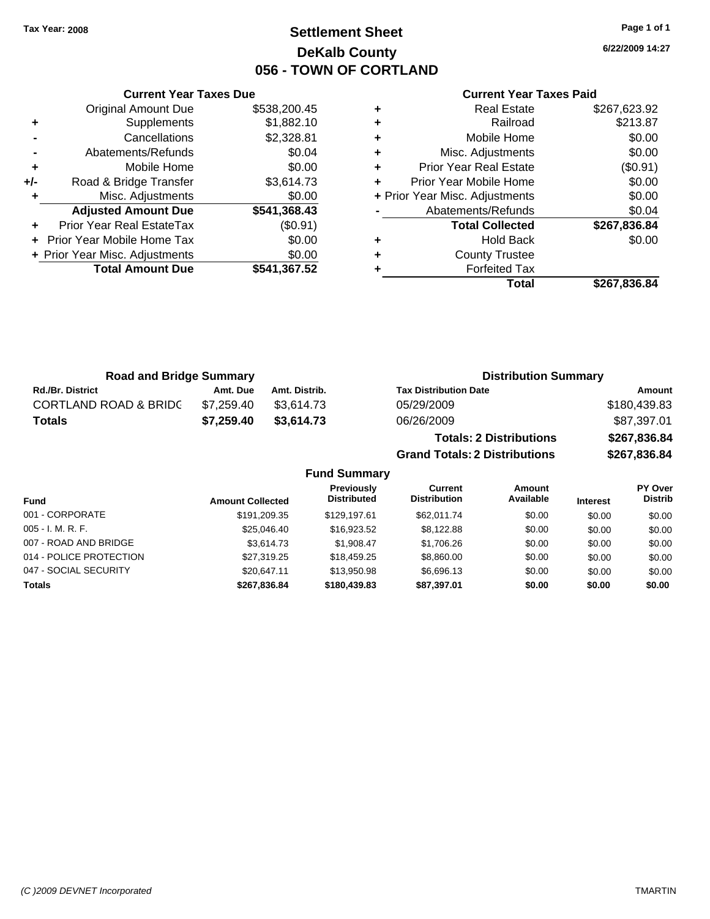Tax Year: 2008

# Settlement Sheet
## DeKalb County
## 056 - TOWN OF CORTLAND

6/22/2009 14:27

### Current Year Taxes Due

| | | |
|---|---|---|
| | Original Amount Due | $538,200.45 |
| + | Supplements | $1,882.10 |
| - | Cancellations | $2,328.81 |
| - | Abatements/Refunds | $0.04 |
| + | Mobile Home | $0.00 |
| +/- | Road & Bridge Transfer | $3,614.73 |
| + | Misc. Adjustments | $0.00 |
| | **Adjusted Amount Due** | **$541,368.43** |
| + | Prior Year Real EstateTax | ($0.91) |
| + | Prior Year Mobile Home Tax | $0.00 |
| + | Prior Year Misc. Adjustments | $0.00 |
| | **Total Amount Due** | **$541,367.52** |

### Current Year Taxes Paid

| | | |
|---|---|---|
| + | Real Estate | $267,623.92 |
| + | Railroad | $213.87 |
| + | Mobile Home | $0.00 |
| + | Misc. Adjustments | $0.00 |
| + | Prior Year Real Estate | ($0.91) |
| + | Prior Year Mobile Home | $0.00 |
| + | Prior Year Misc. Adjustments | $0.00 |
| - | Abatements/Refunds | $0.04 |
| | **Total Collected** | **$267,836.84** |
| + | Hold Back | $0.00 |
| + | County Trustee | |
| + | Forfeited Tax | |
| | **Total** | **$267,836.84** |

### Road and Bridge Summary

| Rd./Br. District | Amt. Due | Amt. Distrib. |
|---|---|---|
| CORTLAND ROAD & BRIDG | $7,259.40 | $3,614.73 |
| **Totals** | **$7,259.40** | **$3,614.73** |

### Distribution Summary

| Tax Distribution Date | Amount |
|---|---|
| 05/29/2009 | $180,439.83 |
| 06/26/2009 | $87,397.01 |
| **Totals: 2 Distributions** | **$267,836.84** |
| **Grand Totals: 2 Distributions** | **$267,836.84** |

### Fund Summary

| Fund | Amount Collected | Previously Distributed | Current Distribution | Amount Available | Interest | PY Over Distrib |
|---|---|---|---|---|---|---|
| 001 - CORPORATE | $191,209.35 | $129,197.61 | $62,011.74 | $0.00 | $0.00 | $0.00 |
| 005 - I. M. R. F. | $25,046.40 | $16,923.52 | $8,122.88 | $0.00 | $0.00 | $0.00 |
| 007 - ROAD AND BRIDGE | $3,614.73 | $1,908.47 | $1,706.26 | $0.00 | $0.00 | $0.00 |
| 014 - POLICE PROTECTION | $27,319.25 | $18,459.25 | $8,860.00 | $0.00 | $0.00 | $0.00 |
| 047 - SOCIAL SECURITY | $20,647.11 | $13,950.98 | $6,696.13 | $0.00 | $0.00 | $0.00 |
| **Totals** | **$267,836.84** | **$180,439.83** | **$87,397.01** | **$0.00** | **$0.00** | **$0.00** |

(C )2009 DEVNET Incorporated — TMARTIN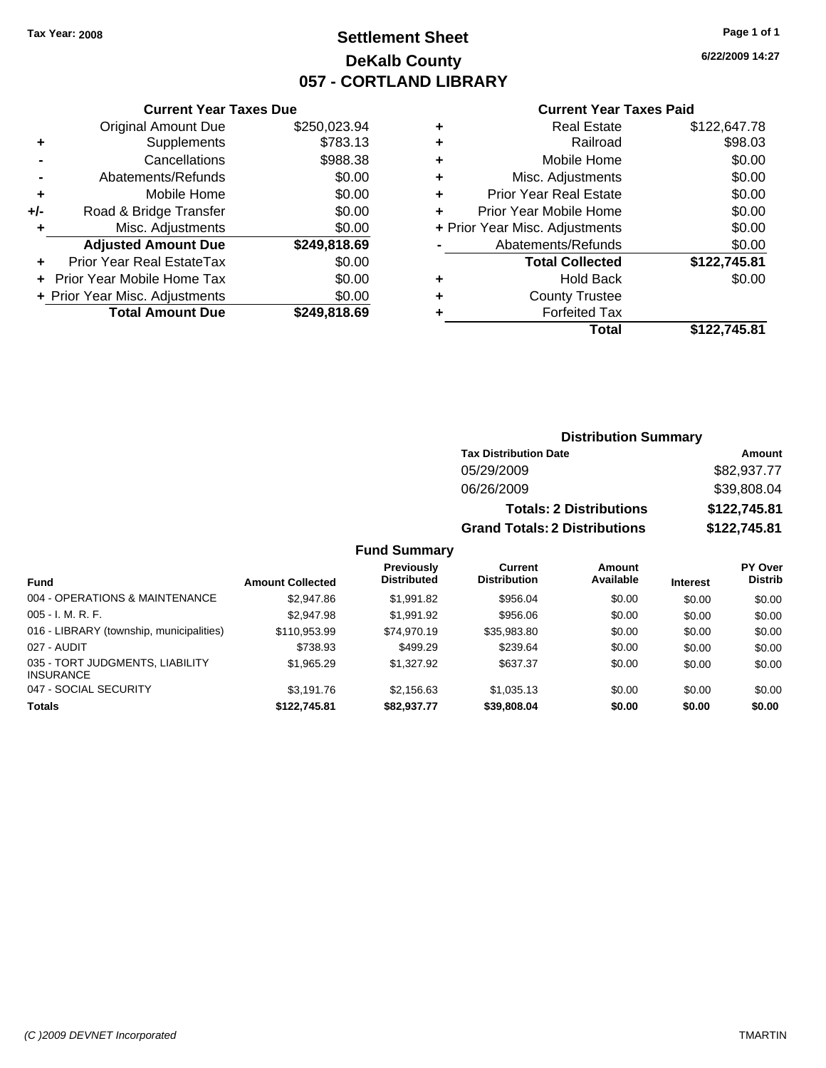Tax Year: 2008

# Settlement Sheet
## DeKalb County
## 057 - CORTLAND LIBRARY

6/22/2009 14:27

### Current Year Taxes Due

| | | |
|---|---|---|
| | Original Amount Due | $250,023.94 |
| + | Supplements | $783.13 |
| - | Cancellations | $988.38 |
| - | Abatements/Refunds | $0.00 |
| + | Mobile Home | $0.00 |
| +/- | Road & Bridge Transfer | $0.00 |
| + | Misc. Adjustments | $0.00 |
| | **Adjusted Amount Due** | **$249,818.69** |
| + | Prior Year Real EstateTax | $0.00 |
| + | Prior Year Mobile Home Tax | $0.00 |
| + | Prior Year Misc. Adjustments | $0.00 |
| | **Total Amount Due** | **$249,818.69** |

### Current Year Taxes Paid

| | | |
|---|---|---|
| + | Real Estate | $122,647.78 |
| + | Railroad | $98.03 |
| + | Mobile Home | $0.00 |
| + | Misc. Adjustments | $0.00 |
| + | Prior Year Real Estate | $0.00 |
| + | Prior Year Mobile Home | $0.00 |
| + | Prior Year Misc. Adjustments | $0.00 |
| - | Abatements/Refunds | $0.00 |
| | **Total Collected** | **$122,745.81** |
| + | Hold Back | $0.00 |
| + | County Trustee | |
| + | Forfeited Tax | |
| | **Total** | **$122,745.81** |

### Distribution Summary

| Tax Distribution Date | Amount |
|---|---|
| 05/29/2009 | $82,937.77 |
| 06/26/2009 | $39,808.04 |
| **Totals: 2 Distributions** | **$122,745.81** |
| **Grand Totals: 2 Distributions** | **$122,745.81** |

### Fund Summary

| Fund | Amount Collected | Previously Distributed | Current Distribution | Amount Available | Interest | PY Over Distrib |
|---|---|---|---|---|---|---|
| 004 - OPERATIONS & MAINTENANCE | $2,947.86 | $1,991.82 | $956.04 | $0.00 | $0.00 | $0.00 |
| 005 - I. M. R. F. | $2,947.98 | $1,991.92 | $956.06 | $0.00 | $0.00 | $0.00 |
| 016 - LIBRARY (township, municipalities) | $110,953.99 | $74,970.19 | $35,983.80 | $0.00 | $0.00 | $0.00 |
| 027 - AUDIT | $738.93 | $499.29 | $239.64 | $0.00 | $0.00 | $0.00 |
| 035 - TORT JUDGMENTS, LIABILITY INSURANCE | $1,965.29 | $1,327.92 | $637.37 | $0.00 | $0.00 | $0.00 |
| 047 - SOCIAL SECURITY | $3,191.76 | $2,156.63 | $1,035.13 | $0.00 | $0.00 | $0.00 |
| **Totals** | **$122,745.81** | **$82,937.77** | **$39,808.04** | **$0.00** | **$0.00** | **$0.00** |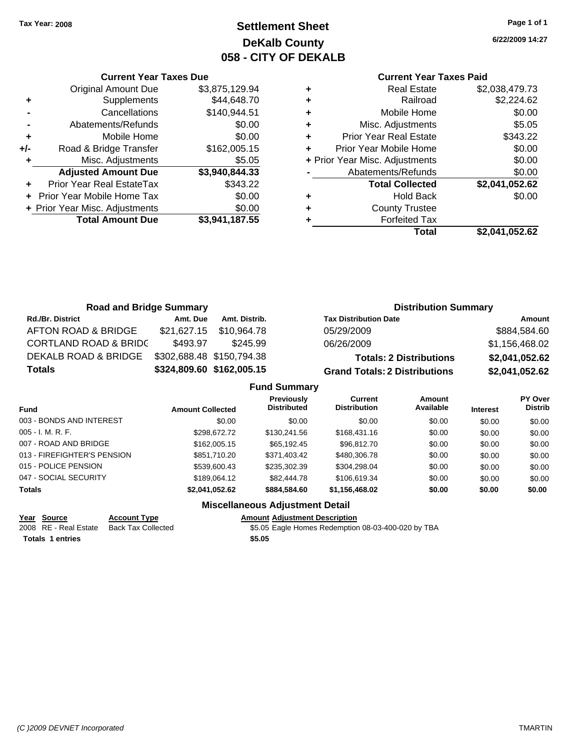Tax Year: 2008

# Settlement Sheet
## DeKalb County
## 058 - CITY OF DEKALB

6/22/2009 14:27

### Current Year Taxes Due

| | | |
|---|---|---|
| | Original Amount Due | $3,875,129.94 |
| + | Supplements | $44,648.70 |
| - | Cancellations | $140,944.51 |
| - | Abatements/Refunds | $0.00 |
| + | Mobile Home | $0.00 |
| +/- | Road & Bridge Transfer | $162,005.15 |
| + | Misc. Adjustments | $5.05 |
| | **Adjusted Amount Due** | **$3,940,844.33** |
| + | Prior Year Real EstateTax | $343.22 |
| + | Prior Year Mobile Home Tax | $0.00 |
| + | Prior Year Misc. Adjustments | $0.00 |
| | **Total Amount Due** | **$3,941,187.55** |

### Current Year Taxes Paid

| | | |
|---|---|---|
| + | Real Estate | $2,038,479.73 |
| + | Railroad | $2,224.62 |
| + | Mobile Home | $0.00 |
| + | Misc. Adjustments | $5.05 |
| + | Prior Year Real Estate | $343.22 |
| + | Prior Year Mobile Home | $0.00 |
| + | Prior Year Misc. Adjustments | $0.00 |
| - | Abatements/Refunds | $0.00 |
| | **Total Collected** | **$2,041,052.62** |
| + | Hold Back | $0.00 |
| + | County Trustee | |
| + | Forfeited Tax | |
| | **Total** | **$2,041,052.62** |

### Road and Bridge Summary

| Rd./Br. District | Amt. Due | Amt. Distrib. |
|---|---|---|
| AFTON ROAD & BRIDGE | $21,627.15 | $10,964.78 |
| CORTLAND ROAD & BRIDG | $493.97 | $245.99 |
| DEKALB ROAD & BRIDGE | $302,688.48 | $150,794.38 |
| **Totals** | **$324,809.60** | **$162,005.15** |

### Distribution Summary

| Tax Distribution Date | Amount |
|---|---|
| 05/29/2009 | $884,584.60 |
| 06/26/2009 | $1,156,468.02 |
| **Totals: 2 Distributions** | **$2,041,052.62** |
| **Grand Totals: 2 Distributions** | **$2,041,052.62** |

### Fund Summary

| Fund | Amount Collected | Previously Distributed | Current Distribution | Amount Available | Interest | PY Over Distrib |
|---|---|---|---|---|---|---|
| 003 - BONDS AND INTEREST | $0.00 | $0.00 | $0.00 | $0.00 | $0.00 | $0.00 |
| 005 - I. M. R. F. | $298,672.72 | $130,241.56 | $168,431.16 | $0.00 | $0.00 | $0.00 |
| 007 - ROAD AND BRIDGE | $162,005.15 | $65,192.45 | $96,812.70 | $0.00 | $0.00 | $0.00 |
| 013 - FIREFIGHTER'S PENSION | $851,710.20 | $371,403.42 | $480,306.78 | $0.00 | $0.00 | $0.00 |
| 015 - POLICE PENSION | $539,600.43 | $235,302.39 | $304,298.04 | $0.00 | $0.00 | $0.00 |
| 047 - SOCIAL SECURITY | $189,064.12 | $82,444.78 | $106,619.34 | $0.00 | $0.00 | $0.00 |
| **Totals** | **$2,041,052.62** | **$884,584.60** | **$1,156,468.02** | **$0.00** | **$0.00** | **$0.00** |

### Miscellaneous Adjustment Detail

| Year | Source | Account Type | Amount | Adjustment Description |
|---|---|---|---|---|
| 2008 | RE - Real Estate | Back Tax Collected | $5.05 | Eagle Homes Redemption 08-03-400-020 by TBA |
| **Totals** | **1 entries** | | **$5.05** | |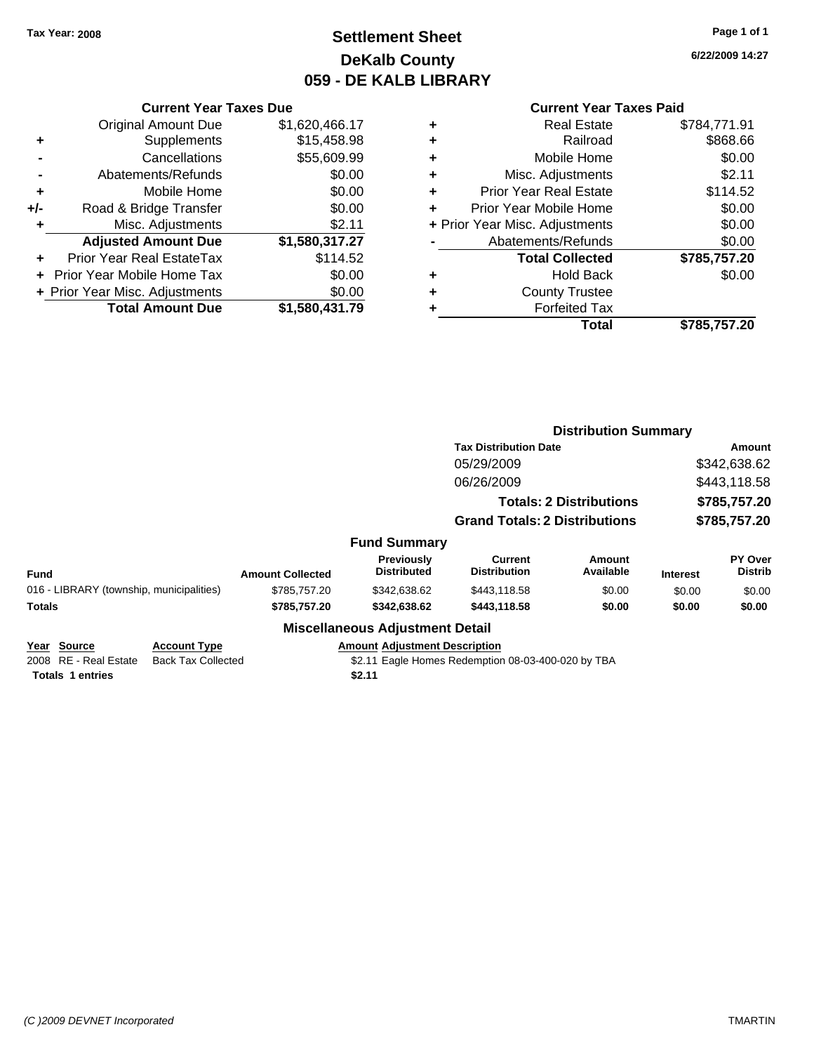**Tax Year: 2008**

# Settlement Sheet
## DeKalb County
## 059 - DE KALB LIBRARY

6/22/2009 14:27

### Current Year Taxes Due

| | | |
|---|---|---|
| | Original Amount Due | $1,620,466.17 |
| + | Supplements | $15,458.98 |
| - | Cancellations | $55,609.99 |
| - | Abatements/Refunds | $0.00 |
| + | Mobile Home | $0.00 |
| +/- | Road & Bridge Transfer | $0.00 |
| + | Misc. Adjustments | $2.11 |
| | **Adjusted Amount Due** | **$1,580,317.27** |
| + | Prior Year Real EstateTax | $114.52 |
| + | Prior Year Mobile Home Tax | $0.00 |
| + | Prior Year Misc. Adjustments | $0.00 |
| | **Total Amount Due** | **$1,580,431.79** |

### Current Year Taxes Paid

| | | |
|---|---|---|
| + | Real Estate | $784,771.91 |
| + | Railroad | $868.66 |
| + | Mobile Home | $0.00 |
| + | Misc. Adjustments | $2.11 |
| + | Prior Year Real Estate | $114.52 |
| + | Prior Year Mobile Home | $0.00 |
| + | Prior Year Misc. Adjustments | $0.00 |
| - | Abatements/Refunds | $0.00 |
| | **Total Collected** | **$785,757.20** |
| + | Hold Back | $0.00 |
| + | County Trustee | |
| + | Forfeited Tax | |
| | **Total** | **$785,757.20** |

### Distribution Summary

| Tax Distribution Date | Amount |
|---|---|
| 05/29/2009 | $342,638.62 |
| 06/26/2009 | $443,118.58 |
| **Totals: 2 Distributions** | **$785,757.20** |
| **Grand Totals: 2 Distributions** | **$785,757.20** |

### Fund Summary

| Fund | Amount Collected | Previously Distributed | Current Distribution | Amount Available | Interest | PY Over Distrib |
|---|---|---|---|---|---|---|
| 016 - LIBRARY (township, municipalities) | $785,757.20 | $342,638.62 | $443,118.58 | $0.00 | $0.00 | $0.00 |
| **Totals** | **$785,757.20** | **$342,638.62** | **$443,118.58** | **$0.00** | **$0.00** | **$0.00** |

### Miscellaneous Adjustment Detail

| Year | Source | Account Type | Amount | Adjustment Description |
|---|---|---|---|---|
| 2008 | RE - Real Estate | Back Tax Collected | $2.11 | Eagle Homes Redemption 08-03-400-020 by TBA |
| **Totals** | **1 entries** | | **$2.11** | |

*(C )2009 DEVNET Incorporated* TMARTIN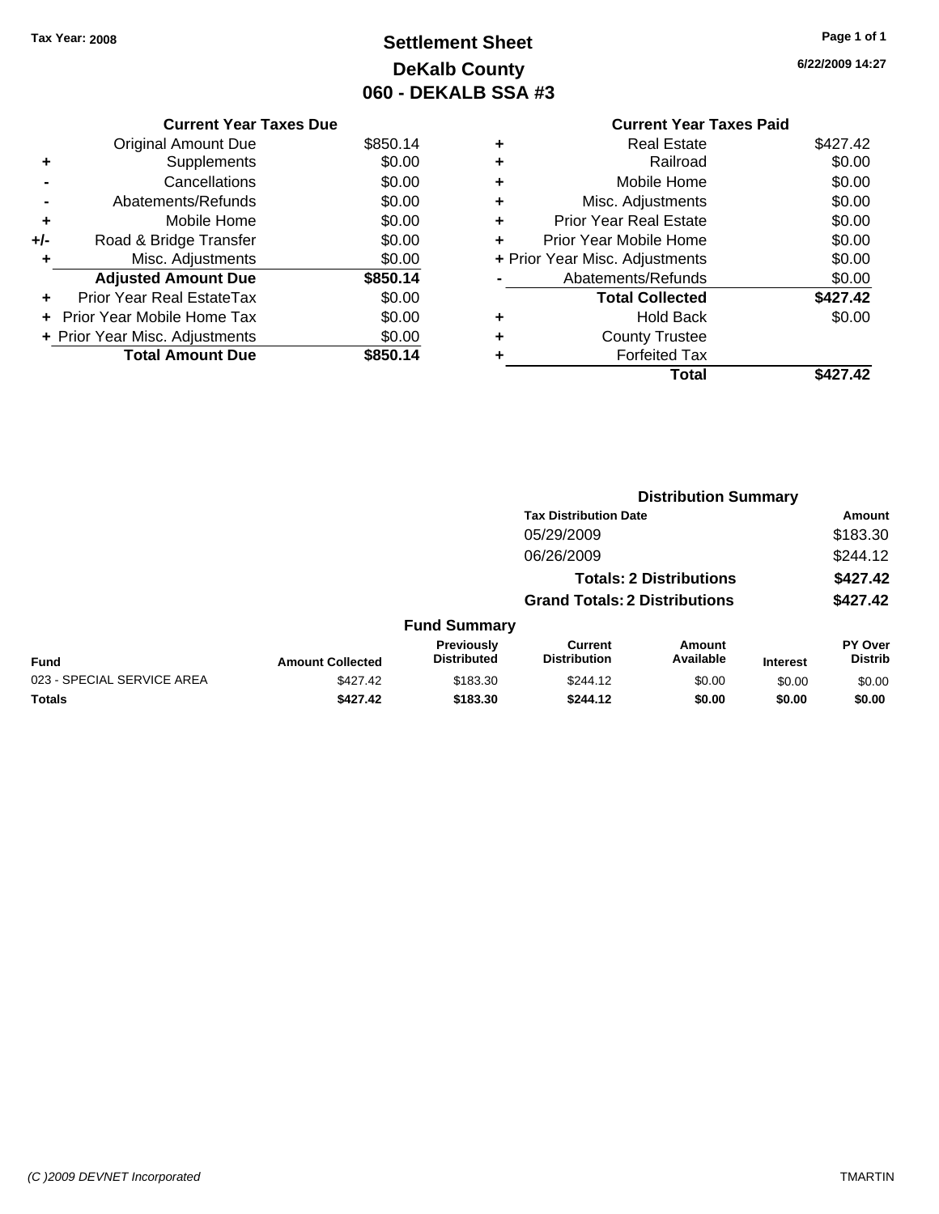Tax Year: 2008

# Settlement Sheet
## DeKalb County
## 060 - DEKALB SSA #3

6/22/2009 14:27

| | Current Year Taxes Due | |
|---|---|---|
| | Original Amount Due | $850.14 |
| + | Supplements | $0.00 |
| - | Cancellations | $0.00 |
| - | Abatements/Refunds | $0.00 |
| + | Mobile Home | $0.00 |
| +/- | Road & Bridge Transfer | $0.00 |
| + | Misc. Adjustments | $0.00 |
| | **Adjusted Amount Due** | **$850.14** |
| + | Prior Year Real EstateTax | $0.00 |
| + | Prior Year Mobile Home Tax | $0.00 |
| + | Prior Year Misc. Adjustments | $0.00 |
| | **Total Amount Due** | **$850.14** |

| | Current Year Taxes Paid | |
|---|---|---|
| + | Real Estate | $427.42 |
| + | Railroad | $0.00 |
| + | Mobile Home | $0.00 |
| + | Misc. Adjustments | $0.00 |
| + | Prior Year Real Estate | $0.00 |
| + | Prior Year Mobile Home | $0.00 |
| + | Prior Year Misc. Adjustments | $0.00 |
| - | Abatements/Refunds | $0.00 |
| | **Total Collected** | **$427.42** |
| + | Hold Back | $0.00 |
| + | County Trustee | |
| + | Forfeited Tax | |
| | **Total** | **$427.42** |

### Distribution Summary

| Tax Distribution Date | Amount |
|---|---|
| 05/29/2009 | $183.30 |
| 06/26/2009 | $244.12 |
| **Totals: 2 Distributions** | **$427.42** |
| **Grand Totals: 2 Distributions** | **$427.42** |

### Fund Summary

| Fund | Amount Collected | Previously Distributed | Current Distribution | Amount Available | Interest | PY Over Distrib |
|---|---|---|---|---|---|---|
| 023 - SPECIAL SERVICE AREA | $427.42 | $183.30 | $244.12 | $0.00 | $0.00 | $0.00 |
| **Totals** | **$427.42** | **$183.30** | **$244.12** | **$0.00** | **$0.00** | **$0.00** |

(C )2009 DEVNET Incorporated TMARTIN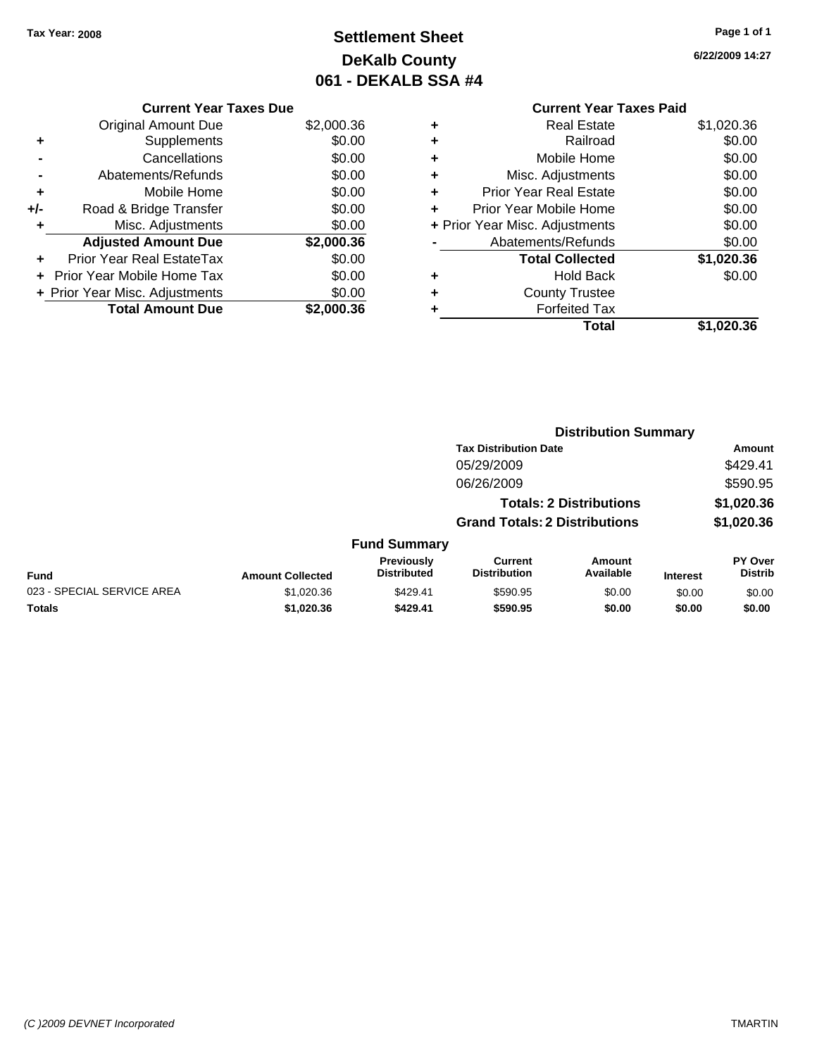Tax Year: 2008

# Settlement Sheet
## DeKalb County
## 061 - DEKALB SSA #4

6/22/2009 14:27

### Current Year Taxes Due

| | | |
|---|---|---|
| | Original Amount Due | $2,000.36 |
| + | Supplements | $0.00 |
| - | Cancellations | $0.00 |
| - | Abatements/Refunds | $0.00 |
| + | Mobile Home | $0.00 |
| +/- | Road & Bridge Transfer | $0.00 |
| + | Misc. Adjustments | $0.00 |
| | **Adjusted Amount Due** | **$2,000.36** |
| + | Prior Year Real EstateTax | $0.00 |
| + | Prior Year Mobile Home Tax | $0.00 |
| + | Prior Year Misc. Adjustments | $0.00 |
| | **Total Amount Due** | **$2,000.36** |

### Current Year Taxes Paid

| | | |
|---|---|---|
| + | Real Estate | $1,020.36 |
| + | Railroad | $0.00 |
| + | Mobile Home | $0.00 |
| + | Misc. Adjustments | $0.00 |
| + | Prior Year Real Estate | $0.00 |
| + | Prior Year Mobile Home | $0.00 |
| + | Prior Year Misc. Adjustments | $0.00 |
| - | Abatements/Refunds | $0.00 |
| | **Total Collected** | **$1,020.36** |
| + | Hold Back | $0.00 |
| + | County Trustee | |
| + | Forfeited Tax | |
| | **Total** | **$1,020.36** |

### Distribution Summary

| Tax Distribution Date | Amount |
|---|---|
| 05/29/2009 | $429.41 |
| 06/26/2009 | $590.95 |
| **Totals: 2 Distributions** | **$1,020.36** |
| **Grand Totals: 2 Distributions** | **$1,020.36** |

### Fund Summary

| Fund | Amount Collected | Previously Distributed | Current Distribution | Amount Available | Interest | PY Over Distrib |
|---|---|---|---|---|---|---|
| 023 - SPECIAL SERVICE AREA | $1,020.36 | $429.41 | $590.95 | $0.00 | $0.00 | $0.00 |
| **Totals** | **$1,020.36** | **$429.41** | **$590.95** | **$0.00** | **$0.00** | **$0.00** |

(C )2009 DEVNET Incorporated — TMARTIN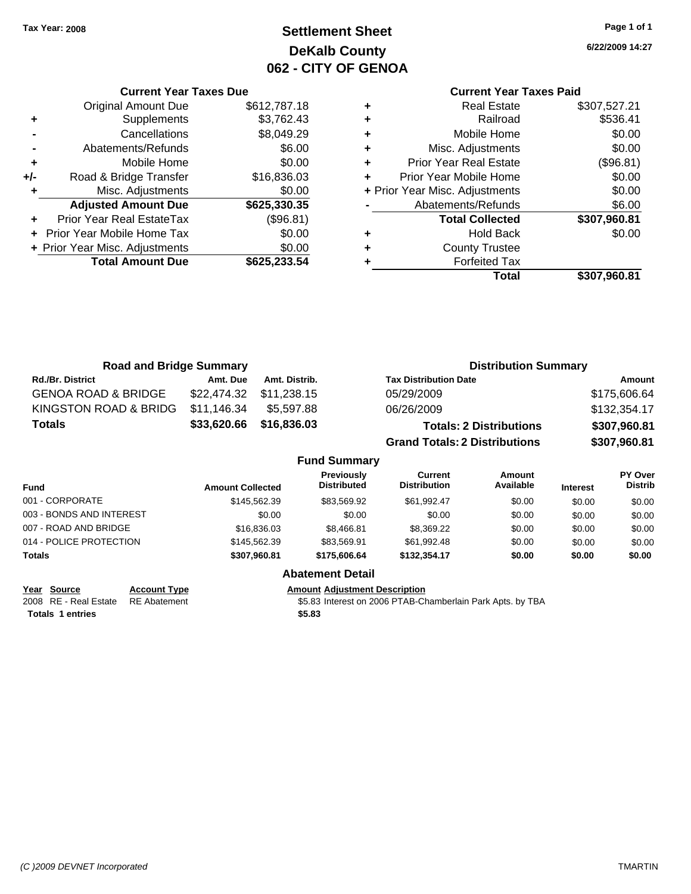Tax Year: 2008

# Settlement Sheet
## DeKalb County
## 062 - CITY OF GENOA

6/22/2009 14:27

### Current Year Taxes Due

| | | |
|---|---|---|
| | Original Amount Due | $612,787.18 |
| + | Supplements | $3,762.43 |
| - | Cancellations | $8,049.29 |
| - | Abatements/Refunds | $6.00 |
| + | Mobile Home | $0.00 |
| +/- | Road & Bridge Transfer | $16,836.03 |
| + | Misc. Adjustments | $0.00 |
| | **Adjusted Amount Due** | **$625,330.35** |
| + | Prior Year Real EstateTax | ($96.81) |
| + | Prior Year Mobile Home Tax | $0.00 |
| + | Prior Year Misc. Adjustments | $0.00 |
| | **Total Amount Due** | **$625,233.54** |

### Current Year Taxes Paid

| | | |
|---|---|---|
| + | Real Estate | $307,527.21 |
| + | Railroad | $536.41 |
| + | Mobile Home | $0.00 |
| + | Misc. Adjustments | $0.00 |
| + | Prior Year Real Estate | ($96.81) |
| + | Prior Year Mobile Home | $0.00 |
| + | Prior Year Misc. Adjustments | $0.00 |
| - | Abatements/Refunds | $6.00 |
| | **Total Collected** | **$307,960.81** |
| + | Hold Back | $0.00 |
| + | County Trustee | |
| + | Forfeited Tax | |
| | **Total** | **$307,960.81** |

### Road and Bridge Summary

| Rd./Br. District | Amt. Due | Amt. Distrib. |
|---|---|---|
| GENOA ROAD & BRIDGE | $22,474.32 | $11,238.15 |
| KINGSTON ROAD & BRIDG | $11,146.34 | $5,597.88 |
| **Totals** | **$33,620.66** | **$16,836.03** |

### Distribution Summary

| Tax Distribution Date | Amount |
|---|---|
| 05/29/2009 | $175,606.64 |
| 06/26/2009 | $132,354.17 |
| **Totals: 2 Distributions** | **$307,960.81** |
| **Grand Totals: 2 Distributions** | **$307,960.81** |

### Fund Summary

| Fund | Amount Collected | Previously Distributed | Current Distribution | Amount Available | Interest | PY Over Distrib |
|---|---|---|---|---|---|---|
| 001 - CORPORATE | $145,562.39 | $83,569.92 | $61,992.47 | $0.00 | $0.00 | $0.00 |
| 003 - BONDS AND INTEREST | $0.00 | $0.00 | $0.00 | $0.00 | $0.00 | $0.00 |
| 007 - ROAD AND BRIDGE | $16,836.03 | $8,466.81 | $8,369.22 | $0.00 | $0.00 | $0.00 |
| 014 - POLICE PROTECTION | $145,562.39 | $83,569.91 | $61,992.48 | $0.00 | $0.00 | $0.00 |
| **Totals** | **$307,960.81** | **$175,606.64** | **$132,354.17** | **$0.00** | **$0.00** | **$0.00** |

### Abatement Detail

| Year | Source | Account Type | Amount | Adjustment Description |
|---|---|---|---|---|
| 2008 | RE - Real Estate | RE Abatement | $5.83 | Interest on 2006 PTAB-Chamberlain Park Apts. by TBA |
| **Totals 1 entries** | | | **$5.83** | |

(C )2009 DEVNET Incorporated TMARTIN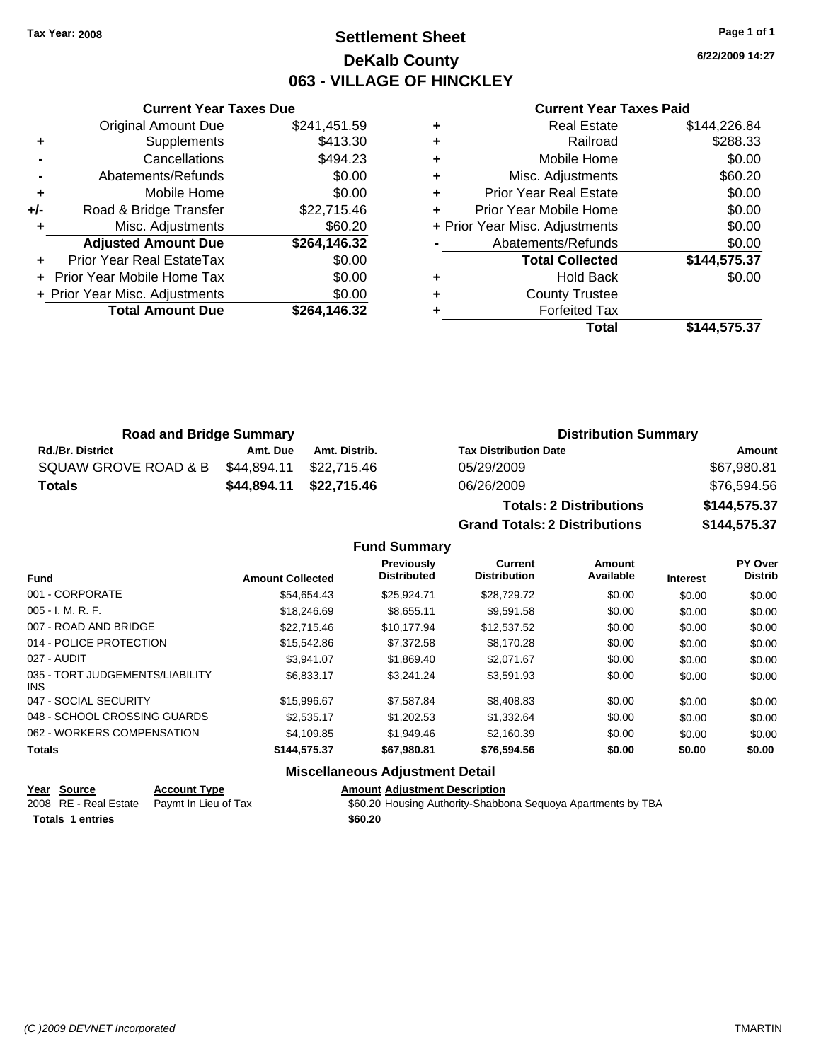Tax Year: 2008

# Settlement Sheet
## DeKalb County
## 063 - VILLAGE OF HINCKLEY

6/22/2009 14:27

### Current Year Taxes Due

| | | |
|---|---|---|
| | Original Amount Due | $241,451.59 |
| + | Supplements | $413.30 |
| - | Cancellations | $494.23 |
| - | Abatements/Refunds | $0.00 |
| + | Mobile Home | $0.00 |
| +/- | Road & Bridge Transfer | $22,715.46 |
| + | Misc. Adjustments | $60.20 |
| | **Adjusted Amount Due** | **$264,146.32** |
| + | Prior Year Real EstateTax | $0.00 |
| + | Prior Year Mobile Home Tax | $0.00 |
| + | Prior Year Misc. Adjustments | $0.00 |
| | **Total Amount Due** | **$264,146.32** |

### Current Year Taxes Paid

| | | |
|---|---|---|
| + | Real Estate | $144,226.84 |
| + | Railroad | $288.33 |
| + | Mobile Home | $0.00 |
| + | Misc. Adjustments | $60.20 |
| + | Prior Year Real Estate | $0.00 |
| + | Prior Year Mobile Home | $0.00 |
| + | Prior Year Misc. Adjustments | $0.00 |
| - | Abatements/Refunds | $0.00 |
| | **Total Collected** | **$144,575.37** |
| + | Hold Back | $0.00 |
| + | County Trustee | |
| + | Forfeited Tax | |
| | **Total** | **$144,575.37** |

### Road and Bridge Summary

| Rd./Br. District | Amt. Due | Amt. Distrib. |
|---|---|---|
| SQUAW GROVE ROAD & B | $44,894.11 | $22,715.46 |
| **Totals** | **$44,894.11** | **$22,715.46** |

### Distribution Summary

| Tax Distribution Date | Amount |
|---|---|
| 05/29/2009 | $67,980.81 |
| 06/26/2009 | $76,594.56 |
| **Totals: 2 Distributions** | **$144,575.37** |
| **Grand Totals: 2 Distributions** | **$144,575.37** |

### Fund Summary

| Fund | Amount Collected | Previously Distributed | Current Distribution | Amount Available | Interest | PY Over Distrib |
|---|---|---|---|---|---|---|
| 001 - CORPORATE | $54,654.43 | $25,924.71 | $28,729.72 | $0.00 | $0.00 | $0.00 |
| 005 - I. M. R. F. | $18,246.69 | $8,655.11 | $9,591.58 | $0.00 | $0.00 | $0.00 |
| 007 - ROAD AND BRIDGE | $22,715.46 | $10,177.94 | $12,537.52 | $0.00 | $0.00 | $0.00 |
| 014 - POLICE PROTECTION | $15,542.86 | $7,372.58 | $8,170.28 | $0.00 | $0.00 | $0.00 |
| 027 - AUDIT | $3,941.07 | $1,869.40 | $2,071.67 | $0.00 | $0.00 | $0.00 |
| 035 - TORT JUDGEMENTS/LIABILITY INS | $6,833.17 | $3,241.24 | $3,591.93 | $0.00 | $0.00 | $0.00 |
| 047 - SOCIAL SECURITY | $15,996.67 | $7,587.84 | $8,408.83 | $0.00 | $0.00 | $0.00 |
| 048 - SCHOOL CROSSING GUARDS | $2,535.17 | $1,202.53 | $1,332.64 | $0.00 | $0.00 | $0.00 |
| 062 - WORKERS COMPENSATION | $4,109.85 | $1,949.46 | $2,160.39 | $0.00 | $0.00 | $0.00 |
| **Totals** | **$144,575.37** | **$67,980.81** | **$76,594.56** | **$0.00** | **$0.00** | **$0.00** |

### Miscellaneous Adjustment Detail

| Year | Source | Account Type | Amount | Adjustment Description |
|---|---|---|---|---|
| 2008 | RE - Real Estate | Paymt In Lieu of Tax | $60.20 | Housing Authority-Shabbona Sequoya Apartments by TBA |
| **Totals** | **1 entries** | | **$60.20** | |

(C )2009 DEVNET Incorporated — TMARTIN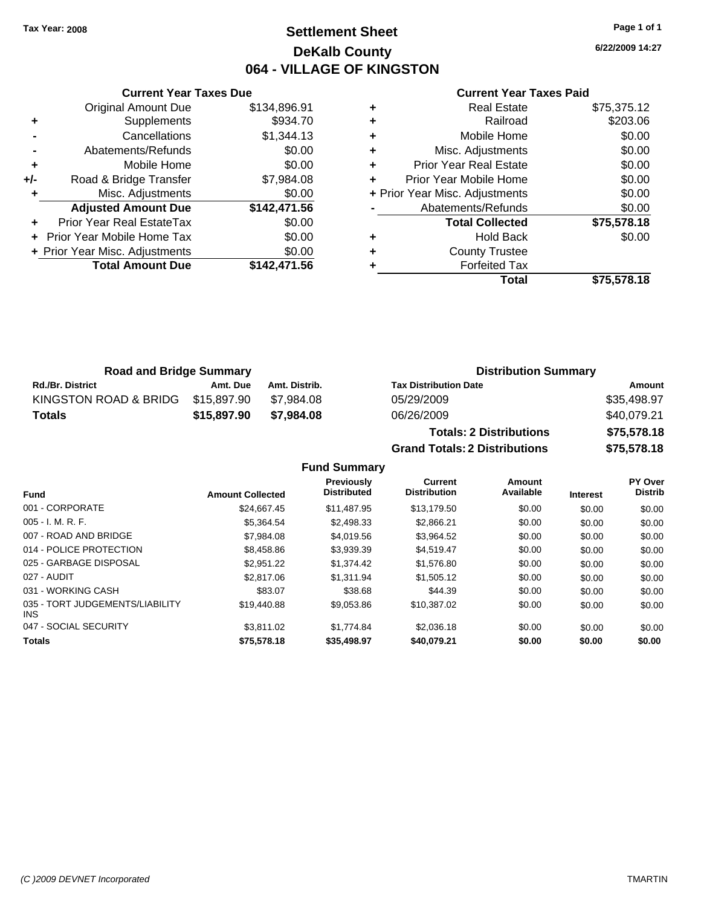Tax Year: 2008

# Settlement Sheet
## DeKalb County
## 064 - VILLAGE OF KINGSTON

6/22/2009 14:27

### Current Year Taxes Due

| | | |
|---|---|---|
| | Original Amount Due | $134,896.91 |
| + | Supplements | $934.70 |
| - | Cancellations | $1,344.13 |
| - | Abatements/Refunds | $0.00 |
| + | Mobile Home | $0.00 |
| +/- | Road & Bridge Transfer | $7,984.08 |
| + | Misc. Adjustments | $0.00 |
| | **Adjusted Amount Due** | **$142,471.56** |
| + | Prior Year Real EstateTax | $0.00 |
| + | Prior Year Mobile Home Tax | $0.00 |
| + | Prior Year Misc. Adjustments | $0.00 |
| | **Total Amount Due** | **$142,471.56** |

### Current Year Taxes Paid

| | | |
|---|---|---|
| + | Real Estate | $75,375.12 |
| + | Railroad | $203.06 |
| + | Mobile Home | $0.00 |
| + | Misc. Adjustments | $0.00 |
| + | Prior Year Real Estate | $0.00 |
| + | Prior Year Mobile Home | $0.00 |
| + | Prior Year Misc. Adjustments | $0.00 |
| - | Abatements/Refunds | $0.00 |
| | **Total Collected** | **$75,578.18** |
| + | Hold Back | $0.00 |
| + | County Trustee | |
| + | Forfeited Tax | |
| | **Total** | **$75,578.18** |

### Road and Bridge Summary

| Rd./Br. District | Amt. Due | Amt. Distrib. |
|---|---|---|
| KINGSTON ROAD & BRIDG | $15,897.90 | $7,984.08 |
| **Totals** | **$15,897.90** | **$7,984.08** |

### Distribution Summary

| Tax Distribution Date | Amount |
|---|---|
| 05/29/2009 | $35,498.97 |
| 06/26/2009 | $40,079.21 |
| **Totals: 2 Distributions** | **$75,578.18** |
| **Grand Totals: 2 Distributions** | **$75,578.18** |

### Fund Summary

| Fund | Amount Collected | Previously Distributed | Current Distribution | Amount Available | Interest | PY Over Distrib |
|---|---|---|---|---|---|---|
| 001 - CORPORATE | $24,667.45 | $11,487.95 | $13,179.50 | $0.00 | $0.00 | $0.00 |
| 005 - I. M. R. F. | $5,364.54 | $2,498.33 | $2,866.21 | $0.00 | $0.00 | $0.00 |
| 007 - ROAD AND BRIDGE | $7,984.08 | $4,019.56 | $3,964.52 | $0.00 | $0.00 | $0.00 |
| 014 - POLICE PROTECTION | $8,458.86 | $3,939.39 | $4,519.47 | $0.00 | $0.00 | $0.00 |
| 025 - GARBAGE DISPOSAL | $2,951.22 | $1,374.42 | $1,576.80 | $0.00 | $0.00 | $0.00 |
| 027 - AUDIT | $2,817.06 | $1,311.94 | $1,505.12 | $0.00 | $0.00 | $0.00 |
| 031 - WORKING CASH | $83.07 | $38.68 | $44.39 | $0.00 | $0.00 | $0.00 |
| 035 - TORT JUDGEMENTS/LIABILITY INS | $19,440.88 | $9,053.86 | $10,387.02 | $0.00 | $0.00 | $0.00 |
| 047 - SOCIAL SECURITY | $3,811.02 | $1,774.84 | $2,036.18 | $0.00 | $0.00 | $0.00 |
| **Totals** | **$75,578.18** | **$35,498.97** | **$40,079.21** | **$0.00** | **$0.00** | **$0.00** |

(C )2009 DEVNET Incorporated TMARTIN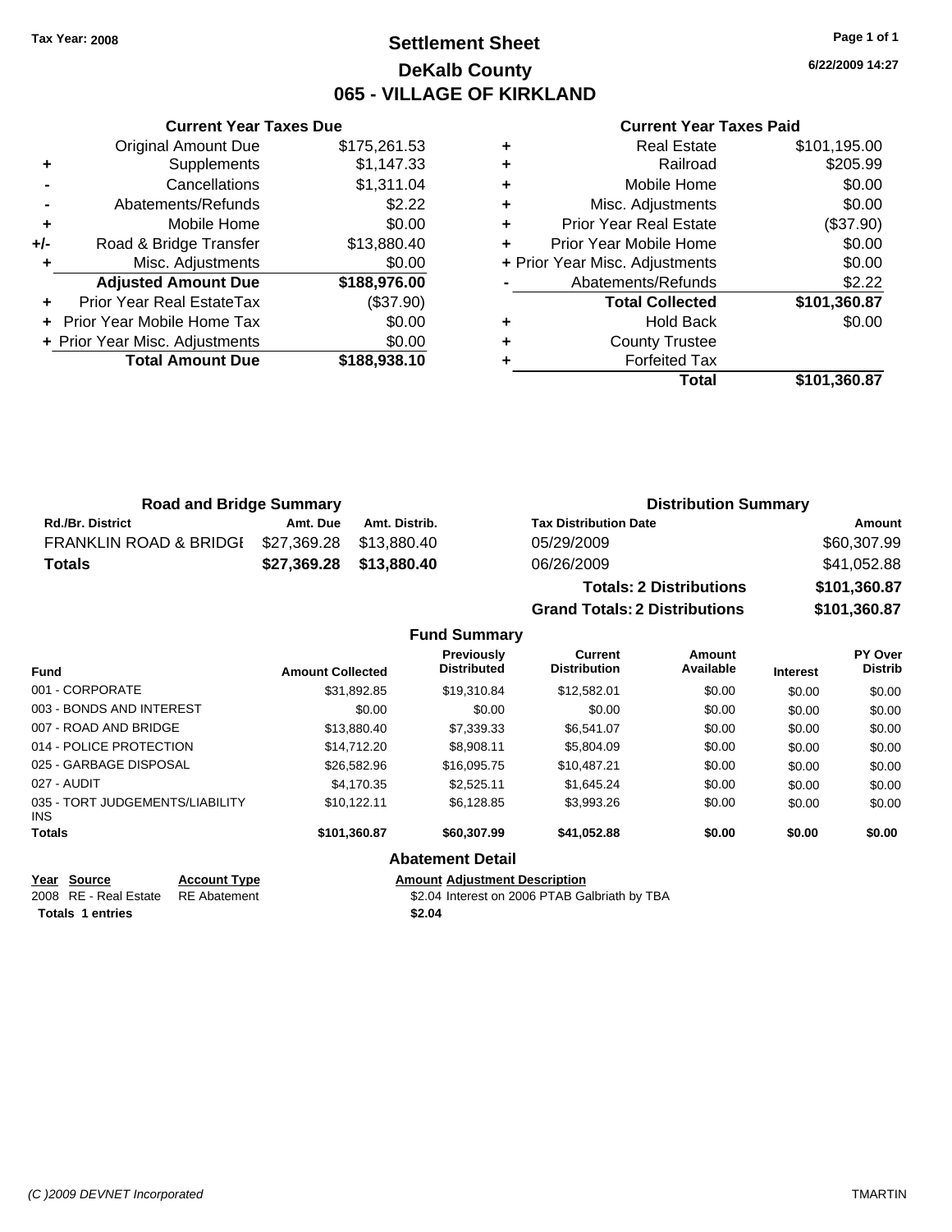Tax Year: 2008

# Settlement Sheet

## DeKalb County

## 065 - VILLAGE OF KIRKLAND

6/22/2009 14:27

### Current Year Taxes Due

| | | |
|---|---|---|
| | Original Amount Due | $175,261.53 |
| + | Supplements | $1,147.33 |
| - | Cancellations | $1,311.04 |
| - | Abatements/Refunds | $2.22 |
| + | Mobile Home | $0.00 |
| +/- | Road & Bridge Transfer | $13,880.40 |
| + | Misc. Adjustments | $0.00 |
| | **Adjusted Amount Due** | **$188,976.00** |
| + | Prior Year Real EstateTax | ($37.90) |
| + | Prior Year Mobile Home Tax | $0.00 |
| + | Prior Year Misc. Adjustments | $0.00 |
| | **Total Amount Due** | **$188,938.10** |

### Current Year Taxes Paid

| | | |
|---|---|---|
| + | Real Estate | $101,195.00 |
| + | Railroad | $205.99 |
| + | Mobile Home | $0.00 |
| + | Misc. Adjustments | $0.00 |
| + | Prior Year Real Estate | ($37.90) |
| + | Prior Year Mobile Home | $0.00 |
| + | Prior Year Misc. Adjustments | $0.00 |
| - | Abatements/Refunds | $2.22 |
| | **Total Collected** | **$101,360.87** |
| + | Hold Back | $0.00 |
| + | County Trustee | |
| + | Forfeited Tax | |
| | **Total** | **$101,360.87** |

### Road and Bridge Summary

| Rd./Br. District | Amt. Due | Amt. Distrib. |
|---|---|---|
| FRANKLIN ROAD & BRIDGI | $27,369.28 | $13,880.40 |
| **Totals** | **$27,369.28** | **$13,880.40** |

### Distribution Summary

| Tax Distribution Date | Amount |
|---|---|
| 05/29/2009 | $60,307.99 |
| 06/26/2009 | $41,052.88 |
| **Totals: 2 Distributions** | **$101,360.87** |
| **Grand Totals: 2 Distributions** | **$101,360.87** |

### Fund Summary

| Fund | Amount Collected | Previously Distributed | Current Distribution | Amount Available | Interest | PY Over Distrib |
|---|---|---|---|---|---|---|
| 001 - CORPORATE | $31,892.85 | $19,310.84 | $12,582.01 | $0.00 | $0.00 | $0.00 |
| 003 - BONDS AND INTEREST | $0.00 | $0.00 | $0.00 | $0.00 | $0.00 | $0.00 |
| 007 - ROAD AND BRIDGE | $13,880.40 | $7,339.33 | $6,541.07 | $0.00 | $0.00 | $0.00 |
| 014 - POLICE PROTECTION | $14,712.20 | $8,908.11 | $5,804.09 | $0.00 | $0.00 | $0.00 |
| 025 - GARBAGE DISPOSAL | $26,582.96 | $16,095.75 | $10,487.21 | $0.00 | $0.00 | $0.00 |
| 027 - AUDIT | $4,170.35 | $2,525.11 | $1,645.24 | $0.00 | $0.00 | $0.00 |
| 035 - TORT JUDGEMENTS/LIABILITY INS | $10,122.11 | $6,128.85 | $3,993.26 | $0.00 | $0.00 | $0.00 |
| **Totals** | **$101,360.87** | **$60,307.99** | **$41,052.88** | **$0.00** | **$0.00** | **$0.00** |

### Abatement Detail

| Year | Source | Account Type | Amount | Adjustment Description |
|---|---|---|---|---|
| 2008 | RE - Real Estate | RE Abatement | $2.04 | Interest on 2006 PTAB Galbriath by TBA |
| **Totals** | **1 entries** | | **$2.04** | |

(C )2009 DEVNET Incorporated TMARTIN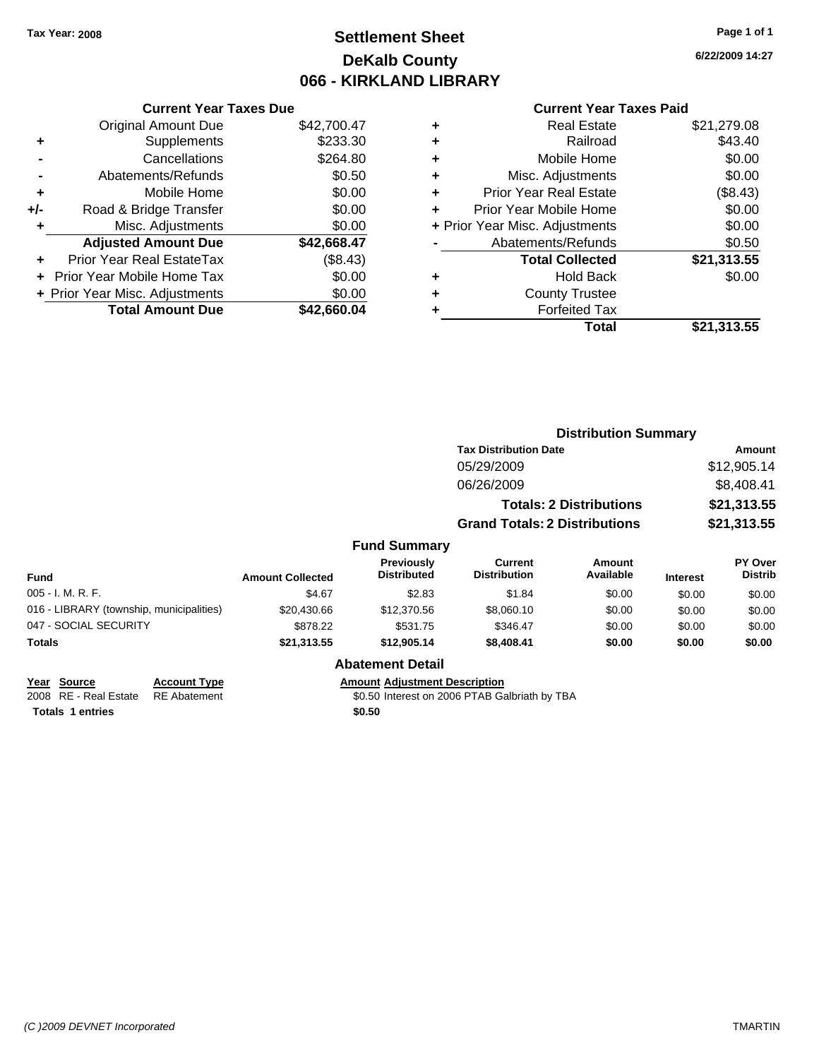Tax Year: 2008

# Settlement Sheet
## DeKalb County
## 066 - KIRKLAND LIBRARY

6/22/2009 14:27

### Current Year Taxes Due

| | | |
|---|---|---|
| | Original Amount Due | $42,700.47 |
| + | Supplements | $233.30 |
| - | Cancellations | $264.80 |
| - | Abatements/Refunds | $0.50 |
| + | Mobile Home | $0.00 |
| +/- | Road & Bridge Transfer | $0.00 |
| + | Misc. Adjustments | $0.00 |
| | **Adjusted Amount Due** | **$42,668.47** |
| + | Prior Year Real EstateTax | ($8.43) |
| + | Prior Year Mobile Home Tax | $0.00 |
| + | Prior Year Misc. Adjustments | $0.00 |
| | **Total Amount Due** | **$42,660.04** |

### Current Year Taxes Paid

| | | |
|---|---|---|
| + | Real Estate | $21,279.08 |
| + | Railroad | $43.40 |
| + | Mobile Home | $0.00 |
| + | Misc. Adjustments | $0.00 |
| + | Prior Year Real Estate | ($8.43) |
| + | Prior Year Mobile Home | $0.00 |
| + | Prior Year Misc. Adjustments | $0.00 |
| - | Abatements/Refunds | $0.50 |
| | **Total Collected** | **$21,313.55** |
| + | Hold Back | $0.00 |
| + | County Trustee | |
| + | Forfeited Tax | |
| | **Total** | **$21,313.55** |

### Distribution Summary

| Tax Distribution Date | Amount |
|---|---|
| 05/29/2009 | $12,905.14 |
| 06/26/2009 | $8,408.41 |
| **Totals: 2 Distributions** | **$21,313.55** |
| **Grand Totals: 2 Distributions** | **$21,313.55** |

### Fund Summary

| Fund | Amount Collected | Previously Distributed | Current Distribution | Amount Available | Interest | PY Over Distrib |
|---|---|---|---|---|---|---|
| 005 - I. M. R. F. | $4.67 | $2.83 | $1.84 | $0.00 | $0.00 | $0.00 |
| 016 - LIBRARY (township, municipalities) | $20,430.66 | $12,370.56 | $8,060.10 | $0.00 | $0.00 | $0.00 |
| 047 - SOCIAL SECURITY | $878.22 | $531.75 | $346.47 | $0.00 | $0.00 | $0.00 |
| **Totals** | **$21,313.55** | **$12,905.14** | **$8,408.41** | **$0.00** | **$0.00** | **$0.00** |

### Abatement Detail

| Year | Source | Account Type | Amount | Adjustment Description |
|---|---|---|---|---|
| 2008 | RE - Real Estate | RE Abatement | $0.50 | Interest on 2006 PTAB Galbriath by TBA |
| **Totals** | **1 entries** | | **$0.50** | |

(C )2009 DEVNET Incorporated — TMARTIN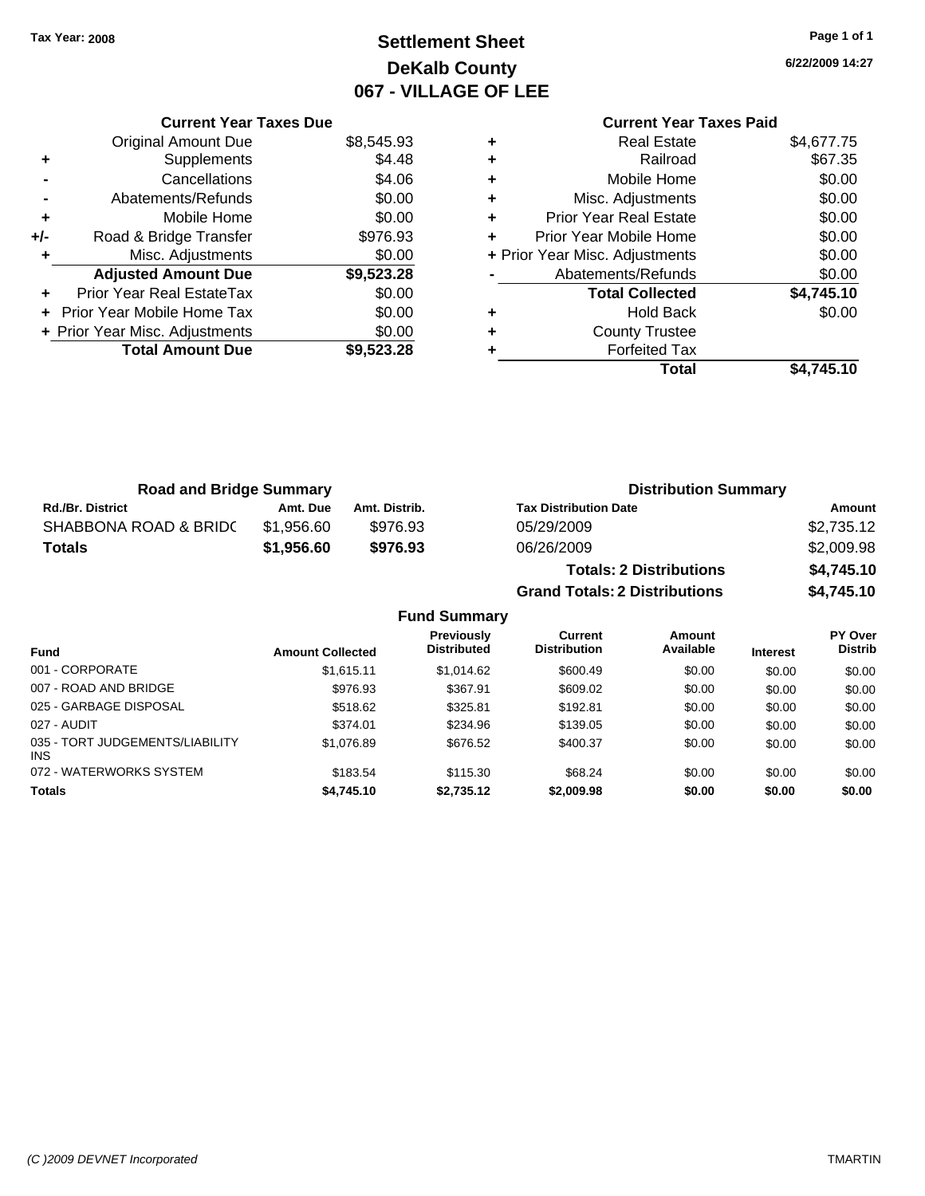Tax Year: 2008

# Settlement Sheet
## DeKalb County
## 067 - VILLAGE OF LEE

6/22/2009 14:27

| | Current Year Taxes Due | |
|---|---|---|
| | Original Amount Due | $8,545.93 |
| + | Supplements | $4.48 |
| - | Cancellations | $4.06 |
| - | Abatements/Refunds | $0.00 |
| + | Mobile Home | $0.00 |
| +/- | Road & Bridge Transfer | $976.93 |
| + | Misc. Adjustments | $0.00 |
| | **Adjusted Amount Due** | **$9,523.28** |
| + | Prior Year Real EstateTax | $0.00 |
| + | Prior Year Mobile Home Tax | $0.00 |
| + | Prior Year Misc. Adjustments | $0.00 |
| | **Total Amount Due** | **$9,523.28** |

| | Current Year Taxes Paid | |
|---|---|---|
| + | Real Estate | $4,677.75 |
| + | Railroad | $67.35 |
| + | Mobile Home | $0.00 |
| + | Misc. Adjustments | $0.00 |
| + | Prior Year Real Estate | $0.00 |
| + | Prior Year Mobile Home | $0.00 |
| + | Prior Year Misc. Adjustments | $0.00 |
| - | Abatements/Refunds | $0.00 |
| | **Total Collected** | **$4,745.10** |
| + | Hold Back | $0.00 |
| + | County Trustee | |
| + | Forfeited Tax | |
| | **Total** | **$4,745.10** |

### Road and Bridge Summary

| Rd./Br. District | Amt. Due | Amt. Distrib. |
|---|---|---|
| SHABBONA ROAD & BRIDC | $1,956.60 | $976.93 |
| **Totals** | **$1,956.60** | **$976.93** |

### Distribution Summary

| Tax Distribution Date | Amount |
|---|---|
| 05/29/2009 | $2,735.12 |
| 06/26/2009 | $2,009.98 |
| **Totals: 2 Distributions** | **$4,745.10** |
| **Grand Totals: 2 Distributions** | **$4,745.10** |

### Fund Summary

| Fund | Amount Collected | Previously Distributed | Current Distribution | Amount Available | Interest | PY Over Distrib |
|---|---|---|---|---|---|---|
| 001 - CORPORATE | $1,615.11 | $1,014.62 | $600.49 | $0.00 | $0.00 | $0.00 |
| 007 - ROAD AND BRIDGE | $976.93 | $367.91 | $609.02 | $0.00 | $0.00 | $0.00 |
| 025 - GARBAGE DISPOSAL | $518.62 | $325.81 | $192.81 | $0.00 | $0.00 | $0.00 |
| 027 - AUDIT | $374.01 | $234.96 | $139.05 | $0.00 | $0.00 | $0.00 |
| 035 - TORT JUDGEMENTS/LIABILITY INS | $1,076.89 | $676.52 | $400.37 | $0.00 | $0.00 | $0.00 |
| 072 - WATERWORKS SYSTEM | $183.54 | $115.30 | $68.24 | $0.00 | $0.00 | $0.00 |
| **Totals** | **$4,745.10** | **$2,735.12** | **$2,009.98** | **$0.00** | **$0.00** | **$0.00** |

(C )2009 DEVNET Incorporated — TMARTIN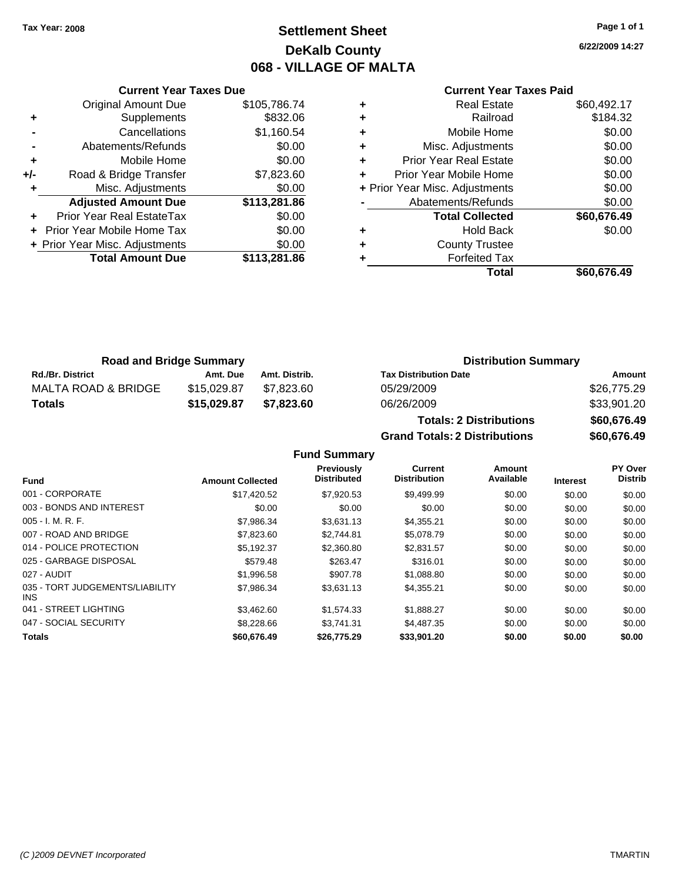**Tax Year: 2008**

# Settlement Sheet
## DeKalb County
## 068 - VILLAGE OF MALTA

6/22/2009 14:27

### Current Year Taxes Due

| | | |
|---|---|---|
| | Original Amount Due | $105,786.74 |
| + | Supplements | $832.06 |
| - | Cancellations | $1,160.54 |
| - | Abatements/Refunds | $0.00 |
| + | Mobile Home | $0.00 |
| +/- | Road & Bridge Transfer | $7,823.60 |
| + | Misc. Adjustments | $0.00 |
| | **Adjusted Amount Due** | **$113,281.86** |
| + | Prior Year Real EstateTax | $0.00 |
| + | Prior Year Mobile Home Tax | $0.00 |
| + | Prior Year Misc. Adjustments | $0.00 |
| | **Total Amount Due** | **$113,281.86** |

### Current Year Taxes Paid

| | | |
|---|---|---|
| + | Real Estate | $60,492.17 |
| + | Railroad | $184.32 |
| + | Mobile Home | $0.00 |
| + | Misc. Adjustments | $0.00 |
| + | Prior Year Real Estate | $0.00 |
| + | Prior Year Mobile Home | $0.00 |
| + | Prior Year Misc. Adjustments | $0.00 |
| - | Abatements/Refunds | $0.00 |
| | **Total Collected** | **$60,676.49** |
| + | Hold Back | $0.00 |
| + | County Trustee | |
| + | Forfeited Tax | |
| | **Total** | **$60,676.49** |

### Road and Bridge Summary

| Rd./Br. District | Amt. Due | Amt. Distrib. |
|---|---|---|
| MALTA ROAD & BRIDGE | $15,029.87 | $7,823.60 |
| **Totals** | **$15,029.87** | **$7,823.60** |

### Distribution Summary

| Tax Distribution Date | Amount |
|---|---|
| 05/29/2009 | $26,775.29 |
| 06/26/2009 | $33,901.20 |
| **Totals: 2 Distributions** | **$60,676.49** |
| **Grand Totals: 2 Distributions** | **$60,676.49** |

### Fund Summary

| Fund | Amount Collected | Previously Distributed | Current Distribution | Amount Available | Interest | PY Over Distrib |
|---|---|---|---|---|---|---|
| 001 - CORPORATE | $17,420.52 | $7,920.53 | $9,499.99 | $0.00 | $0.00 | $0.00 |
| 003 - BONDS AND INTEREST | $0.00 | $0.00 | $0.00 | $0.00 | $0.00 | $0.00 |
| 005 - I. M. R. F. | $7,986.34 | $3,631.13 | $4,355.21 | $0.00 | $0.00 | $0.00 |
| 007 - ROAD AND BRIDGE | $7,823.60 | $2,744.81 | $5,078.79 | $0.00 | $0.00 | $0.00 |
| 014 - POLICE PROTECTION | $5,192.37 | $2,360.80 | $2,831.57 | $0.00 | $0.00 | $0.00 |
| 025 - GARBAGE DISPOSAL | $579.48 | $263.47 | $316.01 | $0.00 | $0.00 | $0.00 |
| 027 - AUDIT | $1,996.58 | $907.78 | $1,088.80 | $0.00 | $0.00 | $0.00 |
| 035 - TORT JUDGEMENTS/LIABILITY INS | $7,986.34 | $3,631.13 | $4,355.21 | $0.00 | $0.00 | $0.00 |
| 041 - STREET LIGHTING | $3,462.60 | $1,574.33 | $1,888.27 | $0.00 | $0.00 | $0.00 |
| 047 - SOCIAL SECURITY | $8,228.66 | $3,741.31 | $4,487.35 | $0.00 | $0.00 | $0.00 |
| **Totals** | **$60,676.49** | **$26,775.29** | **$33,901.20** | **$0.00** | **$0.00** | **$0.00** |

*(C )2009 DEVNET Incorporated* TMARTIN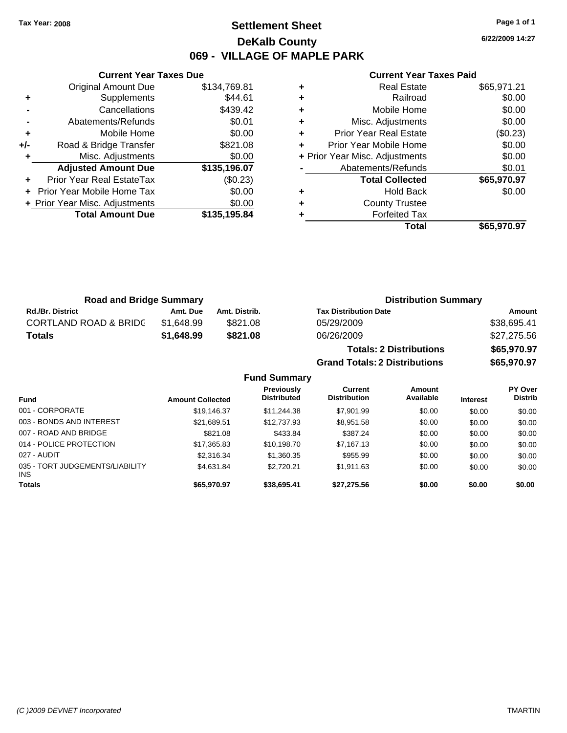Tax Year: 2008

# Settlement Sheet
## DeKalb County
## 069 - VILLAGE OF MAPLE PARK

6/22/2009 14:27

### Current Year Taxes Due

| | | |
|---|---|---|
| | Original Amount Due | $134,769.81 |
| + | Supplements | $44.61 |
| - | Cancellations | $439.42 |
| - | Abatements/Refunds | $0.01 |
| + | Mobile Home | $0.00 |
| +/- | Road & Bridge Transfer | $821.08 |
| + | Misc. Adjustments | $0.00 |
| | **Adjusted Amount Due** | **$135,196.07** |
| + | Prior Year Real EstateTax | ($0.23) |
| + | Prior Year Mobile Home Tax | $0.00 |
| + | Prior Year Misc. Adjustments | $0.00 |
| | **Total Amount Due** | **$135,195.84** |

### Current Year Taxes Paid

| | | |
|---|---|---|
| + | Real Estate | $65,971.21 |
| + | Railroad | $0.00 |
| + | Mobile Home | $0.00 |
| + | Misc. Adjustments | $0.00 |
| + | Prior Year Real Estate | ($0.23) |
| + | Prior Year Mobile Home | $0.00 |
| + | Prior Year Misc. Adjustments | $0.00 |
| - | Abatements/Refunds | $0.01 |
| | **Total Collected** | **$65,970.97** |
| + | Hold Back | $0.00 |
| + | County Trustee | |
| + | Forfeited Tax | |
| | **Total** | **$65,970.97** |

### Road and Bridge Summary

| Rd./Br. District | Amt. Due | Amt. Distrib. |
|---|---|---|
| CORTLAND ROAD & BRIDG | $1,648.99 | $821.08 |
| **Totals** | **$1,648.99** | **$821.08** |

### Distribution Summary

| Tax Distribution Date | Amount |
|---|---|
| 05/29/2009 | $38,695.41 |
| 06/26/2009 | $27,275.56 |
| **Totals: 2 Distributions** | **$65,970.97** |
| **Grand Totals: 2 Distributions** | **$65,970.97** |

### Fund Summary

| Fund | Amount Collected | Previously Distributed | Current Distribution | Amount Available | Interest | PY Over Distrib |
|---|---|---|---|---|---|---|
| 001 - CORPORATE | $19,146.37 | $11,244.38 | $7,901.99 | $0.00 | $0.00 | $0.00 |
| 003 - BONDS AND INTEREST | $21,689.51 | $12,737.93 | $8,951.58 | $0.00 | $0.00 | $0.00 |
| 007 - ROAD AND BRIDGE | $821.08 | $433.84 | $387.24 | $0.00 | $0.00 | $0.00 |
| 014 - POLICE PROTECTION | $17,365.83 | $10,198.70 | $7,167.13 | $0.00 | $0.00 | $0.00 |
| 027 - AUDIT | $2,316.34 | $1,360.35 | $955.99 | $0.00 | $0.00 | $0.00 |
| 035 - TORT JUDGEMENTS/LIABILITY INS | $4,631.84 | $2,720.21 | $1,911.63 | $0.00 | $0.00 | $0.00 |
| **Totals** | **$65,970.97** | **$38,695.41** | **$27,275.56** | **$0.00** | **$0.00** | **$0.00** |

(C )2009 DEVNET Incorporated — TMARTIN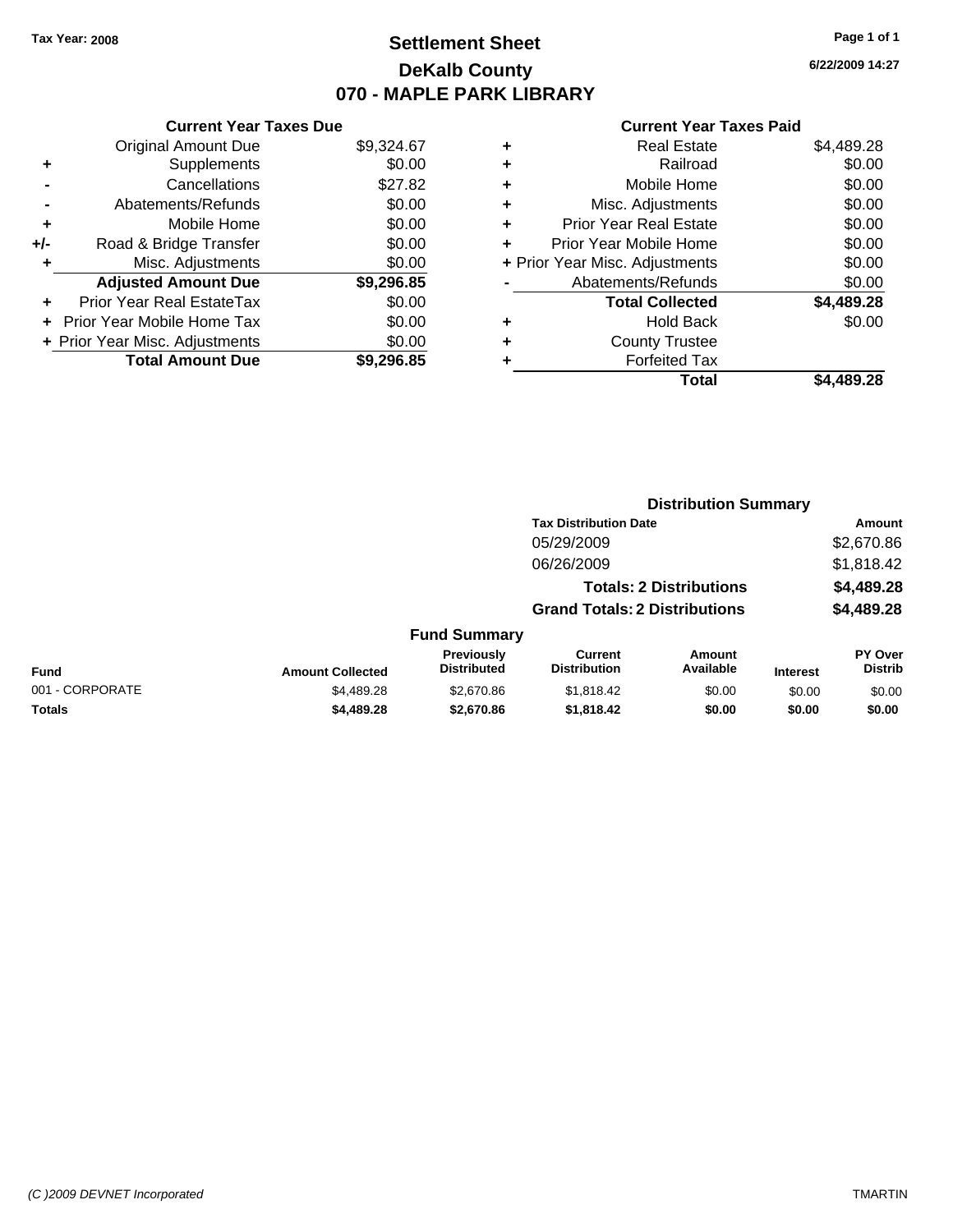**Tax Year: 2008**

# Settlement Sheet
## DeKalb County
## 070 - MAPLE PARK LIBRARY

6/22/2009 14:27

### Current Year Taxes Due

| | | |
|---|---|---|
| | Original Amount Due | $9,324.67 |
| + | Supplements | $0.00 |
| - | Cancellations | $27.82 |
| - | Abatements/Refunds | $0.00 |
| + | Mobile Home | $0.00 |
| +/- | Road & Bridge Transfer | $0.00 |
| + | Misc. Adjustments | $0.00 |
| | **Adjusted Amount Due** | **$9,296.85** |
| + | Prior Year Real EstateTax | $0.00 |
| + | Prior Year Mobile Home Tax | $0.00 |
| + | Prior Year Misc. Adjustments | $0.00 |
| | **Total Amount Due** | **$9,296.85** |

### Current Year Taxes Paid

| | | |
|---|---|---|
| + | Real Estate | $4,489.28 |
| + | Railroad | $0.00 |
| + | Mobile Home | $0.00 |
| + | Misc. Adjustments | $0.00 |
| + | Prior Year Real Estate | $0.00 |
| + | Prior Year Mobile Home | $0.00 |
| + | Prior Year Misc. Adjustments | $0.00 |
| - | Abatements/Refunds | $0.00 |
| | **Total Collected** | **$4,489.28** |
| + | Hold Back | $0.00 |
| + | County Trustee | |
| + | Forfeited Tax | |
| | **Total** | **$4,489.28** |

### Distribution Summary

| Tax Distribution Date | Amount |
|---|---|
| 05/29/2009 | $2,670.86 |
| 06/26/2009 | $1,818.42 |
| **Totals: 2 Distributions** | **$4,489.28** |
| **Grand Totals: 2 Distributions** | **$4,489.28** |

### Fund Summary

| Fund | Amount Collected | Previously Distributed | Current Distribution | Amount Available | Interest | PY Over Distrib |
|---|---|---|---|---|---|---|
| 001 - CORPORATE | $4,489.28 | $2,670.86 | $1,818.42 | $0.00 | $0.00 | $0.00 |
| **Totals** | **$4,489.28** | **$2,670.86** | **$1,818.42** | **$0.00** | **$0.00** | **$0.00** |

*(C )2009 DEVNET Incorporated* TMARTIN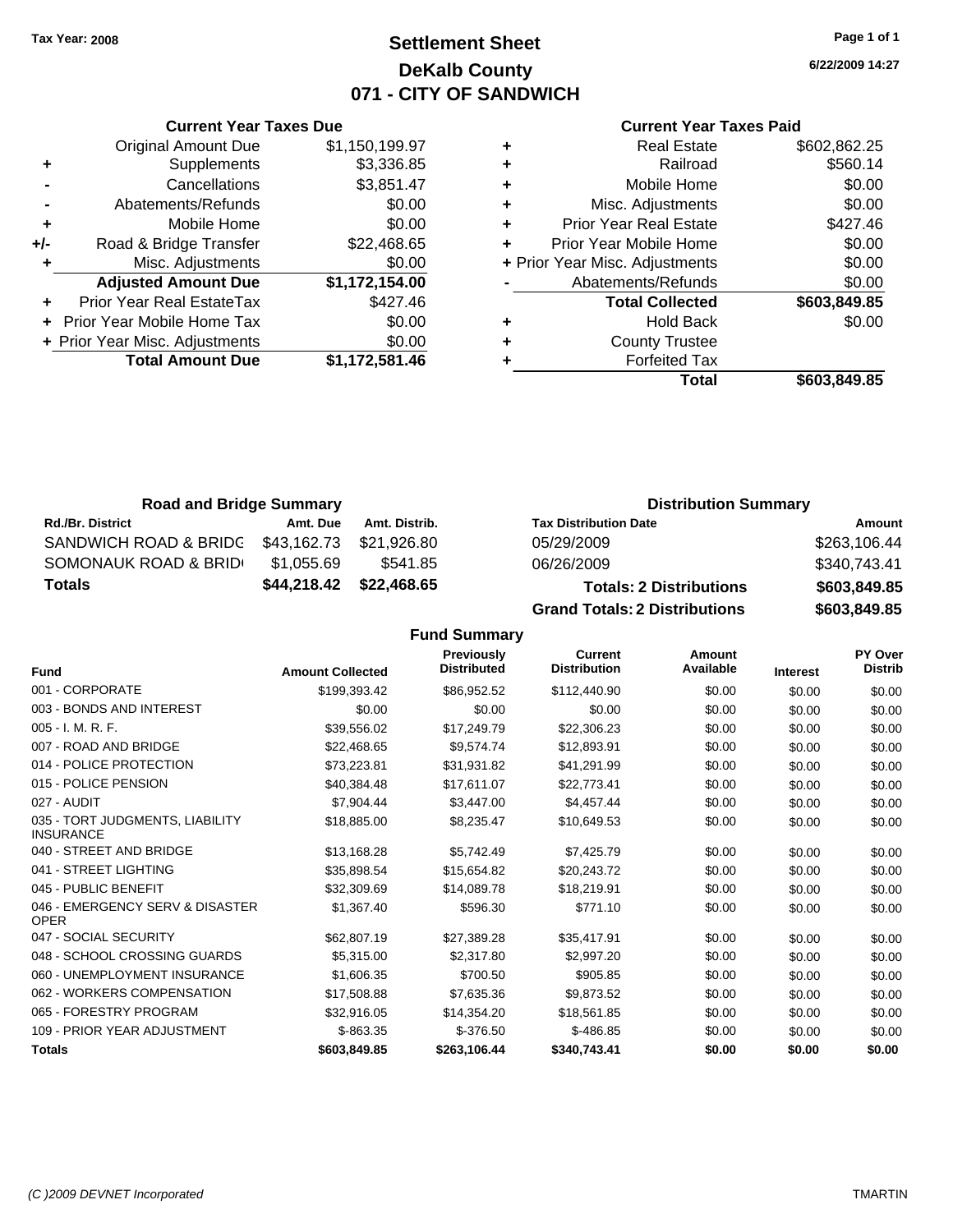Tax Year: 2008

# Settlement Sheet
## DeKalb County
## 071 - CITY OF SANDWICH

6/22/2009 14:27

### Current Year Taxes Due

| | | |
|---|---|---|
| | Original Amount Due | $1,150,199.97 |
| + | Supplements | $3,336.85 |
| - | Cancellations | $3,851.47 |
| - | Abatements/Refunds | $0.00 |
| + | Mobile Home | $0.00 |
| +/- | Road & Bridge Transfer | $22,468.65 |
| + | Misc. Adjustments | $0.00 |
| | **Adjusted Amount Due** | **$1,172,154.00** |
| + | Prior Year Real EstateTax | $427.46 |
| + | Prior Year Mobile Home Tax | $0.00 |
| + | Prior Year Misc. Adjustments | $0.00 |
| | **Total Amount Due** | **$1,172,581.46** |

### Current Year Taxes Paid

| | | |
|---|---|---|
| + | Real Estate | $602,862.25 |
| + | Railroad | $560.14 |
| + | Mobile Home | $0.00 |
| + | Misc. Adjustments | $0.00 |
| + | Prior Year Real Estate | $427.46 |
| + | Prior Year Mobile Home | $0.00 |
| + | Prior Year Misc. Adjustments | $0.00 |
| - | Abatements/Refunds | $0.00 |
| | **Total Collected** | **$603,849.85** |
| + | Hold Back | $0.00 |
| + | County Trustee | |
| + | Forfeited Tax | |
| | **Total** | **$603,849.85** |

### Road and Bridge Summary

| Rd./Br. District | Amt. Due | Amt. Distrib. |
|---|---|---|
| SANDWICH ROAD & BRIDG | $43,162.73 | $21,926.80 |
| SOMONAUK ROAD & BRID | $1,055.69 | $541.85 |
| **Totals** | **$44,218.42** | **$22,468.65** |

### Distribution Summary

| Tax Distribution Date | Amount |
|---|---|
| 05/29/2009 | $263,106.44 |
| 06/26/2009 | $340,743.41 |
| **Totals: 2 Distributions** | **$603,849.85** |
| **Grand Totals: 2 Distributions** | **$603,849.85** |

### Fund Summary

| Fund | Amount Collected | Previously Distributed | Current Distribution | Amount Available | Interest | PY Over Distrib |
|---|---|---|---|---|---|---|
| 001 - CORPORATE | $199,393.42 | $86,952.52 | $112,440.90 | $0.00 | $0.00 | $0.00 |
| 003 - BONDS AND INTEREST | $0.00 | $0.00 | $0.00 | $0.00 | $0.00 | $0.00 |
| 005 - I. M. R. F. | $39,556.02 | $17,249.79 | $22,306.23 | $0.00 | $0.00 | $0.00 |
| 007 - ROAD AND BRIDGE | $22,468.65 | $9,574.74 | $12,893.91 | $0.00 | $0.00 | $0.00 |
| 014 - POLICE PROTECTION | $73,223.81 | $31,931.82 | $41,291.99 | $0.00 | $0.00 | $0.00 |
| 015 - POLICE PENSION | $40,384.48 | $17,611.07 | $22,773.41 | $0.00 | $0.00 | $0.00 |
| 027 - AUDIT | $7,904.44 | $3,447.00 | $4,457.44 | $0.00 | $0.00 | $0.00 |
| 035 - TORT JUDGMENTS, LIABILITY INSURANCE | $18,885.00 | $8,235.47 | $10,649.53 | $0.00 | $0.00 | $0.00 |
| 040 - STREET AND BRIDGE | $13,168.28 | $5,742.49 | $7,425.79 | $0.00 | $0.00 | $0.00 |
| 041 - STREET LIGHTING | $35,898.54 | $15,654.82 | $20,243.72 | $0.00 | $0.00 | $0.00 |
| 045 - PUBLIC BENEFIT | $32,309.69 | $14,089.78 | $18,219.91 | $0.00 | $0.00 | $0.00 |
| 046 - EMERGENCY SERV & DISASTER OPER | $1,367.40 | $596.30 | $771.10 | $0.00 | $0.00 | $0.00 |
| 047 - SOCIAL SECURITY | $62,807.19 | $27,389.28 | $35,417.91 | $0.00 | $0.00 | $0.00 |
| 048 - SCHOOL CROSSING GUARDS | $5,315.00 | $2,317.80 | $2,997.20 | $0.00 | $0.00 | $0.00 |
| 060 - UNEMPLOYMENT INSURANCE | $1,606.35 | $700.50 | $905.85 | $0.00 | $0.00 | $0.00 |
| 062 - WORKERS COMPENSATION | $17,508.88 | $7,635.36 | $9,873.52 | $0.00 | $0.00 | $0.00 |
| 065 - FORESTRY PROGRAM | $32,916.05 | $14,354.20 | $18,561.85 | $0.00 | $0.00 | $0.00 |
| 109 - PRIOR YEAR ADJUSTMENT | $-863.35 | $-376.50 | $-486.85 | $0.00 | $0.00 | $0.00 |
| **Totals** | **$603,849.85** | **$263,106.44** | **$340,743.41** | **$0.00** | **$0.00** | **$0.00** |

(C )2009 DEVNET Incorporated TMARTIN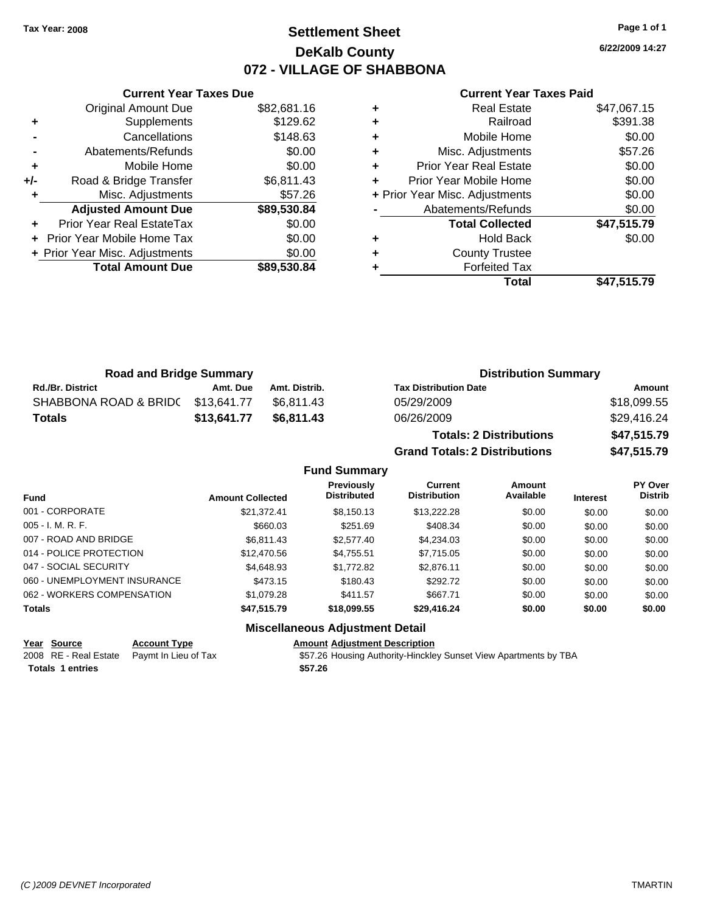Tax Year: 2008

# Settlement Sheet
## DeKalb County
## 072 - VILLAGE OF SHABBONA

6/22/2009 14:27

### Current Year Taxes Due

| | | |
|---|---|---|
| | Original Amount Due | $82,681.16 |
| + | Supplements | $129.62 |
| - | Cancellations | $148.63 |
| - | Abatements/Refunds | $0.00 |
| + | Mobile Home | $0.00 |
| +/- | Road & Bridge Transfer | $6,811.43 |
| + | Misc. Adjustments | $57.26 |
| | **Adjusted Amount Due** | **$89,530.84** |
| + | Prior Year Real EstateTax | $0.00 |
| + | Prior Year Mobile Home Tax | $0.00 |
| + | Prior Year Misc. Adjustments | $0.00 |
| | **Total Amount Due** | **$89,530.84** |

### Current Year Taxes Paid

| | | |
|---|---|---|
| + | Real Estate | $47,067.15 |
| + | Railroad | $391.38 |
| + | Mobile Home | $0.00 |
| + | Misc. Adjustments | $57.26 |
| + | Prior Year Real Estate | $0.00 |
| + | Prior Year Mobile Home | $0.00 |
| + | Prior Year Misc. Adjustments | $0.00 |
| - | Abatements/Refunds | $0.00 |
| | **Total Collected** | **$47,515.79** |
| + | Hold Back | $0.00 |
| + | County Trustee | |
| + | Forfeited Tax | |
| | **Total** | **$47,515.79** |

### Road and Bridge Summary

| Rd./Br. District | Amt. Due | Amt. Distrib. |
|---|---|---|
| SHABBONA ROAD & BRIDC | $13,641.77 | $6,811.43 |
| **Totals** | **$13,641.77** | **$6,811.43** |

### Distribution Summary

| Tax Distribution Date | Amount |
|---|---|
| 05/29/2009 | $18,099.55 |
| 06/26/2009 | $29,416.24 |
| **Totals: 2 Distributions** | **$47,515.79** |
| **Grand Totals: 2 Distributions** | **$47,515.79** |

### Fund Summary

| Fund | Amount Collected | Previously Distributed | Current Distribution | Amount Available | Interest | PY Over Distrib |
|---|---|---|---|---|---|---|
| 001 - CORPORATE | $21,372.41 | $8,150.13 | $13,222.28 | $0.00 | $0.00 | $0.00 |
| 005 - I. M. R. F. | $660.03 | $251.69 | $408.34 | $0.00 | $0.00 | $0.00 |
| 007 - ROAD AND BRIDGE | $6,811.43 | $2,577.40 | $4,234.03 | $0.00 | $0.00 | $0.00 |
| 014 - POLICE PROTECTION | $12,470.56 | $4,755.51 | $7,715.05 | $0.00 | $0.00 | $0.00 |
| 047 - SOCIAL SECURITY | $4,648.93 | $1,772.82 | $2,876.11 | $0.00 | $0.00 | $0.00 |
| 060 - UNEMPLOYMENT INSURANCE | $473.15 | $180.43 | $292.72 | $0.00 | $0.00 | $0.00 |
| 062 - WORKERS COMPENSATION | $1,079.28 | $411.57 | $667.71 | $0.00 | $0.00 | $0.00 |
| **Totals** | **$47,515.79** | **$18,099.55** | **$29,416.24** | **$0.00** | **$0.00** | **$0.00** |

### Miscellaneous Adjustment Detail

| Year | Source | Account Type | Amount | Adjustment Description |
|---|---|---|---|---|
| 2008 | RE - Real Estate | Paymt In Lieu of Tax | $57.26 | Housing Authority-Hinckley Sunset View Apartments by TBA |
| **Totals** | **1 entries** | | **$57.26** | |

(C )2009 DEVNET Incorporated

TMARTIN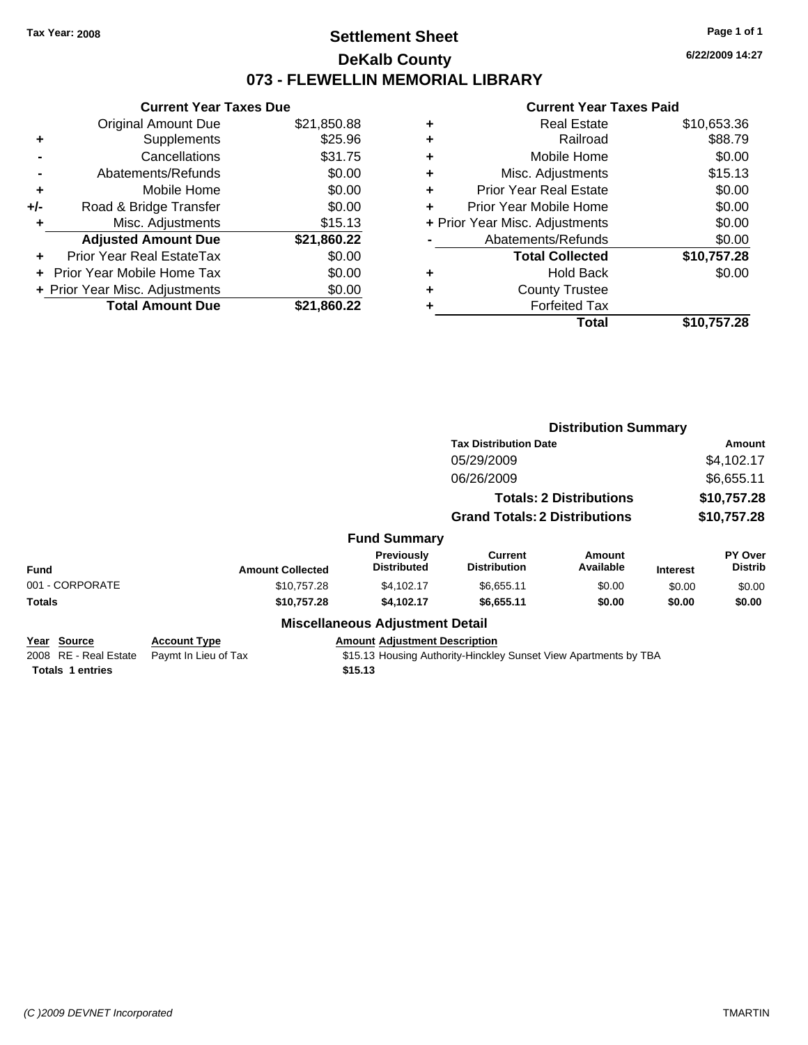**Tax Year: 2008**

# Settlement Sheet

## DeKalb County

## 073 - FLEWELLIN MEMORIAL LIBRARY

6/22/2009 14:27

### Current Year Taxes Due

| | | |
|---|---|---|
| | Original Amount Due | $21,850.88 |
| + | Supplements | $25.96 |
| - | Cancellations | $31.75 |
| - | Abatements/Refunds | $0.00 |
| + | Mobile Home | $0.00 |
| +/- | Road & Bridge Transfer | $0.00 |
| + | Misc. Adjustments | $15.13 |
| | **Adjusted Amount Due** | **$21,860.22** |
| + | Prior Year Real EstateTax | $0.00 |
| + | Prior Year Mobile Home Tax | $0.00 |
| + | Prior Year Misc. Adjustments | $0.00 |
| | **Total Amount Due** | **$21,860.22** |

### Current Year Taxes Paid

| | | |
|---|---|---|
| + | Real Estate | $10,653.36 |
| + | Railroad | $88.79 |
| + | Mobile Home | $0.00 |
| + | Misc. Adjustments | $15.13 |
| + | Prior Year Real Estate | $0.00 |
| + | Prior Year Mobile Home | $0.00 |
| + | Prior Year Misc. Adjustments | $0.00 |
| - | Abatements/Refunds | $0.00 |
| | **Total Collected** | **$10,757.28** |
| + | Hold Back | $0.00 |
| + | County Trustee | |
| + | Forfeited Tax | |
| | **Total** | **$10,757.28** |

### Distribution Summary

| Tax Distribution Date | Amount |
|---|---|
| 05/29/2009 | $4,102.17 |
| 06/26/2009 | $6,655.11 |
| **Totals: 2 Distributions** | **$10,757.28** |
| **Grand Totals: 2 Distributions** | **$10,757.28** |

### Fund Summary

| Fund | Amount Collected | Previously Distributed | Current Distribution | Amount Available | Interest | PY Over Distrib |
|---|---|---|---|---|---|---|
| 001 - CORPORATE | $10,757.28 | $4,102.17 | $6,655.11 | $0.00 | $0.00 | $0.00 |
| **Totals** | **$10,757.28** | **$4,102.17** | **$6,655.11** | **$0.00** | **$0.00** | **$0.00** |

### Miscellaneous Adjustment Detail

| Year | Source | Account Type | Amount | Adjustment Description |
|---|---|---|---|---|
| 2008 | RE - Real Estate | Paymt In Lieu of Tax | $15.13 | Housing Authority-Hinckley Sunset View Apartments by TBA |
| **Totals** | **1 entries** | | **$15.13** | |

*(C )2009 DEVNET Incorporated* TMARTIN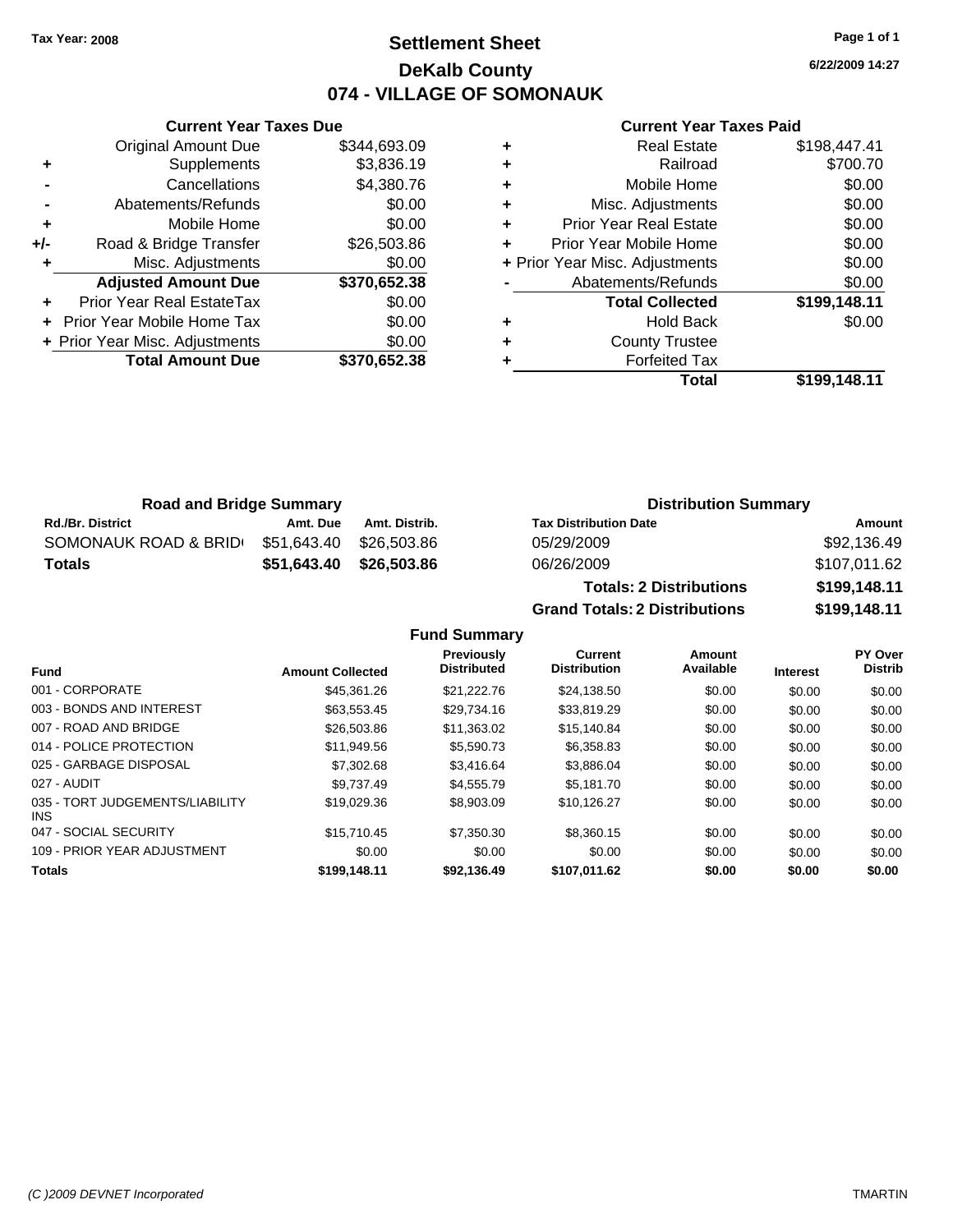Tax Year: 2008

# Settlement Sheet
## DeKalb County
## 074 - VILLAGE OF SOMONAUK

6/22/2009 14:27

### Current Year Taxes Due

| | | |
|---|---|---|
| | Original Amount Due | $344,693.09 |
| + | Supplements | $3,836.19 |
| - | Cancellations | $4,380.76 |
| - | Abatements/Refunds | $0.00 |
| + | Mobile Home | $0.00 |
| +/- | Road & Bridge Transfer | $26,503.86 |
| + | Misc. Adjustments | $0.00 |
| | **Adjusted Amount Due** | **$370,652.38** |
| + | Prior Year Real EstateTax | $0.00 |
| + | Prior Year Mobile Home Tax | $0.00 |
| + | Prior Year Misc. Adjustments | $0.00 |
| | **Total Amount Due** | **$370,652.38** |

### Current Year Taxes Paid

| | | |
|---|---|---|
| + | Real Estate | $198,447.41 |
| + | Railroad | $700.70 |
| + | Mobile Home | $0.00 |
| + | Misc. Adjustments | $0.00 |
| + | Prior Year Real Estate | $0.00 |
| + | Prior Year Mobile Home | $0.00 |
| + | Prior Year Misc. Adjustments | $0.00 |
| - | Abatements/Refunds | $0.00 |
| | **Total Collected** | **$199,148.11** |
| + | Hold Back | $0.00 |
| + | County Trustee | |
| + | Forfeited Tax | |
| | **Total** | **$199,148.11** |

### Road and Bridge Summary

| Rd./Br. District | Amt. Due | Amt. Distrib. |
|---|---|---|
| SOMONAUK ROAD & BRID | $51,643.40 | $26,503.86 |
| **Totals** | **$51,643.40** | **$26,503.86** |

### Distribution Summary

| Tax Distribution Date | Amount |
|---|---|
| 05/29/2009 | $92,136.49 |
| 06/26/2009 | $107,011.62 |
| **Totals: 2 Distributions** | **$199,148.11** |
| **Grand Totals: 2 Distributions** | **$199,148.11** |

### Fund Summary

| Fund | Amount Collected | Previously Distributed | Current Distribution | Amount Available | Interest | PY Over Distrib |
|---|---|---|---|---|---|---|
| 001 - CORPORATE | $45,361.26 | $21,222.76 | $24,138.50 | $0.00 | $0.00 | $0.00 |
| 003 - BONDS AND INTEREST | $63,553.45 | $29,734.16 | $33,819.29 | $0.00 | $0.00 | $0.00 |
| 007 - ROAD AND BRIDGE | $26,503.86 | $11,363.02 | $15,140.84 | $0.00 | $0.00 | $0.00 |
| 014 - POLICE PROTECTION | $11,949.56 | $5,590.73 | $6,358.83 | $0.00 | $0.00 | $0.00 |
| 025 - GARBAGE DISPOSAL | $7,302.68 | $3,416.64 | $3,886.04 | $0.00 | $0.00 | $0.00 |
| 027 - AUDIT | $9,737.49 | $4,555.79 | $5,181.70 | $0.00 | $0.00 | $0.00 |
| 035 - TORT JUDGEMENTS/LIABILITY INS | $19,029.36 | $8,903.09 | $10,126.27 | $0.00 | $0.00 | $0.00 |
| 047 - SOCIAL SECURITY | $15,710.45 | $7,350.30 | $8,360.15 | $0.00 | $0.00 | $0.00 |
| 109 - PRIOR YEAR ADJUSTMENT | $0.00 | $0.00 | $0.00 | $0.00 | $0.00 | $0.00 |
| **Totals** | **$199,148.11** | **$92,136.49** | **$107,011.62** | **$0.00** | **$0.00** | **$0.00** |

(C )2009 DEVNET Incorporated — TMARTIN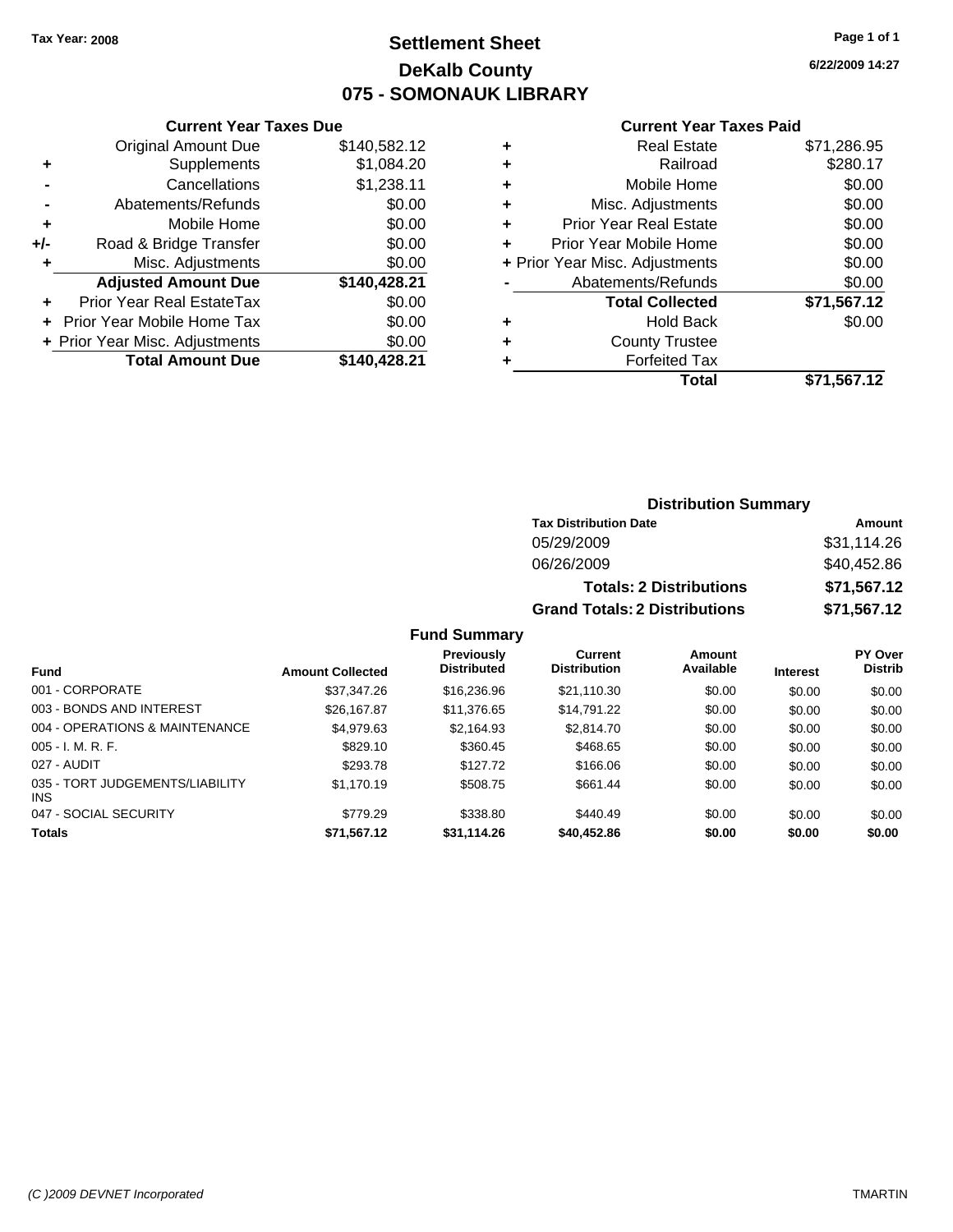Tax Year: 2008

# Settlement Sheet
## DeKalb County
## 075 - SOMONAUK LIBRARY

6/22/2009 14:27

### Current Year Taxes Due

| | | |
|---|---|---|
| | Original Amount Due | $140,582.12 |
| + | Supplements | $1,084.20 |
| - | Cancellations | $1,238.11 |
| - | Abatements/Refunds | $0.00 |
| + | Mobile Home | $0.00 |
| +/- | Road & Bridge Transfer | $0.00 |
| + | Misc. Adjustments | $0.00 |
| | **Adjusted Amount Due** | **$140,428.21** |
| + | Prior Year Real EstateTax | $0.00 |
| + | Prior Year Mobile Home Tax | $0.00 |
| + | Prior Year Misc. Adjustments | $0.00 |
| | **Total Amount Due** | **$140,428.21** |

### Current Year Taxes Paid

| | | |
|---|---|---|
| + | Real Estate | $71,286.95 |
| + | Railroad | $280.17 |
| + | Mobile Home | $0.00 |
| + | Misc. Adjustments | $0.00 |
| + | Prior Year Real Estate | $0.00 |
| + | Prior Year Mobile Home | $0.00 |
| + | Prior Year Misc. Adjustments | $0.00 |
| - | Abatements/Refunds | $0.00 |
| | **Total Collected** | **$71,567.12** |
| + | Hold Back | $0.00 |
| + | County Trustee | |
| + | Forfeited Tax | |
| | **Total** | **$71,567.12** |

### Distribution Summary

| Tax Distribution Date | Amount |
|---|---|
| 05/29/2009 | $31,114.26 |
| 06/26/2009 | $40,452.86 |
| **Totals: 2 Distributions** | **$71,567.12** |
| **Grand Totals: 2 Distributions** | **$71,567.12** |

### Fund Summary

| Fund | Amount Collected | Previously Distributed | Current Distribution | Amount Available | Interest | PY Over Distrib |
|---|---|---|---|---|---|---|
| 001 - CORPORATE | $37,347.26 | $16,236.96 | $21,110.30 | $0.00 | $0.00 | $0.00 |
| 003 - BONDS AND INTEREST | $26,167.87 | $11,376.65 | $14,791.22 | $0.00 | $0.00 | $0.00 |
| 004 - OPERATIONS & MAINTENANCE | $4,979.63 | $2,164.93 | $2,814.70 | $0.00 | $0.00 | $0.00 |
| 005 - I. M. R. F. | $829.10 | $360.45 | $468.65 | $0.00 | $0.00 | $0.00 |
| 027 - AUDIT | $293.78 | $127.72 | $166.06 | $0.00 | $0.00 | $0.00 |
| 035 - TORT JUDGEMENTS/LIABILITY INS | $1,170.19 | $508.75 | $661.44 | $0.00 | $0.00 | $0.00 |
| 047 - SOCIAL SECURITY | $779.29 | $338.80 | $440.49 | $0.00 | $0.00 | $0.00 |
| **Totals** | **$71,567.12** | **$31,114.26** | **$40,452.86** | **$0.00** | **$0.00** | **$0.00** |

(C )2009 DEVNET Incorporated TMARTIN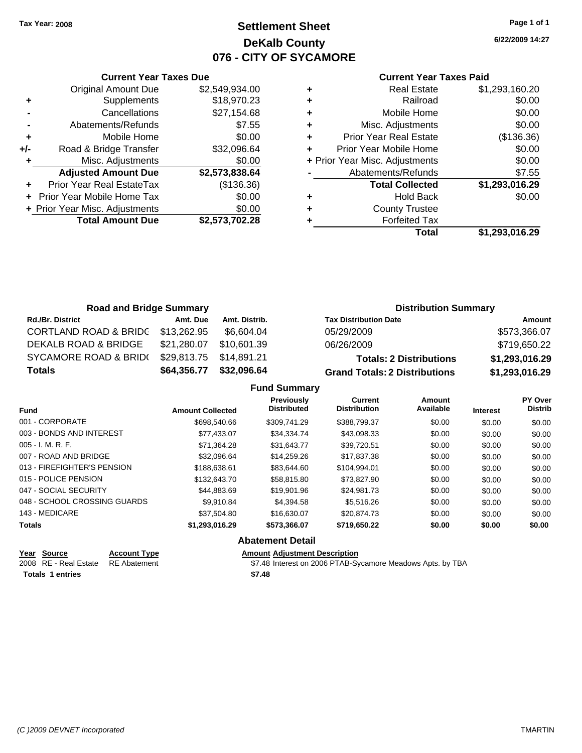Tax Year: 2008

# Settlement Sheet
## DeKalb County
## 076 - CITY OF SYCAMORE

6/22/2009 14:27

### Current Year Taxes Due

| | | |
|---|---|---|
| | Original Amount Due | $2,549,934.00 |
| + | Supplements | $18,970.23 |
| - | Cancellations | $27,154.68 |
| - | Abatements/Refunds | $7.55 |
| + | Mobile Home | $0.00 |
| +/- | Road & Bridge Transfer | $32,096.64 |
| + | Misc. Adjustments | $0.00 |
| | **Adjusted Amount Due** | **$2,573,838.64** |
| + | Prior Year Real EstateTax | ($136.36) |
| + | Prior Year Mobile Home Tax | $0.00 |
| + | Prior Year Misc. Adjustments | $0.00 |
| | **Total Amount Due** | **$2,573,702.28** |

### Current Year Taxes Paid

| | | |
|---|---|---|
| + | Real Estate | $1,293,160.20 |
| + | Railroad | $0.00 |
| + | Mobile Home | $0.00 |
| + | Misc. Adjustments | $0.00 |
| + | Prior Year Real Estate | ($136.36) |
| + | Prior Year Mobile Home | $0.00 |
| + | Prior Year Misc. Adjustments | $0.00 |
| - | Abatements/Refunds | $7.55 |
| | **Total Collected** | **$1,293,016.29** |
| + | Hold Back | $0.00 |
| + | County Trustee | |
| + | Forfeited Tax | |
| | **Total** | **$1,293,016.29** |

### Road and Bridge Summary

| Rd./Br. District | Amt. Due | Amt. Distrib. |
|---|---|---|
| CORTLAND ROAD & BRIDG | $13,262.95 | $6,604.04 |
| DEKALB ROAD & BRIDGE | $21,280.07 | $10,601.39 |
| SYCAMORE ROAD & BRID( | $29,813.75 | $14,891.21 |
| **Totals** | **$64,356.77** | **$32,096.64** |

### Distribution Summary

| Tax Distribution Date | Amount |
|---|---|
| 05/29/2009 | $573,366.07 |
| 06/26/2009 | $719,650.22 |
| **Totals: 2 Distributions** | **$1,293,016.29** |
| **Grand Totals: 2 Distributions** | **$1,293,016.29** |

### Fund Summary

| Fund | Amount Collected | Previously Distributed | Current Distribution | Amount Available | Interest | PY Over Distrib |
|---|---|---|---|---|---|---|
| 001 - CORPORATE | $698,540.66 | $309,741.29 | $388,799.37 | $0.00 | $0.00 | $0.00 |
| 003 - BONDS AND INTEREST | $77,433.07 | $34,334.74 | $43,098.33 | $0.00 | $0.00 | $0.00 |
| 005 - I. M. R. F. | $71,364.28 | $31,643.77 | $39,720.51 | $0.00 | $0.00 | $0.00 |
| 007 - ROAD AND BRIDGE | $32,096.64 | $14,259.26 | $17,837.38 | $0.00 | $0.00 | $0.00 |
| 013 - FIREFIGHTER'S PENSION | $188,638.61 | $83,644.60 | $104,994.01 | $0.00 | $0.00 | $0.00 |
| 015 - POLICE PENSION | $132,643.70 | $58,815.80 | $73,827.90 | $0.00 | $0.00 | $0.00 |
| 047 - SOCIAL SECURITY | $44,883.69 | $19,901.96 | $24,981.73 | $0.00 | $0.00 | $0.00 |
| 048 - SCHOOL CROSSING GUARDS | $9,910.84 | $4,394.58 | $5,516.26 | $0.00 | $0.00 | $0.00 |
| 143 - MEDICARE | $37,504.80 | $16,630.07 | $20,874.73 | $0.00 | $0.00 | $0.00 |
| **Totals** | **$1,293,016.29** | **$573,366.07** | **$719,650.22** | **$0.00** | **$0.00** | **$0.00** |

### Abatement Detail

| Year | Source | Account Type | Amount | Adjustment Description |
|---|---|---|---|---|
| 2008 | RE - Real Estate | RE Abatement | $7.48 | Interest on 2006 PTAB-Sycamore Meadows Apts. by TBA |
| **Totals 1 entries** | | | **$7.48** | |

(C )2009 DEVNET Incorporated TMARTIN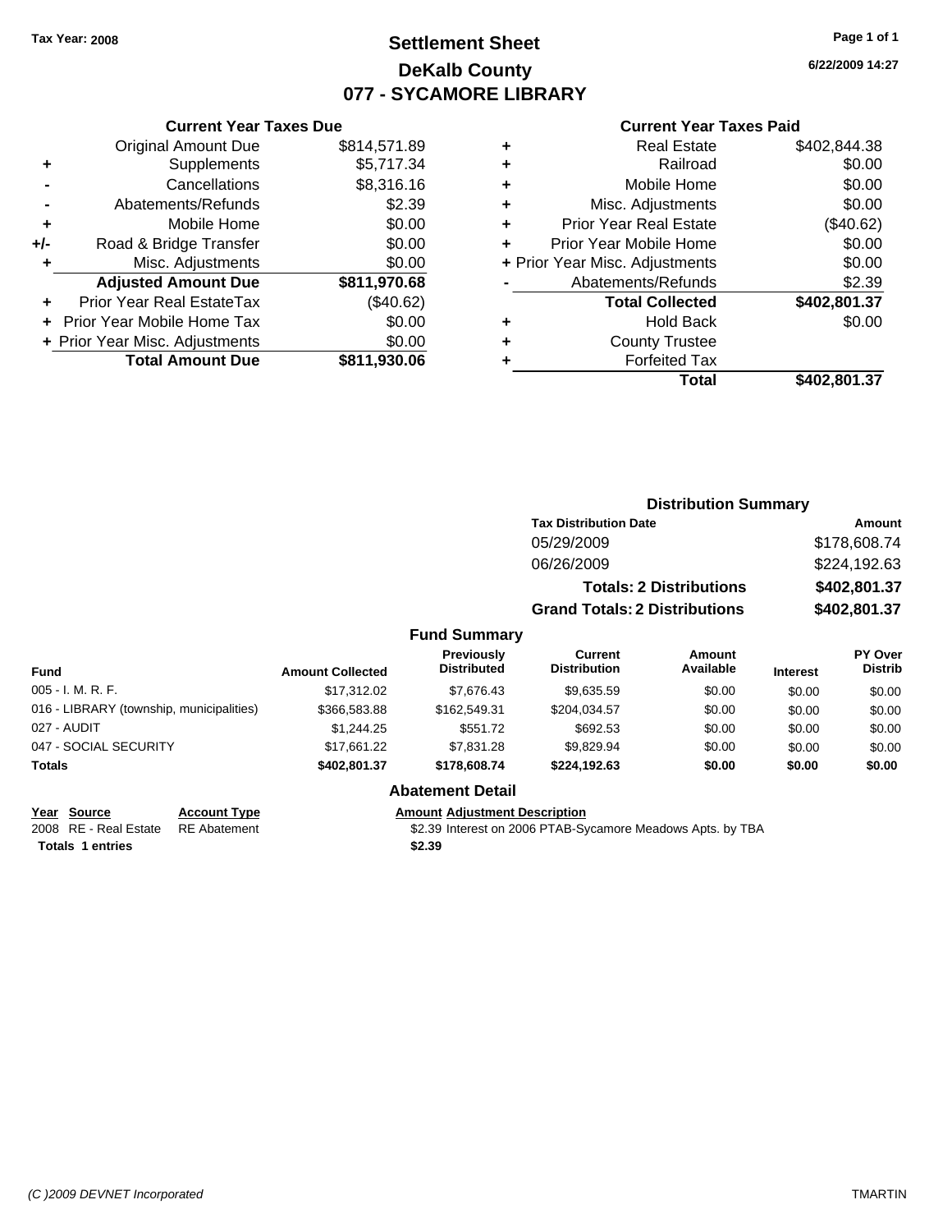Tax Year: 2008

# Settlement Sheet
## DeKalb County
## 077 - SYCAMORE LIBRARY

6/22/2009 14:27

### Current Year Taxes Due

| | | |
|---|---|---|
| | Original Amount Due | $814,571.89 |
| + | Supplements | $5,717.34 |
| - | Cancellations | $8,316.16 |
| - | Abatements/Refunds | $2.39 |
| + | Mobile Home | $0.00 |
| +/- | Road & Bridge Transfer | $0.00 |
| + | Misc. Adjustments | $0.00 |
| | **Adjusted Amount Due** | **$811,970.68** |
| + | Prior Year Real EstateTax | ($40.62) |
| + | Prior Year Mobile Home Tax | $0.00 |
| + | Prior Year Misc. Adjustments | $0.00 |
| | **Total Amount Due** | **$811,930.06** |

### Current Year Taxes Paid

| | | |
|---|---|---|
| + | Real Estate | $402,844.38 |
| + | Railroad | $0.00 |
| + | Mobile Home | $0.00 |
| + | Misc. Adjustments | $0.00 |
| + | Prior Year Real Estate | ($40.62) |
| + | Prior Year Mobile Home | $0.00 |
| + | Prior Year Misc. Adjustments | $0.00 |
| - | Abatements/Refunds | $2.39 |
| | **Total Collected** | **$402,801.37** |
| + | Hold Back | $0.00 |
| + | County Trustee | |
| + | Forfeited Tax | |
| | **Total** | **$402,801.37** |

### Distribution Summary

| Tax Distribution Date | Amount |
|---|---|
| 05/29/2009 | $178,608.74 |
| 06/26/2009 | $224,192.63 |
| **Totals: 2 Distributions** | **$402,801.37** |
| **Grand Totals: 2 Distributions** | **$402,801.37** |

### Fund Summary

| Fund | Amount Collected | Previously Distributed | Current Distribution | Amount Available | Interest | PY Over Distrib |
|---|---|---|---|---|---|---|
| 005 - I. M. R. F. | $17,312.02 | $7,676.43 | $9,635.59 | $0.00 | $0.00 | $0.00 |
| 016 - LIBRARY (township, municipalities) | $366,583.88 | $162,549.31 | $204,034.57 | $0.00 | $0.00 | $0.00 |
| 027 - AUDIT | $1,244.25 | $551.72 | $692.53 | $0.00 | $0.00 | $0.00 |
| 047 - SOCIAL SECURITY | $17,661.22 | $7,831.28 | $9,829.94 | $0.00 | $0.00 | $0.00 |
| **Totals** | **$402,801.37** | **$178,608.74** | **$224,192.63** | **$0.00** | **$0.00** | **$0.00** |

### Abatement Detail

| Year | Source | Account Type | Amount | Adjustment Description |
|---|---|---|---|---|
| 2008 | RE - Real Estate | RE Abatement | $2.39 | Interest on 2006 PTAB-Sycamore Meadows Apts. by TBA |
| **Totals 1 entries** | | | **$2.39** | |

(C )2009 DEVNET Incorporated TMARTIN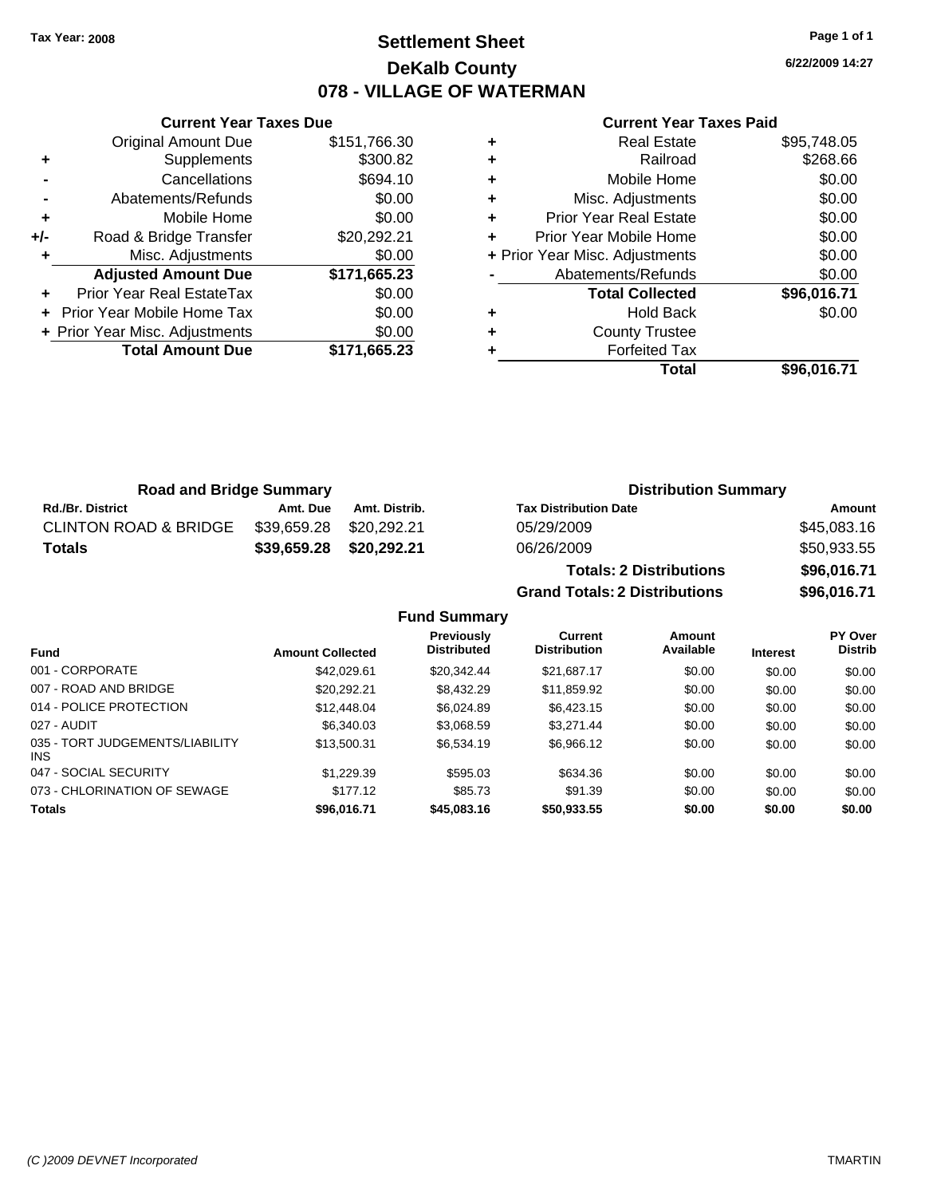**Tax Year: 2008**

# Settlement Sheet
## DeKalb County
## 078 - VILLAGE OF WATERMAN

6/22/2009 14:27

### Current Year Taxes Due

| | | |
|---|---|---|
| | Original Amount Due | $151,766.30 |
| + | Supplements | $300.82 |
| - | Cancellations | $694.10 |
| - | Abatements/Refunds | $0.00 |
| + | Mobile Home | $0.00 |
| +/- | Road & Bridge Transfer | $20,292.21 |
| + | Misc. Adjustments | $0.00 |
| | **Adjusted Amount Due** | **$171,665.23** |
| + | Prior Year Real EstateTax | $0.00 |
| + | Prior Year Mobile Home Tax | $0.00 |
| + | Prior Year Misc. Adjustments | $0.00 |
| | **Total Amount Due** | **$171,665.23** |

### Current Year Taxes Paid

| | | |
|---|---|---|
| + | Real Estate | $95,748.05 |
| + | Railroad | $268.66 |
| + | Mobile Home | $0.00 |
| + | Misc. Adjustments | $0.00 |
| + | Prior Year Real Estate | $0.00 |
| + | Prior Year Mobile Home | $0.00 |
| + | Prior Year Misc. Adjustments | $0.00 |
| - | Abatements/Refunds | $0.00 |
| | **Total Collected** | **$96,016.71** |
| + | Hold Back | $0.00 |
| + | County Trustee | |
| + | Forfeited Tax | |
| | **Total** | **$96,016.71** |

### Road and Bridge Summary

| Rd./Br. District | Amt. Due | Amt. Distrib. |
|---|---|---|
| CLINTON ROAD & BRIDGE | $39,659.28 | $20,292.21 |
| **Totals** | **$39,659.28** | **$20,292.21** |

### Distribution Summary

| Tax Distribution Date | Amount |
|---|---|
| 05/29/2009 | $45,083.16 |
| 06/26/2009 | $50,933.55 |
| **Totals: 2 Distributions** | **$96,016.71** |
| **Grand Totals: 2 Distributions** | **$96,016.71** |

### Fund Summary

| Fund | Amount Collected | Previously Distributed | Current Distribution | Amount Available | Interest | PY Over Distrib |
|---|---|---|---|---|---|---|
| 001 - CORPORATE | $42,029.61 | $20,342.44 | $21,687.17 | $0.00 | $0.00 | $0.00 |
| 007 - ROAD AND BRIDGE | $20,292.21 | $8,432.29 | $11,859.92 | $0.00 | $0.00 | $0.00 |
| 014 - POLICE PROTECTION | $12,448.04 | $6,024.89 | $6,423.15 | $0.00 | $0.00 | $0.00 |
| 027 - AUDIT | $6,340.03 | $3,068.59 | $3,271.44 | $0.00 | $0.00 | $0.00 |
| 035 - TORT JUDGEMENTS/LIABILITY INS | $13,500.31 | $6,534.19 | $6,966.12 | $0.00 | $0.00 | $0.00 |
| 047 - SOCIAL SECURITY | $1,229.39 | $595.03 | $634.36 | $0.00 | $0.00 | $0.00 |
| 073 - CHLORINATION OF SEWAGE | $177.12 | $85.73 | $91.39 | $0.00 | $0.00 | $0.00 |
| **Totals** | **$96,016.71** | **$45,083.16** | **$50,933.55** | **$0.00** | **$0.00** | **$0.00** |

*(C )2009 DEVNET Incorporated* TMARTIN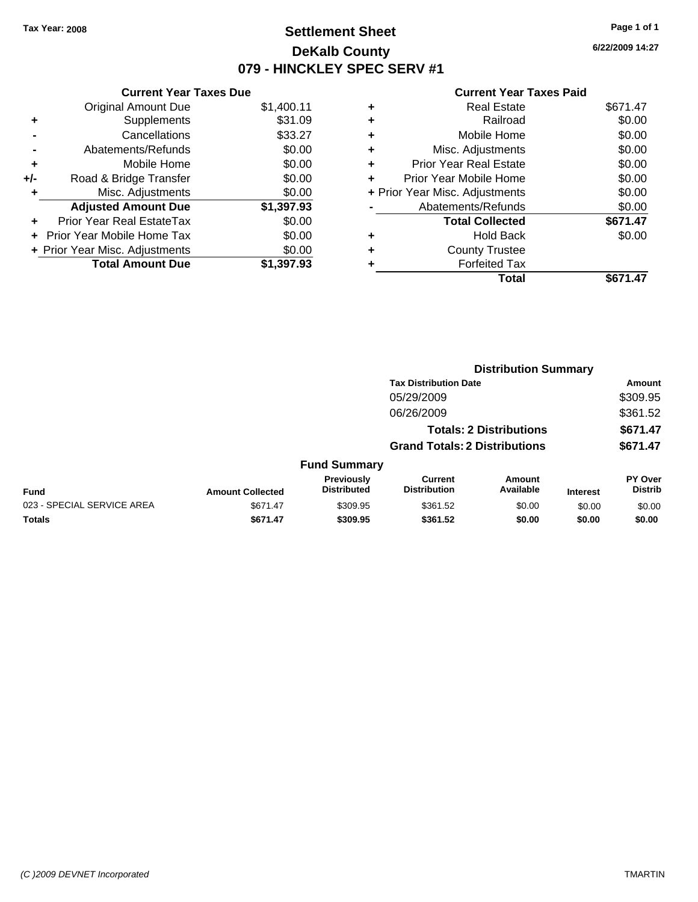Tax Year: 2008

# Settlement Sheet

## DeKalb County

## 079 - HINCKLEY SPEC SERV #1

6/22/2009 14:27

### Current Year Taxes Due

| | | |
|---|---|---|
| | Original Amount Due | $1,400.11 |
| + | Supplements | $31.09 |
| - | Cancellations | $33.27 |
| - | Abatements/Refunds | $0.00 |
| + | Mobile Home | $0.00 |
| +/- | Road & Bridge Transfer | $0.00 |
| + | Misc. Adjustments | $0.00 |
| | **Adjusted Amount Due** | **$1,397.93** |
| + | Prior Year Real EstateTax | $0.00 |
| + | Prior Year Mobile Home Tax | $0.00 |
| + | Prior Year Misc. Adjustments | $0.00 |
| | **Total Amount Due** | **$1,397.93** |

### Current Year Taxes Paid

| | | |
|---|---|---|
| + | Real Estate | $671.47 |
| + | Railroad | $0.00 |
| + | Mobile Home | $0.00 |
| + | Misc. Adjustments | $0.00 |
| + | Prior Year Real Estate | $0.00 |
| + | Prior Year Mobile Home | $0.00 |
| + | Prior Year Misc. Adjustments | $0.00 |
| - | Abatements/Refunds | $0.00 |
| | **Total Collected** | **$671.47** |
| + | Hold Back | $0.00 |
| + | County Trustee | |
| + | Forfeited Tax | |
| | **Total** | **$671.47** |

### Distribution Summary

| Tax Distribution Date | Amount |
|---|---|
| 05/29/2009 | $309.95 |
| 06/26/2009 | $361.52 |
| **Totals: 2 Distributions** | **$671.47** |
| **Grand Totals: 2 Distributions** | **$671.47** |

### Fund Summary

| Fund | Amount Collected | Previously Distributed | Current Distribution | Amount Available | Interest | PY Over Distrib |
|---|---|---|---|---|---|---|
| 023 - SPECIAL SERVICE AREA | $671.47 | $309.95 | $361.52 | $0.00 | $0.00 | $0.00 |
| **Totals** | **$671.47** | **$309.95** | **$361.52** | **$0.00** | **$0.00** | **$0.00** |

(C )2009 DEVNET Incorporated TMARTIN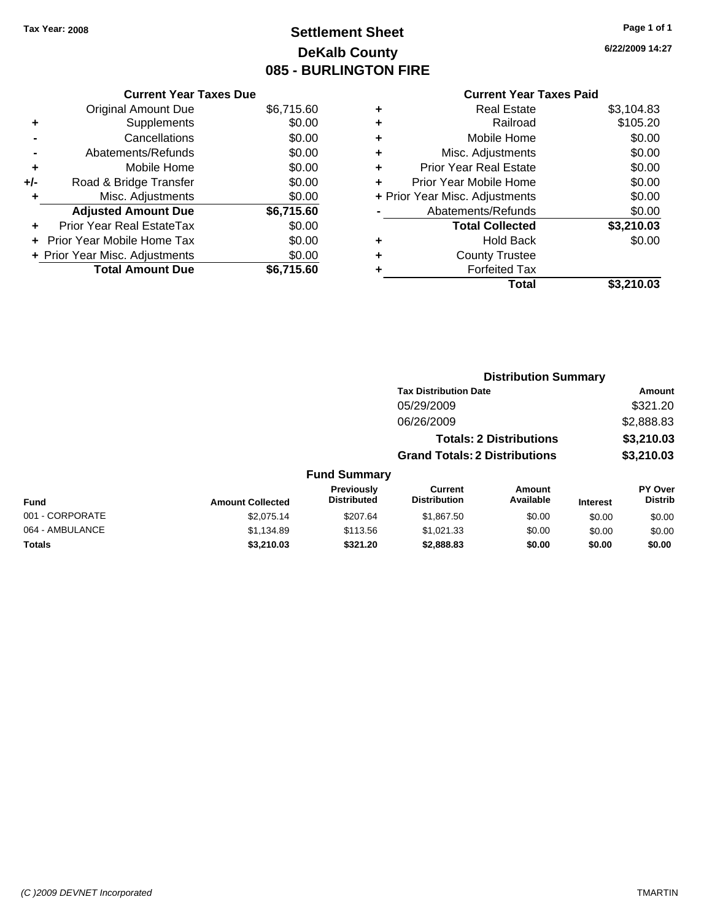Tax Year: 2008

# Settlement Sheet
## DeKalb County
## 085 - BURLINGTON FIRE

6/22/2009 14:27

### Current Year Taxes Due

| | | |
|---|---|---|
| | Original Amount Due | $6,715.60 |
| + | Supplements | $0.00 |
| - | Cancellations | $0.00 |
| - | Abatements/Refunds | $0.00 |
| + | Mobile Home | $0.00 |
| +/- | Road & Bridge Transfer | $0.00 |
| + | Misc. Adjustments | $0.00 |
| | **Adjusted Amount Due** | **$6,715.60** |
| + | Prior Year Real EstateTax | $0.00 |
| + | Prior Year Mobile Home Tax | $0.00 |
| + | Prior Year Misc. Adjustments | $0.00 |
| | **Total Amount Due** | **$6,715.60** |

### Current Year Taxes Paid

| | | |
|---|---|---|
| + | Real Estate | $3,104.83 |
| + | Railroad | $105.20 |
| + | Mobile Home | $0.00 |
| + | Misc. Adjustments | $0.00 |
| + | Prior Year Real Estate | $0.00 |
| + | Prior Year Mobile Home | $0.00 |
| + | Prior Year Misc. Adjustments | $0.00 |
| - | Abatements/Refunds | $0.00 |
| | **Total Collected** | **$3,210.03** |
| + | Hold Back | $0.00 |
| + | County Trustee | |
| + | Forfeited Tax | |
| | **Total** | **$3,210.03** |

### Distribution Summary

| Tax Distribution Date | Amount |
|---|---|
| 05/29/2009 | $321.20 |
| 06/26/2009 | $2,888.83 |
| **Totals: 2 Distributions** | **$3,210.03** |
| **Grand Totals: 2 Distributions** | **$3,210.03** |

### Fund Summary

| Fund | Amount Collected | Previously Distributed | Current Distribution | Amount Available | Interest | PY Over Distrib |
|---|---|---|---|---|---|---|
| 001 - CORPORATE | $2,075.14 | $207.64 | $1,867.50 | $0.00 | $0.00 | $0.00 |
| 064 - AMBULANCE | $1,134.89 | $113.56 | $1,021.33 | $0.00 | $0.00 | $0.00 |
| **Totals** | **$3,210.03** | **$321.20** | **$2,888.83** | **$0.00** | **$0.00** | **$0.00** |

(C )2009 DEVNET Incorporated — TMARTIN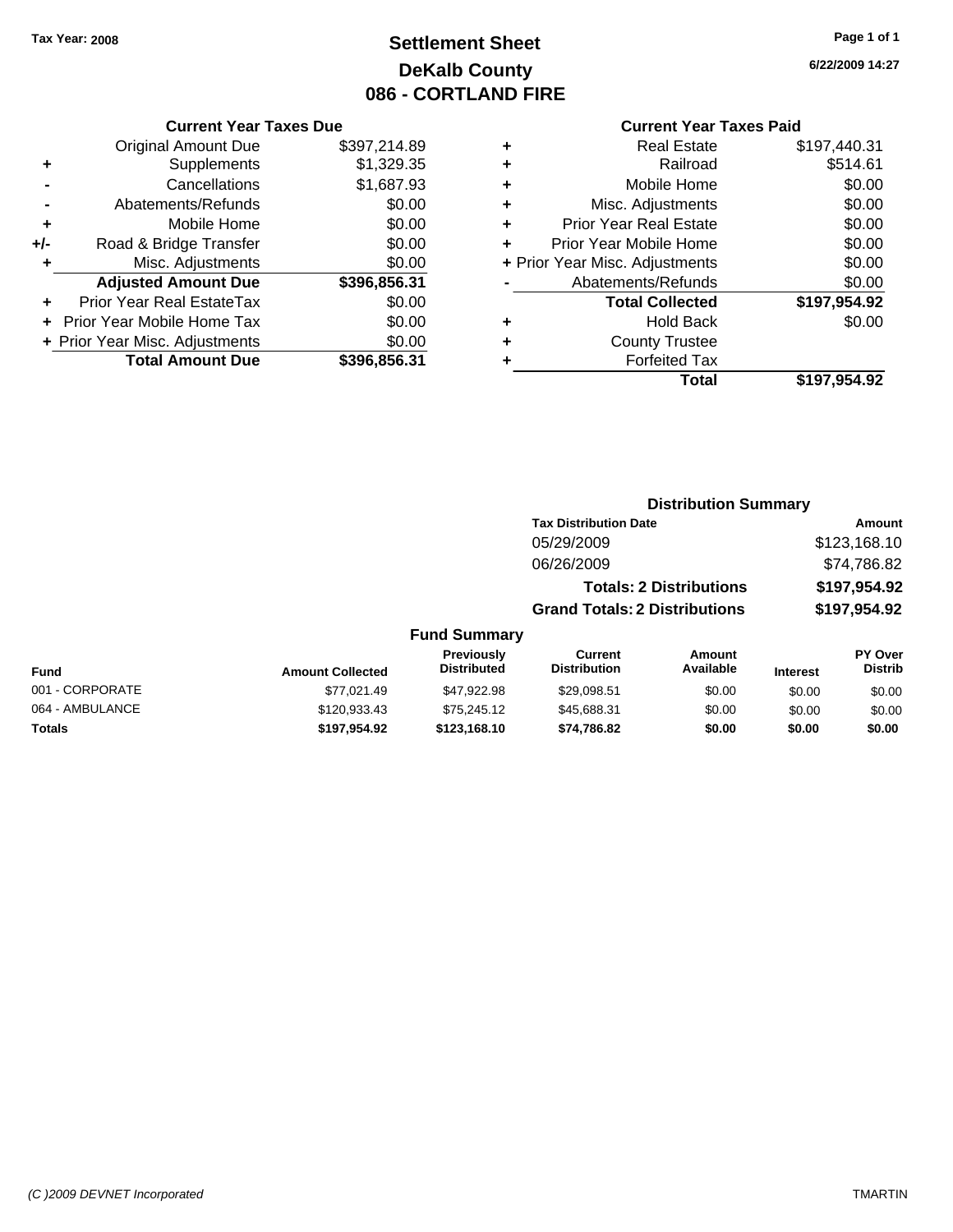Tax Year: 2008

# Settlement Sheet
## DeKalb County
## 086 - CORTLAND FIRE

6/22/2009 14:27

**Current Year Taxes Due**

| | | |
|---|---|---|
| | Original Amount Due | $397,214.89 |
| + | Supplements | $1,329.35 |
| - | Cancellations | $1,687.93 |
| - | Abatements/Refunds | $0.00 |
| + | Mobile Home | $0.00 |
| +/- | Road & Bridge Transfer | $0.00 |
| + | Misc. Adjustments | $0.00 |
| | **Adjusted Amount Due** | **$396,856.31** |
| + | Prior Year Real EstateTax | $0.00 |
| + | Prior Year Mobile Home Tax | $0.00 |
| + | Prior Year Misc. Adjustments | $0.00 |
| | **Total Amount Due** | **$396,856.31** |

**Current Year Taxes Paid**

| | | |
|---|---|---|
| + | Real Estate | $197,440.31 |
| + | Railroad | $514.61 |
| + | Mobile Home | $0.00 |
| + | Misc. Adjustments | $0.00 |
| + | Prior Year Real Estate | $0.00 |
| + | Prior Year Mobile Home | $0.00 |
| + | Prior Year Misc. Adjustments | $0.00 |
| - | Abatements/Refunds | $0.00 |
| | **Total Collected** | **$197,954.92** |
| + | Hold Back | $0.00 |
| + | County Trustee | |
| + | Forfeited Tax | |
| | **Total** | **$197,954.92** |

**Distribution Summary**

| Tax Distribution Date | Amount |
|---|---|
| 05/29/2009 | $123,168.10 |
| 06/26/2009 | $74,786.82 |
| **Totals: 2 Distributions** | **$197,954.92** |
| **Grand Totals: 2 Distributions** | **$197,954.92** |

**Fund Summary**

| Fund | Amount Collected | Previously Distributed | Current Distribution | Amount Available | Interest | PY Over Distrib |
|---|---|---|---|---|---|---|
| 001 - CORPORATE | $77,021.49 | $47,922.98 | $29,098.51 | $0.00 | $0.00 | $0.00 |
| 064 - AMBULANCE | $120,933.43 | $75,245.12 | $45,688.31 | $0.00 | $0.00 | $0.00 |
| **Totals** | **$197,954.92** | **$123,168.10** | **$74,786.82** | **$0.00** | **$0.00** | **$0.00** |

(C )2009 DEVNET Incorporated TMARTIN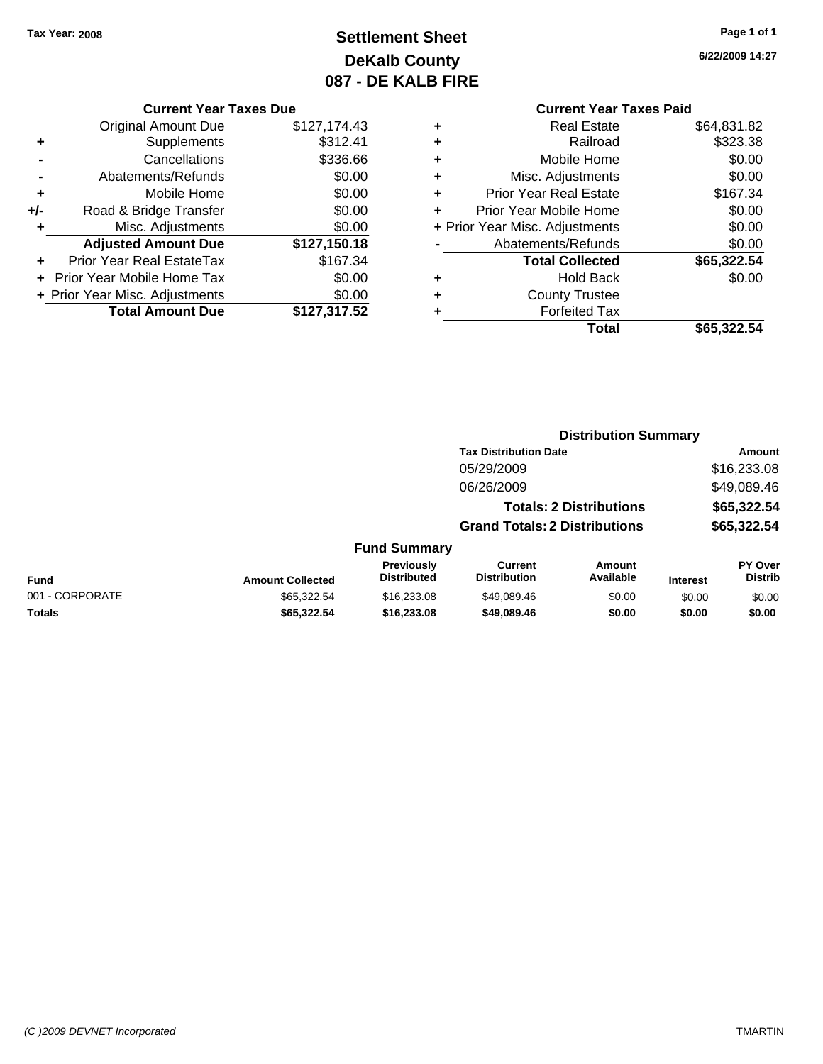Tax Year: 2008

# Settlement Sheet
## DeKalb County
## 087 - DE KALB FIRE

6/22/2009 14:27

### Current Year Taxes Due

| | | |
|---|---|---|
| | Original Amount Due | $127,174.43 |
| + | Supplements | $312.41 |
| - | Cancellations | $336.66 |
| - | Abatements/Refunds | $0.00 |
| + | Mobile Home | $0.00 |
| +/- | Road & Bridge Transfer | $0.00 |
| + | Misc. Adjustments | $0.00 |
| | **Adjusted Amount Due** | **$127,150.18** |
| + | Prior Year Real EstateTax | $167.34 |
| + | Prior Year Mobile Home Tax | $0.00 |
| + | Prior Year Misc. Adjustments | $0.00 |
| | **Total Amount Due** | **$127,317.52** |

### Current Year Taxes Paid

| | | |
|---|---|---|
| + | Real Estate | $64,831.82 |
| + | Railroad | $323.38 |
| + | Mobile Home | $0.00 |
| + | Misc. Adjustments | $0.00 |
| + | Prior Year Real Estate | $167.34 |
| + | Prior Year Mobile Home | $0.00 |
| + | Prior Year Misc. Adjustments | $0.00 |
| - | Abatements/Refunds | $0.00 |
| | **Total Collected** | **$65,322.54** |
| + | Hold Back | $0.00 |
| + | County Trustee | |
| + | Forfeited Tax | |
| | **Total** | **$65,322.54** |

### Distribution Summary

| Tax Distribution Date | Amount |
|---|---|
| 05/29/2009 | $16,233.08 |
| 06/26/2009 | $49,089.46 |
| **Totals: 2 Distributions** | **$65,322.54** |
| **Grand Totals: 2 Distributions** | **$65,322.54** |

### Fund Summary

| Fund | Amount Collected | Previously Distributed | Current Distribution | Amount Available | Interest | PY Over Distrib |
|---|---|---|---|---|---|---|
| 001 - CORPORATE | $65,322.54 | $16,233.08 | $49,089.46 | $0.00 | $0.00 | $0.00 |
| **Totals** | **$65,322.54** | **$16,233.08** | **$49,089.46** | **$0.00** | **$0.00** | **$0.00** |

(C )2009 DEVNET Incorporated TMARTIN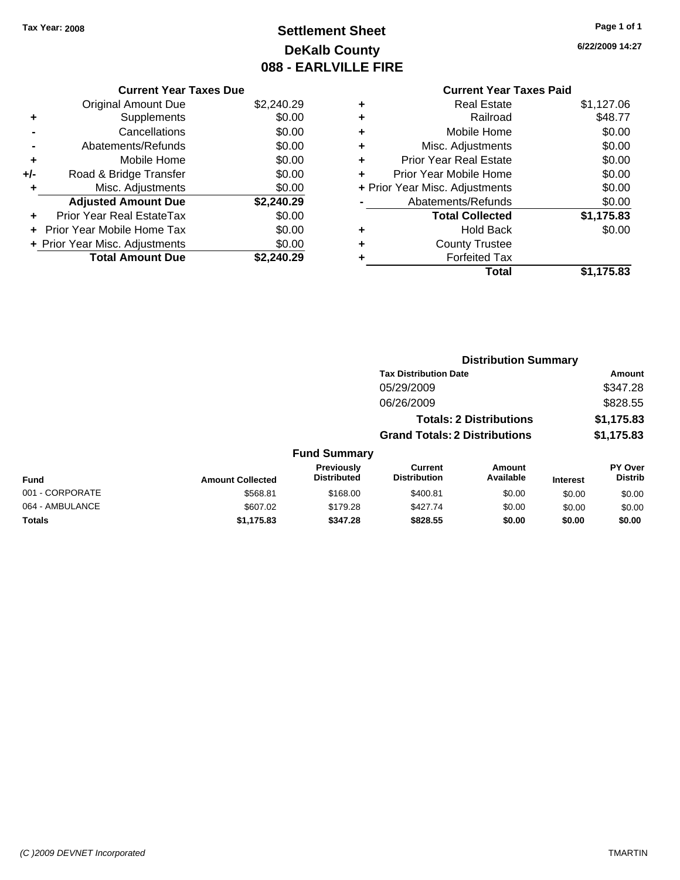Tax Year: 2008

# Settlement Sheet
## DeKalb County
## 088 - EARLVILLE FIRE

6/22/2009 14:27

### Current Year Taxes Due

| | | |
|---|---|---|
| | Original Amount Due | $2,240.29 |
| + | Supplements | $0.00 |
| - | Cancellations | $0.00 |
| - | Abatements/Refunds | $0.00 |
| + | Mobile Home | $0.00 |
| +/- | Road & Bridge Transfer | $0.00 |
| + | Misc. Adjustments | $0.00 |
| | **Adjusted Amount Due** | **$2,240.29** |
| + | Prior Year Real EstateTax | $0.00 |
| + | Prior Year Mobile Home Tax | $0.00 |
| + | Prior Year Misc. Adjustments | $0.00 |
| | **Total Amount Due** | **$2,240.29** |

### Current Year Taxes Paid

| | | |
|---|---|---|
| + | Real Estate | $1,127.06 |
| + | Railroad | $48.77 |
| + | Mobile Home | $0.00 |
| + | Misc. Adjustments | $0.00 |
| + | Prior Year Real Estate | $0.00 |
| + | Prior Year Mobile Home | $0.00 |
| + | Prior Year Misc. Adjustments | $0.00 |
| - | Abatements/Refunds | $0.00 |
| | **Total Collected** | **$1,175.83** |
| + | Hold Back | $0.00 |
| + | County Trustee | |
| + | Forfeited Tax | |
| | **Total** | **$1,175.83** |

### Distribution Summary

| Tax Distribution Date | Amount |
|---|---|
| 05/29/2009 | $347.28 |
| 06/26/2009 | $828.55 |
| **Totals: 2 Distributions** | **$1,175.83** |
| **Grand Totals: 2 Distributions** | **$1,175.83** |

### Fund Summary

| Fund | Amount Collected | Previously Distributed | Current Distribution | Amount Available | Interest | PY Over Distrib |
|---|---|---|---|---|---|---|
| 001 - CORPORATE | $568.81 | $168.00 | $400.81 | $0.00 | $0.00 | $0.00 |
| 064 - AMBULANCE | $607.02 | $179.28 | $427.74 | $0.00 | $0.00 | $0.00 |
| **Totals** | **$1,175.83** | **$347.28** | **$828.55** | **$0.00** | **$0.00** | **$0.00** |

(C )2009 DEVNET Incorporated TMARTIN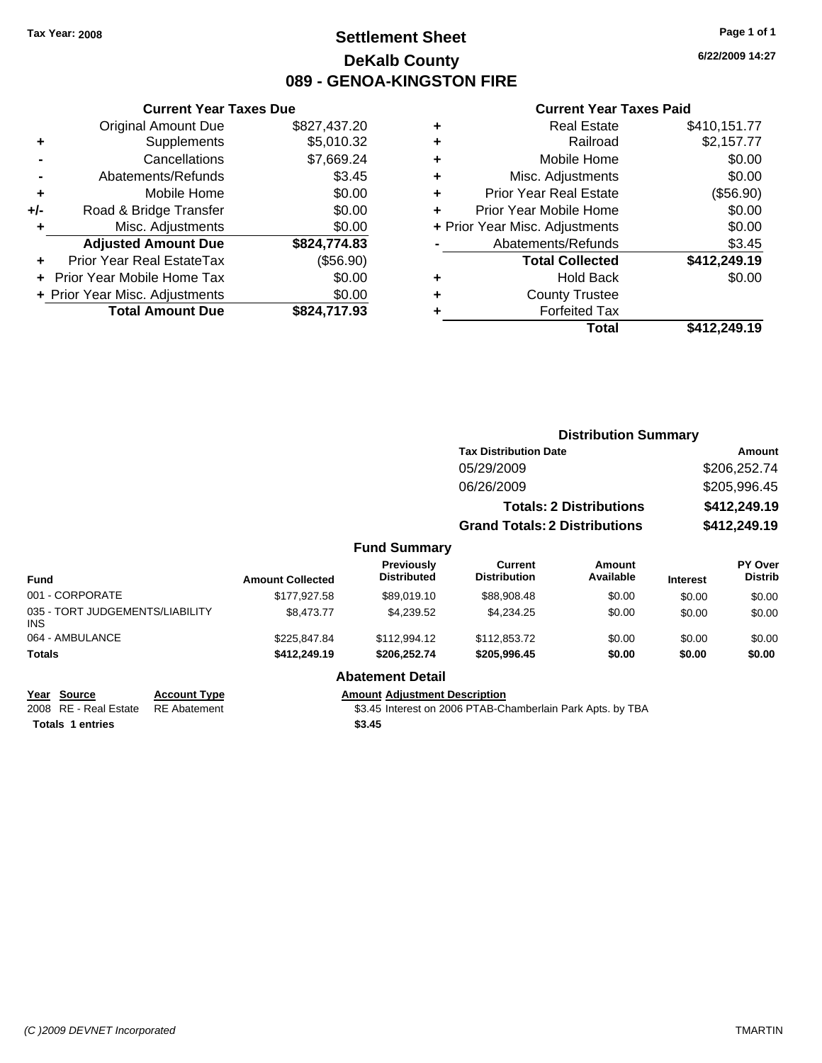Tax Year: 2008

# Settlement Sheet
## DeKalb County
## 089 - GENOA-KINGSTON FIRE

6/22/2009 14:27

### Current Year Taxes Due

| | | |
|---|---|---|
| | Original Amount Due | $827,437.20 |
| + | Supplements | $5,010.32 |
| - | Cancellations | $7,669.24 |
| - | Abatements/Refunds | $3.45 |
| + | Mobile Home | $0.00 |
| +/- | Road & Bridge Transfer | $0.00 |
| + | Misc. Adjustments | $0.00 |
| | **Adjusted Amount Due** | **$824,774.83** |
| + | Prior Year Real EstateTax | ($56.90) |
| + | Prior Year Mobile Home Tax | $0.00 |
| + | Prior Year Misc. Adjustments | $0.00 |
| | **Total Amount Due** | **$824,717.93** |

### Current Year Taxes Paid

| | | |
|---|---|---|
| + | Real Estate | $410,151.77 |
| + | Railroad | $2,157.77 |
| + | Mobile Home | $0.00 |
| + | Misc. Adjustments | $0.00 |
| + | Prior Year Real Estate | ($56.90) |
| + | Prior Year Mobile Home | $0.00 |
| + | Prior Year Misc. Adjustments | $0.00 |
| - | Abatements/Refunds | $3.45 |
| | **Total Collected** | **$412,249.19** |
| + | Hold Back | $0.00 |
| + | County Trustee | |
| + | Forfeited Tax | |
| | **Total** | **$412,249.19** |

### Distribution Summary

| Tax Distribution Date | Amount |
|---|---|
| 05/29/2009 | $206,252.74 |
| 06/26/2009 | $205,996.45 |
| **Totals: 2 Distributions** | **$412,249.19** |
| **Grand Totals: 2 Distributions** | **$412,249.19** |

### Fund Summary

| Fund | Amount Collected | Previously Distributed | Current Distribution | Amount Available | Interest | PY Over Distrib |
|---|---|---|---|---|---|---|
| 001 - CORPORATE | $177,927.58 | $89,019.10 | $88,908.48 | $0.00 | $0.00 | $0.00 |
| 035 - TORT JUDGEMENTS/LIABILITY INS | $8,473.77 | $4,239.52 | $4,234.25 | $0.00 | $0.00 | $0.00 |
| 064 - AMBULANCE | $225,847.84 | $112,994.12 | $112,853.72 | $0.00 | $0.00 | $0.00 |
| **Totals** | **$412,249.19** | **$206,252.74** | **$205,996.45** | **$0.00** | **$0.00** | **$0.00** |

### Abatement Detail

| Year | Source | Account Type | Amount | Adjustment Description |
|---|---|---|---|---|
| 2008 | RE - Real Estate | RE Abatement | $3.45 | Interest on 2006 PTAB-Chamberlain Park Apts. by TBA |
| **Totals 1 entries** | | | **$3.45** | |

(C )2009 DEVNET Incorporated TMARTIN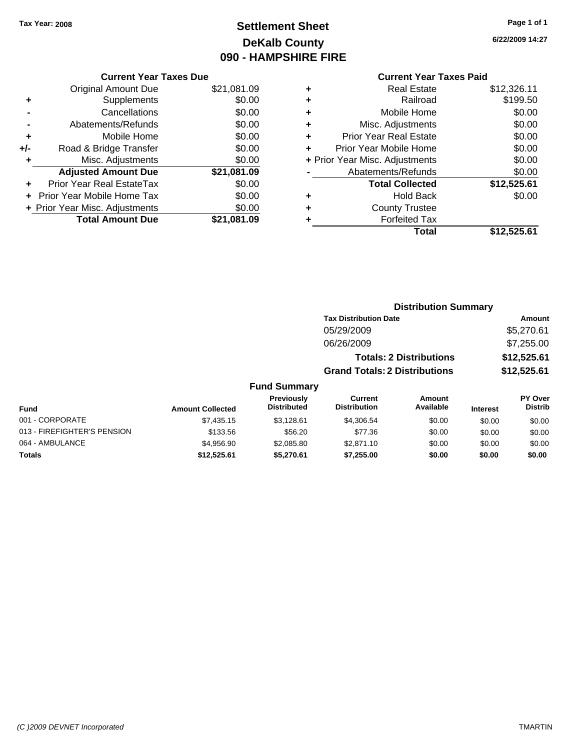Tax Year: 2008

# Settlement Sheet
## DeKalb County
## 090 - HAMPSHIRE FIRE

6/22/2009 14:27

### Current Year Taxes Due

| | | |
|---|---|---|
| | Original Amount Due | $21,081.09 |
| + | Supplements | $0.00 |
| - | Cancellations | $0.00 |
| - | Abatements/Refunds | $0.00 |
| + | Mobile Home | $0.00 |
| +/- | Road & Bridge Transfer | $0.00 |
| + | Misc. Adjustments | $0.00 |
| | **Adjusted Amount Due** | **$21,081.09** |
| + | Prior Year Real EstateTax | $0.00 |
| + | Prior Year Mobile Home Tax | $0.00 |
| + | Prior Year Misc. Adjustments | $0.00 |
| | **Total Amount Due** | **$21,081.09** |

### Current Year Taxes Paid

| | | |
|---|---|---|
| + | Real Estate | $12,326.11 |
| + | Railroad | $199.50 |
| + | Mobile Home | $0.00 |
| + | Misc. Adjustments | $0.00 |
| + | Prior Year Real Estate | $0.00 |
| + | Prior Year Mobile Home | $0.00 |
| + | Prior Year Misc. Adjustments | $0.00 |
| - | Abatements/Refunds | $0.00 |
| | **Total Collected** | **$12,525.61** |
| + | Hold Back | $0.00 |
| + | County Trustee | |
| + | Forfeited Tax | |
| | **Total** | **$12,525.61** |

### Distribution Summary

| Tax Distribution Date | Amount |
|---|---|
| 05/29/2009 | $5,270.61 |
| 06/26/2009 | $7,255.00 |
| **Totals: 2 Distributions** | **$12,525.61** |
| **Grand Totals: 2 Distributions** | **$12,525.61** |

### Fund Summary

| Fund | Amount Collected | Previously Distributed | Current Distribution | Amount Available | Interest | PY Over Distrib |
|---|---|---|---|---|---|---|
| 001 - CORPORATE | $7,435.15 | $3,128.61 | $4,306.54 | $0.00 | $0.00 | $0.00 |
| 013 - FIREFIGHTER'S PENSION | $133.56 | $56.20 | $77.36 | $0.00 | $0.00 | $0.00 |
| 064 - AMBULANCE | $4,956.90 | $2,085.80 | $2,871.10 | $0.00 | $0.00 | $0.00 |
| **Totals** | **$12,525.61** | **$5,270.61** | **$7,255.00** | **$0.00** | **$0.00** | **$0.00** |

(C )2009 DEVNET Incorporated TMARTIN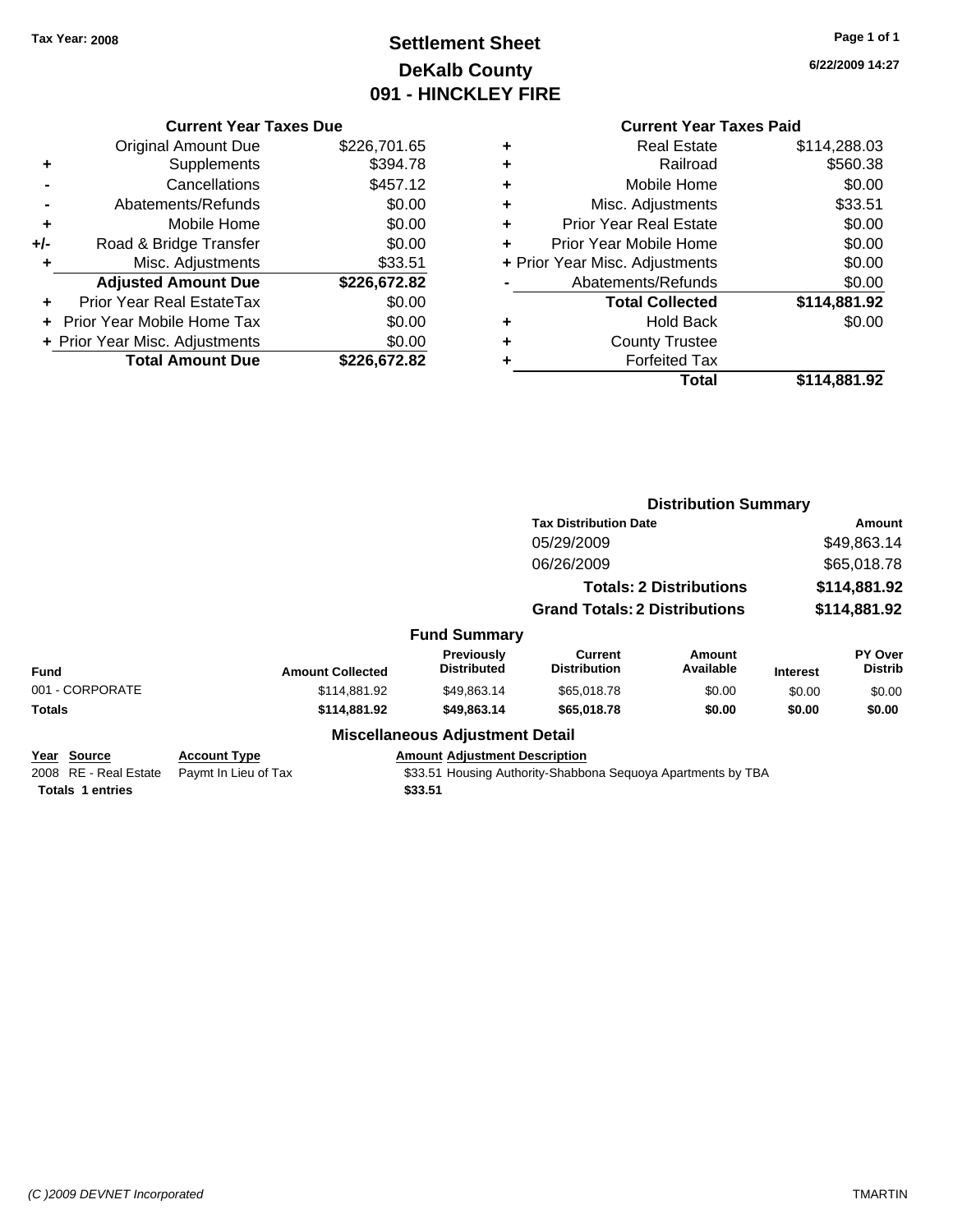Tax Year: 2008

# Settlement Sheet
## DeKalb County
## 091 - HINCKLEY FIRE

6/22/2009 14:27

### Current Year Taxes Due

| | | |
|---|---|---|
| | Original Amount Due | $226,701.65 |
| + | Supplements | $394.78 |
| - | Cancellations | $457.12 |
| - | Abatements/Refunds | $0.00 |
| + | Mobile Home | $0.00 |
| +/- | Road & Bridge Transfer | $0.00 |
| + | Misc. Adjustments | $33.51 |
| | **Adjusted Amount Due** | **$226,672.82** |
| + | Prior Year Real EstateTax | $0.00 |
| + | Prior Year Mobile Home Tax | $0.00 |
| + | Prior Year Misc. Adjustments | $0.00 |
| | **Total Amount Due** | **$226,672.82** |

### Current Year Taxes Paid

| | | |
|---|---|---|
| + | Real Estate | $114,288.03 |
| + | Railroad | $560.38 |
| + | Mobile Home | $0.00 |
| + | Misc. Adjustments | $33.51 |
| + | Prior Year Real Estate | $0.00 |
| + | Prior Year Mobile Home | $0.00 |
| + | Prior Year Misc. Adjustments | $0.00 |
| - | Abatements/Refunds | $0.00 |
| | **Total Collected** | **$114,881.92** |
| + | Hold Back | $0.00 |
| + | County Trustee | |
| + | Forfeited Tax | |
| | **Total** | **$114,881.92** |

### Distribution Summary

| Tax Distribution Date | Amount |
|---|---|
| 05/29/2009 | $49,863.14 |
| 06/26/2009 | $65,018.78 |
| **Totals: 2 Distributions** | **$114,881.92** |
| **Grand Totals: 2 Distributions** | **$114,881.92** |

### Fund Summary

| Fund | Amount Collected | Previously Distributed | Current Distribution | Amount Available | Interest | PY Over Distrib |
|---|---|---|---|---|---|---|
| 001 - CORPORATE | $114,881.92 | $49,863.14 | $65,018.78 | $0.00 | $0.00 | $0.00 |
| **Totals** | **$114,881.92** | **$49,863.14** | **$65,018.78** | **$0.00** | **$0.00** | **$0.00** |

### Miscellaneous Adjustment Detail

| Year | Source | Account Type | Amount | Adjustment Description |
|---|---|---|---|---|
| 2008 | RE - Real Estate | Paymt In Lieu of Tax | $33.51 | Housing Authority-Shabbona Sequoya Apartments by TBA |
| **Totals** | **1 entries** | | **$33.51** | |

(C )2009 DEVNET Incorporated TMARTIN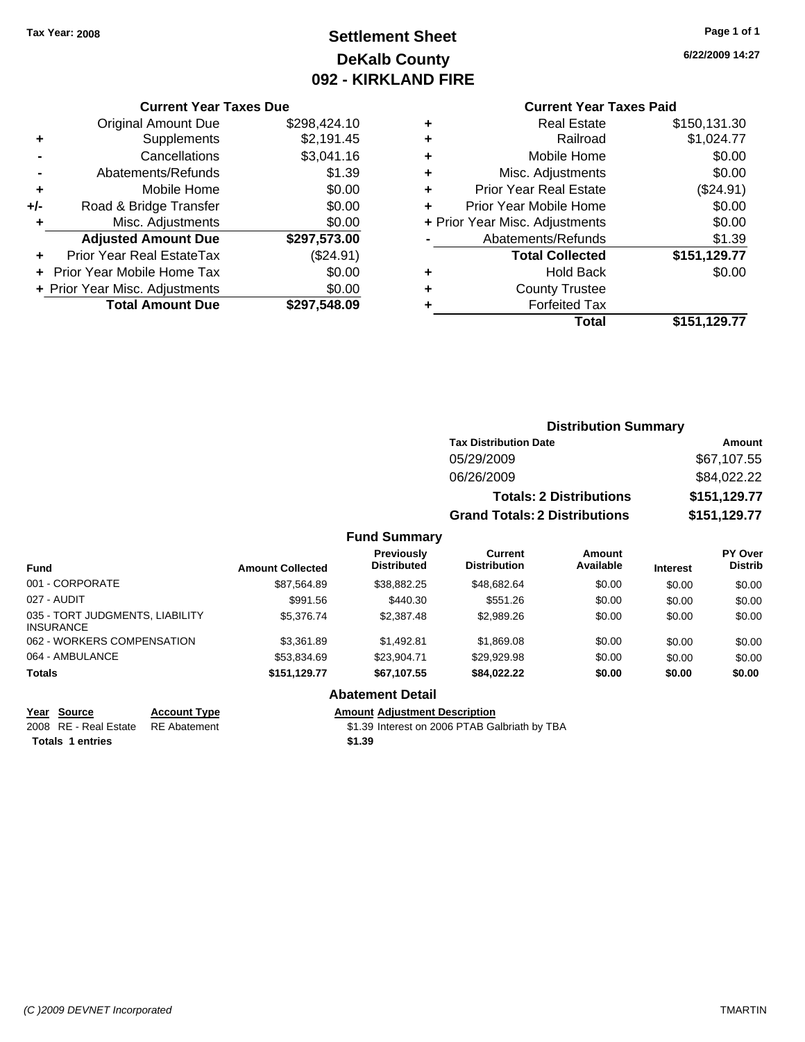Tax Year: 2008

# Settlement Sheet
## DeKalb County
## 092 - KIRKLAND FIRE

6/22/2009 14:27

### Current Year Taxes Due

| | | |
|---|---|---|
| | Original Amount Due | $298,424.10 |
| + | Supplements | $2,191.45 |
| - | Cancellations | $3,041.16 |
| - | Abatements/Refunds | $1.39 |
| + | Mobile Home | $0.00 |
| +/- | Road & Bridge Transfer | $0.00 |
| + | Misc. Adjustments | $0.00 |
| | **Adjusted Amount Due** | **$297,573.00** |
| + | Prior Year Real EstateTax | ($24.91) |
| + | Prior Year Mobile Home Tax | $0.00 |
| + | Prior Year Misc. Adjustments | $0.00 |
| | **Total Amount Due** | **$297,548.09** |

### Current Year Taxes Paid

| | | |
|---|---|---|
| + | Real Estate | $150,131.30 |
| + | Railroad | $1,024.77 |
| + | Mobile Home | $0.00 |
| + | Misc. Adjustments | $0.00 |
| + | Prior Year Real Estate | ($24.91) |
| + | Prior Year Mobile Home | $0.00 |
| + | Prior Year Misc. Adjustments | $0.00 |
| - | Abatements/Refunds | $1.39 |
| | **Total Collected** | **$151,129.77** |
| + | Hold Back | $0.00 |
| + | County Trustee | |
| + | Forfeited Tax | |
| | **Total** | **$151,129.77** |

### Distribution Summary

| Tax Distribution Date | Amount |
|---|---|
| 05/29/2009 | $67,107.55 |
| 06/26/2009 | $84,022.22 |
| **Totals: 2 Distributions** | **$151,129.77** |
| **Grand Totals: 2 Distributions** | **$151,129.77** |

### Fund Summary

| Fund | Amount Collected | Previously Distributed | Current Distribution | Amount Available | Interest | PY Over Distrib |
|---|---|---|---|---|---|---|
| 001 - CORPORATE | $87,564.89 | $38,882.25 | $48,682.64 | $0.00 | $0.00 | $0.00 |
| 027 - AUDIT | $991.56 | $440.30 | $551.26 | $0.00 | $0.00 | $0.00 |
| 035 - TORT JUDGMENTS, LIABILITY INSURANCE | $5,376.74 | $2,387.48 | $2,989.26 | $0.00 | $0.00 | $0.00 |
| 062 - WORKERS COMPENSATION | $3,361.89 | $1,492.81 | $1,869.08 | $0.00 | $0.00 | $0.00 |
| 064 - AMBULANCE | $53,834.69 | $23,904.71 | $29,929.98 | $0.00 | $0.00 | $0.00 |
| **Totals** | **$151,129.77** | **$67,107.55** | **$84,022.22** | **$0.00** | **$0.00** | **$0.00** |

### Abatement Detail

| Year | Source | Account Type | Amount | Adjustment Description |
|---|---|---|---|---|
| 2008 | RE - Real Estate | RE Abatement | $1.39 | Interest on 2006 PTAB Galbriath by TBA |
| **Totals** | **1 entries** | | **$1.39** | |

(C )2009 DEVNET Incorporated TMARTIN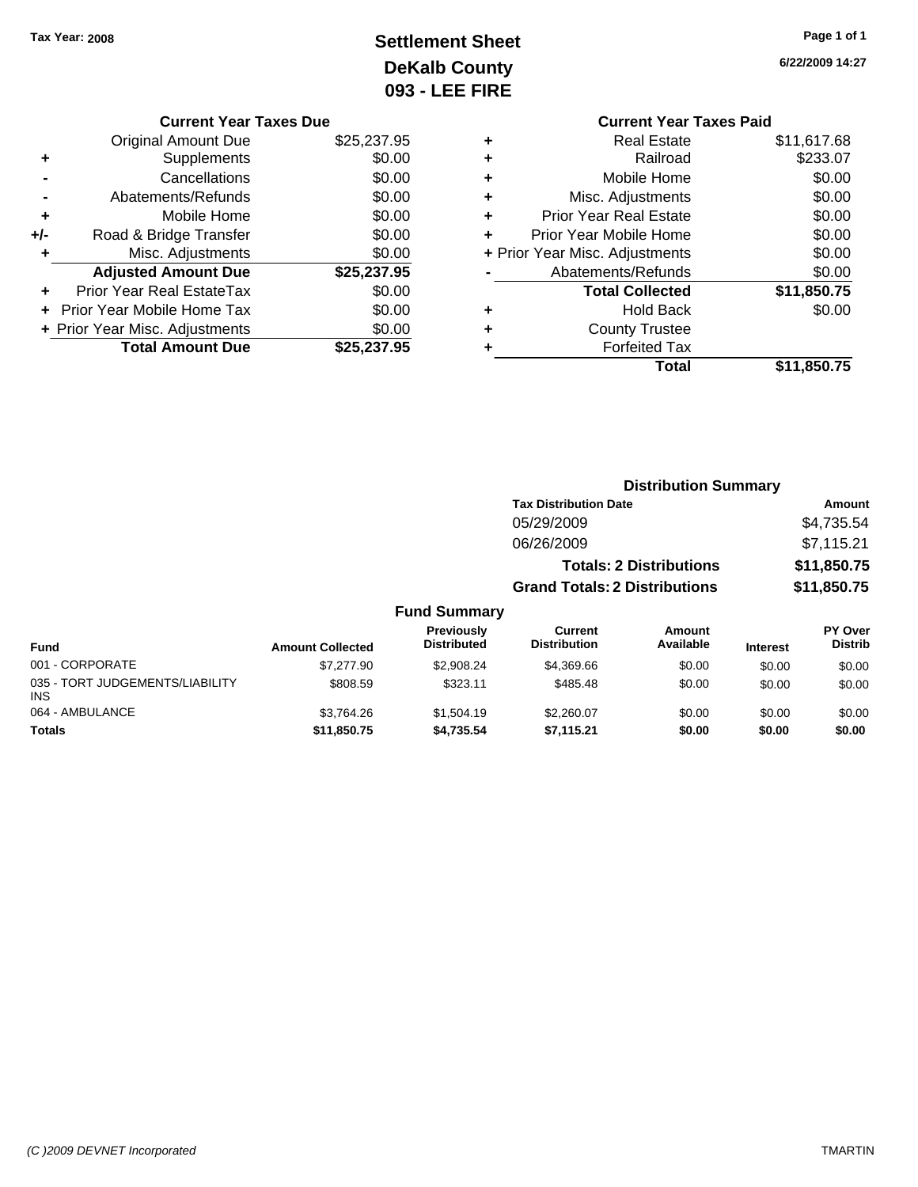Tax Year: 2008

# Settlement Sheet
## DeKalb County
## 093 - LEE FIRE

6/22/2009 14:27

### Current Year Taxes Due

| | | |
|---|---|---|
| | Original Amount Due | $25,237.95 |
| + | Supplements | $0.00 |
| - | Cancellations | $0.00 |
| - | Abatements/Refunds | $0.00 |
| + | Mobile Home | $0.00 |
| +/- | Road & Bridge Transfer | $0.00 |
| + | Misc. Adjustments | $0.00 |
| | **Adjusted Amount Due** | **$25,237.95** |
| + | Prior Year Real EstateTax | $0.00 |
| + | Prior Year Mobile Home Tax | $0.00 |
| + | Prior Year Misc. Adjustments | $0.00 |
| | **Total Amount Due** | **$25,237.95** |

### Current Year Taxes Paid

| | | |
|---|---|---|
| + | Real Estate | $11,617.68 |
| + | Railroad | $233.07 |
| + | Mobile Home | $0.00 |
| + | Misc. Adjustments | $0.00 |
| + | Prior Year Real Estate | $0.00 |
| + | Prior Year Mobile Home | $0.00 |
| + | Prior Year Misc. Adjustments | $0.00 |
| - | Abatements/Refunds | $0.00 |
| | **Total Collected** | **$11,850.75** |
| + | Hold Back | $0.00 |
| + | County Trustee | |
| + | Forfeited Tax | |
| | **Total** | **$11,850.75** |

### Distribution Summary

| Tax Distribution Date | Amount |
|---|---|
| 05/29/2009 | $4,735.54 |
| 06/26/2009 | $7,115.21 |
| **Totals: 2 Distributions** | **$11,850.75** |
| **Grand Totals: 2 Distributions** | **$11,850.75** |

### Fund Summary

| Fund | Amount Collected | Previously Distributed | Current Distribution | Amount Available | Interest | PY Over Distrib |
|---|---|---|---|---|---|---|
| 001 - CORPORATE | $7,277.90 | $2,908.24 | $4,369.66 | $0.00 | $0.00 | $0.00 |
| 035 - TORT JUDGEMENTS/LIABILITY INS | $808.59 | $323.11 | $485.48 | $0.00 | $0.00 | $0.00 |
| 064 - AMBULANCE | $3,764.26 | $1,504.19 | $2,260.07 | $0.00 | $0.00 | $0.00 |
| **Totals** | **$11,850.75** | **$4,735.54** | **$7,115.21** | **$0.00** | **$0.00** | **$0.00** |

(C )2009 DEVNET Incorporated — TMARTIN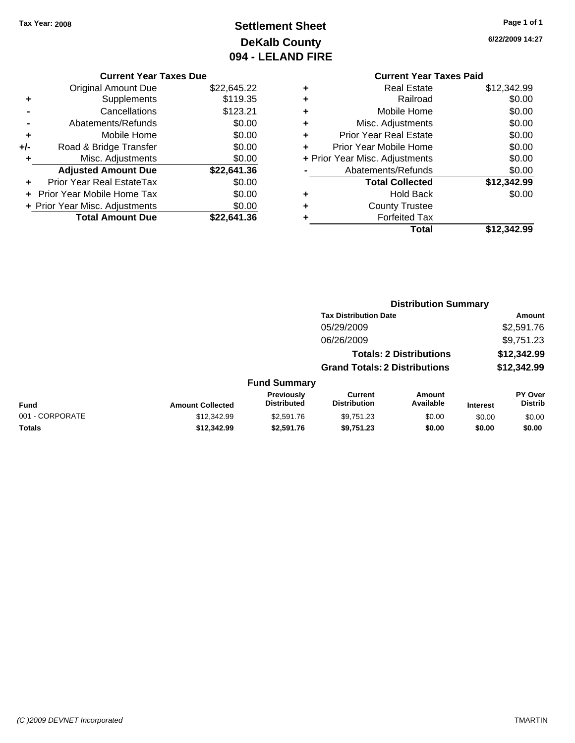**Tax Year: 2008**

# Settlement Sheet
## DeKalb County
## 094 - LELAND FIRE

**6/22/2009 14:27**

| | Current Year Taxes Due | |
|---|---|---|
| | Original Amount Due | $22,645.22 |
| + | Supplements | $119.35 |
| - | Cancellations | $123.21 |
| - | Abatements/Refunds | $0.00 |
| + | Mobile Home | $0.00 |
| +/- | Road & Bridge Transfer | $0.00 |
| + | Misc. Adjustments | $0.00 |
| | **Adjusted Amount Due** | **$22,641.36** |
| + | Prior Year Real EstateTax | $0.00 |
| + | Prior Year Mobile Home Tax | $0.00 |
| + | Prior Year Misc. Adjustments | $0.00 |
| | **Total Amount Due** | **$22,641.36** |

| | Current Year Taxes Paid | |
|---|---|---|
| + | Real Estate | $12,342.99 |
| + | Railroad | $0.00 |
| + | Mobile Home | $0.00 |
| + | Misc. Adjustments | $0.00 |
| + | Prior Year Real Estate | $0.00 |
| + | Prior Year Mobile Home | $0.00 |
| + | Prior Year Misc. Adjustments | $0.00 |
| - | Abatements/Refunds | $0.00 |
| | **Total Collected** | **$12,342.99** |
| + | Hold Back | $0.00 |
| + | County Trustee | |
| + | Forfeited Tax | |
| | **Total** | **$12,342.99** |

### Distribution Summary

| Tax Distribution Date | Amount |
|---|---|
| 05/29/2009 | $2,591.76 |
| 06/26/2009 | $9,751.23 |
| **Totals: 2 Distributions** | **$12,342.99** |
| **Grand Totals: 2 Distributions** | **$12,342.99** |

### Fund Summary

| Fund | Amount Collected | Previously Distributed | Current Distribution | Amount Available | Interest | PY Over Distrib |
|---|---|---|---|---|---|---|
| 001 - CORPORATE | $12,342.99 | $2,591.76 | $9,751.23 | $0.00 | $0.00 | $0.00 |
| **Totals** | **$12,342.99** | **$2,591.76** | **$9,751.23** | **$0.00** | **$0.00** | **$0.00** |

*(C )2009 DEVNET Incorporated* TMARTIN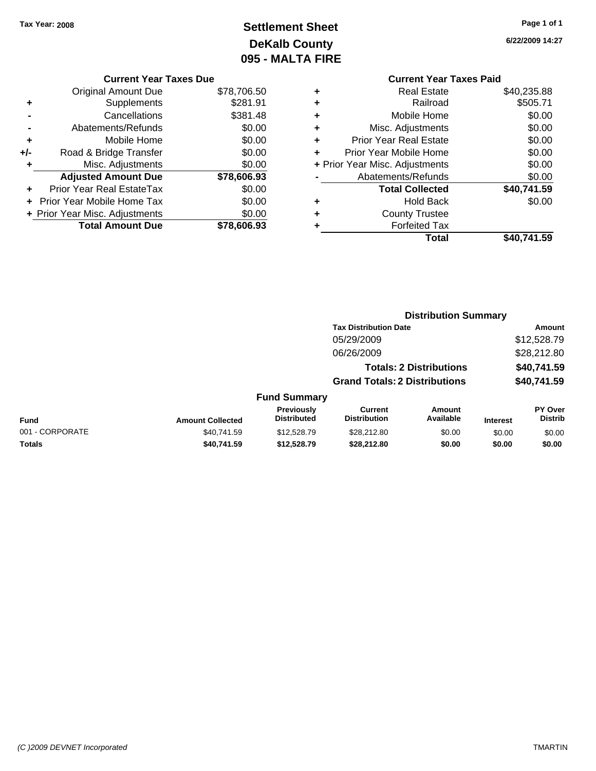Tax Year: 2008

# Settlement Sheet
## DeKalb County
## 095 - MALTA FIRE

6/22/2009 14:27

### Current Year Taxes Due

| | | |
|---|---|---|
| | Original Amount Due | $78,706.50 |
| + | Supplements | $281.91 |
| - | Cancellations | $381.48 |
| - | Abatements/Refunds | $0.00 |
| + | Mobile Home | $0.00 |
| +/- | Road & Bridge Transfer | $0.00 |
| + | Misc. Adjustments | $0.00 |
| | **Adjusted Amount Due** | **$78,606.93** |
| + | Prior Year Real EstateTax | $0.00 |
| + | Prior Year Mobile Home Tax | $0.00 |
| + | Prior Year Misc. Adjustments | $0.00 |
| | **Total Amount Due** | **$78,606.93** |

### Current Year Taxes Paid

| | | |
|---|---|---|
| + | Real Estate | $40,235.88 |
| + | Railroad | $505.71 |
| + | Mobile Home | $0.00 |
| + | Misc. Adjustments | $0.00 |
| + | Prior Year Real Estate | $0.00 |
| + | Prior Year Mobile Home | $0.00 |
| + | Prior Year Misc. Adjustments | $0.00 |
| - | Abatements/Refunds | $0.00 |
| | **Total Collected** | **$40,741.59** |
| + | Hold Back | $0.00 |
| + | County Trustee | |
| + | Forfeited Tax | |
| | **Total** | **$40,741.59** |

### Distribution Summary

| Tax Distribution Date | Amount |
|---|---|
| 05/29/2009 | $12,528.79 |
| 06/26/2009 | $28,212.80 |
| **Totals: 2 Distributions** | **$40,741.59** |
| **Grand Totals: 2 Distributions** | **$40,741.59** |

### Fund Summary

| Fund | Amount Collected | Previously Distributed | Current Distribution | Amount Available | Interest | PY Over Distrib |
|---|---|---|---|---|---|---|
| 001 - CORPORATE | $40,741.59 | $12,528.79 | $28,212.80 | $0.00 | $0.00 | $0.00 |
| **Totals** | **$40,741.59** | **$12,528.79** | **$28,212.80** | **$0.00** | **$0.00** | **$0.00** |

(C )2009 DEVNET Incorporated    TMARTIN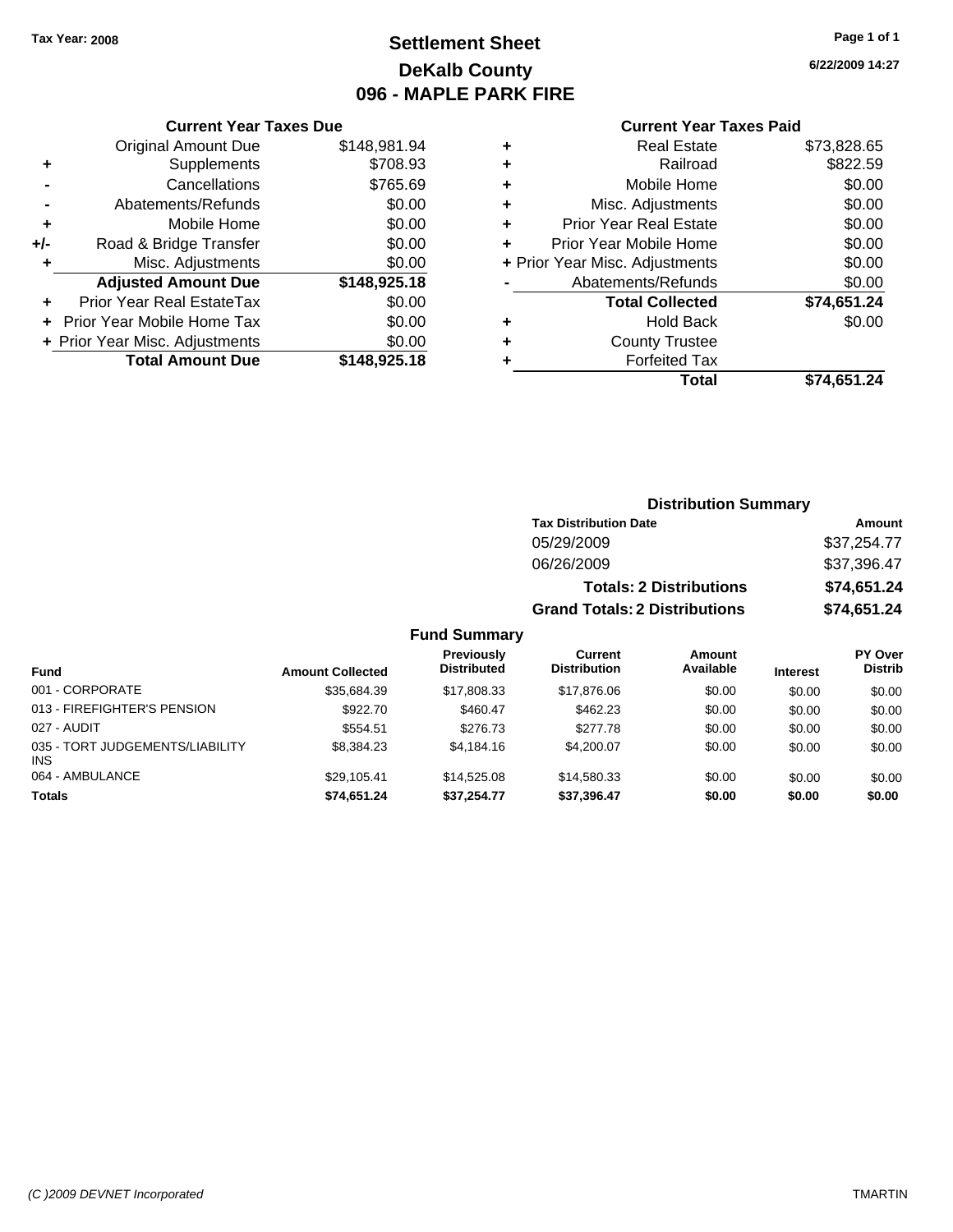Tax Year: 2008

# Settlement Sheet
## DeKalb County
## 096 - MAPLE PARK FIRE

6/22/2009 14:27

### Current Year Taxes Due

| | | |
|---|---|---|
| | Original Amount Due | $148,981.94 |
| + | Supplements | $708.93 |
| - | Cancellations | $765.69 |
| - | Abatements/Refunds | $0.00 |
| + | Mobile Home | $0.00 |
| +/- | Road & Bridge Transfer | $0.00 |
| + | Misc. Adjustments | $0.00 |
| | **Adjusted Amount Due** | **$148,925.18** |
| + | Prior Year Real EstateTax | $0.00 |
| + | Prior Year Mobile Home Tax | $0.00 |
| + | Prior Year Misc. Adjustments | $0.00 |
| | **Total Amount Due** | **$148,925.18** |

### Current Year Taxes Paid

| | | |
|---|---|---|
| + | Real Estate | $73,828.65 |
| + | Railroad | $822.59 |
| + | Mobile Home | $0.00 |
| + | Misc. Adjustments | $0.00 |
| + | Prior Year Real Estate | $0.00 |
| + | Prior Year Mobile Home | $0.00 |
| + | Prior Year Misc. Adjustments | $0.00 |
| - | Abatements/Refunds | $0.00 |
| | **Total Collected** | **$74,651.24** |
| + | Hold Back | $0.00 |
| + | County Trustee | |
| + | Forfeited Tax | |
| | **Total** | **$74,651.24** |

### Distribution Summary

| Tax Distribution Date | Amount |
|---|---|
| 05/29/2009 | $37,254.77 |
| 06/26/2009 | $37,396.47 |
| **Totals: 2 Distributions** | **$74,651.24** |
| **Grand Totals: 2 Distributions** | **$74,651.24** |

### Fund Summary

| Fund | Amount Collected | Previously Distributed | Current Distribution | Amount Available | Interest | PY Over Distrib |
|---|---|---|---|---|---|---|
| 001 - CORPORATE | $35,684.39 | $17,808.33 | $17,876.06 | $0.00 | $0.00 | $0.00 |
| 013 - FIREFIGHTER'S PENSION | $922.70 | $460.47 | $462.23 | $0.00 | $0.00 | $0.00 |
| 027 - AUDIT | $554.51 | $276.73 | $277.78 | $0.00 | $0.00 | $0.00 |
| 035 - TORT JUDGEMENTS/LIABILITY INS | $8,384.23 | $4,184.16 | $4,200.07 | $0.00 | $0.00 | $0.00 |
| 064 - AMBULANCE | $29,105.41 | $14,525.08 | $14,580.33 | $0.00 | $0.00 | $0.00 |
| **Totals** | **$74,651.24** | **$37,254.77** | **$37,396.47** | **$0.00** | **$0.00** | **$0.00** |

(C )2009 DEVNET Incorporated TMARTIN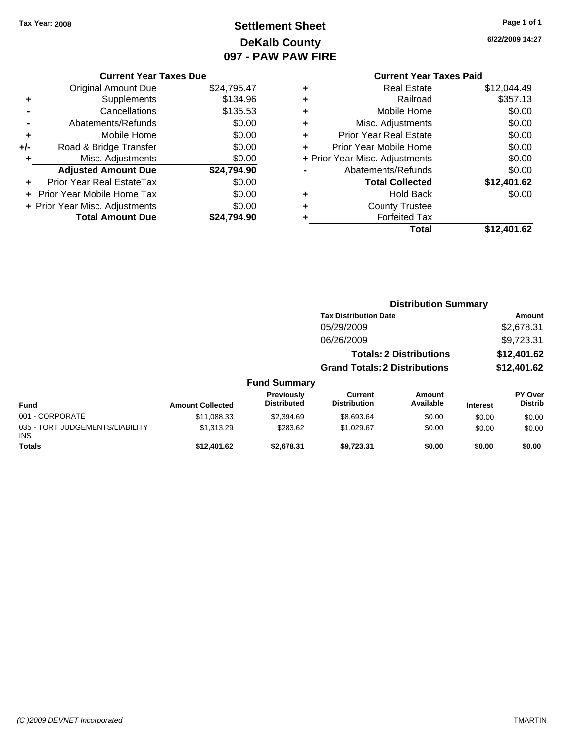Tax Year: 2008

# Settlement Sheet
## DeKalb County
## 097 - PAW PAW FIRE

6/22/2009 14:27

### Current Year Taxes Due

| | | |
|---|---|---|
| | Original Amount Due | $24,795.47 |
| + | Supplements | $134.96 |
| - | Cancellations | $135.53 |
| - | Abatements/Refunds | $0.00 |
| + | Mobile Home | $0.00 |
| +/- | Road & Bridge Transfer | $0.00 |
| + | Misc. Adjustments | $0.00 |
| | **Adjusted Amount Due** | **$24,794.90** |
| + | Prior Year Real EstateTax | $0.00 |
| + | Prior Year Mobile Home Tax | $0.00 |
| + | Prior Year Misc. Adjustments | $0.00 |
| | **Total Amount Due** | **$24,794.90** |

### Current Year Taxes Paid

| | | |
|---|---|---|
| + | Real Estate | $12,044.49 |
| + | Railroad | $357.13 |
| + | Mobile Home | $0.00 |
| + | Misc. Adjustments | $0.00 |
| + | Prior Year Real Estate | $0.00 |
| + | Prior Year Mobile Home | $0.00 |
| + | Prior Year Misc. Adjustments | $0.00 |
| - | Abatements/Refunds | $0.00 |
| | **Total Collected** | **$12,401.62** |
| + | Hold Back | $0.00 |
| + | County Trustee | |
| + | Forfeited Tax | |
| | **Total** | **$12,401.62** |

### Distribution Summary

| Tax Distribution Date | Amount |
|---|---|
| 05/29/2009 | $2,678.31 |
| 06/26/2009 | $9,723.31 |
| **Totals: 2 Distributions** | **$12,401.62** |
| **Grand Totals: 2 Distributions** | **$12,401.62** |

### Fund Summary

| Fund | Amount Collected | Previously Distributed | Current Distribution | Amount Available | Interest | PY Over Distrib |
|---|---|---|---|---|---|---|
| 001 - CORPORATE | $11,088.33 | $2,394.69 | $8,693.64 | $0.00 | $0.00 | $0.00 |
| 035 - TORT JUDGEMENTS/LIABILITY INS | $1,313.29 | $283.62 | $1,029.67 | $0.00 | $0.00 | $0.00 |
| **Totals** | **$12,401.62** | **$2,678.31** | **$9,723.31** | **$0.00** | **$0.00** | **$0.00** |

(C )2009 DEVNET Incorporated — TMARTIN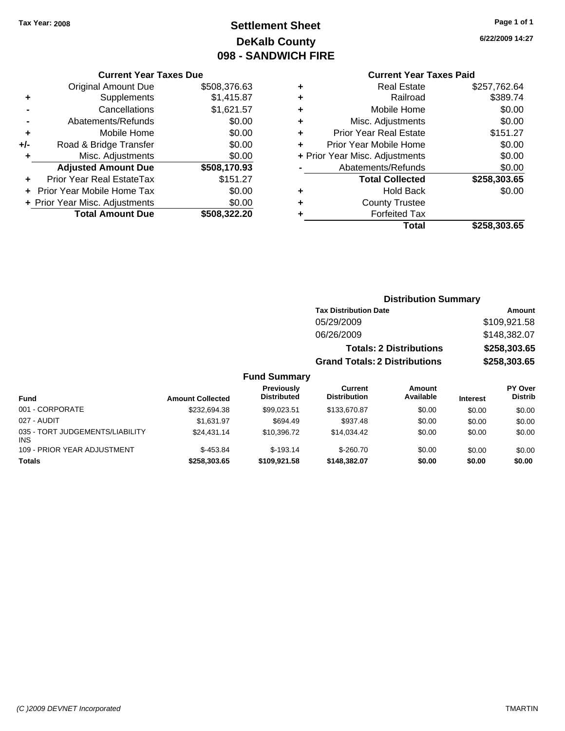Tax Year: 2008

# Settlement Sheet
## DeKalb County
## 098 - SANDWICH FIRE

6/22/2009 14:27

### Current Year Taxes Due

| | | |
|---|---|---|
| | Original Amount Due | $508,376.63 |
| + | Supplements | $1,415.87 |
| - | Cancellations | $1,621.57 |
| - | Abatements/Refunds | $0.00 |
| + | Mobile Home | $0.00 |
| +/- | Road & Bridge Transfer | $0.00 |
| + | Misc. Adjustments | $0.00 |
| | **Adjusted Amount Due** | **$508,170.93** |
| + | Prior Year Real EstateTax | $151.27 |
| + | Prior Year Mobile Home Tax | $0.00 |
| + | Prior Year Misc. Adjustments | $0.00 |
| | **Total Amount Due** | **$508,322.20** |

### Current Year Taxes Paid

| | | |
|---|---|---|
| + | Real Estate | $257,762.64 |
| + | Railroad | $389.74 |
| + | Mobile Home | $0.00 |
| + | Misc. Adjustments | $0.00 |
| + | Prior Year Real Estate | $151.27 |
| + | Prior Year Mobile Home | $0.00 |
| + | Prior Year Misc. Adjustments | $0.00 |
| - | Abatements/Refunds | $0.00 |
| | **Total Collected** | **$258,303.65** |
| + | Hold Back | $0.00 |
| + | County Trustee | |
| + | Forfeited Tax | |
| | **Total** | **$258,303.65** |

### Distribution Summary

| Tax Distribution Date | Amount |
|---|---|
| 05/29/2009 | $109,921.58 |
| 06/26/2009 | $148,382.07 |
| **Totals: 2 Distributions** | **$258,303.65** |
| **Grand Totals: 2 Distributions** | **$258,303.65** |

### Fund Summary

| Fund | Amount Collected | Previously Distributed | Current Distribution | Amount Available | Interest | PY Over Distrib |
|---|---|---|---|---|---|---|
| 001 - CORPORATE | $232,694.38 | $99,023.51 | $133,670.87 | $0.00 | $0.00 | $0.00 |
| 027 - AUDIT | $1,631.97 | $694.49 | $937.48 | $0.00 | $0.00 | $0.00 |
| 035 - TORT JUDGEMENTS/LIABILITY INS | $24,431.14 | $10,396.72 | $14,034.42 | $0.00 | $0.00 | $0.00 |
| 109 - PRIOR YEAR ADJUSTMENT | $-453.84 | $-193.14 | $-260.70 | $0.00 | $0.00 | $0.00 |
| **Totals** | **$258,303.65** | **$109,921.58** | **$148,382.07** | **$0.00** | **$0.00** | **$0.00** |

(C )2009 DEVNET Incorporated TMARTIN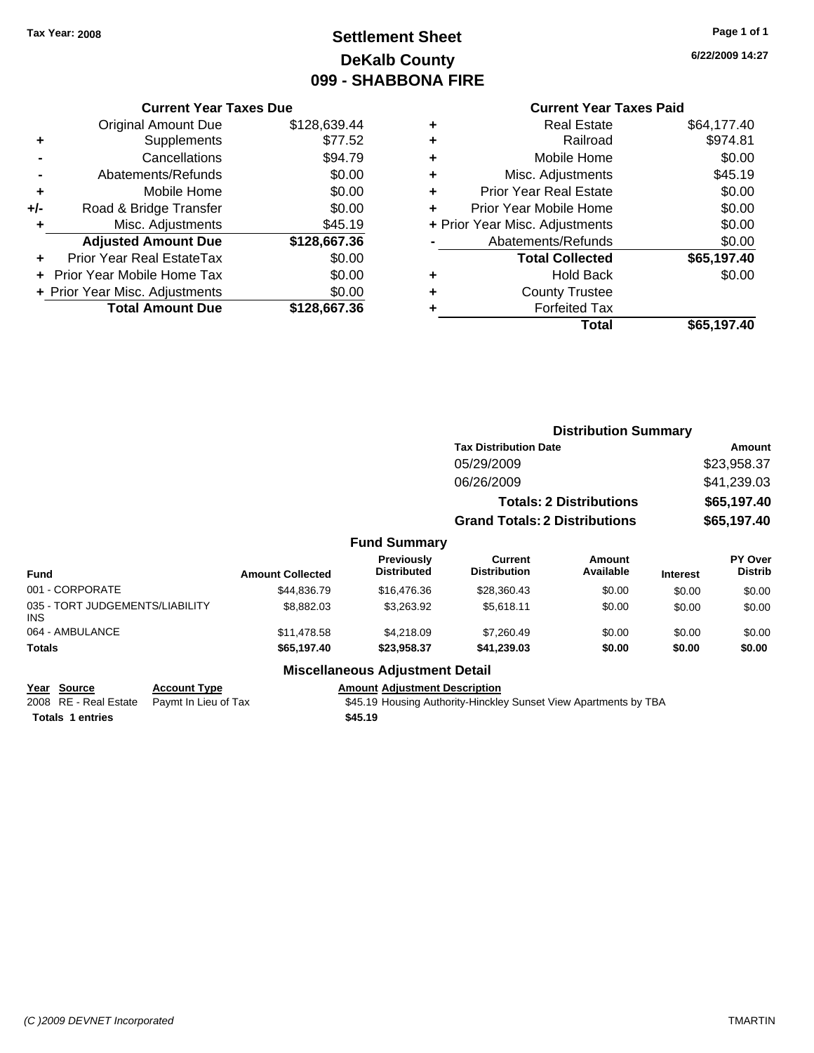Tax Year: 2008

# Settlement Sheet
## DeKalb County
## 099 - SHABBONA FIRE

6/22/2009 14:27

### Current Year Taxes Due

| | | |
|---|---|---|
| | Original Amount Due | $128,639.44 |
| + | Supplements | $77.52 |
| - | Cancellations | $94.79 |
| - | Abatements/Refunds | $0.00 |
| + | Mobile Home | $0.00 |
| +/- | Road & Bridge Transfer | $0.00 |
| + | Misc. Adjustments | $45.19 |
| | **Adjusted Amount Due** | **$128,667.36** |
| + | Prior Year Real EstateTax | $0.00 |
| + | Prior Year Mobile Home Tax | $0.00 |
| + | Prior Year Misc. Adjustments | $0.00 |
| | **Total Amount Due** | **$128,667.36** |

### Current Year Taxes Paid

| | | |
|---|---|---|
| + | Real Estate | $64,177.40 |
| + | Railroad | $974.81 |
| + | Mobile Home | $0.00 |
| + | Misc. Adjustments | $45.19 |
| + | Prior Year Real Estate | $0.00 |
| + | Prior Year Mobile Home | $0.00 |
| + | Prior Year Misc. Adjustments | $0.00 |
| - | Abatements/Refunds | $0.00 |
| | **Total Collected** | **$65,197.40** |
| + | Hold Back | $0.00 |
| + | County Trustee | |
| + | Forfeited Tax | |
| | **Total** | **$65,197.40** |

### Distribution Summary

| Tax Distribution Date | Amount |
|---|---|
| 05/29/2009 | $23,958.37 |
| 06/26/2009 | $41,239.03 |
| **Totals: 2 Distributions** | **$65,197.40** |
| **Grand Totals: 2 Distributions** | **$65,197.40** |

### Fund Summary

| Fund | Amount Collected | Previously Distributed | Current Distribution | Amount Available | Interest | PY Over Distrib |
|---|---|---|---|---|---|---|
| 001 - CORPORATE | $44,836.79 | $16,476.36 | $28,360.43 | $0.00 | $0.00 | $0.00 |
| 035 - TORT JUDGEMENTS/LIABILITY INS | $8,882.03 | $3,263.92 | $5,618.11 | $0.00 | $0.00 | $0.00 |
| 064 - AMBULANCE | $11,478.58 | $4,218.09 | $7,260.49 | $0.00 | $0.00 | $0.00 |
| **Totals** | **$65,197.40** | **$23,958.37** | **$41,239.03** | **$0.00** | **$0.00** | **$0.00** |

### Miscellaneous Adjustment Detail

| Year | Source | Account Type | Amount | Adjustment Description |
|---|---|---|---|---|
| 2008 | RE - Real Estate | Paymt In Lieu of Tax | $45.19 | Housing Authority-Hinckley Sunset View Apartments by TBA |
| **Totals** | **1 entries** | | **$45.19** | |

(C )2009 DEVNET Incorporated TMARTIN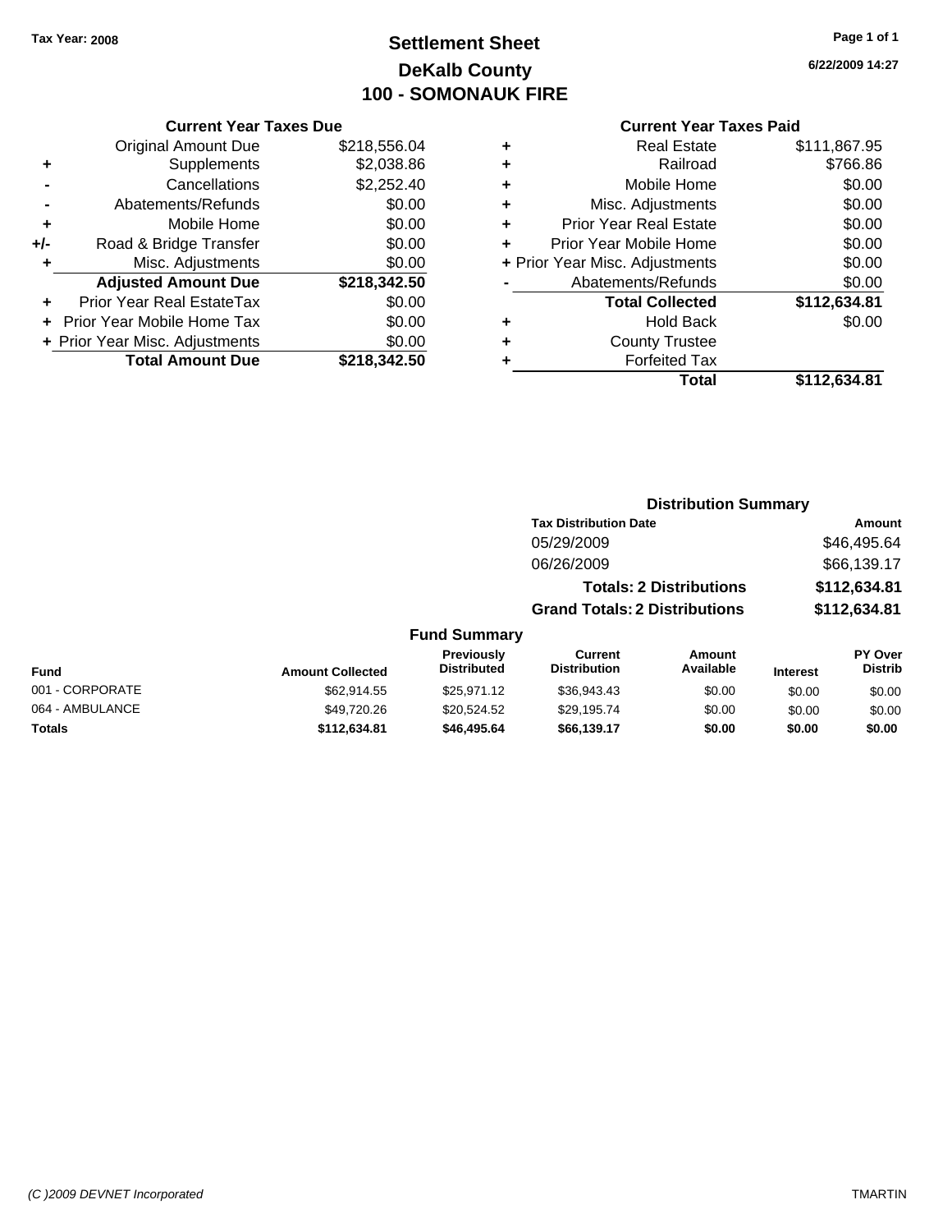Tax Year: 2008

# Settlement Sheet
## DeKalb County
## 100 - SOMONAUK FIRE

6/22/2009 14:27

### Current Year Taxes Due

| | | |
|---|---|---|
| | Original Amount Due | $218,556.04 |
| + | Supplements | $2,038.86 |
| - | Cancellations | $2,252.40 |
| - | Abatements/Refunds | $0.00 |
| + | Mobile Home | $0.00 |
| +/- | Road & Bridge Transfer | $0.00 |
| + | Misc. Adjustments | $0.00 |
| | **Adjusted Amount Due** | **$218,342.50** |
| + | Prior Year Real EstateTax | $0.00 |
| + | Prior Year Mobile Home Tax | $0.00 |
| + | Prior Year Misc. Adjustments | $0.00 |
| | **Total Amount Due** | **$218,342.50** |

### Current Year Taxes Paid

| | | |
|---|---|---|
| + | Real Estate | $111,867.95 |
| + | Railroad | $766.86 |
| + | Mobile Home | $0.00 |
| + | Misc. Adjustments | $0.00 |
| + | Prior Year Real Estate | $0.00 |
| + | Prior Year Mobile Home | $0.00 |
| + | Prior Year Misc. Adjustments | $0.00 |
| - | Abatements/Refunds | $0.00 |
| | **Total Collected** | **$112,634.81** |
| + | Hold Back | $0.00 |
| + | County Trustee | |
| + | Forfeited Tax | |
| | **Total** | **$112,634.81** |

### Distribution Summary

| Tax Distribution Date | Amount |
|---|---|
| 05/29/2009 | $46,495.64 |
| 06/26/2009 | $66,139.17 |
| **Totals: 2 Distributions** | **$112,634.81** |
| **Grand Totals: 2 Distributions** | **$112,634.81** |

### Fund Summary

| Fund | Amount Collected | Previously Distributed | Current Distribution | Amount Available | Interest | PY Over Distrib |
|---|---|---|---|---|---|---|
| 001 - CORPORATE | $62,914.55 | $25,971.12 | $36,943.43 | $0.00 | $0.00 | $0.00 |
| 064 - AMBULANCE | $49,720.26 | $20,524.52 | $29,195.74 | $0.00 | $0.00 | $0.00 |
| **Totals** | **$112,634.81** | **$46,495.64** | **$66,139.17** | **$0.00** | **$0.00** | **$0.00** |

(C )2009 DEVNET Incorporated TMARTIN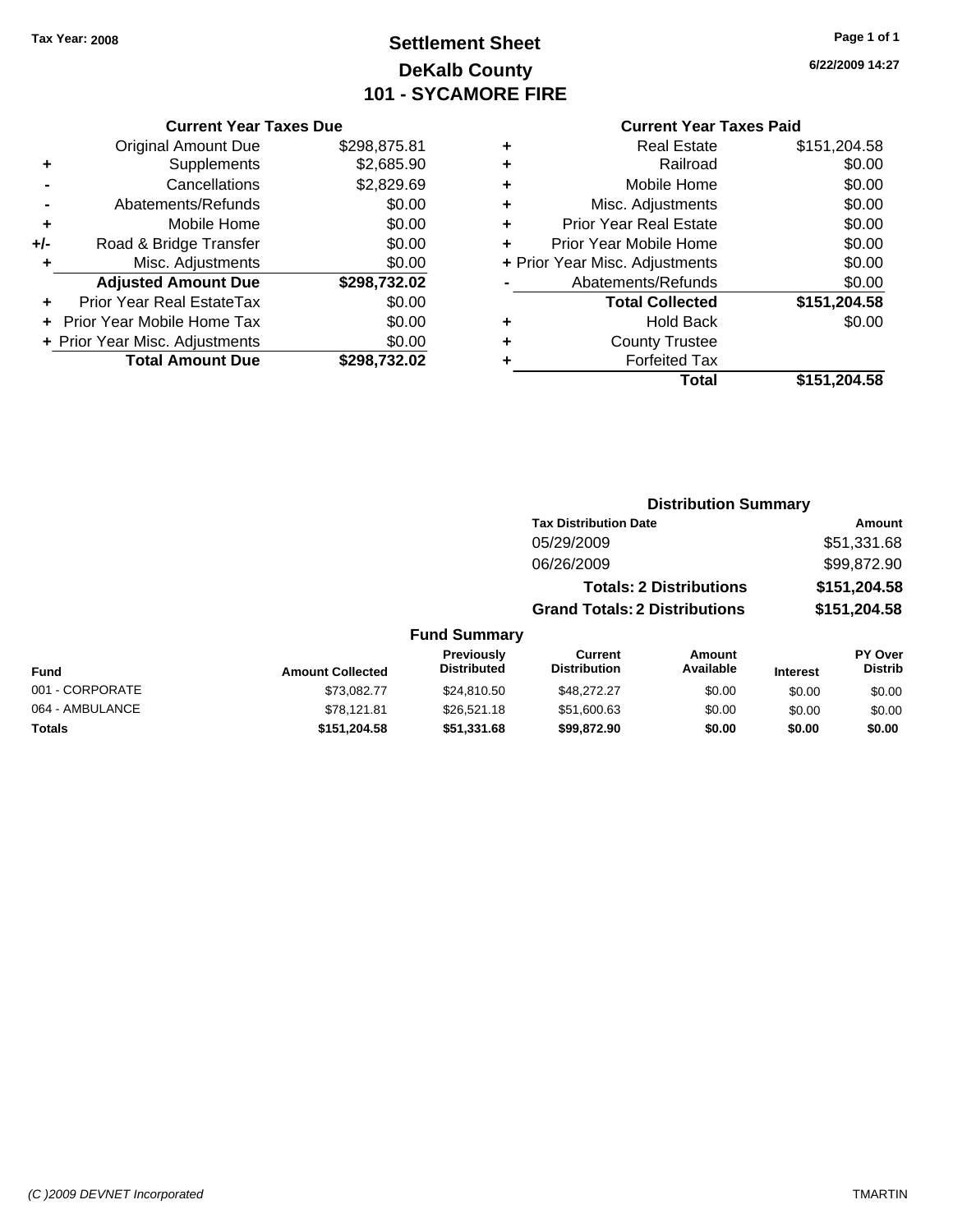Tax Year: 2008

# Settlement Sheet
## DeKalb County
## 101 - SYCAMORE FIRE

6/22/2009 14:27

### Current Year Taxes Due

| | | |
|---|---|---|
| | Original Amount Due | $298,875.81 |
| + | Supplements | $2,685.90 |
| - | Cancellations | $2,829.69 |
| - | Abatements/Refunds | $0.00 |
| + | Mobile Home | $0.00 |
| +/- | Road & Bridge Transfer | $0.00 |
| + | Misc. Adjustments | $0.00 |
| | **Adjusted Amount Due** | **$298,732.02** |
| + | Prior Year Real EstateTax | $0.00 |
| + | Prior Year Mobile Home Tax | $0.00 |
| + | Prior Year Misc. Adjustments | $0.00 |
| | **Total Amount Due** | **$298,732.02** |

### Current Year Taxes Paid

| | | |
|---|---|---|
| + | Real Estate | $151,204.58 |
| + | Railroad | $0.00 |
| + | Mobile Home | $0.00 |
| + | Misc. Adjustments | $0.00 |
| + | Prior Year Real Estate | $0.00 |
| + | Prior Year Mobile Home | $0.00 |
| + | Prior Year Misc. Adjustments | $0.00 |
| - | Abatements/Refunds | $0.00 |
| | **Total Collected** | **$151,204.58** |
| + | Hold Back | $0.00 |
| + | County Trustee | |
| + | Forfeited Tax | |
| | **Total** | **$151,204.58** |

### Distribution Summary

| Tax Distribution Date | Amount |
|---|---|
| 05/29/2009 | $51,331.68 |
| 06/26/2009 | $99,872.90 |
| **Totals: 2 Distributions** | **$151,204.58** |
| **Grand Totals: 2 Distributions** | **$151,204.58** |

### Fund Summary

| Fund | Amount Collected | Previously Distributed | Current Distribution | Amount Available | Interest | PY Over Distrib |
|---|---|---|---|---|---|---|
| 001 - CORPORATE | $73,082.77 | $24,810.50 | $48,272.27 | $0.00 | $0.00 | $0.00 |
| 064 - AMBULANCE | $78,121.81 | $26,521.18 | $51,600.63 | $0.00 | $0.00 | $0.00 |
| **Totals** | **$151,204.58** | **$51,331.68** | **$99,872.90** | **$0.00** | **$0.00** | **$0.00** |

(C )2009 DEVNET Incorporated TMARTIN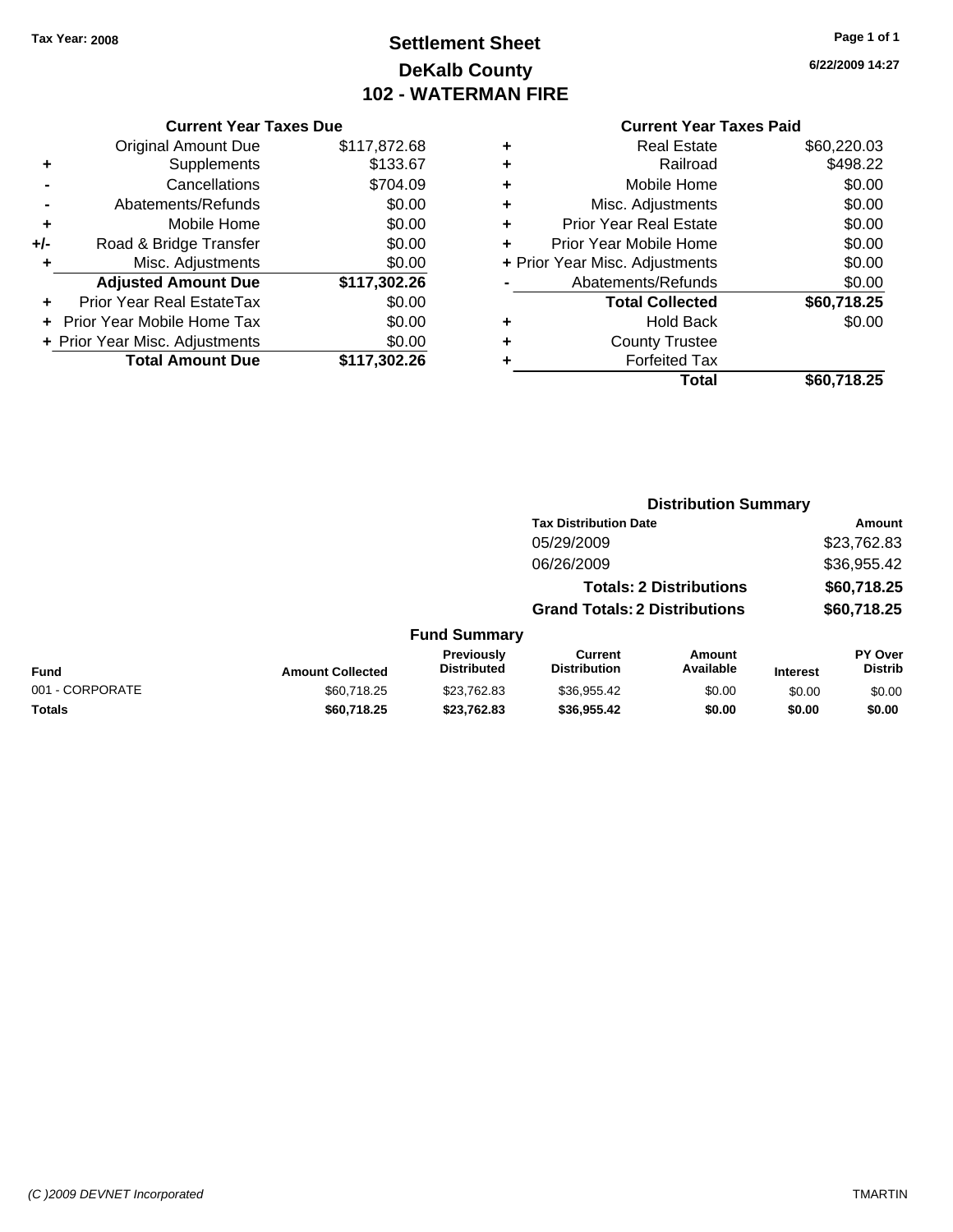Tax Year: 2008

# Settlement Sheet
## DeKalb County
## 102 - WATERMAN FIRE

6/22/2009 14:27

### Current Year Taxes Due

| | | |
|---|---|---|
| | Original Amount Due | $117,872.68 |
| + | Supplements | $133.67 |
| - | Cancellations | $704.09 |
| - | Abatements/Refunds | $0.00 |
| + | Mobile Home | $0.00 |
| +/- | Road & Bridge Transfer | $0.00 |
| + | Misc. Adjustments | $0.00 |
| | **Adjusted Amount Due** | **$117,302.26** |
| + | Prior Year Real EstateTax | $0.00 |
| + | Prior Year Mobile Home Tax | $0.00 |
| + | Prior Year Misc. Adjustments | $0.00 |
| | **Total Amount Due** | **$117,302.26** |

### Current Year Taxes Paid

| | | |
|---|---|---|
| + | Real Estate | $60,220.03 |
| + | Railroad | $498.22 |
| + | Mobile Home | $0.00 |
| + | Misc. Adjustments | $0.00 |
| + | Prior Year Real Estate | $0.00 |
| + | Prior Year Mobile Home | $0.00 |
| + | Prior Year Misc. Adjustments | $0.00 |
| - | Abatements/Refunds | $0.00 |
| | **Total Collected** | **$60,718.25** |
| + | Hold Back | $0.00 |
| + | County Trustee | |
| + | Forfeited Tax | |
| | **Total** | **$60,718.25** |

### Distribution Summary

| Tax Distribution Date | Amount |
|---|---|
| 05/29/2009 | $23,762.83 |
| 06/26/2009 | $36,955.42 |
| **Totals: 2 Distributions** | **$60,718.25** |
| **Grand Totals: 2 Distributions** | **$60,718.25** |

### Fund Summary

| Fund | Amount Collected | Previously Distributed | Current Distribution | Amount Available | Interest | PY Over Distrib |
|---|---|---|---|---|---|---|
| 001 - CORPORATE | $60,718.25 | $23,762.83 | $36,955.42 | $0.00 | $0.00 | $0.00 |
| **Totals** | **$60,718.25** | **$23,762.83** | **$36,955.42** | **$0.00** | **$0.00** | **$0.00** |

(C )2009 DEVNET Incorporated TMARTIN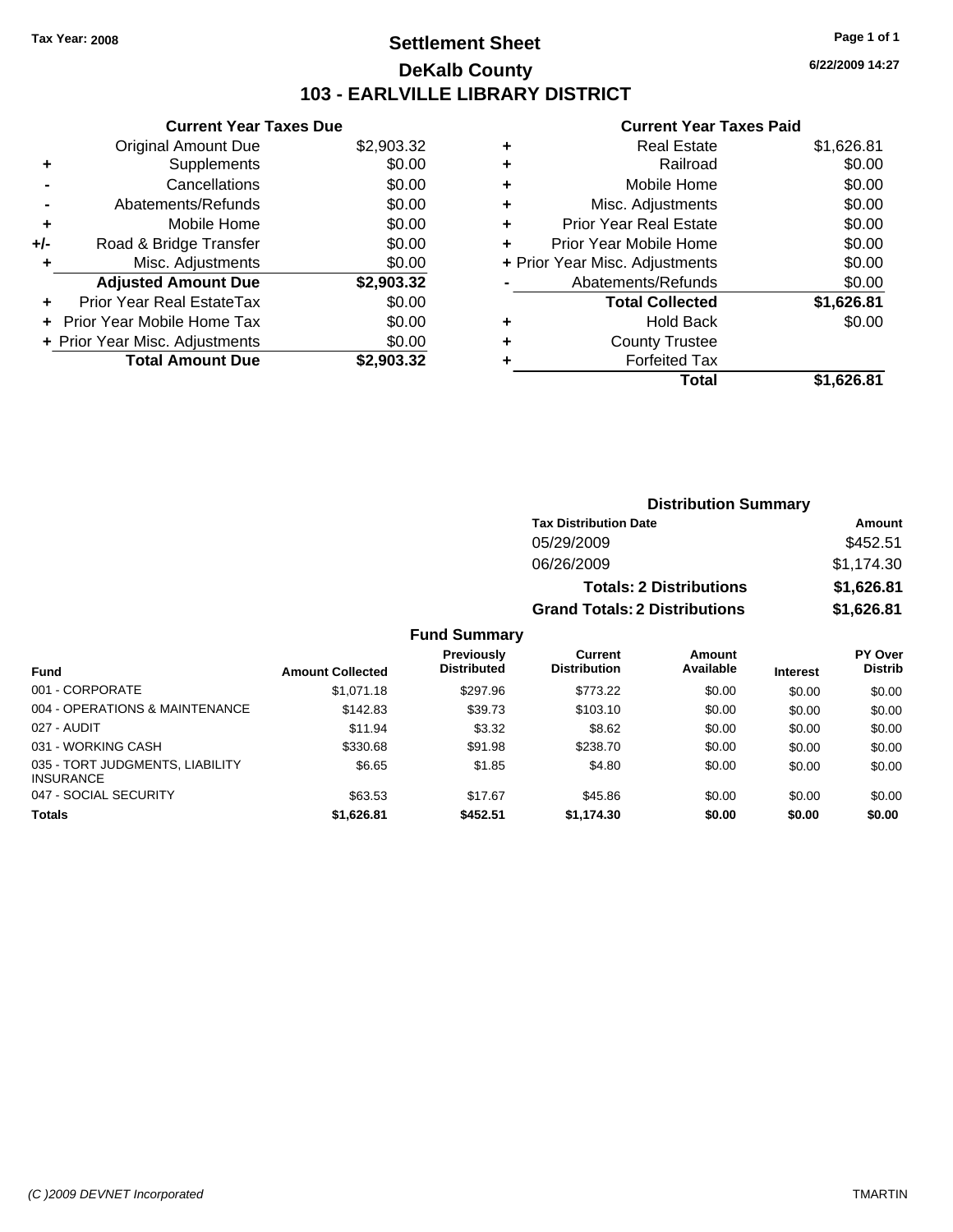Tax Year: 2008

# Settlement Sheet

## DeKalb County

## 103 - EARLVILLE LIBRARY DISTRICT

6/22/2009 14:27

### Current Year Taxes Due

| | | |
|---|---|---|
| | Original Amount Due | $2,903.32 |
| + | Supplements | $0.00 |
| - | Cancellations | $0.00 |
| - | Abatements/Refunds | $0.00 |
| + | Mobile Home | $0.00 |
| +/- | Road & Bridge Transfer | $0.00 |
| + | Misc. Adjustments | $0.00 |
| | **Adjusted Amount Due** | **$2,903.32** |
| + | Prior Year Real EstateTax | $0.00 |
| + | Prior Year Mobile Home Tax | $0.00 |
| + | Prior Year Misc. Adjustments | $0.00 |
| | **Total Amount Due** | **$2,903.32** |

### Current Year Taxes Paid

| | | |
|---|---|---|
| + | Real Estate | $1,626.81 |
| + | Railroad | $0.00 |
| + | Mobile Home | $0.00 |
| + | Misc. Adjustments | $0.00 |
| + | Prior Year Real Estate | $0.00 |
| + | Prior Year Mobile Home | $0.00 |
| + | Prior Year Misc. Adjustments | $0.00 |
| - | Abatements/Refunds | $0.00 |
| | **Total Collected** | **$1,626.81** |
| + | Hold Back | $0.00 |
| + | County Trustee | |
| + | Forfeited Tax | |
| | **Total** | **$1,626.81** |

### Distribution Summary

| Tax Distribution Date | Amount |
|---|---|
| 05/29/2009 | $452.51 |
| 06/26/2009 | $1,174.30 |
| **Totals: 2 Distributions** | **$1,626.81** |
| **Grand Totals: 2 Distributions** | **$1,626.81** |

### Fund Summary

| Fund | Amount Collected | Previously Distributed | Current Distribution | Amount Available | Interest | PY Over Distrib |
|---|---|---|---|---|---|---|
| 001 - CORPORATE | $1,071.18 | $297.96 | $773.22 | $0.00 | $0.00 | $0.00 |
| 004 - OPERATIONS & MAINTENANCE | $142.83 | $39.73 | $103.10 | $0.00 | $0.00 | $0.00 |
| 027 - AUDIT | $11.94 | $3.32 | $8.62 | $0.00 | $0.00 | $0.00 |
| 031 - WORKING CASH | $330.68 | $91.98 | $238.70 | $0.00 | $0.00 | $0.00 |
| 035 - TORT JUDGMENTS, LIABILITY INSURANCE | $6.65 | $1.85 | $4.80 | $0.00 | $0.00 | $0.00 |
| 047 - SOCIAL SECURITY | $63.53 | $17.67 | $45.86 | $0.00 | $0.00 | $0.00 |
| **Totals** | **$1,626.81** | **$452.51** | **$1,174.30** | **$0.00** | **$0.00** | **$0.00** |

(C )2009 DEVNET Incorporated TMARTIN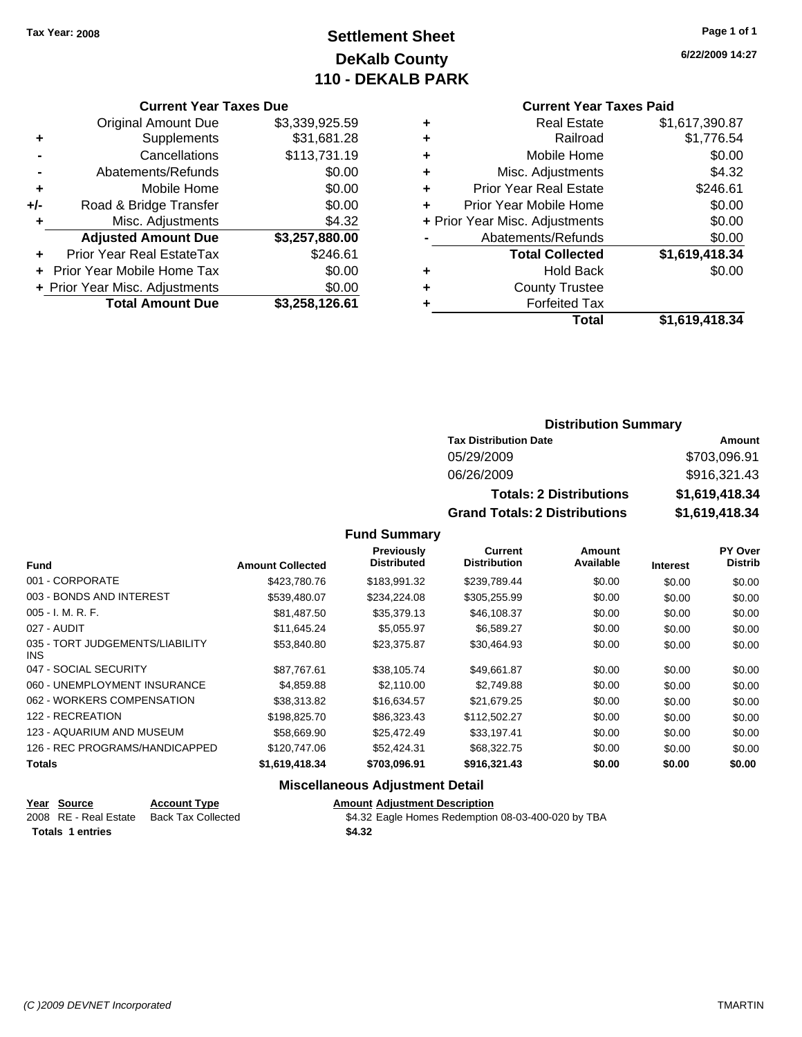Tax Year: 2008

# Settlement Sheet
## DeKalb County
## 110 - DEKALB PARK

6/22/2009 14:27

### Current Year Taxes Due

| | | |
|---|---|---|
| | Original Amount Due | $3,339,925.59 |
| + | Supplements | $31,681.28 |
| - | Cancellations | $113,731.19 |
| - | Abatements/Refunds | $0.00 |
| + | Mobile Home | $0.00 |
| +/- | Road & Bridge Transfer | $0.00 |
| + | Misc. Adjustments | $4.32 |
| | **Adjusted Amount Due** | **$3,257,880.00** |
| + | Prior Year Real EstateTax | $246.61 |
| + | Prior Year Mobile Home Tax | $0.00 |
| + | Prior Year Misc. Adjustments | $0.00 |
| | **Total Amount Due** | **$3,258,126.61** |

### Current Year Taxes Paid

| | | |
|---|---|---|
| + | Real Estate | $1,617,390.87 |
| + | Railroad | $1,776.54 |
| + | Mobile Home | $0.00 |
| + | Misc. Adjustments | $4.32 |
| + | Prior Year Real Estate | $246.61 |
| + | Prior Year Mobile Home | $0.00 |
| + | Prior Year Misc. Adjustments | $0.00 |
| - | Abatements/Refunds | $0.00 |
| | **Total Collected** | **$1,619,418.34** |
| + | Hold Back | $0.00 |
| + | County Trustee | |
| + | Forfeited Tax | |
| | **Total** | **$1,619,418.34** |

### Distribution Summary

| Tax Distribution Date | Amount |
|---|---|
| 05/29/2009 | $703,096.91 |
| 06/26/2009 | $916,321.43 |
| **Totals: 2 Distributions** | **$1,619,418.34** |
| **Grand Totals: 2 Distributions** | **$1,619,418.34** |

### Fund Summary

| Fund | Amount Collected | Previously Distributed | Current Distribution | Amount Available | Interest | PY Over Distrib |
|---|---|---|---|---|---|---|
| 001 - CORPORATE | $423,780.76 | $183,991.32 | $239,789.44 | $0.00 | $0.00 | $0.00 |
| 003 - BONDS AND INTEREST | $539,480.07 | $234,224.08 | $305,255.99 | $0.00 | $0.00 | $0.00 |
| 005 - I. M. R. F. | $81,487.50 | $35,379.13 | $46,108.37 | $0.00 | $0.00 | $0.00 |
| 027 - AUDIT | $11,645.24 | $5,055.97 | $6,589.27 | $0.00 | $0.00 | $0.00 |
| 035 - TORT JUDGEMENTS/LIABILITY INS | $53,840.80 | $23,375.87 | $30,464.93 | $0.00 | $0.00 | $0.00 |
| 047 - SOCIAL SECURITY | $87,767.61 | $38,105.74 | $49,661.87 | $0.00 | $0.00 | $0.00 |
| 060 - UNEMPLOYMENT INSURANCE | $4,859.88 | $2,110.00 | $2,749.88 | $0.00 | $0.00 | $0.00 |
| 062 - WORKERS COMPENSATION | $38,313.82 | $16,634.57 | $21,679.25 | $0.00 | $0.00 | $0.00 |
| 122 - RECREATION | $198,825.70 | $86,323.43 | $112,502.27 | $0.00 | $0.00 | $0.00 |
| 123 - AQUARIUM AND MUSEUM | $58,669.90 | $25,472.49 | $33,197.41 | $0.00 | $0.00 | $0.00 |
| 126 - REC PROGRAMS/HANDICAPPED | $120,747.06 | $52,424.31 | $68,322.75 | $0.00 | $0.00 | $0.00 |
| **Totals** | **$1,619,418.34** | **$703,096.91** | **$916,321.43** | **$0.00** | **$0.00** | **$0.00** |

### Miscellaneous Adjustment Detail

| Year | Source | Account Type | Amount | Adjustment Description |
|---|---|---|---|---|
| 2008 | RE - Real Estate | Back Tax Collected | $4.32 | Eagle Homes Redemption 08-03-400-020 by TBA |
| **Totals** | **1 entries** | | **$4.32** | |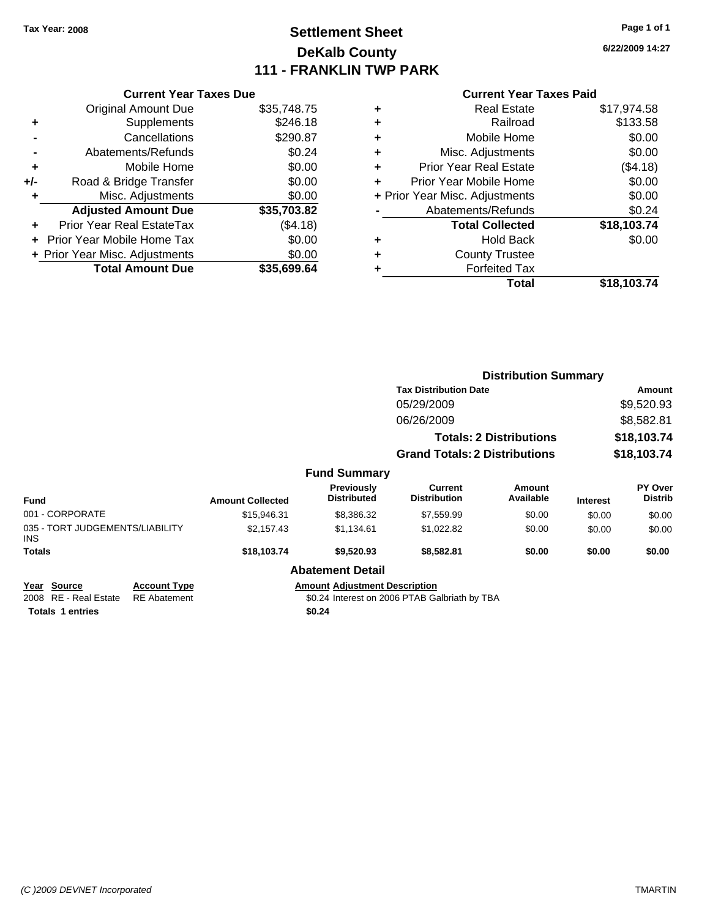Tax Year: 2008

# Settlement Sheet
## DeKalb County
## 111 - FRANKLIN TWP PARK

6/22/2009 14:27

### Current Year Taxes Due

| | | |
|---|---|---|
| | Original Amount Due | $35,748.75 |
| + | Supplements | $246.18 |
| - | Cancellations | $290.87 |
| - | Abatements/Refunds | $0.24 |
| + | Mobile Home | $0.00 |
| +/- | Road & Bridge Transfer | $0.00 |
| + | Misc. Adjustments | $0.00 |
| | **Adjusted Amount Due** | **$35,703.82** |
| + | Prior Year Real EstateTax | ($4.18) |
| + | Prior Year Mobile Home Tax | $0.00 |
| + | Prior Year Misc. Adjustments | $0.00 |
| | **Total Amount Due** | **$35,699.64** |

### Current Year Taxes Paid

| | | |
|---|---|---|
| + | Real Estate | $17,974.58 |
| + | Railroad | $133.58 |
| + | Mobile Home | $0.00 |
| + | Misc. Adjustments | $0.00 |
| + | Prior Year Real Estate | ($4.18) |
| + | Prior Year Mobile Home | $0.00 |
| + | Prior Year Misc. Adjustments | $0.00 |
| - | Abatements/Refunds | $0.24 |
| | **Total Collected** | **$18,103.74** |
| + | Hold Back | $0.00 |
| + | County Trustee | |
| + | Forfeited Tax | |
| | **Total** | **$18,103.74** |

### Distribution Summary

| Tax Distribution Date | Amount |
|---|---|
| 05/29/2009 | $9,520.93 |
| 06/26/2009 | $8,582.81 |
| **Totals: 2 Distributions** | **$18,103.74** |
| **Grand Totals: 2 Distributions** | **$18,103.74** |

### Fund Summary

| Fund | Amount Collected | Previously Distributed | Current Distribution | Amount Available | Interest | PY Over Distrib |
|---|---|---|---|---|---|---|
| 001 - CORPORATE | $15,946.31 | $8,386.32 | $7,559.99 | $0.00 | $0.00 | $0.00 |
| 035 - TORT JUDGEMENTS/LIABILITY INS | $2,157.43 | $1,134.61 | $1,022.82 | $0.00 | $0.00 | $0.00 |
| **Totals** | **$18,103.74** | **$9,520.93** | **$8,582.81** | **$0.00** | **$0.00** | **$0.00** |

### Abatement Detail

| Year | Source | Account Type | Amount | Adjustment Description |
|---|---|---|---|---|
| 2008 | RE - Real Estate | RE Abatement | $0.24 | Interest on 2006 PTAB Galbriath by TBA |
| **Totals** | **1 entries** | | **$0.24** | |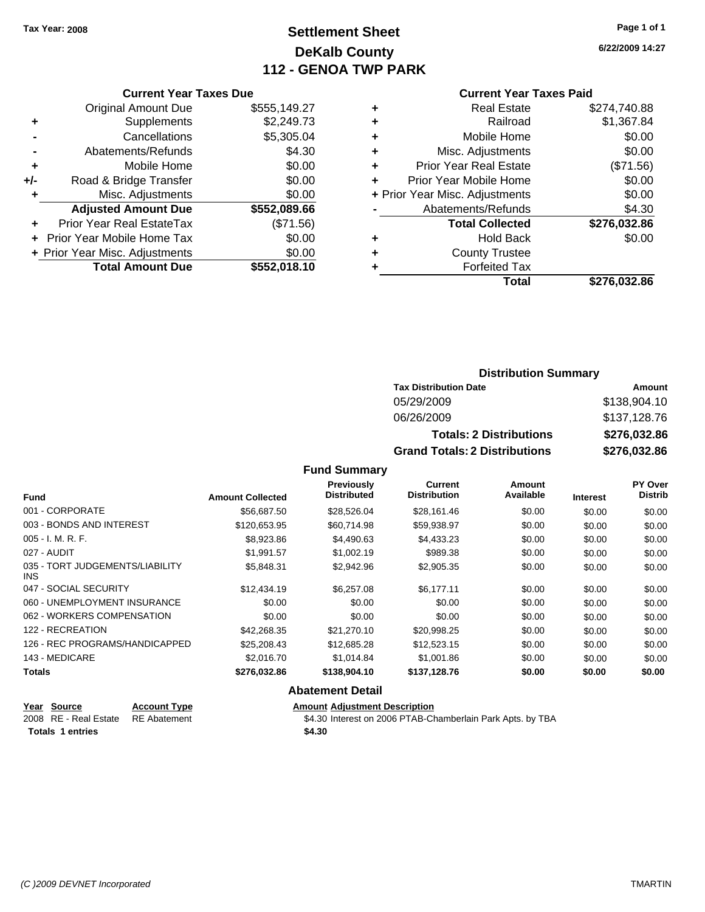Tax Year: 2008

# Settlement Sheet
## DeKalb County
## 112 - GENOA TWP PARK

6/22/2009 14:27

### Current Year Taxes Due

| | | |
|---|---|---|
| | Original Amount Due | $555,149.27 |
| + | Supplements | $2,249.73 |
| - | Cancellations | $5,305.04 |
| - | Abatements/Refunds | $4.30 |
| + | Mobile Home | $0.00 |
| +/- | Road & Bridge Transfer | $0.00 |
| + | Misc. Adjustments | $0.00 |
| | **Adjusted Amount Due** | **$552,089.66** |
| + | Prior Year Real EstateTax | ($71.56) |
| + | Prior Year Mobile Home Tax | $0.00 |
| + | Prior Year Misc. Adjustments | $0.00 |
| | **Total Amount Due** | **$552,018.10** |

### Current Year Taxes Paid

| | | |
|---|---|---|
| + | Real Estate | $274,740.88 |
| + | Railroad | $1,367.84 |
| + | Mobile Home | $0.00 |
| + | Misc. Adjustments | $0.00 |
| + | Prior Year Real Estate | ($71.56) |
| + | Prior Year Mobile Home | $0.00 |
| + | Prior Year Misc. Adjustments | $0.00 |
| - | Abatements/Refunds | $4.30 |
| | **Total Collected** | **$276,032.86** |
| + | Hold Back | $0.00 |
| + | County Trustee | |
| + | Forfeited Tax | |
| | **Total** | **$276,032.86** |

### Distribution Summary

| Tax Distribution Date | Amount |
|---|---|
| 05/29/2009 | $138,904.10 |
| 06/26/2009 | $137,128.76 |
| **Totals: 2 Distributions** | **$276,032.86** |
| **Grand Totals: 2 Distributions** | **$276,032.86** |

### Fund Summary

| Fund | Amount Collected | Previously Distributed | Current Distribution | Amount Available | Interest | PY Over Distrib |
|---|---|---|---|---|---|---|
| 001 - CORPORATE | $56,687.50 | $28,526.04 | $28,161.46 | $0.00 | $0.00 | $0.00 |
| 003 - BONDS AND INTEREST | $120,653.95 | $60,714.98 | $59,938.97 | $0.00 | $0.00 | $0.00 |
| 005 - I. M. R. F. | $8,923.86 | $4,490.63 | $4,433.23 | $0.00 | $0.00 | $0.00 |
| 027 - AUDIT | $1,991.57 | $1,002.19 | $989.38 | $0.00 | $0.00 | $0.00 |
| 035 - TORT JUDGEMENTS/LIABILITY INS | $5,848.31 | $2,942.96 | $2,905.35 | $0.00 | $0.00 | $0.00 |
| 047 - SOCIAL SECURITY | $12,434.19 | $6,257.08 | $6,177.11 | $0.00 | $0.00 | $0.00 |
| 060 - UNEMPLOYMENT INSURANCE | $0.00 | $0.00 | $0.00 | $0.00 | $0.00 | $0.00 |
| 062 - WORKERS COMPENSATION | $0.00 | $0.00 | $0.00 | $0.00 | $0.00 | $0.00 |
| 122 - RECREATION | $42,268.35 | $21,270.10 | $20,998.25 | $0.00 | $0.00 | $0.00 |
| 126 - REC PROGRAMS/HANDICAPPED | $25,208.43 | $12,685.28 | $12,523.15 | $0.00 | $0.00 | $0.00 |
| 143 - MEDICARE | $2,016.70 | $1,014.84 | $1,001.86 | $0.00 | $0.00 | $0.00 |
| **Totals** | **$276,032.86** | **$138,904.10** | **$137,128.76** | **$0.00** | **$0.00** | **$0.00** |

### Abatement Detail

| Year | Source | Account Type | Amount | Adjustment Description |
|---|---|---|---|---|
| 2008 | RE - Real Estate | RE Abatement | $4.30 | Interest on 2006 PTAB-Chamberlain Park Apts. by TBA |
| **Totals 1 entries** | | | **$4.30** | |

(C )2009 DEVNET Incorporated TMARTIN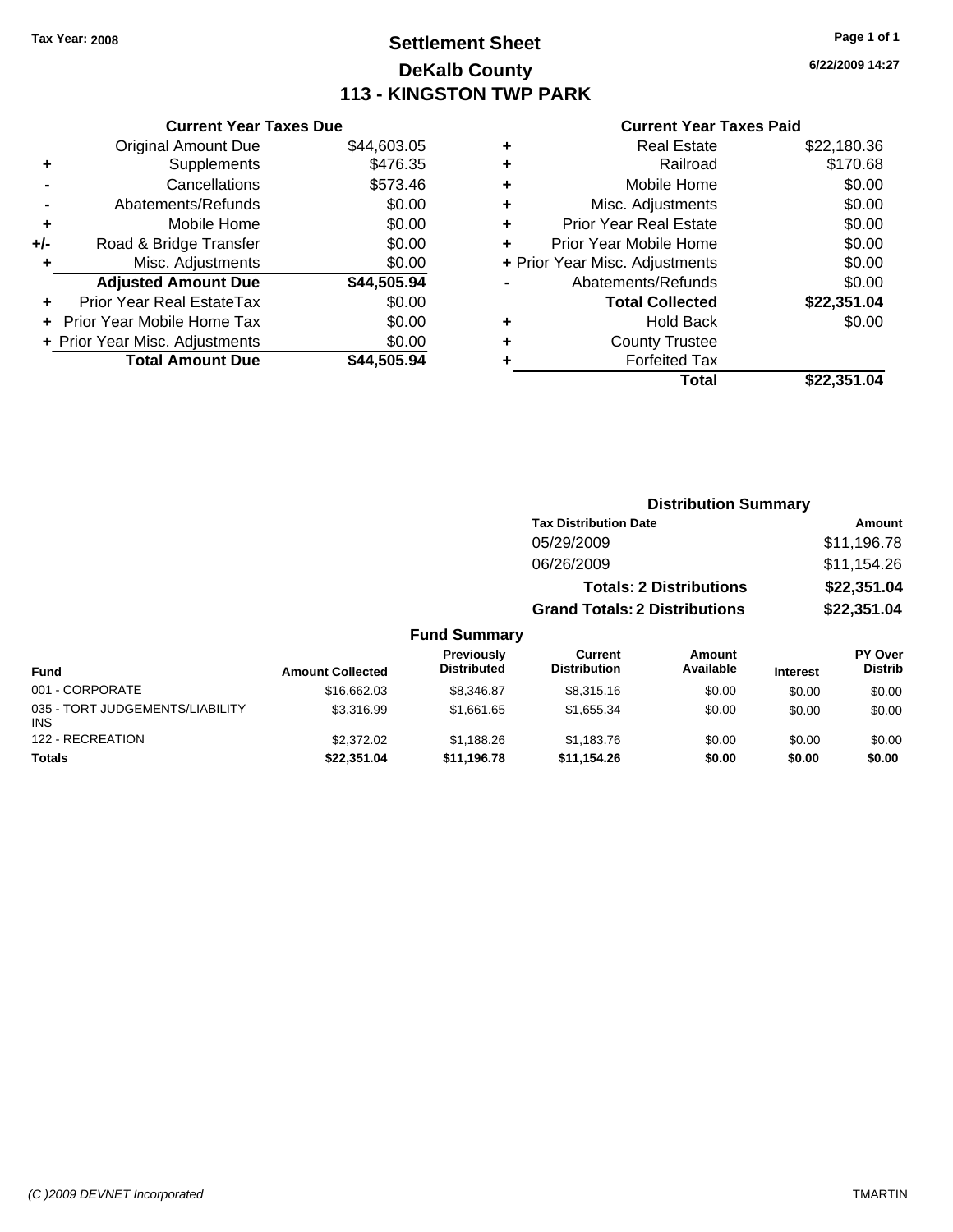Tax Year: 2008

# Settlement Sheet
## DeKalb County
## 113 - KINGSTON TWP PARK

6/22/2009 14:27

### Current Year Taxes Due

| | | |
|---|---|---|
| | Original Amount Due | $44,603.05 |
| + | Supplements | $476.35 |
| - | Cancellations | $573.46 |
| - | Abatements/Refunds | $0.00 |
| + | Mobile Home | $0.00 |
| +/- | Road & Bridge Transfer | $0.00 |
| + | Misc. Adjustments | $0.00 |
| | **Adjusted Amount Due** | **$44,505.94** |
| + | Prior Year Real EstateTax | $0.00 |
| + | Prior Year Mobile Home Tax | $0.00 |
| + | Prior Year Misc. Adjustments | $0.00 |
| | **Total Amount Due** | **$44,505.94** |

### Current Year Taxes Paid

| | | |
|---|---|---|
| + | Real Estate | $22,180.36 |
| + | Railroad | $170.68 |
| + | Mobile Home | $0.00 |
| + | Misc. Adjustments | $0.00 |
| + | Prior Year Real Estate | $0.00 |
| + | Prior Year Mobile Home | $0.00 |
| + | Prior Year Misc. Adjustments | $0.00 |
| - | Abatements/Refunds | $0.00 |
| | **Total Collected** | **$22,351.04** |
| + | Hold Back | $0.00 |
| + | County Trustee | |
| + | Forfeited Tax | |
| | **Total** | **$22,351.04** |

### Distribution Summary

| Tax Distribution Date | Amount |
|---|---|
| 05/29/2009 | $11,196.78 |
| 06/26/2009 | $11,154.26 |
| **Totals: 2 Distributions** | **$22,351.04** |
| **Grand Totals: 2 Distributions** | **$22,351.04** |

### Fund Summary

| Fund | Amount Collected | Previously Distributed | Current Distribution | Amount Available | Interest | PY Over Distrib |
|---|---|---|---|---|---|---|
| 001 - CORPORATE | $16,662.03 | $8,346.87 | $8,315.16 | $0.00 | $0.00 | $0.00 |
| 035 - TORT JUDGEMENTS/LIABILITY INS | $3,316.99 | $1,661.65 | $1,655.34 | $0.00 | $0.00 | $0.00 |
| 122 - RECREATION | $2,372.02 | $1,188.26 | $1,183.76 | $0.00 | $0.00 | $0.00 |
| **Totals** | **$22,351.04** | **$11,196.78** | **$11,154.26** | **$0.00** | **$0.00** | **$0.00** |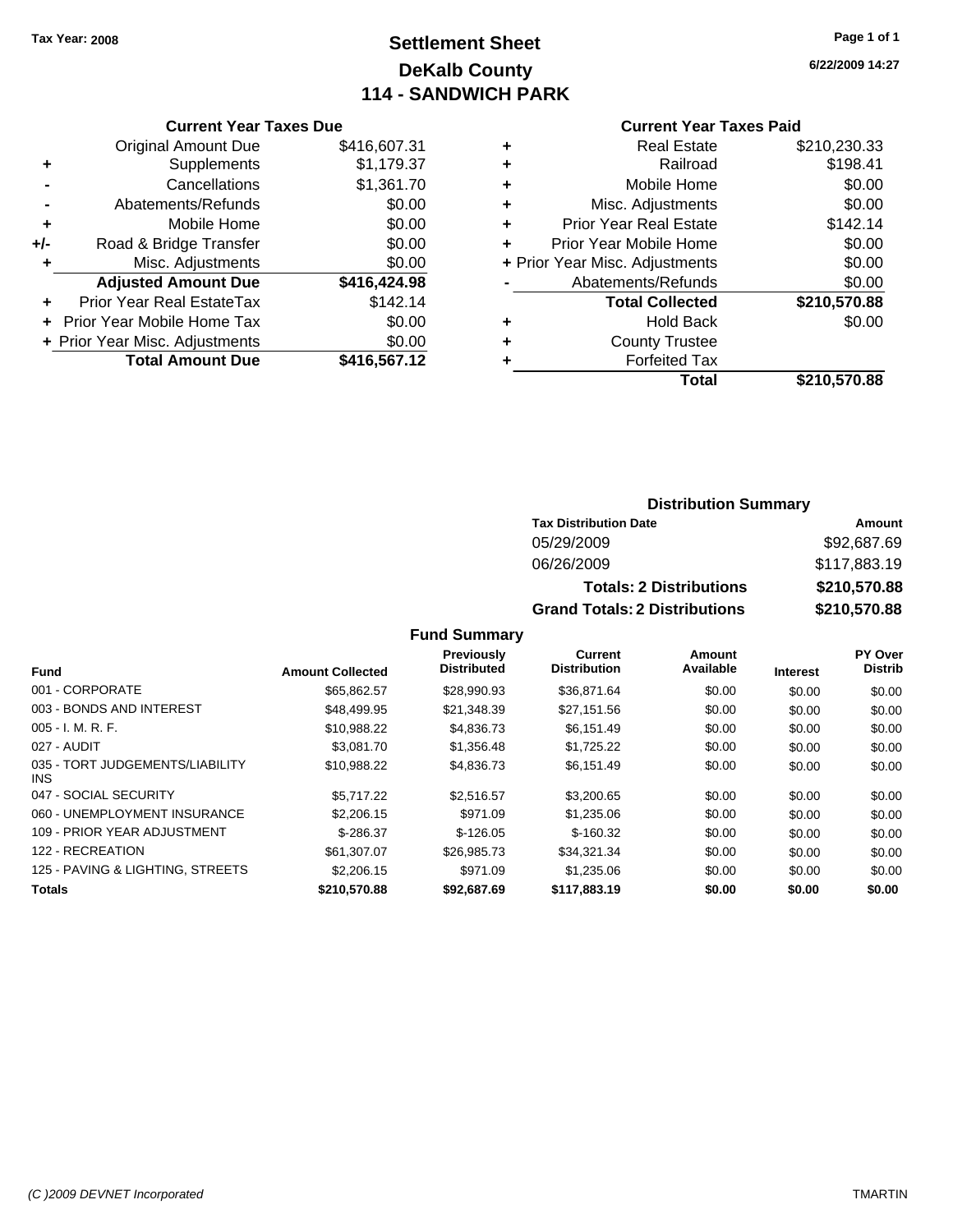Tax Year: 2008

# Settlement Sheet
## DeKalb County
## 114 - SANDWICH PARK

6/22/2009 14:27

### Current Year Taxes Due

| | | |
|---|---|---|
| | Original Amount Due | $416,607.31 |
| + | Supplements | $1,179.37 |
| - | Cancellations | $1,361.70 |
| - | Abatements/Refunds | $0.00 |
| + | Mobile Home | $0.00 |
| +/- | Road & Bridge Transfer | $0.00 |
| + | Misc. Adjustments | $0.00 |
| | **Adjusted Amount Due** | **$416,424.98** |
| + | Prior Year Real EstateTax | $142.14 |
| + | Prior Year Mobile Home Tax | $0.00 |
| + | Prior Year Misc. Adjustments | $0.00 |
| | **Total Amount Due** | **$416,567.12** |

### Current Year Taxes Paid

| | | |
|---|---|---|
| + | Real Estate | $210,230.33 |
| + | Railroad | $198.41 |
| + | Mobile Home | $0.00 |
| + | Misc. Adjustments | $0.00 |
| + | Prior Year Real Estate | $142.14 |
| + | Prior Year Mobile Home | $0.00 |
| + | Prior Year Misc. Adjustments | $0.00 |
| - | Abatements/Refunds | $0.00 |
| | **Total Collected** | **$210,570.88** |
| + | Hold Back | $0.00 |
| + | County Trustee | |
| + | Forfeited Tax | |
| | **Total** | **$210,570.88** |

### Distribution Summary

| Tax Distribution Date | Amount |
|---|---|
| 05/29/2009 | $92,687.69 |
| 06/26/2009 | $117,883.19 |
| **Totals: 2 Distributions** | **$210,570.88** |
| **Grand Totals: 2 Distributions** | **$210,570.88** |

### Fund Summary

| Fund | Amount Collected | Previously Distributed | Current Distribution | Amount Available | Interest | PY Over Distrib |
|---|---|---|---|---|---|---|
| 001 - CORPORATE | $65,862.57 | $28,990.93 | $36,871.64 | $0.00 | $0.00 | $0.00 |
| 003 - BONDS AND INTEREST | $48,499.95 | $21,348.39 | $27,151.56 | $0.00 | $0.00 | $0.00 |
| 005 - I. M. R. F. | $10,988.22 | $4,836.73 | $6,151.49 | $0.00 | $0.00 | $0.00 |
| 027 - AUDIT | $3,081.70 | $1,356.48 | $1,725.22 | $0.00 | $0.00 | $0.00 |
| 035 - TORT JUDGEMENTS/LIABILITY INS | $10,988.22 | $4,836.73 | $6,151.49 | $0.00 | $0.00 | $0.00 |
| 047 - SOCIAL SECURITY | $5,717.22 | $2,516.57 | $3,200.65 | $0.00 | $0.00 | $0.00 |
| 060 - UNEMPLOYMENT INSURANCE | $2,206.15 | $971.09 | $1,235.06 | $0.00 | $0.00 | $0.00 |
| 109 - PRIOR YEAR ADJUSTMENT | $-286.37 | $-126.05 | $-160.32 | $0.00 | $0.00 | $0.00 |
| 122 - RECREATION | $61,307.07 | $26,985.73 | $34,321.34 | $0.00 | $0.00 | $0.00 |
| 125 - PAVING & LIGHTING, STREETS | $2,206.15 | $971.09 | $1,235.06 | $0.00 | $0.00 | $0.00 |
| **Totals** | **$210,570.88** | **$92,687.69** | **$117,883.19** | **$0.00** | **$0.00** | **$0.00** |

(C )2009 DEVNET Incorporated TMARTIN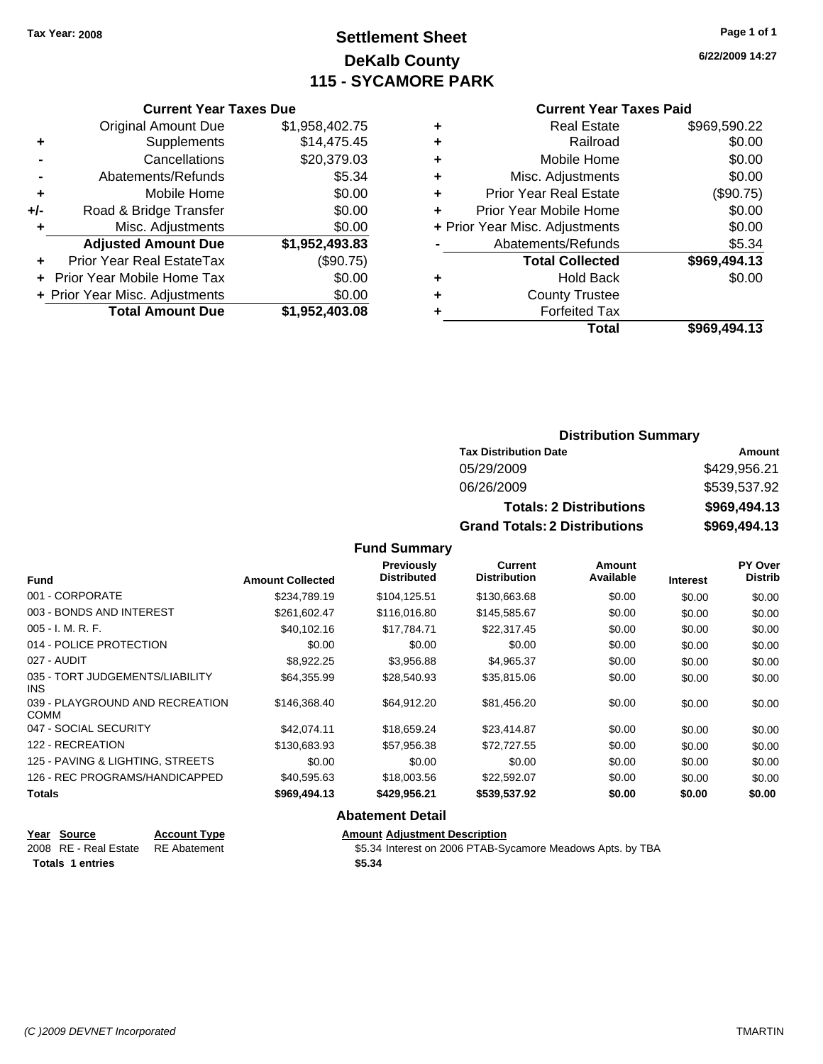Tax Year: 2008

# Settlement Sheet
## DeKalb County
## 115 - SYCAMORE PARK

6/22/2009 14:27

### Current Year Taxes Due

| | | |
|---|---|---|
| | Original Amount Due | $1,958,402.75 |
| + | Supplements | $14,475.45 |
| - | Cancellations | $20,379.03 |
| - | Abatements/Refunds | $5.34 |
| + | Mobile Home | $0.00 |
| +/- | Road & Bridge Transfer | $0.00 |
| + | Misc. Adjustments | $0.00 |
| | **Adjusted Amount Due** | **$1,952,493.83** |
| + | Prior Year Real EstateTax | ($90.75) |
| + | Prior Year Mobile Home Tax | $0.00 |
| + | Prior Year Misc. Adjustments | $0.00 |
| | **Total Amount Due** | **$1,952,403.08** |

### Current Year Taxes Paid

| | | |
|---|---|---|
| + | Real Estate | $969,590.22 |
| + | Railroad | $0.00 |
| + | Mobile Home | $0.00 |
| + | Misc. Adjustments | $0.00 |
| + | Prior Year Real Estate | ($90.75) |
| + | Prior Year Mobile Home | $0.00 |
| + | Prior Year Misc. Adjustments | $0.00 |
| - | Abatements/Refunds | $5.34 |
| | **Total Collected** | **$969,494.13** |
| + | Hold Back | $0.00 |
| + | County Trustee | |
| + | Forfeited Tax | |
| | **Total** | **$969,494.13** |

### Distribution Summary

| Tax Distribution Date | Amount |
|---|---|
| 05/29/2009 | $429,956.21 |
| 06/26/2009 | $539,537.92 |
| **Totals: 2 Distributions** | **$969,494.13** |
| **Grand Totals: 2 Distributions** | **$969,494.13** |

### Fund Summary

| Fund | Amount Collected | Previously Distributed | Current Distribution | Amount Available | Interest | PY Over Distrib |
|---|---|---|---|---|---|---|
| 001 - CORPORATE | $234,789.19 | $104,125.51 | $130,663.68 | $0.00 | $0.00 | $0.00 |
| 003 - BONDS AND INTEREST | $261,602.47 | $116,016.80 | $145,585.67 | $0.00 | $0.00 | $0.00 |
| 005 - I. M. R. F. | $40,102.16 | $17,784.71 | $22,317.45 | $0.00 | $0.00 | $0.00 |
| 014 - POLICE PROTECTION | $0.00 | $0.00 | $0.00 | $0.00 | $0.00 | $0.00 |
| 027 - AUDIT | $8,922.25 | $3,956.88 | $4,965.37 | $0.00 | $0.00 | $0.00 |
| 035 - TORT JUDGEMENTS/LIABILITY INS | $64,355.99 | $28,540.93 | $35,815.06 | $0.00 | $0.00 | $0.00 |
| 039 - PLAYGROUND AND RECREATION COMM | $146,368.40 | $64,912.20 | $81,456.20 | $0.00 | $0.00 | $0.00 |
| 047 - SOCIAL SECURITY | $42,074.11 | $18,659.24 | $23,414.87 | $0.00 | $0.00 | $0.00 |
| 122 - RECREATION | $130,683.93 | $57,956.38 | $72,727.55 | $0.00 | $0.00 | $0.00 |
| 125 - PAVING & LIGHTING, STREETS | $0.00 | $0.00 | $0.00 | $0.00 | $0.00 | $0.00 |
| 126 - REC PROGRAMS/HANDICAPPED | $40,595.63 | $18,003.56 | $22,592.07 | $0.00 | $0.00 | $0.00 |
| **Totals** | **$969,494.13** | **$429,956.21** | **$539,537.92** | **$0.00** | **$0.00** | **$0.00** |

### Abatement Detail

| Year | Source | Account Type | Amount | Adjustment Description |
|---|---|---|---|---|
| 2008 | RE - Real Estate | RE Abatement | $5.34 | Interest on 2006 PTAB-Sycamore Meadows Apts. by TBA |
| **Totals** | **1 entries** | | **$5.34** | |

(C )2009 DEVNET Incorporated TMARTIN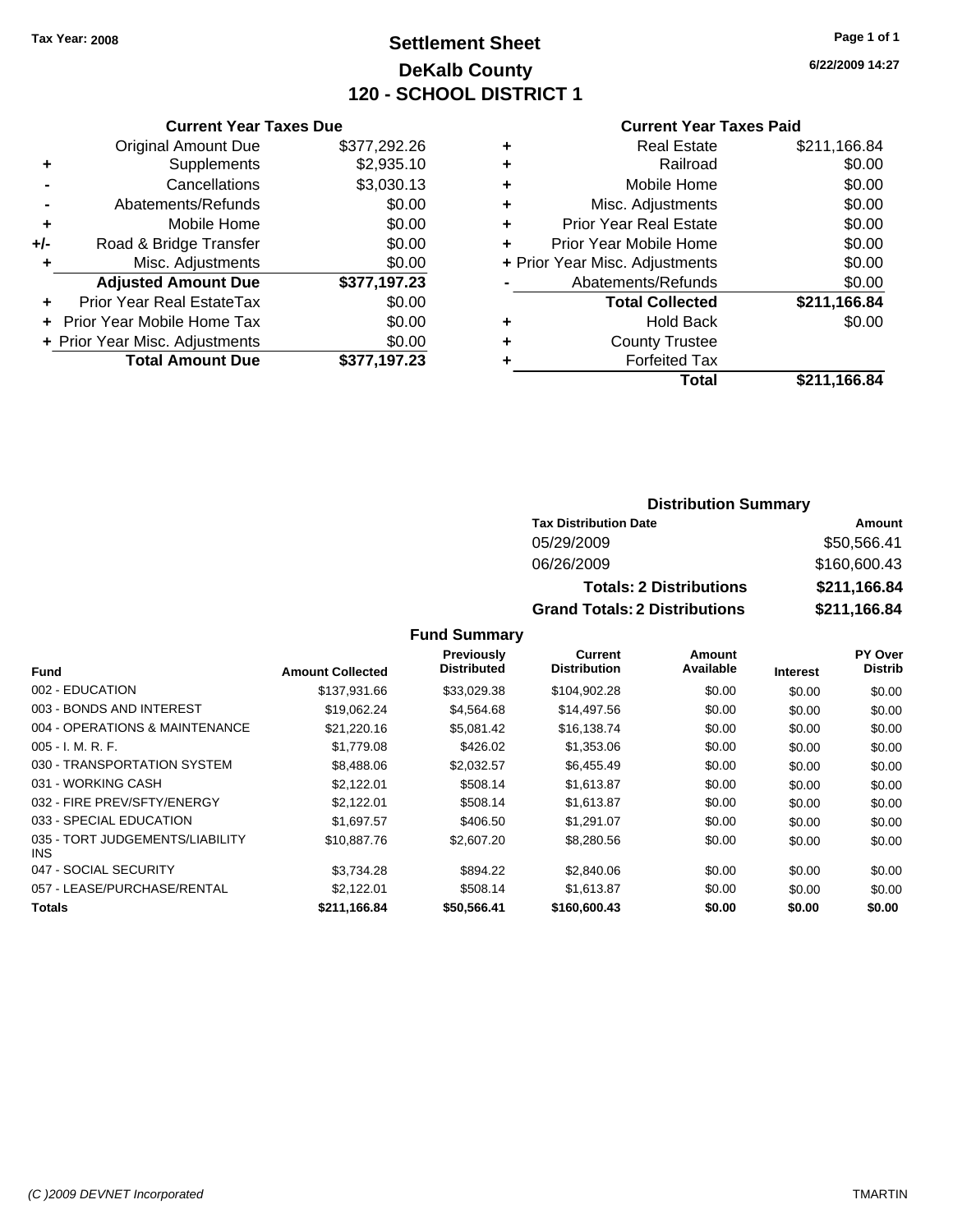Tax Year: 2008

# Settlement Sheet
## DeKalb County
## 120 - SCHOOL DISTRICT 1

6/22/2009 14:27

### Current Year Taxes Due

| | | |
|---|---|---|
| | Original Amount Due | $377,292.26 |
| + | Supplements | $2,935.10 |
| - | Cancellations | $3,030.13 |
| - | Abatements/Refunds | $0.00 |
| + | Mobile Home | $0.00 |
| +/- | Road & Bridge Transfer | $0.00 |
| + | Misc. Adjustments | $0.00 |
| | **Adjusted Amount Due** | **$377,197.23** |
| + | Prior Year Real EstateTax | $0.00 |
| + | Prior Year Mobile Home Tax | $0.00 |
| + | Prior Year Misc. Adjustments | $0.00 |
| | **Total Amount Due** | **$377,197.23** |

### Current Year Taxes Paid

| | | |
|---|---|---|
| + | Real Estate | $211,166.84 |
| + | Railroad | $0.00 |
| + | Mobile Home | $0.00 |
| + | Misc. Adjustments | $0.00 |
| + | Prior Year Real Estate | $0.00 |
| + | Prior Year Mobile Home | $0.00 |
| + | Prior Year Misc. Adjustments | $0.00 |
| - | Abatements/Refunds | $0.00 |
| | **Total Collected** | **$211,166.84** |
| + | Hold Back | $0.00 |
| + | County Trustee | |
| + | Forfeited Tax | |
| | **Total** | **$211,166.84** |

### Distribution Summary

| Tax Distribution Date | Amount |
|---|---|
| 05/29/2009 | $50,566.41 |
| 06/26/2009 | $160,600.43 |
| **Totals: 2 Distributions** | **$211,166.84** |
| **Grand Totals: 2 Distributions** | **$211,166.84** |

### Fund Summary

| Fund | Amount Collected | Previously Distributed | Current Distribution | Amount Available | Interest | PY Over Distrib |
|---|---|---|---|---|---|---|
| 002 - EDUCATION | $137,931.66 | $33,029.38 | $104,902.28 | $0.00 | $0.00 | $0.00 |
| 003 - BONDS AND INTEREST | $19,062.24 | $4,564.68 | $14,497.56 | $0.00 | $0.00 | $0.00 |
| 004 - OPERATIONS & MAINTENANCE | $21,220.16 | $5,081.42 | $16,138.74 | $0.00 | $0.00 | $0.00 |
| 005 - I. M. R. F. | $1,779.08 | $426.02 | $1,353.06 | $0.00 | $0.00 | $0.00 |
| 030 - TRANSPORTATION SYSTEM | $8,488.06 | $2,032.57 | $6,455.49 | $0.00 | $0.00 | $0.00 |
| 031 - WORKING CASH | $2,122.01 | $508.14 | $1,613.87 | $0.00 | $0.00 | $0.00 |
| 032 - FIRE PREV/SFTY/ENERGY | $2,122.01 | $508.14 | $1,613.87 | $0.00 | $0.00 | $0.00 |
| 033 - SPECIAL EDUCATION | $1,697.57 | $406.50 | $1,291.07 | $0.00 | $0.00 | $0.00 |
| 035 - TORT JUDGEMENTS/LIABILITY INS | $10,887.76 | $2,607.20 | $8,280.56 | $0.00 | $0.00 | $0.00 |
| 047 - SOCIAL SECURITY | $3,734.28 | $894.22 | $2,840.06 | $0.00 | $0.00 | $0.00 |
| 057 - LEASE/PURCHASE/RENTAL | $2,122.01 | $508.14 | $1,613.87 | $0.00 | $0.00 | $0.00 |
| **Totals** | **$211,166.84** | **$50,566.41** | **$160,600.43** | **$0.00** | **$0.00** | **$0.00** |

(C )2009 DEVNET Incorporated — TMARTIN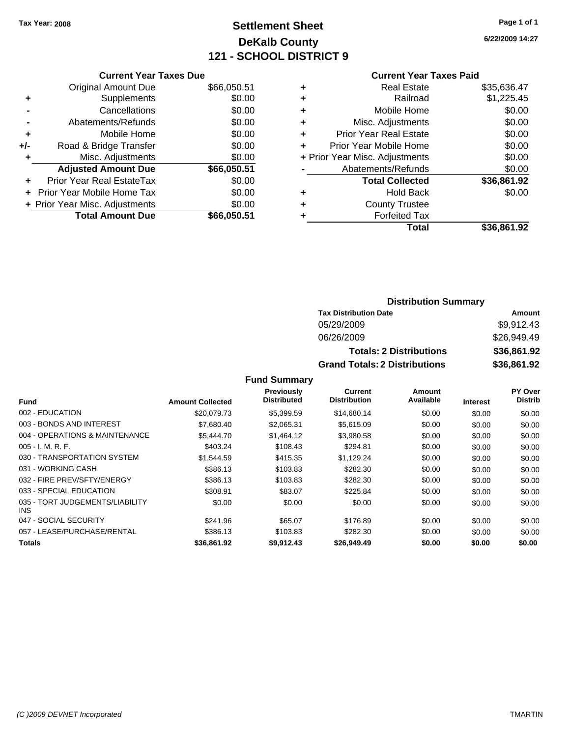Tax Year: 2008

# Settlement Sheet
## DeKalb County
## 121 - SCHOOL DISTRICT 9

6/22/2009 14:27

### Current Year Taxes Due

| | | |
|---|---|---|
| | Original Amount Due | $66,050.51 |
| + | Supplements | $0.00 |
| - | Cancellations | $0.00 |
| - | Abatements/Refunds | $0.00 |
| + | Mobile Home | $0.00 |
| +/- | Road & Bridge Transfer | $0.00 |
| + | Misc. Adjustments | $0.00 |
| | **Adjusted Amount Due** | **$66,050.51** |
| + | Prior Year Real EstateTax | $0.00 |
| + | Prior Year Mobile Home Tax | $0.00 |
| + | Prior Year Misc. Adjustments | $0.00 |
| | **Total Amount Due** | **$66,050.51** |

### Current Year Taxes Paid

| | | |
|---|---|---|
| + | Real Estate | $35,636.47 |
| + | Railroad | $1,225.45 |
| + | Mobile Home | $0.00 |
| + | Misc. Adjustments | $0.00 |
| + | Prior Year Real Estate | $0.00 |
| + | Prior Year Mobile Home | $0.00 |
| + | Prior Year Misc. Adjustments | $0.00 |
| - | Abatements/Refunds | $0.00 |
| | **Total Collected** | **$36,861.92** |
| + | Hold Back | $0.00 |
| + | County Trustee | |
| + | Forfeited Tax | |
| | **Total** | **$36,861.92** |

### Distribution Summary

| Tax Distribution Date | Amount |
|---|---|
| 05/29/2009 | $9,912.43 |
| 06/26/2009 | $26,949.49 |
| **Totals: 2 Distributions** | **$36,861.92** |
| **Grand Totals: 2 Distributions** | **$36,861.92** |

### Fund Summary

| Fund | Amount Collected | Previously Distributed | Current Distribution | Amount Available | Interest | PY Over Distrib |
|---|---|---|---|---|---|---|
| 002 - EDUCATION | $20,079.73 | $5,399.59 | $14,680.14 | $0.00 | $0.00 | $0.00 |
| 003 - BONDS AND INTEREST | $7,680.40 | $2,065.31 | $5,615.09 | $0.00 | $0.00 | $0.00 |
| 004 - OPERATIONS & MAINTENANCE | $5,444.70 | $1,464.12 | $3,980.58 | $0.00 | $0.00 | $0.00 |
| 005 - I. M. R. F. | $403.24 | $108.43 | $294.81 | $0.00 | $0.00 | $0.00 |
| 030 - TRANSPORTATION SYSTEM | $1,544.59 | $415.35 | $1,129.24 | $0.00 | $0.00 | $0.00 |
| 031 - WORKING CASH | $386.13 | $103.83 | $282.30 | $0.00 | $0.00 | $0.00 |
| 032 - FIRE PREV/SFTY/ENERGY | $386.13 | $103.83 | $282.30 | $0.00 | $0.00 | $0.00 |
| 033 - SPECIAL EDUCATION | $308.91 | $83.07 | $225.84 | $0.00 | $0.00 | $0.00 |
| 035 - TORT JUDGEMENTS/LIABILITY INS | $0.00 | $0.00 | $0.00 | $0.00 | $0.00 | $0.00 |
| 047 - SOCIAL SECURITY | $241.96 | $65.07 | $176.89 | $0.00 | $0.00 | $0.00 |
| 057 - LEASE/PURCHASE/RENTAL | $386.13 | $103.83 | $282.30 | $0.00 | $0.00 | $0.00 |
| **Totals** | **$36,861.92** | **$9,912.43** | **$26,949.49** | **$0.00** | **$0.00** | **$0.00** |

(C )2009 DEVNET Incorporated TMARTIN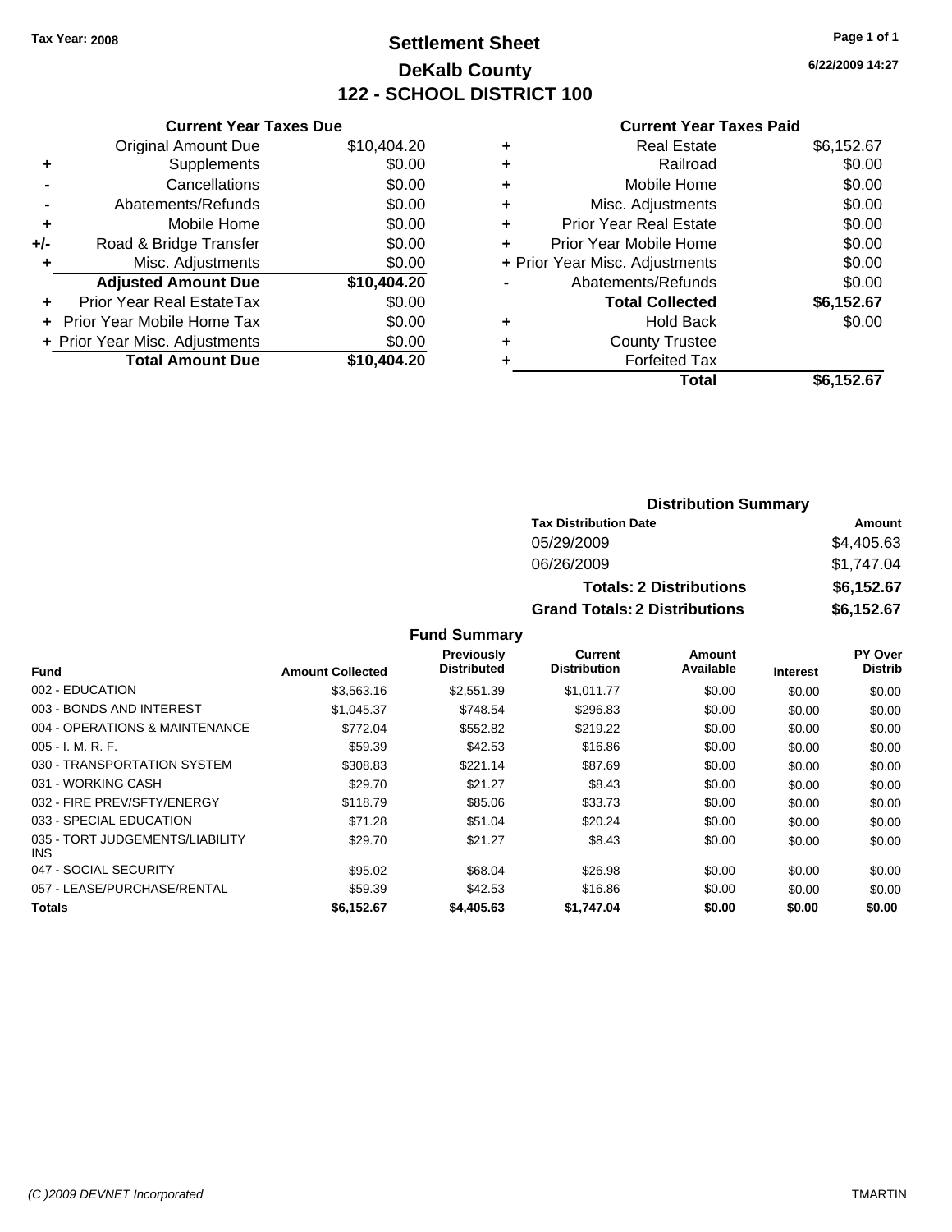Tax Year: 2008

# Settlement Sheet
## DeKalb County
## 122 - SCHOOL DISTRICT 100

6/22/2009 14:27

### Current Year Taxes Due

| | | |
|---|---|---|
| | Original Amount Due | $10,404.20 |
| + | Supplements | $0.00 |
| - | Cancellations | $0.00 |
| - | Abatements/Refunds | $0.00 |
| + | Mobile Home | $0.00 |
| +/- | Road & Bridge Transfer | $0.00 |
| + | Misc. Adjustments | $0.00 |
| | **Adjusted Amount Due** | **$10,404.20** |
| + | Prior Year Real EstateTax | $0.00 |
| + | Prior Year Mobile Home Tax | $0.00 |
| + | Prior Year Misc. Adjustments | $0.00 |
| | **Total Amount Due** | **$10,404.20** |

### Current Year Taxes Paid

| | | |
|---|---|---|
| + | Real Estate | $6,152.67 |
| + | Railroad | $0.00 |
| + | Mobile Home | $0.00 |
| + | Misc. Adjustments | $0.00 |
| + | Prior Year Real Estate | $0.00 |
| + | Prior Year Mobile Home | $0.00 |
| + | Prior Year Misc. Adjustments | $0.00 |
| - | Abatements/Refunds | $0.00 |
| | **Total Collected** | **$6,152.67** |
| + | Hold Back | $0.00 |
| + | County Trustee | |
| + | Forfeited Tax | |
| | **Total** | **$6,152.67** |

### Distribution Summary

| Tax Distribution Date | Amount |
|---|---|
| 05/29/2009 | $4,405.63 |
| 06/26/2009 | $1,747.04 |
| **Totals: 2 Distributions** | **$6,152.67** |
| **Grand Totals: 2 Distributions** | **$6,152.67** |

### Fund Summary

| Fund | Amount Collected | Previously Distributed | Current Distribution | Amount Available | Interest | PY Over Distrib |
|---|---|---|---|---|---|---|
| 002 - EDUCATION | $3,563.16 | $2,551.39 | $1,011.77 | $0.00 | $0.00 | $0.00 |
| 003 - BONDS AND INTEREST | $1,045.37 | $748.54 | $296.83 | $0.00 | $0.00 | $0.00 |
| 004 - OPERATIONS & MAINTENANCE | $772.04 | $552.82 | $219.22 | $0.00 | $0.00 | $0.00 |
| 005 - I. M. R. F. | $59.39 | $42.53 | $16.86 | $0.00 | $0.00 | $0.00 |
| 030 - TRANSPORTATION SYSTEM | $308.83 | $221.14 | $87.69 | $0.00 | $0.00 | $0.00 |
| 031 - WORKING CASH | $29.70 | $21.27 | $8.43 | $0.00 | $0.00 | $0.00 |
| 032 - FIRE PREV/SFTY/ENERGY | $118.79 | $85.06 | $33.73 | $0.00 | $0.00 | $0.00 |
| 033 - SPECIAL EDUCATION | $71.28 | $51.04 | $20.24 | $0.00 | $0.00 | $0.00 |
| 035 - TORT JUDGEMENTS/LIABILITY INS | $29.70 | $21.27 | $8.43 | $0.00 | $0.00 | $0.00 |
| 047 - SOCIAL SECURITY | $95.02 | $68.04 | $26.98 | $0.00 | $0.00 | $0.00 |
| 057 - LEASE/PURCHASE/RENTAL | $59.39 | $42.53 | $16.86 | $0.00 | $0.00 | $0.00 |
| **Totals** | **$6,152.67** | **$4,405.63** | **$1,747.04** | **$0.00** | **$0.00** | **$0.00** |

(C )2009 DEVNET Incorporated TMARTIN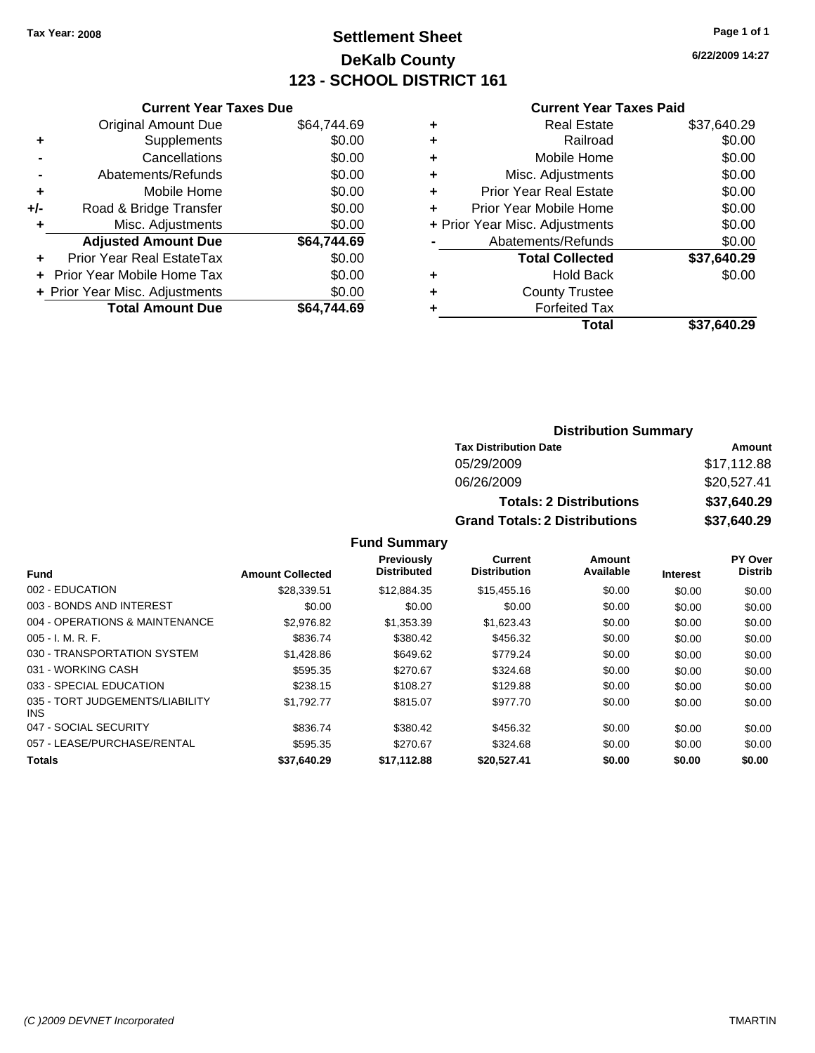Tax Year: 2008

# Settlement Sheet
## DeKalb County
## 123 - SCHOOL DISTRICT 161

6/22/2009 14:27

### Current Year Taxes Due

| | | |
|---|---|---|
| | Original Amount Due | $64,744.69 |
| + | Supplements | $0.00 |
| - | Cancellations | $0.00 |
| - | Abatements/Refunds | $0.00 |
| + | Mobile Home | $0.00 |
| +/- | Road & Bridge Transfer | $0.00 |
| + | Misc. Adjustments | $0.00 |
| | **Adjusted Amount Due** | **$64,744.69** |
| + | Prior Year Real EstateTax | $0.00 |
| + | Prior Year Mobile Home Tax | $0.00 |
| + | Prior Year Misc. Adjustments | $0.00 |
| | **Total Amount Due** | **$64,744.69** |

### Current Year Taxes Paid

| | | |
|---|---|---|
| + | Real Estate | $37,640.29 |
| + | Railroad | $0.00 |
| + | Mobile Home | $0.00 |
| + | Misc. Adjustments | $0.00 |
| + | Prior Year Real Estate | $0.00 |
| + | Prior Year Mobile Home | $0.00 |
| + | Prior Year Misc. Adjustments | $0.00 |
| - | Abatements/Refunds | $0.00 |
| | **Total Collected** | **$37,640.29** |
| + | Hold Back | $0.00 |
| + | County Trustee | |
| + | Forfeited Tax | |
| | **Total** | **$37,640.29** |

### Distribution Summary

| Tax Distribution Date | Amount |
|---|---|
| 05/29/2009 | $17,112.88 |
| 06/26/2009 | $20,527.41 |
| **Totals: 2 Distributions** | **$37,640.29** |
| **Grand Totals: 2 Distributions** | **$37,640.29** |

### Fund Summary

| Fund | Amount Collected | Previously Distributed | Current Distribution | Amount Available | Interest | PY Over Distrib |
|---|---|---|---|---|---|---|
| 002 - EDUCATION | $28,339.51 | $12,884.35 | $15,455.16 | $0.00 | $0.00 | $0.00 |
| 003 - BONDS AND INTEREST | $0.00 | $0.00 | $0.00 | $0.00 | $0.00 | $0.00 |
| 004 - OPERATIONS & MAINTENANCE | $2,976.82 | $1,353.39 | $1,623.43 | $0.00 | $0.00 | $0.00 |
| 005 - I. M. R. F. | $836.74 | $380.42 | $456.32 | $0.00 | $0.00 | $0.00 |
| 030 - TRANSPORTATION SYSTEM | $1,428.86 | $649.62 | $779.24 | $0.00 | $0.00 | $0.00 |
| 031 - WORKING CASH | $595.35 | $270.67 | $324.68 | $0.00 | $0.00 | $0.00 |
| 033 - SPECIAL EDUCATION | $238.15 | $108.27 | $129.88 | $0.00 | $0.00 | $0.00 |
| 035 - TORT JUDGEMENTS/LIABILITY INS | $1,792.77 | $815.07 | $977.70 | $0.00 | $0.00 | $0.00 |
| 047 - SOCIAL SECURITY | $836.74 | $380.42 | $456.32 | $0.00 | $0.00 | $0.00 |
| 057 - LEASE/PURCHASE/RENTAL | $595.35 | $270.67 | $324.68 | $0.00 | $0.00 | $0.00 |
| **Totals** | **$37,640.29** | **$17,112.88** | **$20,527.41** | **$0.00** | **$0.00** | **$0.00** |

(C )2009 DEVNET Incorporated TMARTIN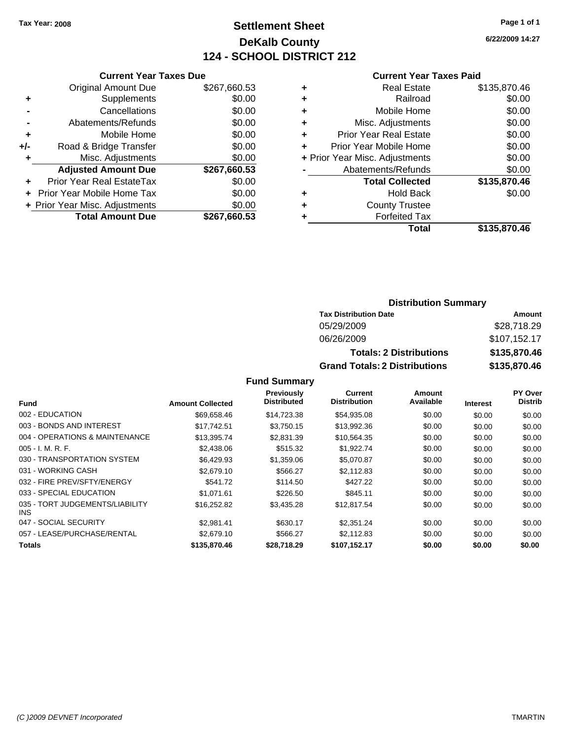Tax Year: 2008

# Settlement Sheet
## DeKalb County
## 124 - SCHOOL DISTRICT 212

6/22/2009 14:27

### Current Year Taxes Due

| | | |
|---|---|---|
| | Original Amount Due | $267,660.53 |
| + | Supplements | $0.00 |
| - | Cancellations | $0.00 |
| - | Abatements/Refunds | $0.00 |
| + | Mobile Home | $0.00 |
| +/- | Road & Bridge Transfer | $0.00 |
| + | Misc. Adjustments | $0.00 |
| | **Adjusted Amount Due** | **$267,660.53** |
| + | Prior Year Real EstateTax | $0.00 |
| + | Prior Year Mobile Home Tax | $0.00 |
| + | Prior Year Misc. Adjustments | $0.00 |
| | **Total Amount Due** | **$267,660.53** |

### Current Year Taxes Paid

| | | |
|---|---|---|
| + | Real Estate | $135,870.46 |
| + | Railroad | $0.00 |
| + | Mobile Home | $0.00 |
| + | Misc. Adjustments | $0.00 |
| + | Prior Year Real Estate | $0.00 |
| + | Prior Year Mobile Home | $0.00 |
| + | Prior Year Misc. Adjustments | $0.00 |
| - | Abatements/Refunds | $0.00 |
| | **Total Collected** | **$135,870.46** |
| + | Hold Back | $0.00 |
| + | County Trustee | |
| + | Forfeited Tax | |
| | **Total** | **$135,870.46** |

### Distribution Summary

| Tax Distribution Date | Amount |
|---|---|
| 05/29/2009 | $28,718.29 |
| 06/26/2009 | $107,152.17 |
| **Totals: 2 Distributions** | **$135,870.46** |
| **Grand Totals: 2 Distributions** | **$135,870.46** |

### Fund Summary

| Fund | Amount Collected | Previously Distributed | Current Distribution | Amount Available | Interest | PY Over Distrib |
|---|---|---|---|---|---|---|
| 002 - EDUCATION | $69,658.46 | $14,723.38 | $54,935.08 | $0.00 | $0.00 | $0.00 |
| 003 - BONDS AND INTEREST | $17,742.51 | $3,750.15 | $13,992.36 | $0.00 | $0.00 | $0.00 |
| 004 - OPERATIONS & MAINTENANCE | $13,395.74 | $2,831.39 | $10,564.35 | $0.00 | $0.00 | $0.00 |
| 005 - I. M. R. F. | $2,438.06 | $515.32 | $1,922.74 | $0.00 | $0.00 | $0.00 |
| 030 - TRANSPORTATION SYSTEM | $6,429.93 | $1,359.06 | $5,070.87 | $0.00 | $0.00 | $0.00 |
| 031 - WORKING CASH | $2,679.10 | $566.27 | $2,112.83 | $0.00 | $0.00 | $0.00 |
| 032 - FIRE PREV/SFTY/ENERGY | $541.72 | $114.50 | $427.22 | $0.00 | $0.00 | $0.00 |
| 033 - SPECIAL EDUCATION | $1,071.61 | $226.50 | $845.11 | $0.00 | $0.00 | $0.00 |
| 035 - TORT JUDGEMENTS/LIABILITY INS | $16,252.82 | $3,435.28 | $12,817.54 | $0.00 | $0.00 | $0.00 |
| 047 - SOCIAL SECURITY | $2,981.41 | $630.17 | $2,351.24 | $0.00 | $0.00 | $0.00 |
| 057 - LEASE/PURCHASE/RENTAL | $2,679.10 | $566.27 | $2,112.83 | $0.00 | $0.00 | $0.00 |
| **Totals** | **$135,870.46** | **$28,718.29** | **$107,152.17** | **$0.00** | **$0.00** | **$0.00** |

(C )2009 DEVNET Incorporated    TMARTIN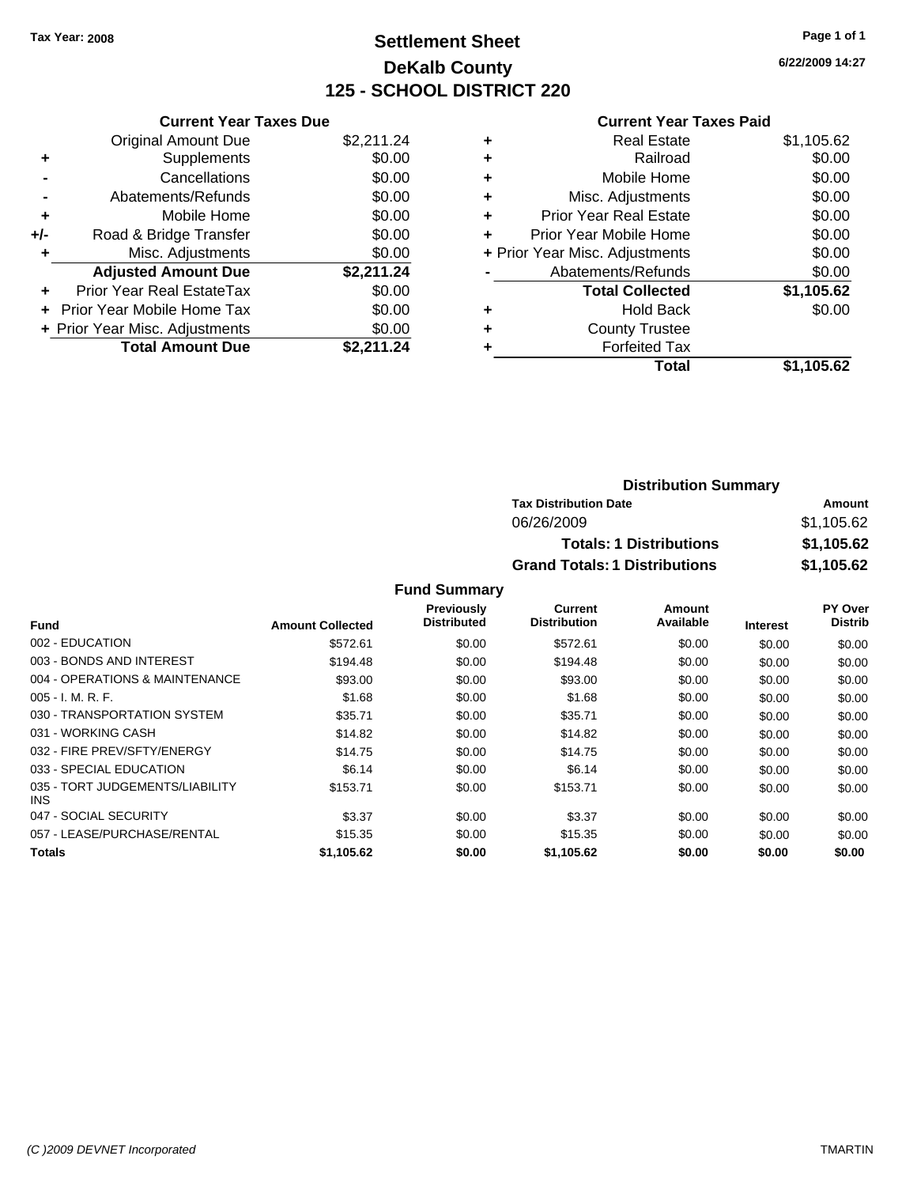**Tax Year: 2008**

# Settlement Sheet
## DeKalb County
## 125 - SCHOOL DISTRICT 220

6/22/2009 14:27

### Current Year Taxes Due

| | | |
|---|---|---|
| | Original Amount Due | $2,211.24 |
| + | Supplements | $0.00 |
| - | Cancellations | $0.00 |
| - | Abatements/Refunds | $0.00 |
| + | Mobile Home | $0.00 |
| +/- | Road & Bridge Transfer | $0.00 |
| + | Misc. Adjustments | $0.00 |
| | **Adjusted Amount Due** | **$2,211.24** |
| + | Prior Year Real EstateTax | $0.00 |
| + | Prior Year Mobile Home Tax | $0.00 |
| + | Prior Year Misc. Adjustments | $0.00 |
| | **Total Amount Due** | **$2,211.24** |

### Current Year Taxes Paid

| | | |
|---|---|---|
| + | Real Estate | $1,105.62 |
| + | Railroad | $0.00 |
| + | Mobile Home | $0.00 |
| + | Misc. Adjustments | $0.00 |
| + | Prior Year Real Estate | $0.00 |
| + | Prior Year Mobile Home | $0.00 |
| + | Prior Year Misc. Adjustments | $0.00 |
| - | Abatements/Refunds | $0.00 |
| | **Total Collected** | **$1,105.62** |
| + | Hold Back | $0.00 |
| + | County Trustee | |
| + | Forfeited Tax | |
| | **Total** | **$1,105.62** |

### Distribution Summary

| Tax Distribution Date | Amount |
|---|---|
| 06/26/2009 | $1,105.62 |
| **Totals: 1 Distributions** | **$1,105.62** |
| **Grand Totals: 1 Distributions** | **$1,105.62** |

### Fund Summary

| Fund | Amount Collected | Previously Distributed | Current Distribution | Amount Available | Interest | PY Over Distrib |
|---|---|---|---|---|---|---|
| 002 - EDUCATION | $572.61 | $0.00 | $572.61 | $0.00 | $0.00 | $0.00 |
| 003 - BONDS AND INTEREST | $194.48 | $0.00 | $194.48 | $0.00 | $0.00 | $0.00 |
| 004 - OPERATIONS & MAINTENANCE | $93.00 | $0.00 | $93.00 | $0.00 | $0.00 | $0.00 |
| 005 - I. M. R. F. | $1.68 | $0.00 | $1.68 | $0.00 | $0.00 | $0.00 |
| 030 - TRANSPORTATION SYSTEM | $35.71 | $0.00 | $35.71 | $0.00 | $0.00 | $0.00 |
| 031 - WORKING CASH | $14.82 | $0.00 | $14.82 | $0.00 | $0.00 | $0.00 |
| 032 - FIRE PREV/SFTY/ENERGY | $14.75 | $0.00 | $14.75 | $0.00 | $0.00 | $0.00 |
| 033 - SPECIAL EDUCATION | $6.14 | $0.00 | $6.14 | $0.00 | $0.00 | $0.00 |
| 035 - TORT JUDGEMENTS/LIABILITY INS | $153.71 | $0.00 | $153.71 | $0.00 | $0.00 | $0.00 |
| 047 - SOCIAL SECURITY | $3.37 | $0.00 | $3.37 | $0.00 | $0.00 | $0.00 |
| 057 - LEASE/PURCHASE/RENTAL | $15.35 | $0.00 | $15.35 | $0.00 | $0.00 | $0.00 |
| **Totals** | **$1,105.62** | **$0.00** | **$1,105.62** | **$0.00** | **$0.00** | **$0.00** |

*(C )2009 DEVNET Incorporated* TMARTIN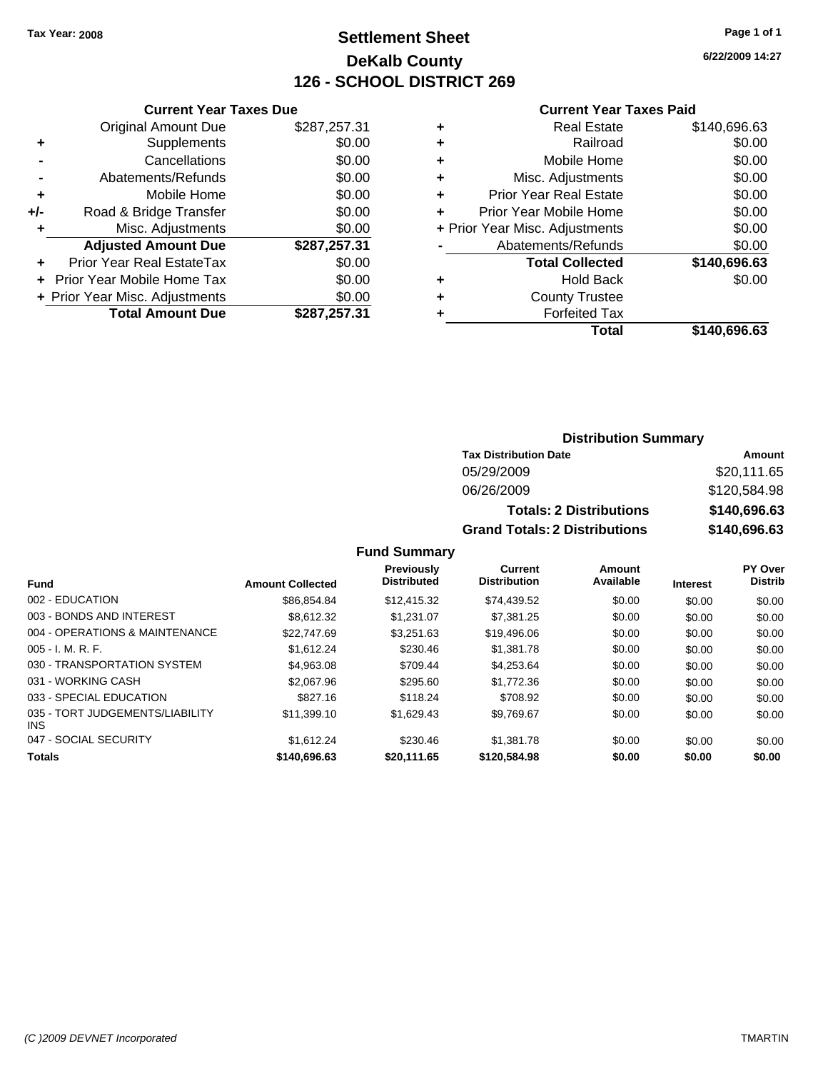Tax Year: 2008

# Settlement Sheet
## DeKalb County
## 126 - SCHOOL DISTRICT 269

6/22/2009 14:27

### Current Year Taxes Due

| | | |
|---|---|---|
| | Original Amount Due | $287,257.31 |
| + | Supplements | $0.00 |
| - | Cancellations | $0.00 |
| - | Abatements/Refunds | $0.00 |
| + | Mobile Home | $0.00 |
| +/- | Road & Bridge Transfer | $0.00 |
| + | Misc. Adjustments | $0.00 |
| | **Adjusted Amount Due** | **$287,257.31** |
| + | Prior Year Real EstateTax | $0.00 |
| + | Prior Year Mobile Home Tax | $0.00 |
| + | Prior Year Misc. Adjustments | $0.00 |
| | **Total Amount Due** | **$287,257.31** |

### Current Year Taxes Paid

| | | |
|---|---|---|
| + | Real Estate | $140,696.63 |
| + | Railroad | $0.00 |
| + | Mobile Home | $0.00 |
| + | Misc. Adjustments | $0.00 |
| + | Prior Year Real Estate | $0.00 |
| + | Prior Year Mobile Home | $0.00 |
| + | Prior Year Misc. Adjustments | $0.00 |
| - | Abatements/Refunds | $0.00 |
| | **Total Collected** | **$140,696.63** |
| + | Hold Back | $0.00 |
| + | County Trustee | |
| + | Forfeited Tax | |
| | **Total** | **$140,696.63** |

### Distribution Summary

| Tax Distribution Date | Amount |
|---|---|
| 05/29/2009 | $20,111.65 |
| 06/26/2009 | $120,584.98 |
| **Totals: 2 Distributions** | **$140,696.63** |
| **Grand Totals: 2 Distributions** | **$140,696.63** |

### Fund Summary

| Fund | Amount Collected | Previously Distributed | Current Distribution | Amount Available | Interest | PY Over Distrib |
|---|---|---|---|---|---|---|
| 002 - EDUCATION | $86,854.84 | $12,415.32 | $74,439.52 | $0.00 | $0.00 | $0.00 |
| 003 - BONDS AND INTEREST | $8,612.32 | $1,231.07 | $7,381.25 | $0.00 | $0.00 | $0.00 |
| 004 - OPERATIONS & MAINTENANCE | $22,747.69 | $3,251.63 | $19,496.06 | $0.00 | $0.00 | $0.00 |
| 005 - I. M. R. F. | $1,612.24 | $230.46 | $1,381.78 | $0.00 | $0.00 | $0.00 |
| 030 - TRANSPORTATION SYSTEM | $4,963.08 | $709.44 | $4,253.64 | $0.00 | $0.00 | $0.00 |
| 031 - WORKING CASH | $2,067.96 | $295.60 | $1,772.36 | $0.00 | $0.00 | $0.00 |
| 033 - SPECIAL EDUCATION | $827.16 | $118.24 | $708.92 | $0.00 | $0.00 | $0.00 |
| 035 - TORT JUDGEMENTS/LIABILITY INS | $11,399.10 | $1,629.43 | $9,769.67 | $0.00 | $0.00 | $0.00 |
| 047 - SOCIAL SECURITY | $1,612.24 | $230.46 | $1,381.78 | $0.00 | $0.00 | $0.00 |
| **Totals** | **$140,696.63** | **$20,111.65** | **$120,584.98** | **$0.00** | **$0.00** | **$0.00** |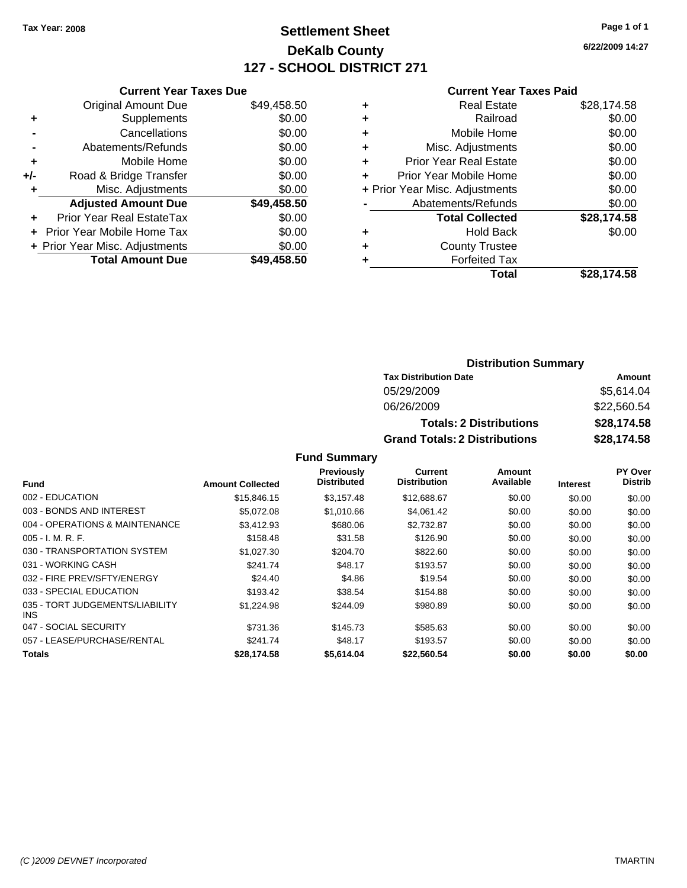Tax Year: 2008

# Settlement Sheet
## DeKalb County
## 127 - SCHOOL DISTRICT 271

6/22/2009 14:27

### Current Year Taxes Due

| | | |
|---|---|---|
| | Original Amount Due | $49,458.50 |
| + | Supplements | $0.00 |
| - | Cancellations | $0.00 |
| - | Abatements/Refunds | $0.00 |
| + | Mobile Home | $0.00 |
| +/- | Road & Bridge Transfer | $0.00 |
| + | Misc. Adjustments | $0.00 |
| | **Adjusted Amount Due** | **$49,458.50** |
| + | Prior Year Real EstateTax | $0.00 |
| + | Prior Year Mobile Home Tax | $0.00 |
| + | Prior Year Misc. Adjustments | $0.00 |
| | **Total Amount Due** | **$49,458.50** |

### Current Year Taxes Paid

| | | |
|---|---|---|
| + | Real Estate | $28,174.58 |
| + | Railroad | $0.00 |
| + | Mobile Home | $0.00 |
| + | Misc. Adjustments | $0.00 |
| + | Prior Year Real Estate | $0.00 |
| + | Prior Year Mobile Home | $0.00 |
| + | Prior Year Misc. Adjustments | $0.00 |
| - | Abatements/Refunds | $0.00 |
| | **Total Collected** | **$28,174.58** |
| + | Hold Back | $0.00 |
| + | County Trustee | |
| + | Forfeited Tax | |
| | **Total** | **$28,174.58** |

### Distribution Summary

| Tax Distribution Date | Amount |
|---|---|
| 05/29/2009 | $5,614.04 |
| 06/26/2009 | $22,560.54 |
| **Totals: 2 Distributions** | **$28,174.58** |
| **Grand Totals: 2 Distributions** | **$28,174.58** |

### Fund Summary

| Fund | Amount Collected | Previously Distributed | Current Distribution | Amount Available | Interest | PY Over Distrib |
|---|---|---|---|---|---|---|
| 002 - EDUCATION | $15,846.15 | $3,157.48 | $12,688.67 | $0.00 | $0.00 | $0.00 |
| 003 - BONDS AND INTEREST | $5,072.08 | $1,010.66 | $4,061.42 | $0.00 | $0.00 | $0.00 |
| 004 - OPERATIONS & MAINTENANCE | $3,412.93 | $680.06 | $2,732.87 | $0.00 | $0.00 | $0.00 |
| 005 - I. M. R. F. | $158.48 | $31.58 | $126.90 | $0.00 | $0.00 | $0.00 |
| 030 - TRANSPORTATION SYSTEM | $1,027.30 | $204.70 | $822.60 | $0.00 | $0.00 | $0.00 |
| 031 - WORKING CASH | $241.74 | $48.17 | $193.57 | $0.00 | $0.00 | $0.00 |
| 032 - FIRE PREV/SFTY/ENERGY | $24.40 | $4.86 | $19.54 | $0.00 | $0.00 | $0.00 |
| 033 - SPECIAL EDUCATION | $193.42 | $38.54 | $154.88 | $0.00 | $0.00 | $0.00 |
| 035 - TORT JUDGEMENTS/LIABILITY INS | $1,224.98 | $244.09 | $980.89 | $0.00 | $0.00 | $0.00 |
| 047 - SOCIAL SECURITY | $731.36 | $145.73 | $585.63 | $0.00 | $0.00 | $0.00 |
| 057 - LEASE/PURCHASE/RENTAL | $241.74 | $48.17 | $193.57 | $0.00 | $0.00 | $0.00 |
| **Totals** | **$28,174.58** | **$5,614.04** | **$22,560.54** | **$0.00** | **$0.00** | **$0.00** |

(C )2009 DEVNET Incorporated TMARTIN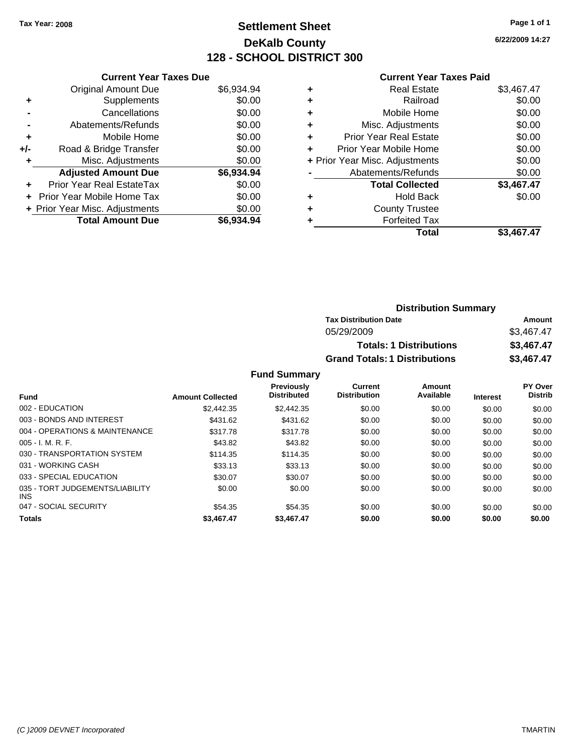Tax Year: 2008

# Settlement Sheet
## DeKalb County
## 128 - SCHOOL DISTRICT 300

6/22/2009 14:27

### Current Year Taxes Due

| | | |
|---|---|---|
| | Original Amount Due | $6,934.94 |
| + | Supplements | $0.00 |
| - | Cancellations | $0.00 |
| - | Abatements/Refunds | $0.00 |
| + | Mobile Home | $0.00 |
| +/- | Road & Bridge Transfer | $0.00 |
| + | Misc. Adjustments | $0.00 |
| | **Adjusted Amount Due** | **$6,934.94** |
| + | Prior Year Real EstateTax | $0.00 |
| + | Prior Year Mobile Home Tax | $0.00 |
| + | Prior Year Misc. Adjustments | $0.00 |
| | **Total Amount Due** | **$6,934.94** |

### Current Year Taxes Paid

| | | |
|---|---|---|
| + | Real Estate | $3,467.47 |
| + | Railroad | $0.00 |
| + | Mobile Home | $0.00 |
| + | Misc. Adjustments | $0.00 |
| + | Prior Year Real Estate | $0.00 |
| + | Prior Year Mobile Home | $0.00 |
| + | Prior Year Misc. Adjustments | $0.00 |
| - | Abatements/Refunds | $0.00 |
| | **Total Collected** | **$3,467.47** |
| + | Hold Back | $0.00 |
| + | County Trustee | |
| + | Forfeited Tax | |
| | **Total** | **$3,467.47** |

### Distribution Summary

| Tax Distribution Date | Amount |
|---|---|
| 05/29/2009 | $3,467.47 |
| **Totals: 1 Distributions** | **$3,467.47** |
| **Grand Totals: 1 Distributions** | **$3,467.47** |

### Fund Summary

| Fund | Amount Collected | Previously Distributed | Current Distribution | Amount Available | Interest | PY Over Distrib |
|---|---|---|---|---|---|---|
| 002 - EDUCATION | $2,442.35 | $2,442.35 | $0.00 | $0.00 | $0.00 | $0.00 |
| 003 - BONDS AND INTEREST | $431.62 | $431.62 | $0.00 | $0.00 | $0.00 | $0.00 |
| 004 - OPERATIONS & MAINTENANCE | $317.78 | $317.78 | $0.00 | $0.00 | $0.00 | $0.00 |
| 005 - I. M. R. F. | $43.82 | $43.82 | $0.00 | $0.00 | $0.00 | $0.00 |
| 030 - TRANSPORTATION SYSTEM | $114.35 | $114.35 | $0.00 | $0.00 | $0.00 | $0.00 |
| 031 - WORKING CASH | $33.13 | $33.13 | $0.00 | $0.00 | $0.00 | $0.00 |
| 033 - SPECIAL EDUCATION | $30.07 | $30.07 | $0.00 | $0.00 | $0.00 | $0.00 |
| 035 - TORT JUDGEMENTS/LIABILITY INS | $0.00 | $0.00 | $0.00 | $0.00 | $0.00 | $0.00 |
| 047 - SOCIAL SECURITY | $54.35 | $54.35 | $0.00 | $0.00 | $0.00 | $0.00 |
| **Totals** | **$3,467.47** | **$3,467.47** | **$0.00** | **$0.00** | **$0.00** | **$0.00** |

(C )2009 DEVNET Incorporated TMARTIN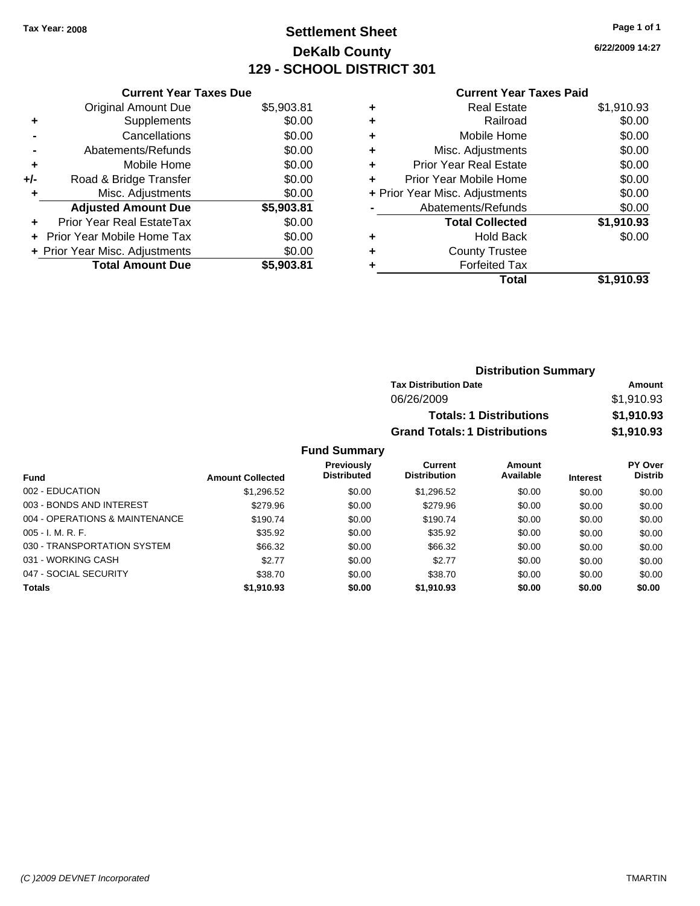Tax Year: 2008

# Settlement Sheet
## DeKalb County
## 129 - SCHOOL DISTRICT 301

6/22/2009 14:27

### Current Year Taxes Due

| | | |
|---|---|---|
| | Original Amount Due | $5,903.81 |
| + | Supplements | $0.00 |
| - | Cancellations | $0.00 |
| - | Abatements/Refunds | $0.00 |
| + | Mobile Home | $0.00 |
| +/- | Road & Bridge Transfer | $0.00 |
| + | Misc. Adjustments | $0.00 |
| | **Adjusted Amount Due** | **$5,903.81** |
| + | Prior Year Real EstateTax | $0.00 |
| + | Prior Year Mobile Home Tax | $0.00 |
| + | Prior Year Misc. Adjustments | $0.00 |
| | **Total Amount Due** | **$5,903.81** |

### Current Year Taxes Paid

| | | |
|---|---|---|
| + | Real Estate | $1,910.93 |
| + | Railroad | $0.00 |
| + | Mobile Home | $0.00 |
| + | Misc. Adjustments | $0.00 |
| + | Prior Year Real Estate | $0.00 |
| + | Prior Year Mobile Home | $0.00 |
| + | Prior Year Misc. Adjustments | $0.00 |
| - | Abatements/Refunds | $0.00 |
| | **Total Collected** | **$1,910.93** |
| + | Hold Back | $0.00 |
| + | County Trustee | |
| + | Forfeited Tax | |
| | **Total** | **$1,910.93** |

### Distribution Summary

| Tax Distribution Date | Amount |
|---|---|
| 06/26/2009 | $1,910.93 |
| **Totals: 1 Distributions** | **$1,910.93** |
| **Grand Totals: 1 Distributions** | **$1,910.93** |

### Fund Summary

| Fund | Amount Collected | Previously Distributed | Current Distribution | Amount Available | Interest | PY Over Distrib |
|---|---|---|---|---|---|---|
| 002 - EDUCATION | $1,296.52 | $0.00 | $1,296.52 | $0.00 | $0.00 | $0.00 |
| 003 - BONDS AND INTEREST | $279.96 | $0.00 | $279.96 | $0.00 | $0.00 | $0.00 |
| 004 - OPERATIONS & MAINTENANCE | $190.74 | $0.00 | $190.74 | $0.00 | $0.00 | $0.00 |
| 005 - I. M. R. F. | $35.92 | $0.00 | $35.92 | $0.00 | $0.00 | $0.00 |
| 030 - TRANSPORTATION SYSTEM | $66.32 | $0.00 | $66.32 | $0.00 | $0.00 | $0.00 |
| 031 - WORKING CASH | $2.77 | $0.00 | $2.77 | $0.00 | $0.00 | $0.00 |
| 047 - SOCIAL SECURITY | $38.70 | $0.00 | $38.70 | $0.00 | $0.00 | $0.00 |
| **Totals** | **$1,910.93** | **$0.00** | **$1,910.93** | **$0.00** | **$0.00** | **$0.00** |

(C )2009 DEVNET Incorporated TMARTIN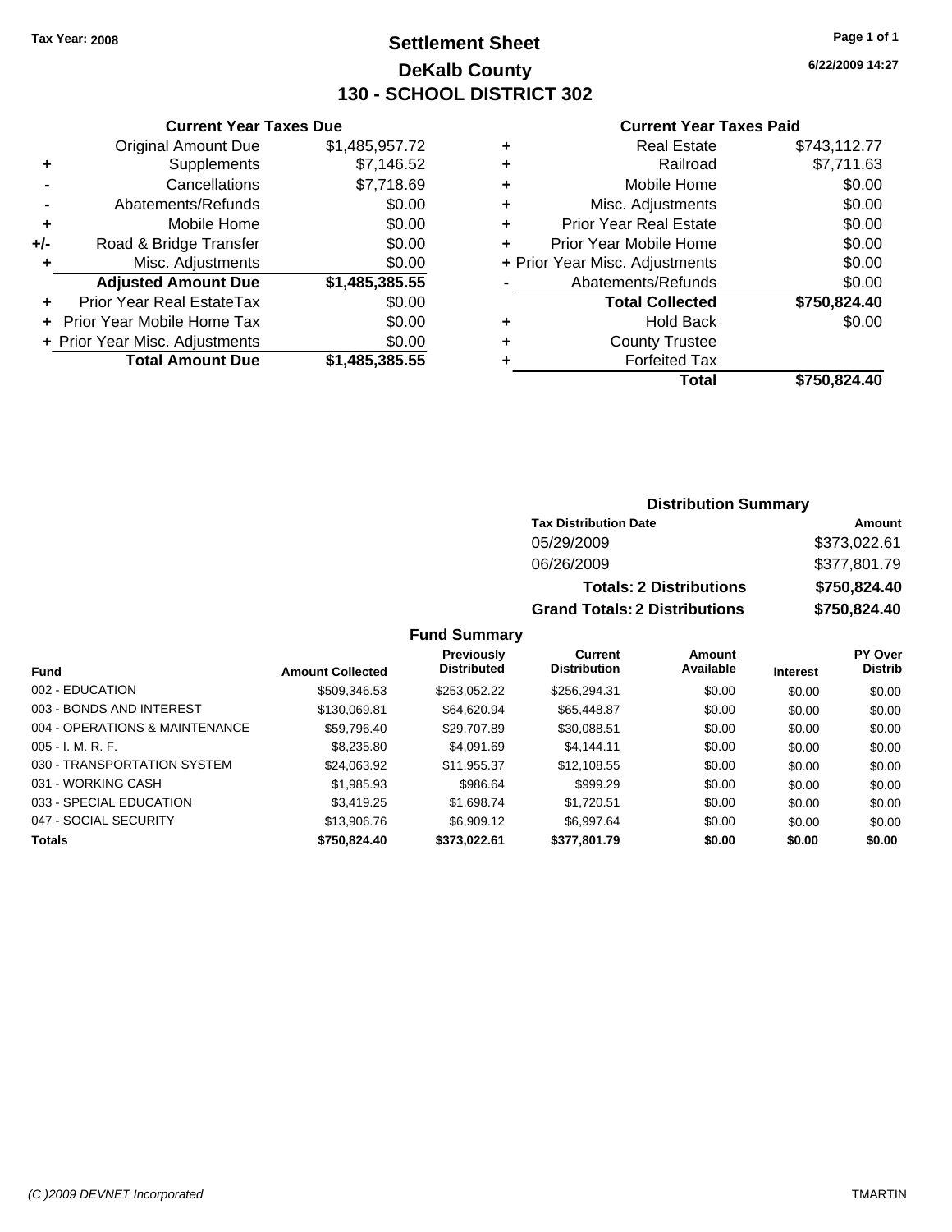**Tax Year: 2008**

# Settlement Sheet
## DeKalb County
## 130 - SCHOOL DISTRICT 302

6/22/2009 14:27

### Current Year Taxes Due

| | | |
|---|---|---|
| | Original Amount Due | $1,485,957.72 |
| + | Supplements | $7,146.52 |
| - | Cancellations | $7,718.69 |
| - | Abatements/Refunds | $0.00 |
| + | Mobile Home | $0.00 |
| +/- | Road & Bridge Transfer | $0.00 |
| + | Misc. Adjustments | $0.00 |
| | **Adjusted Amount Due** | **$1,485,385.55** |
| + | Prior Year Real EstateTax | $0.00 |
| + | Prior Year Mobile Home Tax | $0.00 |
| + | Prior Year Misc. Adjustments | $0.00 |
| | **Total Amount Due** | **$1,485,385.55** |

### Current Year Taxes Paid

| | | |
|---|---|---|
| + | Real Estate | $743,112.77 |
| + | Railroad | $7,711.63 |
| + | Mobile Home | $0.00 |
| + | Misc. Adjustments | $0.00 |
| + | Prior Year Real Estate | $0.00 |
| + | Prior Year Mobile Home | $0.00 |
| + | Prior Year Misc. Adjustments | $0.00 |
| - | Abatements/Refunds | $0.00 |
| | **Total Collected** | **$750,824.40** |
| + | Hold Back | $0.00 |
| + | County Trustee | |
| + | Forfeited Tax | |
| | **Total** | **$750,824.40** |

### Distribution Summary

| Tax Distribution Date | Amount |
|---|---|
| 05/29/2009 | $373,022.61 |
| 06/26/2009 | $377,801.79 |
| **Totals: 2 Distributions** | **$750,824.40** |
| **Grand Totals: 2 Distributions** | **$750,824.40** |

### Fund Summary

| Fund | Amount Collected | Previously Distributed | Current Distribution | Amount Available | Interest | PY Over Distrib |
|---|---|---|---|---|---|---|
| 002 - EDUCATION | $509,346.53 | $253,052.22 | $256,294.31 | $0.00 | $0.00 | $0.00 |
| 003 - BONDS AND INTEREST | $130,069.81 | $64,620.94 | $65,448.87 | $0.00 | $0.00 | $0.00 |
| 004 - OPERATIONS & MAINTENANCE | $59,796.40 | $29,707.89 | $30,088.51 | $0.00 | $0.00 | $0.00 |
| 005 - I. M. R. F. | $8,235.80 | $4,091.69 | $4,144.11 | $0.00 | $0.00 | $0.00 |
| 030 - TRANSPORTATION SYSTEM | $24,063.92 | $11,955.37 | $12,108.55 | $0.00 | $0.00 | $0.00 |
| 031 - WORKING CASH | $1,985.93 | $986.64 | $999.29 | $0.00 | $0.00 | $0.00 |
| 033 - SPECIAL EDUCATION | $3,419.25 | $1,698.74 | $1,720.51 | $0.00 | $0.00 | $0.00 |
| 047 - SOCIAL SECURITY | $13,906.76 | $6,909.12 | $6,997.64 | $0.00 | $0.00 | $0.00 |
| **Totals** | **$750,824.40** | **$373,022.61** | **$377,801.79** | **$0.00** | **$0.00** | **$0.00** |

*(C )2009 DEVNET Incorporated* TMARTIN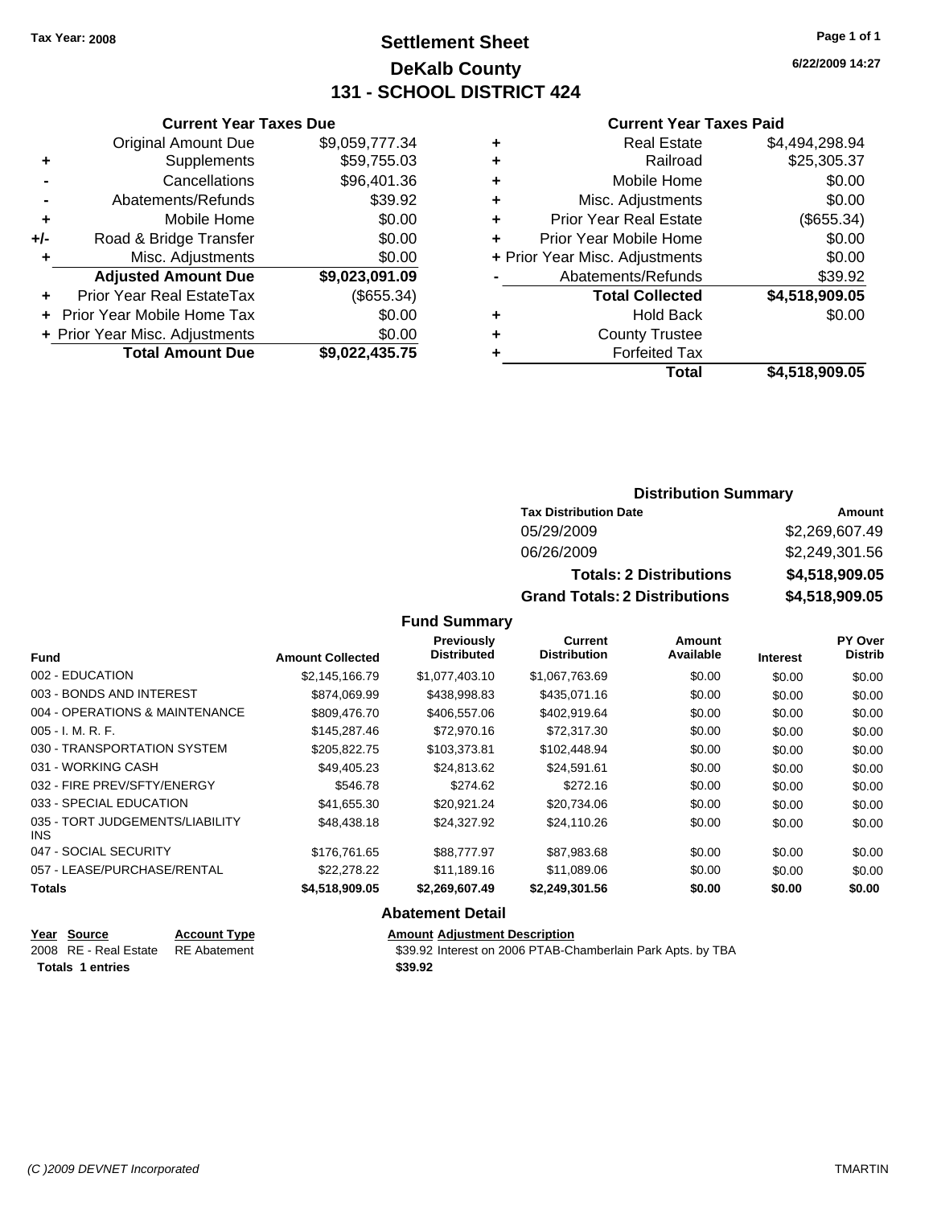Tax Year: 2008

# Settlement Sheet
## DeKalb County
## 131 - SCHOOL DISTRICT 424

6/22/2009 14:27

### Current Year Taxes Due

| | | |
|---|---|---|
| | Original Amount Due | $9,059,777.34 |
| + | Supplements | $59,755.03 |
| - | Cancellations | $96,401.36 |
| - | Abatements/Refunds | $39.92 |
| + | Mobile Home | $0.00 |
| +/- | Road & Bridge Transfer | $0.00 |
| + | Misc. Adjustments | $0.00 |
| | **Adjusted Amount Due** | **$9,023,091.09** |
| + | Prior Year Real EstateTax | ($655.34) |
| + | Prior Year Mobile Home Tax | $0.00 |
| + | Prior Year Misc. Adjustments | $0.00 |
| | **Total Amount Due** | **$9,022,435.75** |

### Current Year Taxes Paid

| | | |
|---|---|---|
| + | Real Estate | $4,494,298.94 |
| + | Railroad | $25,305.37 |
| + | Mobile Home | $0.00 |
| + | Misc. Adjustments | $0.00 |
| + | Prior Year Real Estate | ($655.34) |
| + | Prior Year Mobile Home | $0.00 |
| + | Prior Year Misc. Adjustments | $0.00 |
| - | Abatements/Refunds | $39.92 |
| | **Total Collected** | **$4,518,909.05** |
| + | Hold Back | $0.00 |
| + | County Trustee | |
| + | Forfeited Tax | |
| | **Total** | **$4,518,909.05** |

### Distribution Summary

| Tax Distribution Date | Amount |
|---|---|
| 05/29/2009 | $2,269,607.49 |
| 06/26/2009 | $2,249,301.56 |
| **Totals: 2 Distributions** | **$4,518,909.05** |
| **Grand Totals: 2 Distributions** | **$4,518,909.05** |

### Fund Summary

| Fund | Amount Collected | Previously Distributed | Current Distribution | Amount Available | Interest | PY Over Distrib |
|---|---|---|---|---|---|---|
| 002 - EDUCATION | $2,145,166.79 | $1,077,403.10 | $1,067,763.69 | $0.00 | $0.00 | $0.00 |
| 003 - BONDS AND INTEREST | $874,069.99 | $438,998.83 | $435,071.16 | $0.00 | $0.00 | $0.00 |
| 004 - OPERATIONS & MAINTENANCE | $809,476.70 | $406,557.06 | $402,919.64 | $0.00 | $0.00 | $0.00 |
| 005 - I. M. R. F. | $145,287.46 | $72,970.16 | $72,317.30 | $0.00 | $0.00 | $0.00 |
| 030 - TRANSPORTATION SYSTEM | $205,822.75 | $103,373.81 | $102,448.94 | $0.00 | $0.00 | $0.00 |
| 031 - WORKING CASH | $49,405.23 | $24,813.62 | $24,591.61 | $0.00 | $0.00 | $0.00 |
| 032 - FIRE PREV/SFTY/ENERGY | $546.78 | $274.62 | $272.16 | $0.00 | $0.00 | $0.00 |
| 033 - SPECIAL EDUCATION | $41,655.30 | $20,921.24 | $20,734.06 | $0.00 | $0.00 | $0.00 |
| 035 - TORT JUDGEMENTS/LIABILITY INS | $48,438.18 | $24,327.92 | $24,110.26 | $0.00 | $0.00 | $0.00 |
| 047 - SOCIAL SECURITY | $176,761.65 | $88,777.97 | $87,983.68 | $0.00 | $0.00 | $0.00 |
| 057 - LEASE/PURCHASE/RENTAL | $22,278.22 | $11,189.16 | $11,089.06 | $0.00 | $0.00 | $0.00 |
| **Totals** | **$4,518,909.05** | **$2,269,607.49** | **$2,249,301.56** | **$0.00** | **$0.00** | **$0.00** |

### Abatement Detail

| Year | Source | Account Type | Amount | Adjustment Description |
|---|---|---|---|---|
| 2008 | RE - Real Estate | RE Abatement | $39.92 | Interest on 2006 PTAB-Chamberlain Park Apts. by TBA |
| **Totals 1 entries** | | | **$39.92** | |

(C )2009 DEVNET Incorporated TMARTIN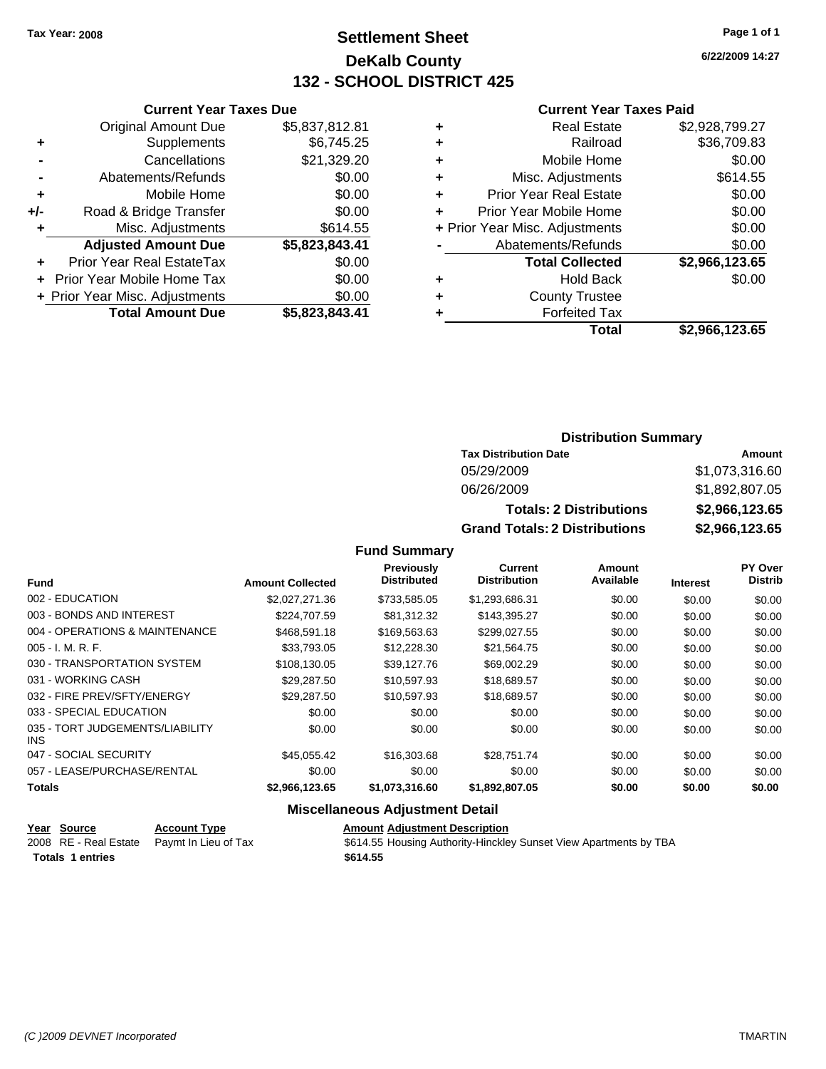Tax Year: 2008

# Settlement Sheet
## DeKalb County
## 132 - SCHOOL DISTRICT 425

6/22/2009 14:27

### Current Year Taxes Due

| | | |
|---|---|---|
| | Original Amount Due | $5,837,812.81 |
| + | Supplements | $6,745.25 |
| - | Cancellations | $21,329.20 |
| - | Abatements/Refunds | $0.00 |
| + | Mobile Home | $0.00 |
| +/- | Road & Bridge Transfer | $0.00 |
| + | Misc. Adjustments | $614.55 |
| | **Adjusted Amount Due** | **$5,823,843.41** |
| + | Prior Year Real EstateTax | $0.00 |
| + | Prior Year Mobile Home Tax | $0.00 |
| + | Prior Year Misc. Adjustments | $0.00 |
| | **Total Amount Due** | **$5,823,843.41** |

### Current Year Taxes Paid

| | | |
|---|---|---|
| + | Real Estate | $2,928,799.27 |
| + | Railroad | $36,709.83 |
| + | Mobile Home | $0.00 |
| + | Misc. Adjustments | $614.55 |
| + | Prior Year Real Estate | $0.00 |
| + | Prior Year Mobile Home | $0.00 |
| + | Prior Year Misc. Adjustments | $0.00 |
| - | Abatements/Refunds | $0.00 |
| | **Total Collected** | **$2,966,123.65** |
| + | Hold Back | $0.00 |
| + | County Trustee | |
| + | Forfeited Tax | |
| | **Total** | **$2,966,123.65** |

### Distribution Summary

| Tax Distribution Date | Amount |
|---|---|
| 05/29/2009 | $1,073,316.60 |
| 06/26/2009 | $1,892,807.05 |
| **Totals: 2 Distributions** | **$2,966,123.65** |
| **Grand Totals: 2 Distributions** | **$2,966,123.65** |

### Fund Summary

| Fund | Amount Collected | Previously Distributed | Current Distribution | Amount Available | Interest | PY Over Distrib |
|---|---|---|---|---|---|---|
| 002 - EDUCATION | $2,027,271.36 | $733,585.05 | $1,293,686.31 | $0.00 | $0.00 | $0.00 |
| 003 - BONDS AND INTEREST | $224,707.59 | $81,312.32 | $143,395.27 | $0.00 | $0.00 | $0.00 |
| 004 - OPERATIONS & MAINTENANCE | $468,591.18 | $169,563.63 | $299,027.55 | $0.00 | $0.00 | $0.00 |
| 005 - I. M. R. F. | $33,793.05 | $12,228.30 | $21,564.75 | $0.00 | $0.00 | $0.00 |
| 030 - TRANSPORTATION SYSTEM | $108,130.05 | $39,127.76 | $69,002.29 | $0.00 | $0.00 | $0.00 |
| 031 - WORKING CASH | $29,287.50 | $10,597.93 | $18,689.57 | $0.00 | $0.00 | $0.00 |
| 032 - FIRE PREV/SFTY/ENERGY | $29,287.50 | $10,597.93 | $18,689.57 | $0.00 | $0.00 | $0.00 |
| 033 - SPECIAL EDUCATION | $0.00 | $0.00 | $0.00 | $0.00 | $0.00 | $0.00 |
| 035 - TORT JUDGEMENTS/LIABILITY INS | $0.00 | $0.00 | $0.00 | $0.00 | $0.00 | $0.00 |
| 047 - SOCIAL SECURITY | $45,055.42 | $16,303.68 | $28,751.74 | $0.00 | $0.00 | $0.00 |
| 057 - LEASE/PURCHASE/RENTAL | $0.00 | $0.00 | $0.00 | $0.00 | $0.00 | $0.00 |
| **Totals** | **$2,966,123.65** | **$1,073,316.60** | **$1,892,807.05** | **$0.00** | **$0.00** | **$0.00** |

### Miscellaneous Adjustment Detail

| Year | Source | Account Type | Amount | Adjustment Description |
|---|---|---|---|---|
| 2008 | RE - Real Estate | Paymt In Lieu of Tax | $614.55 | Housing Authority-Hinckley Sunset View Apartments by TBA |
| **Totals** | **1 entries** | | **$614.55** | |

(C )2009 DEVNET Incorporated TMARTIN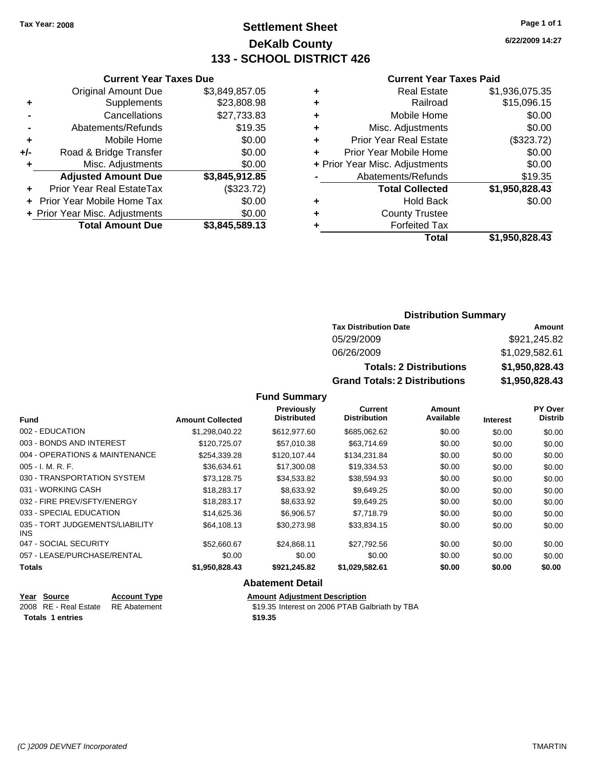Tax Year: 2008

# Settlement Sheet
## DeKalb County
## 133 - SCHOOL DISTRICT 426

6/22/2009 14:27

### Current Year Taxes Due

| | | |
|---|---|---|
| | Original Amount Due | $3,849,857.05 |
| + | Supplements | $23,808.98 |
| - | Cancellations | $27,733.83 |
| - | Abatements/Refunds | $19.35 |
| + | Mobile Home | $0.00 |
| +/- | Road & Bridge Transfer | $0.00 |
| + | Misc. Adjustments | $0.00 |
| | **Adjusted Amount Due** | **$3,845,912.85** |
| + | Prior Year Real EstateTax | ($323.72) |
| + | Prior Year Mobile Home Tax | $0.00 |
| + | Prior Year Misc. Adjustments | $0.00 |
| | **Total Amount Due** | **$3,845,589.13** |

### Current Year Taxes Paid

| | | |
|---|---|---|
| + | Real Estate | $1,936,075.35 |
| + | Railroad | $15,096.15 |
| + | Mobile Home | $0.00 |
| + | Misc. Adjustments | $0.00 |
| + | Prior Year Real Estate | ($323.72) |
| + | Prior Year Mobile Home | $0.00 |
| + | Prior Year Misc. Adjustments | $0.00 |
| - | Abatements/Refunds | $19.35 |
| | **Total Collected** | **$1,950,828.43** |
| + | Hold Back | $0.00 |
| + | County Trustee | |
| + | Forfeited Tax | |
| | **Total** | **$1,950,828.43** |

### Distribution Summary

| Tax Distribution Date | Amount |
|---|---|
| 05/29/2009 | $921,245.82 |
| 06/26/2009 | $1,029,582.61 |
| **Totals: 2 Distributions** | **$1,950,828.43** |
| **Grand Totals: 2 Distributions** | **$1,950,828.43** |

### Fund Summary

| Fund | Amount Collected | Previously Distributed | Current Distribution | Amount Available | Interest | PY Over Distrib |
|---|---|---|---|---|---|---|
| 002 - EDUCATION | $1,298,040.22 | $612,977.60 | $685,062.62 | $0.00 | $0.00 | $0.00 |
| 003 - BONDS AND INTEREST | $120,725.07 | $57,010.38 | $63,714.69 | $0.00 | $0.00 | $0.00 |
| 004 - OPERATIONS & MAINTENANCE | $254,339.28 | $120,107.44 | $134,231.84 | $0.00 | $0.00 | $0.00 |
| 005 - I. M. R. F. | $36,634.61 | $17,300.08 | $19,334.53 | $0.00 | $0.00 | $0.00 |
| 030 - TRANSPORTATION SYSTEM | $73,128.75 | $34,533.82 | $38,594.93 | $0.00 | $0.00 | $0.00 |
| 031 - WORKING CASH | $18,283.17 | $8,633.92 | $9,649.25 | $0.00 | $0.00 | $0.00 |
| 032 - FIRE PREV/SFTY/ENERGY | $18,283.17 | $8,633.92 | $9,649.25 | $0.00 | $0.00 | $0.00 |
| 033 - SPECIAL EDUCATION | $14,625.36 | $6,906.57 | $7,718.79 | $0.00 | $0.00 | $0.00 |
| 035 - TORT JUDGEMENTS/LIABILITY INS | $64,108.13 | $30,273.98 | $33,834.15 | $0.00 | $0.00 | $0.00 |
| 047 - SOCIAL SECURITY | $52,660.67 | $24,868.11 | $27,792.56 | $0.00 | $0.00 | $0.00 |
| 057 - LEASE/PURCHASE/RENTAL | $0.00 | $0.00 | $0.00 | $0.00 | $0.00 | $0.00 |
| **Totals** | **$1,950,828.43** | **$921,245.82** | **$1,029,582.61** | **$0.00** | **$0.00** | **$0.00** |

### Abatement Detail

| Year | Source | Account Type | Amount | Adjustment Description |
|---|---|---|---|---|
| 2008 | RE - Real Estate | RE Abatement | $19.35 | Interest on 2006 PTAB Galbriath by TBA |
| **Totals 1 entries** | | | **$19.35** | |

(C )2009 DEVNET Incorporated — TMARTIN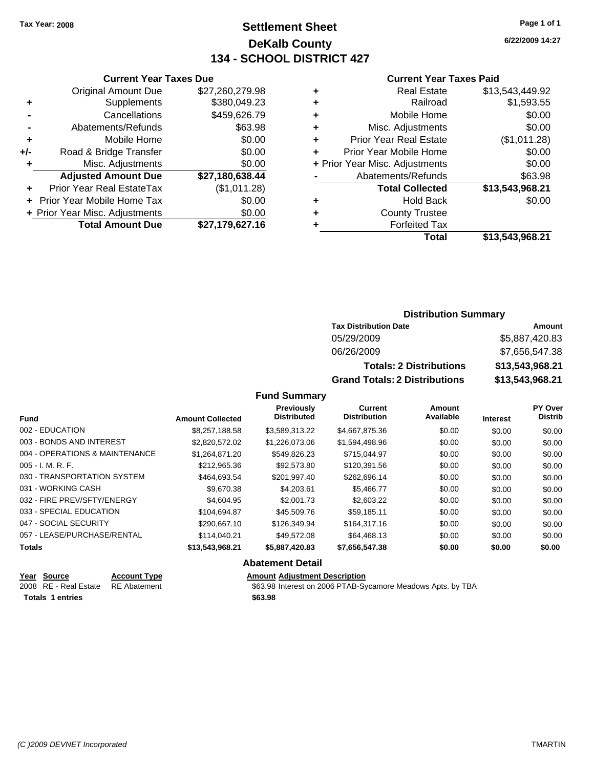Tax Year: 2008

# Settlement Sheet
## DeKalb County
## 134 - SCHOOL DISTRICT 427

6/22/2009 14:27

### Current Year Taxes Due

| | | |
|---|---|---|
| | Original Amount Due | $27,260,279.98 |
| + | Supplements | $380,049.23 |
| - | Cancellations | $459,626.79 |
| - | Abatements/Refunds | $63.98 |
| + | Mobile Home | $0.00 |
| +/- | Road & Bridge Transfer | $0.00 |
| + | Misc. Adjustments | $0.00 |
| | **Adjusted Amount Due** | **$27,180,638.44** |
| + | Prior Year Real EstateTax | ($1,011.28) |
| + | Prior Year Mobile Home Tax | $0.00 |
| + | Prior Year Misc. Adjustments | $0.00 |
| | **Total Amount Due** | **$27,179,627.16** |

### Current Year Taxes Paid

| | | |
|---|---|---|
| + | Real Estate | $13,543,449.92 |
| + | Railroad | $1,593.55 |
| + | Mobile Home | $0.00 |
| + | Misc. Adjustments | $0.00 |
| + | Prior Year Real Estate | ($1,011.28) |
| + | Prior Year Mobile Home | $0.00 |
| + | Prior Year Misc. Adjustments | $0.00 |
| - | Abatements/Refunds | $63.98 |
| | **Total Collected** | **$13,543,968.21** |
| + | Hold Back | $0.00 |
| + | County Trustee | |
| + | Forfeited Tax | |
| | **Total** | **$13,543,968.21** |

### Distribution Summary

| Tax Distribution Date | Amount |
|---|---|
| 05/29/2009 | $5,887,420.83 |
| 06/26/2009 | $7,656,547.38 |
| **Totals: 2 Distributions** | **$13,543,968.21** |
| **Grand Totals: 2 Distributions** | **$13,543,968.21** |

### Fund Summary

| Fund | Amount Collected | Previously Distributed | Current Distribution | Amount Available | Interest | PY Over Distrib |
|---|---|---|---|---|---|---|
| 002 - EDUCATION | $8,257,188.58 | $3,589,313.22 | $4,667,875.36 | $0.00 | $0.00 | $0.00 |
| 003 - BONDS AND INTEREST | $2,820,572.02 | $1,226,073.06 | $1,594,498.96 | $0.00 | $0.00 | $0.00 |
| 004 - OPERATIONS & MAINTENANCE | $1,264,871.20 | $549,826.23 | $715,044.97 | $0.00 | $0.00 | $0.00 |
| 005 - I. M. R. F. | $212,965.36 | $92,573.80 | $120,391.56 | $0.00 | $0.00 | $0.00 |
| 030 - TRANSPORTATION SYSTEM | $464,693.54 | $201,997.40 | $262,696.14 | $0.00 | $0.00 | $0.00 |
| 031 - WORKING CASH | $9,670.38 | $4,203.61 | $5,466.77 | $0.00 | $0.00 | $0.00 |
| 032 - FIRE PREV/SFTY/ENERGY | $4,604.95 | $2,001.73 | $2,603.22 | $0.00 | $0.00 | $0.00 |
| 033 - SPECIAL EDUCATION | $104,694.87 | $45,509.76 | $59,185.11 | $0.00 | $0.00 | $0.00 |
| 047 - SOCIAL SECURITY | $290,667.10 | $126,349.94 | $164,317.16 | $0.00 | $0.00 | $0.00 |
| 057 - LEASE/PURCHASE/RENTAL | $114,040.21 | $49,572.08 | $64,468.13 | $0.00 | $0.00 | $0.00 |
| **Totals** | **$13,543,968.21** | **$5,887,420.83** | **$7,656,547.38** | **$0.00** | **$0.00** | **$0.00** |

### Abatement Detail

| Year | Source | Account Type | Amount | Adjustment Description |
|---|---|---|---|---|
| 2008 | RE - Real Estate | RE Abatement | $63.98 | Interest on 2006 PTAB-Sycamore Meadows Apts. by TBA |
| **Totals 1 entries** | | | **$63.98** | |

(C )2009 DEVNET Incorporated TMARTIN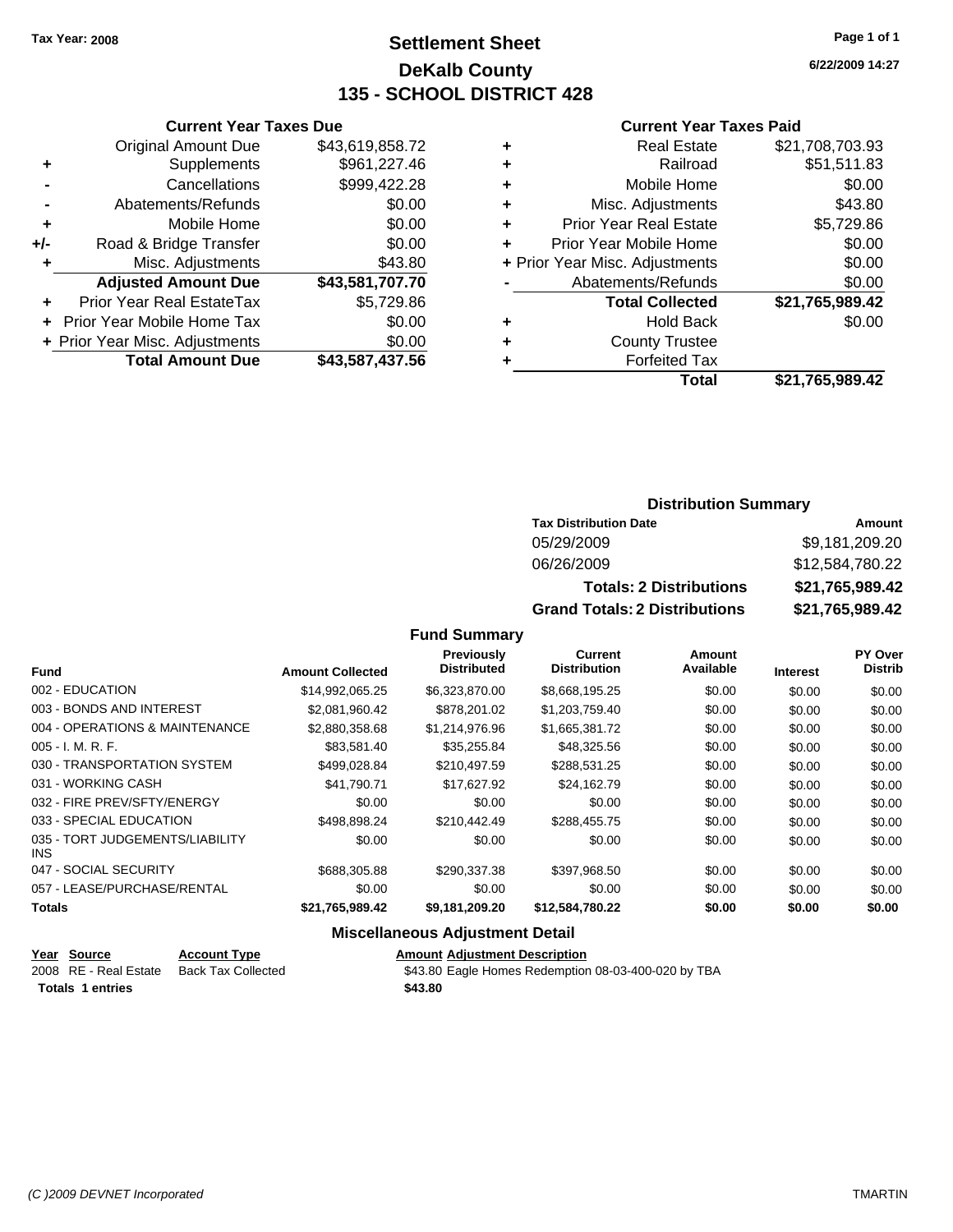Tax Year: 2008

# Settlement Sheet
## DeKalb County
## 135 - SCHOOL DISTRICT 428

6/22/2009 14:27

### Current Year Taxes Due

| | | |
|---|---|---|
| | Original Amount Due | $43,619,858.72 |
| + | Supplements | $961,227.46 |
| - | Cancellations | $999,422.28 |
| - | Abatements/Refunds | $0.00 |
| + | Mobile Home | $0.00 |
| +/- | Road & Bridge Transfer | $0.00 |
| + | Misc. Adjustments | $43.80 |
| | **Adjusted Amount Due** | **$43,581,707.70** |
| + | Prior Year Real EstateTax | $5,729.86 |
| + | Prior Year Mobile Home Tax | $0.00 |
| + | Prior Year Misc. Adjustments | $0.00 |
| | **Total Amount Due** | **$43,587,437.56** |

### Current Year Taxes Paid

| | | |
|---|---|---|
| + | Real Estate | $21,708,703.93 |
| + | Railroad | $51,511.83 |
| + | Mobile Home | $0.00 |
| + | Misc. Adjustments | $43.80 |
| + | Prior Year Real Estate | $5,729.86 |
| + | Prior Year Mobile Home | $0.00 |
| + | Prior Year Misc. Adjustments | $0.00 |
| - | Abatements/Refunds | $0.00 |
| | **Total Collected** | **$21,765,989.42** |
| + | Hold Back | $0.00 |
| + | County Trustee | |
| + | Forfeited Tax | |
| | **Total** | **$21,765,989.42** |

### Distribution Summary

| Tax Distribution Date | Amount |
|---|---|
| 05/29/2009 | $9,181,209.20 |
| 06/26/2009 | $12,584,780.22 |
| **Totals: 2 Distributions** | **$21,765,989.42** |
| **Grand Totals: 2 Distributions** | **$21,765,989.42** |

### Fund Summary

| Fund | Amount Collected | Previously Distributed | Current Distribution | Amount Available | Interest | PY Over Distrib |
|---|---|---|---|---|---|---|
| 002 - EDUCATION | $14,992,065.25 | $6,323,870.00 | $8,668,195.25 | $0.00 | $0.00 | $0.00 |
| 003 - BONDS AND INTEREST | $2,081,960.42 | $878,201.02 | $1,203,759.40 | $0.00 | $0.00 | $0.00 |
| 004 - OPERATIONS & MAINTENANCE | $2,880,358.68 | $1,214,976.96 | $1,665,381.72 | $0.00 | $0.00 | $0.00 |
| 005 - I. M. R. F. | $83,581.40 | $35,255.84 | $48,325.56 | $0.00 | $0.00 | $0.00 |
| 030 - TRANSPORTATION SYSTEM | $499,028.84 | $210,497.59 | $288,531.25 | $0.00 | $0.00 | $0.00 |
| 031 - WORKING CASH | $41,790.71 | $17,627.92 | $24,162.79 | $0.00 | $0.00 | $0.00 |
| 032 - FIRE PREV/SFTY/ENERGY | $0.00 | $0.00 | $0.00 | $0.00 | $0.00 | $0.00 |
| 033 - SPECIAL EDUCATION | $498,898.24 | $210,442.49 | $288,455.75 | $0.00 | $0.00 | $0.00 |
| 035 - TORT JUDGEMENTS/LIABILITY INS | $0.00 | $0.00 | $0.00 | $0.00 | $0.00 | $0.00 |
| 047 - SOCIAL SECURITY | $688,305.88 | $290,337.38 | $397,968.50 | $0.00 | $0.00 | $0.00 |
| 057 - LEASE/PURCHASE/RENTAL | $0.00 | $0.00 | $0.00 | $0.00 | $0.00 | $0.00 |
| **Totals** | **$21,765,989.42** | **$9,181,209.20** | **$12,584,780.22** | **$0.00** | **$0.00** | **$0.00** |

### Miscellaneous Adjustment Detail

| Year | Source | Account Type | Amount | Adjustment Description |
|---|---|---|---|---|
| 2008 | RE - Real Estate | Back Tax Collected | $43.80 | Eagle Homes Redemption 08-03-400-020 by TBA |
| **Totals** | **1 entries** | | **$43.80** | |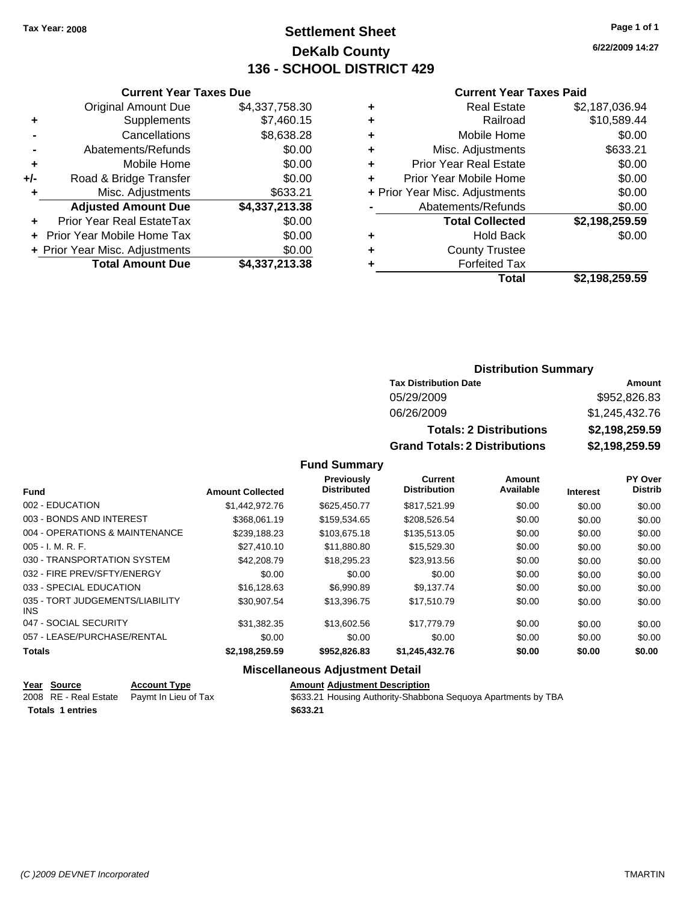Tax Year: 2008

# Settlement Sheet

## DeKalb County

## 136 - SCHOOL DISTRICT 429

6/22/2009 14:27

### Current Year Taxes Due

| | | |
|---|---|---|
| | Original Amount Due | $4,337,758.30 |
| + | Supplements | $7,460.15 |
| - | Cancellations | $8,638.28 |
| - | Abatements/Refunds | $0.00 |
| + | Mobile Home | $0.00 |
| +/- | Road & Bridge Transfer | $0.00 |
| + | Misc. Adjustments | $633.21 |
| | **Adjusted Amount Due** | **$4,337,213.38** |
| + | Prior Year Real EstateTax | $0.00 |
| + | Prior Year Mobile Home Tax | $0.00 |
| + | Prior Year Misc. Adjustments | $0.00 |
| | **Total Amount Due** | **$4,337,213.38** |

### Current Year Taxes Paid

| | | |
|---|---|---|
| + | Real Estate | $2,187,036.94 |
| + | Railroad | $10,589.44 |
| + | Mobile Home | $0.00 |
| + | Misc. Adjustments | $633.21 |
| + | Prior Year Real Estate | $0.00 |
| + | Prior Year Mobile Home | $0.00 |
| + | Prior Year Misc. Adjustments | $0.00 |
| - | Abatements/Refunds | $0.00 |
| | **Total Collected** | **$2,198,259.59** |
| + | Hold Back | $0.00 |
| + | County Trustee | |
| + | Forfeited Tax | |
| | **Total** | **$2,198,259.59** |

### Distribution Summary

| Tax Distribution Date | Amount |
|---|---|
| 05/29/2009 | $952,826.83 |
| 06/26/2009 | $1,245,432.76 |
| **Totals: 2 Distributions** | **$2,198,259.59** |
| **Grand Totals: 2 Distributions** | **$2,198,259.59** |

### Fund Summary

| Fund | Amount Collected | Previously Distributed | Current Distribution | Amount Available | Interest | PY Over Distrib |
|---|---|---|---|---|---|---|
| 002 - EDUCATION | $1,442,972.76 | $625,450.77 | $817,521.99 | $0.00 | $0.00 | $0.00 |
| 003 - BONDS AND INTEREST | $368,061.19 | $159,534.65 | $208,526.54 | $0.00 | $0.00 | $0.00 |
| 004 - OPERATIONS & MAINTENANCE | $239,188.23 | $103,675.18 | $135,513.05 | $0.00 | $0.00 | $0.00 |
| 005 - I. M. R. F. | $27,410.10 | $11,880.80 | $15,529.30 | $0.00 | $0.00 | $0.00 |
| 030 - TRANSPORTATION SYSTEM | $42,208.79 | $18,295.23 | $23,913.56 | $0.00 | $0.00 | $0.00 |
| 032 - FIRE PREV/SFTY/ENERGY | $0.00 | $0.00 | $0.00 | $0.00 | $0.00 | $0.00 |
| 033 - SPECIAL EDUCATION | $16,128.63 | $6,990.89 | $9,137.74 | $0.00 | $0.00 | $0.00 |
| 035 - TORT JUDGEMENTS/LIABILITY INS | $30,907.54 | $13,396.75 | $17,510.79 | $0.00 | $0.00 | $0.00 |
| 047 - SOCIAL SECURITY | $31,382.35 | $13,602.56 | $17,779.79 | $0.00 | $0.00 | $0.00 |
| 057 - LEASE/PURCHASE/RENTAL | $0.00 | $0.00 | $0.00 | $0.00 | $0.00 | $0.00 |
| **Totals** | **$2,198,259.59** | **$952,826.83** | **$1,245,432.76** | **$0.00** | **$0.00** | **$0.00** |

### Miscellaneous Adjustment Detail

| Year | Source | Account Type | Amount | Adjustment Description |
|---|---|---|---|---|
| 2008 | RE - Real Estate | Paymt In Lieu of Tax | $633.21 | Housing Authority-Shabbona Sequoya Apartments by TBA |
| **Totals** | **1 entries** | | **$633.21** | |

(C )2009 DEVNET Incorporated    TMARTIN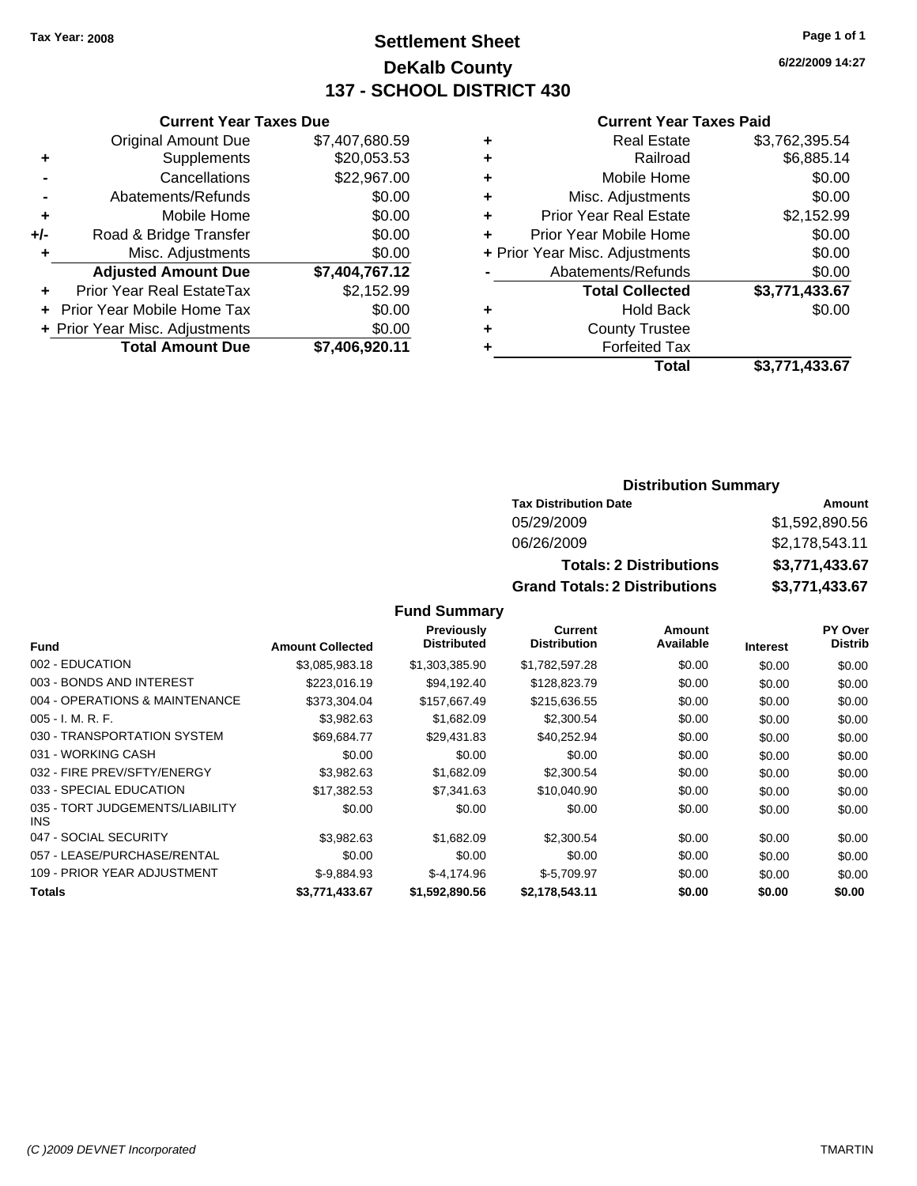Tax Year: 2008

# Settlement Sheet
## DeKalb County
## 137 - SCHOOL DISTRICT 430

6/22/2009 14:27

### Current Year Taxes Due

| | | |
|---|---|---|
| | Original Amount Due | $7,407,680.59 |
| + | Supplements | $20,053.53 |
| - | Cancellations | $22,967.00 |
| - | Abatements/Refunds | $0.00 |
| + | Mobile Home | $0.00 |
| +/- | Road & Bridge Transfer | $0.00 |
| + | Misc. Adjustments | $0.00 |
| | **Adjusted Amount Due** | **$7,404,767.12** |
| + | Prior Year Real EstateTax | $2,152.99 |
| + | Prior Year Mobile Home Tax | $0.00 |
| + | Prior Year Misc. Adjustments | $0.00 |
| | **Total Amount Due** | **$7,406,920.11** |

### Current Year Taxes Paid

| | | |
|---|---|---|
| + | Real Estate | $3,762,395.54 |
| + | Railroad | $6,885.14 |
| + | Mobile Home | $0.00 |
| + | Misc. Adjustments | $0.00 |
| + | Prior Year Real Estate | $2,152.99 |
| + | Prior Year Mobile Home | $0.00 |
| + | Prior Year Misc. Adjustments | $0.00 |
| - | Abatements/Refunds | $0.00 |
| | **Total Collected** | **$3,771,433.67** |
| + | Hold Back | $0.00 |
| + | County Trustee | |
| + | Forfeited Tax | |
| | **Total** | **$3,771,433.67** |

### Distribution Summary

| Tax Distribution Date | Amount |
|---|---|
| 05/29/2009 | $1,592,890.56 |
| 06/26/2009 | $2,178,543.11 |
| **Totals: 2 Distributions** | **$3,771,433.67** |
| **Grand Totals: 2 Distributions** | **$3,771,433.67** |

### Fund Summary

| Fund | Amount Collected | Previously Distributed | Current Distribution | Amount Available | Interest | PY Over Distrib |
|---|---|---|---|---|---|---|
| 002 - EDUCATION | $3,085,983.18 | $1,303,385.90 | $1,782,597.28 | $0.00 | $0.00 | $0.00 |
| 003 - BONDS AND INTEREST | $223,016.19 | $94,192.40 | $128,823.79 | $0.00 | $0.00 | $0.00 |
| 004 - OPERATIONS & MAINTENANCE | $373,304.04 | $157,667.49 | $215,636.55 | $0.00 | $0.00 | $0.00 |
| 005 - I. M. R. F. | $3,982.63 | $1,682.09 | $2,300.54 | $0.00 | $0.00 | $0.00 |
| 030 - TRANSPORTATION SYSTEM | $69,684.77 | $29,431.83 | $40,252.94 | $0.00 | $0.00 | $0.00 |
| 031 - WORKING CASH | $0.00 | $0.00 | $0.00 | $0.00 | $0.00 | $0.00 |
| 032 - FIRE PREV/SFTY/ENERGY | $3,982.63 | $1,682.09 | $2,300.54 | $0.00 | $0.00 | $0.00 |
| 033 - SPECIAL EDUCATION | $17,382.53 | $7,341.63 | $10,040.90 | $0.00 | $0.00 | $0.00 |
| 035 - TORT JUDGEMENTS/LIABILITY INS | $0.00 | $0.00 | $0.00 | $0.00 | $0.00 | $0.00 |
| 047 - SOCIAL SECURITY | $3,982.63 | $1,682.09 | $2,300.54 | $0.00 | $0.00 | $0.00 |
| 057 - LEASE/PURCHASE/RENTAL | $0.00 | $0.00 | $0.00 | $0.00 | $0.00 | $0.00 |
| 109 - PRIOR YEAR ADJUSTMENT | $-9,884.93 | $-4,174.96 | $-5,709.97 | $0.00 | $0.00 | $0.00 |
| **Totals** | **$3,771,433.67** | **$1,592,890.56** | **$2,178,543.11** | **$0.00** | **$0.00** | **$0.00** |

(C )2009 DEVNET Incorporated TMARTIN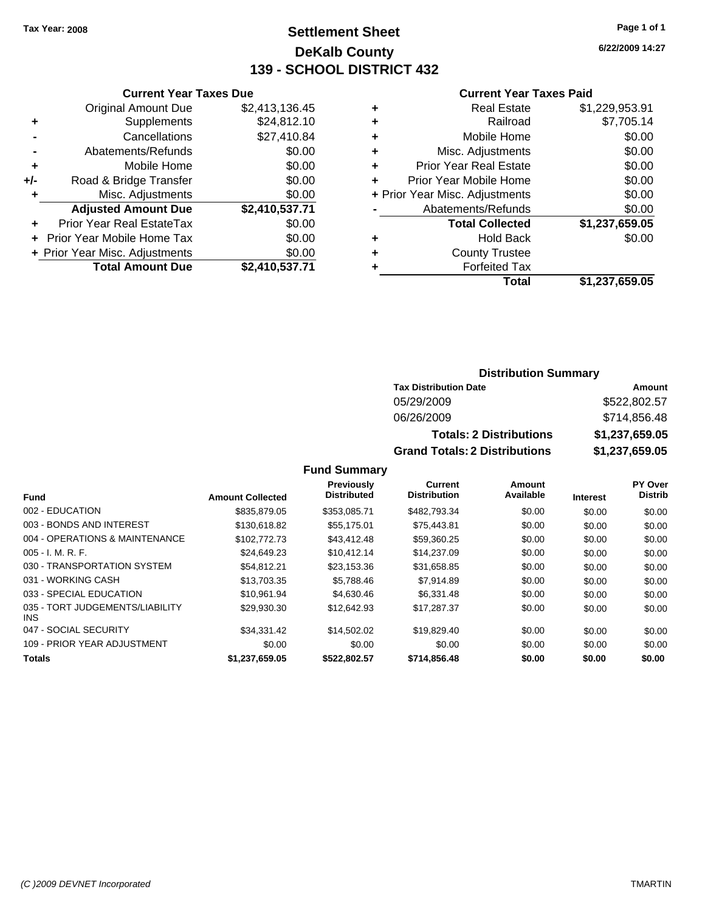Tax Year: 2008

# Settlement Sheet
## DeKalb County
## 139 - SCHOOL DISTRICT 432

6/22/2009 14:27

### Current Year Taxes Due

| | | |
|---|---|---|
| | Original Amount Due | $2,413,136.45 |
| + | Supplements | $24,812.10 |
| - | Cancellations | $27,410.84 |
| - | Abatements/Refunds | $0.00 |
| + | Mobile Home | $0.00 |
| +/- | Road & Bridge Transfer | $0.00 |
| + | Misc. Adjustments | $0.00 |
| | **Adjusted Amount Due** | **$2,410,537.71** |
| + | Prior Year Real EstateTax | $0.00 |
| + | Prior Year Mobile Home Tax | $0.00 |
| + | Prior Year Misc. Adjustments | $0.00 |
| | **Total Amount Due** | **$2,410,537.71** |

### Current Year Taxes Paid

| | | |
|---|---|---|
| + | Real Estate | $1,229,953.91 |
| + | Railroad | $7,705.14 |
| + | Mobile Home | $0.00 |
| + | Misc. Adjustments | $0.00 |
| + | Prior Year Real Estate | $0.00 |
| + | Prior Year Mobile Home | $0.00 |
| + | Prior Year Misc. Adjustments | $0.00 |
| - | Abatements/Refunds | $0.00 |
| | **Total Collected** | **$1,237,659.05** |
| + | Hold Back | $0.00 |
| + | County Trustee | |
| + | Forfeited Tax | |
| | **Total** | **$1,237,659.05** |

### Distribution Summary

| Tax Distribution Date | Amount |
|---|---|
| 05/29/2009 | $522,802.57 |
| 06/26/2009 | $714,856.48 |
| **Totals: 2 Distributions** | **$1,237,659.05** |
| **Grand Totals: 2 Distributions** | **$1,237,659.05** |

### Fund Summary

| Fund | Amount Collected | Previously Distributed | Current Distribution | Amount Available | Interest | PY Over Distrib |
|---|---|---|---|---|---|---|
| 002 - EDUCATION | $835,879.05 | $353,085.71 | $482,793.34 | $0.00 | $0.00 | $0.00 |
| 003 - BONDS AND INTEREST | $130,618.82 | $55,175.01 | $75,443.81 | $0.00 | $0.00 | $0.00 |
| 004 - OPERATIONS & MAINTENANCE | $102,772.73 | $43,412.48 | $59,360.25 | $0.00 | $0.00 | $0.00 |
| 005 - I. M. R. F. | $24,649.23 | $10,412.14 | $14,237.09 | $0.00 | $0.00 | $0.00 |
| 030 - TRANSPORTATION SYSTEM | $54,812.21 | $23,153.36 | $31,658.85 | $0.00 | $0.00 | $0.00 |
| 031 - WORKING CASH | $13,703.35 | $5,788.46 | $7,914.89 | $0.00 | $0.00 | $0.00 |
| 033 - SPECIAL EDUCATION | $10,961.94 | $4,630.46 | $6,331.48 | $0.00 | $0.00 | $0.00 |
| 035 - TORT JUDGEMENTS/LIABILITY INS | $29,930.30 | $12,642.93 | $17,287.37 | $0.00 | $0.00 | $0.00 |
| 047 - SOCIAL SECURITY | $34,331.42 | $14,502.02 | $19,829.40 | $0.00 | $0.00 | $0.00 |
| 109 - PRIOR YEAR ADJUSTMENT | $0.00 | $0.00 | $0.00 | $0.00 | $0.00 | $0.00 |
| **Totals** | **$1,237,659.05** | **$522,802.57** | **$714,856.48** | **$0.00** | **$0.00** | **$0.00** |

(C )2009 DEVNET Incorporated TMARTIN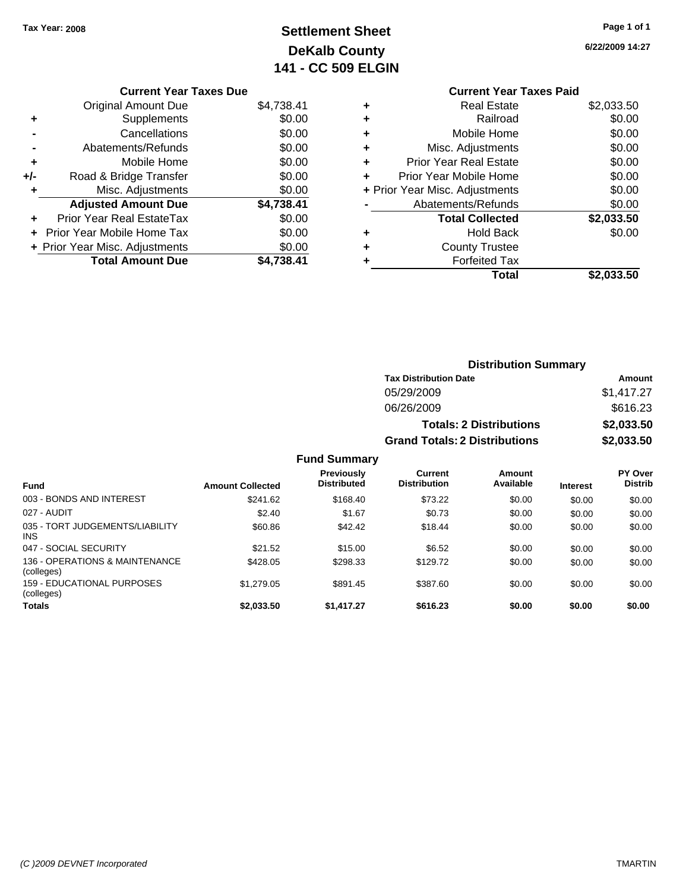Tax Year: 2008

# Settlement Sheet
## DeKalb County
## 141 - CC 509 ELGIN

6/22/2009 14:27

### Current Year Taxes Due

| | | |
|---|---|---|
| | Original Amount Due | $4,738.41 |
| + | Supplements | $0.00 |
| - | Cancellations | $0.00 |
| - | Abatements/Refunds | $0.00 |
| + | Mobile Home | $0.00 |
| +/- | Road & Bridge Transfer | $0.00 |
| + | Misc. Adjustments | $0.00 |
| | **Adjusted Amount Due** | **$4,738.41** |
| + | Prior Year Real EstateTax | $0.00 |
| + | Prior Year Mobile Home Tax | $0.00 |
| + | Prior Year Misc. Adjustments | $0.00 |
| | **Total Amount Due** | **$4,738.41** |

### Current Year Taxes Paid

| | | |
|---|---|---|
| + | Real Estate | $2,033.50 |
| + | Railroad | $0.00 |
| + | Mobile Home | $0.00 |
| + | Misc. Adjustments | $0.00 |
| + | Prior Year Real Estate | $0.00 |
| + | Prior Year Mobile Home | $0.00 |
| + | Prior Year Misc. Adjustments | $0.00 |
| - | Abatements/Refunds | $0.00 |
| | **Total Collected** | **$2,033.50** |
| + | Hold Back | $0.00 |
| + | County Trustee | |
| + | Forfeited Tax | |
| | **Total** | **$2,033.50** |

### Distribution Summary

| Tax Distribution Date | Amount |
|---|---|
| 05/29/2009 | $1,417.27 |
| 06/26/2009 | $616.23 |
| **Totals: 2 Distributions** | **$2,033.50** |
| **Grand Totals: 2 Distributions** | **$2,033.50** |

### Fund Summary

| Fund | Amount Collected | Previously Distributed | Current Distribution | Amount Available | Interest | PY Over Distrib |
|---|---|---|---|---|---|---|
| 003 - BONDS AND INTEREST | $241.62 | $168.40 | $73.22 | $0.00 | $0.00 | $0.00 |
| 027 - AUDIT | $2.40 | $1.67 | $0.73 | $0.00 | $0.00 | $0.00 |
| 035 - TORT JUDGEMENTS/LIABILITY INS | $60.86 | $42.42 | $18.44 | $0.00 | $0.00 | $0.00 |
| 047 - SOCIAL SECURITY | $21.52 | $15.00 | $6.52 | $0.00 | $0.00 | $0.00 |
| 136 - OPERATIONS & MAINTENANCE (colleges) | $428.05 | $298.33 | $129.72 | $0.00 | $0.00 | $0.00 |
| 159 - EDUCATIONAL PURPOSES (colleges) | $1,279.05 | $891.45 | $387.60 | $0.00 | $0.00 | $0.00 |
| **Totals** | **$2,033.50** | **$1,417.27** | **$616.23** | **$0.00** | **$0.00** | **$0.00** |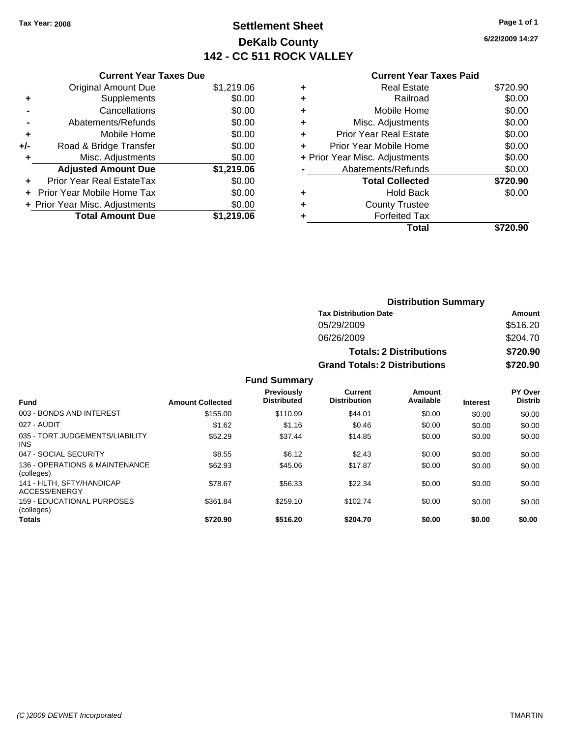Tax Year: 2008

# Settlement Sheet
## DeKalb County
## 142 - CC 511 ROCK VALLEY

6/22/2009 14:27

### Current Year Taxes Due

| | | |
|---|---|---|
| | Original Amount Due | $1,219.06 |
| + | Supplements | $0.00 |
| - | Cancellations | $0.00 |
| - | Abatements/Refunds | $0.00 |
| + | Mobile Home | $0.00 |
| +/- | Road & Bridge Transfer | $0.00 |
| + | Misc. Adjustments | $0.00 |
| | **Adjusted Amount Due** | **$1,219.06** |
| + | Prior Year Real EstateTax | $0.00 |
| + | Prior Year Mobile Home Tax | $0.00 |
| + | Prior Year Misc. Adjustments | $0.00 |
| | **Total Amount Due** | **$1,219.06** |

### Current Year Taxes Paid

| | | |
|---|---|---|
| + | Real Estate | $720.90 |
| + | Railroad | $0.00 |
| + | Mobile Home | $0.00 |
| + | Misc. Adjustments | $0.00 |
| + | Prior Year Real Estate | $0.00 |
| + | Prior Year Mobile Home | $0.00 |
| + | Prior Year Misc. Adjustments | $0.00 |
| - | Abatements/Refunds | $0.00 |
| | **Total Collected** | **$720.90** |
| + | Hold Back | $0.00 |
| + | County Trustee | |
| + | Forfeited Tax | |
| | **Total** | **$720.90** |

### Distribution Summary

| Tax Distribution Date | Amount |
|---|---|
| 05/29/2009 | $516.20 |
| 06/26/2009 | $204.70 |
| **Totals: 2 Distributions** | **$720.90** |
| **Grand Totals: 2 Distributions** | **$720.90** |

### Fund Summary

| Fund | Amount Collected | Previously Distributed | Current Distribution | Amount Available | Interest | PY Over Distrib |
|---|---|---|---|---|---|---|
| 003 - BONDS AND INTEREST | $155.00 | $110.99 | $44.01 | $0.00 | $0.00 | $0.00 |
| 027 - AUDIT | $1.62 | $1.16 | $0.46 | $0.00 | $0.00 | $0.00 |
| 035 - TORT JUDGEMENTS/LIABILITY INS | $52.29 | $37.44 | $14.85 | $0.00 | $0.00 | $0.00 |
| 047 - SOCIAL SECURITY | $8.55 | $6.12 | $2.43 | $0.00 | $0.00 | $0.00 |
| 136 - OPERATIONS & MAINTENANCE (colleges) | $62.93 | $45.06 | $17.87 | $0.00 | $0.00 | $0.00 |
| 141 - HLTH, SFTY/HANDICAP ACCESS/ENERGY | $78.67 | $56.33 | $22.34 | $0.00 | $0.00 | $0.00 |
| 159 - EDUCATIONAL PURPOSES (colleges) | $361.84 | $259.10 | $102.74 | $0.00 | $0.00 | $0.00 |
| **Totals** | **$720.90** | **$516.20** | **$204.70** | **$0.00** | **$0.00** | **$0.00** |

(C )2009 DEVNET Incorporated TMARTIN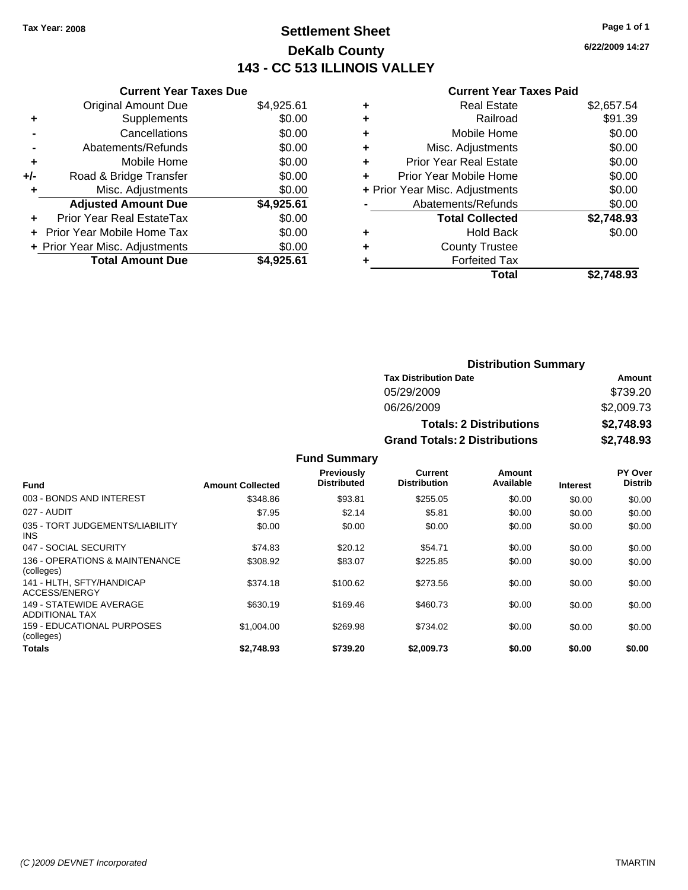Tax Year: 2008

# Settlement Sheet
## DeKalb County
## 143 - CC 513 ILLINOIS VALLEY

6/22/2009 14:27

### Current Year Taxes Due

| | | |
|---|---|---|
| | Original Amount Due | $4,925.61 |
| + | Supplements | $0.00 |
| - | Cancellations | $0.00 |
| - | Abatements/Refunds | $0.00 |
| + | Mobile Home | $0.00 |
| +/- | Road & Bridge Transfer | $0.00 |
| + | Misc. Adjustments | $0.00 |
| | **Adjusted Amount Due** | **$4,925.61** |
| + | Prior Year Real EstateTax | $0.00 |
| + | Prior Year Mobile Home Tax | $0.00 |
| + | Prior Year Misc. Adjustments | $0.00 |
| | **Total Amount Due** | **$4,925.61** |

### Current Year Taxes Paid

| | | |
|---|---|---|
| + | Real Estate | $2,657.54 |
| + | Railroad | $91.39 |
| + | Mobile Home | $0.00 |
| + | Misc. Adjustments | $0.00 |
| + | Prior Year Real Estate | $0.00 |
| + | Prior Year Mobile Home | $0.00 |
| + | Prior Year Misc. Adjustments | $0.00 |
| - | Abatements/Refunds | $0.00 |
| | **Total Collected** | **$2,748.93** |
| + | Hold Back | $0.00 |
| + | County Trustee | |
| + | Forfeited Tax | |
| | **Total** | **$2,748.93** |

### Distribution Summary

| Tax Distribution Date | Amount |
|---|---|
| 05/29/2009 | $739.20 |
| 06/26/2009 | $2,009.73 |
| **Totals: 2 Distributions** | **$2,748.93** |
| **Grand Totals: 2 Distributions** | **$2,748.93** |

### Fund Summary

| Fund | Amount Collected | Previously Distributed | Current Distribution | Amount Available | Interest | PY Over Distrib |
|---|---|---|---|---|---|---|
| 003 - BONDS AND INTEREST | $348.86 | $93.81 | $255.05 | $0.00 | $0.00 | $0.00 |
| 027 - AUDIT | $7.95 | $2.14 | $5.81 | $0.00 | $0.00 | $0.00 |
| 035 - TORT JUDGEMENTS/LIABILITY INS | $0.00 | $0.00 | $0.00 | $0.00 | $0.00 | $0.00 |
| 047 - SOCIAL SECURITY | $74.83 | $20.12 | $54.71 | $0.00 | $0.00 | $0.00 |
| 136 - OPERATIONS & MAINTENANCE (colleges) | $308.92 | $83.07 | $225.85 | $0.00 | $0.00 | $0.00 |
| 141 - HLTH, SFTY/HANDICAP ACCESS/ENERGY | $374.18 | $100.62 | $273.56 | $0.00 | $0.00 | $0.00 |
| 149 - STATEWIDE AVERAGE ADDITIONAL TAX | $630.19 | $169.46 | $460.73 | $0.00 | $0.00 | $0.00 |
| 159 - EDUCATIONAL PURPOSES (colleges) | $1,004.00 | $269.98 | $734.02 | $0.00 | $0.00 | $0.00 |
| **Totals** | **$2,748.93** | **$739.20** | **$2,009.73** | **$0.00** | **$0.00** | **$0.00** |

(C )2009 DEVNET Incorporated TMARTIN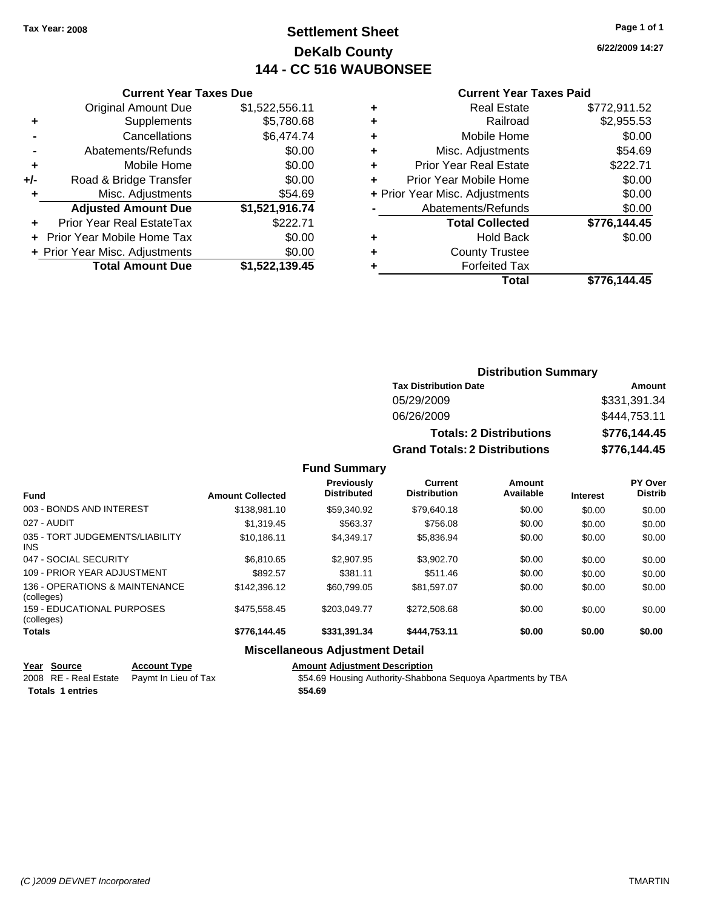Tax Year: 2008

# Settlement Sheet
## DeKalb County
## 144 - CC 516 WAUBONSEE

6/22/2009 14:27

### Current Year Taxes Due

| | | |
|---|---|---|
| | Original Amount Due | $1,522,556.11 |
| + | Supplements | $5,780.68 |
| - | Cancellations | $6,474.74 |
| - | Abatements/Refunds | $0.00 |
| + | Mobile Home | $0.00 |
| +/- | Road & Bridge Transfer | $0.00 |
| + | Misc. Adjustments | $54.69 |
| | **Adjusted Amount Due** | **$1,521,916.74** |
| + | Prior Year Real EstateTax | $222.71 |
| + | Prior Year Mobile Home Tax | $0.00 |
| + | Prior Year Misc. Adjustments | $0.00 |
| | **Total Amount Due** | **$1,522,139.45** |

### Current Year Taxes Paid

| | | |
|---|---|---|
| + | Real Estate | $772,911.52 |
| + | Railroad | $2,955.53 |
| + | Mobile Home | $0.00 |
| + | Misc. Adjustments | $54.69 |
| + | Prior Year Real Estate | $222.71 |
| + | Prior Year Mobile Home | $0.00 |
| + | Prior Year Misc. Adjustments | $0.00 |
| - | Abatements/Refunds | $0.00 |
| | **Total Collected** | **$776,144.45** |
| + | Hold Back | $0.00 |
| + | County Trustee | |
| + | Forfeited Tax | |
| | **Total** | **$776,144.45** |

### Distribution Summary

| Tax Distribution Date | Amount |
|---|---|
| 05/29/2009 | $331,391.34 |
| 06/26/2009 | $444,753.11 |
| **Totals: 2 Distributions** | **$776,144.45** |
| **Grand Totals: 2 Distributions** | **$776,144.45** |

### Fund Summary

| Fund | Amount Collected | Previously Distributed | Current Distribution | Amount Available | Interest | PY Over Distrib |
|---|---|---|---|---|---|---|
| 003 - BONDS AND INTEREST | $138,981.10 | $59,340.92 | $79,640.18 | $0.00 | $0.00 | $0.00 |
| 027 - AUDIT | $1,319.45 | $563.37 | $756.08 | $0.00 | $0.00 | $0.00 |
| 035 - TORT JUDGEMENTS/LIABILITY INS | $10,186.11 | $4,349.17 | $5,836.94 | $0.00 | $0.00 | $0.00 |
| 047 - SOCIAL SECURITY | $6,810.65 | $2,907.95 | $3,902.70 | $0.00 | $0.00 | $0.00 |
| 109 - PRIOR YEAR ADJUSTMENT | $892.57 | $381.11 | $511.46 | $0.00 | $0.00 | $0.00 |
| 136 - OPERATIONS & MAINTENANCE (colleges) | $142,396.12 | $60,799.05 | $81,597.07 | $0.00 | $0.00 | $0.00 |
| 159 - EDUCATIONAL PURPOSES (colleges) | $475,558.45 | $203,049.77 | $272,508.68 | $0.00 | $0.00 | $0.00 |
| **Totals** | **$776,144.45** | **$331,391.34** | **$444,753.11** | **$0.00** | **$0.00** | **$0.00** |

### Miscellaneous Adjustment Detail

| Year | Source | Account Type | Amount | Adjustment Description |
|---|---|---|---|---|
| 2008 | RE - Real Estate | Paymt In Lieu of Tax | $54.69 | Housing Authority-Shabbona Sequoya Apartments by TBA |
| **Totals 1 entries** | | | **$54.69** | |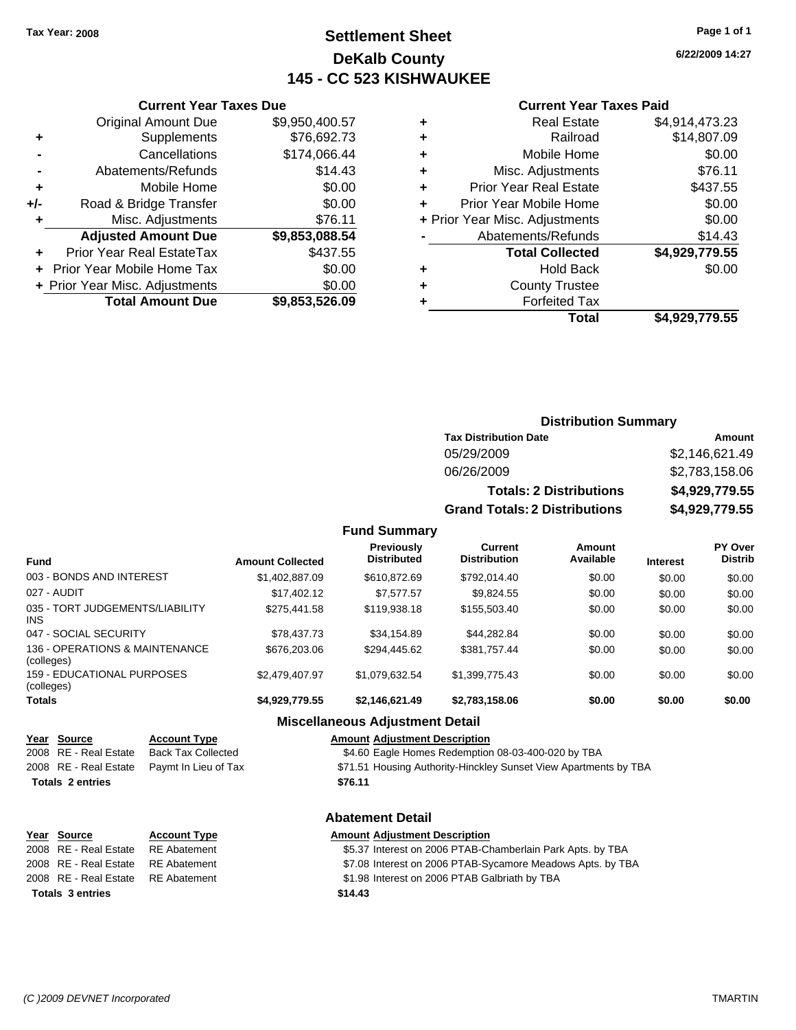Tax Year: 2008

# Settlement Sheet
## DeKalb County
## 145 - CC 523 KISHWAUKEE

6/22/2009 14:27

### Current Year Taxes Due

| | | |
|---|---|---|
| | Original Amount Due | $9,950,400.57 |
| + | Supplements | $76,692.73 |
| - | Cancellations | $174,066.44 |
| - | Abatements/Refunds | $14.43 |
| + | Mobile Home | $0.00 |
| +/- | Road & Bridge Transfer | $0.00 |
| + | Misc. Adjustments | $76.11 |
| | **Adjusted Amount Due** | **$9,853,088.54** |
| + | Prior Year Real EstateTax | $437.55 |
| + | Prior Year Mobile Home Tax | $0.00 |
| + | Prior Year Misc. Adjustments | $0.00 |
| | **Total Amount Due** | **$9,853,526.09** |

### Current Year Taxes Paid

| | | |
|---|---|---|
| + | Real Estate | $4,914,473.23 |
| + | Railroad | $14,807.09 |
| + | Mobile Home | $0.00 |
| + | Misc. Adjustments | $76.11 |
| + | Prior Year Real Estate | $437.55 |
| + | Prior Year Mobile Home | $0.00 |
| + | Prior Year Misc. Adjustments | $0.00 |
| - | Abatements/Refunds | $14.43 |
| | **Total Collected** | **$4,929,779.55** |
| + | Hold Back | $0.00 |
| + | County Trustee | |
| + | Forfeited Tax | |
| | **Total** | **$4,929,779.55** |

### Distribution Summary

| Tax Distribution Date | Amount |
|---|---|
| 05/29/2009 | $2,146,621.49 |
| 06/26/2009 | $2,783,158.06 |
| **Totals: 2 Distributions** | **$4,929,779.55** |
| **Grand Totals: 2 Distributions** | **$4,929,779.55** |

### Fund Summary

| Fund | Amount Collected | Previously Distributed | Current Distribution | Amount Available | Interest | PY Over Distrib |
|---|---|---|---|---|---|---|
| 003 - BONDS AND INTEREST | $1,402,887.09 | $610,872.69 | $792,014.40 | $0.00 | $0.00 | $0.00 |
| 027 - AUDIT | $17,402.12 | $7,577.57 | $9,824.55 | $0.00 | $0.00 | $0.00 |
| 035 - TORT JUDGEMENTS/LIABILITY INS | $275,441.58 | $119,938.18 | $155,503.40 | $0.00 | $0.00 | $0.00 |
| 047 - SOCIAL SECURITY | $78,437.73 | $34,154.89 | $44,282.84 | $0.00 | $0.00 | $0.00 |
| 136 - OPERATIONS & MAINTENANCE (colleges) | $676,203.06 | $294,445.62 | $381,757.44 | $0.00 | $0.00 | $0.00 |
| 159 - EDUCATIONAL PURPOSES (colleges) | $2,479,407.97 | $1,079,632.54 | $1,399,775.43 | $0.00 | $0.00 | $0.00 |
| **Totals** | **$4,929,779.55** | **$2,146,621.49** | **$2,783,158.06** | **$0.00** | **$0.00** | **$0.00** |

### Miscellaneous Adjustment Detail

| Year | Source | Account Type | Amount | Adjustment Description |
|---|---|---|---|---|
| 2008 | RE - Real Estate | Back Tax Collected | $4.60 | Eagle Homes Redemption 08-03-400-020 by TBA |
| 2008 | RE - Real Estate | Paymt In Lieu of Tax | $71.51 | Housing Authority-Hinckley Sunset View Apartments by TBA |
| **Totals 2 entries** | | | **$76.11** | |

### Abatement Detail

| Year | Source | Account Type | Amount | Adjustment Description |
|---|---|---|---|---|
| 2008 | RE - Real Estate | RE Abatement | $5.37 | Interest on 2006 PTAB-Chamberlain Park Apts. by TBA |
| 2008 | RE - Real Estate | RE Abatement | $7.08 | Interest on 2006 PTAB-Sycamore Meadows Apts. by TBA |
| 2008 | RE - Real Estate | RE Abatement | $1.98 | Interest on 2006 PTAB Galbriath by TBA |
| **Totals 3 entries** | | | **$14.43** | |

(C )2009 DEVNET Incorporated TMARTIN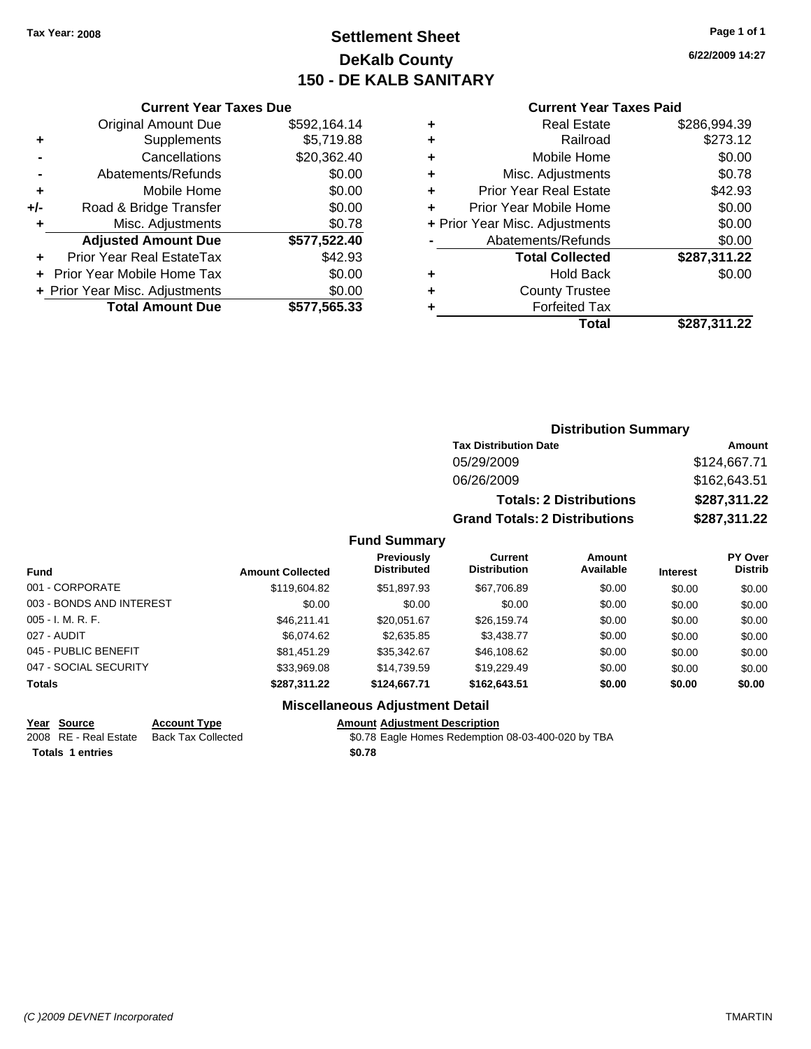Tax Year: 2008

# Settlement Sheet
## DeKalb County
## 150 - DE KALB SANITARY

6/22/2009 14:27

### Current Year Taxes Due

| | | |
|---|---|---|
| | Original Amount Due | $592,164.14 |
| + | Supplements | $5,719.88 |
| - | Cancellations | $20,362.40 |
| - | Abatements/Refunds | $0.00 |
| + | Mobile Home | $0.00 |
| +/- | Road & Bridge Transfer | $0.00 |
| + | Misc. Adjustments | $0.78 |
| | **Adjusted Amount Due** | **$577,522.40** |
| + | Prior Year Real EstateTax | $42.93 |
| + | Prior Year Mobile Home Tax | $0.00 |
| + | Prior Year Misc. Adjustments | $0.00 |
| | **Total Amount Due** | **$577,565.33** |

### Current Year Taxes Paid

| | | |
|---|---|---|
| + | Real Estate | $286,994.39 |
| + | Railroad | $273.12 |
| + | Mobile Home | $0.00 |
| + | Misc. Adjustments | $0.78 |
| + | Prior Year Real Estate | $42.93 |
| + | Prior Year Mobile Home | $0.00 |
| + | Prior Year Misc. Adjustments | $0.00 |
| - | Abatements/Refunds | $0.00 |
| | **Total Collected** | **$287,311.22** |
| + | Hold Back | $0.00 |
| + | County Trustee | |
| + | Forfeited Tax | |
| | **Total** | **$287,311.22** |

### Distribution Summary

| Tax Distribution Date | Amount |
|---|---|
| 05/29/2009 | $124,667.71 |
| 06/26/2009 | $162,643.51 |
| **Totals: 2 Distributions** | **$287,311.22** |
| **Grand Totals: 2 Distributions** | **$287,311.22** |

### Fund Summary

| Fund | Amount Collected | Previously Distributed | Current Distribution | Amount Available | Interest | PY Over Distrib |
|---|---|---|---|---|---|---|
| 001 - CORPORATE | $119,604.82 | $51,897.93 | $67,706.89 | $0.00 | $0.00 | $0.00 |
| 003 - BONDS AND INTEREST | $0.00 | $0.00 | $0.00 | $0.00 | $0.00 | $0.00 |
| 005 - I. M. R. F. | $46,211.41 | $20,051.67 | $26,159.74 | $0.00 | $0.00 | $0.00 |
| 027 - AUDIT | $6,074.62 | $2,635.85 | $3,438.77 | $0.00 | $0.00 | $0.00 |
| 045 - PUBLIC BENEFIT | $81,451.29 | $35,342.67 | $46,108.62 | $0.00 | $0.00 | $0.00 |
| 047 - SOCIAL SECURITY | $33,969.08 | $14,739.59 | $19,229.49 | $0.00 | $0.00 | $0.00 |
| **Totals** | **$287,311.22** | **$124,667.71** | **$162,643.51** | **$0.00** | **$0.00** | **$0.00** |

### Miscellaneous Adjustment Detail

| Year | Source | Account Type | Amount | Adjustment Description |
|---|---|---|---|---|
| 2008 | RE - Real Estate | Back Tax Collected | $0.78 | Eagle Homes Redemption 08-03-400-020 by TBA |
| **Totals** | **1 entries** | | **$0.78** | |

(C )2009 DEVNET Incorporated TMARTIN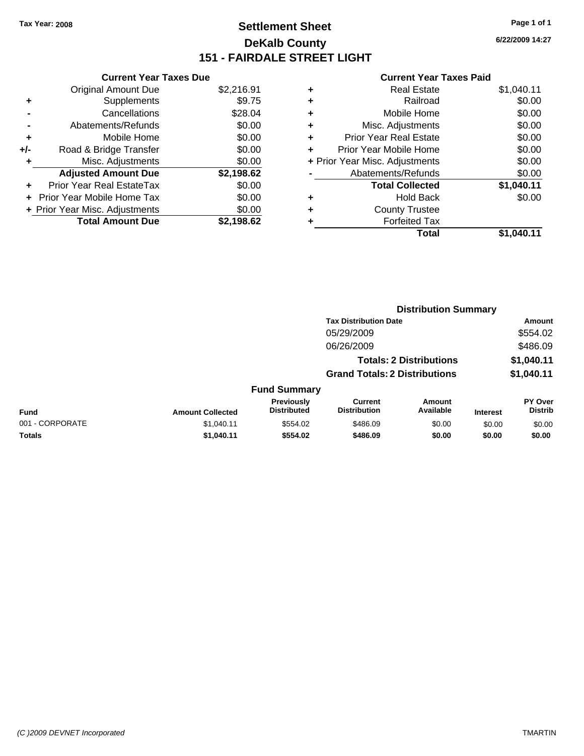Tax Year: 2008

# Settlement Sheet

## DeKalb County

## 151 - FAIRDALE STREET LIGHT

6/22/2009 14:27

### Current Year Taxes Due

| | | |
|---|---|---|
| | Original Amount Due | $2,216.91 |
| + | Supplements | $9.75 |
| - | Cancellations | $28.04 |
| - | Abatements/Refunds | $0.00 |
| + | Mobile Home | $0.00 |
| +/- | Road & Bridge Transfer | $0.00 |
| + | Misc. Adjustments | $0.00 |
| | **Adjusted Amount Due** | **$2,198.62** |
| + | Prior Year Real EstateTax | $0.00 |
| + | Prior Year Mobile Home Tax | $0.00 |
| + | Prior Year Misc. Adjustments | $0.00 |
| | **Total Amount Due** | **$2,198.62** |

### Current Year Taxes Paid

| | | |
|---|---|---|
| + | Real Estate | $1,040.11 |
| + | Railroad | $0.00 |
| + | Mobile Home | $0.00 |
| + | Misc. Adjustments | $0.00 |
| + | Prior Year Real Estate | $0.00 |
| + | Prior Year Mobile Home | $0.00 |
| + | Prior Year Misc. Adjustments | $0.00 |
| - | Abatements/Refunds | $0.00 |
| | **Total Collected** | **$1,040.11** |
| + | Hold Back | $0.00 |
| + | County Trustee | |
| + | Forfeited Tax | |
| | **Total** | **$1,040.11** |

### Distribution Summary

| Tax Distribution Date | Amount |
|---|---|
| 05/29/2009 | $554.02 |
| 06/26/2009 | $486.09 |
| **Totals: 2 Distributions** | **$1,040.11** |
| **Grand Totals: 2 Distributions** | **$1,040.11** |

### Fund Summary

| Fund | Amount Collected | Previously Distributed | Current Distribution | Amount Available | Interest | PY Over Distrib |
|---|---|---|---|---|---|---|
| 001 - CORPORATE | $1,040.11 | $554.02 | $486.09 | $0.00 | $0.00 | $0.00 |
| **Totals** | **$1,040.11** | **$554.02** | **$486.09** | **$0.00** | **$0.00** | **$0.00** |

(C )2009 DEVNET Incorporated TMARTIN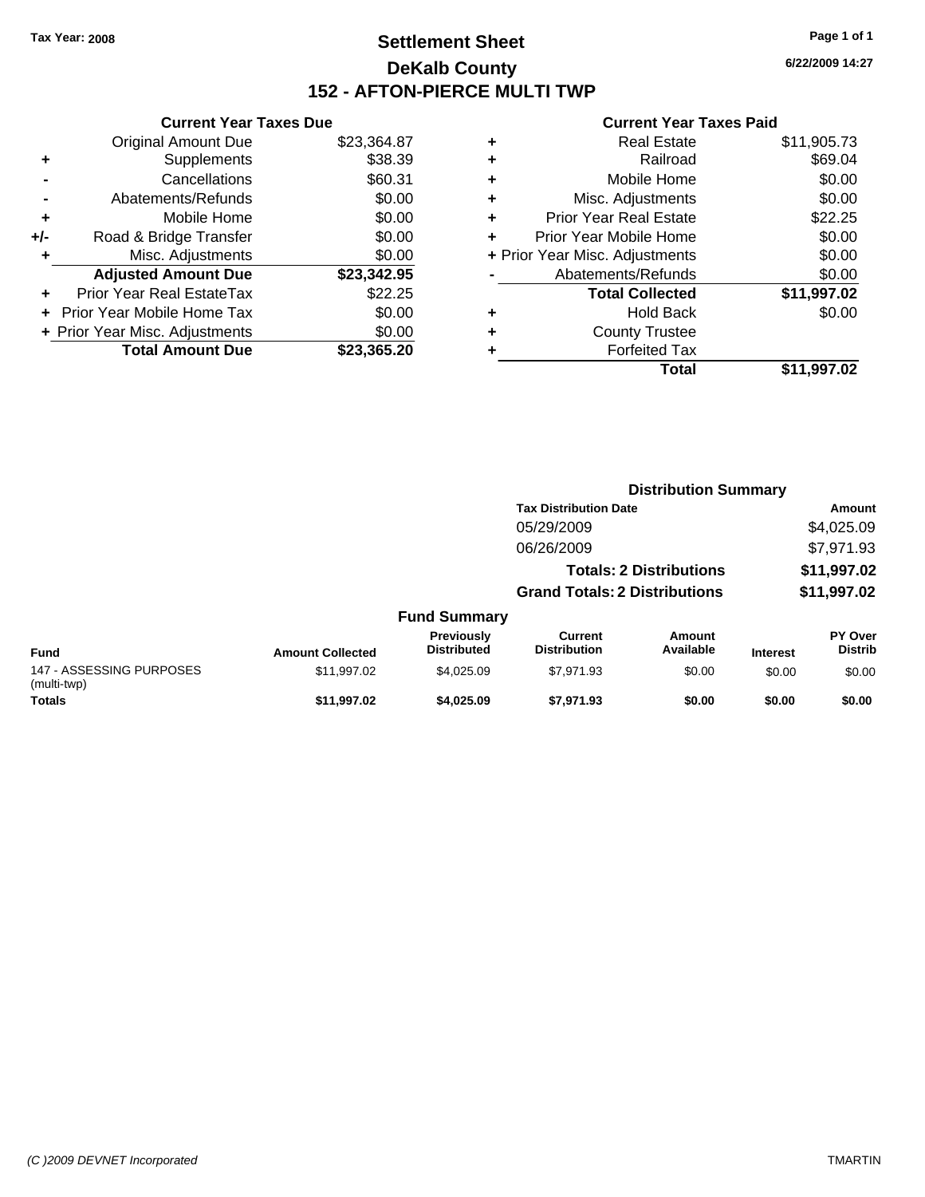Tax Year: 2008

# Settlement Sheet

## DeKalb County

## 152 - AFTON-PIERCE MULTI TWP

6/22/2009 14:27

### Current Year Taxes Due

| | | |
|---|---|---|
| | Original Amount Due | $23,364.87 |
| + | Supplements | $38.39 |
| - | Cancellations | $60.31 |
| - | Abatements/Refunds | $0.00 |
| + | Mobile Home | $0.00 |
| +/- | Road & Bridge Transfer | $0.00 |
| + | Misc. Adjustments | $0.00 |
| | **Adjusted Amount Due** | **$23,342.95** |
| + | Prior Year Real EstateTax | $22.25 |
| + | Prior Year Mobile Home Tax | $0.00 |
| + | Prior Year Misc. Adjustments | $0.00 |
| | **Total Amount Due** | **$23,365.20** |

### Current Year Taxes Paid

| | | |
|---|---|---|
| + | Real Estate | $11,905.73 |
| + | Railroad | $69.04 |
| + | Mobile Home | $0.00 |
| + | Misc. Adjustments | $0.00 |
| + | Prior Year Real Estate | $22.25 |
| + | Prior Year Mobile Home | $0.00 |
| + | Prior Year Misc. Adjustments | $0.00 |
| - | Abatements/Refunds | $0.00 |
| | **Total Collected** | **$11,997.02** |
| + | Hold Back | $0.00 |
| + | County Trustee | |
| + | Forfeited Tax | |
| | **Total** | **$11,997.02** |

### Distribution Summary

| Tax Distribution Date | Amount |
|---|---|
| 05/29/2009 | $4,025.09 |
| 06/26/2009 | $7,971.93 |
| **Totals: 2 Distributions** | **$11,997.02** |
| **Grand Totals: 2 Distributions** | **$11,997.02** |

### Fund Summary

| Fund | Amount Collected | Previously Distributed | Current Distribution | Amount Available | Interest | PY Over Distrib |
|---|---|---|---|---|---|---|
| 147 - ASSESSING PURPOSES (multi-twp) | $11,997.02 | $4,025.09 | $7,971.93 | $0.00 | $0.00 | $0.00 |
| **Totals** | **$11,997.02** | **$4,025.09** | **$7,971.93** | **$0.00** | **$0.00** | **$0.00** |

(C )2009 DEVNET Incorporated TMARTIN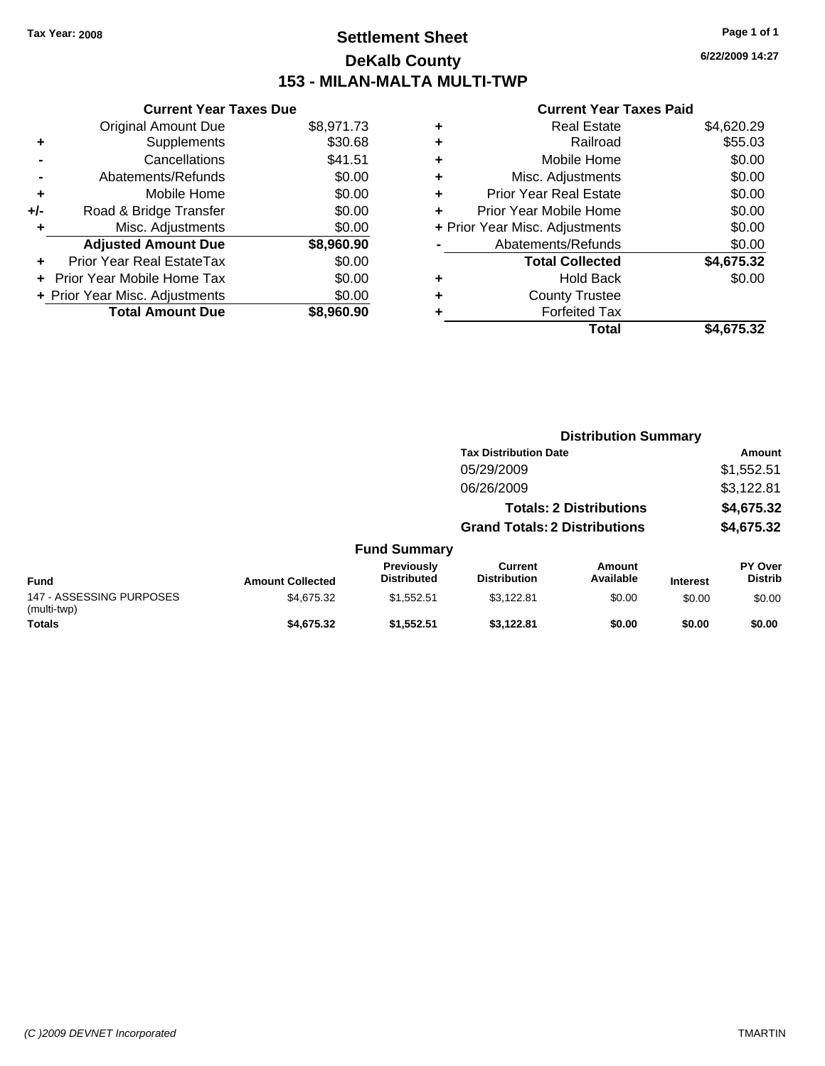Tax Year: 2008

# Settlement Sheet
## DeKalb County
## 153 - MILAN-MALTA MULTI-TWP

6/22/2009 14:27

### Current Year Taxes Due

| | | |
|---|---|---|
| | Original Amount Due | $8,971.73 |
| + | Supplements | $30.68 |
| - | Cancellations | $41.51 |
| - | Abatements/Refunds | $0.00 |
| + | Mobile Home | $0.00 |
| +/- | Road & Bridge Transfer | $0.00 |
| + | Misc. Adjustments | $0.00 |
| | **Adjusted Amount Due** | **$8,960.90** |
| + | Prior Year Real EstateTax | $0.00 |
| + | Prior Year Mobile Home Tax | $0.00 |
| + | Prior Year Misc. Adjustments | $0.00 |
| | **Total Amount Due** | **$8,960.90** |

### Current Year Taxes Paid

| | | |
|---|---|---|
| + | Real Estate | $4,620.29 |
| + | Railroad | $55.03 |
| + | Mobile Home | $0.00 |
| + | Misc. Adjustments | $0.00 |
| + | Prior Year Real Estate | $0.00 |
| + | Prior Year Mobile Home | $0.00 |
| + | Prior Year Misc. Adjustments | $0.00 |
| - | Abatements/Refunds | $0.00 |
| | **Total Collected** | **$4,675.32** |
| + | Hold Back | $0.00 |
| + | County Trustee | |
| + | Forfeited Tax | |
| | **Total** | **$4,675.32** |

### Distribution Summary

| Tax Distribution Date | Amount |
|---|---|
| 05/29/2009 | $1,552.51 |
| 06/26/2009 | $3,122.81 |
| **Totals: 2 Distributions** | **$4,675.32** |
| **Grand Totals: 2 Distributions** | **$4,675.32** |

### Fund Summary

| Fund | Amount Collected | Previously Distributed | Current Distribution | Amount Available | Interest | PY Over Distrib |
|---|---|---|---|---|---|---|
| 147 - ASSESSING PURPOSES (multi-twp) | $4,675.32 | $1,552.51 | $3,122.81 | $0.00 | $0.00 | $0.00 |
| **Totals** | **$4,675.32** | **$1,552.51** | **$3,122.81** | **$0.00** | **$0.00** | **$0.00** |

(C )2009 DEVNET Incorporated TMARTIN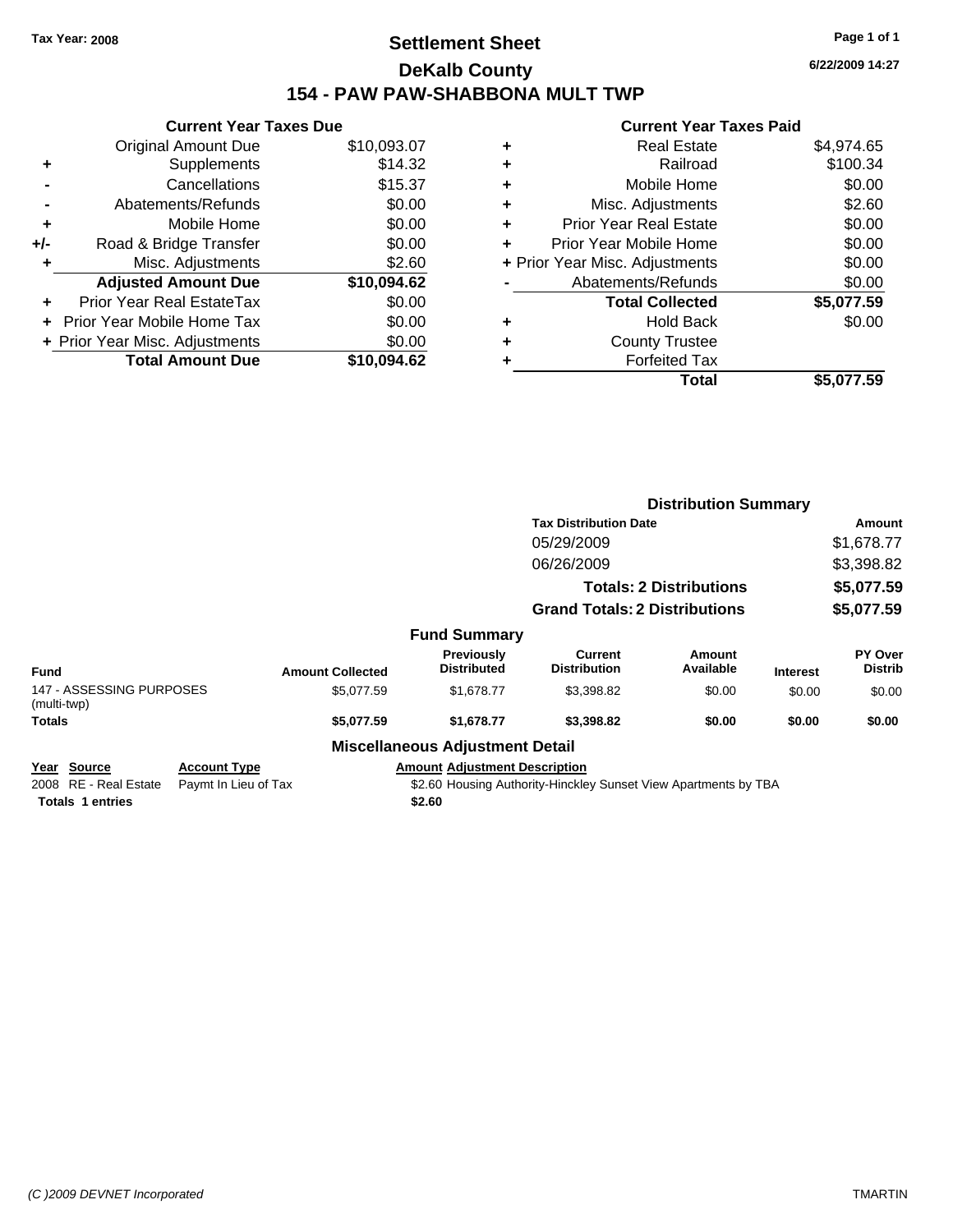Tax Year: 2008

# Settlement Sheet
## DeKalb County
## 154 - PAW PAW-SHABBONA MULT TWP

6/22/2009 14:27

### Current Year Taxes Due

| | | |
|---|---|---|
| | Original Amount Due | $10,093.07 |
| + | Supplements | $14.32 |
| - | Cancellations | $15.37 |
| - | Abatements/Refunds | $0.00 |
| + | Mobile Home | $0.00 |
| +/- | Road & Bridge Transfer | $0.00 |
| + | Misc. Adjustments | $2.60 |
| | **Adjusted Amount Due** | **$10,094.62** |
| + | Prior Year Real EstateTax | $0.00 |
| + | Prior Year Mobile Home Tax | $0.00 |
| + | Prior Year Misc. Adjustments | $0.00 |
| | **Total Amount Due** | **$10,094.62** |

### Current Year Taxes Paid

| | | |
|---|---|---|
| + | Real Estate | $4,974.65 |
| + | Railroad | $100.34 |
| + | Mobile Home | $0.00 |
| + | Misc. Adjustments | $2.60 |
| + | Prior Year Real Estate | $0.00 |
| + | Prior Year Mobile Home | $0.00 |
| + | Prior Year Misc. Adjustments | $0.00 |
| - | Abatements/Refunds | $0.00 |
| | **Total Collected** | **$5,077.59** |
| + | Hold Back | $0.00 |
| + | County Trustee | |
| + | Forfeited Tax | |
| | **Total** | **$5,077.59** |

### Distribution Summary

| Tax Distribution Date | Amount |
|---|---|
| 05/29/2009 | $1,678.77 |
| 06/26/2009 | $3,398.82 |
| **Totals: 2 Distributions** | **$5,077.59** |
| **Grand Totals: 2 Distributions** | **$5,077.59** |

### Fund Summary

| Fund | Amount Collected | Previously Distributed | Current Distribution | Amount Available | Interest | PY Over Distrib |
|---|---|---|---|---|---|---|
| 147 - ASSESSING PURPOSES (multi-twp) | $5,077.59 | $1,678.77 | $3,398.82 | $0.00 | $0.00 | $0.00 |
| **Totals** | **$5,077.59** | **$1,678.77** | **$3,398.82** | **$0.00** | **$0.00** | **$0.00** |

### Miscellaneous Adjustment Detail

| Year | Source | Account Type | Amount | Adjustment Description |
|---|---|---|---|---|
| 2008 | RE - Real Estate | Paymt In Lieu of Tax | $2.60 | Housing Authority-Hinckley Sunset View Apartments by TBA |
| **Totals 1 entries** | | | **$2.60** | |

(C )2009 DEVNET Incorporated TMARTIN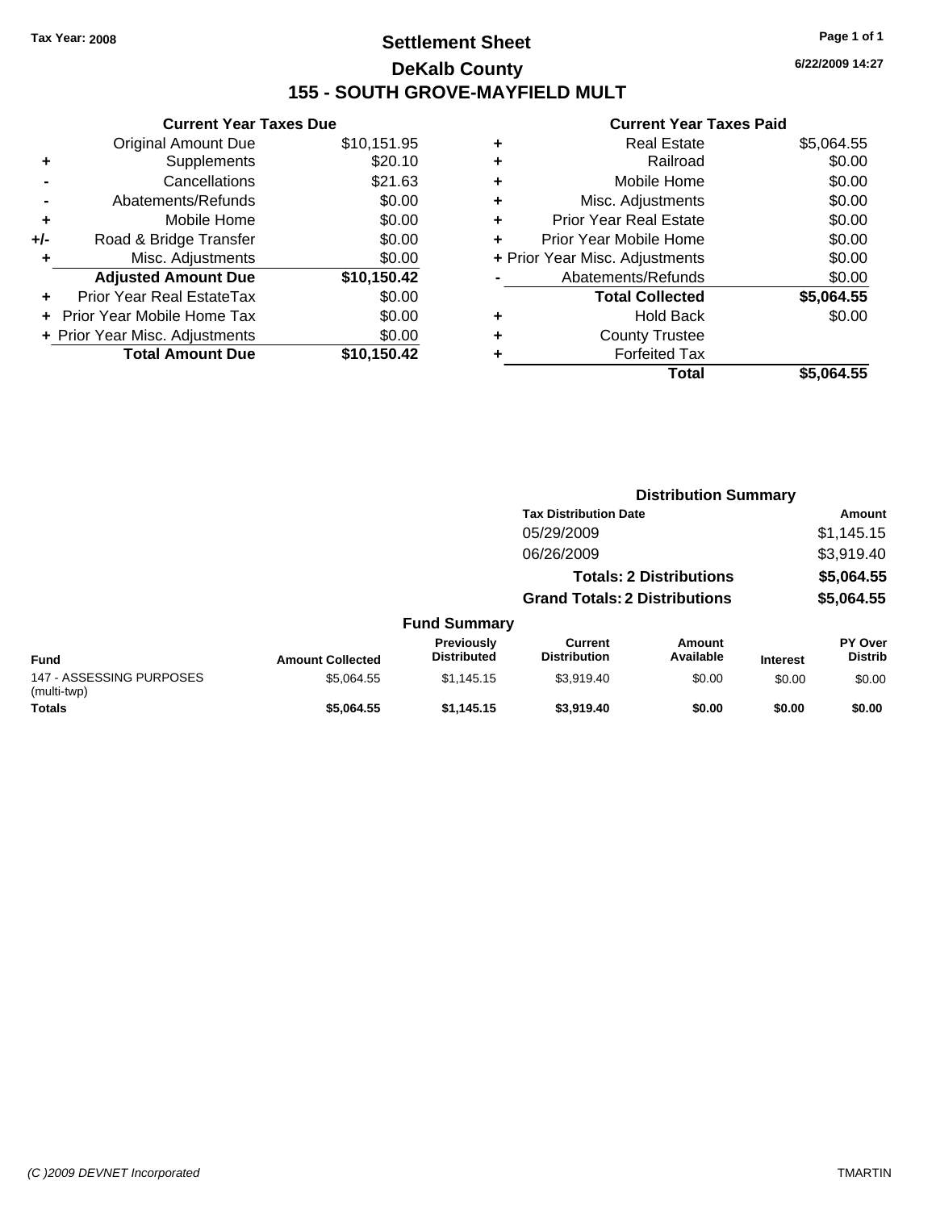Tax Year: 2008

# Settlement Sheet

## DeKalb County

## 155 - SOUTH GROVE-MAYFIELD MULT

6/22/2009 14:27

### Current Year Taxes Due

| | | |
|---|---|---|
| | Original Amount Due | $10,151.95 |
| + | Supplements | $20.10 |
| - | Cancellations | $21.63 |
| - | Abatements/Refunds | $0.00 |
| + | Mobile Home | $0.00 |
| +/- | Road & Bridge Transfer | $0.00 |
| + | Misc. Adjustments | $0.00 |
| | **Adjusted Amount Due** | **$10,150.42** |
| + | Prior Year Real EstateTax | $0.00 |
| + | Prior Year Mobile Home Tax | $0.00 |
| + | Prior Year Misc. Adjustments | $0.00 |
| | **Total Amount Due** | **$10,150.42** |

### Current Year Taxes Paid

| | | |
|---|---|---|
| + | Real Estate | $5,064.55 |
| + | Railroad | $0.00 |
| + | Mobile Home | $0.00 |
| + | Misc. Adjustments | $0.00 |
| + | Prior Year Real Estate | $0.00 |
| + | Prior Year Mobile Home | $0.00 |
| + | Prior Year Misc. Adjustments | $0.00 |
| - | Abatements/Refunds | $0.00 |
| | **Total Collected** | **$5,064.55** |
| + | Hold Back | $0.00 |
| + | County Trustee | |
| + | Forfeited Tax | |
| | **Total** | **$5,064.55** |

### Distribution Summary

| Tax Distribution Date | Amount |
|---|---|
| 05/29/2009 | $1,145.15 |
| 06/26/2009 | $3,919.40 |
| **Totals: 2 Distributions** | **$5,064.55** |
| **Grand Totals: 2 Distributions** | **$5,064.55** |

### Fund Summary

| Fund | Amount Collected | Previously Distributed | Current Distribution | Amount Available | Interest | PY Over Distrib |
|---|---|---|---|---|---|---|
| 147 - ASSESSING PURPOSES (multi-twp) | $5,064.55 | $1,145.15 | $3,919.40 | $0.00 | $0.00 | $0.00 |
| **Totals** | **$5,064.55** | **$1,145.15** | **$3,919.40** | **$0.00** | **$0.00** | **$0.00** |

(C )2009 DEVNET Incorporated TMARTIN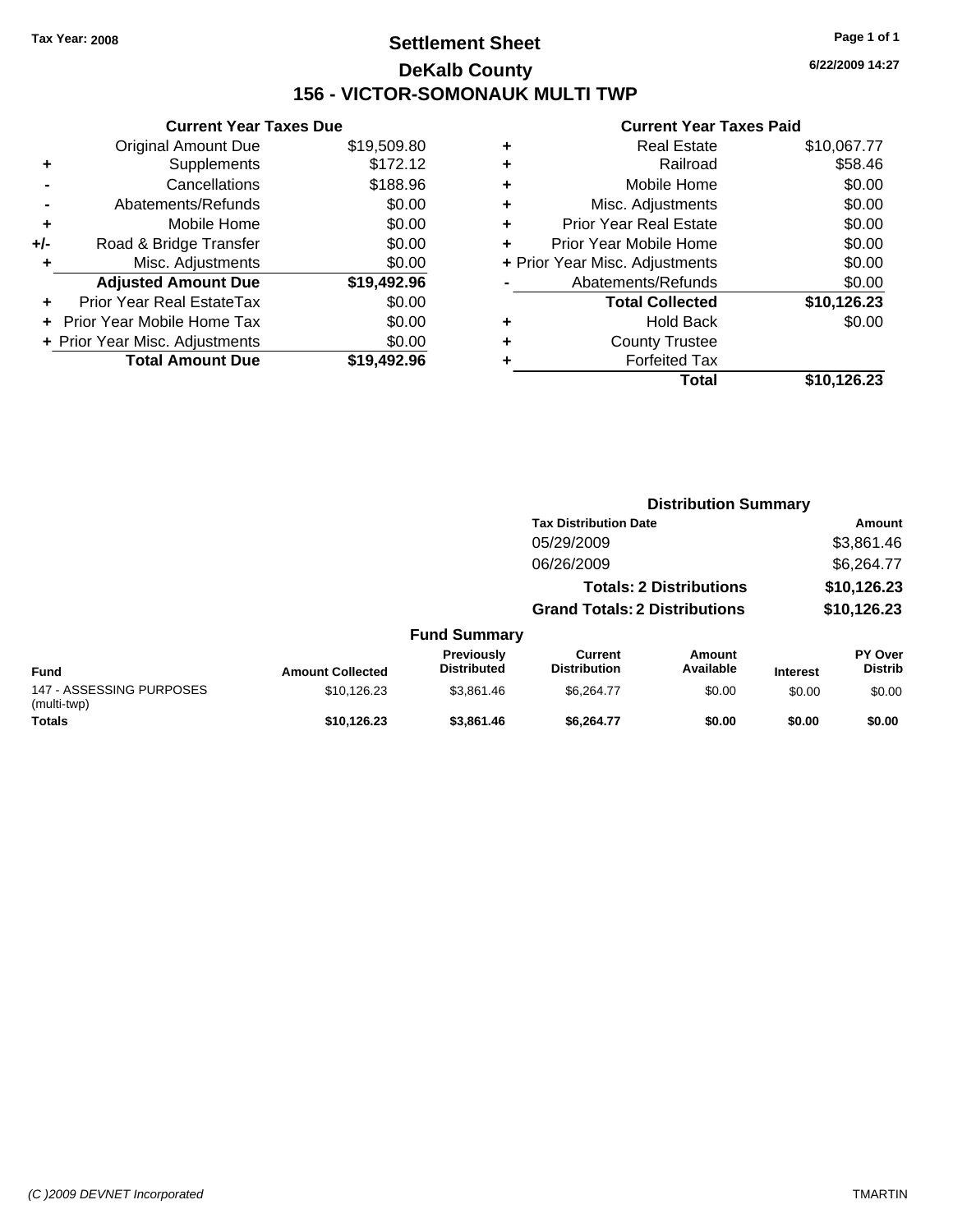Tax Year: 2008

# Settlement Sheet

## DeKalb County

## 156 - VICTOR-SOMONAUK MULTI TWP

6/22/2009 14:27

### Current Year Taxes Due

| | | |
|---|---|---|
| | Original Amount Due | $19,509.80 |
| + | Supplements | $172.12 |
| - | Cancellations | $188.96 |
| - | Abatements/Refunds | $0.00 |
| + | Mobile Home | $0.00 |
| +/- | Road & Bridge Transfer | $0.00 |
| + | Misc. Adjustments | $0.00 |
| | **Adjusted Amount Due** | **$19,492.96** |
| + | Prior Year Real EstateTax | $0.00 |
| + | Prior Year Mobile Home Tax | $0.00 |
| + | Prior Year Misc. Adjustments | $0.00 |
| | **Total Amount Due** | **$19,492.96** |

### Current Year Taxes Paid

| | | |
|---|---|---|
| + | Real Estate | $10,067.77 |
| + | Railroad | $58.46 |
| + | Mobile Home | $0.00 |
| + | Misc. Adjustments | $0.00 |
| + | Prior Year Real Estate | $0.00 |
| + | Prior Year Mobile Home | $0.00 |
| + | Prior Year Misc. Adjustments | $0.00 |
| - | Abatements/Refunds | $0.00 |
| | **Total Collected** | **$10,126.23** |
| + | Hold Back | $0.00 |
| + | County Trustee | |
| + | Forfeited Tax | |
| | **Total** | **$10,126.23** |

### Distribution Summary

| Tax Distribution Date | Amount |
|---|---|
| 05/29/2009 | $3,861.46 |
| 06/26/2009 | $6,264.77 |
| **Totals: 2 Distributions** | **$10,126.23** |
| **Grand Totals: 2 Distributions** | **$10,126.23** |

### Fund Summary

| Fund | Amount Collected | Previously Distributed | Current Distribution | Amount Available | Interest | PY Over Distrib |
|---|---|---|---|---|---|---|
| 147 - ASSESSING PURPOSES (multi-twp) | $10,126.23 | $3,861.46 | $6,264.77 | $0.00 | $0.00 | $0.00 |
| **Totals** | **$10,126.23** | **$3,861.46** | **$6,264.77** | **$0.00** | **$0.00** | **$0.00** |

(C )2009 DEVNET Incorporated TMARTIN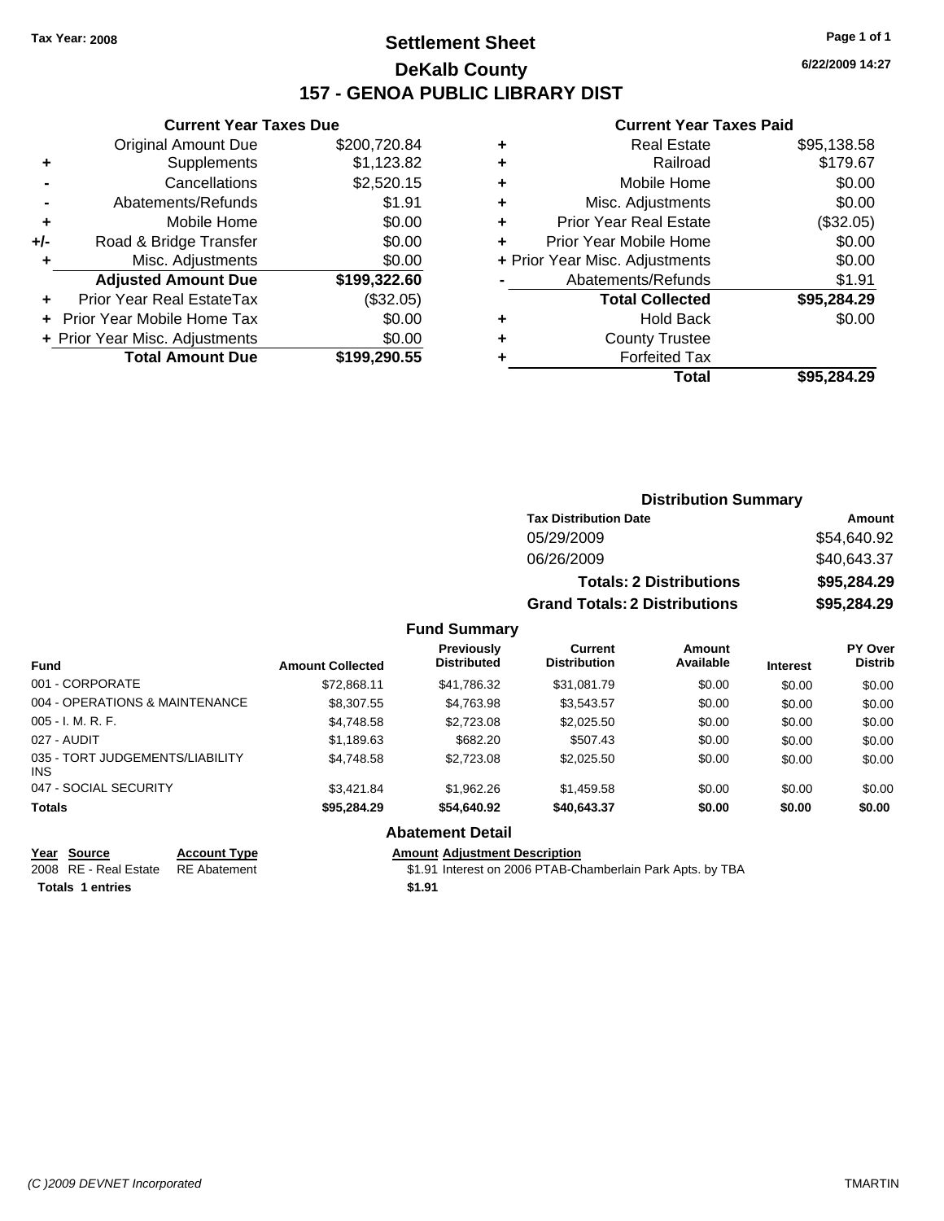Tax Year: 2008

# Settlement Sheet
## DeKalb County
## 157 - GENOA PUBLIC LIBRARY DIST

6/22/2009 14:27

### Current Year Taxes Due

| | | |
|---|---|---|
| | Original Amount Due | $200,720.84 |
| + | Supplements | $1,123.82 |
| - | Cancellations | $2,520.15 |
| - | Abatements/Refunds | $1.91 |
| + | Mobile Home | $0.00 |
| +/- | Road & Bridge Transfer | $0.00 |
| + | Misc. Adjustments | $0.00 |
| | **Adjusted Amount Due** | **$199,322.60** |
| + | Prior Year Real EstateTax | ($32.05) |
| + | Prior Year Mobile Home Tax | $0.00 |
| + | Prior Year Misc. Adjustments | $0.00 |
| | **Total Amount Due** | **$199,290.55** |

### Current Year Taxes Paid

| | | |
|---|---|---|
| + | Real Estate | $95,138.58 |
| + | Railroad | $179.67 |
| + | Mobile Home | $0.00 |
| + | Misc. Adjustments | $0.00 |
| + | Prior Year Real Estate | ($32.05) |
| + | Prior Year Mobile Home | $0.00 |
| + | Prior Year Misc. Adjustments | $0.00 |
| - | Abatements/Refunds | $1.91 |
| | **Total Collected** | **$95,284.29** |
| + | Hold Back | $0.00 |
| + | County Trustee | |
| + | Forfeited Tax | |
| | **Total** | **$95,284.29** |

### Distribution Summary

| Tax Distribution Date | Amount |
|---|---|
| 05/29/2009 | $54,640.92 |
| 06/26/2009 | $40,643.37 |
| **Totals: 2 Distributions** | **$95,284.29** |
| **Grand Totals: 2 Distributions** | **$95,284.29** |

### Fund Summary

| Fund | Amount Collected | Previously Distributed | Current Distribution | Amount Available | Interest | PY Over Distrib |
|---|---|---|---|---|---|---|
| 001 - CORPORATE | $72,868.11 | $41,786.32 | $31,081.79 | $0.00 | $0.00 | $0.00 |
| 004 - OPERATIONS & MAINTENANCE | $8,307.55 | $4,763.98 | $3,543.57 | $0.00 | $0.00 | $0.00 |
| 005 - I. M. R. F. | $4,748.58 | $2,723.08 | $2,025.50 | $0.00 | $0.00 | $0.00 |
| 027 - AUDIT | $1,189.63 | $682.20 | $507.43 | $0.00 | $0.00 | $0.00 |
| 035 - TORT JUDGEMENTS/LIABILITY INS | $4,748.58 | $2,723.08 | $2,025.50 | $0.00 | $0.00 | $0.00 |
| 047 - SOCIAL SECURITY | $3,421.84 | $1,962.26 | $1,459.58 | $0.00 | $0.00 | $0.00 |
| **Totals** | **$95,284.29** | **$54,640.92** | **$40,643.37** | **$0.00** | **$0.00** | **$0.00** |

### Abatement Detail

| Year | Source | Account Type | Amount | Adjustment Description |
|---|---|---|---|---|
| 2008 | RE - Real Estate | RE Abatement | $1.91 | Interest on 2006 PTAB-Chamberlain Park Apts. by TBA |
| **Totals 1 entries** | | | **$1.91** | |

(C )2009 DEVNET Incorporated TMARTIN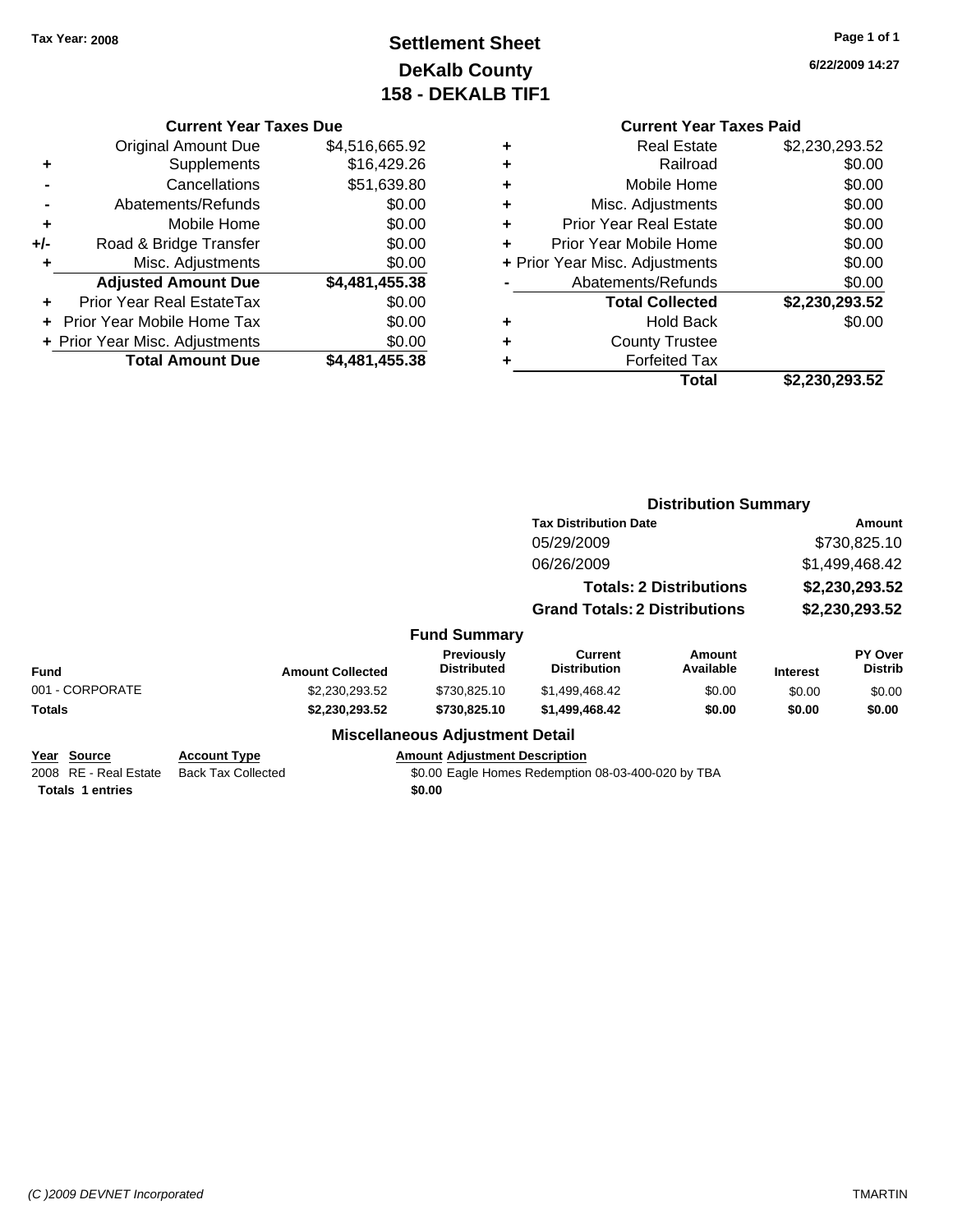Tax Year: 2008

# Settlement Sheet
## DeKalb County
## 158 - DEKALB TIF1

6/22/2009 14:27

### Current Year Taxes Due

| | | |
|---|---|---|
| | Original Amount Due | $4,516,665.92 |
| + | Supplements | $16,429.26 |
| - | Cancellations | $51,639.80 |
| - | Abatements/Refunds | $0.00 |
| + | Mobile Home | $0.00 |
| +/- | Road & Bridge Transfer | $0.00 |
| + | Misc. Adjustments | $0.00 |
| | **Adjusted Amount Due** | **$4,481,455.38** |
| + | Prior Year Real EstateTax | $0.00 |
| + | Prior Year Mobile Home Tax | $0.00 |
| + | Prior Year Misc. Adjustments | $0.00 |
| | **Total Amount Due** | **$4,481,455.38** |

### Current Year Taxes Paid

| | | |
|---|---|---|
| + | Real Estate | $2,230,293.52 |
| + | Railroad | $0.00 |
| + | Mobile Home | $0.00 |
| + | Misc. Adjustments | $0.00 |
| + | Prior Year Real Estate | $0.00 |
| + | Prior Year Mobile Home | $0.00 |
| + | Prior Year Misc. Adjustments | $0.00 |
| - | Abatements/Refunds | $0.00 |
| | **Total Collected** | **$2,230,293.52** |
| + | Hold Back | $0.00 |
| + | County Trustee | |
| + | Forfeited Tax | |
| | **Total** | **$2,230,293.52** |

### Distribution Summary

| Tax Distribution Date | Amount |
|---|---|
| 05/29/2009 | $730,825.10 |
| 06/26/2009 | $1,499,468.42 |
| **Totals: 2 Distributions** | **$2,230,293.52** |
| **Grand Totals: 2 Distributions** | **$2,230,293.52** |

### Fund Summary

| Fund | Amount Collected | Previously Distributed | Current Distribution | Amount Available | Interest | PY Over Distrib |
|---|---|---|---|---|---|---|
| 001 - CORPORATE | $2,230,293.52 | $730,825.10 | $1,499,468.42 | $0.00 | $0.00 | $0.00 |
| **Totals** | **$2,230,293.52** | **$730,825.10** | **$1,499,468.42** | **$0.00** | **$0.00** | **$0.00** |

### Miscellaneous Adjustment Detail

| Year | Source | Account Type | Amount | Adjustment Description |
|---|---|---|---|---|
| 2008 | RE - Real Estate | Back Tax Collected | $0.00 | Eagle Homes Redemption 08-03-400-020 by TBA |
| **Totals** | **1 entries** | | **$0.00** | |

(C )2009 DEVNET Incorporated TMARTIN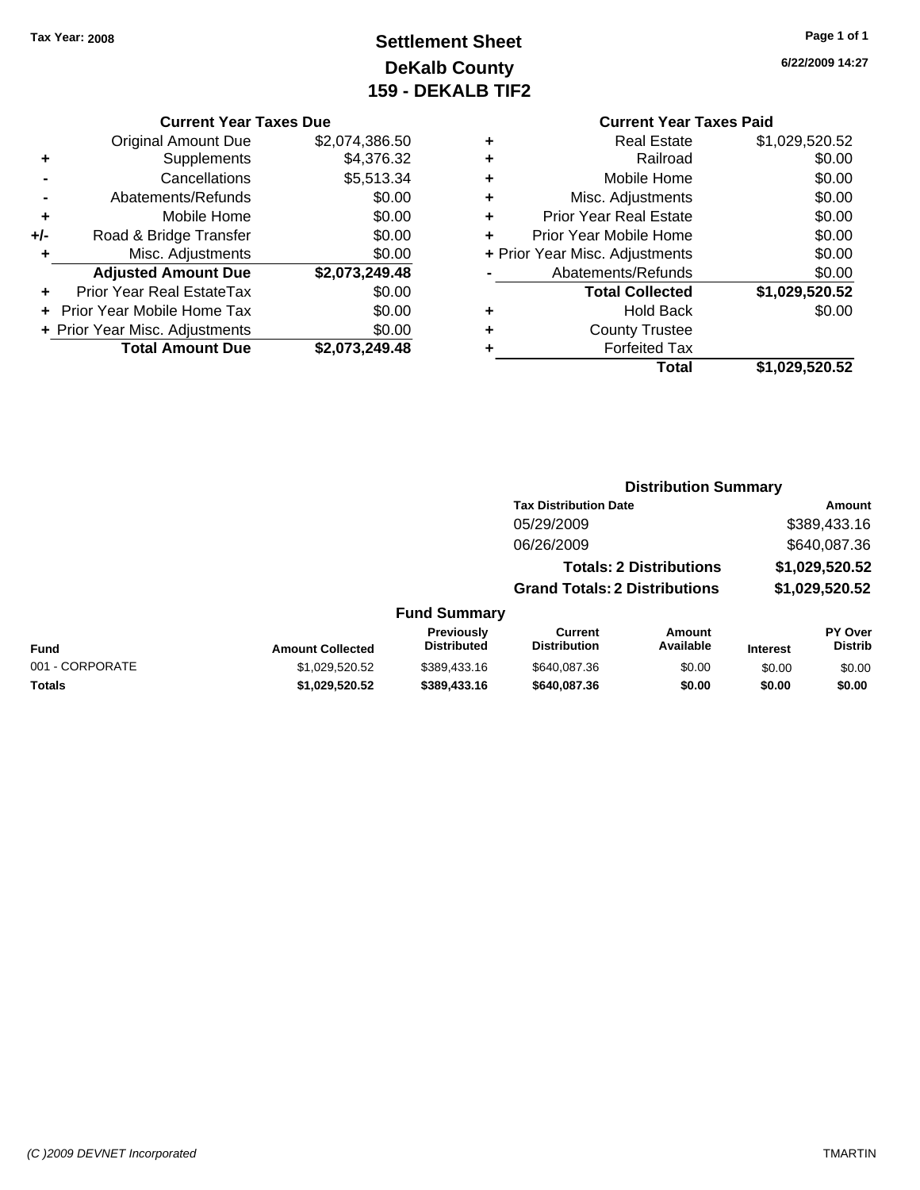Tax Year: 2008

# Settlement Sheet
## DeKalb County
## 159 - DEKALB TIF2

6/22/2009 14:27

### Current Year Taxes Due

| | | |
|---|---|---|
| | Original Amount Due | $2,074,386.50 |
| + | Supplements | $4,376.32 |
| - | Cancellations | $5,513.34 |
| - | Abatements/Refunds | $0.00 |
| + | Mobile Home | $0.00 |
| +/- | Road & Bridge Transfer | $0.00 |
| + | Misc. Adjustments | $0.00 |
| | **Adjusted Amount Due** | **$2,073,249.48** |
| + | Prior Year Real EstateTax | $0.00 |
| + | Prior Year Mobile Home Tax | $0.00 |
| + | Prior Year Misc. Adjustments | $0.00 |
| | **Total Amount Due** | **$2,073,249.48** |

### Current Year Taxes Paid

| | | |
|---|---|---|
| + | Real Estate | $1,029,520.52 |
| + | Railroad | $0.00 |
| + | Mobile Home | $0.00 |
| + | Misc. Adjustments | $0.00 |
| + | Prior Year Real Estate | $0.00 |
| + | Prior Year Mobile Home | $0.00 |
| + | Prior Year Misc. Adjustments | $0.00 |
| - | Abatements/Refunds | $0.00 |
| | **Total Collected** | **$1,029,520.52** |
| + | Hold Back | $0.00 |
| + | County Trustee | |
| + | Forfeited Tax | |
| | **Total** | **$1,029,520.52** |

### Distribution Summary

| Tax Distribution Date | Amount |
|---|---|
| 05/29/2009 | $389,433.16 |
| 06/26/2009 | $640,087.36 |
| **Totals: 2 Distributions** | **$1,029,520.52** |
| **Grand Totals: 2 Distributions** | **$1,029,520.52** |

### Fund Summary

| Fund | Amount Collected | Previously Distributed | Current Distribution | Amount Available | Interest | PY Over Distrib |
|---|---|---|---|---|---|---|
| 001 - CORPORATE | $1,029,520.52 | $389,433.16 | $640,087.36 | $0.00 | $0.00 | $0.00 |
| **Totals** | **$1,029,520.52** | **$389,433.16** | **$640,087.36** | **$0.00** | **$0.00** | **$0.00** |

(C )2009 DEVNET Incorporated TMARTIN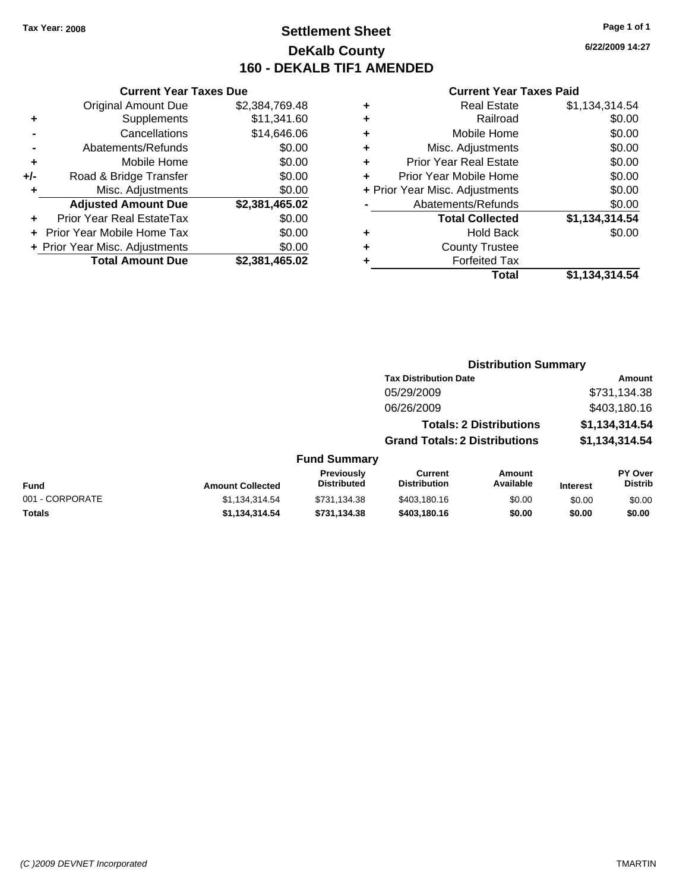Tax Year: 2008

# Settlement Sheet
## DeKalb County
## 160 - DEKALB TIF1 AMENDED

6/22/2009 14:27

### Current Year Taxes Due

| | | |
|---|---|---|
| | Original Amount Due | $2,384,769.48 |
| + | Supplements | $11,341.60 |
| - | Cancellations | $14,646.06 |
| - | Abatements/Refunds | $0.00 |
| + | Mobile Home | $0.00 |
| +/- | Road & Bridge Transfer | $0.00 |
| + | Misc. Adjustments | $0.00 |
| | **Adjusted Amount Due** | **$2,381,465.02** |
| + | Prior Year Real EstateTax | $0.00 |
| + | Prior Year Mobile Home Tax | $0.00 |
| + | Prior Year Misc. Adjustments | $0.00 |
| | **Total Amount Due** | **$2,381,465.02** |

### Current Year Taxes Paid

| | | |
|---|---|---|
| + | Real Estate | $1,134,314.54 |
| + | Railroad | $0.00 |
| + | Mobile Home | $0.00 |
| + | Misc. Adjustments | $0.00 |
| + | Prior Year Real Estate | $0.00 |
| + | Prior Year Mobile Home | $0.00 |
| + | Prior Year Misc. Adjustments | $0.00 |
| - | Abatements/Refunds | $0.00 |
| | **Total Collected** | **$1,134,314.54** |
| + | Hold Back | $0.00 |
| + | County Trustee | |
| + | Forfeited Tax | |
| | **Total** | **$1,134,314.54** |

### Distribution Summary

| Tax Distribution Date | Amount |
|---|---|
| 05/29/2009 | $731,134.38 |
| 06/26/2009 | $403,180.16 |
| **Totals: 2 Distributions** | **$1,134,314.54** |
| **Grand Totals: 2 Distributions** | **$1,134,314.54** |

### Fund Summary

| Fund | Amount Collected | Previously Distributed | Current Distribution | Amount Available | Interest | PY Over Distrib |
|---|---|---|---|---|---|---|
| 001 - CORPORATE | $1,134,314.54 | $731,134.38 | $403,180.16 | $0.00 | $0.00 | $0.00 |
| **Totals** | **$1,134,314.54** | **$731,134.38** | **$403,180.16** | **$0.00** | **$0.00** | **$0.00** |

(C )2009 DEVNET Incorporated TMARTIN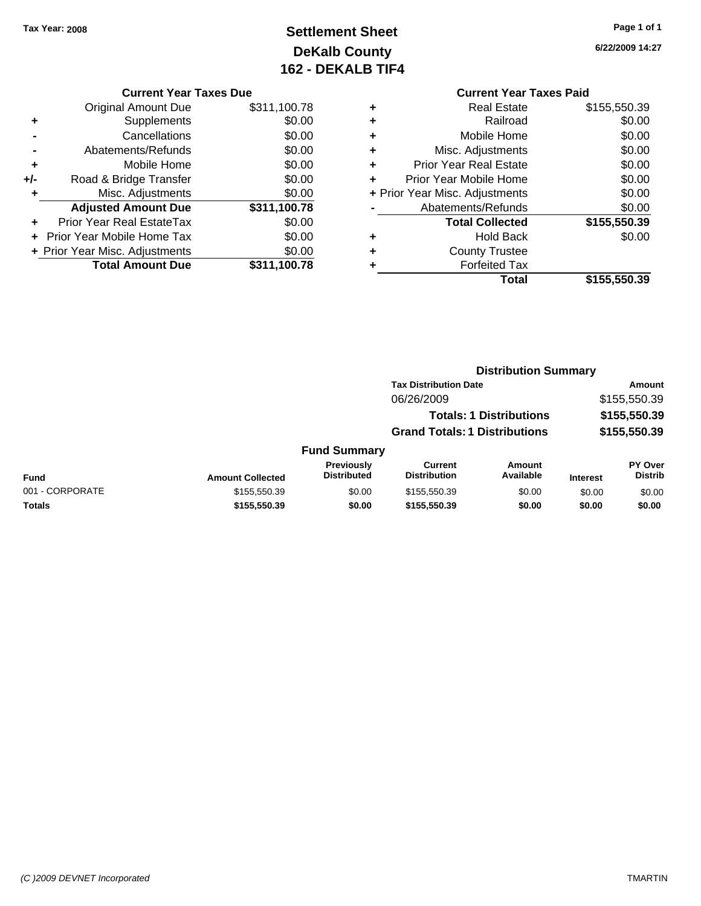Tax Year: 2008

# Settlement Sheet
## DeKalb County
## 162 - DEKALB TIF4

6/22/2009 14:27

### Current Year Taxes Due

| | | |
|---|---|---|
| | Original Amount Due | $311,100.78 |
| + | Supplements | $0.00 |
| - | Cancellations | $0.00 |
| - | Abatements/Refunds | $0.00 |
| + | Mobile Home | $0.00 |
| +/- | Road & Bridge Transfer | $0.00 |
| + | Misc. Adjustments | $0.00 |
| | **Adjusted Amount Due** | **$311,100.78** |
| + | Prior Year Real EstateTax | $0.00 |
| + | Prior Year Mobile Home Tax | $0.00 |
| + | Prior Year Misc. Adjustments | $0.00 |
| | **Total Amount Due** | **$311,100.78** |

### Current Year Taxes Paid

| | | |
|---|---|---|
| + | Real Estate | $155,550.39 |
| + | Railroad | $0.00 |
| + | Mobile Home | $0.00 |
| + | Misc. Adjustments | $0.00 |
| + | Prior Year Real Estate | $0.00 |
| + | Prior Year Mobile Home | $0.00 |
| + | Prior Year Misc. Adjustments | $0.00 |
| - | Abatements/Refunds | $0.00 |
| | **Total Collected** | **$155,550.39** |
| + | Hold Back | $0.00 |
| + | County Trustee | |
| + | Forfeited Tax | |
| | **Total** | **$155,550.39** |

### Distribution Summary

| Tax Distribution Date | Amount |
|---|---|
| 06/26/2009 | $155,550.39 |
| **Totals: 1 Distributions** | **$155,550.39** |
| **Grand Totals: 1 Distributions** | **$155,550.39** |

### Fund Summary

| Fund | Amount Collected | Previously Distributed | Current Distribution | Amount Available | Interest | PY Over Distrib |
|---|---|---|---|---|---|---|
| 001 - CORPORATE | $155,550.39 | $0.00 | $155,550.39 | $0.00 | $0.00 | $0.00 |
| **Totals** | **$155,550.39** | **$0.00** | **$155,550.39** | **$0.00** | **$0.00** | **$0.00** |

(C )2009 DEVNET Incorporated TMARTIN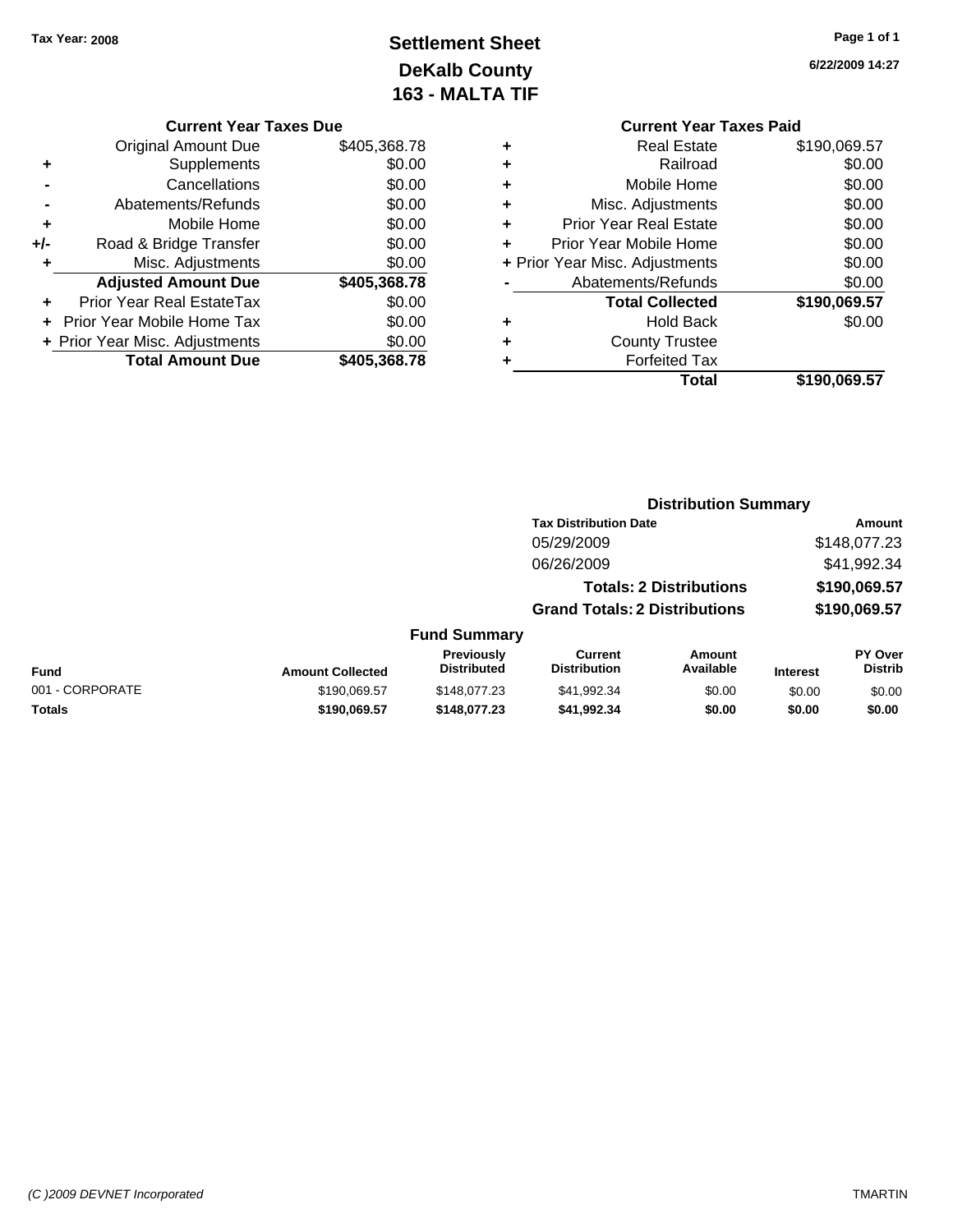Tax Year: 2008

# Settlement Sheet
## DeKalb County
## 163 - MALTA TIF

6/22/2009 14:27

### Current Year Taxes Due

| | | |
|---|---|---|
| | Original Amount Due | $405,368.78 |
| + | Supplements | $0.00 |
| - | Cancellations | $0.00 |
| - | Abatements/Refunds | $0.00 |
| + | Mobile Home | $0.00 |
| +/- | Road & Bridge Transfer | $0.00 |
| + | Misc. Adjustments | $0.00 |
| | **Adjusted Amount Due** | **$405,368.78** |
| + | Prior Year Real EstateTax | $0.00 |
| + | Prior Year Mobile Home Tax | $0.00 |
| + | Prior Year Misc. Adjustments | $0.00 |
| | **Total Amount Due** | **$405,368.78** |

### Current Year Taxes Paid

| | | |
|---|---|---|
| + | Real Estate | $190,069.57 |
| + | Railroad | $0.00 |
| + | Mobile Home | $0.00 |
| + | Misc. Adjustments | $0.00 |
| + | Prior Year Real Estate | $0.00 |
| + | Prior Year Mobile Home | $0.00 |
| + | Prior Year Misc. Adjustments | $0.00 |
| - | Abatements/Refunds | $0.00 |
| | **Total Collected** | **$190,069.57** |
| + | Hold Back | $0.00 |
| + | County Trustee | |
| + | Forfeited Tax | |
| | **Total** | **$190,069.57** |

### Distribution Summary

| Tax Distribution Date | Amount |
|---|---|
| 05/29/2009 | $148,077.23 |
| 06/26/2009 | $41,992.34 |
| **Totals: 2 Distributions** | **$190,069.57** |
| **Grand Totals: 2 Distributions** | **$190,069.57** |

### Fund Summary

| Fund | Amount Collected | Previously Distributed | Current Distribution | Amount Available | Interest | PY Over Distrib |
|---|---|---|---|---|---|---|
| 001 - CORPORATE | $190,069.57 | $148,077.23 | $41,992.34 | $0.00 | $0.00 | $0.00 |
| **Totals** | **$190,069.57** | **$148,077.23** | **$41,992.34** | **$0.00** | **$0.00** | **$0.00** |

(C )2009 DEVNET Incorporated

TMARTIN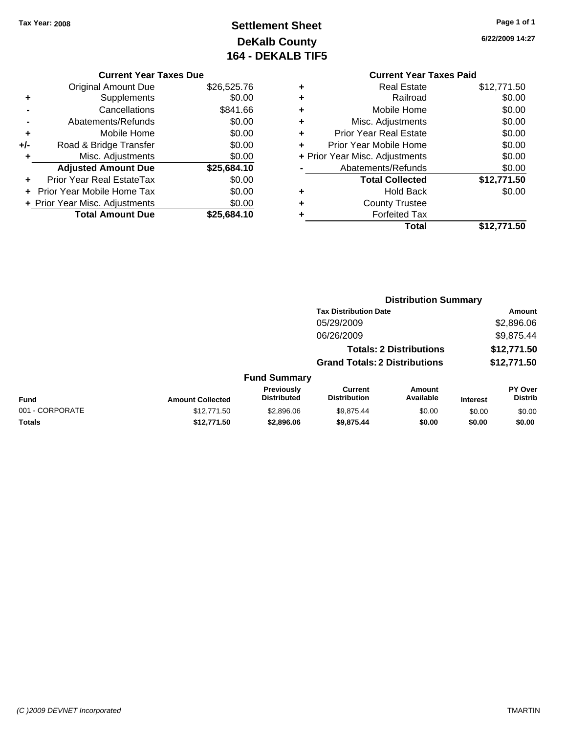Tax Year: 2008

# Settlement Sheet
## DeKalb County
## 164 - DEKALB TIF5

6/22/2009 14:27

### Current Year Taxes Due

| | | |
|---|---|---|
| | Original Amount Due | $26,525.76 |
| + | Supplements | $0.00 |
| - | Cancellations | $841.66 |
| - | Abatements/Refunds | $0.00 |
| + | Mobile Home | $0.00 |
| +/- | Road & Bridge Transfer | $0.00 |
| + | Misc. Adjustments | $0.00 |
| | **Adjusted Amount Due** | **$25,684.10** |
| + | Prior Year Real EstateTax | $0.00 |
| + | Prior Year Mobile Home Tax | $0.00 |
| + | Prior Year Misc. Adjustments | $0.00 |
| | **Total Amount Due** | **$25,684.10** |

### Current Year Taxes Paid

| | | |
|---|---|---|
| + | Real Estate | $12,771.50 |
| + | Railroad | $0.00 |
| + | Mobile Home | $0.00 |
| + | Misc. Adjustments | $0.00 |
| + | Prior Year Real Estate | $0.00 |
| + | Prior Year Mobile Home | $0.00 |
| + | Prior Year Misc. Adjustments | $0.00 |
| - | Abatements/Refunds | $0.00 |
| | **Total Collected** | **$12,771.50** |
| + | Hold Back | $0.00 |
| + | County Trustee | |
| + | Forfeited Tax | |
| | **Total** | **$12,771.50** |

### Distribution Summary

| Tax Distribution Date | Amount |
|---|---|
| 05/29/2009 | $2,896.06 |
| 06/26/2009 | $9,875.44 |
| **Totals: 2 Distributions** | **$12,771.50** |
| **Grand Totals: 2 Distributions** | **$12,771.50** |

### Fund Summary

| Fund | Amount Collected | Previously Distributed | Current Distribution | Amount Available | Interest | PY Over Distrib |
|---|---|---|---|---|---|---|
| 001 - CORPORATE | $12,771.50 | $2,896.06 | $9,875.44 | $0.00 | $0.00 | $0.00 |
| **Totals** | **$12,771.50** | **$2,896.06** | **$9,875.44** | **$0.00** | **$0.00** | **$0.00** |

(C )2009 DEVNET Incorporated TMARTIN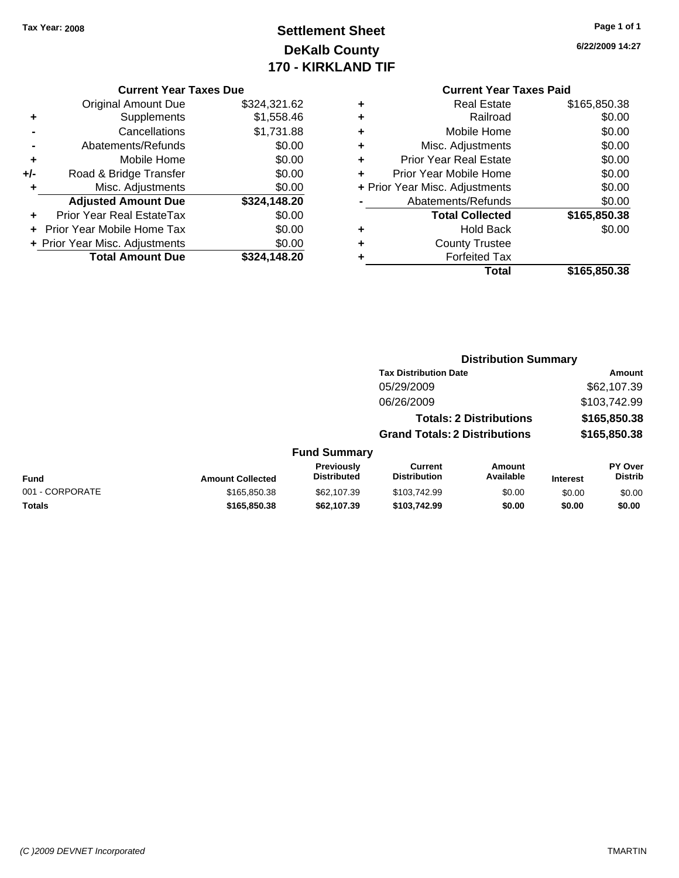Tax Year: 2008

# Settlement Sheet
## DeKalb County
## 170 - KIRKLAND TIF

6/22/2009 14:27

### Current Year Taxes Due

| | | |
|---|---|---|
| | Original Amount Due | $324,321.62 |
| + | Supplements | $1,558.46 |
| - | Cancellations | $1,731.88 |
| - | Abatements/Refunds | $0.00 |
| + | Mobile Home | $0.00 |
| +/- | Road & Bridge Transfer | $0.00 |
| + | Misc. Adjustments | $0.00 |
| | **Adjusted Amount Due** | **$324,148.20** |
| + | Prior Year Real EstateTax | $0.00 |
| + | Prior Year Mobile Home Tax | $0.00 |
| + | Prior Year Misc. Adjustments | $0.00 |
| | **Total Amount Due** | **$324,148.20** |

### Current Year Taxes Paid

| | | |
|---|---|---|
| + | Real Estate | $165,850.38 |
| + | Railroad | $0.00 |
| + | Mobile Home | $0.00 |
| + | Misc. Adjustments | $0.00 |
| + | Prior Year Real Estate | $0.00 |
| + | Prior Year Mobile Home | $0.00 |
| + | Prior Year Misc. Adjustments | $0.00 |
| - | Abatements/Refunds | $0.00 |
| | **Total Collected** | **$165,850.38** |
| + | Hold Back | $0.00 |
| + | County Trustee | |
| + | Forfeited Tax | |
| | **Total** | **$165,850.38** |

### Distribution Summary

| Tax Distribution Date | Amount |
|---|---|
| 05/29/2009 | $62,107.39 |
| 06/26/2009 | $103,742.99 |
| **Totals: 2 Distributions** | **$165,850.38** |
| **Grand Totals: 2 Distributions** | **$165,850.38** |

### Fund Summary

| Fund | Amount Collected | Previously Distributed | Current Distribution | Amount Available | Interest | PY Over Distrib |
|---|---|---|---|---|---|---|
| 001 - CORPORATE | $165,850.38 | $62,107.39 | $103,742.99 | $0.00 | $0.00 | $0.00 |
| **Totals** | **$165,850.38** | **$62,107.39** | **$103,742.99** | **$0.00** | **$0.00** | **$0.00** |

(C )2009 DEVNET Incorporated — TMARTIN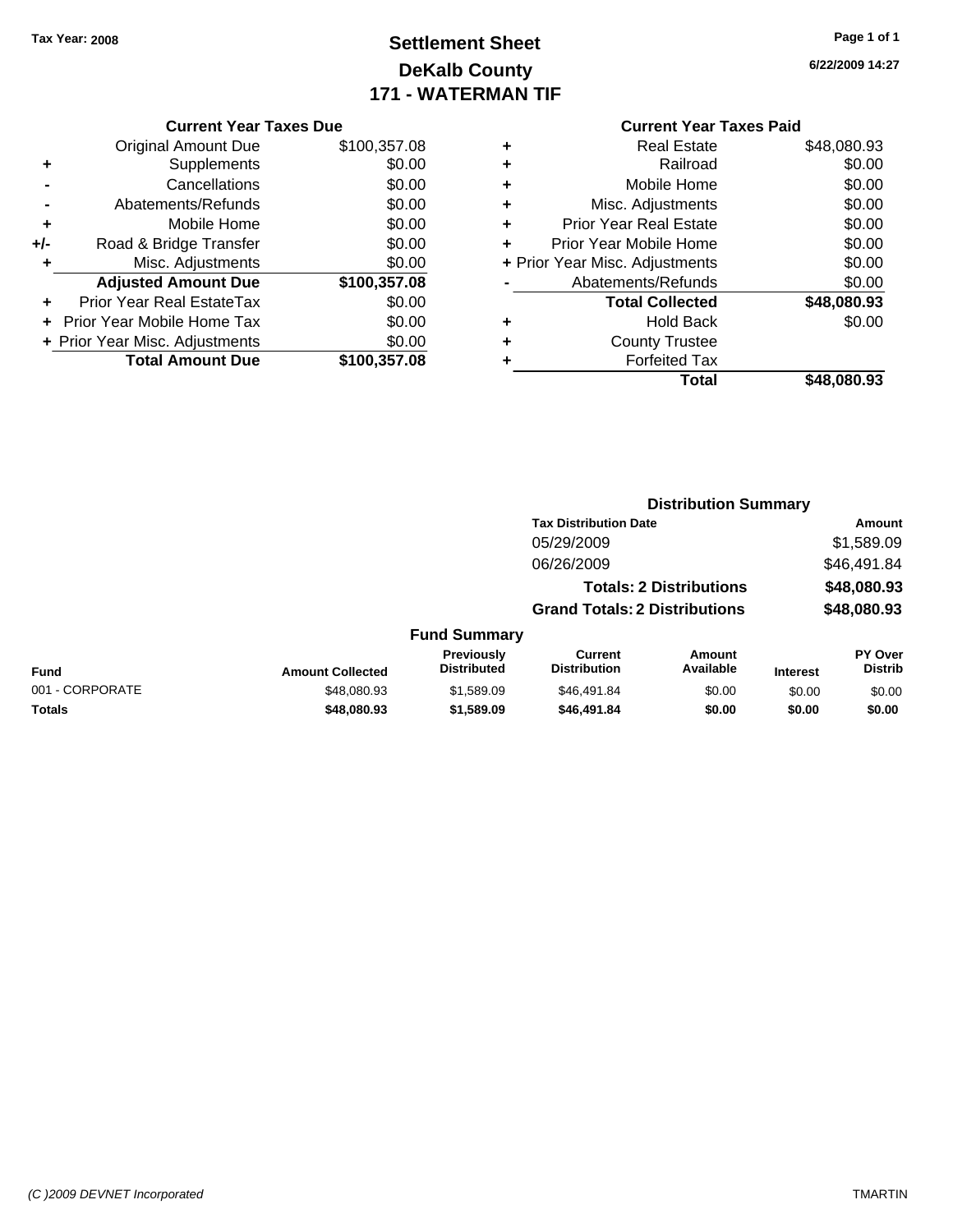Tax Year: 2008

# Settlement Sheet
## DeKalb County
## 171 - WATERMAN TIF

6/22/2009 14:27

### Current Year Taxes Due

| | | |
|---|---|---|
| | Original Amount Due | $100,357.08 |
| + | Supplements | $0.00 |
| - | Cancellations | $0.00 |
| - | Abatements/Refunds | $0.00 |
| + | Mobile Home | $0.00 |
| +/- | Road & Bridge Transfer | $0.00 |
| + | Misc. Adjustments | $0.00 |
| | **Adjusted Amount Due** | **$100,357.08** |
| + | Prior Year Real EstateTax | $0.00 |
| + | Prior Year Mobile Home Tax | $0.00 |
| + | Prior Year Misc. Adjustments | $0.00 |
| | **Total Amount Due** | **$100,357.08** |

### Current Year Taxes Paid

| | | |
|---|---|---|
| + | Real Estate | $48,080.93 |
| + | Railroad | $0.00 |
| + | Mobile Home | $0.00 |
| + | Misc. Adjustments | $0.00 |
| + | Prior Year Real Estate | $0.00 |
| + | Prior Year Mobile Home | $0.00 |
| + | Prior Year Misc. Adjustments | $0.00 |
| - | Abatements/Refunds | $0.00 |
| | **Total Collected** | **$48,080.93** |
| + | Hold Back | $0.00 |
| + | County Trustee | |
| + | Forfeited Tax | |
| | **Total** | **$48,080.93** |

### Distribution Summary

| Tax Distribution Date | Amount |
|---|---|
| 05/29/2009 | $1,589.09 |
| 06/26/2009 | $46,491.84 |
| **Totals: 2 Distributions** | **$48,080.93** |
| **Grand Totals: 2 Distributions** | **$48,080.93** |

### Fund Summary

| Fund | Amount Collected | Previously Distributed | Current Distribution | Amount Available | Interest | PY Over Distrib |
|---|---|---|---|---|---|---|
| 001 - CORPORATE | $48,080.93 | $1,589.09 | $46,491.84 | $0.00 | $0.00 | $0.00 |
| **Totals** | **$48,080.93** | **$1,589.09** | **$46,491.84** | **$0.00** | **$0.00** | **$0.00** |

(C )2009 DEVNET Incorporated TMARTIN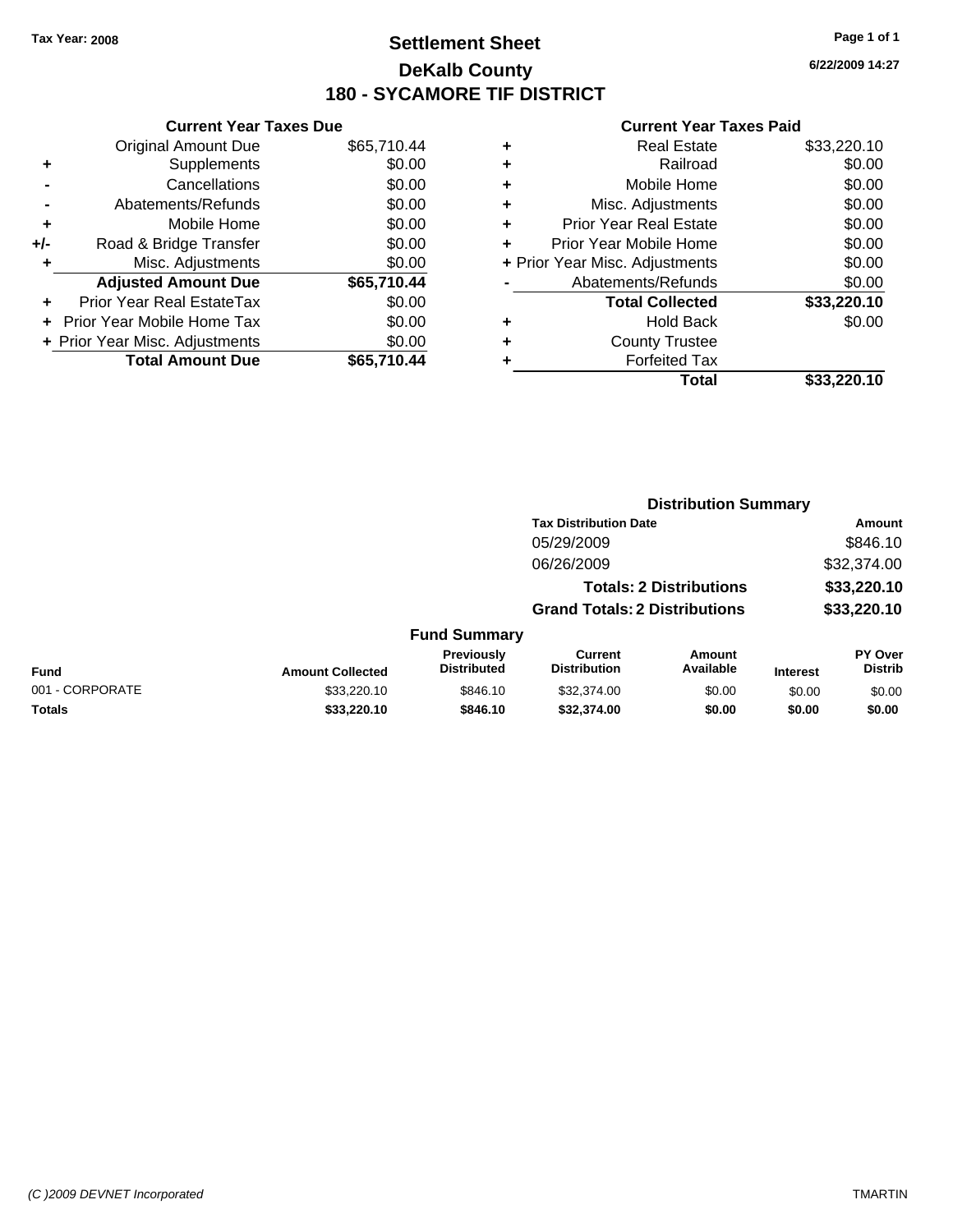Tax Year: 2008

# Settlement Sheet
## DeKalb County
## 180 - SYCAMORE TIF DISTRICT

6/22/2009 14:27

### Current Year Taxes Due

| | | |
|---|---|---|
| | Original Amount Due | $65,710.44 |
| + | Supplements | $0.00 |
| - | Cancellations | $0.00 |
| - | Abatements/Refunds | $0.00 |
| + | Mobile Home | $0.00 |
| +/- | Road & Bridge Transfer | $0.00 |
| + | Misc. Adjustments | $0.00 |
| | **Adjusted Amount Due** | **$65,710.44** |
| + | Prior Year Real EstateTax | $0.00 |
| + | Prior Year Mobile Home Tax | $0.00 |
| + | Prior Year Misc. Adjustments | $0.00 |
| | **Total Amount Due** | **$65,710.44** |

### Current Year Taxes Paid

| | | |
|---|---|---|
| + | Real Estate | $33,220.10 |
| + | Railroad | $0.00 |
| + | Mobile Home | $0.00 |
| + | Misc. Adjustments | $0.00 |
| + | Prior Year Real Estate | $0.00 |
| + | Prior Year Mobile Home | $0.00 |
| + | Prior Year Misc. Adjustments | $0.00 |
| - | Abatements/Refunds | $0.00 |
| | **Total Collected** | **$33,220.10** |
| + | Hold Back | $0.00 |
| + | County Trustee | |
| + | Forfeited Tax | |
| | **Total** | **$33,220.10** |

### Distribution Summary

| Tax Distribution Date | Amount |
|---|---|
| 05/29/2009 | $846.10 |
| 06/26/2009 | $32,374.00 |
| **Totals: 2 Distributions** | **$33,220.10** |
| **Grand Totals: 2 Distributions** | **$33,220.10** |

### Fund Summary

| Fund | Amount Collected | Previously Distributed | Current Distribution | Amount Available | Interest | PY Over Distrib |
|---|---|---|---|---|---|---|
| 001 - CORPORATE | $33,220.10 | $846.10 | $32,374.00 | $0.00 | $0.00 | $0.00 |
| **Totals** | **$33,220.10** | **$846.10** | **$32,374.00** | **$0.00** | **$0.00** | **$0.00** |

(C )2009 DEVNET Incorporated TMARTIN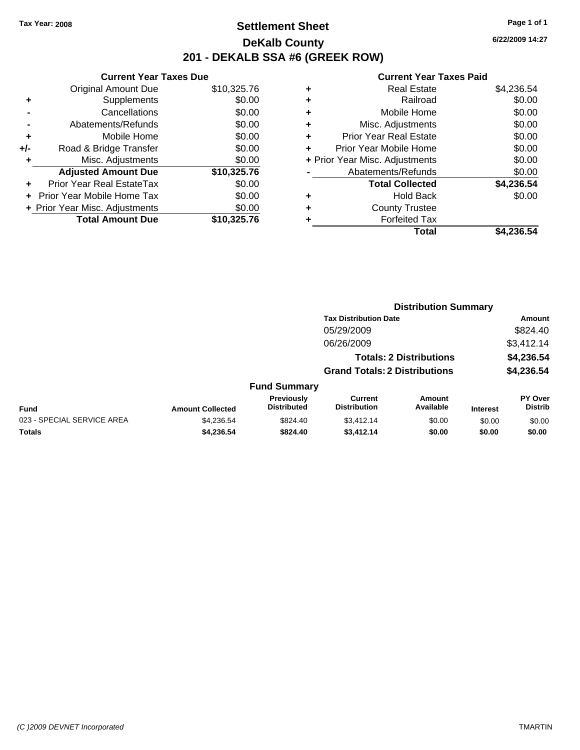Tax Year: 2008

# Settlement Sheet

## DeKalb County

## 201 - DEKALB SSA #6 (GREEK ROW)

6/22/2009 14:27

### Current Year Taxes Due

| | | |
|---|---|---|
| | Original Amount Due | $10,325.76 |
| + | Supplements | $0.00 |
| - | Cancellations | $0.00 |
| - | Abatements/Refunds | $0.00 |
| + | Mobile Home | $0.00 |
| +/- | Road & Bridge Transfer | $0.00 |
| + | Misc. Adjustments | $0.00 |
| | **Adjusted Amount Due** | **$10,325.76** |
| + | Prior Year Real EstateTax | $0.00 |
| + | Prior Year Mobile Home Tax | $0.00 |
| + | Prior Year Misc. Adjustments | $0.00 |
| | **Total Amount Due** | **$10,325.76** |

### Current Year Taxes Paid

| | | |
|---|---|---|
| + | Real Estate | $4,236.54 |
| + | Railroad | $0.00 |
| + | Mobile Home | $0.00 |
| + | Misc. Adjustments | $0.00 |
| + | Prior Year Real Estate | $0.00 |
| + | Prior Year Mobile Home | $0.00 |
| + | Prior Year Misc. Adjustments | $0.00 |
| - | Abatements/Refunds | $0.00 |
| | **Total Collected** | **$4,236.54** |
| + | Hold Back | $0.00 |
| + | County Trustee | |
| + | Forfeited Tax | |
| | **Total** | **$4,236.54** |

### Distribution Summary

| Tax Distribution Date | Amount |
|---|---|
| 05/29/2009 | $824.40 |
| 06/26/2009 | $3,412.14 |
| **Totals: 2 Distributions** | **$4,236.54** |
| **Grand Totals: 2 Distributions** | **$4,236.54** |

### Fund Summary

| Fund | Amount Collected | Previously Distributed | Current Distribution | Amount Available | Interest | PY Over Distrib |
|---|---|---|---|---|---|---|
| 023 - SPECIAL SERVICE AREA | $4,236.54 | $824.40 | $3,412.14 | $0.00 | $0.00 | $0.00 |
| **Totals** | **$4,236.54** | **$824.40** | **$3,412.14** | **$0.00** | **$0.00** | **$0.00** |

(C )2009 DEVNET Incorporated TMARTIN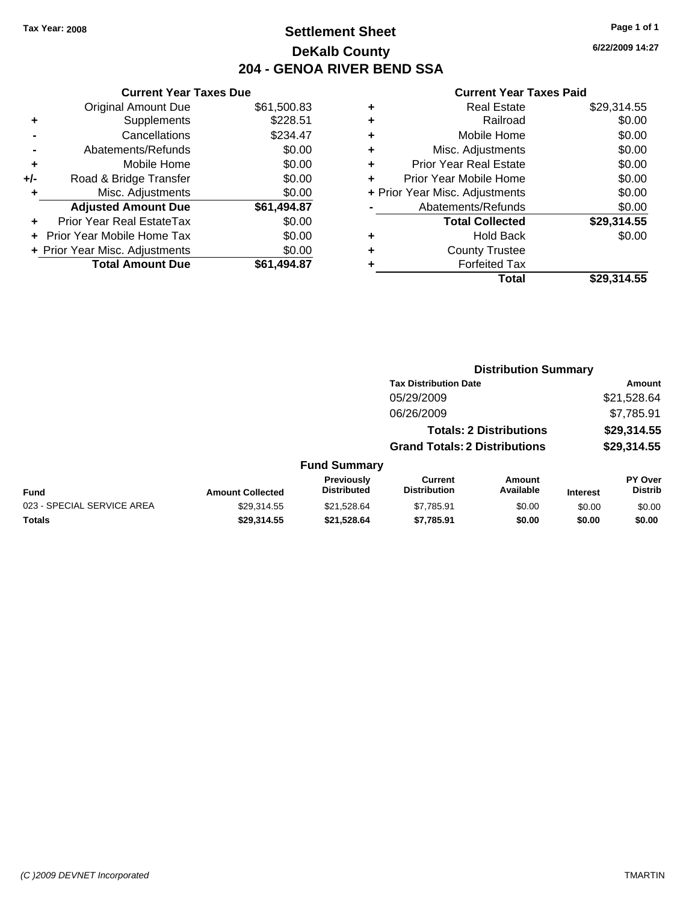Tax Year: 2008

# Settlement Sheet

## DeKalb County

## 204 - GENOA RIVER BEND SSA

6/22/2009 14:27

### Current Year Taxes Due

| | | |
|---|---|---|
| | Original Amount Due | $61,500.83 |
| + | Supplements | $228.51 |
| - | Cancellations | $234.47 |
| - | Abatements/Refunds | $0.00 |
| + | Mobile Home | $0.00 |
| +/- | Road & Bridge Transfer | $0.00 |
| + | Misc. Adjustments | $0.00 |
| | **Adjusted Amount Due** | **$61,494.87** |
| + | Prior Year Real EstateTax | $0.00 |
| + | Prior Year Mobile Home Tax | $0.00 |
| + | Prior Year Misc. Adjustments | $0.00 |
| | **Total Amount Due** | **$61,494.87** |

### Current Year Taxes Paid

| | | |
|---|---|---|
| + | Real Estate | $29,314.55 |
| + | Railroad | $0.00 |
| + | Mobile Home | $0.00 |
| + | Misc. Adjustments | $0.00 |
| + | Prior Year Real Estate | $0.00 |
| + | Prior Year Mobile Home | $0.00 |
| + | Prior Year Misc. Adjustments | $0.00 |
| - | Abatements/Refunds | $0.00 |
| | **Total Collected** | **$29,314.55** |
| + | Hold Back | $0.00 |
| + | County Trustee | |
| + | Forfeited Tax | |
| | **Total** | **$29,314.55** |

### Distribution Summary

| Tax Distribution Date | Amount |
|---|---|
| 05/29/2009 | $21,528.64 |
| 06/26/2009 | $7,785.91 |
| **Totals: 2 Distributions** | **$29,314.55** |
| **Grand Totals: 2 Distributions** | **$29,314.55** |

### Fund Summary

| Fund | Amount Collected | Previously Distributed | Current Distribution | Amount Available | Interest | PY Over Distrib |
|---|---|---|---|---|---|---|
| 023 - SPECIAL SERVICE AREA | $29,314.55 | $21,528.64 | $7,785.91 | $0.00 | $0.00 | $0.00 |
| **Totals** | **$29,314.55** | **$21,528.64** | **$7,785.91** | **$0.00** | **$0.00** | **$0.00** |

(C )2009 DEVNET Incorporated TMARTIN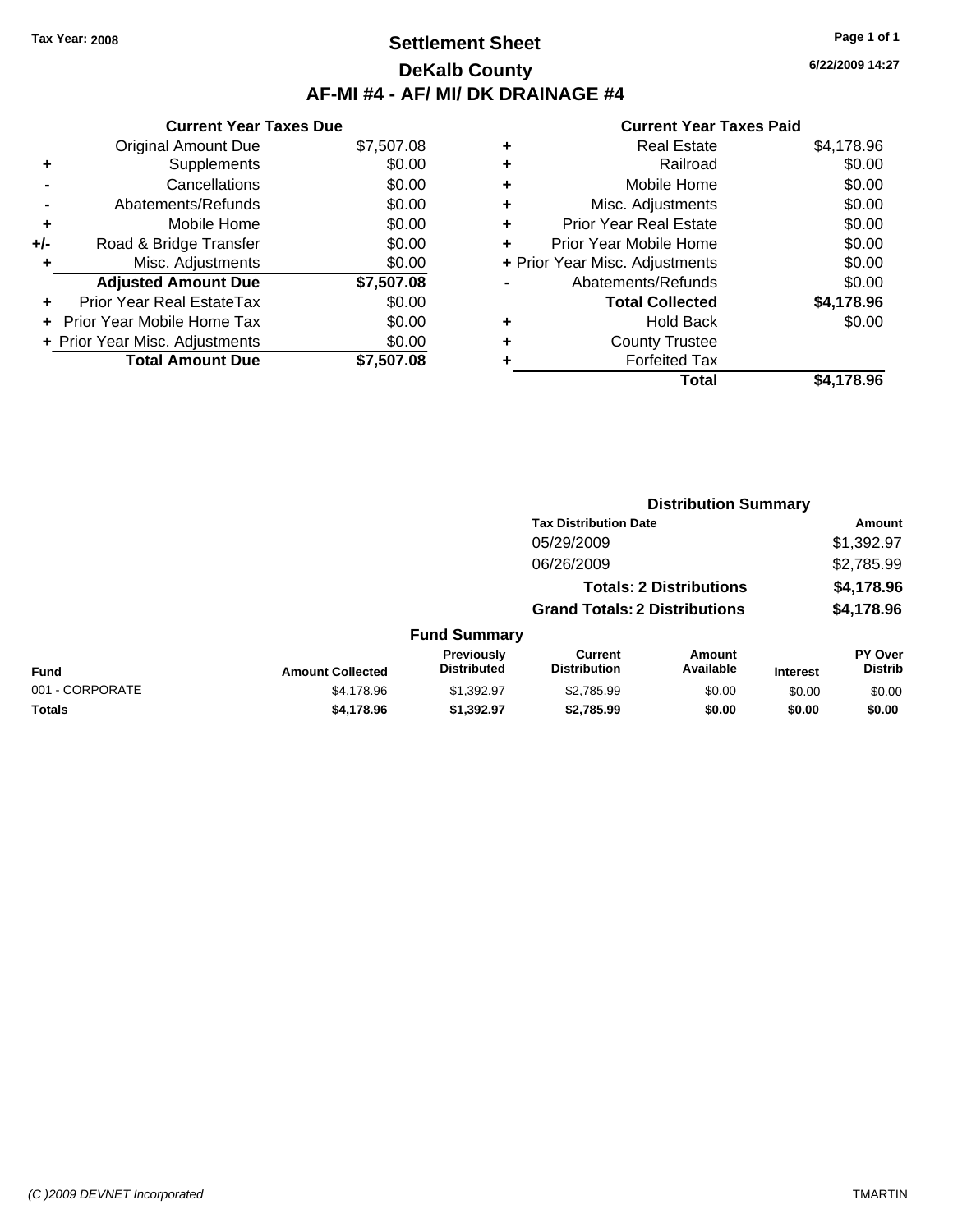Tax Year: 2008

# Settlement Sheet

## DeKalb County

## AF-MI #4 - AF/ MI/ DK DRAINAGE #4

6/22/2009 14:27

### Current Year Taxes Due

| | | |
|---|---|---|
| | Original Amount Due | $7,507.08 |
| + | Supplements | $0.00 |
| - | Cancellations | $0.00 |
| - | Abatements/Refunds | $0.00 |
| + | Mobile Home | $0.00 |
| +/- | Road & Bridge Transfer | $0.00 |
| + | Misc. Adjustments | $0.00 |
| | **Adjusted Amount Due** | **$7,507.08** |
| + | Prior Year Real EstateTax | $0.00 |
| + | Prior Year Mobile Home Tax | $0.00 |
| + | Prior Year Misc. Adjustments | $0.00 |
| | **Total Amount Due** | **$7,507.08** |

### Current Year Taxes Paid

| | | |
|---|---|---|
| + | Real Estate | $4,178.96 |
| + | Railroad | $0.00 |
| + | Mobile Home | $0.00 |
| + | Misc. Adjustments | $0.00 |
| + | Prior Year Real Estate | $0.00 |
| + | Prior Year Mobile Home | $0.00 |
| + | Prior Year Misc. Adjustments | $0.00 |
| - | Abatements/Refunds | $0.00 |
| | **Total Collected** | **$4,178.96** |
| + | Hold Back | $0.00 |
| + | County Trustee | |
| + | Forfeited Tax | |
| | **Total** | **$4,178.96** |

### Distribution Summary

| Tax Distribution Date | Amount |
|---|---|
| 05/29/2009 | $1,392.97 |
| 06/26/2009 | $2,785.99 |
| **Totals: 2 Distributions** | **$4,178.96** |
| **Grand Totals: 2 Distributions** | **$4,178.96** |

### Fund Summary

| Fund | Amount Collected | Previously Distributed | Current Distribution | Amount Available | Interest | PY Over Distrib |
|---|---|---|---|---|---|---|
| 001 - CORPORATE | $4,178.96 | $1,392.97 | $2,785.99 | $0.00 | $0.00 | $0.00 |
| **Totals** | **$4,178.96** | **$1,392.97** | **$2,785.99** | **$0.00** | **$0.00** | **$0.00** |

(C )2009 DEVNET Incorporated TMARTIN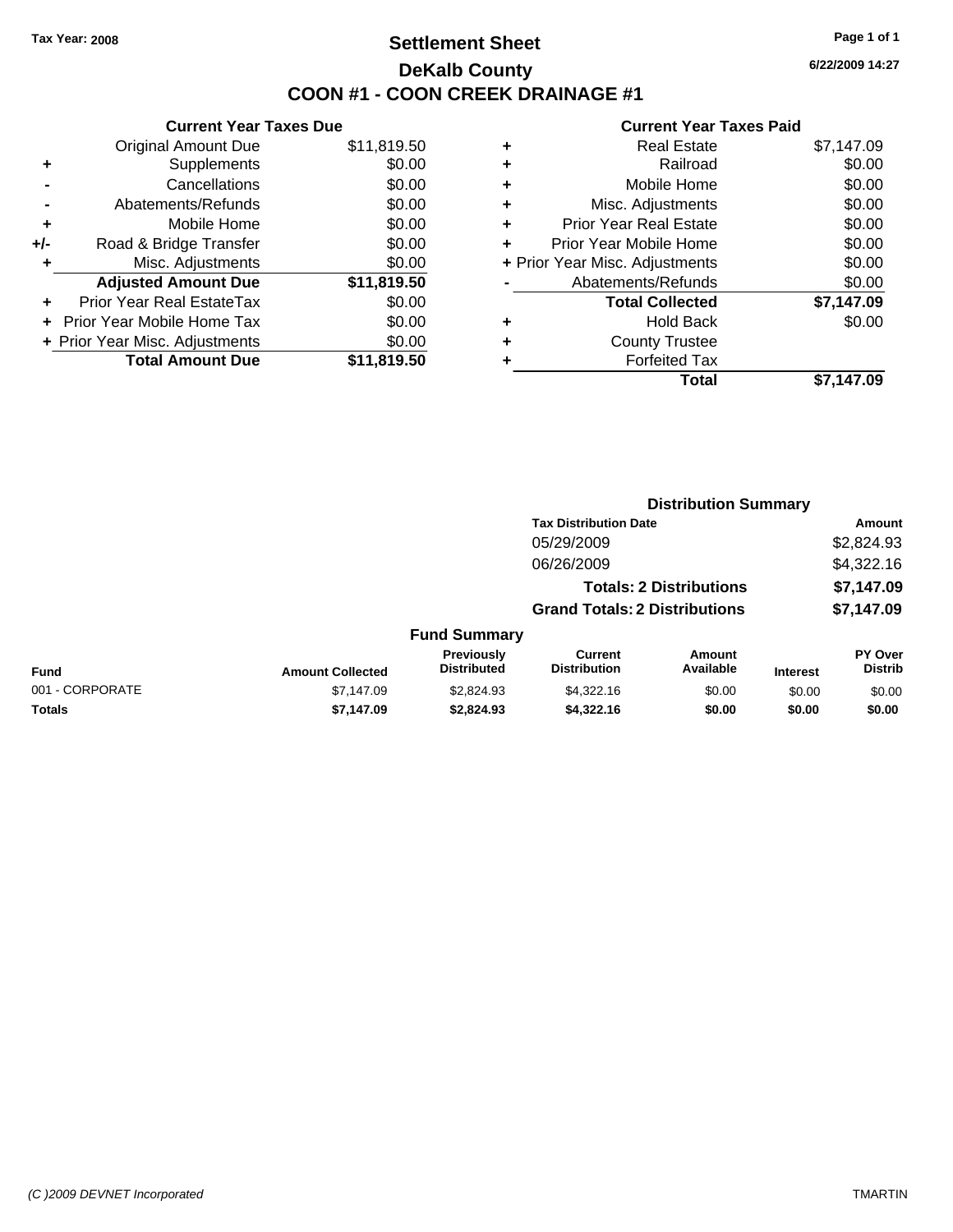Tax Year: 2008

# Settlement Sheet
## DeKalb County
## COON #1 - COON CREEK DRAINAGE #1

6/22/2009 14:27

### Current Year Taxes Due

| | | |
|---|---|---|
| | Original Amount Due | $11,819.50 |
| + | Supplements | $0.00 |
| - | Cancellations | $0.00 |
| - | Abatements/Refunds | $0.00 |
| + | Mobile Home | $0.00 |
| +/- | Road & Bridge Transfer | $0.00 |
| + | Misc. Adjustments | $0.00 |
| | **Adjusted Amount Due** | **$11,819.50** |
| + | Prior Year Real EstateTax | $0.00 |
| + | Prior Year Mobile Home Tax | $0.00 |
| + | Prior Year Misc. Adjustments | $0.00 |
| | **Total Amount Due** | **$11,819.50** |

### Current Year Taxes Paid

| | | |
|---|---|---|
| + | Real Estate | $7,147.09 |
| + | Railroad | $0.00 |
| + | Mobile Home | $0.00 |
| + | Misc. Adjustments | $0.00 |
| + | Prior Year Real Estate | $0.00 |
| + | Prior Year Mobile Home | $0.00 |
| + | Prior Year Misc. Adjustments | $0.00 |
| - | Abatements/Refunds | $0.00 |
| | **Total Collected** | **$7,147.09** |
| + | Hold Back | $0.00 |
| + | County Trustee | |
| + | Forfeited Tax | |
| | **Total** | **$7,147.09** |

### Distribution Summary

| Tax Distribution Date | Amount |
|---|---|
| 05/29/2009 | $2,824.93 |
| 06/26/2009 | $4,322.16 |
| **Totals: 2 Distributions** | **$7,147.09** |
| **Grand Totals: 2 Distributions** | **$7,147.09** |

### Fund Summary

| Fund | Amount Collected | Previously Distributed | Current Distribution | Amount Available | Interest | PY Over Distrib |
|---|---|---|---|---|---|---|
| 001 - CORPORATE | $7,147.09 | $2,824.93 | $4,322.16 | $0.00 | $0.00 | $0.00 |
| **Totals** | **$7,147.09** | **$2,824.93** | **$4,322.16** | **$0.00** | **$0.00** | **$0.00** |

(C )2009 DEVNET Incorporated

TMARTIN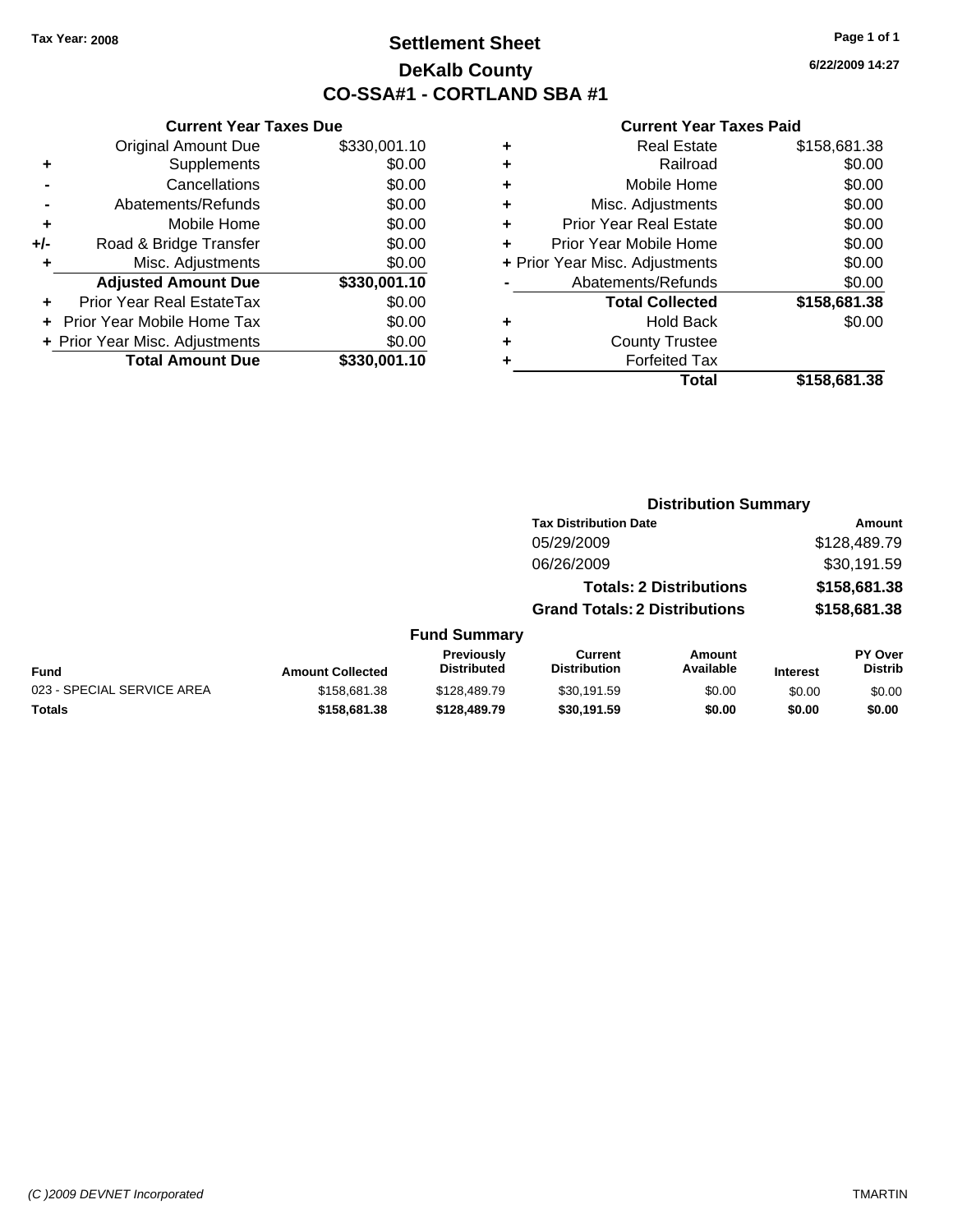Tax Year: 2008

# Settlement Sheet
## DeKalb County
## CO-SSA#1 - CORTLAND SBA #1

6/22/2009 14:27

### Current Year Taxes Due

| | | |
|---|---|---|
| | Original Amount Due | $330,001.10 |
| + | Supplements | $0.00 |
| - | Cancellations | $0.00 |
| - | Abatements/Refunds | $0.00 |
| + | Mobile Home | $0.00 |
| +/- | Road & Bridge Transfer | $0.00 |
| + | Misc. Adjustments | $0.00 |
| | **Adjusted Amount Due** | **$330,001.10** |
| + | Prior Year Real EstateTax | $0.00 |
| + | Prior Year Mobile Home Tax | $0.00 |
| + | Prior Year Misc. Adjustments | $0.00 |
| | **Total Amount Due** | **$330,001.10** |

### Current Year Taxes Paid

| | | |
|---|---|---|
| + | Real Estate | $158,681.38 |
| + | Railroad | $0.00 |
| + | Mobile Home | $0.00 |
| + | Misc. Adjustments | $0.00 |
| + | Prior Year Real Estate | $0.00 |
| + | Prior Year Mobile Home | $0.00 |
| + | Prior Year Misc. Adjustments | $0.00 |
| - | Abatements/Refunds | $0.00 |
| | **Total Collected** | **$158,681.38** |
| + | Hold Back | $0.00 |
| + | County Trustee | |
| + | Forfeited Tax | |
| | **Total** | **$158,681.38** |

### Distribution Summary

| Tax Distribution Date | Amount |
|---|---|
| 05/29/2009 | $128,489.79 |
| 06/26/2009 | $30,191.59 |
| **Totals: 2 Distributions** | **$158,681.38** |
| **Grand Totals: 2 Distributions** | **$158,681.38** |

### Fund Summary

| Fund | Amount Collected | Previously Distributed | Current Distribution | Amount Available | Interest | PY Over Distrib |
|---|---|---|---|---|---|---|
| 023 - SPECIAL SERVICE AREA | $158,681.38 | $128,489.79 | $30,191.59 | $0.00 | $0.00 | $0.00 |
| **Totals** | **$158,681.38** | **$128,489.79** | **$30,191.59** | **$0.00** | **$0.00** | **$0.00** |

(C )2009 DEVNET Incorporated TMARTIN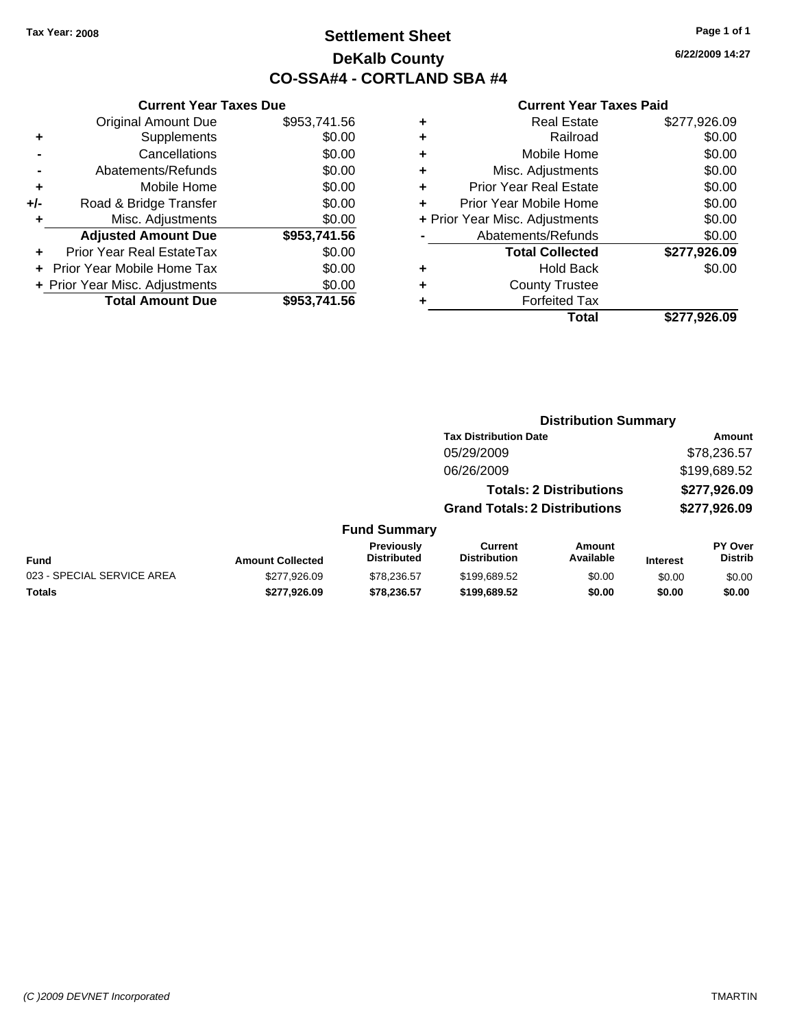Tax Year: 2008

# Settlement Sheet

## DeKalb County

## CO-SSA#4 - CORTLAND SBA #4

6/22/2009 14:27

### Current Year Taxes Due

| | | |
|---|---|---|
| | Original Amount Due | $953,741.56 |
| + | Supplements | $0.00 |
| - | Cancellations | $0.00 |
| - | Abatements/Refunds | $0.00 |
| + | Mobile Home | $0.00 |
| +/- | Road & Bridge Transfer | $0.00 |
| + | Misc. Adjustments | $0.00 |
| | **Adjusted Amount Due** | **$953,741.56** |
| + | Prior Year Real EstateTax | $0.00 |
| + | Prior Year Mobile Home Tax | $0.00 |
| + | Prior Year Misc. Adjustments | $0.00 |
| | **Total Amount Due** | **$953,741.56** |

### Current Year Taxes Paid

| | | |
|---|---|---|
| + | Real Estate | $277,926.09 |
| + | Railroad | $0.00 |
| + | Mobile Home | $0.00 |
| + | Misc. Adjustments | $0.00 |
| + | Prior Year Real Estate | $0.00 |
| + | Prior Year Mobile Home | $0.00 |
| + | Prior Year Misc. Adjustments | $0.00 |
| - | Abatements/Refunds | $0.00 |
| | **Total Collected** | **$277,926.09** |
| + | Hold Back | $0.00 |
| + | County Trustee | |
| + | Forfeited Tax | |
| | **Total** | **$277,926.09** |

### Distribution Summary

| Tax Distribution Date | Amount |
|---|---|
| 05/29/2009 | $78,236.57 |
| 06/26/2009 | $199,689.52 |
| **Totals: 2 Distributions** | **$277,926.09** |
| **Grand Totals: 2 Distributions** | **$277,926.09** |

### Fund Summary

| Fund | Amount Collected | Previously Distributed | Current Distribution | Amount Available | Interest | PY Over Distrib |
|---|---|---|---|---|---|---|
| 023 - SPECIAL SERVICE AREA | $277,926.09 | $78,236.57 | $199,689.52 | $0.00 | $0.00 | $0.00 |
| **Totals** | **$277,926.09** | **$78,236.57** | **$199,689.52** | **$0.00** | **$0.00** | **$0.00** |

(C )2009 DEVNET Incorporated TMARTIN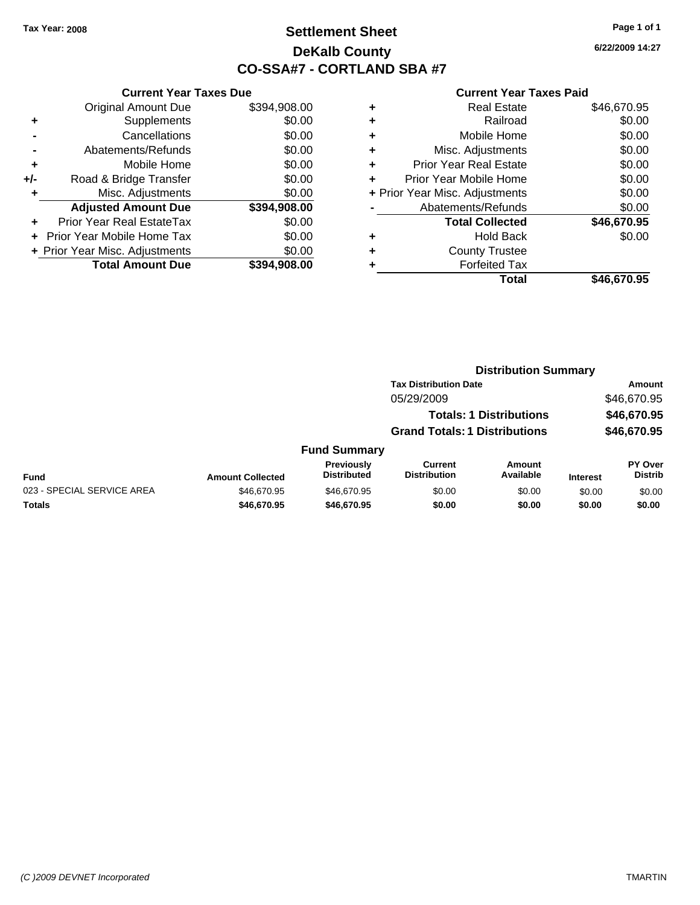Tax Year: 2008

# Settlement Sheet

## DeKalb County

## CO-SSA#7 - CORTLAND SBA #7

6/22/2009 14:27

### Current Year Taxes Due

| | | |
|---|---|---|
| | Original Amount Due | $394,908.00 |
| + | Supplements | $0.00 |
| - | Cancellations | $0.00 |
| - | Abatements/Refunds | $0.00 |
| + | Mobile Home | $0.00 |
| +/- | Road & Bridge Transfer | $0.00 |
| + | Misc. Adjustments | $0.00 |
| | **Adjusted Amount Due** | **$394,908.00** |
| + | Prior Year Real EstateTax | $0.00 |
| + | Prior Year Mobile Home Tax | $0.00 |
| + | Prior Year Misc. Adjustments | $0.00 |
| | **Total Amount Due** | **$394,908.00** |

### Current Year Taxes Paid

| | | |
|---|---|---|
| + | Real Estate | $46,670.95 |
| + | Railroad | $0.00 |
| + | Mobile Home | $0.00 |
| + | Misc. Adjustments | $0.00 |
| + | Prior Year Real Estate | $0.00 |
| + | Prior Year Mobile Home | $0.00 |
| + | Prior Year Misc. Adjustments | $0.00 |
| - | Abatements/Refunds | $0.00 |
| | **Total Collected** | **$46,670.95** |
| + | Hold Back | $0.00 |
| + | County Trustee | |
| + | Forfeited Tax | |
| | **Total** | **$46,670.95** |

### Distribution Summary

| Tax Distribution Date | Amount |
|---|---|
| 05/29/2009 | $46,670.95 |
| **Totals: 1 Distributions** | **$46,670.95** |
| **Grand Totals: 1 Distributions** | **$46,670.95** |

### Fund Summary

| Fund | Amount Collected | Previously Distributed | Current Distribution | Amount Available | Interest | PY Over Distrib |
|---|---|---|---|---|---|---|
| 023 - SPECIAL SERVICE AREA | $46,670.95 | $46,670.95 | $0.00 | $0.00 | $0.00 | $0.00 |
| **Totals** | **$46,670.95** | **$46,670.95** | **$0.00** | **$0.00** | **$0.00** | **$0.00** |

(C )2009 DEVNET Incorporated TMARTIN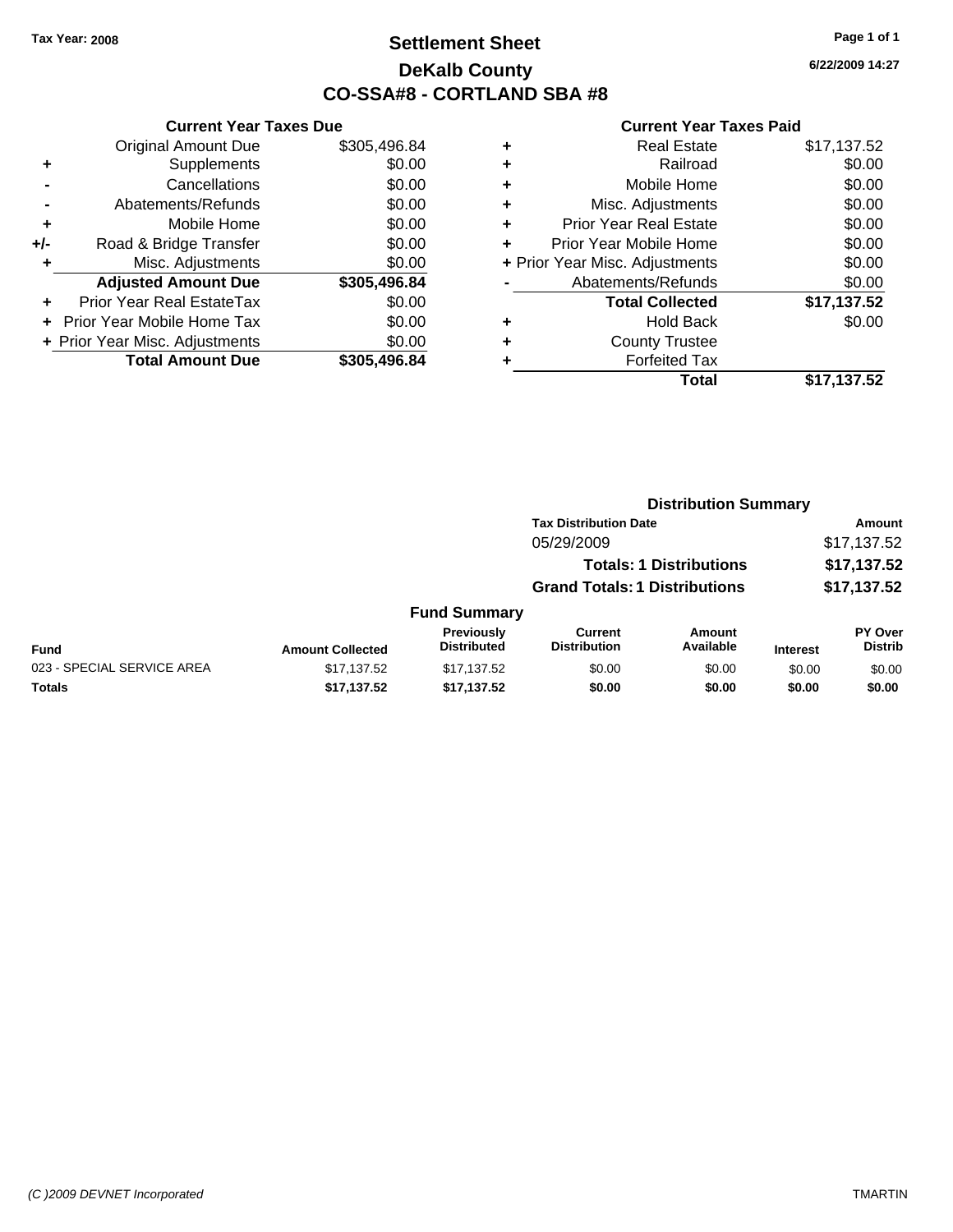Tax Year: 2008

# Settlement Sheet
## DeKalb County
## CO-SSA#8 - CORTLAND SBA #8

6/22/2009 14:27

### Current Year Taxes Due

| | | |
|---|---|---|
| | Original Amount Due | $305,496.84 |
| + | Supplements | $0.00 |
| - | Cancellations | $0.00 |
| - | Abatements/Refunds | $0.00 |
| + | Mobile Home | $0.00 |
| +/- | Road & Bridge Transfer | $0.00 |
| + | Misc. Adjustments | $0.00 |
| | **Adjusted Amount Due** | **$305,496.84** |
| + | Prior Year Real EstateTax | $0.00 |
| + | Prior Year Mobile Home Tax | $0.00 |
| + | Prior Year Misc. Adjustments | $0.00 |
| | **Total Amount Due** | **$305,496.84** |

### Current Year Taxes Paid

| | | |
|---|---|---|
| + | Real Estate | $17,137.52 |
| + | Railroad | $0.00 |
| + | Mobile Home | $0.00 |
| + | Misc. Adjustments | $0.00 |
| + | Prior Year Real Estate | $0.00 |
| + | Prior Year Mobile Home | $0.00 |
| + | Prior Year Misc. Adjustments | $0.00 |
| - | Abatements/Refunds | $0.00 |
| | **Total Collected** | **$17,137.52** |
| + | Hold Back | $0.00 |
| + | County Trustee | |
| + | Forfeited Tax | |
| | **Total** | **$17,137.52** |

### Distribution Summary

| Tax Distribution Date | Amount |
|---|---|
| 05/29/2009 | $17,137.52 |
| **Totals: 1 Distributions** | **$17,137.52** |
| **Grand Totals: 1 Distributions** | **$17,137.52** |

### Fund Summary

| Fund | Amount Collected | Previously Distributed | Current Distribution | Amount Available | Interest | PY Over Distrib |
|---|---|---|---|---|---|---|
| 023 - SPECIAL SERVICE AREA | $17,137.52 | $17,137.52 | $0.00 | $0.00 | $0.00 | $0.00 |
| **Totals** | **$17,137.52** | **$17,137.52** | **$0.00** | **$0.00** | **$0.00** | **$0.00** |

(C )2009 DEVNET Incorporated TMARTIN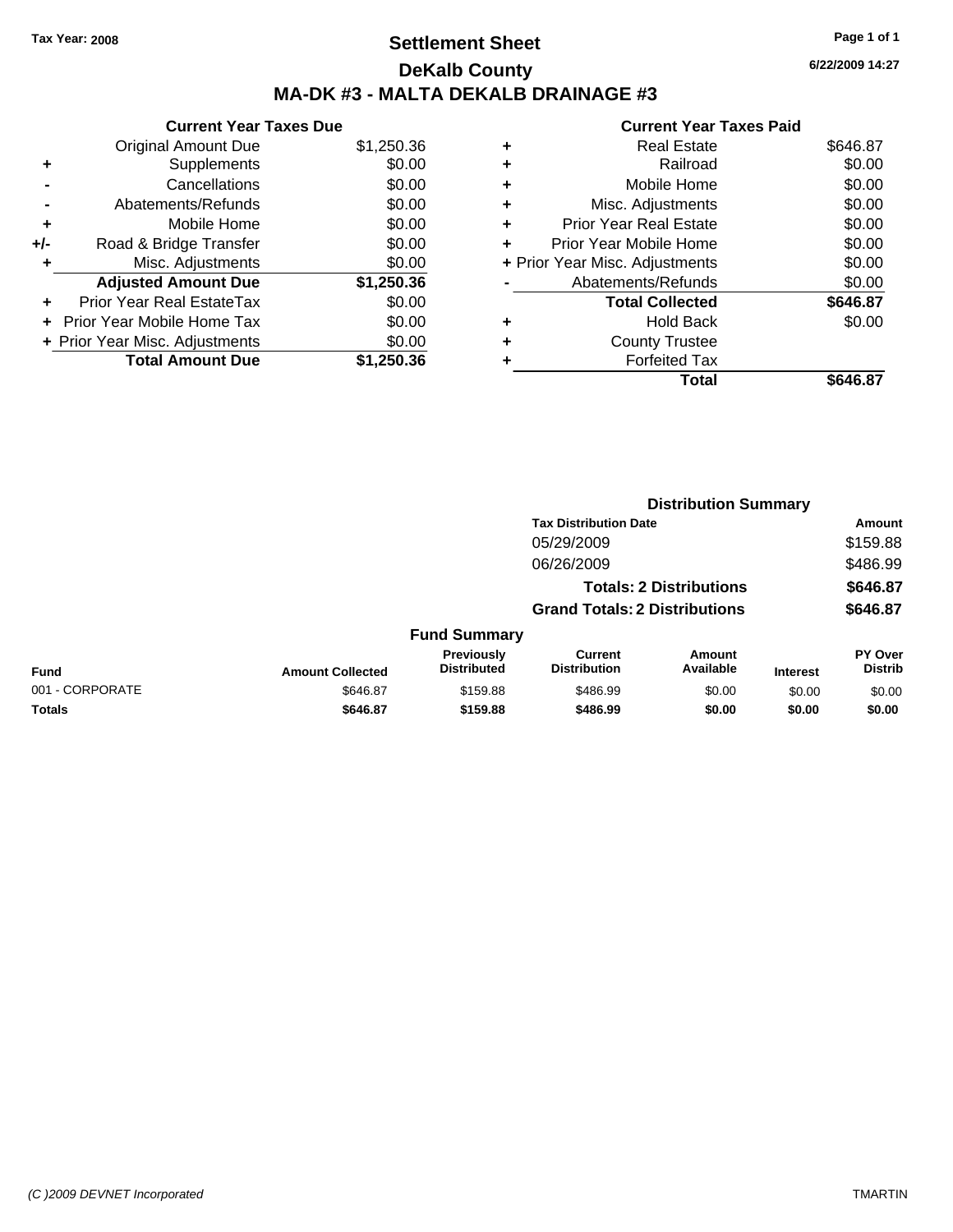Tax Year: 2008

# Settlement Sheet

## DeKalb County

## MA-DK #3 - MALTA DEKALB DRAINAGE #3

6/22/2009 14:27

### Current Year Taxes Due

| | | |
|---|---|---|
| | Original Amount Due | $1,250.36 |
| + | Supplements | $0.00 |
| - | Cancellations | $0.00 |
| - | Abatements/Refunds | $0.00 |
| + | Mobile Home | $0.00 |
| +/- | Road & Bridge Transfer | $0.00 |
| + | Misc. Adjustments | $0.00 |
| | **Adjusted Amount Due** | **$1,250.36** |
| + | Prior Year Real EstateTax | $0.00 |
| + | Prior Year Mobile Home Tax | $0.00 |
| + | Prior Year Misc. Adjustments | $0.00 |
| | **Total Amount Due** | **$1,250.36** |

### Current Year Taxes Paid

| | | |
|---|---|---|
| + | Real Estate | $646.87 |
| + | Railroad | $0.00 |
| + | Mobile Home | $0.00 |
| + | Misc. Adjustments | $0.00 |
| + | Prior Year Real Estate | $0.00 |
| + | Prior Year Mobile Home | $0.00 |
| + | Prior Year Misc. Adjustments | $0.00 |
| - | Abatements/Refunds | $0.00 |
| | **Total Collected** | **$646.87** |
| + | Hold Back | $0.00 |
| + | County Trustee | |
| + | Forfeited Tax | |
| | **Total** | **$646.87** |

### Distribution Summary

| Tax Distribution Date | Amount |
|---|---|
| 05/29/2009 | $159.88 |
| 06/26/2009 | $486.99 |
| **Totals: 2 Distributions** | **$646.87** |
| **Grand Totals: 2 Distributions** | **$646.87** |

### Fund Summary

| Fund | Amount Collected | Previously Distributed | Current Distribution | Amount Available | Interest | PY Over Distrib |
|---|---|---|---|---|---|---|
| 001 - CORPORATE | $646.87 | $159.88 | $486.99 | $0.00 | $0.00 | $0.00 |
| **Totals** | **$646.87** | **$159.88** | **$486.99** | **$0.00** | **$0.00** | **$0.00** |

(C )2009 DEVNET Incorporated TMARTIN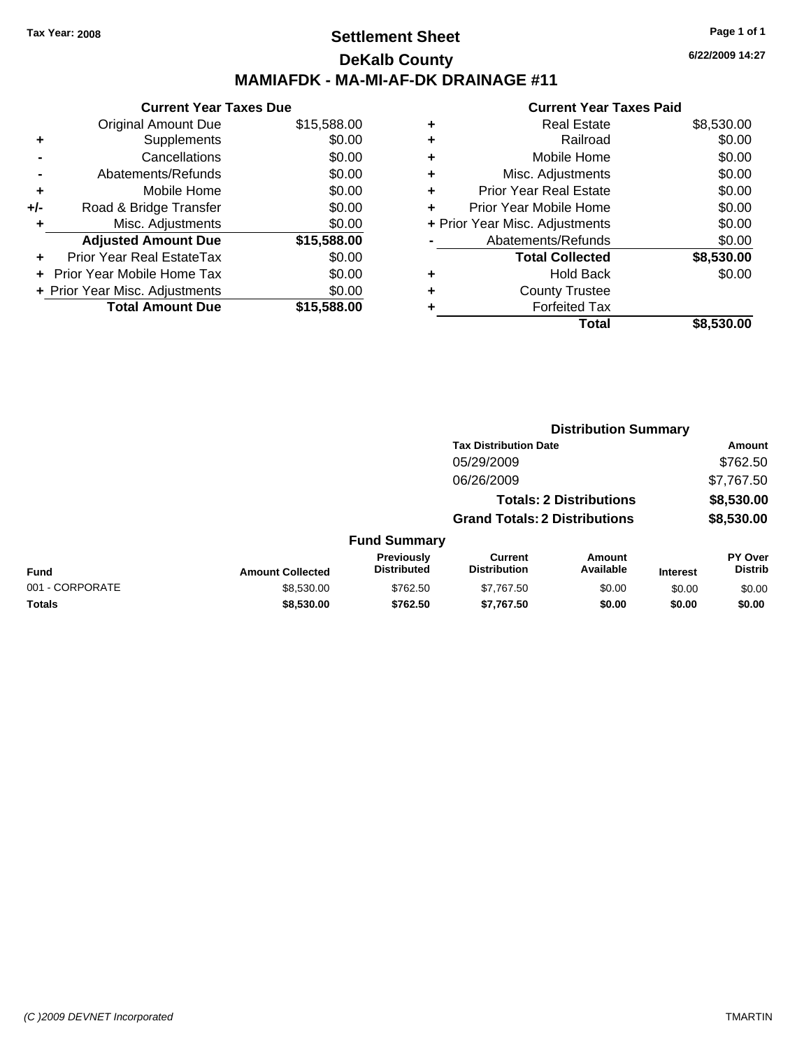Tax Year: 2008

# Settlement Sheet

## DeKalb County

## MAMIAFDK - MA-MI-AF-DK DRAINAGE #11

6/22/2009 14:27

### Current Year Taxes Due

| | | |
|---|---|---|
| | Original Amount Due | $15,588.00 |
| + | Supplements | $0.00 |
| - | Cancellations | $0.00 |
| - | Abatements/Refunds | $0.00 |
| + | Mobile Home | $0.00 |
| +/- | Road & Bridge Transfer | $0.00 |
| + | Misc. Adjustments | $0.00 |
| | **Adjusted Amount Due** | **$15,588.00** |
| + | Prior Year Real EstateTax | $0.00 |
| + | Prior Year Mobile Home Tax | $0.00 |
| + | Prior Year Misc. Adjustments | $0.00 |
| | **Total Amount Due** | **$15,588.00** |

### Current Year Taxes Paid

| | | |
|---|---|---|
| + | Real Estate | $8,530.00 |
| + | Railroad | $0.00 |
| + | Mobile Home | $0.00 |
| + | Misc. Adjustments | $0.00 |
| + | Prior Year Real Estate | $0.00 |
| + | Prior Year Mobile Home | $0.00 |
| + | Prior Year Misc. Adjustments | $0.00 |
| - | Abatements/Refunds | $0.00 |
| | **Total Collected** | **$8,530.00** |
| + | Hold Back | $0.00 |
| + | County Trustee | |
| + | Forfeited Tax | |
| | **Total** | **$8,530.00** |

### Distribution Summary

| Tax Distribution Date | Amount |
|---|---|
| 05/29/2009 | $762.50 |
| 06/26/2009 | $7,767.50 |
| **Totals: 2 Distributions** | **$8,530.00** |
| **Grand Totals: 2 Distributions** | **$8,530.00** |

### Fund Summary

| Fund | Amount Collected | Previously Distributed | Current Distribution | Amount Available | Interest | PY Over Distrib |
|---|---|---|---|---|---|---|
| 001 - CORPORATE | $8,530.00 | $762.50 | $7,767.50 | $0.00 | $0.00 | $0.00 |
| **Totals** | **$8,530.00** | **$762.50** | **$7,767.50** | **$0.00** | **$0.00** | **$0.00** |

(C )2009 DEVNET Incorporated TMARTIN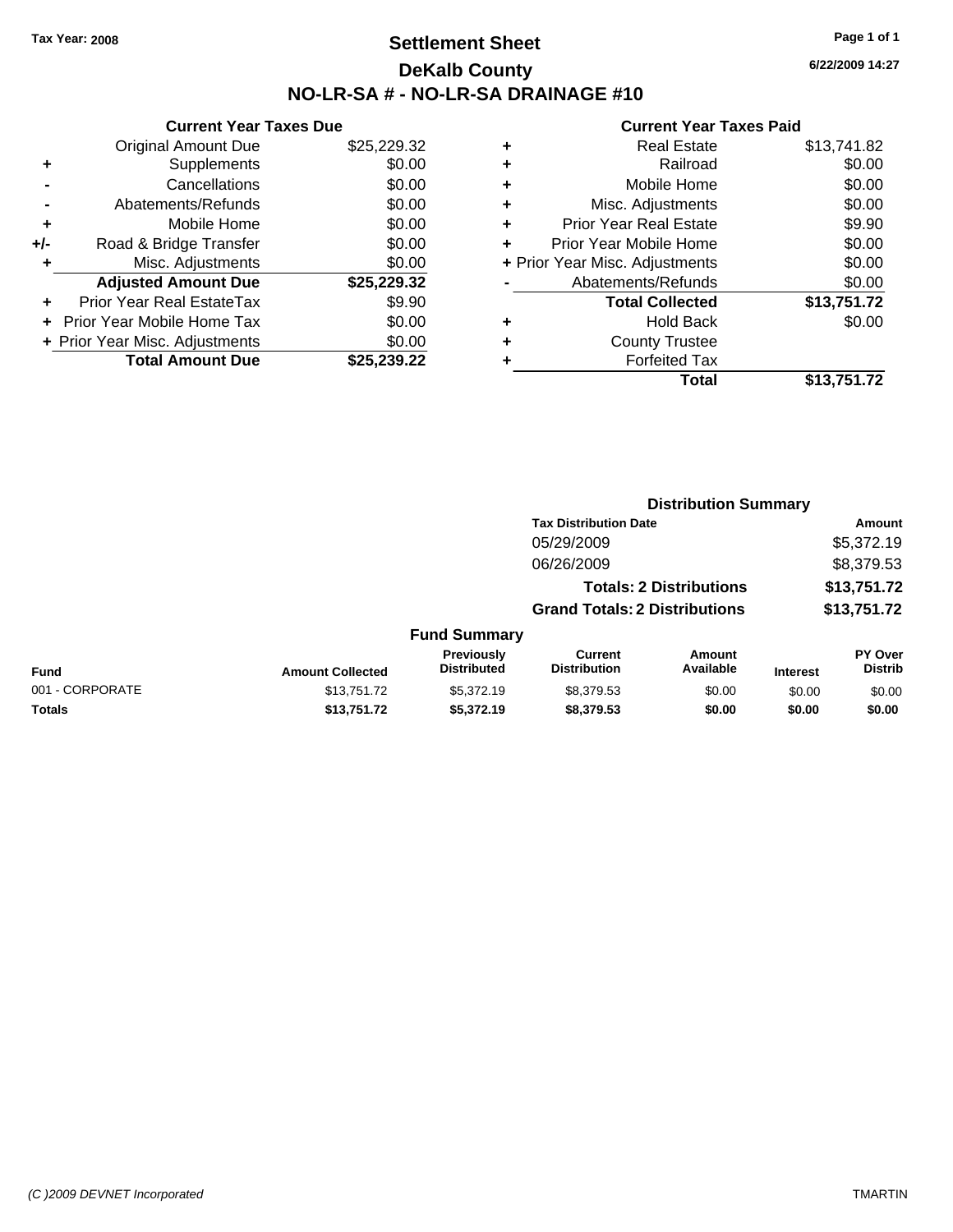Tax Year: 2008

# Settlement Sheet

## DeKalb County

## NO-LR-SA # - NO-LR-SA DRAINAGE #10

6/22/2009 14:27

### Current Year Taxes Due

| | | |
|---|---|---|
| | Original Amount Due | $25,229.32 |
| + | Supplements | $0.00 |
| - | Cancellations | $0.00 |
| - | Abatements/Refunds | $0.00 |
| + | Mobile Home | $0.00 |
| +/- | Road & Bridge Transfer | $0.00 |
| + | Misc. Adjustments | $0.00 |
| | **Adjusted Amount Due** | **$25,229.32** |
| + | Prior Year Real EstateTax | $9.90 |
| + | Prior Year Mobile Home Tax | $0.00 |
| + | Prior Year Misc. Adjustments | $0.00 |
| | **Total Amount Due** | **$25,239.22** |

### Current Year Taxes Paid

| | | |
|---|---|---|
| + | Real Estate | $13,741.82 |
| + | Railroad | $0.00 |
| + | Mobile Home | $0.00 |
| + | Misc. Adjustments | $0.00 |
| + | Prior Year Real Estate | $9.90 |
| + | Prior Year Mobile Home | $0.00 |
| + | Prior Year Misc. Adjustments | $0.00 |
| - | Abatements/Refunds | $0.00 |
| | **Total Collected** | **$13,751.72** |
| + | Hold Back | $0.00 |
| + | County Trustee | |
| + | Forfeited Tax | |
| | **Total** | **$13,751.72** |

### Distribution Summary

| Tax Distribution Date | Amount |
|---|---|
| 05/29/2009 | $5,372.19 |
| 06/26/2009 | $8,379.53 |
| **Totals: 2 Distributions** | **$13,751.72** |
| **Grand Totals: 2 Distributions** | **$13,751.72** |

### Fund Summary

| Fund | Amount Collected | Previously Distributed | Current Distribution | Amount Available | Interest | PY Over Distrib |
|---|---|---|---|---|---|---|
| 001 - CORPORATE | $13,751.72 | $5,372.19 | $8,379.53 | $0.00 | $0.00 | $0.00 |
| **Totals** | **$13,751.72** | **$5,372.19** | **$8,379.53** | **$0.00** | **$0.00** | **$0.00** |

(C )2009 DEVNET Incorporated TMARTIN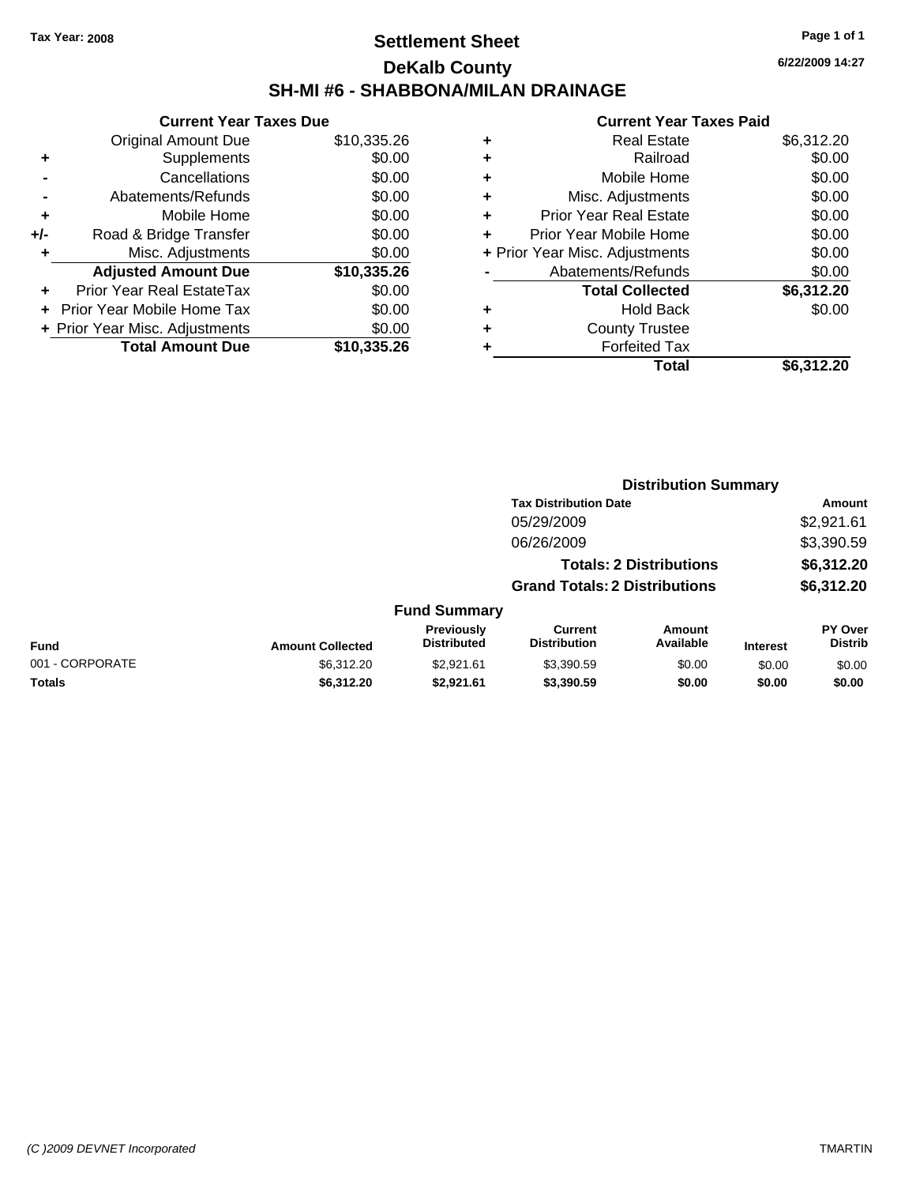Tax Year: 2008

# Settlement Sheet

## DeKalb County

## SH-MI #6 - SHABBONA/MILAN DRAINAGE

6/22/2009 14:27

### Current Year Taxes Due

| | | |
|---|---|---|
| | Original Amount Due | $10,335.26 |
| + | Supplements | $0.00 |
| - | Cancellations | $0.00 |
| - | Abatements/Refunds | $0.00 |
| + | Mobile Home | $0.00 |
| +/- | Road & Bridge Transfer | $0.00 |
| + | Misc. Adjustments | $0.00 |
| | **Adjusted Amount Due** | **$10,335.26** |
| + | Prior Year Real EstateTax | $0.00 |
| + | Prior Year Mobile Home Tax | $0.00 |
| + | Prior Year Misc. Adjustments | $0.00 |
| | **Total Amount Due** | **$10,335.26** |

### Current Year Taxes Paid

| | | |
|---|---|---|
| + | Real Estate | $6,312.20 |
| + | Railroad | $0.00 |
| + | Mobile Home | $0.00 |
| + | Misc. Adjustments | $0.00 |
| + | Prior Year Real Estate | $0.00 |
| + | Prior Year Mobile Home | $0.00 |
| + | Prior Year Misc. Adjustments | $0.00 |
| - | Abatements/Refunds | $0.00 |
| | **Total Collected** | **$6,312.20** |
| + | Hold Back | $0.00 |
| + | County Trustee | |
| + | Forfeited Tax | |
| | **Total** | **$6,312.20** |

### Distribution Summary

| Tax Distribution Date | Amount |
|---|---|
| 05/29/2009 | $2,921.61 |
| 06/26/2009 | $3,390.59 |
| **Totals: 2 Distributions** | **$6,312.20** |
| **Grand Totals: 2 Distributions** | **$6,312.20** |

### Fund Summary

| Fund | Amount Collected | Previously Distributed | Current Distribution | Amount Available | Interest | PY Over Distrib |
|---|---|---|---|---|---|---|
| 001 - CORPORATE | $6,312.20 | $2,921.61 | $3,390.59 | $0.00 | $0.00 | $0.00 |
| **Totals** | **$6,312.20** | **$2,921.61** | **$3,390.59** | **$0.00** | **$0.00** | **$0.00** |

(C )2009 DEVNET Incorporated TMARTIN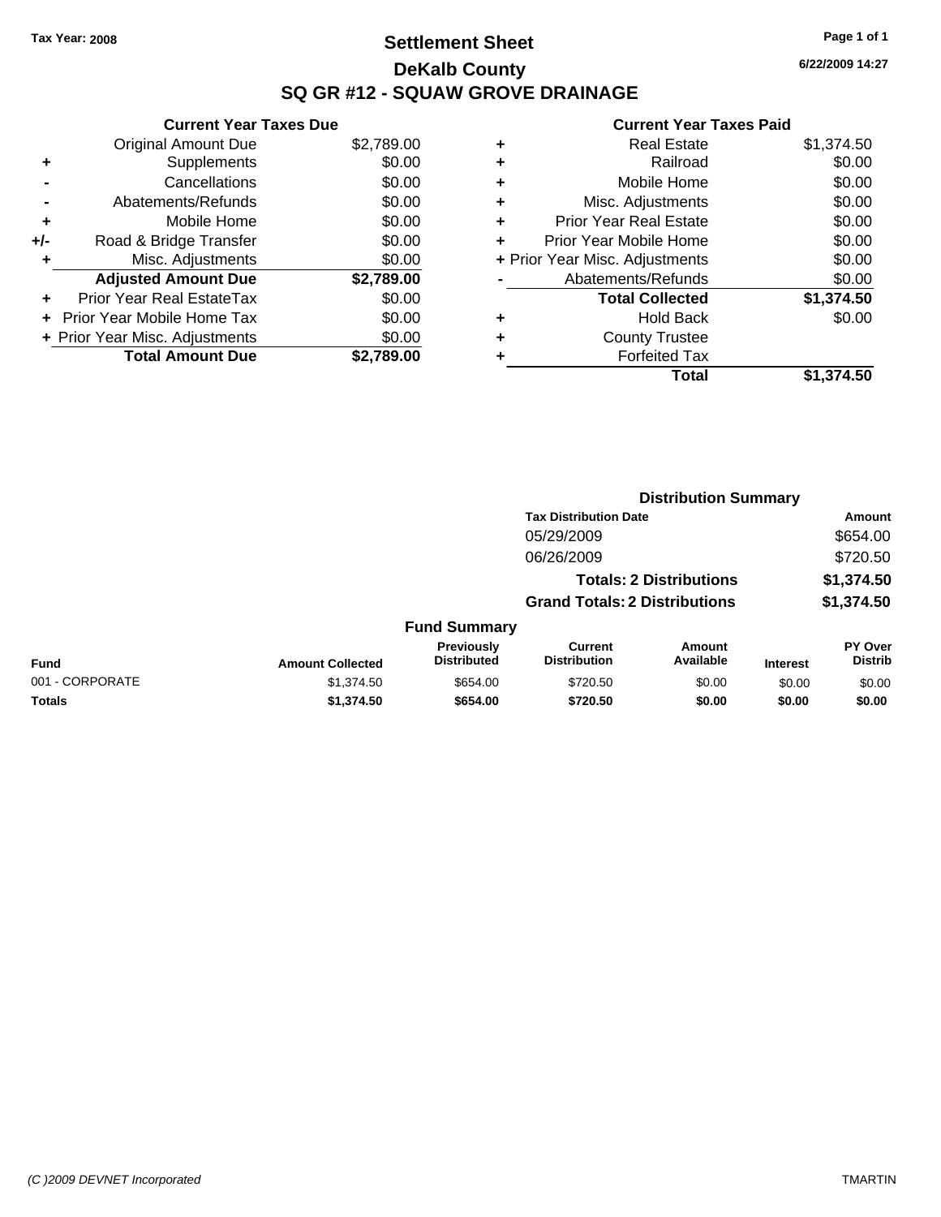Tax Year: 2008

# Settlement Sheet
## DeKalb County
## SQ GR #12 - SQUAW GROVE DRAINAGE

6/22/2009 14:27

### Current Year Taxes Due

| | | |
|---|---|---|
| | Original Amount Due | $2,789.00 |
| + | Supplements | $0.00 |
| - | Cancellations | $0.00 |
| - | Abatements/Refunds | $0.00 |
| + | Mobile Home | $0.00 |
| +/- | Road & Bridge Transfer | $0.00 |
| + | Misc. Adjustments | $0.00 |
| | **Adjusted Amount Due** | **$2,789.00** |
| + | Prior Year Real EstateTax | $0.00 |
| + | Prior Year Mobile Home Tax | $0.00 |
| + | Prior Year Misc. Adjustments | $0.00 |
| | **Total Amount Due** | **$2,789.00** |

### Current Year Taxes Paid

| | | |
|---|---|---|
| + | Real Estate | $1,374.50 |
| + | Railroad | $0.00 |
| + | Mobile Home | $0.00 |
| + | Misc. Adjustments | $0.00 |
| + | Prior Year Real Estate | $0.00 |
| + | Prior Year Mobile Home | $0.00 |
| + | Prior Year Misc. Adjustments | $0.00 |
| - | Abatements/Refunds | $0.00 |
| | **Total Collected** | **$1,374.50** |
| + | Hold Back | $0.00 |
| + | County Trustee | |
| + | Forfeited Tax | |
| | **Total** | **$1,374.50** |

### Distribution Summary

| Tax Distribution Date | Amount |
|---|---|
| 05/29/2009 | $654.00 |
| 06/26/2009 | $720.50 |
| **Totals: 2 Distributions** | **$1,374.50** |
| **Grand Totals: 2 Distributions** | **$1,374.50** |

### Fund Summary

| Fund | Amount Collected | Previously Distributed | Current Distribution | Amount Available | Interest | PY Over Distrib |
|---|---|---|---|---|---|---|
| 001 - CORPORATE | $1,374.50 | $654.00 | $720.50 | $0.00 | $0.00 | $0.00 |
| **Totals** | **$1,374.50** | **$654.00** | **$720.50** | **$0.00** | **$0.00** | **$0.00** |

(C )2009 DEVNET Incorporated TMARTIN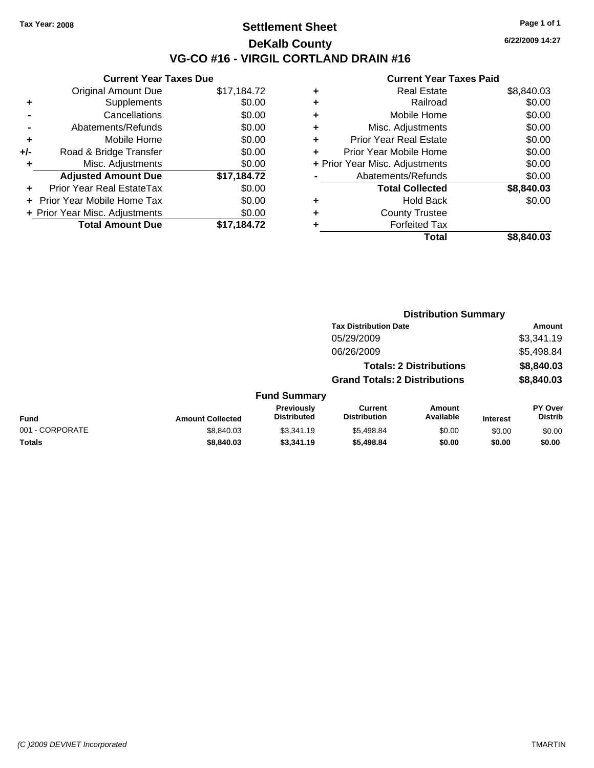Tax Year: 2008

# Settlement Sheet

## DeKalb County

## VG-CO #16 - VIRGIL CORTLAND DRAIN #16

6/22/2009 14:27

### Current Year Taxes Due

| | | |
|---|---|---|
| | Original Amount Due | $17,184.72 |
| + | Supplements | $0.00 |
| - | Cancellations | $0.00 |
| - | Abatements/Refunds | $0.00 |
| + | Mobile Home | $0.00 |
| +/- | Road & Bridge Transfer | $0.00 |
| + | Misc. Adjustments | $0.00 |
| | **Adjusted Amount Due** | **$17,184.72** |
| + | Prior Year Real EstateTax | $0.00 |
| + | Prior Year Mobile Home Tax | $0.00 |
| + | Prior Year Misc. Adjustments | $0.00 |
| | **Total Amount Due** | **$17,184.72** |

### Current Year Taxes Paid

| | | |
|---|---|---|
| + | Real Estate | $8,840.03 |
| + | Railroad | $0.00 |
| + | Mobile Home | $0.00 |
| + | Misc. Adjustments | $0.00 |
| + | Prior Year Real Estate | $0.00 |
| + | Prior Year Mobile Home | $0.00 |
| + | Prior Year Misc. Adjustments | $0.00 |
| - | Abatements/Refunds | $0.00 |
| | **Total Collected** | **$8,840.03** |
| + | Hold Back | $0.00 |
| + | County Trustee | |
| + | Forfeited Tax | |
| | **Total** | **$8,840.03** |

### Distribution Summary

| Tax Distribution Date | Amount |
|---|---|
| 05/29/2009 | $3,341.19 |
| 06/26/2009 | $5,498.84 |
| **Totals: 2 Distributions** | **$8,840.03** |
| **Grand Totals: 2 Distributions** | **$8,840.03** |

### Fund Summary

| Fund | Amount Collected | Previously Distributed | Current Distribution | Amount Available | Interest | PY Over Distrib |
|---|---|---|---|---|---|---|
| 001 - CORPORATE | $8,840.03 | $3,341.19 | $5,498.84 | $0.00 | $0.00 | $0.00 |
| **Totals** | **$8,840.03** | **$3,341.19** | **$5,498.84** | **$0.00** | **$0.00** | **$0.00** |

(C )2009 DEVNET Incorporated TMARTIN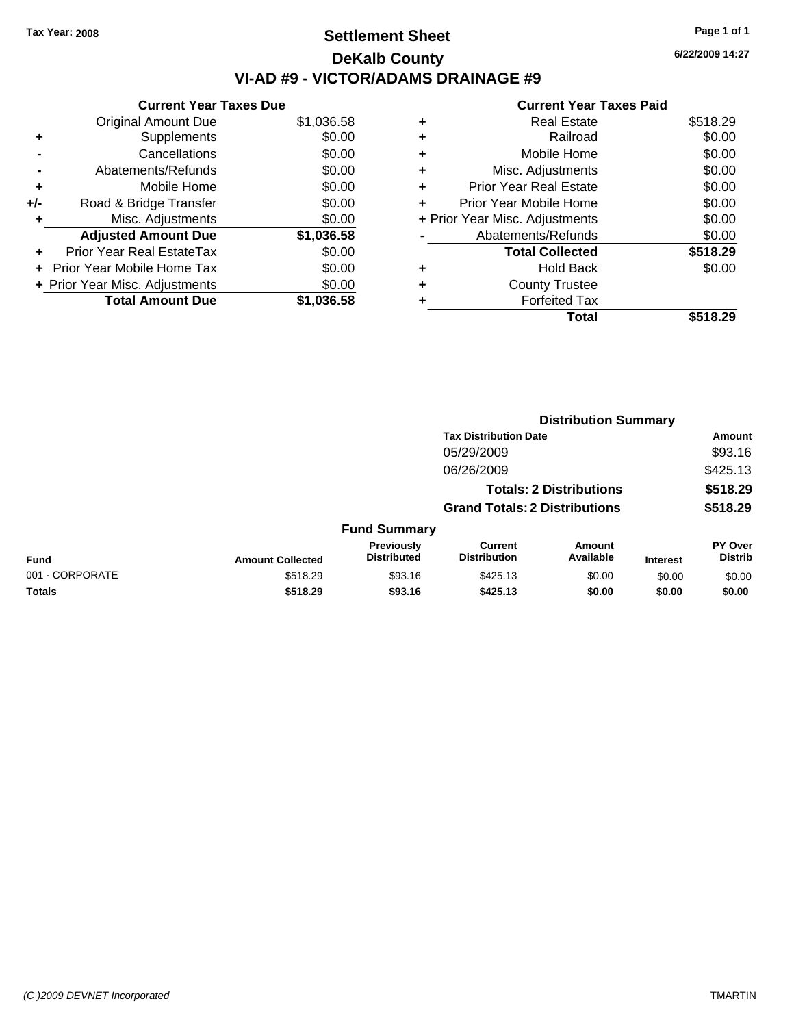Tax Year: 2008

# Settlement Sheet
## DeKalb County
## VI-AD #9 - VICTOR/ADAMS DRAINAGE #9

6/22/2009 14:27

### Current Year Taxes Due

| | | |
|---|---|---|
| | Original Amount Due | $1,036.58 |
| + | Supplements | $0.00 |
| - | Cancellations | $0.00 |
| - | Abatements/Refunds | $0.00 |
| + | Mobile Home | $0.00 |
| +/- | Road & Bridge Transfer | $0.00 |
| + | Misc. Adjustments | $0.00 |
| | **Adjusted Amount Due** | **$1,036.58** |
| + | Prior Year Real EstateTax | $0.00 |
| + | Prior Year Mobile Home Tax | $0.00 |
| + | Prior Year Misc. Adjustments | $0.00 |
| | **Total Amount Due** | **$1,036.58** |

### Current Year Taxes Paid

| | | |
|---|---|---|
| + | Real Estate | $518.29 |
| + | Railroad | $0.00 |
| + | Mobile Home | $0.00 |
| + | Misc. Adjustments | $0.00 |
| + | Prior Year Real Estate | $0.00 |
| + | Prior Year Mobile Home | $0.00 |
| + | Prior Year Misc. Adjustments | $0.00 |
| - | Abatements/Refunds | $0.00 |
| | **Total Collected** | **$518.29** |
| + | Hold Back | $0.00 |
| + | County Trustee | |
| + | Forfeited Tax | |
| | **Total** | **$518.29** |

### Distribution Summary

| Tax Distribution Date | Amount |
|---|---|
| 05/29/2009 | $93.16 |
| 06/26/2009 | $425.13 |
| **Totals: 2 Distributions** | **$518.29** |
| **Grand Totals: 2 Distributions** | **$518.29** |

### Fund Summary

| Fund | Amount Collected | Previously Distributed | Current Distribution | Amount Available | Interest | PY Over Distrib |
|---|---|---|---|---|---|---|
| 001 - CORPORATE | $518.29 | $93.16 | $425.13 | $0.00 | $0.00 | $0.00 |
| **Totals** | **$518.29** | **$93.16** | **$425.13** | **$0.00** | **$0.00** | **$0.00** |

(C )2009 DEVNET Incorporated TMARTIN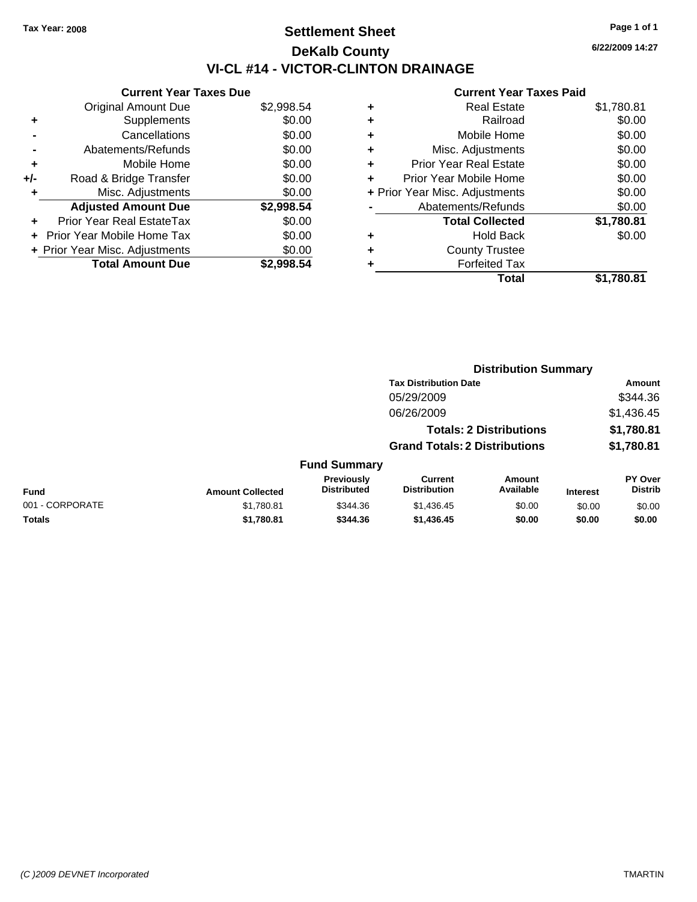Tax Year: 2008

# Settlement Sheet

## DeKalb County

## VI-CL #14 - VICTOR-CLINTON DRAINAGE

6/22/2009 14:27

### Current Year Taxes Due

| | | |
|---|---|---|
| | Original Amount Due | $2,998.54 |
| + | Supplements | $0.00 |
| - | Cancellations | $0.00 |
| - | Abatements/Refunds | $0.00 |
| + | Mobile Home | $0.00 |
| +/- | Road & Bridge Transfer | $0.00 |
| + | Misc. Adjustments | $0.00 |
| | **Adjusted Amount Due** | **$2,998.54** |
| + | Prior Year Real EstateTax | $0.00 |
| + | Prior Year Mobile Home Tax | $0.00 |
| + | Prior Year Misc. Adjustments | $0.00 |
| | **Total Amount Due** | **$2,998.54** |

### Current Year Taxes Paid

| | | |
|---|---|---|
| + | Real Estate | $1,780.81 |
| + | Railroad | $0.00 |
| + | Mobile Home | $0.00 |
| + | Misc. Adjustments | $0.00 |
| + | Prior Year Real Estate | $0.00 |
| + | Prior Year Mobile Home | $0.00 |
| + | Prior Year Misc. Adjustments | $0.00 |
| - | Abatements/Refunds | $0.00 |
| | **Total Collected** | **$1,780.81** |
| + | Hold Back | $0.00 |
| + | County Trustee | |
| + | Forfeited Tax | |
| | **Total** | **$1,780.81** |

### Distribution Summary

| Tax Distribution Date | Amount |
|---|---|
| 05/29/2009 | $344.36 |
| 06/26/2009 | $1,436.45 |
| **Totals: 2 Distributions** | **$1,780.81** |
| **Grand Totals: 2 Distributions** | **$1,780.81** |

### Fund Summary

| Fund | Amount Collected | Previously Distributed | Current Distribution | Amount Available | Interest | PY Over Distrib |
|---|---|---|---|---|---|---|
| 001 - CORPORATE | $1,780.81 | $344.36 | $1,436.45 | $0.00 | $0.00 | $0.00 |
| **Totals** | **$1,780.81** | **$344.36** | **$1,436.45** | **$0.00** | **$0.00** | **$0.00** |

(C )2009 DEVNET Incorporated TMARTIN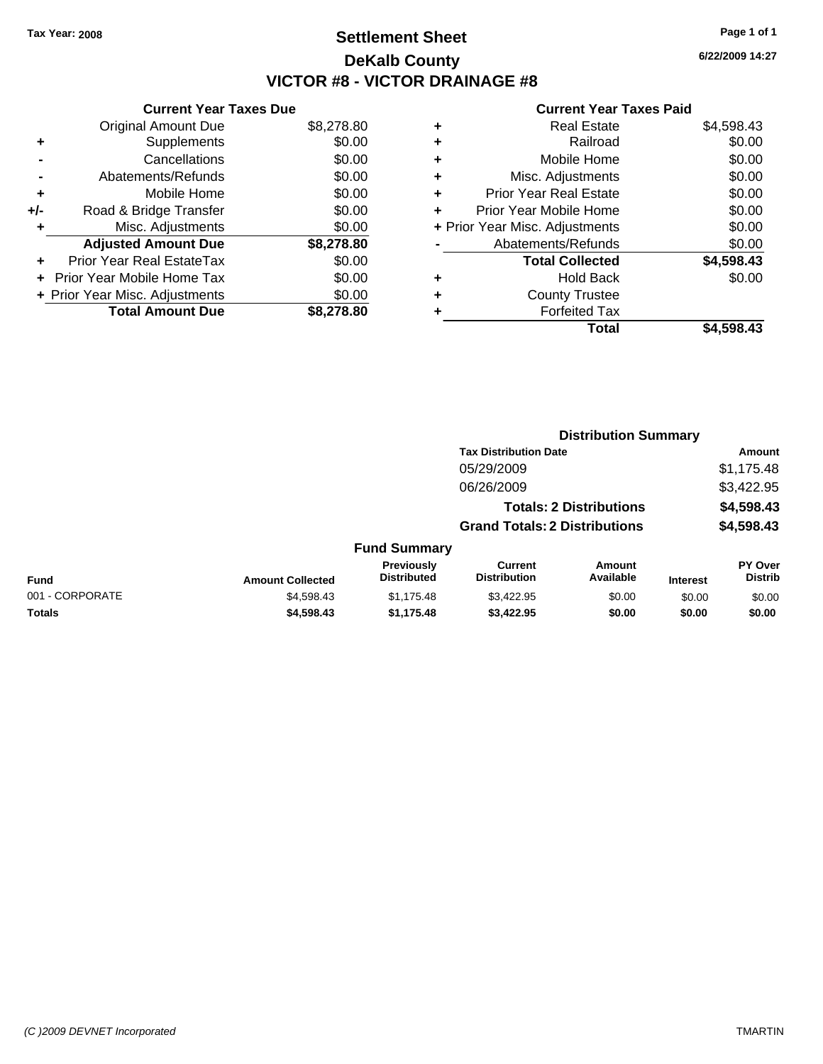Tax Year: 2008

# Settlement Sheet

## DeKalb County

## VICTOR #8 - VICTOR DRAINAGE #8

6/22/2009 14:27

### Current Year Taxes Due

| | | |
|---|---|---|
| | Original Amount Due | $8,278.80 |
| + | Supplements | $0.00 |
| - | Cancellations | $0.00 |
| - | Abatements/Refunds | $0.00 |
| + | Mobile Home | $0.00 |
| +/- | Road & Bridge Transfer | $0.00 |
| + | Misc. Adjustments | $0.00 |
| | **Adjusted Amount Due** | **$8,278.80** |
| + | Prior Year Real EstateTax | $0.00 |
| + | Prior Year Mobile Home Tax | $0.00 |
| + | Prior Year Misc. Adjustments | $0.00 |
| | **Total Amount Due** | **$8,278.80** |

### Current Year Taxes Paid

| | | |
|---|---|---|
| + | Real Estate | $4,598.43 |
| + | Railroad | $0.00 |
| + | Mobile Home | $0.00 |
| + | Misc. Adjustments | $0.00 |
| + | Prior Year Real Estate | $0.00 |
| + | Prior Year Mobile Home | $0.00 |
| + | Prior Year Misc. Adjustments | $0.00 |
| - | Abatements/Refunds | $0.00 |
| | **Total Collected** | **$4,598.43** |
| + | Hold Back | $0.00 |
| + | County Trustee | |
| + | Forfeited Tax | |
| | **Total** | **$4,598.43** |

### Distribution Summary

| Tax Distribution Date | Amount |
|---|---|
| 05/29/2009 | $1,175.48 |
| 06/26/2009 | $3,422.95 |
| **Totals: 2 Distributions** | **$4,598.43** |
| **Grand Totals: 2 Distributions** | **$4,598.43** |

### Fund Summary

| Fund | Amount Collected | Previously Distributed | Current Distribution | Amount Available | Interest | PY Over Distrib |
|---|---|---|---|---|---|---|
| 001 - CORPORATE | $4,598.43 | $1,175.48 | $3,422.95 | $0.00 | $0.00 | $0.00 |
| **Totals** | **$4,598.43** | **$1,175.48** | **$3,422.95** | **$0.00** | **$0.00** | **$0.00** |

(C )2009 DEVNET Incorporated

TMARTIN